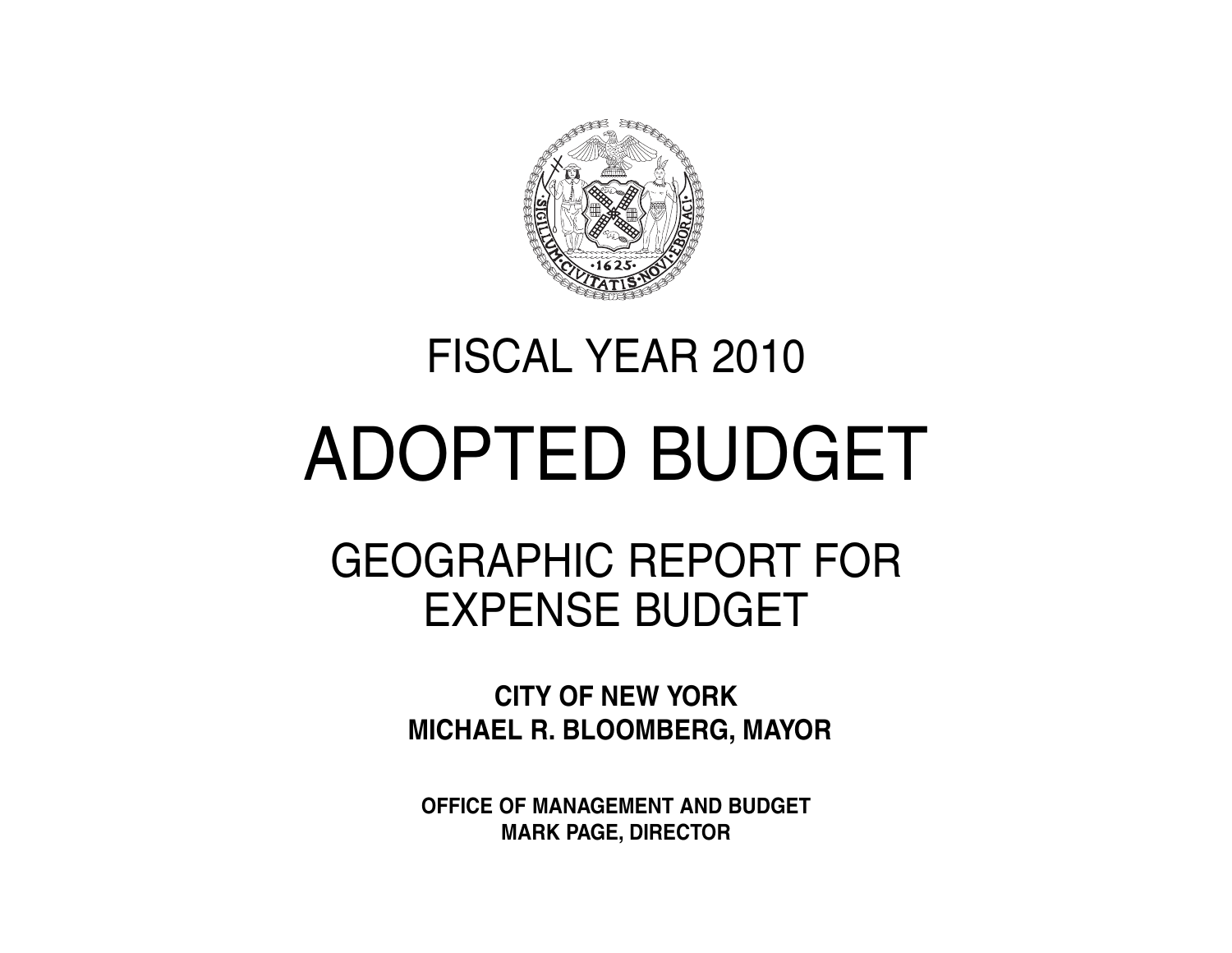# FISCAL YEAR 2010

# ADOPTED BUDGET

## GEOGRAPHIC REPORT FOR EXPENSE BUDGET

**CITY OF NEW YORK**
**MICHAEL R. BLOOMBERG, MAYOR**

**OFFICE OF MANAGEMENT AND BUDGET**
**MARK PAGE, DIRECTOR**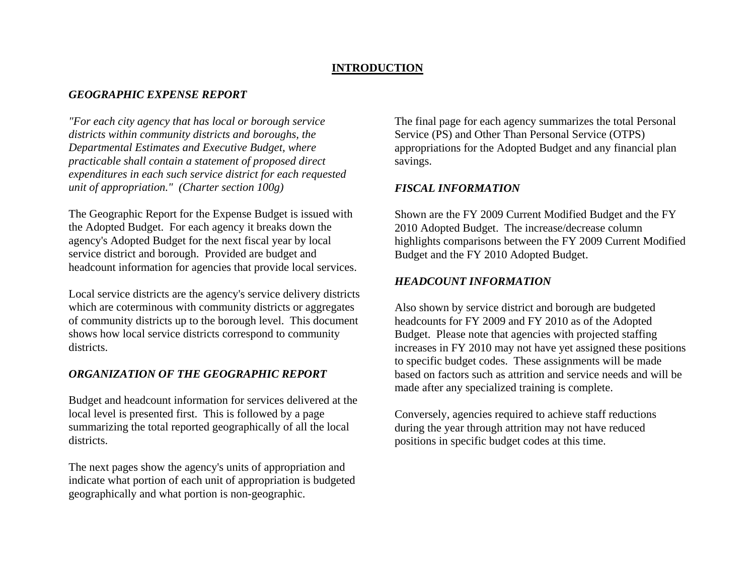# INTRODUCTION

## *GEOGRAPHIC EXPENSE REPORT*

*"For each city agency that has local or borough service districts within community districts and boroughs, the Departmental Estimates and Executive Budget, where practicable shall contain a statement of proposed direct expenditures in each such service district for each requested unit of appropriation." (Charter section 100g)*

The Geographic Report for the Expense Budget is issued with the Adopted Budget. For each agency it breaks down the agency's Adopted Budget for the next fiscal year by local service district and borough. Provided are budget and headcount information for agencies that provide local services.

Local service districts are the agency's service delivery districts which are coterminous with community districts or aggregates of community districts up to the borough level. This document shows how local service districts correspond to community districts.

## *ORGANIZATION OF THE GEOGRAPHIC REPORT*

Budget and headcount information for services delivered at the local level is presented first. This is followed by a page summarizing the total reported geographically of all the local districts.

The next pages show the agency's units of appropriation and indicate what portion of each unit of appropriation is budgeted geographically and what portion is non-geographic.

The final page for each agency summarizes the total Personal Service (PS) and Other Than Personal Service (OTPS) appropriations for the Adopted Budget and any financial plan savings.

## *FISCAL INFORMATION*

Shown are the FY 2009 Current Modified Budget and the FY 2010 Adopted Budget. The increase/decrease column highlights comparisons between the FY 2009 Current Modified Budget and the FY 2010 Adopted Budget.

## *HEADCOUNT INFORMATION*

Also shown by service district and borough are budgeted headcounts for FY 2009 and FY 2010 as of the Adopted Budget. Please note that agencies with projected staffing increases in FY 2010 may not have yet assigned these positions to specific budget codes. These assignments will be made based on factors such as attrition and service needs and will be made after any specialized training is complete.

Conversely, agencies required to achieve staff reductions during the year through attrition may not have reduced positions in specific budget codes at this time.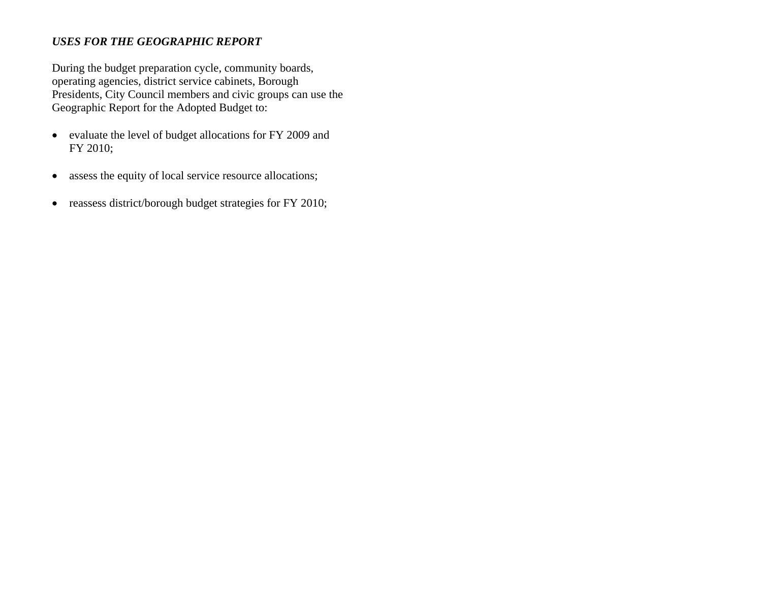***USES FOR THE GEOGRAPHIC REPORT***

During the budget preparation cycle, community boards, operating agencies, district service cabinets, Borough Presidents, City Council members and civic groups can use the Geographic Report for the Adopted Budget to:

- evaluate the level of budget allocations for FY 2009 and FY 2010;

- assess the equity of local service resource allocations;

- reassess district/borough budget strategies for FY 2010;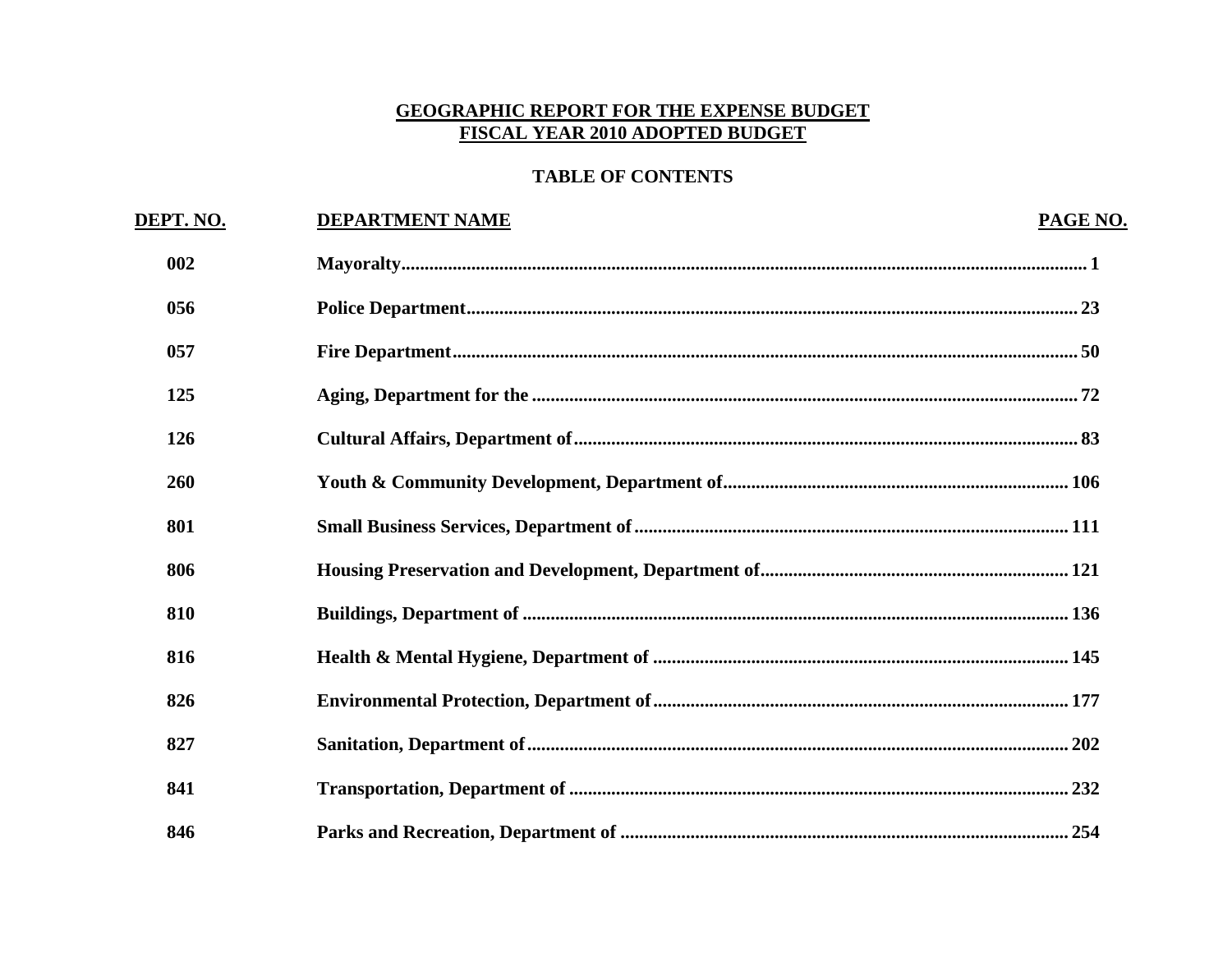# GEOGRAPHIC REPORT FOR THE EXPENSE BUDGET
# FISCAL YEAR 2010 ADOPTED BUDGET

## TABLE OF CONTENTS

| DEPT. NO. | DEPARTMENT NAME | PAGE NO. |
|---|---|---|
| 002 | Mayoralty | 1 |
| 056 | Police Department | 23 |
| 057 | Fire Department | 50 |
| 125 | Aging, Department for the | 72 |
| 126 | Cultural Affairs, Department of | 83 |
| 260 | Youth & Community Development, Department of | 106 |
| 801 | Small Business Services, Department of | 111 |
| 806 | Housing Preservation and Development, Department of | 121 |
| 810 | Buildings, Department of | 136 |
| 816 | Health & Mental Hygiene, Department of | 145 |
| 826 | Environmental Protection, Department of | 177 |
| 827 | Sanitation, Department of | 202 |
| 841 | Transportation, Department of | 232 |
| 846 | Parks and Recreation, Department of | 254 |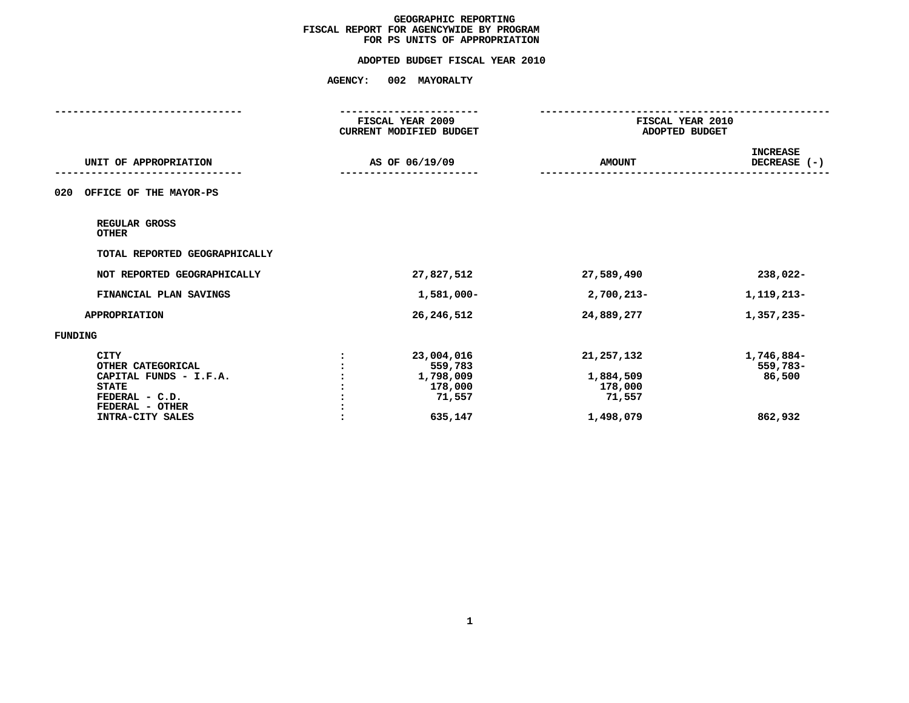# GEOGRAPHIC REPORTING
## FISCAL REPORT FOR AGENCYWIDE BY PROGRAM
## FOR PS UNITS OF APPROPRIATION

### ADOPTED BUDGET FISCAL YEAR 2010

**AGENCY: 002 MAYORALTY**

| UNIT OF APPROPRIATION | | FISCAL YEAR 2009 CURRENT MODIFIED BUDGET AS OF 06/19/09 | FISCAL YEAR 2010 ADOPTED BUDGET AMOUNT | INCREASE DECREASE (-) |
|---|---|---|---|---|
| **020 OFFICE OF THE MAYOR-PS** | | | | |
| REGULAR GROSS | | | | |
| OTHER | | | | |
| TOTAL REPORTED GEOGRAPHICALLY | | | | |
| NOT REPORTED GEOGRAPHICALLY | | 27,827,512 | 27,589,490 | 238,022- |
| FINANCIAL PLAN SAVINGS | | 1,581,000- | 2,700,213- | 1,119,213- |
| APPROPRIATION | | 26,246,512 | 24,889,277 | 1,357,235- |
| **FUNDING** | | | | |
| CITY | : | 23,004,016 | 21,257,132 | 1,746,884- |
| OTHER CATEGORICAL | : | 559,783 | | 559,783- |
| CAPITAL FUNDS - I.F.A. | : | 1,798,009 | 1,884,509 | 86,500 |
| STATE | : | 178,000 | 178,000 | |
| FEDERAL - C.D. | : | 71,557 | 71,557 | |
| FEDERAL - OTHER | : | | | |
| INTRA-CITY SALES | : | 635,147 | 1,498,079 | 862,932 |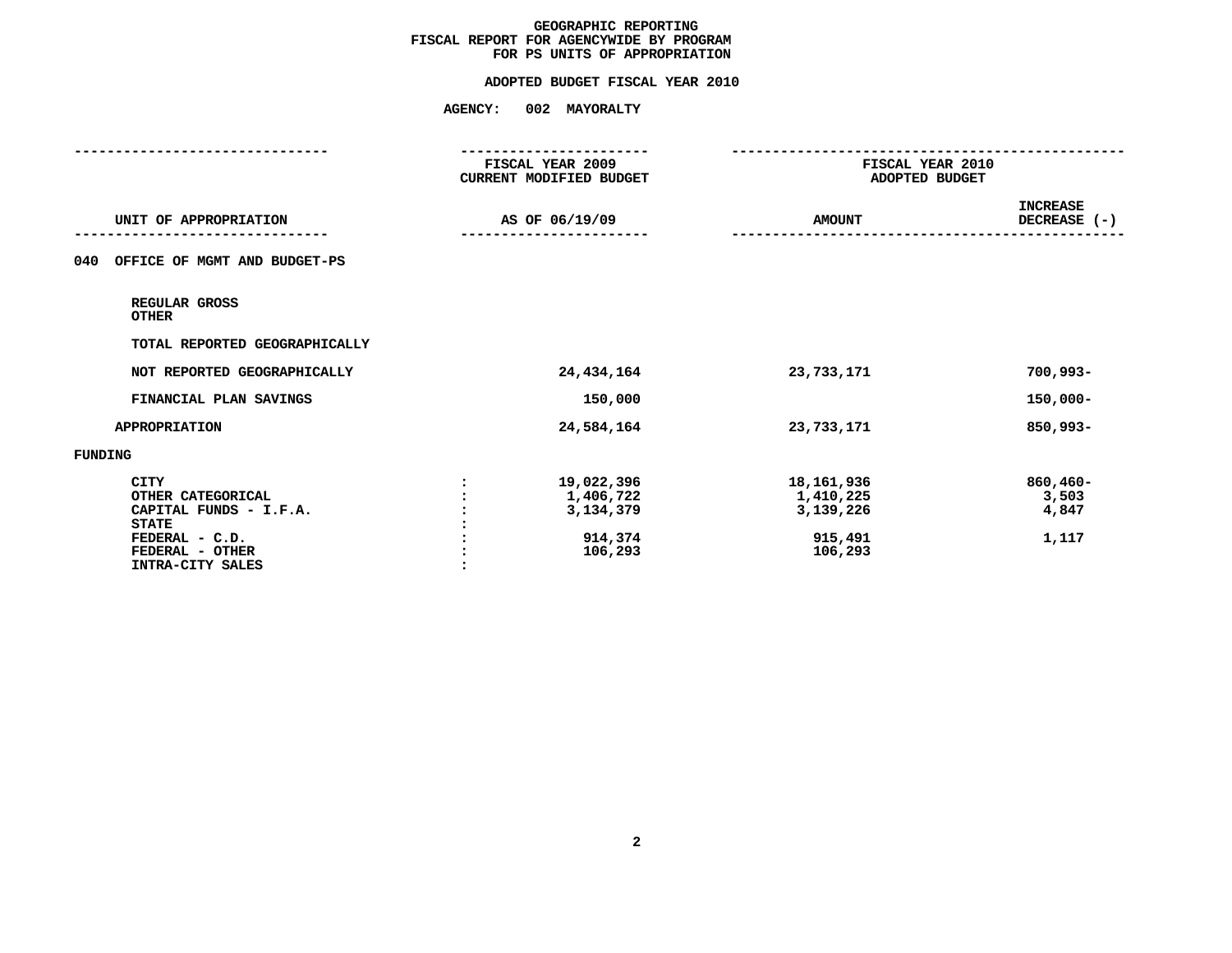**GEOGRAPHIC REPORTING**
**FISCAL REPORT FOR AGENCYWIDE BY PROGRAM**
**FOR PS UNITS OF APPROPRIATION**

**ADOPTED BUDGET FISCAL YEAR 2010**

**AGENCY: 002 MAYORALTY**

| UNIT OF APPROPRIATION | | FISCAL YEAR 2009 CURRENT MODIFIED BUDGET AS OF 06/19/09 | FISCAL YEAR 2010 ADOPTED BUDGET AMOUNT | INCREASE DECREASE (-) |
|---|---|---|---|---|
| **040 OFFICE OF MGMT AND BUDGET-PS** | | | | |
| REGULAR GROSS | | | | |
| OTHER | | | | |
| TOTAL REPORTED GEOGRAPHICALLY | | | | |
| NOT REPORTED GEOGRAPHICALLY | | 24,434,164 | 23,733,171 | 700,993- |
| FINANCIAL PLAN SAVINGS | | 150,000 | | 150,000- |
| APPROPRIATION | | 24,584,164 | 23,733,171 | 850,993- |
| **FUNDING** | | | | |
| CITY | : | 19,022,396 | 18,161,936 | 860,460- |
| OTHER CATEGORICAL | : | 1,406,722 | 1,410,225 | 3,503 |
| CAPITAL FUNDS - I.F.A. | : | 3,134,379 | 3,139,226 | 4,847 |
| STATE | : | | | |
| FEDERAL - C.D. | : | 914,374 | 915,491 | 1,117 |
| FEDERAL - OTHER | : | 106,293 | 106,293 | |
| INTRA-CITY SALES | : | | | |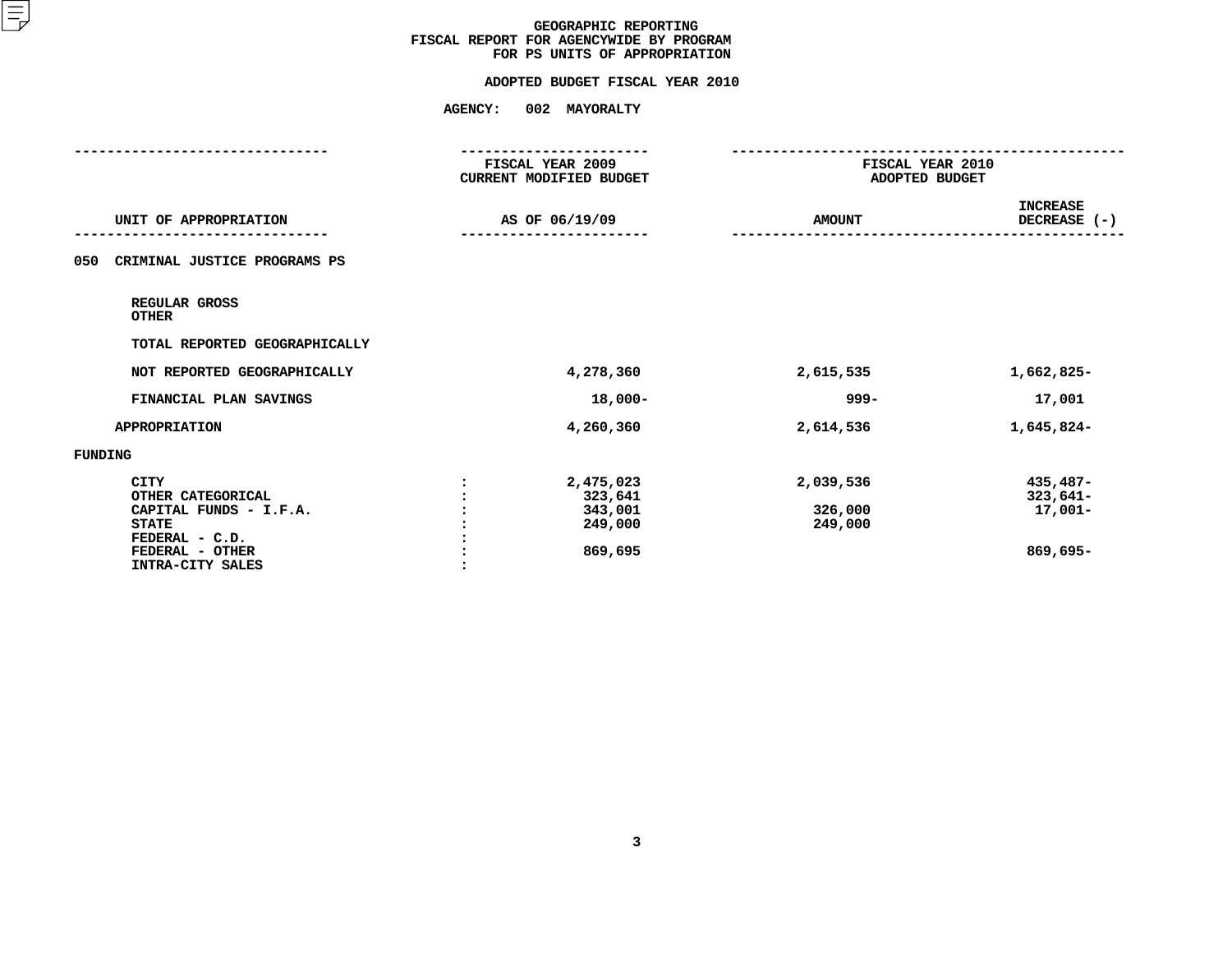# GEOGRAPHIC REPORTING
## FISCAL REPORT FOR AGENCYWIDE BY PROGRAM
## FOR PS UNITS OF APPROPRIATION

### ADOPTED BUDGET FISCAL YEAR 2010

### AGENCY: 002 MAYORALTY

| UNIT OF APPROPRIATION | | FISCAL YEAR 2009 CURRENT MODIFIED BUDGET AS OF 06/19/09 | FISCAL YEAR 2010 ADOPTED BUDGET AMOUNT | INCREASE DECREASE (-) |
|---|---|---|---|---|
| 050 CRIMINAL JUSTICE PROGRAMS PS | | | | |
| REGULAR GROSS | | | | |
| OTHER | | | | |
| TOTAL REPORTED GEOGRAPHICALLY | | | | |
| NOT REPORTED GEOGRAPHICALLY | | 4,278,360 | 2,615,535 | 1,662,825- |
| FINANCIAL PLAN SAVINGS | | 18,000- | 999- | 17,001 |
| APPROPRIATION | | 4,260,360 | 2,614,536 | 1,645,824- |
| FUNDING | | | | |
| CITY | : | 2,475,023 | 2,039,536 | 435,487- |
| OTHER CATEGORICAL | : | 323,641 | | 323,641- |
| CAPITAL FUNDS - I.F.A. | : | 343,001 | 326,000 | 17,001- |
| STATE | : | 249,000 | 249,000 | |
| FEDERAL - C.D. | : | | | |
| FEDERAL - OTHER | : | 869,695 | | 869,695- |
| INTRA-CITY SALES | : | | | |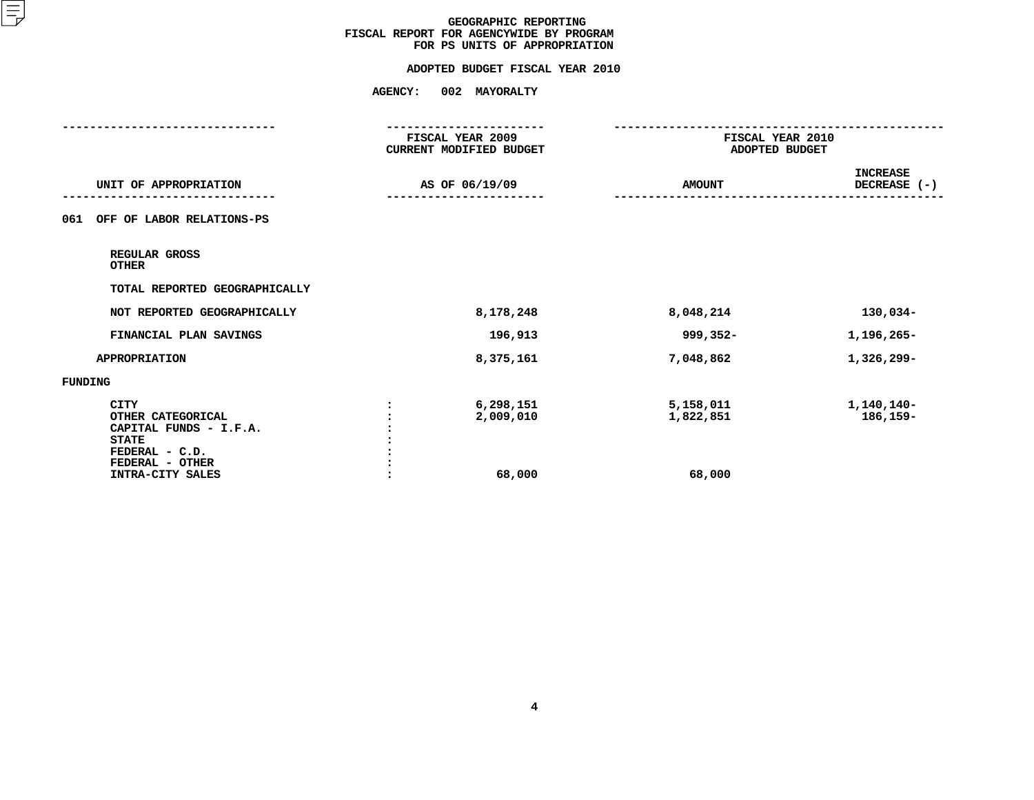# GEOGRAPHIC REPORTING
## FISCAL REPORT FOR AGENCYWIDE BY PROGRAM
## FOR PS UNITS OF APPROPRIATION

### ADOPTED BUDGET FISCAL YEAR 2010

### AGENCY: 002 MAYORALTY

| UNIT OF APPROPRIATION | | FISCAL YEAR 2009 CURRENT MODIFIED BUDGET AS OF 06/19/09 | FISCAL YEAR 2010 ADOPTED BUDGET AMOUNT | INCREASE DECREASE (-) |
|---|---|---|---|---|
| **061 OFF OF LABOR RELATIONS-PS** | | | | |
| REGULAR GROSS | | | | |
| OTHER | | | | |
| TOTAL REPORTED GEOGRAPHICALLY | | | | |
| NOT REPORTED GEOGRAPHICALLY | | 8,178,248 | 8,048,214 | 130,034- |
| FINANCIAL PLAN SAVINGS | | 196,913 | 999,352- | 1,196,265- |
| APPROPRIATION | | 8,375,161 | 7,048,862 | 1,326,299- |
| **FUNDING** | | | | |
| CITY | : | 6,298,151 | 5,158,011 | 1,140,140- |
| OTHER CATEGORICAL | : | 2,009,010 | 1,822,851 | 186,159- |
| CAPITAL FUNDS - I.F.A. | : | | | |
| STATE | : | | | |
| FEDERAL - C.D. | : | | | |
| FEDERAL - OTHER | : | | | |
| INTRA-CITY SALES | : | 68,000 | 68,000 | |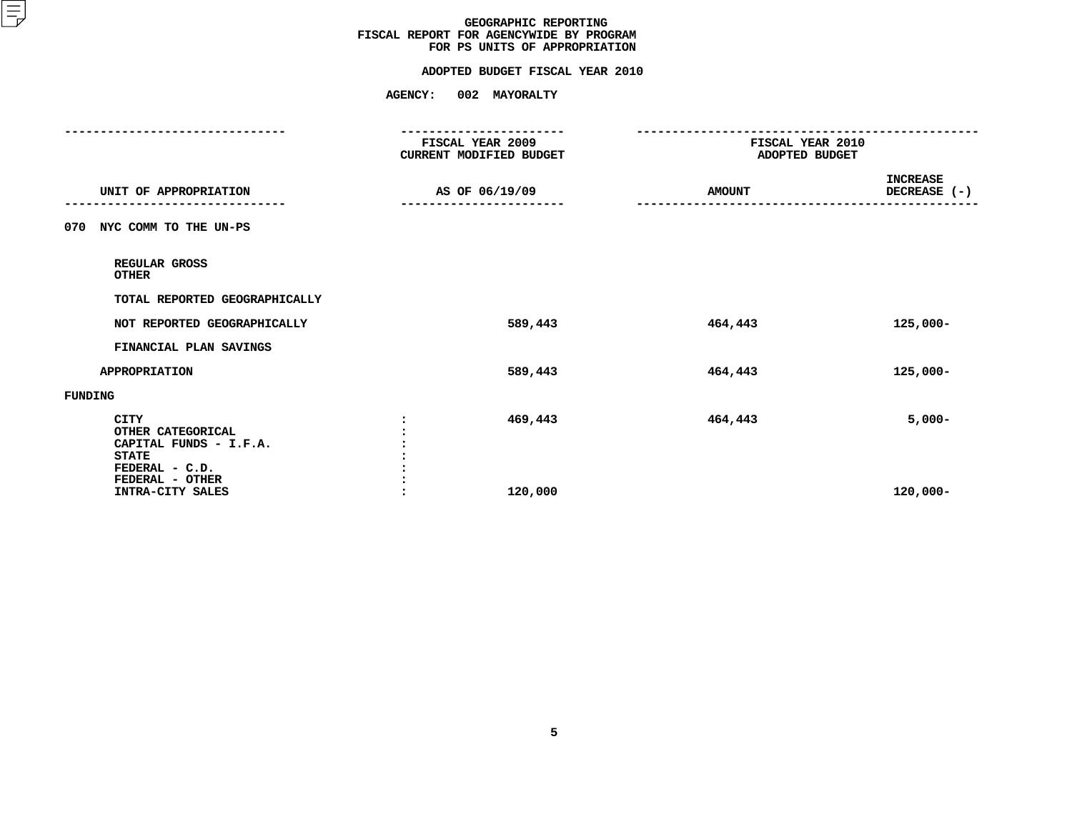GEOGRAPHIC REPORTING
FISCAL REPORT FOR AGENCYWIDE BY PROGRAM
FOR PS UNITS OF APPROPRIATION

ADOPTED BUDGET FISCAL YEAR 2010

AGENCY: 002 MAYORALTY

| UNIT OF APPROPRIATION | FISCAL YEAR 2009 CURRENT MODIFIED BUDGET AS OF 06/19/09 | FISCAL YEAR 2010 ADOPTED BUDGET AMOUNT | INCREASE DECREASE (-) |
|---|---|---|---|
| 070 NYC COMM TO THE UN-PS | | | |
| REGULAR GROSS | | | |
| OTHER | | | |
| TOTAL REPORTED GEOGRAPHICALLY | | | |
| NOT REPORTED GEOGRAPHICALLY | 589,443 | 464,443 | 125,000- |
| FINANCIAL PLAN SAVINGS | | | |
| APPROPRIATION | 589,443 | 464,443 | 125,000- |
| FUNDING | | | |
| CITY | 469,443 | 464,443 | 5,000- |
| OTHER CATEGORICAL | | | |
| CAPITAL FUNDS - I.F.A. | | | |
| STATE | | | |
| FEDERAL - C.D. | | | |
| FEDERAL - OTHER | | | |
| INTRA-CITY SALES | 120,000 | | 120,000- |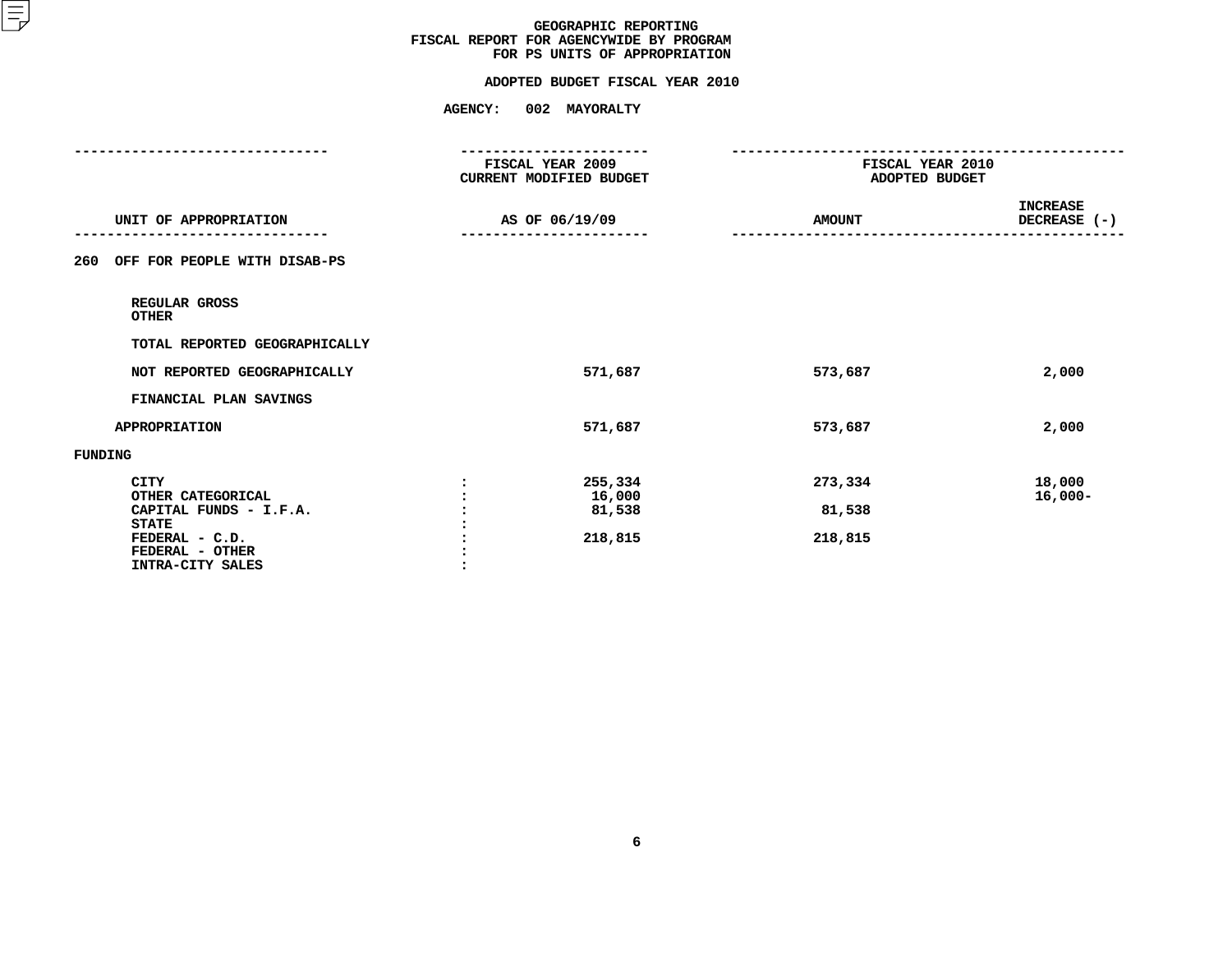# GEOGRAPHIC REPORTING
## FISCAL REPORT FOR AGENCYWIDE BY PROGRAM
## FOR PS UNITS OF APPROPRIATION

**ADOPTED BUDGET FISCAL YEAR 2010**

**AGENCY: 002 MAYORALTY**

| UNIT OF APPROPRIATION | | FISCAL YEAR 2009 CURRENT MODIFIED BUDGET AS OF 06/19/09 | FISCAL YEAR 2010 ADOPTED BUDGET AMOUNT | INCREASE DECREASE (-) |
|---|---|---|---|---|
| **260 OFF FOR PEOPLE WITH DISAB-PS** | | | | |
| REGULAR GROSS | | | | |
| OTHER | | | | |
| TOTAL REPORTED GEOGRAPHICALLY | | | | |
| NOT REPORTED GEOGRAPHICALLY | | 571,687 | 573,687 | 2,000 |
| FINANCIAL PLAN SAVINGS | | | | |
| APPROPRIATION | | 571,687 | 573,687 | 2,000 |
| **FUNDING** | | | | |
| CITY | : | 255,334 | 273,334 | 18,000 |
| OTHER CATEGORICAL | : | 16,000 | | 16,000- |
| CAPITAL FUNDS - I.F.A. | : | 81,538 | 81,538 | |
| STATE | : | | | |
| FEDERAL - C.D. | : | 218,815 | 218,815 | |
| FEDERAL - OTHER | : | | | |
| INTRA-CITY SALES | : | | | |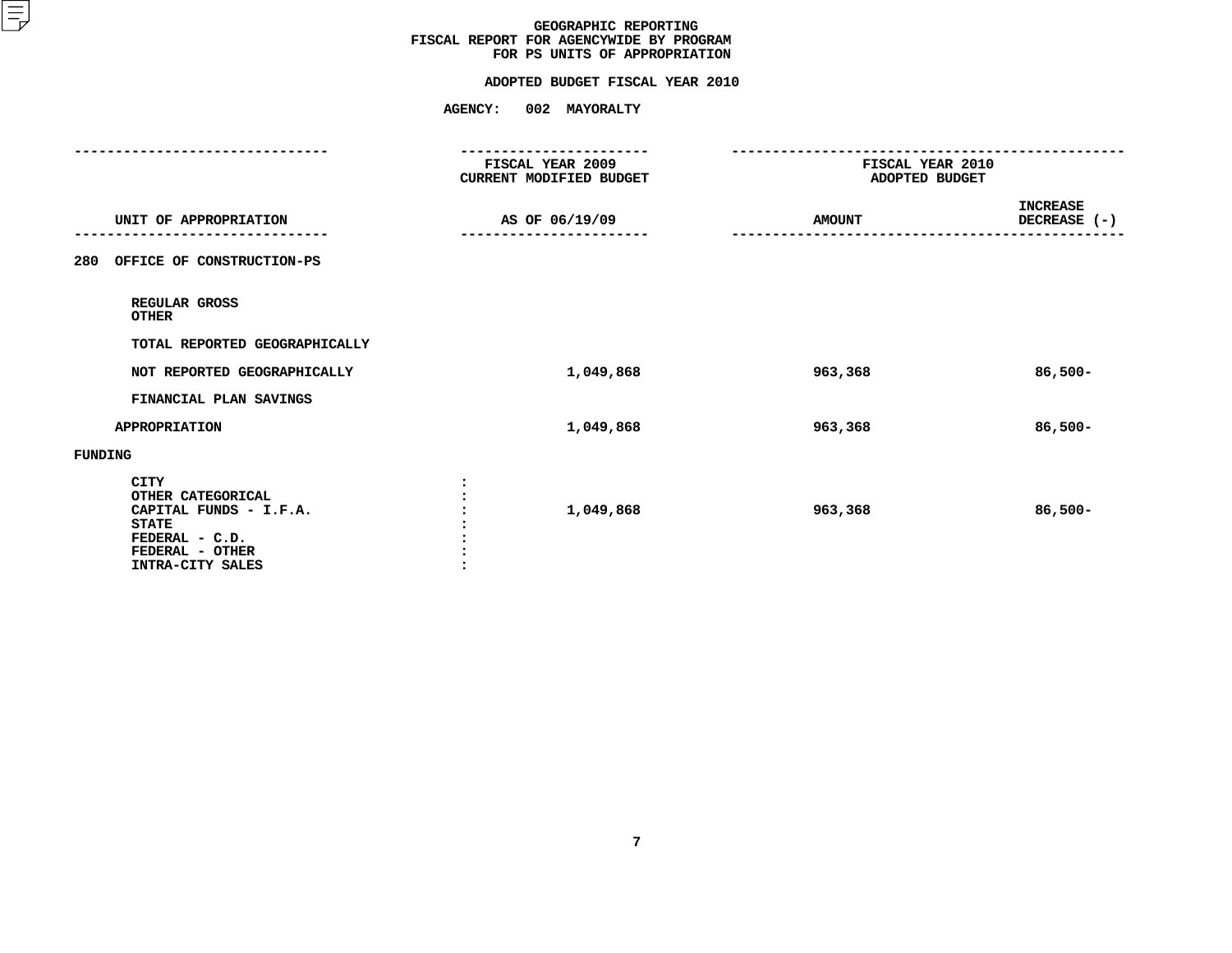# GEOGRAPHIC REPORTING
## FISCAL REPORT FOR AGENCYWIDE BY PROGRAM
## FOR PS UNITS OF APPROPRIATION

**ADOPTED BUDGET FISCAL YEAR 2010**

**AGENCY: 002 MAYORALTY**

| UNIT OF APPROPRIATION | FISCAL YEAR 2009 CURRENT MODIFIED BUDGET AS OF 06/19/09 | FISCAL YEAR 2010 ADOPTED BUDGET AMOUNT | INCREASE DECREASE (-) |
|---|---|---|---|
| **280 OFFICE OF CONSTRUCTION-PS** | | | |
| REGULAR GROSS | | | |
| OTHER | | | |
| TOTAL REPORTED GEOGRAPHICALLY | | | |
| NOT REPORTED GEOGRAPHICALLY | 1,049,868 | 963,368 | 86,500- |
| FINANCIAL PLAN SAVINGS | | | |
| APPROPRIATION | 1,049,868 | 963,368 | 86,500- |
| **FUNDING** | | | |
| CITY | | | |
| OTHER CATEGORICAL | | | |
| CAPITAL FUNDS - I.F.A. | 1,049,868 | 963,368 | 86,500- |
| STATE | | | |
| FEDERAL - C.D. | | | |
| FEDERAL - OTHER | | | |
| INTRA-CITY SALES | | | |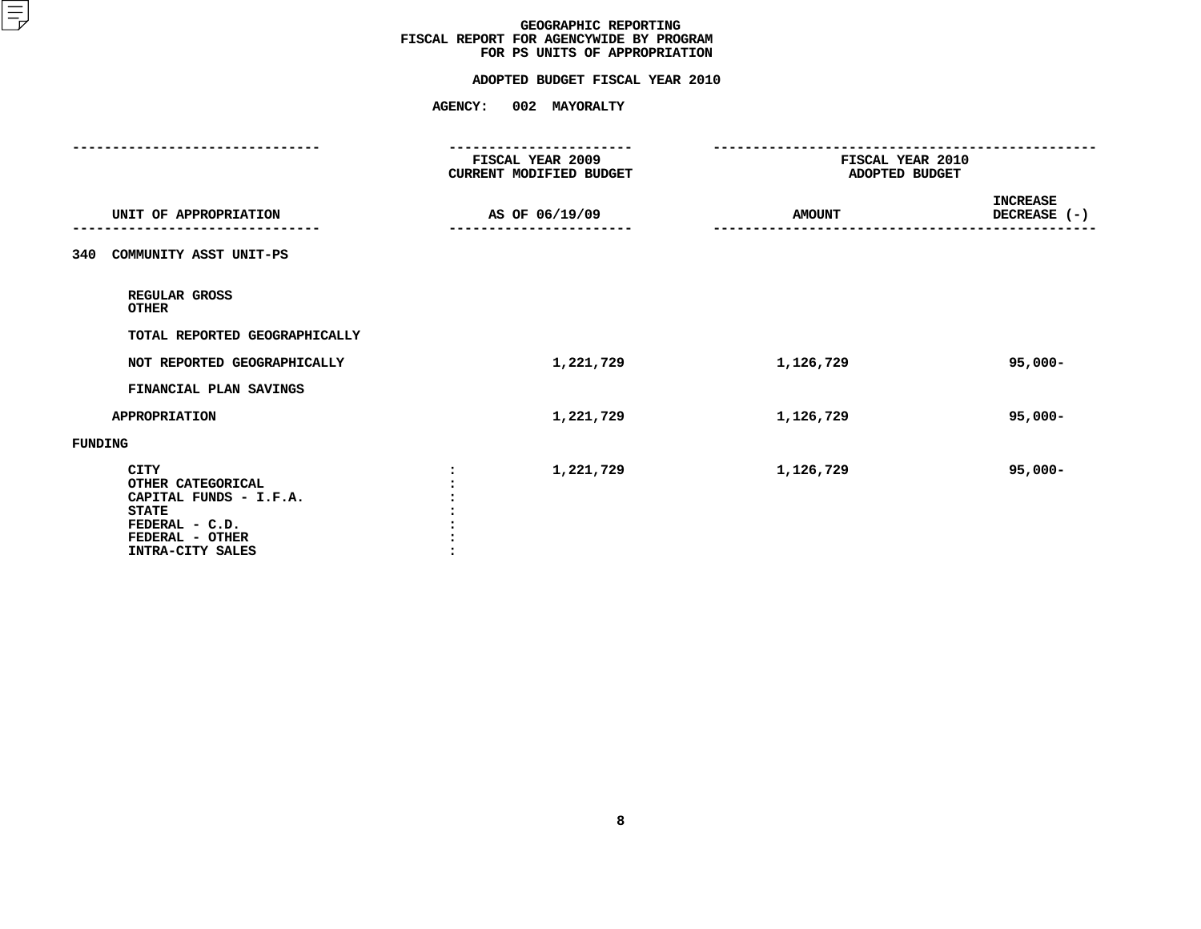# GEOGRAPHIC REPORTING
## FISCAL REPORT FOR AGENCYWIDE BY PROGRAM
## FOR PS UNITS OF APPROPRIATION

**ADOPTED BUDGET FISCAL YEAR 2010**

**AGENCY: 002 MAYORALTY**

| UNIT OF APPROPRIATION | | FISCAL YEAR 2009 CURRENT MODIFIED BUDGET AS OF 06/19/09 | FISCAL YEAR 2010 ADOPTED BUDGET AMOUNT | INCREASE DECREASE (-) |
|---|---|---|---|---|
| **340 COMMUNITY ASST UNIT-PS** | | | | |
| REGULAR GROSS | | | | |
| OTHER | | | | |
| TOTAL REPORTED GEOGRAPHICALLY | | | | |
| NOT REPORTED GEOGRAPHICALLY | | 1,221,729 | 1,126,729 | 95,000- |
| FINANCIAL PLAN SAVINGS | | | | |
| APPROPRIATION | | 1,221,729 | 1,126,729 | 95,000- |
| **FUNDING** | | | | |
| CITY | : | 1,221,729 | 1,126,729 | 95,000- |
| OTHER CATEGORICAL | : | | | |
| CAPITAL FUNDS - I.F.A. | : | | | |
| STATE | : | | | |
| FEDERAL - C.D. | : | | | |
| FEDERAL - OTHER | : | | | |
| INTRA-CITY SALES | : | | | |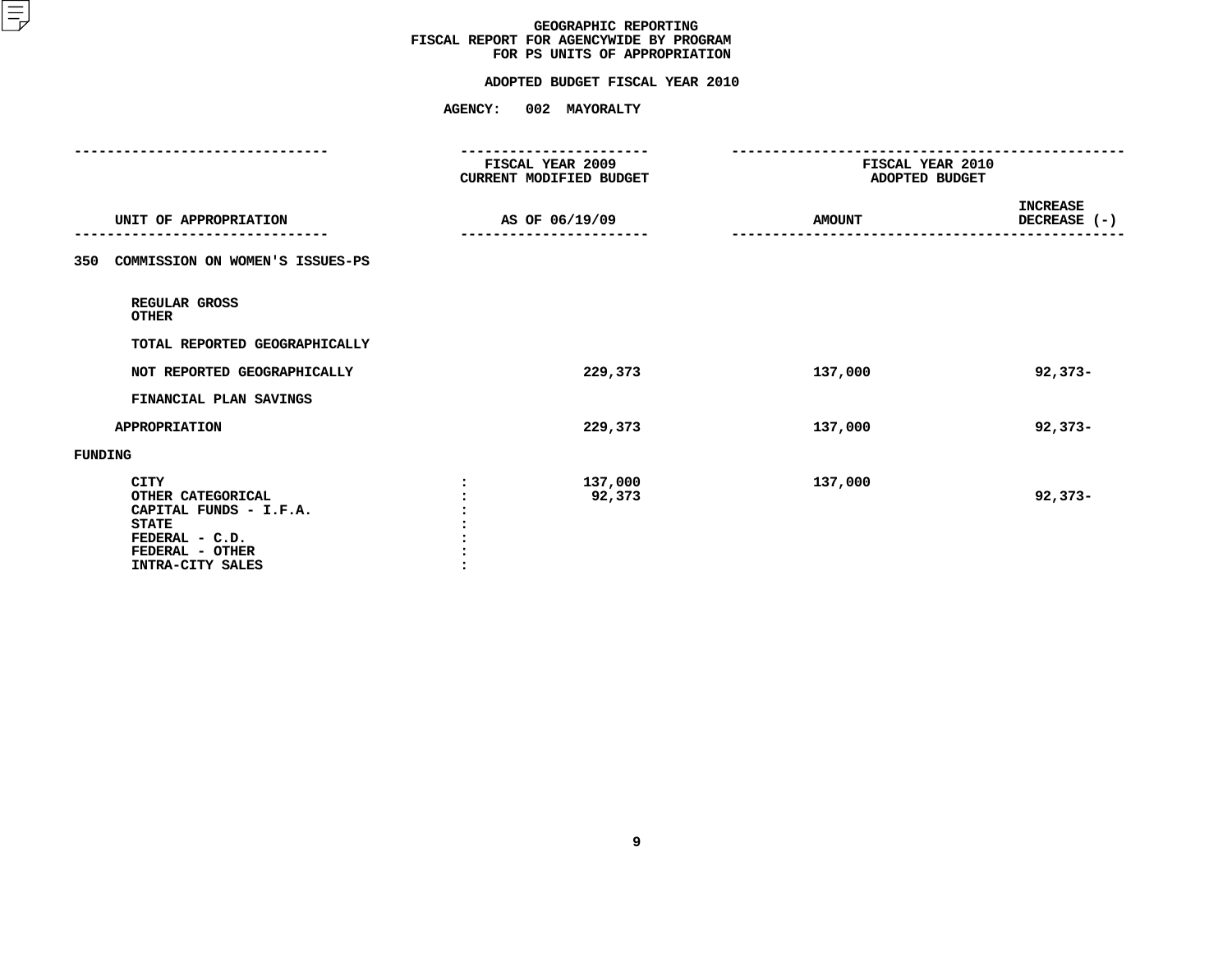# GEOGRAPHIC REPORTING
## FISCAL REPORT FOR AGENCYWIDE BY PROGRAM
## FOR PS UNITS OF APPROPRIATION

### ADOPTED BUDGET FISCAL YEAR 2010

### AGENCY: 002 MAYORALTY

| UNIT OF APPROPRIATION | | FISCAL YEAR 2009 CURRENT MODIFIED BUDGET AS OF 06/19/09 | FISCAL YEAR 2010 ADOPTED BUDGET AMOUNT | INCREASE DECREASE (-) |
|---|---|---|---|---|
| **350 COMMISSION ON WOMEN'S ISSUES-PS** | | | | |
| REGULAR GROSS | | | | |
| OTHER | | | | |
| TOTAL REPORTED GEOGRAPHICALLY | | | | |
| NOT REPORTED GEOGRAPHICALLY | | 229,373 | 137,000 | 92,373- |
| FINANCIAL PLAN SAVINGS | | | | |
| APPROPRIATION | | 229,373 | 137,000 | 92,373- |
| **FUNDING** | | | | |
| CITY | : | 137,000 | 137,000 | |
| OTHER CATEGORICAL | : | 92,373 | | 92,373- |
| CAPITAL FUNDS - I.F.A. | : | | | |
| STATE | : | | | |
| FEDERAL - C.D. | : | | | |
| FEDERAL - OTHER | : | | | |
| INTRA-CITY SALES | : | | | |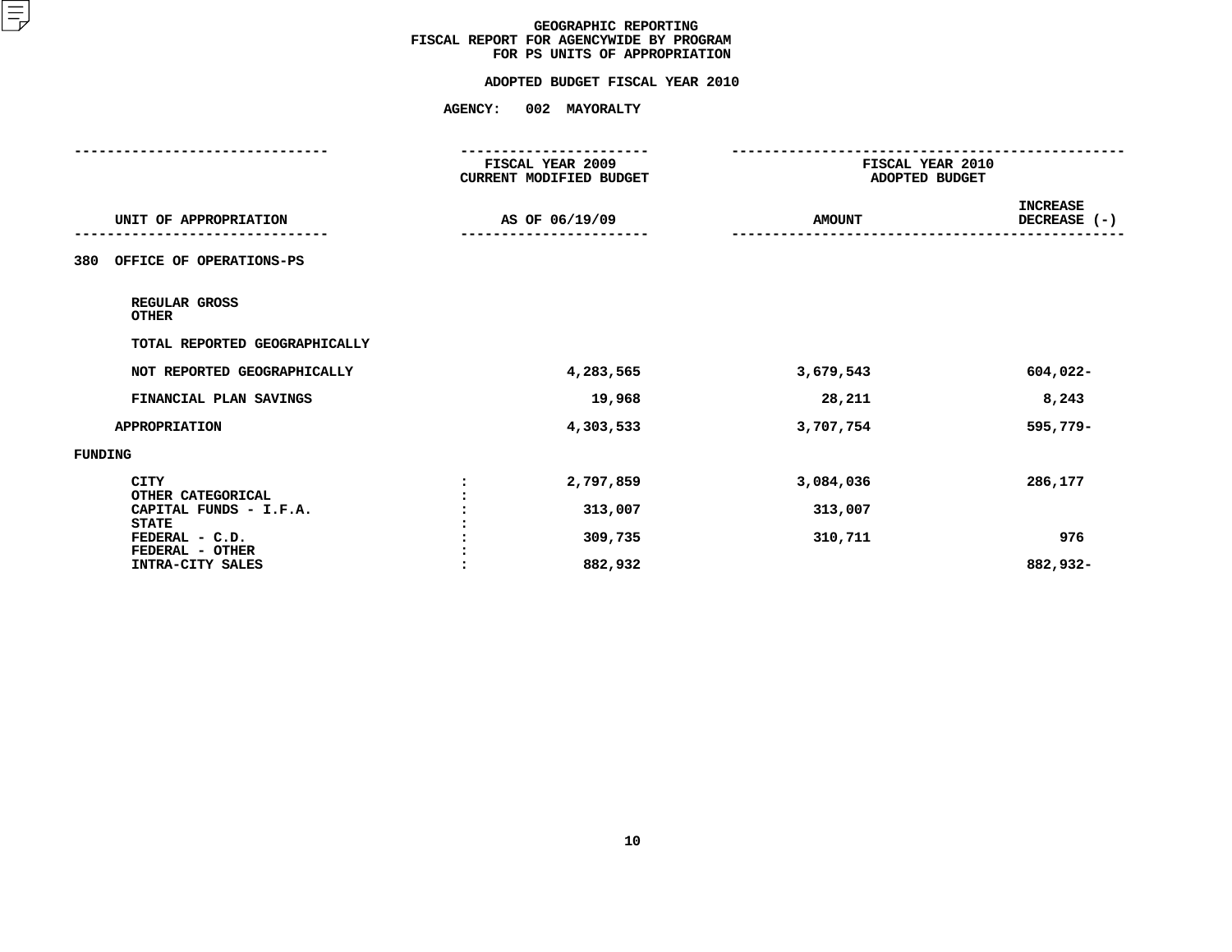# GEOGRAPHIC REPORTING
## FISCAL REPORT FOR AGENCYWIDE BY PROGRAM
## FOR PS UNITS OF APPROPRIATION

**ADOPTED BUDGET FISCAL YEAR 2010**

**AGENCY: 002 MAYORALTY**

| UNIT OF APPROPRIATION | | FISCAL YEAR 2009 CURRENT MODIFIED BUDGET AS OF 06/19/09 | FISCAL YEAR 2010 ADOPTED BUDGET AMOUNT | INCREASE DECREASE (-) |
|---|---|---|---|---|
| 380 OFFICE OF OPERATIONS-PS | | | | |
| REGULAR GROSS | | | | |
| OTHER | | | | |
| TOTAL REPORTED GEOGRAPHICALLY | | | | |
| NOT REPORTED GEOGRAPHICALLY | | 4,283,565 | 3,679,543 | 604,022- |
| FINANCIAL PLAN SAVINGS | | 19,968 | 28,211 | 8,243 |
| APPROPRIATION | | 4,303,533 | 3,707,754 | 595,779- |
| FUNDING | | | | |
| CITY | : | 2,797,859 | 3,084,036 | 286,177 |
| OTHER CATEGORICAL | : | | | |
| CAPITAL FUNDS - I.F.A. | : | 313,007 | 313,007 | |
| STATE | : | | | |
| FEDERAL - C.D. | : | 309,735 | 310,711 | 976 |
| FEDERAL - OTHER | : | | | |
| INTRA-CITY SALES | : | 882,932 | | 882,932- |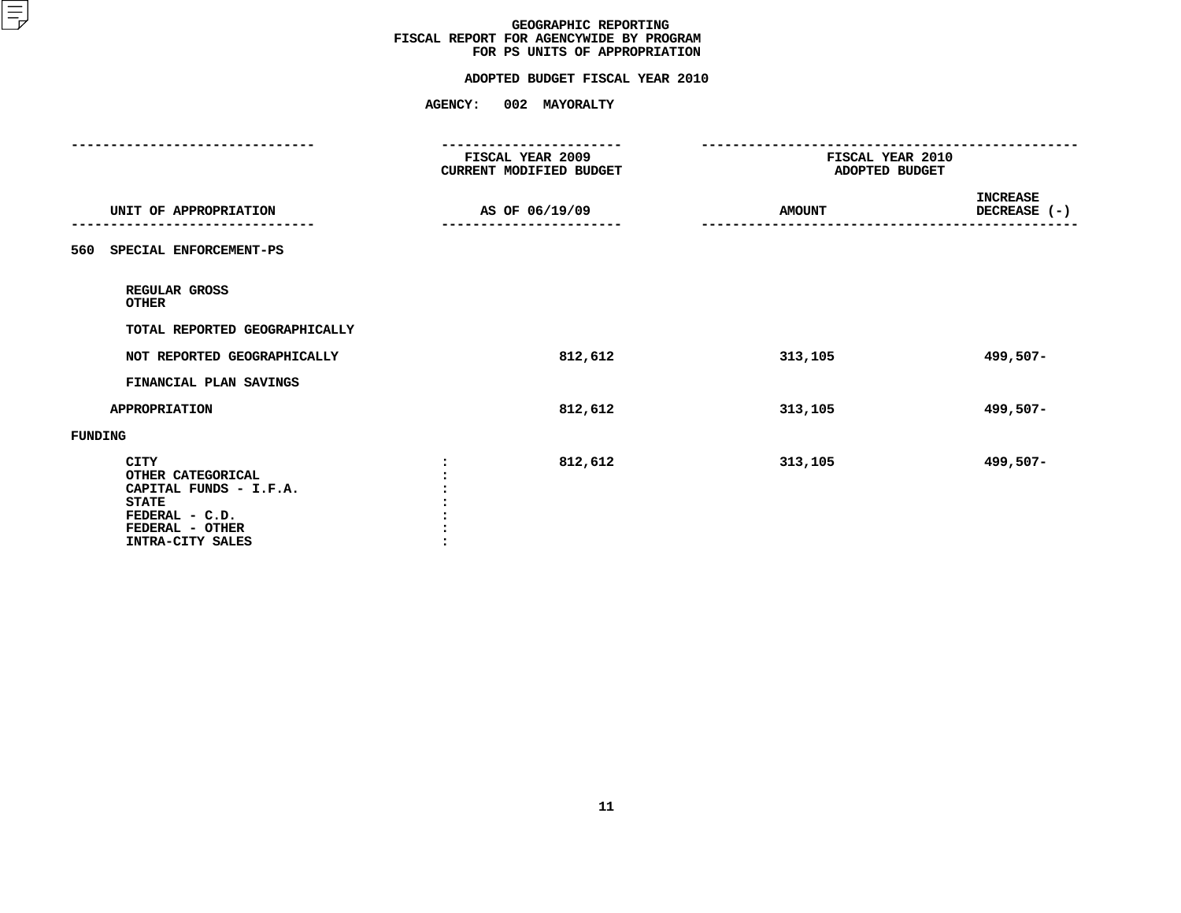# GEOGRAPHIC REPORTING
## FISCAL REPORT FOR AGENCYWIDE BY PROGRAM
## FOR PS UNITS OF APPROPRIATION

### ADOPTED BUDGET FISCAL YEAR 2010

**AGENCY: 002 MAYORALTY**

| UNIT OF APPROPRIATION | FISCAL YEAR 2009 CURRENT MODIFIED BUDGET AS OF 06/19/09 | FISCAL YEAR 2010 ADOPTED BUDGET AMOUNT | FISCAL YEAR 2010 ADOPTED BUDGET INCREASE DECREASE (-) |
|---|---|---|---|
| **560 SPECIAL ENFORCEMENT-PS** | | | |
| REGULAR GROSS | | | |
| OTHER | | | |
| TOTAL REPORTED GEOGRAPHICALLY | | | |
| NOT REPORTED GEOGRAPHICALLY | 812,612 | 313,105 | 499,507- |
| FINANCIAL PLAN SAVINGS | | | |
| APPROPRIATION | 812,612 | 313,105 | 499,507- |
| **FUNDING** | | | |
| CITY | 812,612 | 313,105 | 499,507- |
| OTHER CATEGORICAL | | | |
| CAPITAL FUNDS - I.F.A. | | | |
| STATE | | | |
| FEDERAL - C.D. | | | |
| FEDERAL - OTHER | | | |
| INTRA-CITY SALES | | | |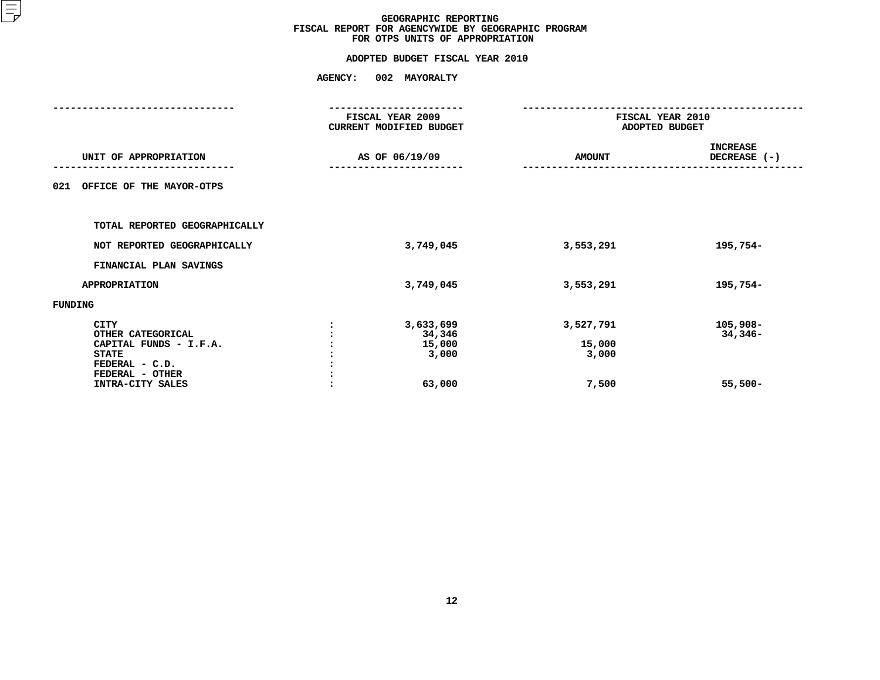# GEOGRAPHIC REPORTING
## FISCAL REPORT FOR AGENCYWIDE BY GEOGRAPHIC PROGRAM
## FOR OTPS UNITS OF APPROPRIATION

### ADOPTED BUDGET FISCAL YEAR 2010

**AGENCY: 002 MAYORALTY**

| UNIT OF APPROPRIATION | | FISCAL YEAR 2009 CURRENT MODIFIED BUDGET AS OF 06/19/09 | FISCAL YEAR 2010 ADOPTED BUDGET AMOUNT | FISCAL YEAR 2010 ADOPTED BUDGET INCREASE DECREASE (-) |
|---|---|---|---|---|
| 021 OFFICE OF THE MAYOR-OTPS | | | | |
| TOTAL REPORTED GEOGRAPHICALLY | | | | |
| NOT REPORTED GEOGRAPHICALLY | | 3,749,045 | 3,553,291 | 195,754- |
| FINANCIAL PLAN SAVINGS | | | | |
| APPROPRIATION | | 3,749,045 | 3,553,291 | 195,754- |
| FUNDING | | | | |
| CITY | : | 3,633,699 | 3,527,791 | 105,908- |
| OTHER CATEGORICAL | : | 34,346 | | 34,346- |
| CAPITAL FUNDS - I.F.A. | : | 15,000 | 15,000 | |
| STATE | : | 3,000 | 3,000 | |
| FEDERAL - C.D. | : | | | |
| FEDERAL - OTHER | : | | | |
| INTRA-CITY SALES | : | 63,000 | 7,500 | 55,500- |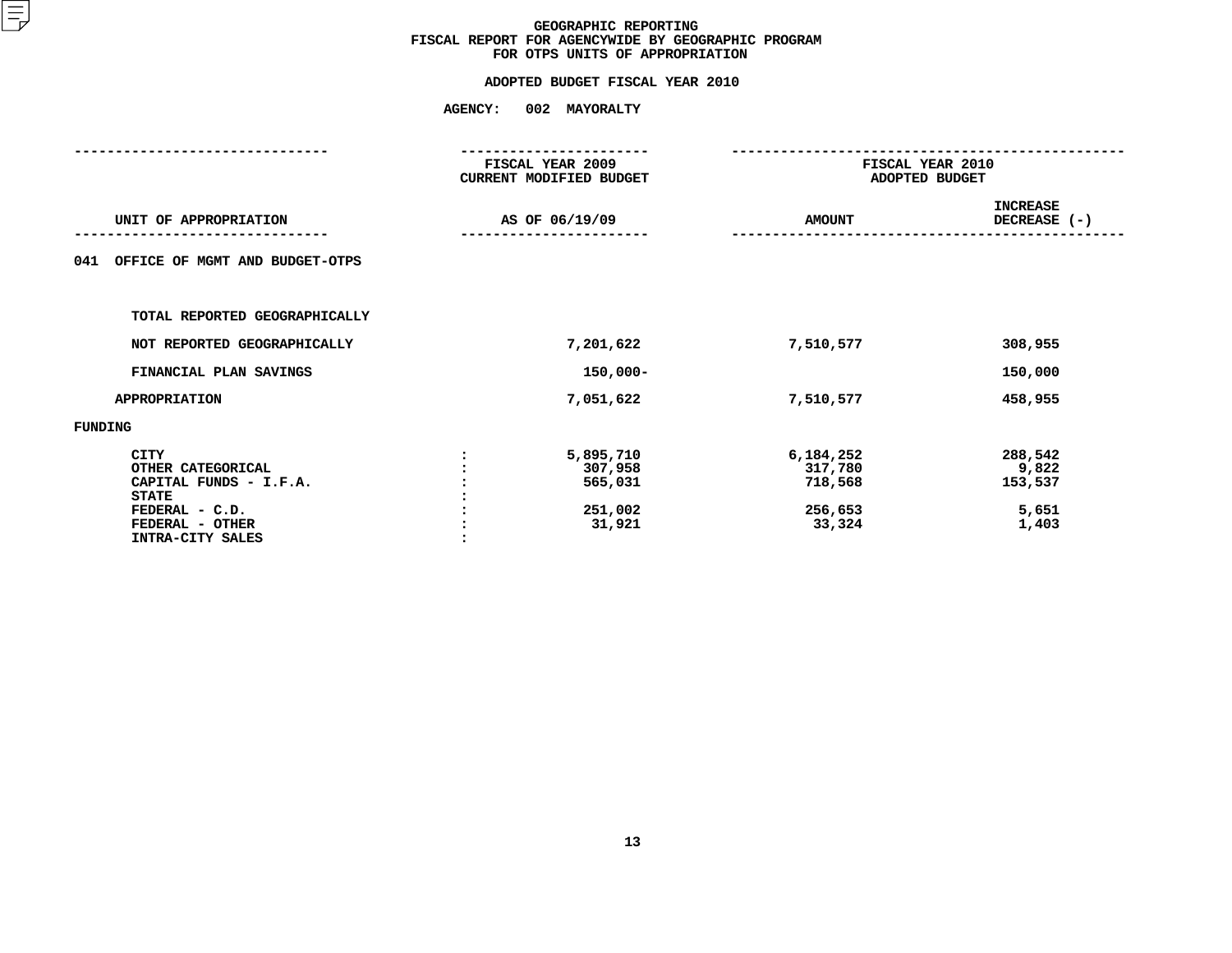# GEOGRAPHIC REPORTING
## FISCAL REPORT FOR AGENCYWIDE BY GEOGRAPHIC PROGRAM
## FOR OTPS UNITS OF APPROPRIATION

### ADOPTED BUDGET FISCAL YEAR 2010

### AGENCY: 002 MAYORALTY

| UNIT OF APPROPRIATION | | FISCAL YEAR 2009 CURRENT MODIFIED BUDGET AS OF 06/19/09 | FISCAL YEAR 2010 ADOPTED BUDGET AMOUNT | INCREASE DECREASE (-) |
|---|---|---|---|---|
| 041 OFFICE OF MGMT AND BUDGET-OTPS | | | | |
| TOTAL REPORTED GEOGRAPHICALLY | | | | |
| NOT REPORTED GEOGRAPHICALLY | | 7,201,622 | 7,510,577 | 308,955 |
| FINANCIAL PLAN SAVINGS | | 150,000- | | 150,000 |
| APPROPRIATION | | 7,051,622 | 7,510,577 | 458,955 |
| FUNDING | | | | |
| CITY | : | 5,895,710 | 6,184,252 | 288,542 |
| OTHER CATEGORICAL | : | 307,958 | 317,780 | 9,822 |
| CAPITAL FUNDS - I.F.A. | : | 565,031 | 718,568 | 153,537 |
| STATE | : | | | |
| FEDERAL - C.D. | : | 251,002 | 256,653 | 5,651 |
| FEDERAL - OTHER | : | 31,921 | 33,324 | 1,403 |
| INTRA-CITY SALES | : | | | |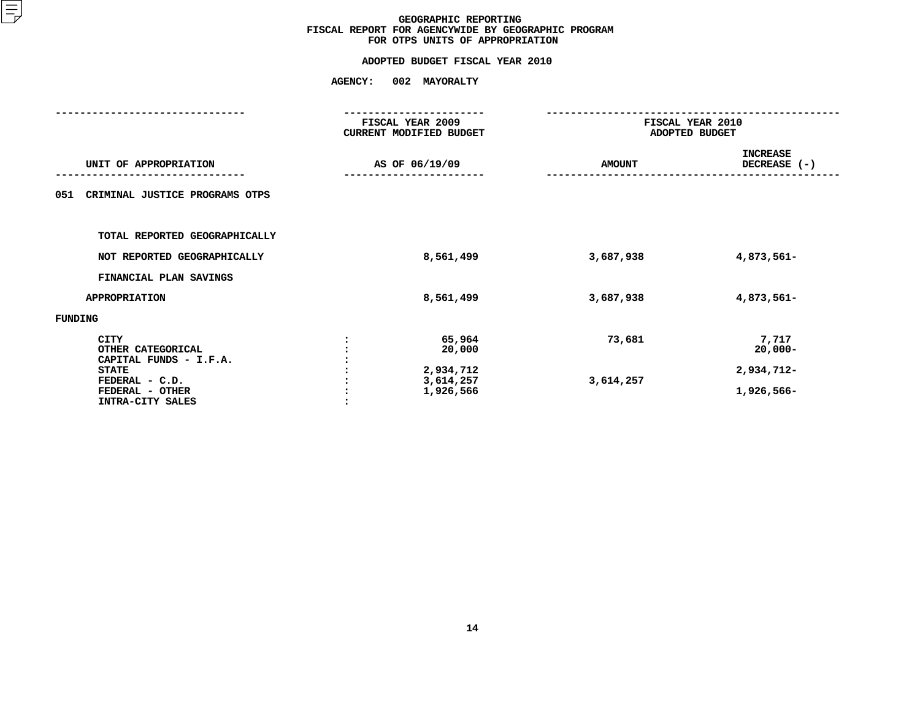# GEOGRAPHIC REPORTING
## FISCAL REPORT FOR AGENCYWIDE BY GEOGRAPHIC PROGRAM
## FOR OTPS UNITS OF APPROPRIATION

### ADOPTED BUDGET FISCAL YEAR 2010

### AGENCY: 002 MAYORALTY

| UNIT OF APPROPRIATION | FISCAL YEAR 2009 CURRENT MODIFIED BUDGET AS OF 06/19/09 | FISCAL YEAR 2010 ADOPTED BUDGET AMOUNT | FISCAL YEAR 2010 ADOPTED BUDGET INCREASE DECREASE (-) |
|---|---|---|---|
| 051 CRIMINAL JUSTICE PROGRAMS OTPS | | | |
| TOTAL REPORTED GEOGRAPHICALLY | | | |
| NOT REPORTED GEOGRAPHICALLY | 8,561,499 | 3,687,938 | 4,873,561- |
| FINANCIAL PLAN SAVINGS | | | |
| APPROPRIATION | 8,561,499 | 3,687,938 | 4,873,561- |
| FUNDING | | | |
| CITY | 65,964 | 73,681 | 7,717 |
| OTHER CATEGORICAL | 20,000 | | 20,000- |
| CAPITAL FUNDS - I.F.A. | | | |
| STATE | 2,934,712 | | 2,934,712- |
| FEDERAL - C.D. | 3,614,257 | 3,614,257 | |
| FEDERAL - OTHER | 1,926,566 | | 1,926,566- |
| INTRA-CITY SALES | | | |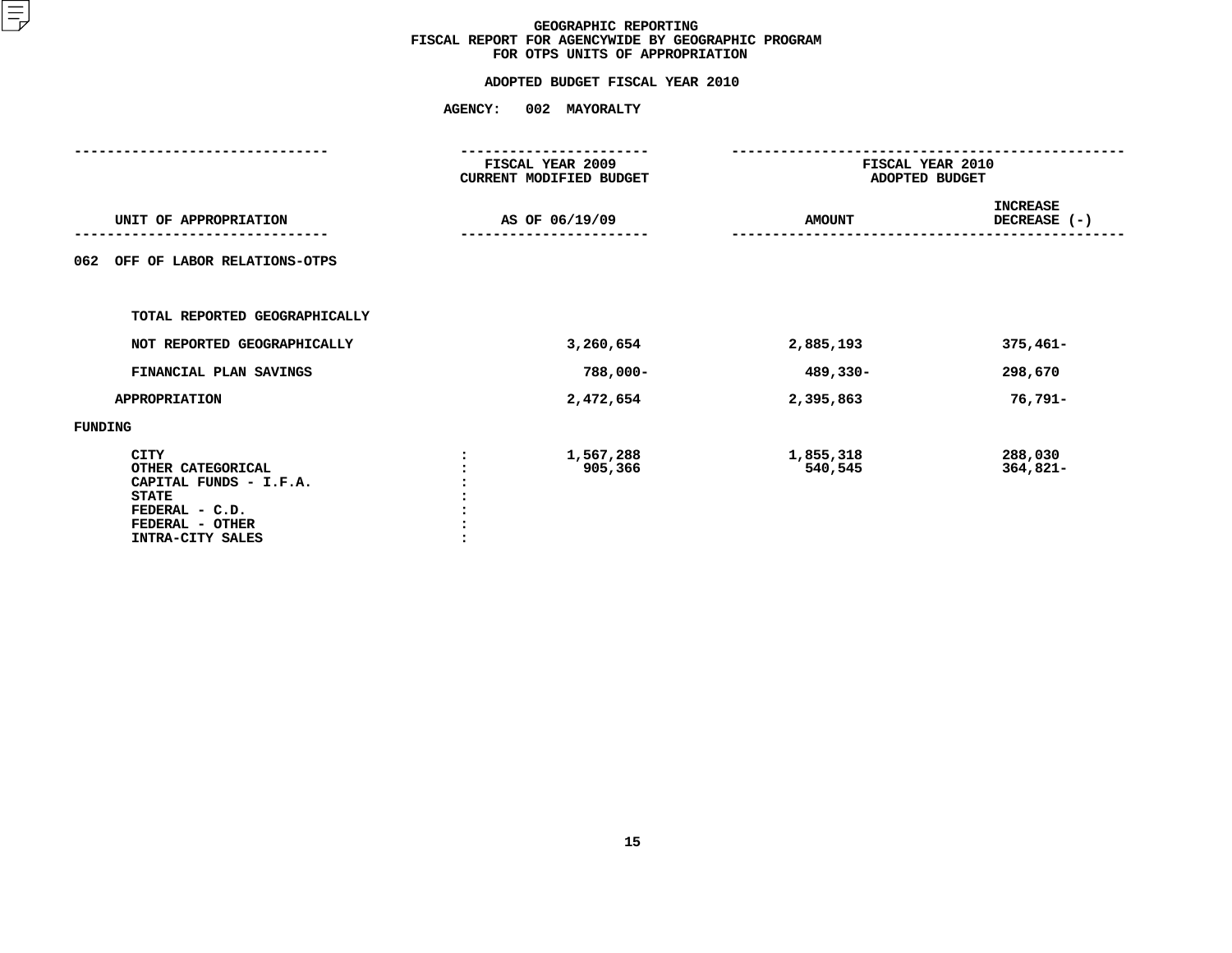# GEOGRAPHIC REPORTING
## FISCAL REPORT FOR AGENCYWIDE BY GEOGRAPHIC PROGRAM
## FOR OTPS UNITS OF APPROPRIATION

**ADOPTED BUDGET FISCAL YEAR 2010**

**AGENCY: 002 MAYORALTY**

| UNIT OF APPROPRIATION | | FISCAL YEAR 2009 CURRENT MODIFIED BUDGET AS OF 06/19/09 | FISCAL YEAR 2010 ADOPTED BUDGET AMOUNT | INCREASE DECREASE (-) |
|---|---|---|---|---|
| 062 OFF OF LABOR RELATIONS-OTPS | | | | |
| TOTAL REPORTED GEOGRAPHICALLY | | | | |
| NOT REPORTED GEOGRAPHICALLY | | 3,260,654 | 2,885,193 | 375,461- |
| FINANCIAL PLAN SAVINGS | | 788,000- | 489,330- | 298,670 |
| APPROPRIATION | | 2,472,654 | 2,395,863 | 76,791- |
| FUNDING | | | | |
| CITY | : | 1,567,288 | 1,855,318 | 288,030 |
| OTHER CATEGORICAL | : | 905,366 | 540,545 | 364,821- |
| CAPITAL FUNDS - I.F.A. | : | | | |
| STATE | : | | | |
| FEDERAL - C.D. | : | | | |
| FEDERAL - OTHER | : | | | |
| INTRA-CITY SALES | : | | | |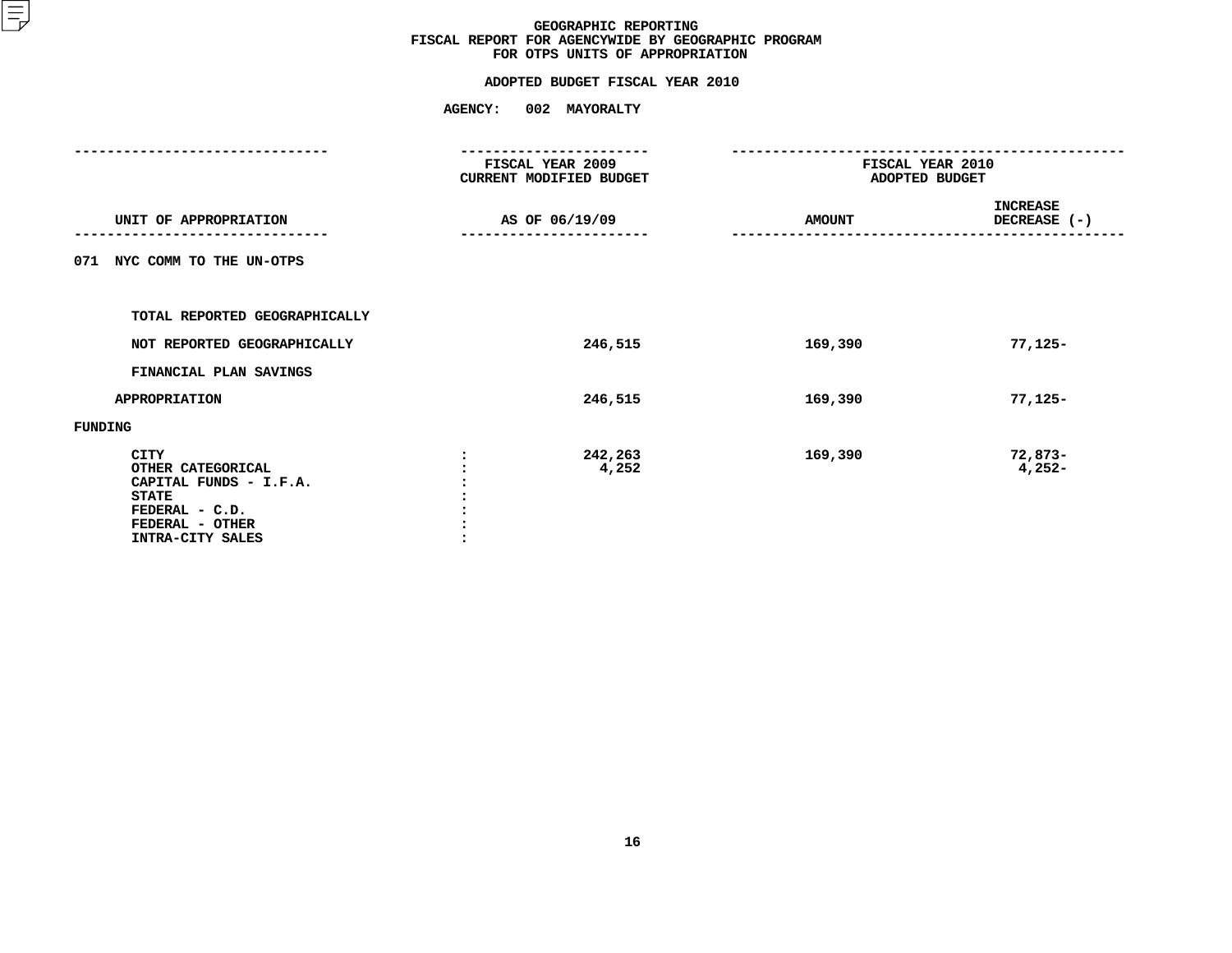# GEOGRAPHIC REPORTING
## FISCAL REPORT FOR AGENCYWIDE BY GEOGRAPHIC PROGRAM
## FOR OTPS UNITS OF APPROPRIATION

**ADOPTED BUDGET FISCAL YEAR 2010**

**AGENCY: 002 MAYORALTY**

| UNIT OF APPROPRIATION | | FISCAL YEAR 2009 CURRENT MODIFIED BUDGET AS OF 06/19/09 | FISCAL YEAR 2010 ADOPTED BUDGET AMOUNT | INCREASE DECREASE (-) |
|---|---|---|---|---|
| 071 NYC COMM TO THE UN-OTPS | | | | |
| TOTAL REPORTED GEOGRAPHICALLY | | | | |
| NOT REPORTED GEOGRAPHICALLY | | 246,515 | 169,390 | 77,125- |
| FINANCIAL PLAN SAVINGS | | | | |
| APPROPRIATION | | 246,515 | 169,390 | 77,125- |
| FUNDING | | | | |
| CITY | : | 242,263 | 169,390 | 72,873- |
| OTHER CATEGORICAL | : | 4,252 | | 4,252- |
| CAPITAL FUNDS - I.F.A. | : | | | |
| STATE | : | | | |
| FEDERAL - C.D. | : | | | |
| FEDERAL - OTHER | : | | | |
| INTRA-CITY SALES | : | | | |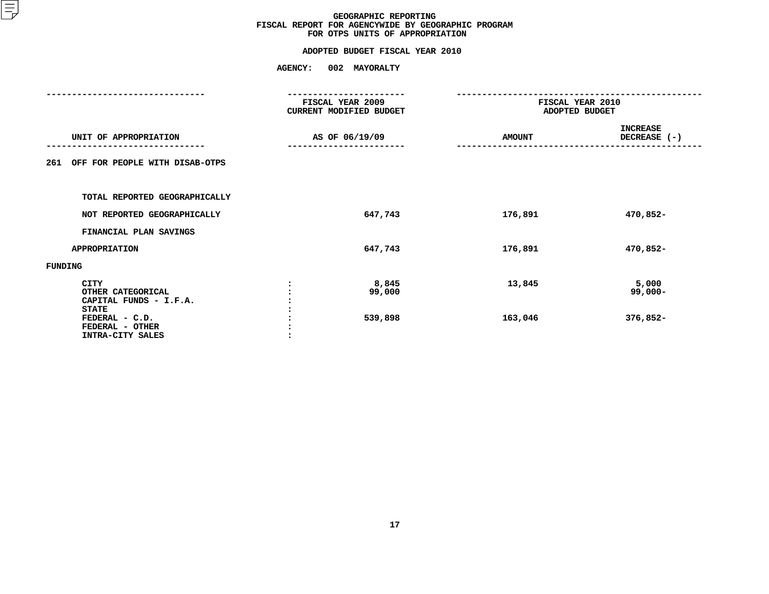# GEOGRAPHIC REPORTING
## FISCAL REPORT FOR AGENCYWIDE BY GEOGRAPHIC PROGRAM
## FOR OTPS UNITS OF APPROPRIATION

**ADOPTED BUDGET FISCAL YEAR 2010**

**AGENCY: 002 MAYORALTY**

| UNIT OF APPROPRIATION | | FISCAL YEAR 2009 CURRENT MODIFIED BUDGET AS OF 06/19/09 | FISCAL YEAR 2010 ADOPTED BUDGET AMOUNT | INCREASE DECREASE (-) |
|---|---|---|---|---|
| 261 OFF FOR PEOPLE WITH DISAB-OTPS | | | | |
| TOTAL REPORTED GEOGRAPHICALLY | | | | |
| NOT REPORTED GEOGRAPHICALLY | | 647,743 | 176,891 | 470,852- |
| FINANCIAL PLAN SAVINGS | | | | |
| APPROPRIATION | | 647,743 | 176,891 | 470,852- |
| FUNDING | | | | |
| CITY | : | 8,845 | 13,845 | 5,000 |
| OTHER CATEGORICAL | : | 99,000 | | 99,000- |
| CAPITAL FUNDS - I.F.A. | : | | | |
| STATE | : | | | |
| FEDERAL - C.D. | : | 539,898 | 163,046 | 376,852- |
| FEDERAL - OTHER | : | | | |
| INTRA-CITY SALES | : | | | |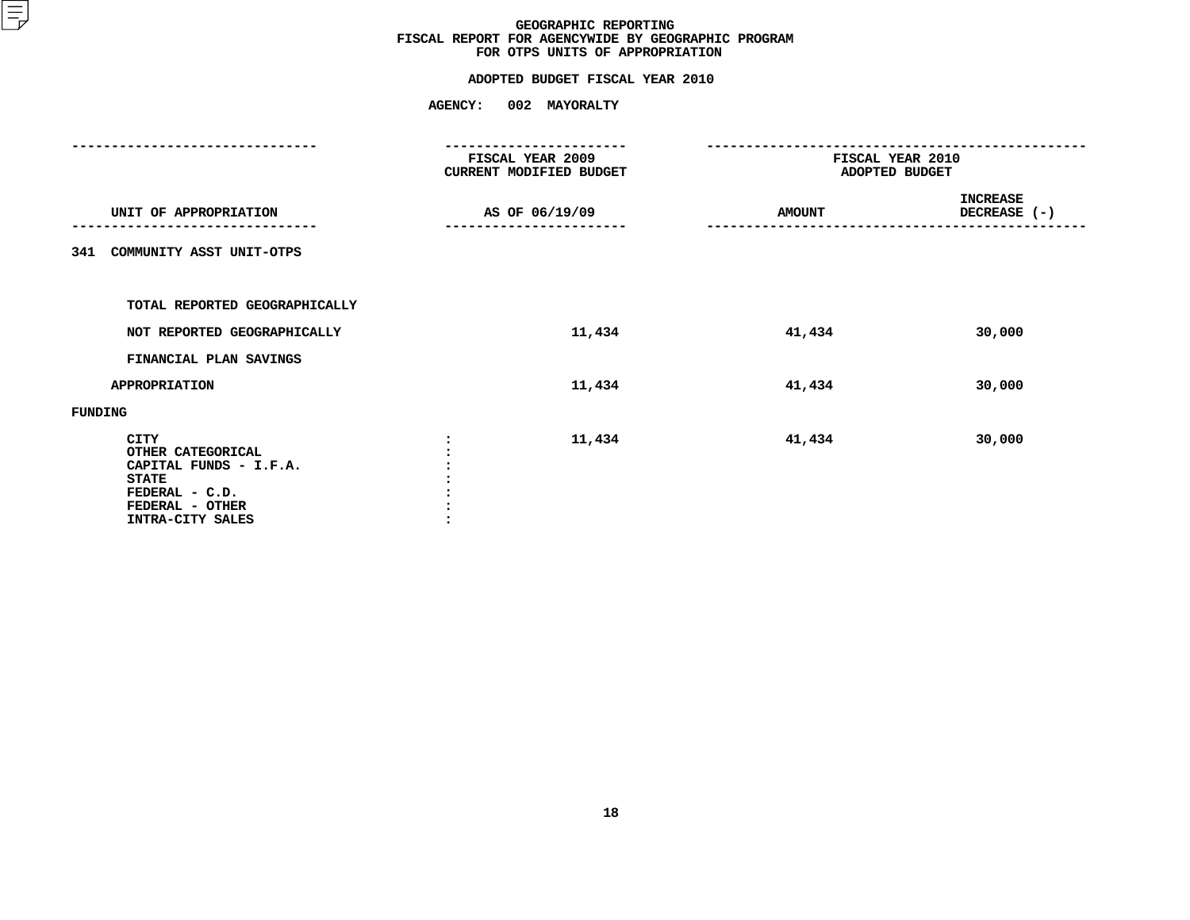# GEOGRAPHIC REPORTING
## FISCAL REPORT FOR AGENCYWIDE BY GEOGRAPHIC PROGRAM
## FOR OTPS UNITS OF APPROPRIATION

**ADOPTED BUDGET FISCAL YEAR 2010**

**AGENCY: 002 MAYORALTY**

| UNIT OF APPROPRIATION | | FISCAL YEAR 2009 CURRENT MODIFIED BUDGET AS OF 06/19/09 | FISCAL YEAR 2010 ADOPTED BUDGET AMOUNT | INCREASE DECREASE (-) |
|---|---|---|---|---|
| 341 COMMUNITY ASST UNIT-OTPS | | | | |
| TOTAL REPORTED GEOGRAPHICALLY | | | | |
| NOT REPORTED GEOGRAPHICALLY | | 11,434 | 41,434 | 30,000 |
| FINANCIAL PLAN SAVINGS | | | | |
| APPROPRIATION | | 11,434 | 41,434 | 30,000 |
| FUNDING | | | | |
| CITY | : | 11,434 | 41,434 | 30,000 |
| OTHER CATEGORICAL | : | | | |
| CAPITAL FUNDS - I.F.A. | : | | | |
| STATE | : | | | |
| FEDERAL - C.D. | : | | | |
| FEDERAL - OTHER | : | | | |
| INTRA-CITY SALES | : | | | |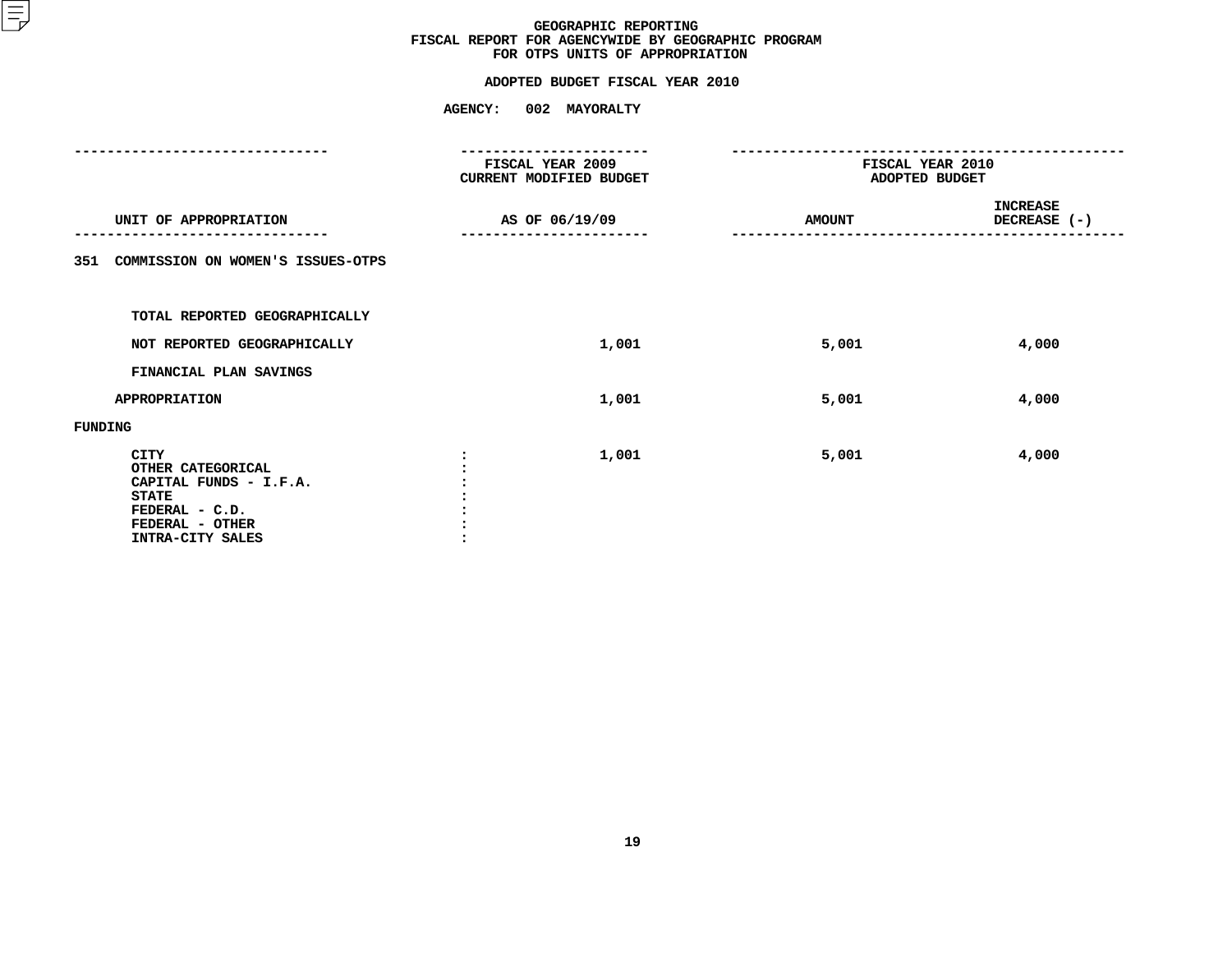# GEOGRAPHIC REPORTING
## FISCAL REPORT FOR AGENCYWIDE BY GEOGRAPHIC PROGRAM
## FOR OTPS UNITS OF APPROPRIATION

**ADOPTED BUDGET FISCAL YEAR 2010**

**AGENCY: 002 MAYORALTY**

| UNIT OF APPROPRIATION | FISCAL YEAR 2009 CURRENT MODIFIED BUDGET AS OF 06/19/09 | FISCAL YEAR 2010 ADOPTED BUDGET AMOUNT | FISCAL YEAR 2010 ADOPTED BUDGET INCREASE DECREASE (-) |
|---|---|---|---|
| 351 COMMISSION ON WOMEN'S ISSUES-OTPS | | | |
| TOTAL REPORTED GEOGRAPHICALLY | | | |
| NOT REPORTED GEOGRAPHICALLY | 1,001 | 5,001 | 4,000 |
| FINANCIAL PLAN SAVINGS | | | |
| APPROPRIATION | 1,001 | 5,001 | 4,000 |
| FUNDING | | | |
| CITY : | 1,001 | 5,001 | 4,000 |
| OTHER CATEGORICAL : | | | |
| CAPITAL FUNDS - I.F.A. : | | | |
| STATE : | | | |
| FEDERAL - C.D. : | | | |
| FEDERAL - OTHER : | | | |
| INTRA-CITY SALES : | | | |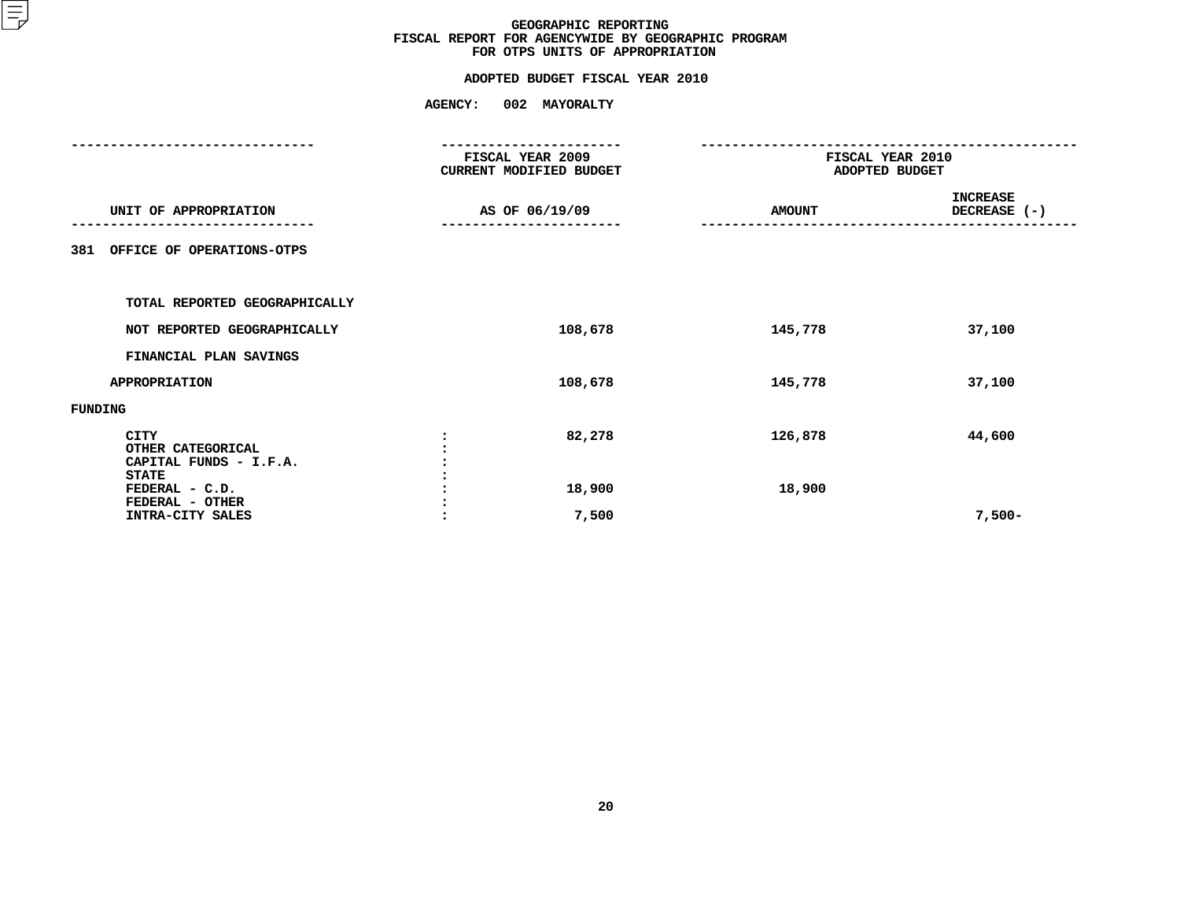# GEOGRAPHIC REPORTING
## FISCAL REPORT FOR AGENCYWIDE BY GEOGRAPHIC PROGRAM
## FOR OTPS UNITS OF APPROPRIATION

### ADOPTED BUDGET FISCAL YEAR 2010

**AGENCY: 002 MAYORALTY**

| UNIT OF APPROPRIATION | | FISCAL YEAR 2009 CURRENT MODIFIED BUDGET AS OF 06/19/09 | FISCAL YEAR 2010 ADOPTED BUDGET AMOUNT | INCREASE DECREASE (-) |
|---|---|---|---|---|
| 381 OFFICE OF OPERATIONS-OTPS | | | | |
| TOTAL REPORTED GEOGRAPHICALLY | | | | |
| NOT REPORTED GEOGRAPHICALLY | | 108,678 | 145,778 | 37,100 |
| FINANCIAL PLAN SAVINGS | | | | |
| APPROPRIATION | | 108,678 | 145,778 | 37,100 |
| FUNDING | | | | |
| CITY | : | 82,278 | 126,878 | 44,600 |
| OTHER CATEGORICAL | : | | | |
| CAPITAL FUNDS - I.F.A. | : | | | |
| STATE | : | | | |
| FEDERAL - C.D. | : | 18,900 | 18,900 | |
| FEDERAL - OTHER | : | | | |
| INTRA-CITY SALES | : | 7,500 | | 7,500- |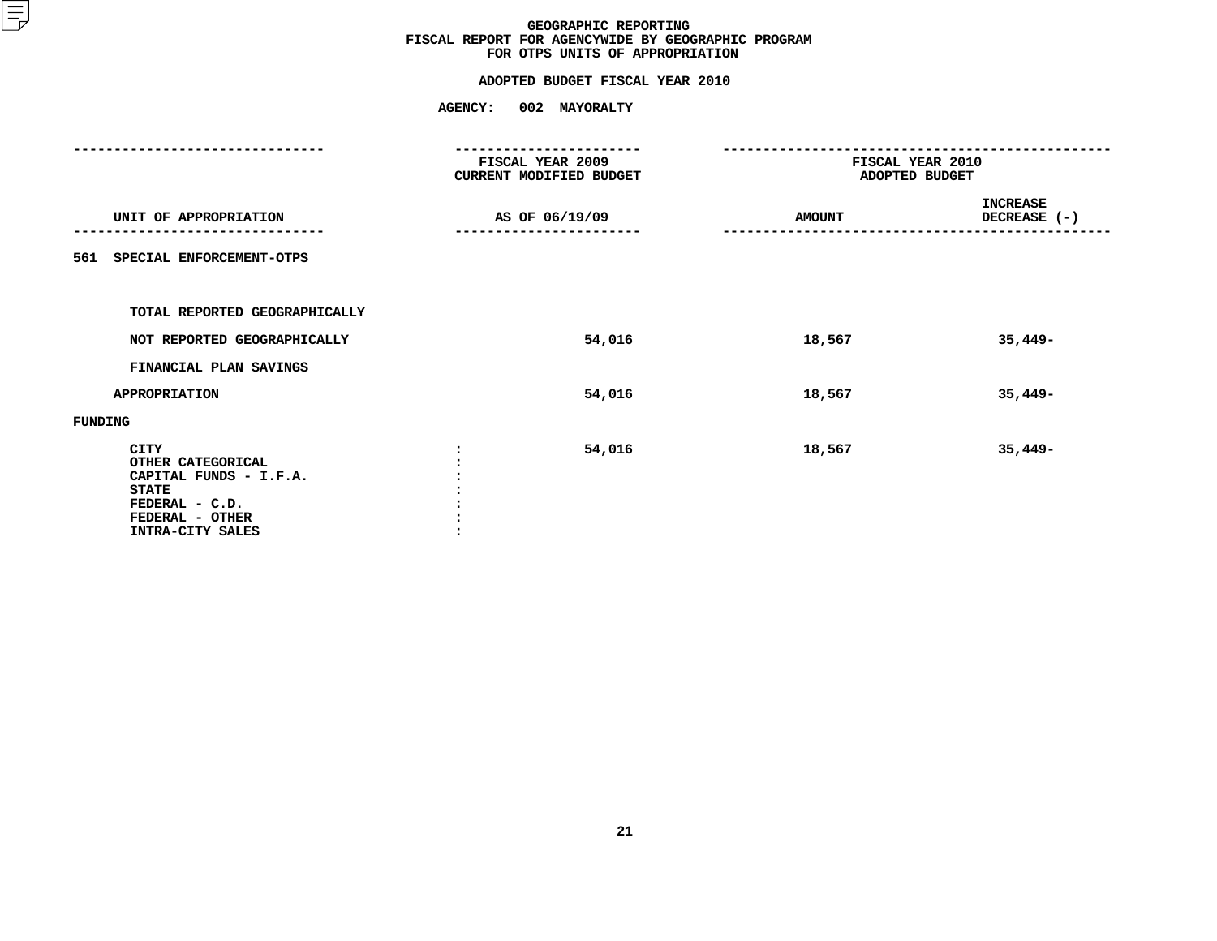# GEOGRAPHIC REPORTING
## FISCAL REPORT FOR AGENCYWIDE BY GEOGRAPHIC PROGRAM
## FOR OTPS UNITS OF APPROPRIATION

**ADOPTED BUDGET FISCAL YEAR 2010**

**AGENCY: 002 MAYORALTY**

| UNIT OF APPROPRIATION | FISCAL YEAR 2009 CURRENT MODIFIED BUDGET AS OF 06/19/09 | FISCAL YEAR 2010 ADOPTED BUDGET AMOUNT | FISCAL YEAR 2010 ADOPTED BUDGET INCREASE DECREASE (-) |
|---|---|---|---|
| **561 SPECIAL ENFORCEMENT-OTPS** | | | |
| TOTAL REPORTED GEOGRAPHICALLY | | | |
| NOT REPORTED GEOGRAPHICALLY | 54,016 | 18,567 | 35,449- |
| FINANCIAL PLAN SAVINGS | | | |
| APPROPRIATION | 54,016 | 18,567 | 35,449- |
| FUNDING | | | |
| CITY | 54,016 | 18,567 | 35,449- |
| OTHER CATEGORICAL | | | |
| CAPITAL FUNDS - I.F.A. | | | |
| STATE | | | |
| FEDERAL - C.D. | | | |
| FEDERAL - OTHER | | | |
| INTRA-CITY SALES | | | |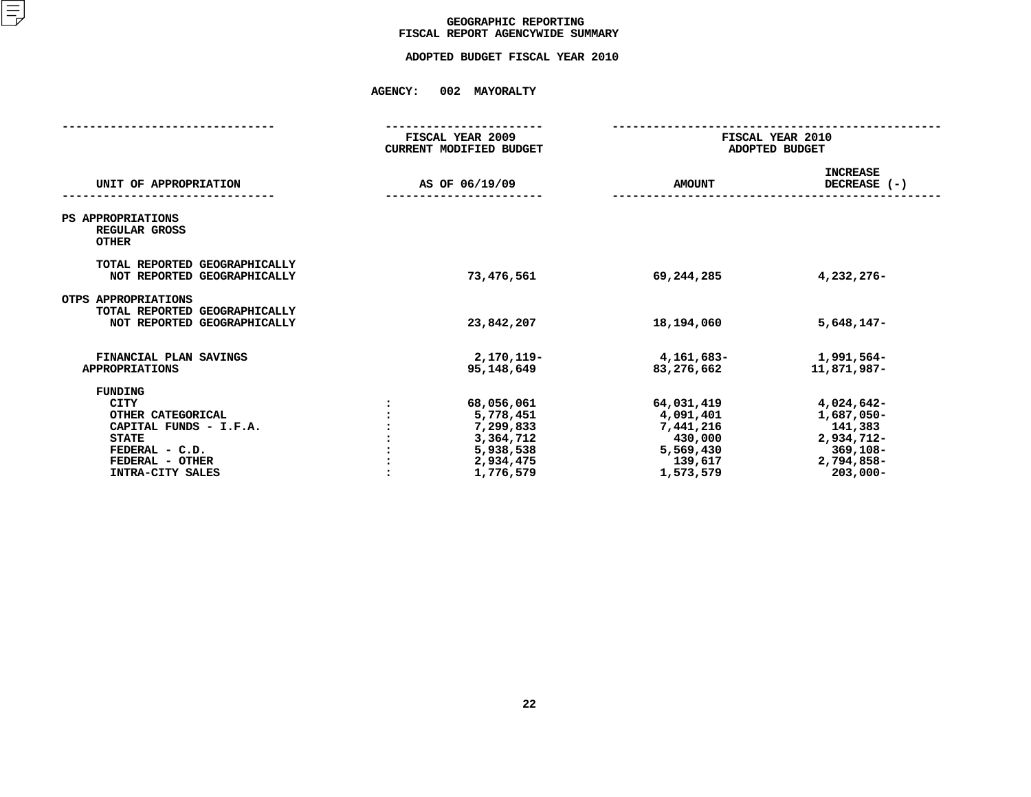# GEOGRAPHIC REPORTING
## FISCAL REPORT AGENCYWIDE SUMMARY

### ADOPTED BUDGET FISCAL YEAR 2010

**AGENCY: 002 MAYORALTY**

| UNIT OF APPROPRIATION | FISCAL YEAR 2009 CURRENT MODIFIED BUDGET AS OF 06/19/09 | FISCAL YEAR 2010 ADOPTED BUDGET AMOUNT | FISCAL YEAR 2010 ADOPTED BUDGET INCREASE DECREASE (-) |
|---|---|---|---|
| PS APPROPRIATIONS | | | |
| REGULAR GROSS | | | |
| OTHER | | | |
| TOTAL REPORTED GEOGRAPHICALLY | | | |
| NOT REPORTED GEOGRAPHICALLY | 73,476,561 | 69,244,285 | 4,232,276- |
| OTPS APPROPRIATIONS | | | |
| TOTAL REPORTED GEOGRAPHICALLY | | | |
| NOT REPORTED GEOGRAPHICALLY | 23,842,207 | 18,194,060 | 5,648,147- |
| FINANCIAL PLAN SAVINGS | 2,170,119- | 4,161,683- | 1,991,564- |
| APPROPRIATIONS | 95,148,649 | 83,276,662 | 11,871,987- |
| FUNDING | | | |
| CITY | 68,056,061 | 64,031,419 | 4,024,642- |
| OTHER CATEGORICAL | 5,778,451 | 4,091,401 | 1,687,050- |
| CAPITAL FUNDS - I.F.A. | 7,299,833 | 7,441,216 | 141,383 |
| STATE | 3,364,712 | 430,000 | 2,934,712- |
| FEDERAL - C.D. | 5,938,538 | 5,569,430 | 369,108- |
| FEDERAL - OTHER | 2,934,475 | 139,617 | 2,794,858- |
| INTRA-CITY SALES | 1,776,579 | 1,573,579 | 203,000- |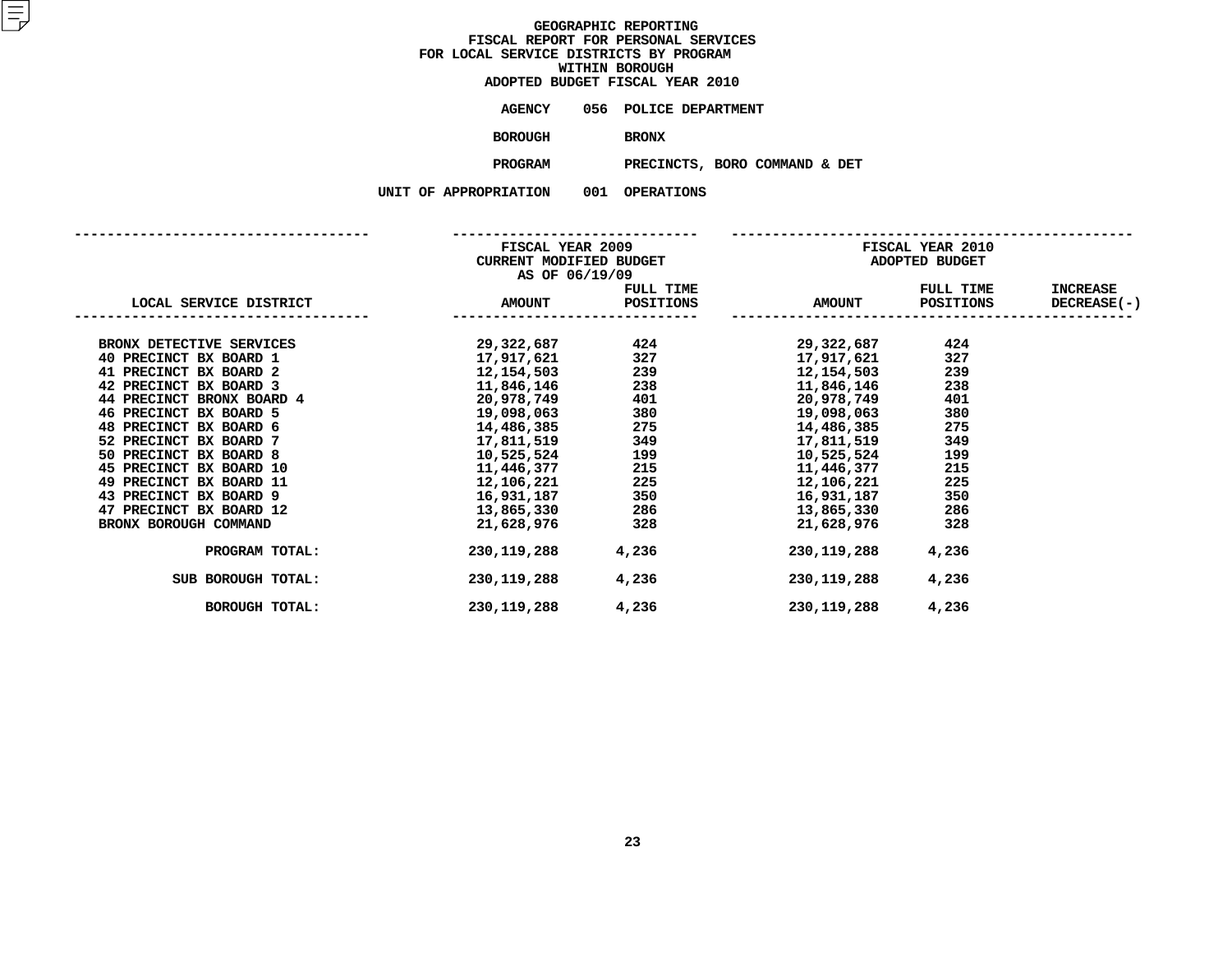# GEOGRAPHIC REPORTING
## FISCAL REPORT FOR PERSONAL SERVICES
## FOR LOCAL SERVICE DISTRICTS BY PROGRAM
## WITHIN BOROUGH
## ADOPTED BUDGET FISCAL YEAR 2010

AGENCY 056 POLICE DEPARTMENT

BOROUGH BRONX

PROGRAM PRECINCTS, BORO COMMAND & DET

UNIT OF APPROPRIATION 001 OPERATIONS

| LOCAL SERVICE DISTRICT | FISCAL YEAR 2009 CURRENT MODIFIED BUDGET AS OF 06/19/09 AMOUNT | FULL TIME POSITIONS | FISCAL YEAR 2010 ADOPTED BUDGET AMOUNT | FULL TIME POSITIONS | INCREASE DECREASE(-) |
|---|---|---|---|---|---|
| BRONX DETECTIVE SERVICES | 29,322,687 | 424 | 29,322,687 | 424 | |
| 40 PRECINCT BX BOARD 1 | 17,917,621 | 327 | 17,917,621 | 327 | |
| 41 PRECINCT BX BOARD 2 | 12,154,503 | 239 | 12,154,503 | 239 | |
| 42 PRECINCT BX BOARD 3 | 11,846,146 | 238 | 11,846,146 | 238 | |
| 44 PRECINCT BRONX BOARD 4 | 20,978,749 | 401 | 20,978,749 | 401 | |
| 46 PRECINCT BX BOARD 5 | 19,098,063 | 380 | 19,098,063 | 380 | |
| 48 PRECINCT BX BOARD 6 | 14,486,385 | 275 | 14,486,385 | 275 | |
| 52 PRECINCT BX BOARD 7 | 17,811,519 | 349 | 17,811,519 | 349 | |
| 50 PRECINCT BX BOARD 8 | 10,525,524 | 199 | 10,525,524 | 199 | |
| 45 PRECINCT BX BOARD 10 | 11,446,377 | 215 | 11,446,377 | 215 | |
| 49 PRECINCT BX BOARD 11 | 12,106,221 | 225 | 12,106,221 | 225 | |
| 43 PRECINCT BX BOARD 9 | 16,931,187 | 350 | 16,931,187 | 350 | |
| 47 PRECINCT BX BOARD 12 | 13,865,330 | 286 | 13,865,330 | 286 | |
| BRONX BOROUGH COMMAND | 21,628,976 | 328 | 21,628,976 | 328 | |
| PROGRAM TOTAL: | 230,119,288 | 4,236 | 230,119,288 | 4,236 | |
| SUB BOROUGH TOTAL: | 230,119,288 | 4,236 | 230,119,288 | 4,236 | |
| BOROUGH TOTAL: | 230,119,288 | 4,236 | 230,119,288 | 4,236 | |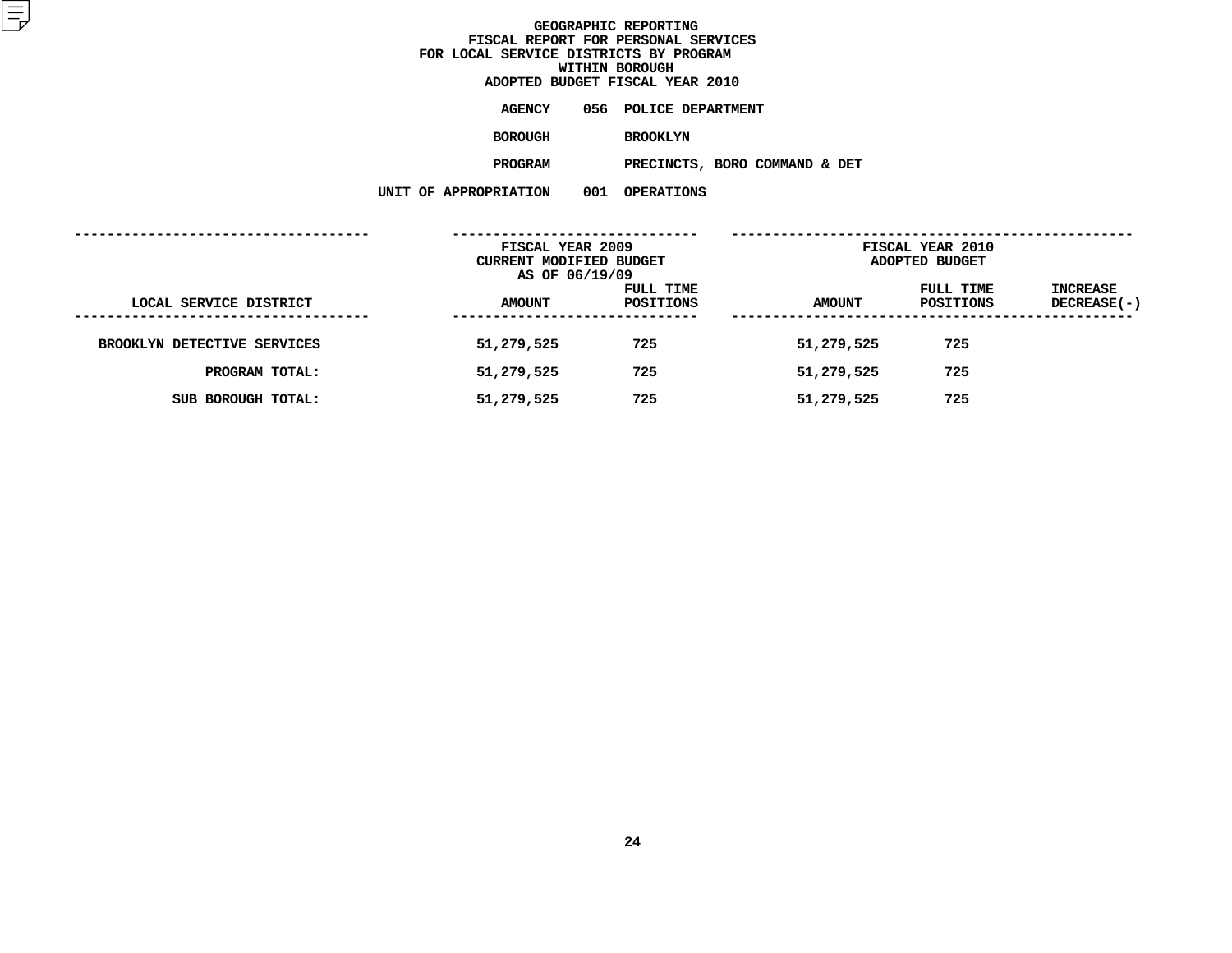# GEOGRAPHIC REPORTING
## FISCAL REPORT FOR PERSONAL SERVICES
## FOR LOCAL SERVICE DISTRICTS BY PROGRAM
## WITHIN BOROUGH
## ADOPTED BUDGET FISCAL YEAR 2010

**AGENCY** 056 POLICE DEPARTMENT

**BOROUGH** BROOKLYN

**PROGRAM** PRECINCTS, BORO COMMAND & DET

**UNIT OF APPROPRIATION** 001 OPERATIONS

| LOCAL SERVICE DISTRICT | FISCAL YEAR 2009 CURRENT MODIFIED BUDGET AS OF 06/19/09 AMOUNT | FULL TIME POSITIONS | FISCAL YEAR 2010 ADOPTED BUDGET AMOUNT | FULL TIME POSITIONS | INCREASE DECREASE(-) |
|---|---|---|---|---|---|
| BROOKLYN DETECTIVE SERVICES | 51,279,525 | 725 | 51,279,525 | 725 | |
| PROGRAM TOTAL: | 51,279,525 | 725 | 51,279,525 | 725 | |
| SUB BOROUGH TOTAL: | 51,279,525 | 725 | 51,279,525 | 725 | |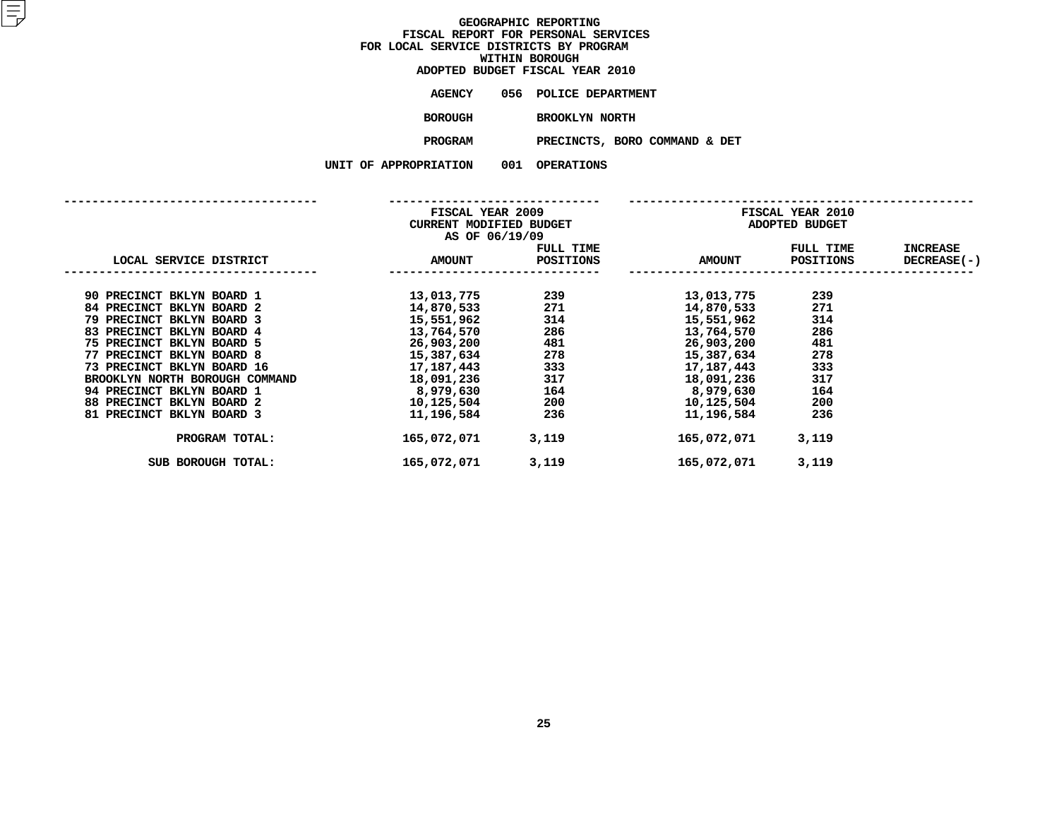# GEOGRAPHIC REPORTING
## FISCAL REPORT FOR PERSONAL SERVICES
## FOR LOCAL SERVICE DISTRICTS BY PROGRAM
## WITHIN BOROUGH
## ADOPTED BUDGET FISCAL YEAR 2010

**AGENCY** 056 POLICE DEPARTMENT

**BOROUGH** BROOKLYN NORTH

**PROGRAM** PRECINCTS, BORO COMMAND & DET

**UNIT OF APPROPRIATION** 001 OPERATIONS

| | FISCAL YEAR 2009 CURRENT MODIFIED BUDGET AS OF 06/19/09 | | FISCAL YEAR 2010 ADOPTED BUDGET | | |
|---|---|---|---|---|---|
| LOCAL SERVICE DISTRICT | AMOUNT | FULL TIME POSITIONS | AMOUNT | FULL TIME POSITIONS | INCREASE DECREASE(-) |
| 90 PRECINCT BKLYN BOARD 1 | 13,013,775 | 239 | 13,013,775 | 239 | |
| 84 PRECINCT BKLYN BOARD 2 | 14,870,533 | 271 | 14,870,533 | 271 | |
| 79 PRECINCT BKLYN BOARD 3 | 15,551,962 | 314 | 15,551,962 | 314 | |
| 83 PRECINCT BKLYN BOARD 4 | 13,764,570 | 286 | 13,764,570 | 286 | |
| 75 PRECINCT BKLYN BOARD 5 | 26,903,200 | 481 | 26,903,200 | 481 | |
| 77 PRECINCT BKLYN BOARD 8 | 15,387,634 | 278 | 15,387,634 | 278 | |
| 73 PRECINCT BKLYN BOARD 16 | 17,187,443 | 333 | 17,187,443 | 333 | |
| BROOKLYN NORTH BOROUGH COMMAND | 18,091,236 | 317 | 18,091,236 | 317 | |
| 94 PRECINCT BKLYN BOARD 1 | 8,979,630 | 164 | 8,979,630 | 164 | |
| 88 PRECINCT BKLYN BOARD 2 | 10,125,504 | 200 | 10,125,504 | 200 | |
| 81 PRECINCT BKLYN BOARD 3 | 11,196,584 | 236 | 11,196,584 | 236 | |
| PROGRAM TOTAL: | 165,072,071 | 3,119 | 165,072,071 | 3,119 | |
| SUB BOROUGH TOTAL: | 165,072,071 | 3,119 | 165,072,071 | 3,119 | |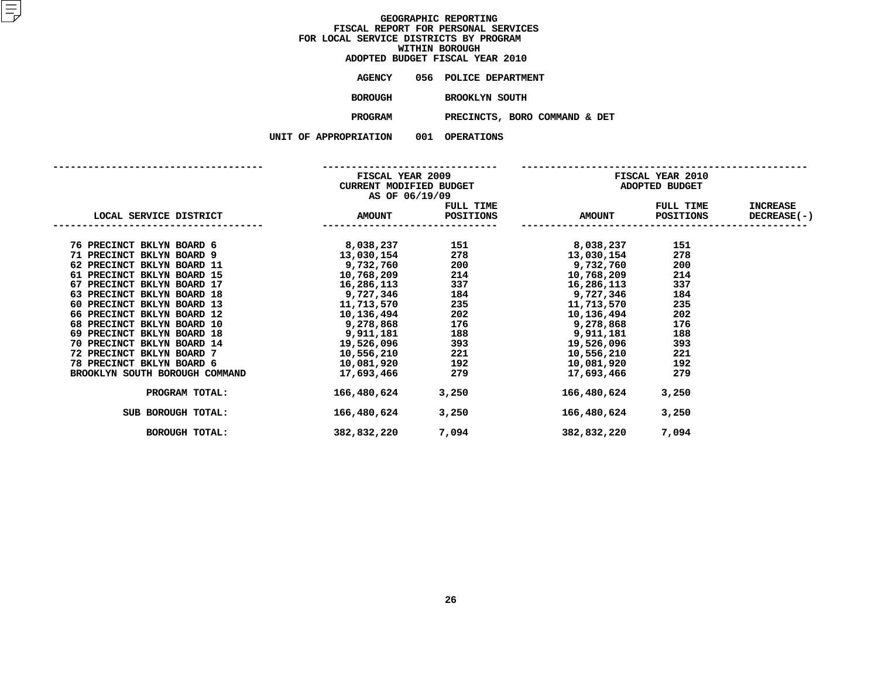# GEOGRAPHIC REPORTING
## FISCAL REPORT FOR PERSONAL SERVICES
## FOR LOCAL SERVICE DISTRICTS BY PROGRAM
## WITHIN BOROUGH
## ADOPTED BUDGET FISCAL YEAR 2010

**AGENCY** 056 POLICE DEPARTMENT

**BOROUGH** BROOKLYN SOUTH

**PROGRAM** PRECINCTS, BORO COMMAND & DET

**UNIT OF APPROPRIATION** 001 OPERATIONS

| LOCAL SERVICE DISTRICT | FISCAL YEAR 2009 CURRENT MODIFIED BUDGET AS OF 06/19/09 AMOUNT | FULL TIME POSITIONS | FISCAL YEAR 2010 ADOPTED BUDGET AMOUNT | FULL TIME POSITIONS | INCREASE DECREASE(-) |
|---|---|---|---|---|---|
| 76 PRECINCT BKLYN BOARD 6 | 8,038,237 | 151 | 8,038,237 | 151 | |
| 71 PRECINCT BKLYN BOARD 9 | 13,030,154 | 278 | 13,030,154 | 278 | |
| 62 PRECINCT BKLYN BOARD 11 | 9,732,760 | 200 | 9,732,760 | 200 | |
| 61 PRECINCT BKLYN BOARD 15 | 10,768,209 | 214 | 10,768,209 | 214 | |
| 67 PRECINCT BKLYN BOARD 17 | 16,286,113 | 337 | 16,286,113 | 337 | |
| 63 PRECINCT BKLYN BOARD 18 | 9,727,346 | 184 | 9,727,346 | 184 | |
| 60 PRECINCT BKLYN BOARD 13 | 11,713,570 | 235 | 11,713,570 | 235 | |
| 66 PRECINCT BKLYN BOARD 12 | 10,136,494 | 202 | 10,136,494 | 202 | |
| 68 PRECINCT BKLYN BOARD 10 | 9,278,868 | 176 | 9,278,868 | 176 | |
| 69 PRECINCT BKLYN BOARD 18 | 9,911,181 | 188 | 9,911,181 | 188 | |
| 70 PRECINCT BKLYN BOARD 14 | 19,526,096 | 393 | 19,526,096 | 393 | |
| 72 PRECINCT BKLYN BOARD 7 | 10,556,210 | 221 | 10,556,210 | 221 | |
| 78 PRECINCT BKLYN BOARD 6 | 10,081,920 | 192 | 10,081,920 | 192 | |
| BROOKLYN SOUTH BOROUGH COMMAND | 17,693,466 | 279 | 17,693,466 | 279 | |
| **PROGRAM TOTAL:** | 166,480,624 | 3,250 | 166,480,624 | 3,250 | |
| **SUB BOROUGH TOTAL:** | 166,480,624 | 3,250 | 166,480,624 | 3,250 | |
| **BOROUGH TOTAL:** | 382,832,220 | 7,094 | 382,832,220 | 7,094 | |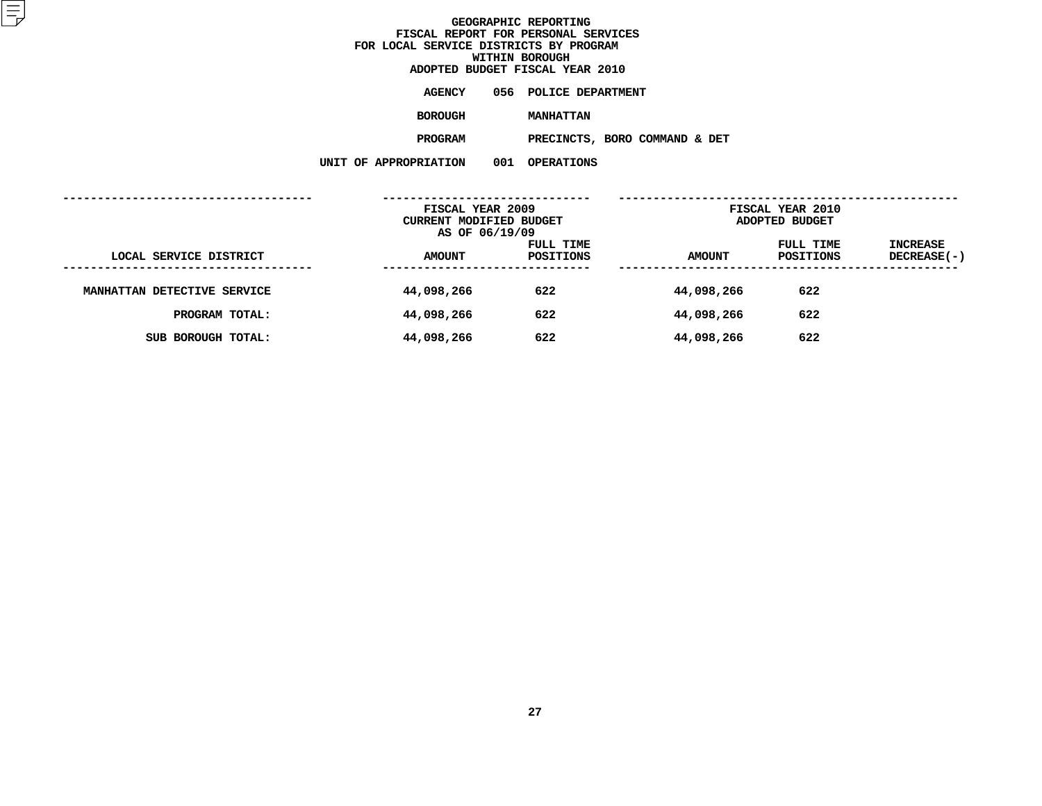# GEOGRAPHIC REPORTING
## FISCAL REPORT FOR PERSONAL SERVICES
## FOR LOCAL SERVICE DISTRICTS BY PROGRAM
## WITHIN BOROUGH
## ADOPTED BUDGET FISCAL YEAR 2010

AGENCY 056 POLICE DEPARTMENT

BOROUGH MANHATTAN

PROGRAM PRECINCTS, BORO COMMAND & DET

UNIT OF APPROPRIATION 001 OPERATIONS

| LOCAL SERVICE DISTRICT | FISCAL YEAR 2009 CURRENT MODIFIED BUDGET AS OF 06/19/09 AMOUNT | FULL TIME POSITIONS | FISCAL YEAR 2010 ADOPTED BUDGET AMOUNT | FULL TIME POSITIONS | INCREASE DECREASE(-) |
|---|---|---|---|---|---|
| MANHATTAN DETECTIVE SERVICE | 44,098,266 | 622 | 44,098,266 | 622 | |
| PROGRAM TOTAL: | 44,098,266 | 622 | 44,098,266 | 622 | |
| SUB BOROUGH TOTAL: | 44,098,266 | 622 | 44,098,266 | 622 | |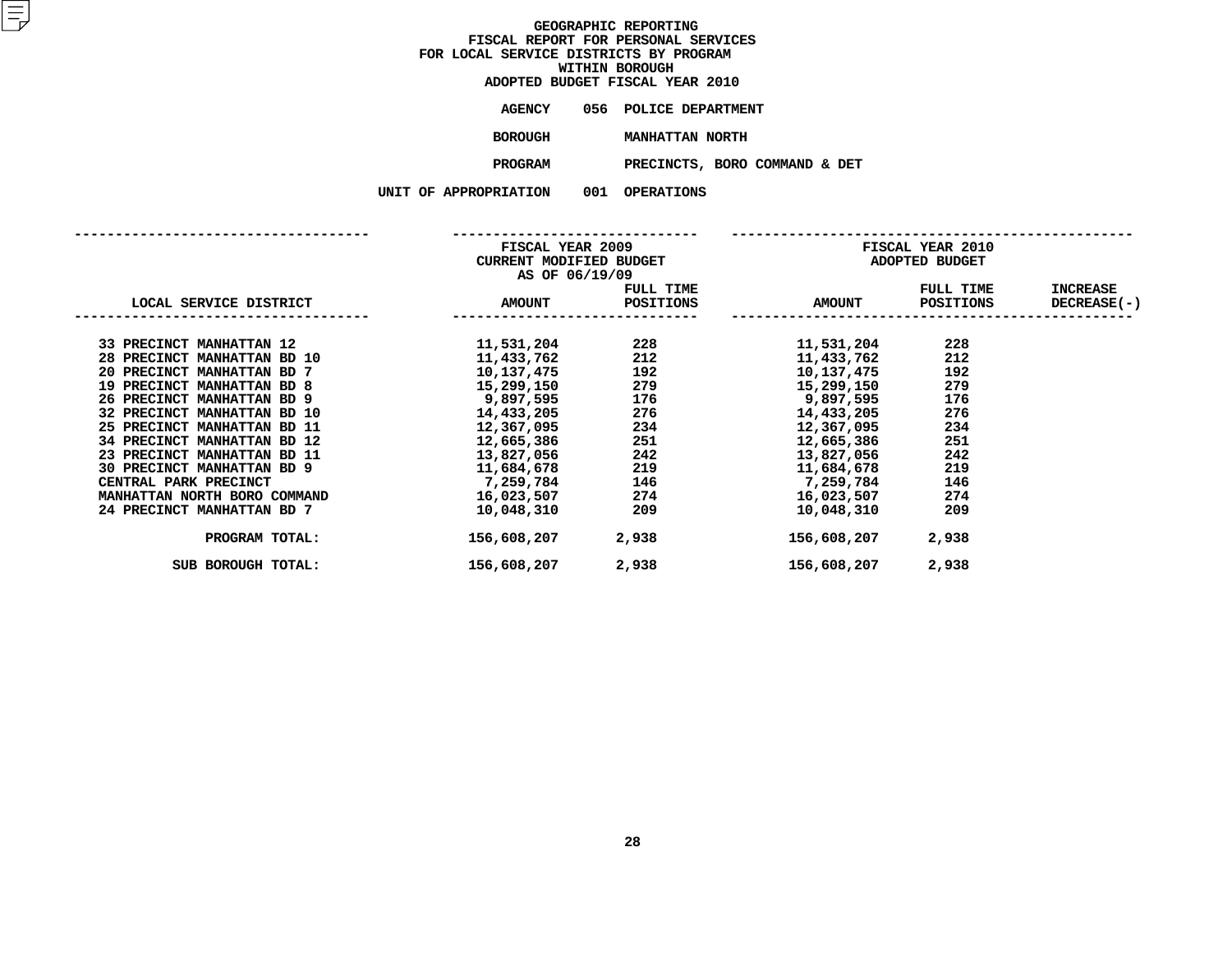GEOGRAPHIC REPORTING
FISCAL REPORT FOR PERSONAL SERVICES
FOR LOCAL SERVICE DISTRICTS BY PROGRAM
WITHIN BOROUGH
ADOPTED BUDGET FISCAL YEAR 2010

AGENCY 056 POLICE DEPARTMENT

BOROUGH MANHATTAN NORTH

PROGRAM PRECINCTS, BORO COMMAND & DET

UNIT OF APPROPRIATION 001 OPERATIONS

| LOCAL SERVICE DISTRICT | FISCAL YEAR 2009 CURRENT MODIFIED BUDGET AS OF 06/19/09 AMOUNT | FULL TIME POSITIONS | FISCAL YEAR 2010 ADOPTED BUDGET AMOUNT | FULL TIME POSITIONS | INCREASE DECREASE(-) |
|---|---|---|---|---|---|
| 33 PRECINCT MANHATTAN 12 | 11,531,204 | 228 | 11,531,204 | 228 | |
| 28 PRECINCT MANHATTAN BD 10 | 11,433,762 | 212 | 11,433,762 | 212 | |
| 20 PRECINCT MANHATTAN BD 7 | 10,137,475 | 192 | 10,137,475 | 192 | |
| 19 PRECINCT MANHATTAN BD 8 | 15,299,150 | 279 | 15,299,150 | 279 | |
| 26 PRECINCT MANHATTAN BD 9 | 9,897,595 | 176 | 9,897,595 | 176 | |
| 32 PRECINCT MANHATTAN BD 10 | 14,433,205 | 276 | 14,433,205 | 276 | |
| 25 PRECINCT MANHATTAN BD 11 | 12,367,095 | 234 | 12,367,095 | 234 | |
| 34 PRECINCT MANHATTAN BD 12 | 12,665,386 | 251 | 12,665,386 | 251 | |
| 23 PRECINCT MANHATTAN BD 11 | 13,827,056 | 242 | 13,827,056 | 242 | |
| 30 PRECINCT MANHATTAN BD 9 | 11,684,678 | 219 | 11,684,678 | 219 | |
| CENTRAL PARK PRECINCT | 7,259,784 | 146 | 7,259,784 | 146 | |
| MANHATTAN NORTH BORO COMMAND | 16,023,507 | 274 | 16,023,507 | 274 | |
| 24 PRECINCT MANHATTAN BD 7 | 10,048,310 | 209 | 10,048,310 | 209 | |
| PROGRAM TOTAL: | 156,608,207 | 2,938 | 156,608,207 | 2,938 | |
| SUB BOROUGH TOTAL: | 156,608,207 | 2,938 | 156,608,207 | 2,938 | |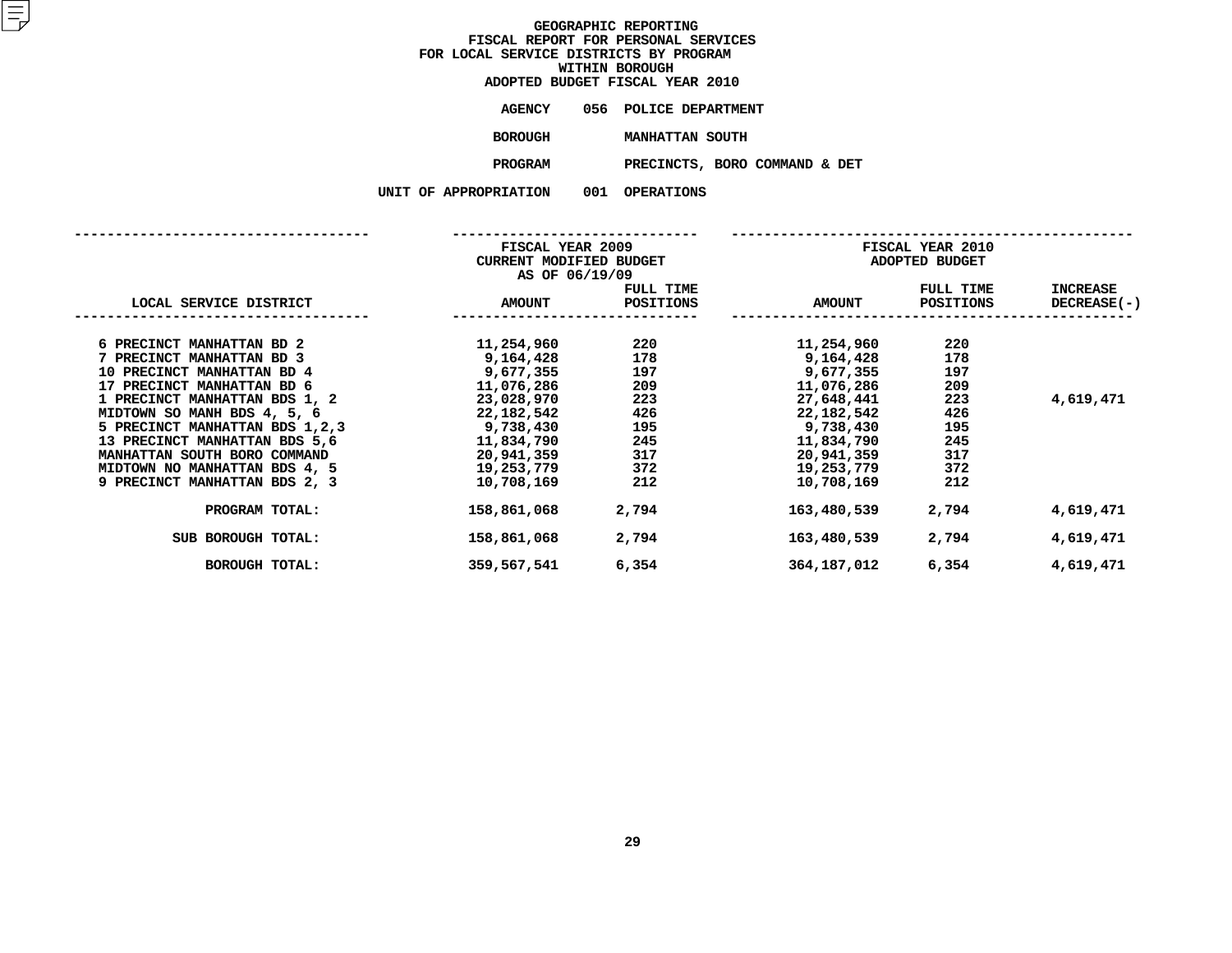# GEOGRAPHIC REPORTING
## FISCAL REPORT FOR PERSONAL SERVICES
## FOR LOCAL SERVICE DISTRICTS BY PROGRAM
## WITHIN BOROUGH
## ADOPTED BUDGET FISCAL YEAR 2010

**AGENCY** 056 POLICE DEPARTMENT

**BOROUGH** MANHATTAN SOUTH

**PROGRAM** PRECINCTS, BORO COMMAND & DET

**UNIT OF APPROPRIATION** 001 OPERATIONS

| LOCAL SERVICE DISTRICT | FISCAL YEAR 2009 CURRENT MODIFIED BUDGET AS OF 06/19/09 AMOUNT | FULL TIME POSITIONS | FISCAL YEAR 2010 ADOPTED BUDGET AMOUNT | FULL TIME POSITIONS | INCREASE DECREASE(-) |
|---|---|---|---|---|---|
| 6 PRECINCT MANHATTAN BD 2 | 11,254,960 | 220 | 11,254,960 | 220 | |
| 7 PRECINCT MANHATTAN BD 3 | 9,164,428 | 178 | 9,164,428 | 178 | |
| 10 PRECINCT MANHATTAN BD 4 | 9,677,355 | 197 | 9,677,355 | 197 | |
| 17 PRECINCT MANHATTAN BD 6 | 11,076,286 | 209 | 11,076,286 | 209 | |
| 1 PRECINCT MANHATTAN BDS 1, 2 | 23,028,970 | 223 | 27,648,441 | 223 | 4,619,471 |
| MIDTOWN SO MANH BDS 4, 5, 6 | 22,182,542 | 426 | 22,182,542 | 426 | |
| 5 PRECINCT MANHATTAN BDS 1,2,3 | 9,738,430 | 195 | 9,738,430 | 195 | |
| 13 PRECINCT MANHATTAN BDS 5,6 | 11,834,790 | 245 | 11,834,790 | 245 | |
| MANHATTAN SOUTH BORO COMMAND | 20,941,359 | 317 | 20,941,359 | 317 | |
| MIDTOWN NO MANHATTAN BDS 4, 5 | 19,253,779 | 372 | 19,253,779 | 372 | |
| 9 PRECINCT MANHATTAN BDS 2, 3 | 10,708,169 | 212 | 10,708,169 | 212 | |
| PROGRAM TOTAL: | 158,861,068 | 2,794 | 163,480,539 | 2,794 | 4,619,471 |
| SUB BOROUGH TOTAL: | 158,861,068 | 2,794 | 163,480,539 | 2,794 | 4,619,471 |
| BOROUGH TOTAL: | 359,567,541 | 6,354 | 364,187,012 | 6,354 | 4,619,471 |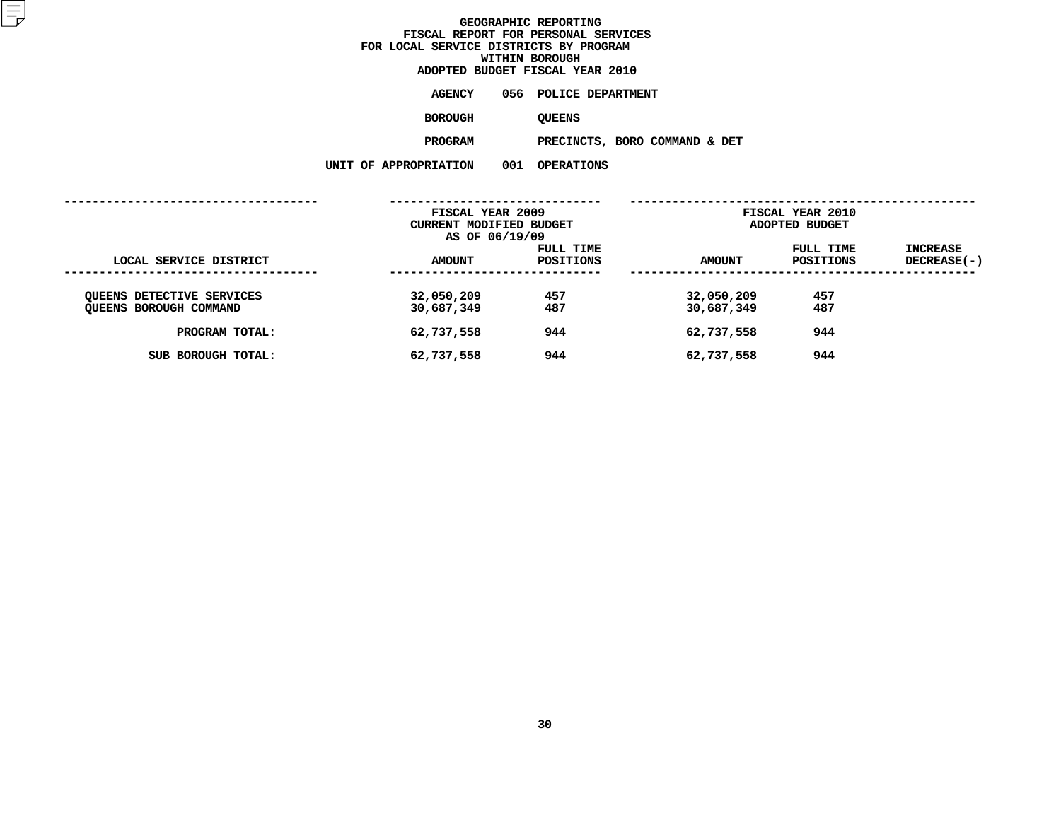# GEOGRAPHIC REPORTING
## FISCAL REPORT FOR PERSONAL SERVICES
## FOR LOCAL SERVICE DISTRICTS BY PROGRAM
## WITHIN BOROUGH
## ADOPTED BUDGET FISCAL YEAR 2010

**AGENCY** 056 POLICE DEPARTMENT

**BOROUGH** QUEENS

**PROGRAM** PRECINCTS, BORO COMMAND & DET

**UNIT OF APPROPRIATION** 001 OPERATIONS

| LOCAL SERVICE DISTRICT | FISCAL YEAR 2009 CURRENT MODIFIED BUDGET AS OF 06/19/09 AMOUNT | FULL TIME POSITIONS | FISCAL YEAR 2010 ADOPTED BUDGET AMOUNT | FULL TIME POSITIONS | INCREASE DECREASE(-) |
|---|---|---|---|---|---|
| QUEENS DETECTIVE SERVICES | 32,050,209 | 457 | 32,050,209 | 457 | |
| QUEENS BOROUGH COMMAND | 30,687,349 | 487 | 30,687,349 | 487 | |
| PROGRAM TOTAL: | 62,737,558 | 944 | 62,737,558 | 944 | |
| SUB BOROUGH TOTAL: | 62,737,558 | 944 | 62,737,558 | 944 | |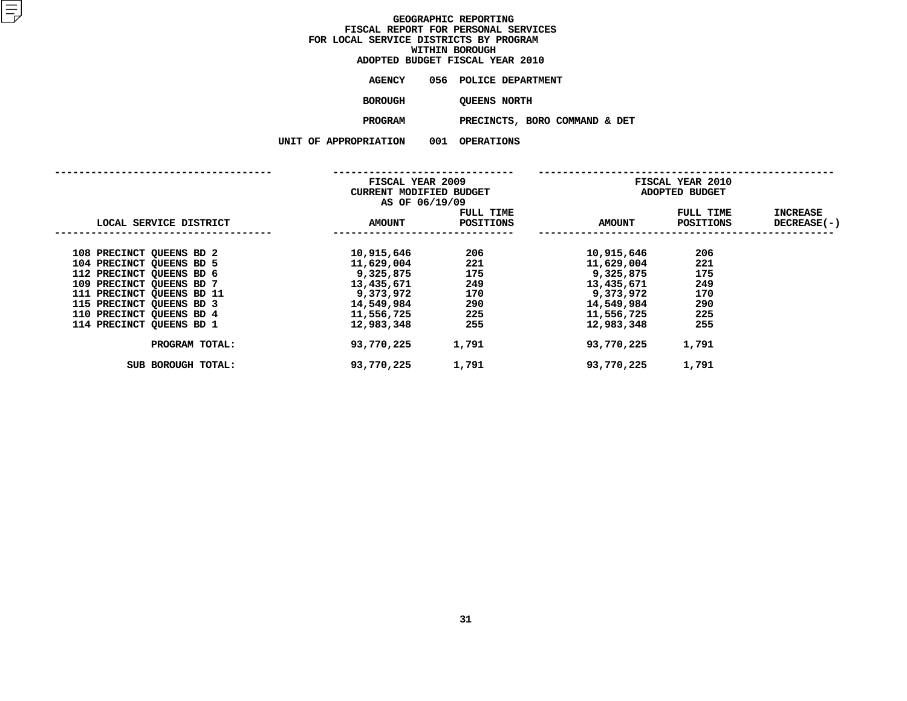# GEOGRAPHIC REPORTING
## FISCAL REPORT FOR PERSONAL SERVICES
## FOR LOCAL SERVICE DISTRICTS BY PROGRAM
## WITHIN BOROUGH
## ADOPTED BUDGET FISCAL YEAR 2010

**AGENCY** 056 POLICE DEPARTMENT

**BOROUGH** QUEENS NORTH

**PROGRAM** PRECINCTS, BORO COMMAND & DET

**UNIT OF APPROPRIATION** 001 OPERATIONS

| LOCAL SERVICE DISTRICT | FISCAL YEAR 2009 CURRENT MODIFIED BUDGET AS OF 06/19/09 AMOUNT | FULL TIME POSITIONS | FISCAL YEAR 2010 ADOPTED BUDGET AMOUNT | FULL TIME POSITIONS | INCREASE DECREASE(-) |
|---|---|---|---|---|---|
| 108 PRECINCT QUEENS BD 2 | 10,915,646 | 206 | 10,915,646 | 206 | |
| 104 PRECINCT QUEENS BD 5 | 11,629,004 | 221 | 11,629,004 | 221 | |
| 112 PRECINCT QUEENS BD 6 | 9,325,875 | 175 | 9,325,875 | 175 | |
| 109 PRECINCT QUEENS BD 7 | 13,435,671 | 249 | 13,435,671 | 249 | |
| 111 PRECINCT QUEENS BD 11 | 9,373,972 | 170 | 9,373,972 | 170 | |
| 115 PRECINCT QUEENS BD 3 | 14,549,984 | 290 | 14,549,984 | 290 | |
| 110 PRECINCT QUEENS BD 4 | 11,556,725 | 225 | 11,556,725 | 225 | |
| 114 PRECINCT QUEENS BD 1 | 12,983,348 | 255 | 12,983,348 | 255 | |
| PROGRAM TOTAL: | 93,770,225 | 1,791 | 93,770,225 | 1,791 | |
| SUB BOROUGH TOTAL: | 93,770,225 | 1,791 | 93,770,225 | 1,791 | |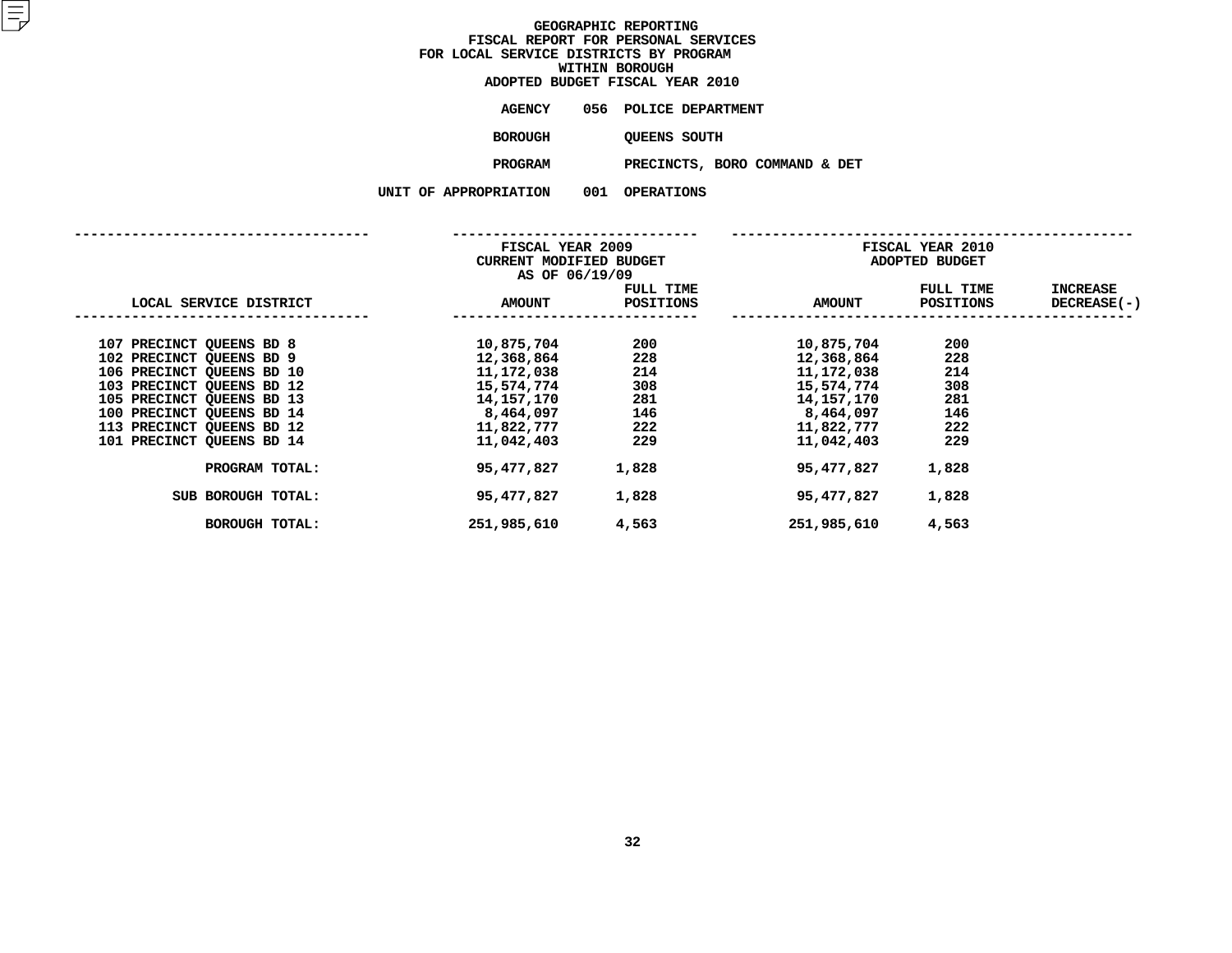# GEOGRAPHIC REPORTING
## FISCAL REPORT FOR PERSONAL SERVICES
## FOR LOCAL SERVICE DISTRICTS BY PROGRAM
## WITHIN BOROUGH
## ADOPTED BUDGET FISCAL YEAR 2010

**AGENCY** 056 POLICE DEPARTMENT

**BOROUGH** QUEENS SOUTH

**PROGRAM** PRECINCTS, BORO COMMAND & DET

**UNIT OF APPROPRIATION** 001 OPERATIONS

| LOCAL SERVICE DISTRICT | FISCAL YEAR 2009 CURRENT MODIFIED BUDGET AS OF 06/19/09 AMOUNT | FULL TIME POSITIONS | FISCAL YEAR 2010 ADOPTED BUDGET AMOUNT | FULL TIME POSITIONS | INCREASE DECREASE(-) |
|---|---|---|---|---|---|
| 107 PRECINCT QUEENS BD 8 | 10,875,704 | 200 | 10,875,704 | 200 | |
| 102 PRECINCT QUEENS BD 9 | 12,368,864 | 228 | 12,368,864 | 228 | |
| 106 PRECINCT QUEENS BD 10 | 11,172,038 | 214 | 11,172,038 | 214 | |
| 103 PRECINCT QUEENS BD 12 | 15,574,774 | 308 | 15,574,774 | 308 | |
| 105 PRECINCT QUEENS BD 13 | 14,157,170 | 281 | 14,157,170 | 281 | |
| 100 PRECINCT QUEENS BD 14 | 8,464,097 | 146 | 8,464,097 | 146 | |
| 113 PRECINCT QUEENS BD 12 | 11,822,777 | 222 | 11,822,777 | 222 | |
| 101 PRECINCT QUEENS BD 14 | 11,042,403 | 229 | 11,042,403 | 229 | |
| PROGRAM TOTAL: | 95,477,827 | 1,828 | 95,477,827 | 1,828 | |
| SUB BOROUGH TOTAL: | 95,477,827 | 1,828 | 95,477,827 | 1,828 | |
| BOROUGH TOTAL: | 251,985,610 | 4,563 | 251,985,610 | 4,563 | |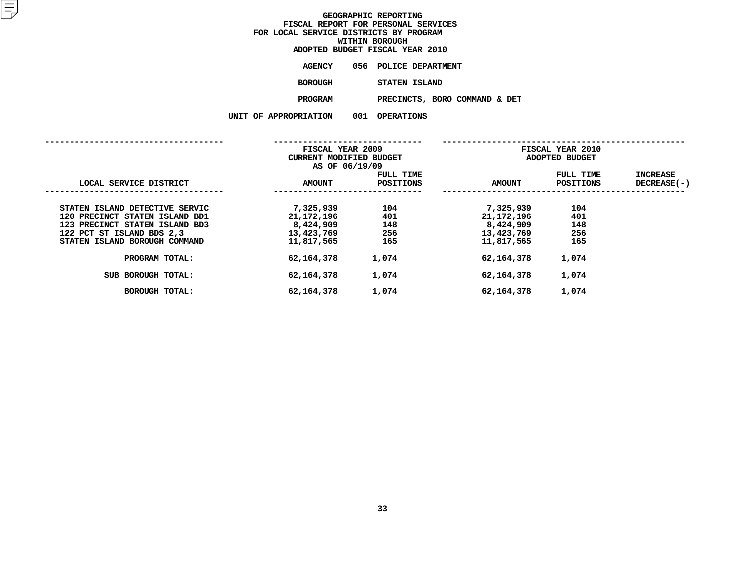# GEOGRAPHIC REPORTING
## FISCAL REPORT FOR PERSONAL SERVICES
## FOR LOCAL SERVICE DISTRICTS BY PROGRAM
## WITHIN BOROUGH
## ADOPTED BUDGET FISCAL YEAR 2010

**AGENCY** 056 POLICE DEPARTMENT

**BOROUGH** STATEN ISLAND

**PROGRAM** PRECINCTS, BORO COMMAND & DET

**UNIT OF APPROPRIATION** 001 OPERATIONS

| | FISCAL YEAR 2009 CURRENT MODIFIED BUDGET AS OF 06/19/09 | | FISCAL YEAR 2010 ADOPTED BUDGET | | |
|---|---|---|---|---|---|
| LOCAL SERVICE DISTRICT | AMOUNT | FULL TIME POSITIONS | AMOUNT | FULL TIME POSITIONS | INCREASE DECREASE(-) |
| STATEN ISLAND DETECTIVE SERVIC | 7,325,939 | 104 | 7,325,939 | 104 | |
| 120 PRECINCT STATEN ISLAND BD1 | 21,172,196 | 401 | 21,172,196 | 401 | |
| 123 PRECINCT STATEN ISLAND BD3 | 8,424,909 | 148 | 8,424,909 | 148 | |
| 122 PCT ST ISLAND BDS 2,3 | 13,423,769 | 256 | 13,423,769 | 256 | |
| STATEN ISLAND BOROUGH COMMAND | 11,817,565 | 165 | 11,817,565 | 165 | |
| PROGRAM TOTAL: | 62,164,378 | 1,074 | 62,164,378 | 1,074 | |
| SUB BOROUGH TOTAL: | 62,164,378 | 1,074 | 62,164,378 | 1,074 | |
| BOROUGH TOTAL: | 62,164,378 | 1,074 | 62,164,378 | 1,074 | |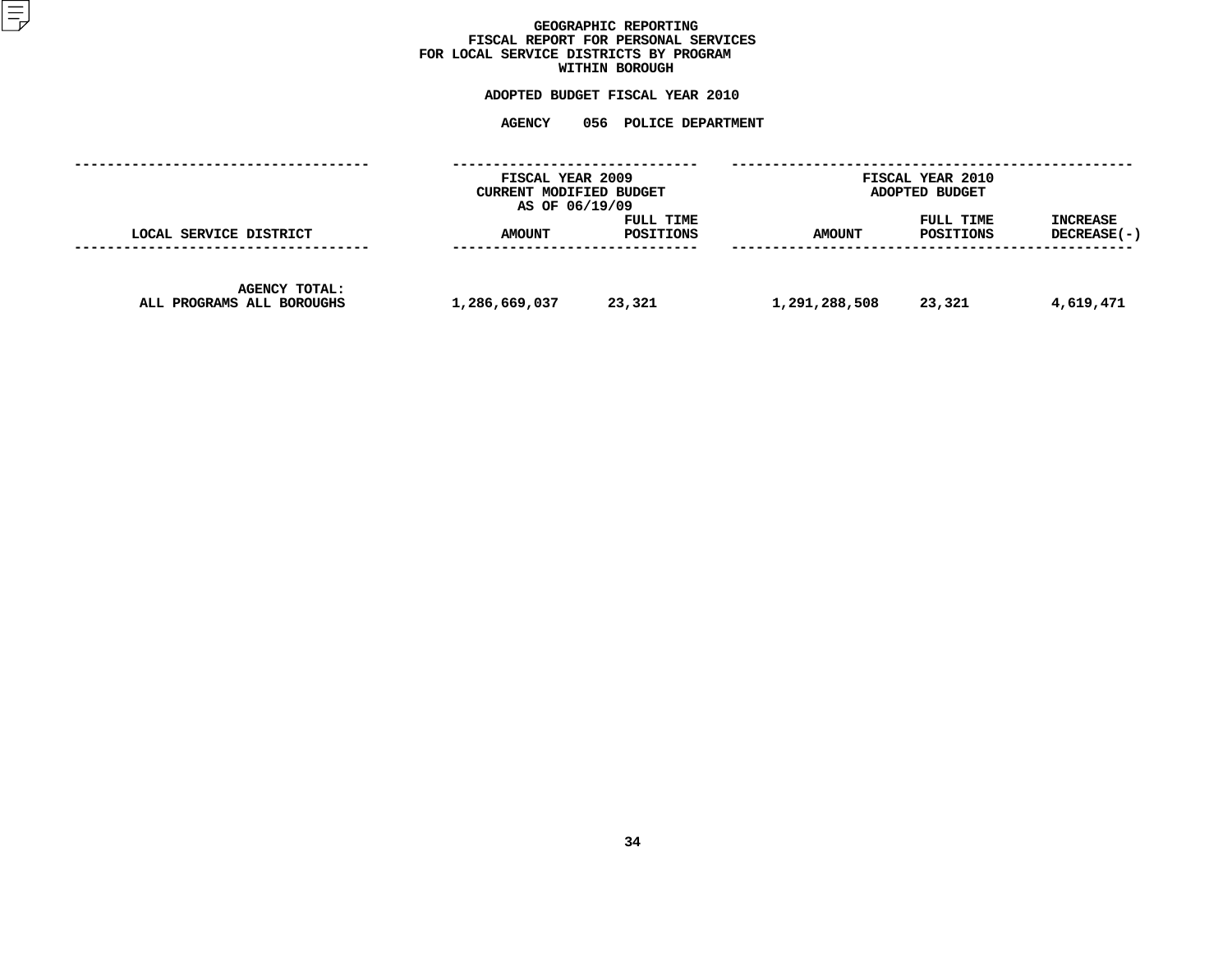# GEOGRAPHIC REPORTING
## FISCAL REPORT FOR PERSONAL SERVICES
## FOR LOCAL SERVICE DISTRICTS BY PROGRAM WITHIN BOROUGH

### ADOPTED BUDGET FISCAL YEAR 2010

### AGENCY 056 POLICE DEPARTMENT

| | FISCAL YEAR 2009 CURRENT MODIFIED BUDGET AS OF 06/19/09 | | FISCAL YEAR 2010 ADOPTED BUDGET | | |
|---|---|---|---|---|---|
| LOCAL SERVICE DISTRICT | AMOUNT | FULL TIME POSITIONS | AMOUNT | FULL TIME POSITIONS | INCREASE DECREASE(-) |
| AGENCY TOTAL: ALL PROGRAMS ALL BOROUGHS | 1,286,669,037 | 23,321 | 1,291,288,508 | 23,321 | 4,619,471 |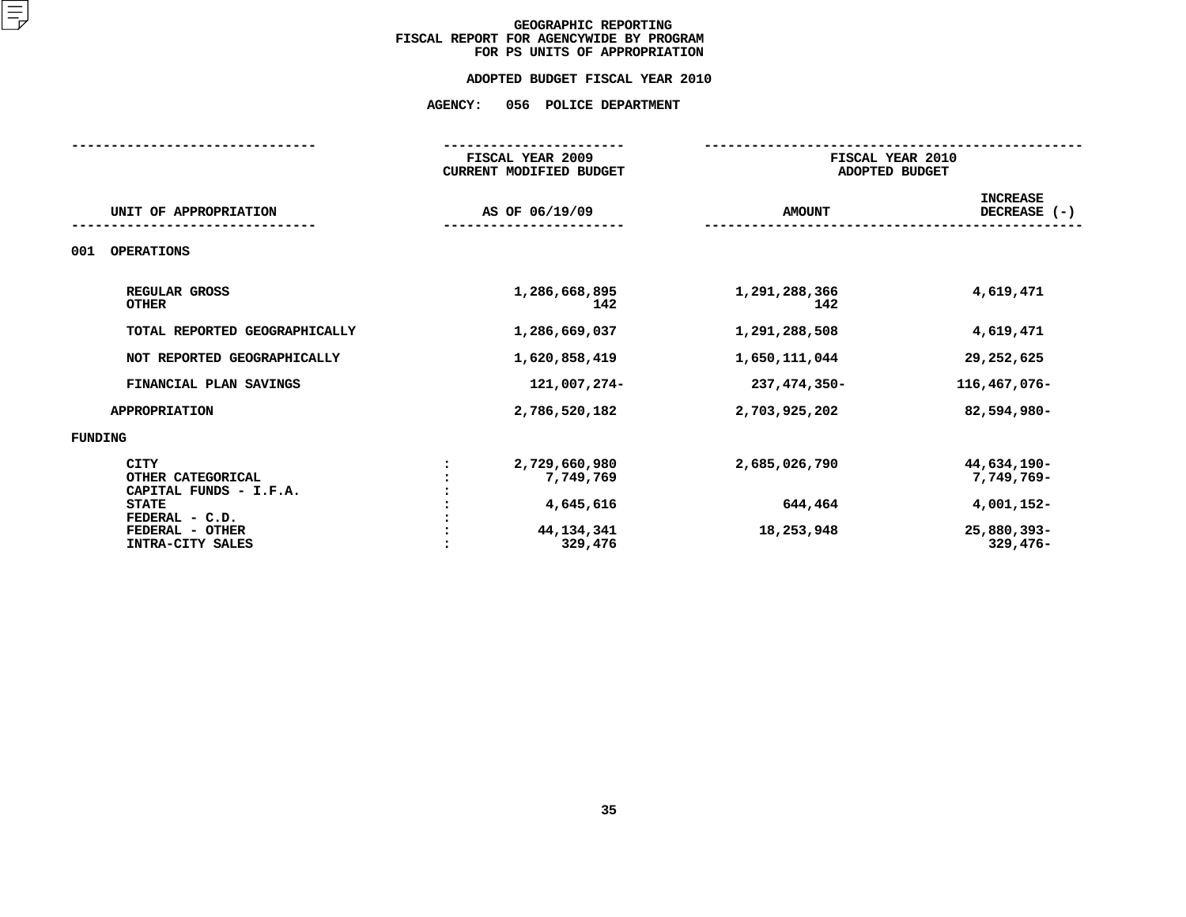# GEOGRAPHIC REPORTING
## FISCAL REPORT FOR AGENCYWIDE BY PROGRAM
## FOR PS UNITS OF APPROPRIATION

### ADOPTED BUDGET FISCAL YEAR 2010

### AGENCY: 056 POLICE DEPARTMENT

| UNIT OF APPROPRIATION | FISCAL YEAR 2009 CURRENT MODIFIED BUDGET AS OF 06/19/09 | FISCAL YEAR 2010 ADOPTED BUDGET AMOUNT | INCREASE DECREASE (-) |
|---|---|---|---|
| **001 OPERATIONS** | | | |
| REGULAR GROSS | 1,286,668,895 | 1,291,288,366 | 4,619,471 |
| OTHER | 142 | 142 | |
| TOTAL REPORTED GEOGRAPHICALLY | 1,286,669,037 | 1,291,288,508 | 4,619,471 |
| NOT REPORTED GEOGRAPHICALLY | 1,620,858,419 | 1,650,111,044 | 29,252,625 |
| FINANCIAL PLAN SAVINGS | 121,007,274- | 237,474,350- | 116,467,076- |
| APPROPRIATION | 2,786,520,182 | 2,703,925,202 | 82,594,980- |
| **FUNDING** | | | |
| CITY : | 2,729,660,980 | 2,685,026,790 | 44,634,190- |
| OTHER CATEGORICAL : | 7,749,769 | | 7,749,769- |
| CAPITAL FUNDS - I.F.A. : | | | |
| STATE : | 4,645,616 | 644,464 | 4,001,152- |
| FEDERAL - C.D. : | | | |
| FEDERAL - OTHER : | 44,134,341 | 18,253,948 | 25,880,393- |
| INTRA-CITY SALES : | 329,476 | | 329,476- |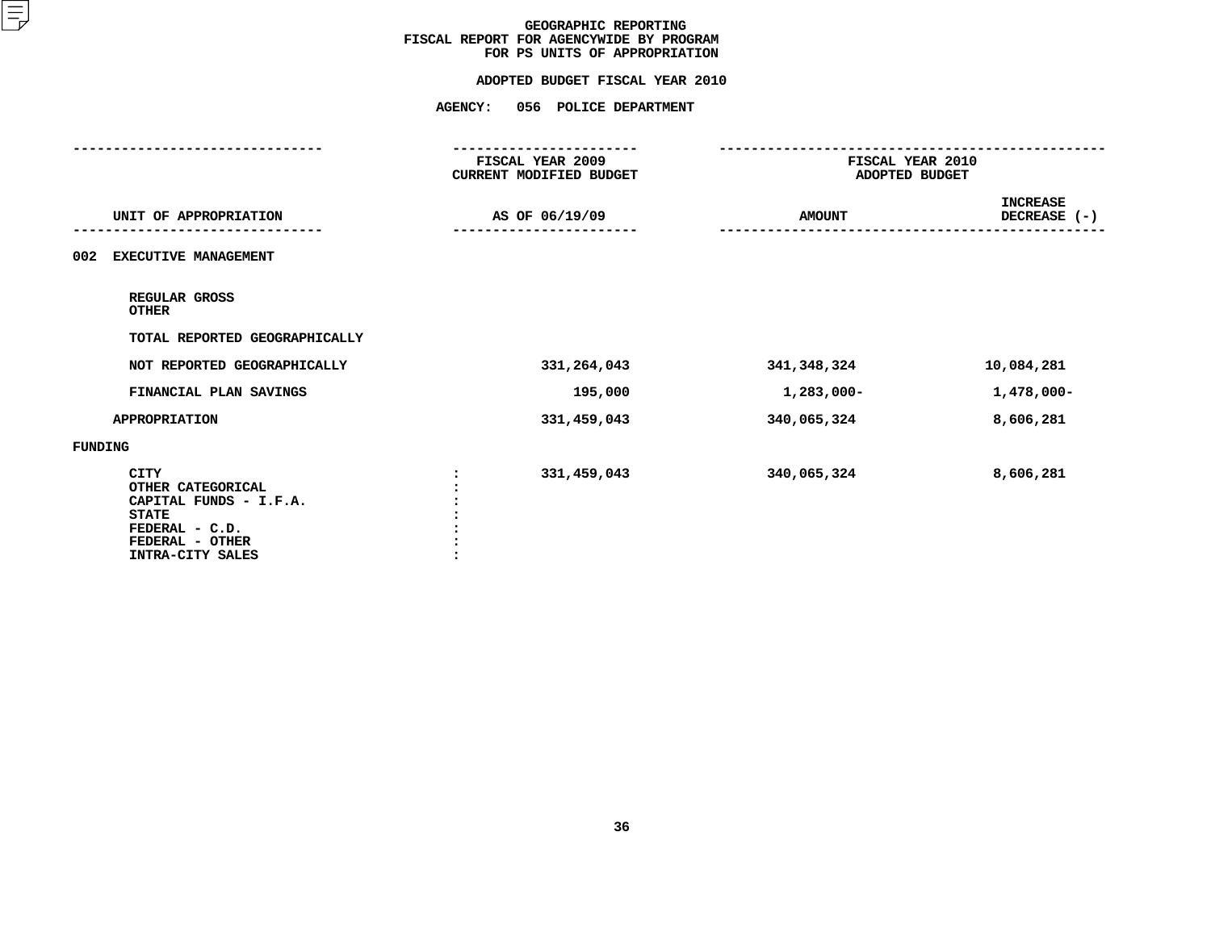# GEOGRAPHIC REPORTING
## FISCAL REPORT FOR AGENCYWIDE BY PROGRAM
## FOR PS UNITS OF APPROPRIATION

### ADOPTED BUDGET FISCAL YEAR 2010

### AGENCY: 056 POLICE DEPARTMENT

| UNIT OF APPROPRIATION | | FISCAL YEAR 2009 CURRENT MODIFIED BUDGET AS OF 06/19/09 | FISCAL YEAR 2010 ADOPTED BUDGET AMOUNT | INCREASE DECREASE (-) |
|---|---|---|---|---|
| 002 EXECUTIVE MANAGEMENT | | | | |
| REGULAR GROSS | | | | |
| OTHER | | | | |
| TOTAL REPORTED GEOGRAPHICALLY | | | | |
| NOT REPORTED GEOGRAPHICALLY | | 331,264,043 | 341,348,324 | 10,084,281 |
| FINANCIAL PLAN SAVINGS | | 195,000 | 1,283,000- | 1,478,000- |
| APPROPRIATION | | 331,459,043 | 340,065,324 | 8,606,281 |
| FUNDING | | | | |
| CITY | : | 331,459,043 | 340,065,324 | 8,606,281 |
| OTHER CATEGORICAL | : | | | |
| CAPITAL FUNDS - I.F.A. | : | | | |
| STATE | : | | | |
| FEDERAL - C.D. | : | | | |
| FEDERAL - OTHER | : | | | |
| INTRA-CITY SALES | : | | | |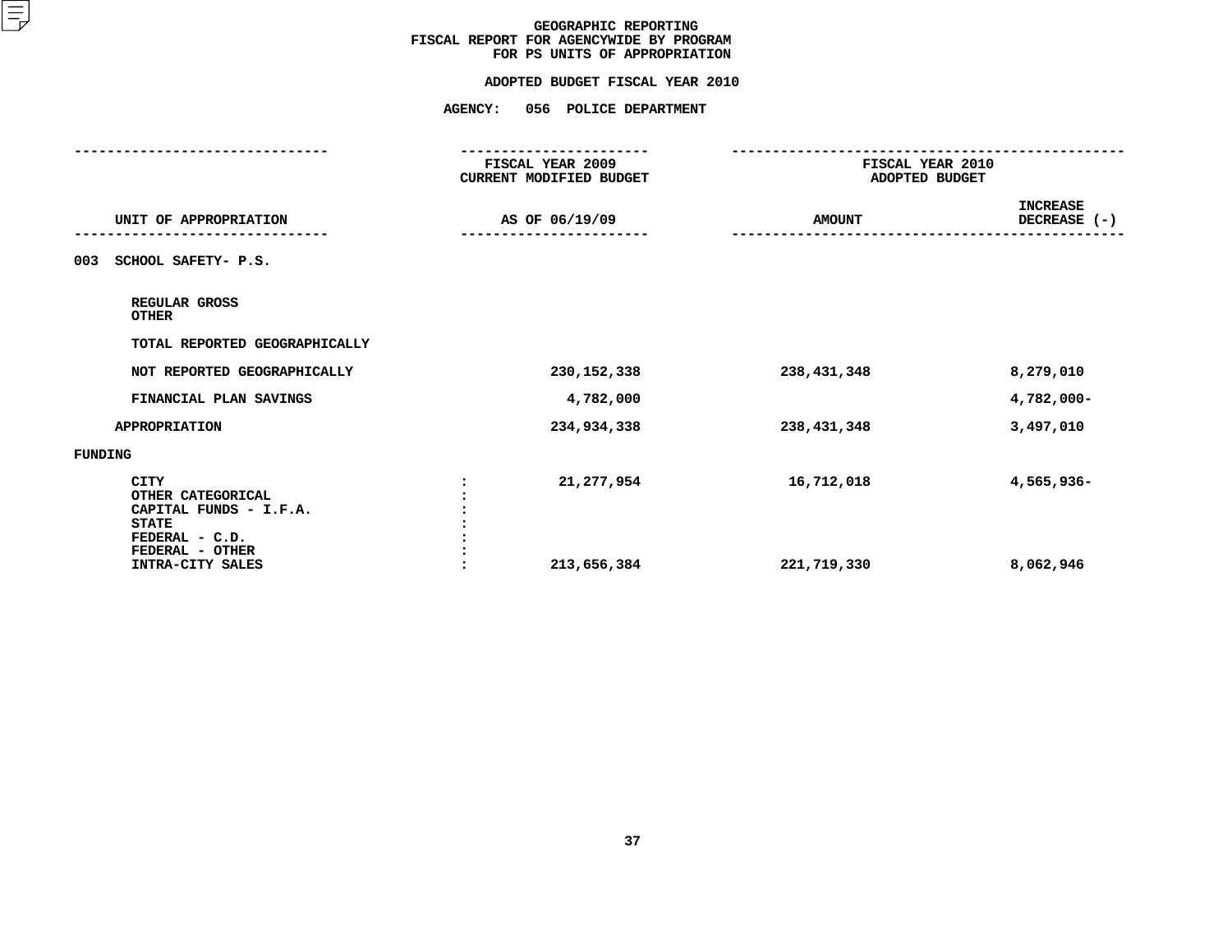# GEOGRAPHIC REPORTING
## FISCAL REPORT FOR AGENCYWIDE BY PROGRAM
## FOR PS UNITS OF APPROPRIATION

**ADOPTED BUDGET FISCAL YEAR 2010**

**AGENCY: 056 POLICE DEPARTMENT**

| UNIT OF APPROPRIATION | FISCAL YEAR 2009 CURRENT MODIFIED BUDGET AS OF 06/19/09 | FISCAL YEAR 2010 ADOPTED BUDGET AMOUNT | INCREASE DECREASE (-) |
|---|---|---|---|
| **003 SCHOOL SAFETY- P.S.** | | | |
| REGULAR GROSS | | | |
| OTHER | | | |
| TOTAL REPORTED GEOGRAPHICALLY | | | |
| NOT REPORTED GEOGRAPHICALLY | 230,152,338 | 238,431,348 | 8,279,010 |
| FINANCIAL PLAN SAVINGS | 4,782,000 | | 4,782,000- |
| APPROPRIATION | 234,934,338 | 238,431,348 | 3,497,010 |
| **FUNDING** | | | |
| CITY | 21,277,954 | 16,712,018 | 4,565,936- |
| OTHER CATEGORICAL | | | |
| CAPITAL FUNDS - I.F.A. | | | |
| STATE | | | |
| FEDERAL - C.D. | | | |
| FEDERAL - OTHER | | | |
| INTRA-CITY SALES | 213,656,384 | 221,719,330 | 8,062,946 |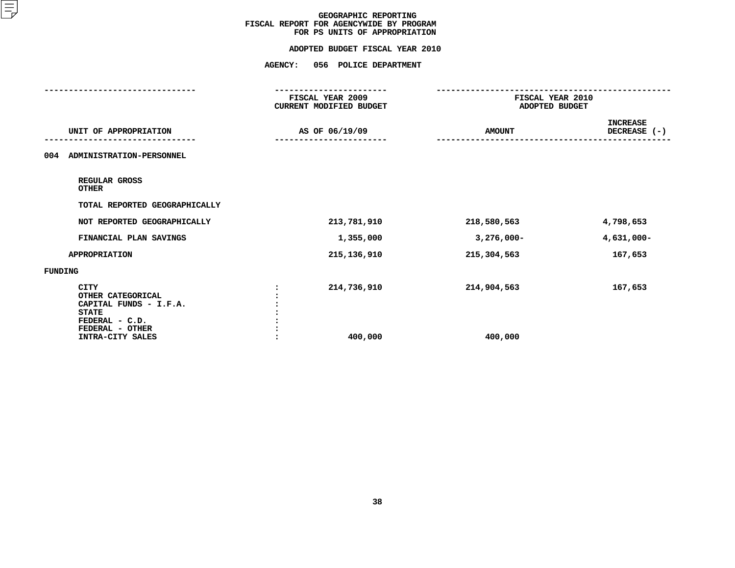GEOGRAPHIC REPORTING
FISCAL REPORT FOR AGENCYWIDE BY PROGRAM
FOR PS UNITS OF APPROPRIATION

ADOPTED BUDGET FISCAL YEAR 2010

AGENCY: 056 POLICE DEPARTMENT

| UNIT OF APPROPRIATION | FISCAL YEAR 2009 CURRENT MODIFIED BUDGET AS OF 06/19/09 | FISCAL YEAR 2010 ADOPTED BUDGET AMOUNT | INCREASE DECREASE (-) |
|---|---|---|---|
| 004 ADMINISTRATION-PERSONNEL | | | |
| REGULAR GROSS | | | |
| OTHER | | | |
| TOTAL REPORTED GEOGRAPHICALLY | | | |
| NOT REPORTED GEOGRAPHICALLY | 213,781,910 | 218,580,563 | 4,798,653 |
| FINANCIAL PLAN SAVINGS | 1,355,000 | 3,276,000- | 4,631,000- |
| APPROPRIATION | 215,136,910 | 215,304,563 | 167,653 |
| FUNDING | | | |
| CITY : | 214,736,910 | 214,904,563 | 167,653 |
| OTHER CATEGORICAL : | | | |
| CAPITAL FUNDS - I.F.A. : | | | |
| STATE : | | | |
| FEDERAL - C.D. : | | | |
| FEDERAL - OTHER : | | | |
| INTRA-CITY SALES : | 400,000 | 400,000 | |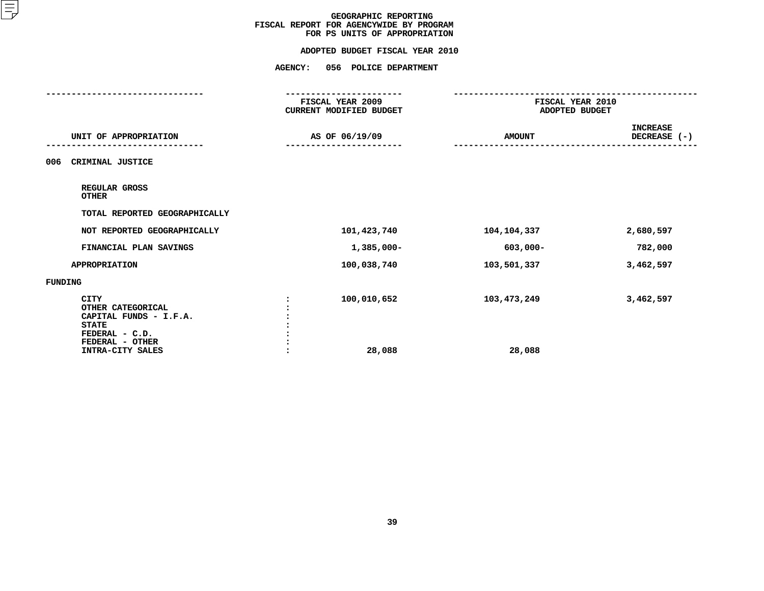# GEOGRAPHIC REPORTING
## FISCAL REPORT FOR AGENCYWIDE BY PROGRAM
## FOR PS UNITS OF APPROPRIATION

### ADOPTED BUDGET FISCAL YEAR 2010

### AGENCY: 056 POLICE DEPARTMENT

| UNIT OF APPROPRIATION | | FISCAL YEAR 2009 CURRENT MODIFIED BUDGET AS OF 06/19/09 | FISCAL YEAR 2010 ADOPTED BUDGET AMOUNT | INCREASE DECREASE (-) |
|---|---|---|---|---|
| 006 CRIMINAL JUSTICE | | | | |
| REGULAR GROSS | | | | |
| OTHER | | | | |
| TOTAL REPORTED GEOGRAPHICALLY | | | | |
| NOT REPORTED GEOGRAPHICALLY | | 101,423,740 | 104,104,337 | 2,680,597 |
| FINANCIAL PLAN SAVINGS | | 1,385,000- | 603,000- | 782,000 |
| APPROPRIATION | | 100,038,740 | 103,501,337 | 3,462,597 |
| FUNDING | | | | |
| CITY | : | 100,010,652 | 103,473,249 | 3,462,597 |
| OTHER CATEGORICAL | : | | | |
| CAPITAL FUNDS - I.F.A. | : | | | |
| STATE | : | | | |
| FEDERAL - C.D. | : | | | |
| FEDERAL - OTHER | : | | | |
| INTRA-CITY SALES | : | 28,088 | 28,088 | |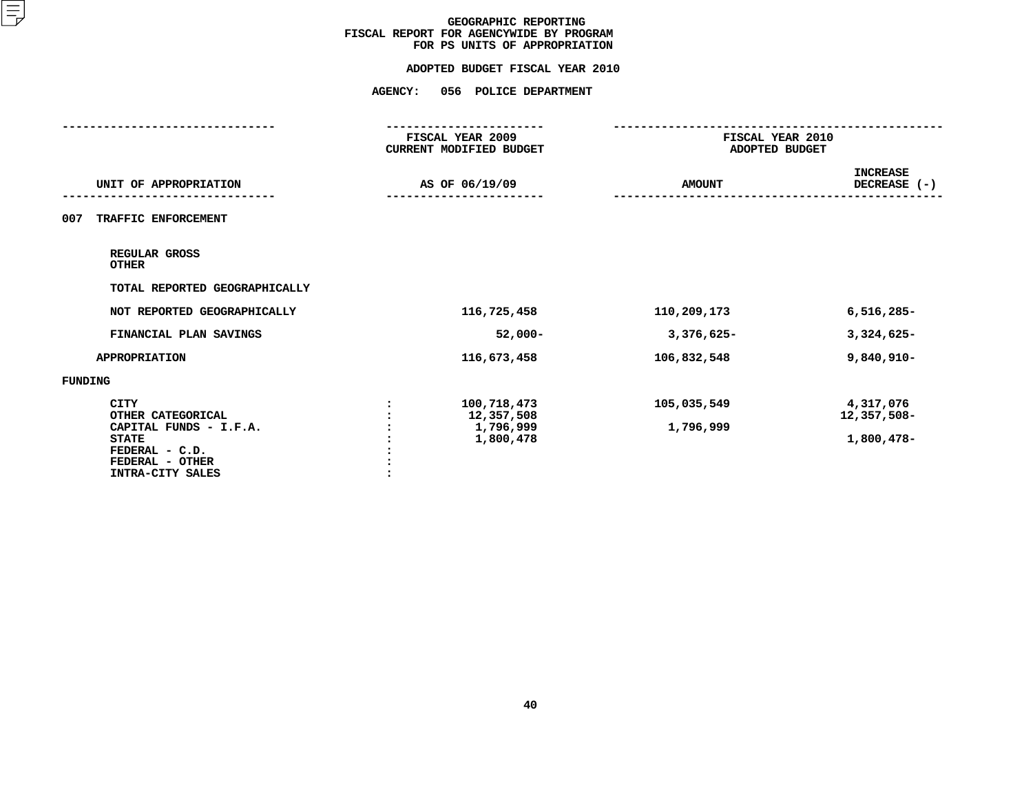# GEOGRAPHIC REPORTING
## FISCAL REPORT FOR AGENCYWIDE BY PROGRAM
## FOR PS UNITS OF APPROPRIATION

### ADOPTED BUDGET FISCAL YEAR 2010

### AGENCY: 056 POLICE DEPARTMENT

| UNIT OF APPROPRIATION | FISCAL YEAR 2009 CURRENT MODIFIED BUDGET AS OF 06/19/09 | FISCAL YEAR 2010 ADOPTED BUDGET AMOUNT | INCREASE DECREASE (-) |
|---|---|---|---|
| **007 TRAFFIC ENFORCEMENT** | | | |
| REGULAR GROSS | | | |
| OTHER | | | |
| TOTAL REPORTED GEOGRAPHICALLY | | | |
| NOT REPORTED GEOGRAPHICALLY | 116,725,458 | 110,209,173 | 6,516,285- |
| FINANCIAL PLAN SAVINGS | 52,000- | 3,376,625- | 3,324,625- |
| APPROPRIATION | 116,673,458 | 106,832,548 | 9,840,910- |
| **FUNDING** | | | |
| CITY : | 100,718,473 | 105,035,549 | 4,317,076 |
| OTHER CATEGORICAL : | 12,357,508 | | 12,357,508- |
| CAPITAL FUNDS - I.F.A. : | 1,796,999 | 1,796,999 | |
| STATE : | 1,800,478 | | 1,800,478- |
| FEDERAL - C.D. : | | | |
| FEDERAL - OTHER : | | | |
| INTRA-CITY SALES : | | | |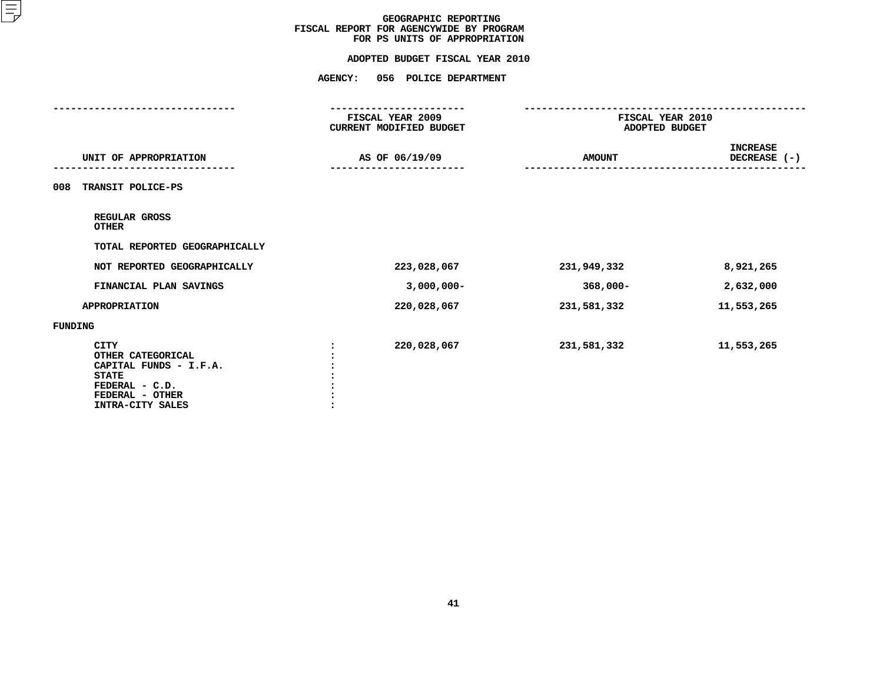# GEOGRAPHIC REPORTING
## FISCAL REPORT FOR AGENCYWIDE BY PROGRAM
## FOR PS UNITS OF APPROPRIATION

### ADOPTED BUDGET FISCAL YEAR 2010

### AGENCY: 056 POLICE DEPARTMENT

| UNIT OF APPROPRIATION | | FISCAL YEAR 2009 CURRENT MODIFIED BUDGET AS OF 06/19/09 | FISCAL YEAR 2010 ADOPTED BUDGET AMOUNT | INCREASE DECREASE (-) |
|---|---|---|---|---|
| **008 TRANSIT POLICE-PS** | | | | |
| REGULAR GROSS | | | | |
| OTHER | | | | |
| TOTAL REPORTED GEOGRAPHICALLY | | | | |
| NOT REPORTED GEOGRAPHICALLY | | 223,028,067 | 231,949,332 | 8,921,265 |
| FINANCIAL PLAN SAVINGS | | 3,000,000- | 368,000- | 2,632,000 |
| APPROPRIATION | | 220,028,067 | 231,581,332 | 11,553,265 |
| **FUNDING** | | | | |
| CITY | : | 220,028,067 | 231,581,332 | 11,553,265 |
| OTHER CATEGORICAL | : | | | |
| CAPITAL FUNDS - I.F.A. | : | | | |
| STATE | : | | | |
| FEDERAL - C.D. | : | | | |
| FEDERAL - OTHER | : | | | |
| INTRA-CITY SALES | : | | | |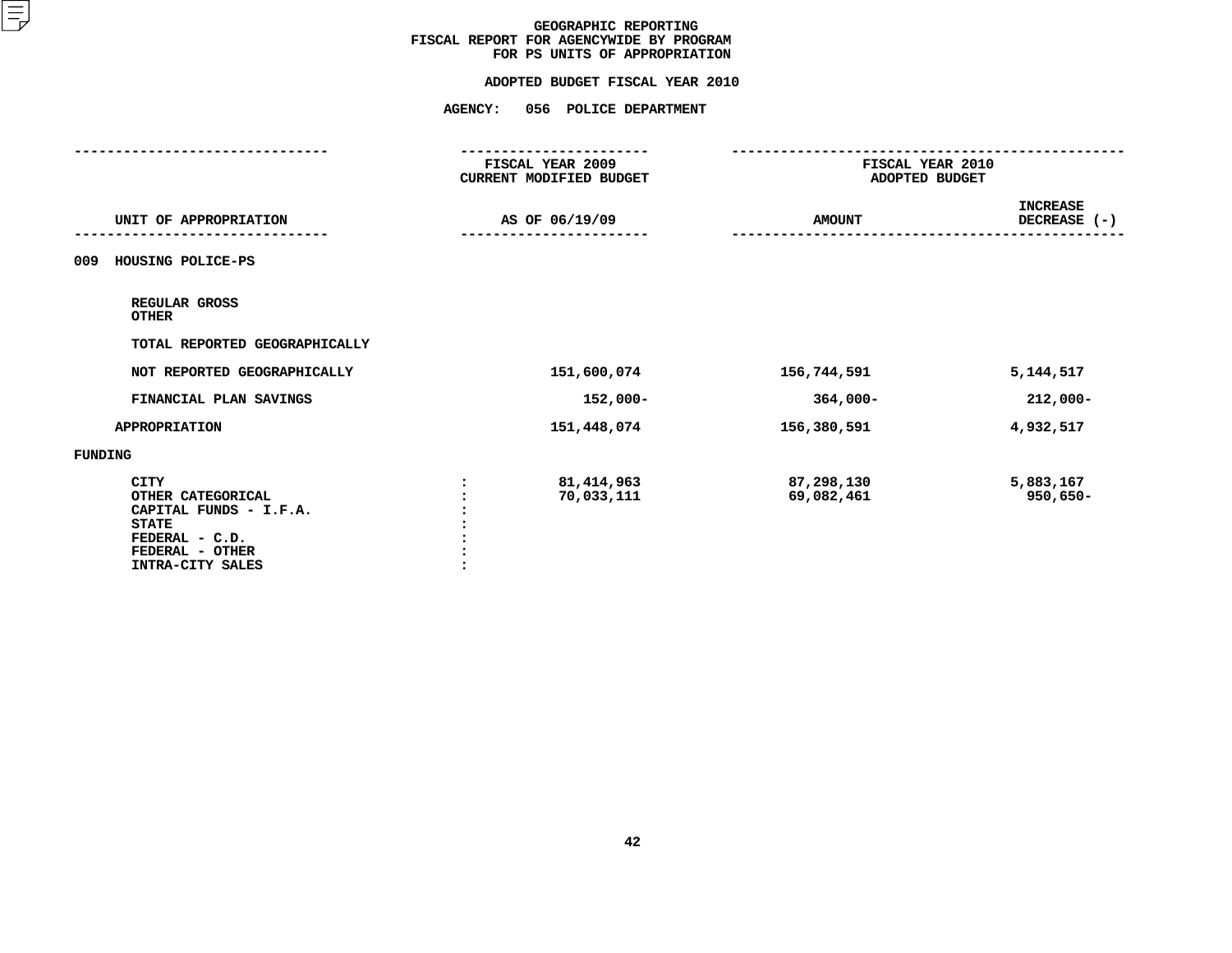# GEOGRAPHIC REPORTING
## FISCAL REPORT FOR AGENCYWIDE BY PROGRAM
## FOR PS UNITS OF APPROPRIATION

### ADOPTED BUDGET FISCAL YEAR 2010

### AGENCY: 056 POLICE DEPARTMENT

| UNIT OF APPROPRIATION | | FISCAL YEAR 2009 CURRENT MODIFIED BUDGET AS OF 06/19/09 | FISCAL YEAR 2010 ADOPTED BUDGET AMOUNT | INCREASE DECREASE (-) |
|---|---|---|---|---|
| 009 HOUSING POLICE-PS | | | | |
| REGULAR GROSS | | | | |
| OTHER | | | | |
| TOTAL REPORTED GEOGRAPHICALLY | | | | |
| NOT REPORTED GEOGRAPHICALLY | | 151,600,074 | 156,744,591 | 5,144,517 |
| FINANCIAL PLAN SAVINGS | | 152,000- | 364,000- | 212,000- |
| APPROPRIATION | | 151,448,074 | 156,380,591 | 4,932,517 |
| FUNDING | | | | |
| CITY | : | 81,414,963 | 87,298,130 | 5,883,167 |
| OTHER CATEGORICAL | : | 70,033,111 | 69,082,461 | 950,650- |
| CAPITAL FUNDS - I.F.A. | : | | | |
| STATE | : | | | |
| FEDERAL - C.D. | : | | | |
| FEDERAL - OTHER | : | | | |
| INTRA-CITY SALES | : | | | |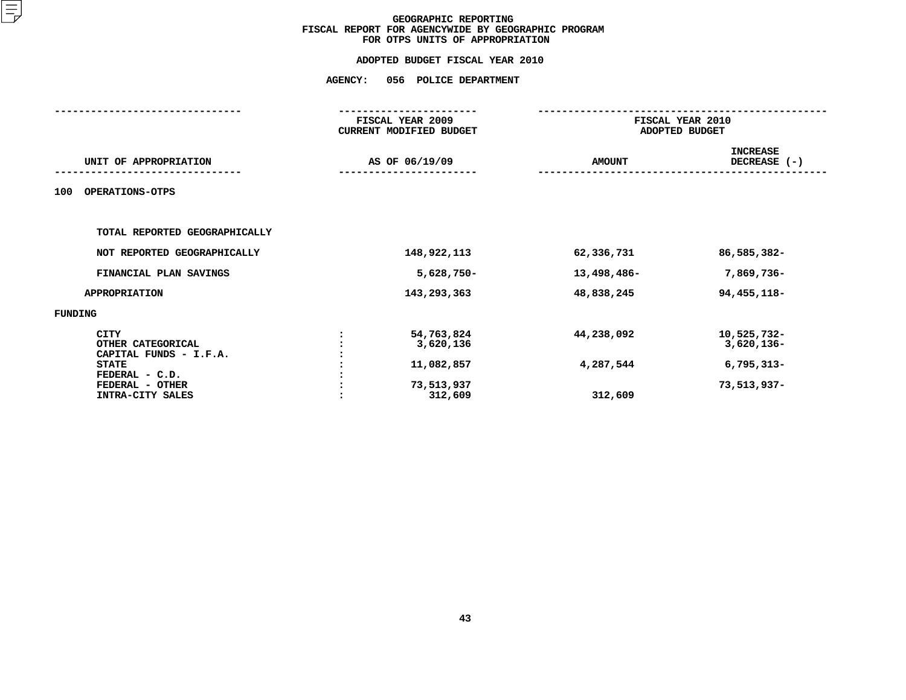# GEOGRAPHIC REPORTING
## FISCAL REPORT FOR AGENCYWIDE BY GEOGRAPHIC PROGRAM
## FOR OTPS UNITS OF APPROPRIATION

### ADOPTED BUDGET FISCAL YEAR 2010

### AGENCY: 056 POLICE DEPARTMENT

| UNIT OF APPROPRIATION | | FISCAL YEAR 2009 CURRENT MODIFIED BUDGET AS OF 06/19/09 | FISCAL YEAR 2010 ADOPTED BUDGET AMOUNT | FISCAL YEAR 2010 ADOPTED BUDGET INCREASE DECREASE (-) |
|---|---|---|---|---|
| 100 OPERATIONS-OTPS | | | | |
| TOTAL REPORTED GEOGRAPHICALLY | | | | |
| NOT REPORTED GEOGRAPHICALLY | | 148,922,113 | 62,336,731 | 86,585,382- |
| FINANCIAL PLAN SAVINGS | | 5,628,750- | 13,498,486- | 7,869,736- |
| APPROPRIATION | | 143,293,363 | 48,838,245 | 94,455,118- |
| FUNDING | | | | |
| CITY | : | 54,763,824 | 44,238,092 | 10,525,732- |
| OTHER CATEGORICAL | : | 3,620,136 | | 3,620,136- |
| CAPITAL FUNDS - I.F.A. | : | | | |
| STATE | : | 11,082,857 | 4,287,544 | 6,795,313- |
| FEDERAL - C.D. | : | | | |
| FEDERAL - OTHER | : | 73,513,937 | | 73,513,937- |
| INTRA-CITY SALES | : | 312,609 | 312,609 | |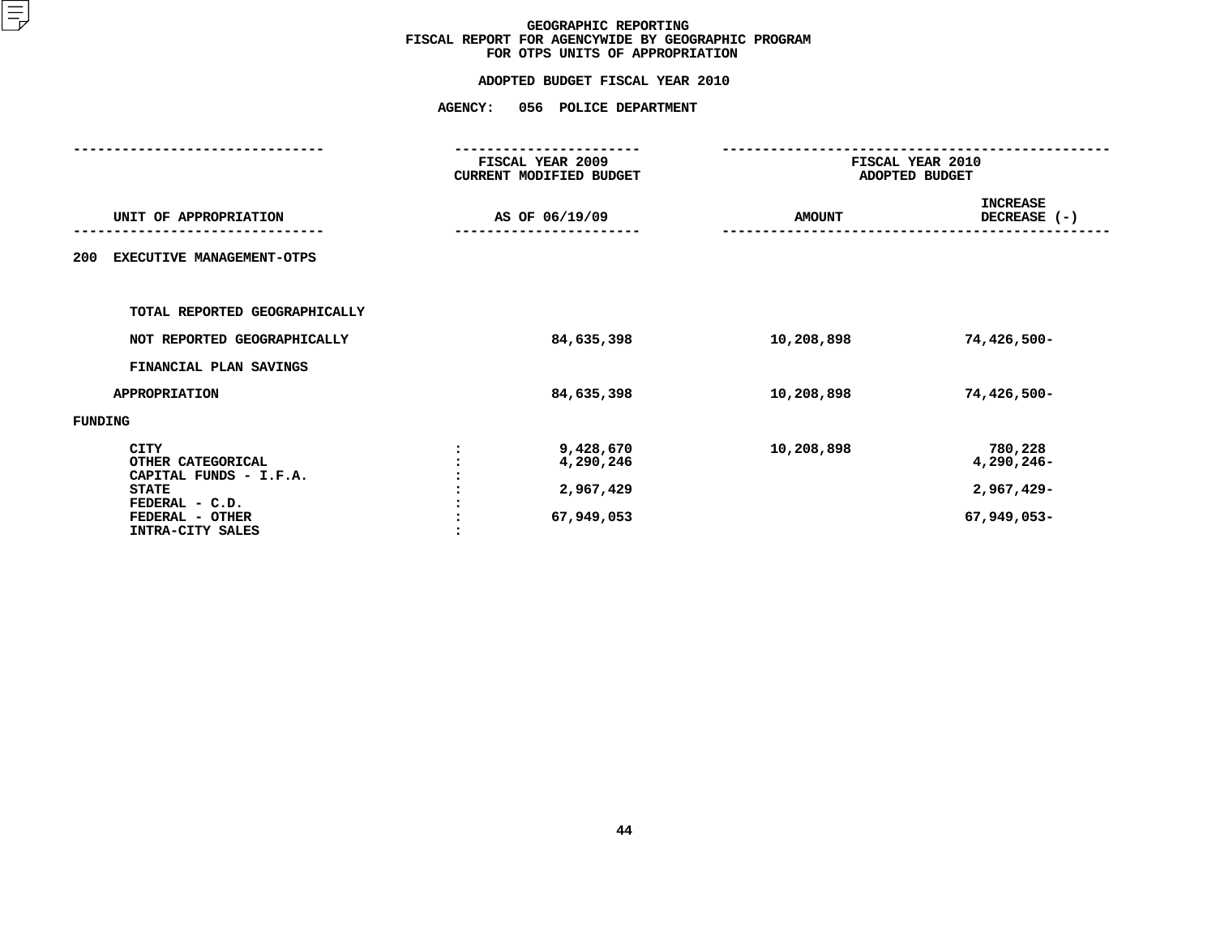# GEOGRAPHIC REPORTING
## FISCAL REPORT FOR AGENCYWIDE BY GEOGRAPHIC PROGRAM
## FOR OTPS UNITS OF APPROPRIATION

### ADOPTED BUDGET FISCAL YEAR 2010

### AGENCY: 056 POLICE DEPARTMENT

| UNIT OF APPROPRIATION | | FISCAL YEAR 2009 CURRENT MODIFIED BUDGET AS OF 06/19/09 | FISCAL YEAR 2010 ADOPTED BUDGET AMOUNT | INCREASE DECREASE (-) |
|---|---|---|---|---|
| 200 EXECUTIVE MANAGEMENT-OTPS | | | | |
| TOTAL REPORTED GEOGRAPHICALLY | | | | |
| NOT REPORTED GEOGRAPHICALLY | | 84,635,398 | 10,208,898 | 74,426,500- |
| FINANCIAL PLAN SAVINGS | | | | |
| APPROPRIATION | | 84,635,398 | 10,208,898 | 74,426,500- |
| FUNDING | | | | |
| CITY | : | 9,428,670 | 10,208,898 | 780,228 |
| OTHER CATEGORICAL | : | 4,290,246 | | 4,290,246- |
| CAPITAL FUNDS - I.F.A. | : | | | |
| STATE | : | 2,967,429 | | 2,967,429- |
| FEDERAL - C.D. | : | | | |
| FEDERAL - OTHER | : | 67,949,053 | | 67,949,053- |
| INTRA-CITY SALES | : | | | |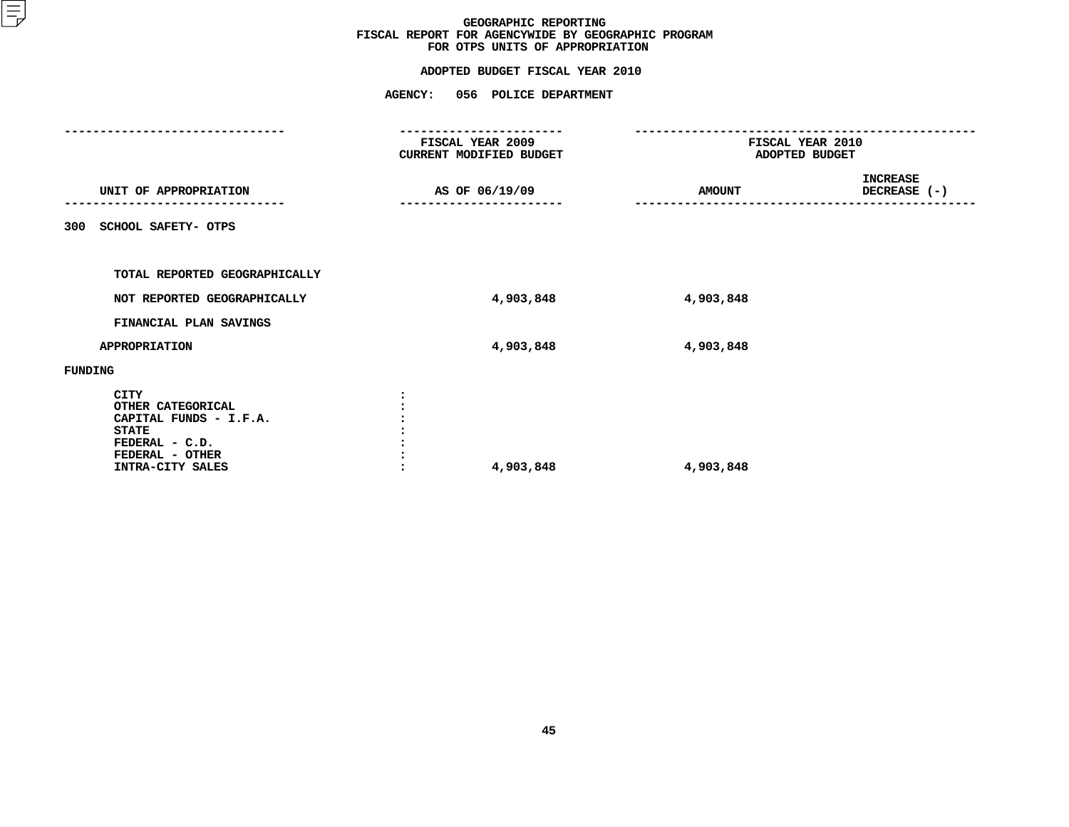# GEOGRAPHIC REPORTING
## FISCAL REPORT FOR AGENCYWIDE BY GEOGRAPHIC PROGRAM
## FOR OTPS UNITS OF APPROPRIATION

### ADOPTED BUDGET FISCAL YEAR 2010

### AGENCY: 056 POLICE DEPARTMENT

| UNIT OF APPROPRIATION | FISCAL YEAR 2009 CURRENT MODIFIED BUDGET AS OF 06/19/09 | FISCAL YEAR 2010 ADOPTED BUDGET AMOUNT | INCREASE DECREASE (-) |
|---|---|---|---|
| **300 SCHOOL SAFETY- OTPS** | | | |
| TOTAL REPORTED GEOGRAPHICALLY | | | |
| NOT REPORTED GEOGRAPHICALLY | 4,903,848 | 4,903,848 | |
| FINANCIAL PLAN SAVINGS | | | |
| APPROPRIATION | 4,903,848 | 4,903,848 | |
| **FUNDING** | | | |
| CITY | | | |
| OTHER CATEGORICAL | | | |
| CAPITAL FUNDS - I.F.A. | | | |
| STATE | | | |
| FEDERAL - C.D. | | | |
| FEDERAL - OTHER | | | |
| INTRA-CITY SALES | 4,903,848 | 4,903,848 | |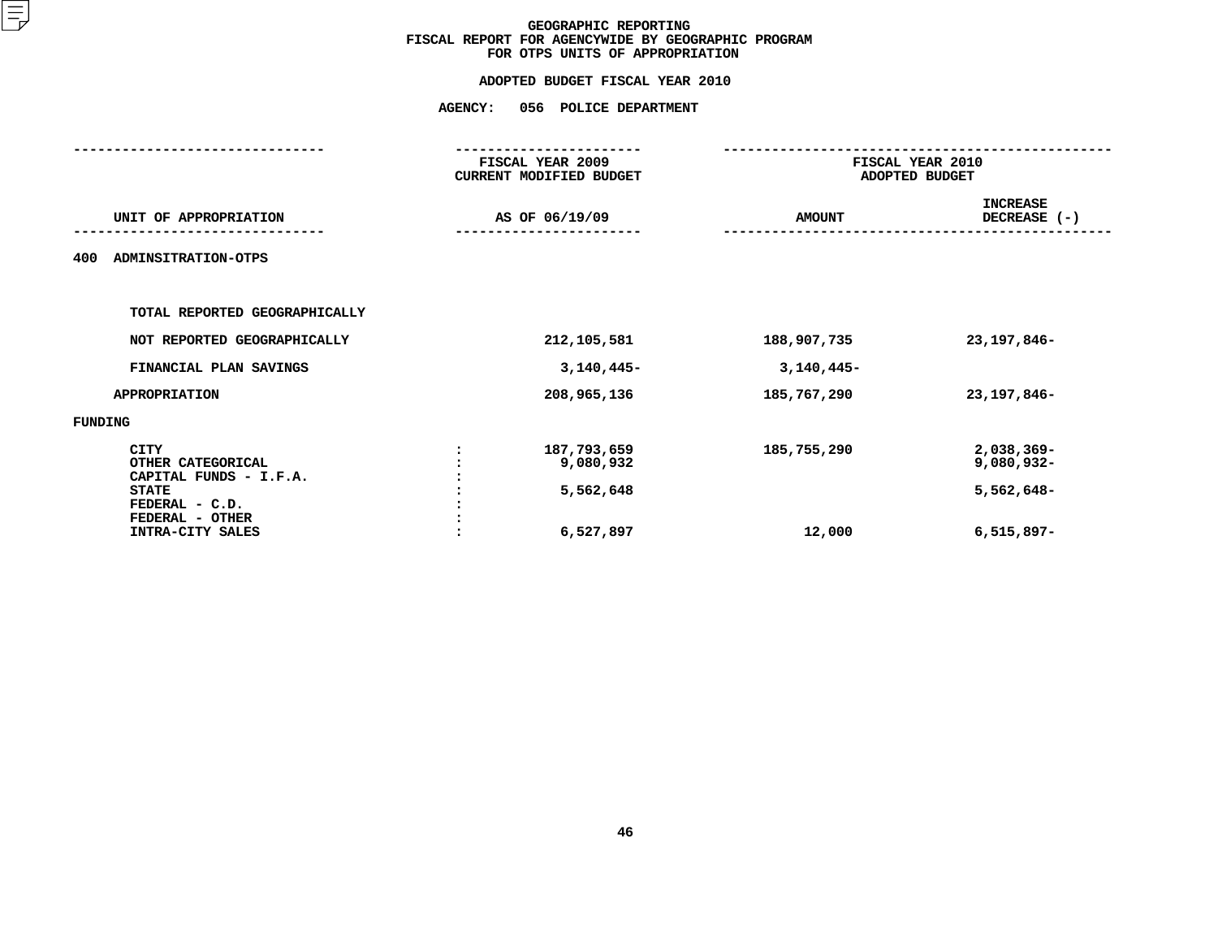# GEOGRAPHIC REPORTING
## FISCAL REPORT FOR AGENCYWIDE BY GEOGRAPHIC PROGRAM
## FOR OTPS UNITS OF APPROPRIATION

### ADOPTED BUDGET FISCAL YEAR 2010

### AGENCY: 056 POLICE DEPARTMENT

| UNIT OF APPROPRIATION | | FISCAL YEAR 2009 CURRENT MODIFIED BUDGET AS OF 06/19/09 | FISCAL YEAR 2010 ADOPTED BUDGET AMOUNT | INCREASE DECREASE (-) |
|---|---|---|---|---|
| 400 ADMINSITRATION-OTPS | | | | |
| TOTAL REPORTED GEOGRAPHICALLY | | | | |
| NOT REPORTED GEOGRAPHICALLY | | 212,105,581 | 188,907,735 | 23,197,846- |
| FINANCIAL PLAN SAVINGS | | 3,140,445- | 3,140,445- | |
| APPROPRIATION | | 208,965,136 | 185,767,290 | 23,197,846- |
| FUNDING | | | | |
| CITY | : | 187,793,659 | 185,755,290 | 2,038,369- |
| OTHER CATEGORICAL | : | 9,080,932 | | 9,080,932- |
| CAPITAL FUNDS - I.F.A. | : | | | |
| STATE | : | 5,562,648 | | 5,562,648- |
| FEDERAL - C.D. | : | | | |
| FEDERAL - OTHER | : | | | |
| INTRA-CITY SALES | : | 6,527,897 | 12,000 | 6,515,897- |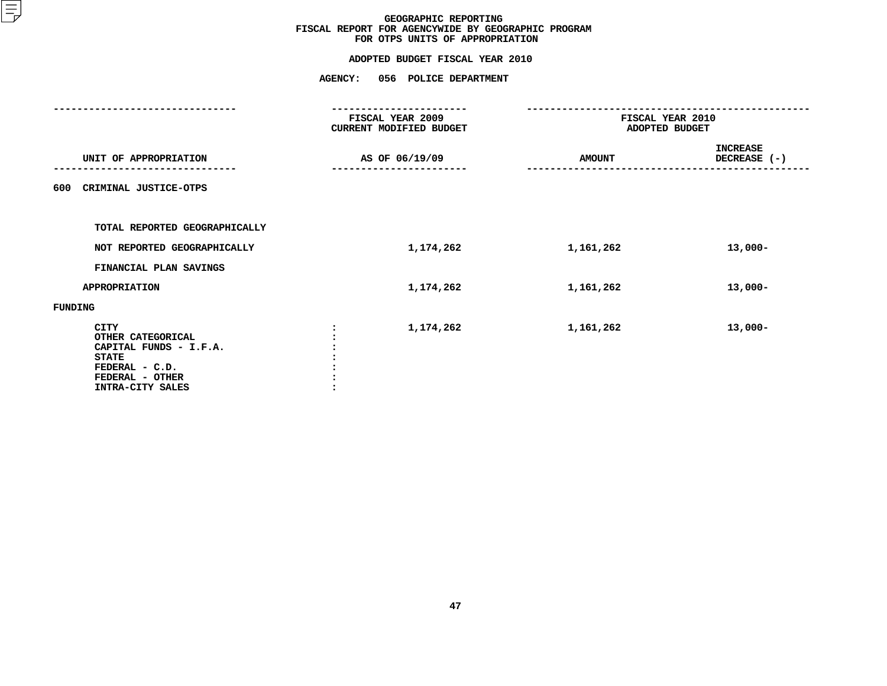# GEOGRAPHIC REPORTING
## FISCAL REPORT FOR AGENCYWIDE BY GEOGRAPHIC PROGRAM
## FOR OTPS UNITS OF APPROPRIATION

### ADOPTED BUDGET FISCAL YEAR 2010

### AGENCY: 056 POLICE DEPARTMENT

| UNIT OF APPROPRIATION | FISCAL YEAR 2009 CURRENT MODIFIED BUDGET AS OF 06/19/09 | FISCAL YEAR 2010 ADOPTED BUDGET AMOUNT | INCREASE DECREASE (-) |
|---|---|---|---|
| 600 CRIMINAL JUSTICE-OTPS | | | |
| TOTAL REPORTED GEOGRAPHICALLY | | | |
| NOT REPORTED GEOGRAPHICALLY | 1,174,262 | 1,161,262 | 13,000- |
| FINANCIAL PLAN SAVINGS | | | |
| APPROPRIATION | 1,174,262 | 1,161,262 | 13,000- |
| FUNDING | | | |
| CITY : | 1,174,262 | 1,161,262 | 13,000- |
| OTHER CATEGORICAL : | | | |
| CAPITAL FUNDS - I.F.A. : | | | |
| STATE : | | | |
| FEDERAL - C.D. : | | | |
| FEDERAL - OTHER : | | | |
| INTRA-CITY SALES : | | | |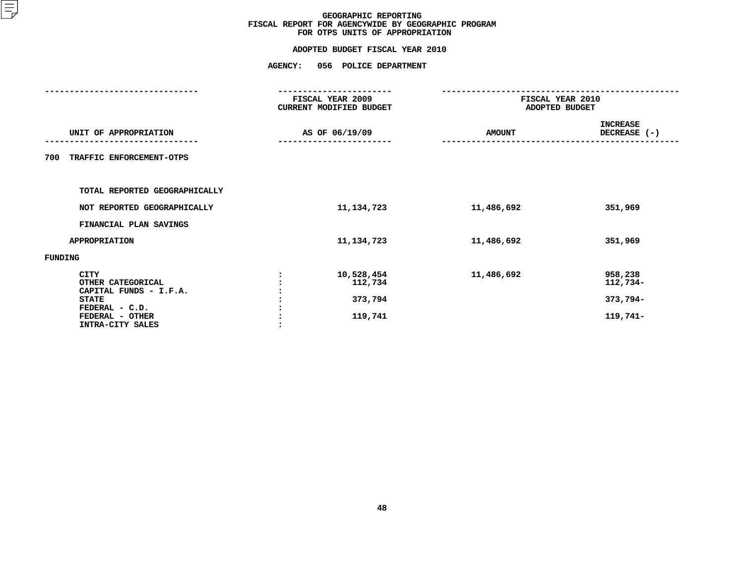# GEOGRAPHIC REPORTING
## FISCAL REPORT FOR AGENCYWIDE BY GEOGRAPHIC PROGRAM
## FOR OTPS UNITS OF APPROPRIATION

### ADOPTED BUDGET FISCAL YEAR 2010

### AGENCY: 056 POLICE DEPARTMENT

| UNIT OF APPROPRIATION | | FISCAL YEAR 2009 CURRENT MODIFIED BUDGET AS OF 06/19/09 | FISCAL YEAR 2010 ADOPTED BUDGET AMOUNT | INCREASE DECREASE (-) |
|---|---|---|---|---|
| 700 TRAFFIC ENFORCEMENT-OTPS | | | | |
| TOTAL REPORTED GEOGRAPHICALLY | | | | |
| NOT REPORTED GEOGRAPHICALLY | | 11,134,723 | 11,486,692 | 351,969 |
| FINANCIAL PLAN SAVINGS | | | | |
| APPROPRIATION | | 11,134,723 | 11,486,692 | 351,969 |
| FUNDING | | | | |
| CITY | : | 10,528,454 | 11,486,692 | 958,238 |
| OTHER CATEGORICAL | : | 112,734 | | 112,734- |
| CAPITAL FUNDS - I.F.A. | : | | | |
| STATE | : | 373,794 | | 373,794- |
| FEDERAL - C.D. | : | | | |
| FEDERAL - OTHER | : | 119,741 | | 119,741- |
| INTRA-CITY SALES | : | | | |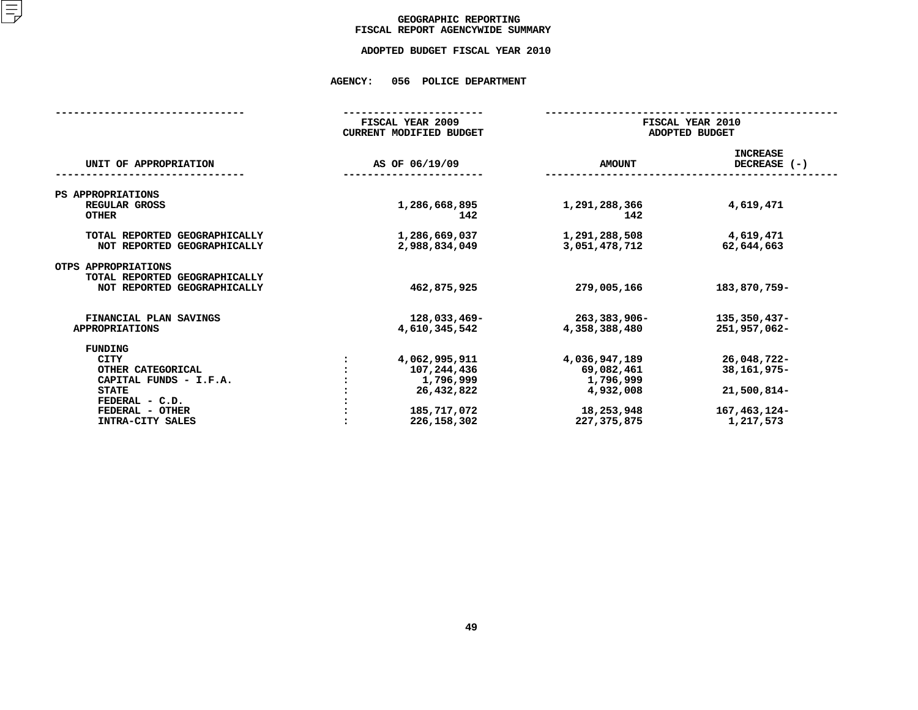# GEOGRAPHIC REPORTING
## FISCAL REPORT AGENCYWIDE SUMMARY

### ADOPTED BUDGET FISCAL YEAR 2010

### AGENCY: 056 POLICE DEPARTMENT

| UNIT OF APPROPRIATION | FISCAL YEAR 2009 CURRENT MODIFIED BUDGET AS OF 06/19/09 | FISCAL YEAR 2010 ADOPTED BUDGET AMOUNT | FISCAL YEAR 2010 ADOPTED BUDGET INCREASE DECREASE (-) |
|---|---|---|---|
| PS APPROPRIATIONS | | | |
| REGULAR GROSS | 1,286,668,895 | 1,291,288,366 | 4,619,471 |
| OTHER | 142 | 142 | |
| TOTAL REPORTED GEOGRAPHICALLY | 1,286,669,037 | 1,291,288,508 | 4,619,471 |
| NOT REPORTED GEOGRAPHICALLY | 2,988,834,049 | 3,051,478,712 | 62,644,663 |
| OTPS APPROPRIATIONS | | | |
| TOTAL REPORTED GEOGRAPHICALLY | | | |
| NOT REPORTED GEOGRAPHICALLY | 462,875,925 | 279,005,166 | 183,870,759- |
| FINANCIAL PLAN SAVINGS | 128,033,469- | 263,383,906- | 135,350,437- |
| APPROPRIATIONS | 4,610,345,542 | 4,358,388,480 | 251,957,062- |
| FUNDING | | | |
| CITY | 4,062,995,911 | 4,036,947,189 | 26,048,722- |
| OTHER CATEGORICAL | 107,244,436 | 69,082,461 | 38,161,975- |
| CAPITAL FUNDS - I.F.A. | 1,796,999 | 1,796,999 | |
| STATE | 26,432,822 | 4,932,008 | 21,500,814- |
| FEDERAL - C.D. | | | |
| FEDERAL - OTHER | 185,717,072 | 18,253,948 | 167,463,124- |
| INTRA-CITY SALES | 226,158,302 | 227,375,875 | 1,217,573 |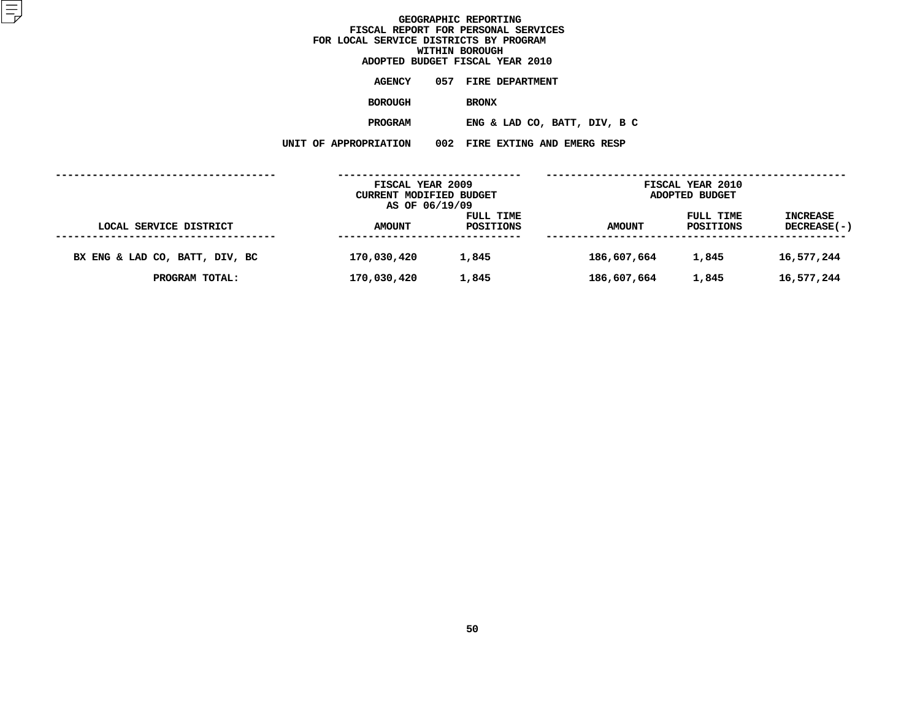# GEOGRAPHIC REPORTING
## FISCAL REPORT FOR PERSONAL SERVICES
## FOR LOCAL SERVICE DISTRICTS BY PROGRAM
## WITHIN BOROUGH
## ADOPTED BUDGET FISCAL YEAR 2010

**AGENCY** 057 FIRE DEPARTMENT

**BOROUGH** BRONX

**PROGRAM** ENG & LAD CO, BATT, DIV, B C

**UNIT OF APPROPRIATION** 002 FIRE EXTING AND EMERG RESP

| LOCAL SERVICE DISTRICT | FISCAL YEAR 2009 CURRENT MODIFIED BUDGET AS OF 06/19/09 AMOUNT | FULL TIME POSITIONS | FISCAL YEAR 2010 ADOPTED BUDGET AMOUNT | FULL TIME POSITIONS | INCREASE DECREASE(-) |
|---|---|---|---|---|---|
| BX ENG & LAD CO, BATT, DIV, BC | 170,030,420 | 1,845 | 186,607,664 | 1,845 | 16,577,244 |
| PROGRAM TOTAL: | 170,030,420 | 1,845 | 186,607,664 | 1,845 | 16,577,244 |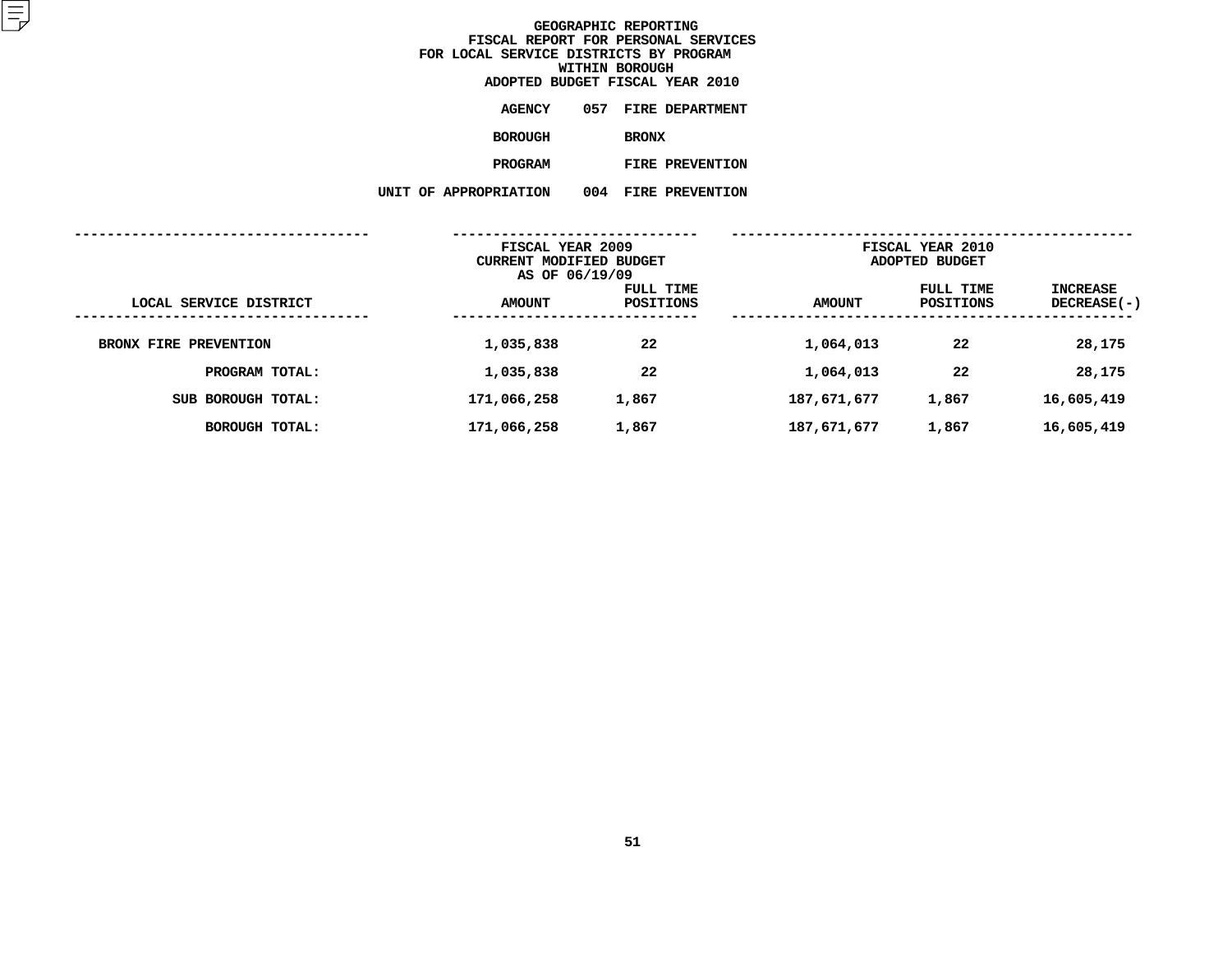# GEOGRAPHIC REPORTING
## FISCAL REPORT FOR PERSONAL SERVICES
## FOR LOCAL SERVICE DISTRICTS BY PROGRAM
## WITHIN BOROUGH
## ADOPTED BUDGET FISCAL YEAR 2010

**AGENCY** 057 FIRE DEPARTMENT

**BOROUGH** BRONX

**PROGRAM** FIRE PREVENTION

**UNIT OF APPROPRIATION** 004 FIRE PREVENTION

| | FISCAL YEAR 2009 CURRENT MODIFIED BUDGET AS OF 06/19/09 | | FISCAL YEAR 2010 ADOPTED BUDGET | | |
|---|---|---|---|---|---|
| LOCAL SERVICE DISTRICT | AMOUNT | FULL TIME POSITIONS | AMOUNT | FULL TIME POSITIONS | INCREASE DECREASE(-) |
| BRONX FIRE PREVENTION | 1,035,838 | 22 | 1,064,013 | 22 | 28,175 |
| PROGRAM TOTAL: | 1,035,838 | 22 | 1,064,013 | 22 | 28,175 |
| SUB BOROUGH TOTAL: | 171,066,258 | 1,867 | 187,671,677 | 1,867 | 16,605,419 |
| BOROUGH TOTAL: | 171,066,258 | 1,867 | 187,671,677 | 1,867 | 16,605,419 |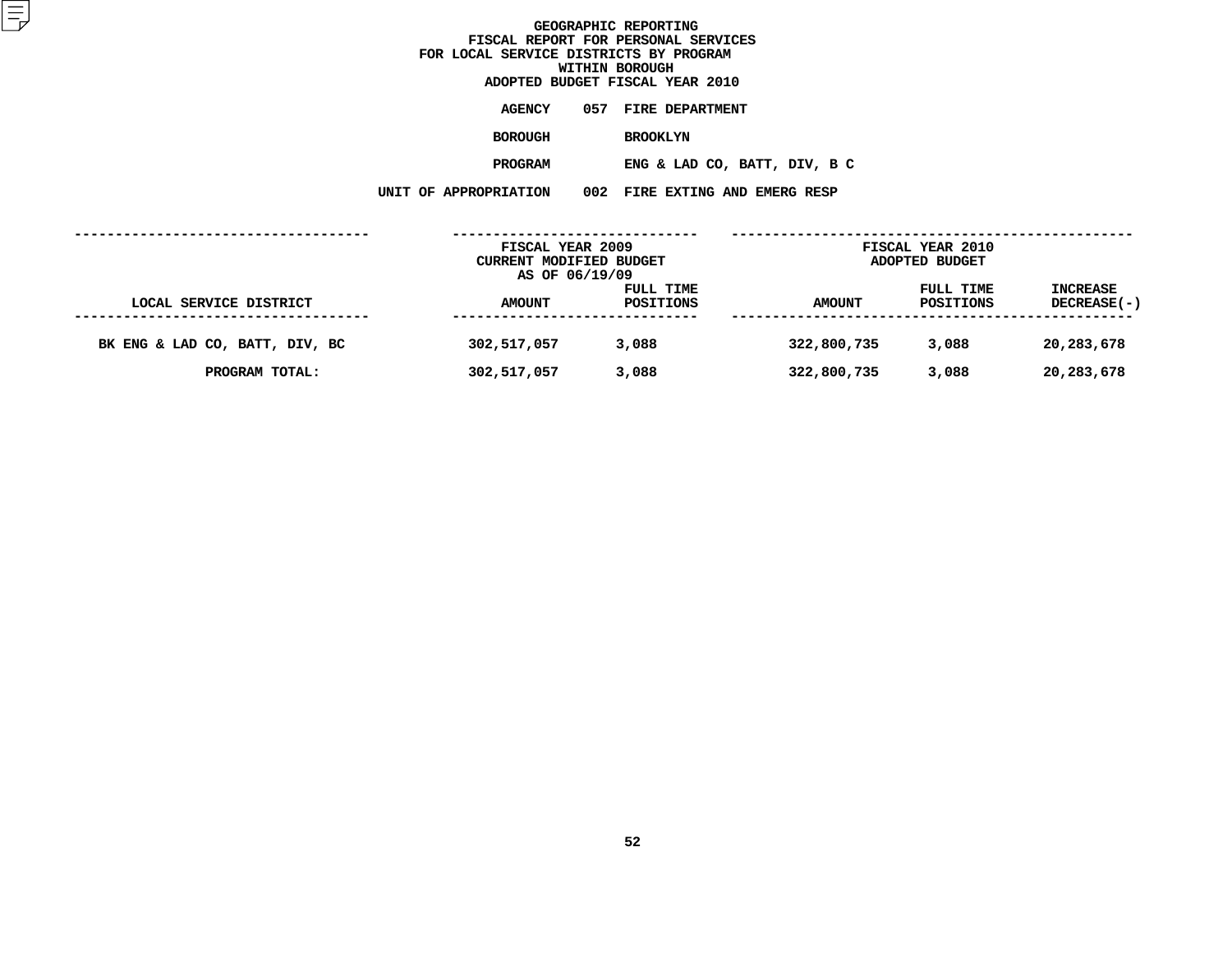# GEOGRAPHIC REPORTING
## FISCAL REPORT FOR PERSONAL SERVICES
## FOR LOCAL SERVICE DISTRICTS BY PROGRAM
## WITHIN BOROUGH
## ADOPTED BUDGET FISCAL YEAR 2010

**AGENCY** 057 FIRE DEPARTMENT

**BOROUGH** BROOKLYN

**PROGRAM** ENG & LAD CO, BATT, DIV, B C

**UNIT OF APPROPRIATION** 002 FIRE EXTING AND EMERG RESP

| LOCAL SERVICE DISTRICT | FISCAL YEAR 2009 CURRENT MODIFIED BUDGET AS OF 06/19/09 AMOUNT | FULL TIME POSITIONS | FISCAL YEAR 2010 ADOPTED BUDGET AMOUNT | FULL TIME POSITIONS | INCREASE DECREASE(-) |
|---|---|---|---|---|---|
| BK ENG & LAD CO, BATT, DIV, BC | 302,517,057 | 3,088 | 322,800,735 | 3,088 | 20,283,678 |
| PROGRAM TOTAL: | 302,517,057 | 3,088 | 322,800,735 | 3,088 | 20,283,678 |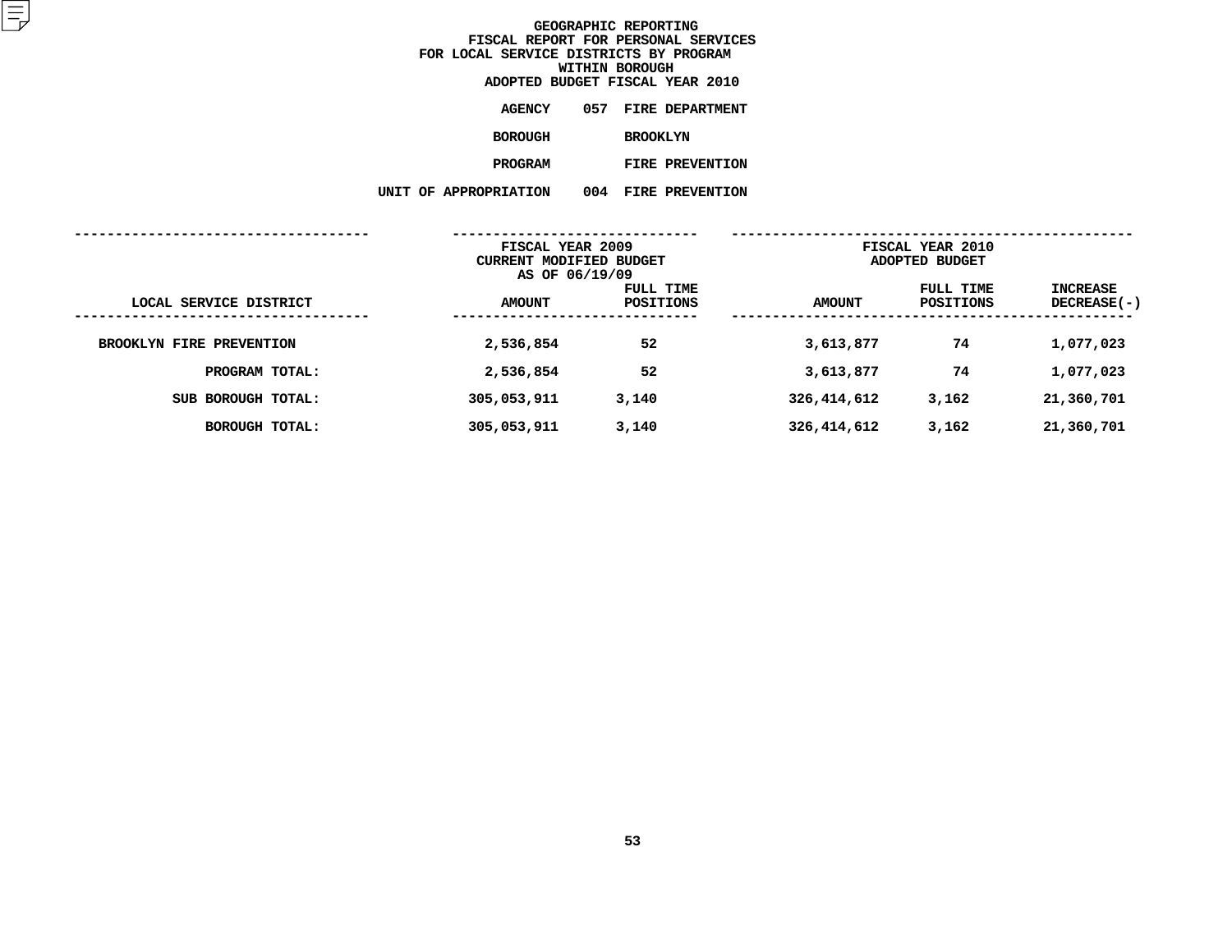# GEOGRAPHIC REPORTING

## FISCAL REPORT FOR PERSONAL SERVICES FOR LOCAL SERVICE DISTRICTS BY PROGRAM WITHIN BOROUGH

### ADOPTED BUDGET FISCAL YEAR 2010

**AGENCY** 057 FIRE DEPARTMENT

**BOROUGH** BROOKLYN

**PROGRAM** FIRE PREVENTION

**UNIT OF APPROPRIATION** 004 FIRE PREVENTION

| LOCAL SERVICE DISTRICT | FISCAL YEAR 2009 CURRENT MODIFIED BUDGET AS OF 06/19/09 AMOUNT | FULL TIME POSITIONS | FISCAL YEAR 2010 ADOPTED BUDGET AMOUNT | FULL TIME POSITIONS | INCREASE DECREASE(-) |
|---|---|---|---|---|---|
| BROOKLYN FIRE PREVENTION | 2,536,854 | 52 | 3,613,877 | 74 | 1,077,023 |
| PROGRAM TOTAL: | 2,536,854 | 52 | 3,613,877 | 74 | 1,077,023 |
| SUB BOROUGH TOTAL: | 305,053,911 | 3,140 | 326,414,612 | 3,162 | 21,360,701 |
| BOROUGH TOTAL: | 305,053,911 | 3,140 | 326,414,612 | 3,162 | 21,360,701 |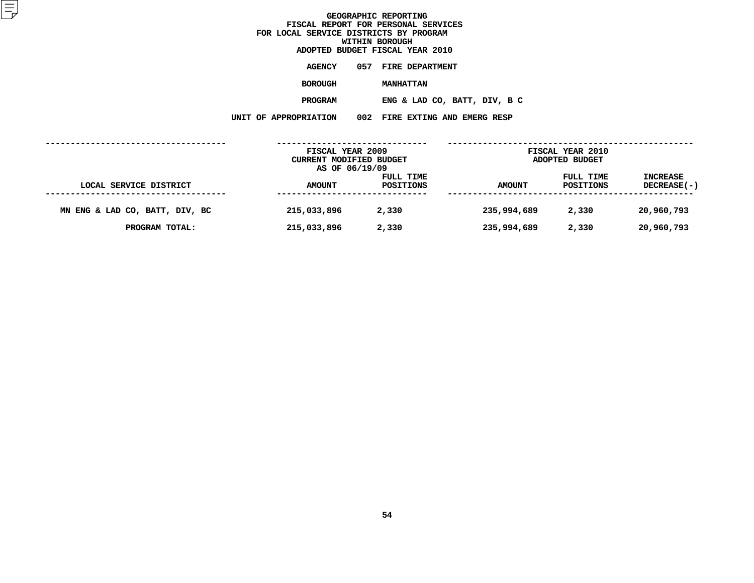# GEOGRAPHIC REPORTING
## FISCAL REPORT FOR PERSONAL SERVICES
## FOR LOCAL SERVICE DISTRICTS BY PROGRAM
## WITHIN BOROUGH
## ADOPTED BUDGET FISCAL YEAR 2010

**AGENCY** 057 FIRE DEPARTMENT

**BOROUGH** MANHATTAN

**PROGRAM** ENG & LAD CO, BATT, DIV, B C

**UNIT OF APPROPRIATION** 002 FIRE EXTING AND EMERG RESP

| | FISCAL YEAR 2009 CURRENT MODIFIED BUDGET AS OF 06/19/09 | | FISCAL YEAR 2010 ADOPTED BUDGET | | |
|---|---|---|---|---|---|
| LOCAL SERVICE DISTRICT | AMOUNT | FULL TIME POSITIONS | AMOUNT | FULL TIME POSITIONS | INCREASE DECREASE(-) |
| MN ENG & LAD CO, BATT, DIV, BC | 215,033,896 | 2,330 | 235,994,689 | 2,330 | 20,960,793 |
| PROGRAM TOTAL: | 215,033,896 | 2,330 | 235,994,689 | 2,330 | 20,960,793 |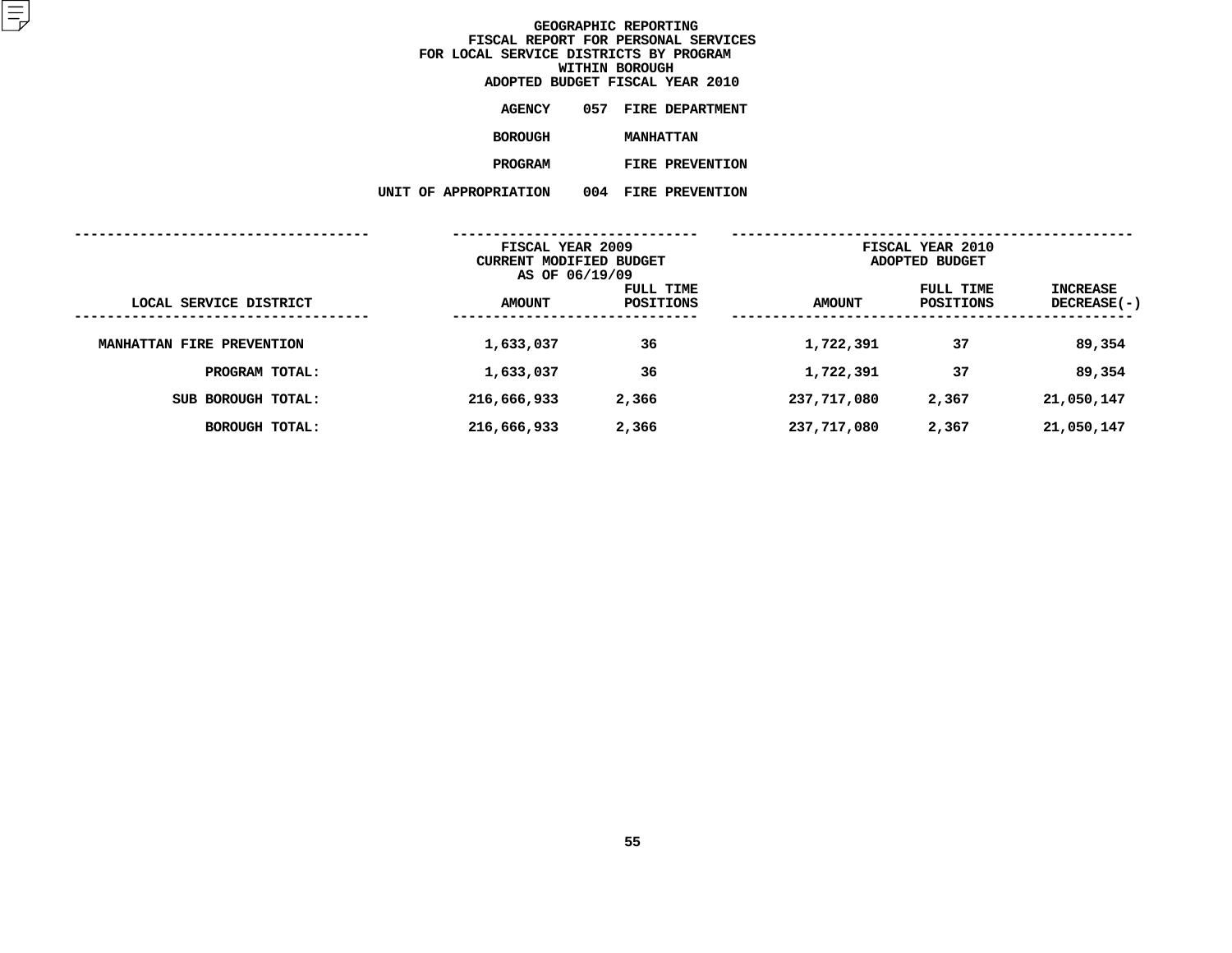# GEOGRAPHIC REPORTING
## FISCAL REPORT FOR PERSONAL SERVICES
## FOR LOCAL SERVICE DISTRICTS BY PROGRAM
## WITHIN BOROUGH
## ADOPTED BUDGET FISCAL YEAR 2010

**AGENCY** 057 FIRE DEPARTMENT

**BOROUGH** MANHATTAN

**PROGRAM** FIRE PREVENTION

**UNIT OF APPROPRIATION** 004 FIRE PREVENTION

| | FISCAL YEAR 2009 CURRENT MODIFIED BUDGET AS OF 06/19/09 | | FISCAL YEAR 2010 ADOPTED BUDGET | | |
|---|---|---|---|---|---|
| LOCAL SERVICE DISTRICT | AMOUNT | FULL TIME POSITIONS | AMOUNT | FULL TIME POSITIONS | INCREASE DECREASE(-) |
| MANHATTAN FIRE PREVENTION | 1,633,037 | 36 | 1,722,391 | 37 | 89,354 |
| PROGRAM TOTAL: | 1,633,037 | 36 | 1,722,391 | 37 | 89,354 |
| SUB BOROUGH TOTAL: | 216,666,933 | 2,366 | 237,717,080 | 2,367 | 21,050,147 |
| BOROUGH TOTAL: | 216,666,933 | 2,366 | 237,717,080 | 2,367 | 21,050,147 |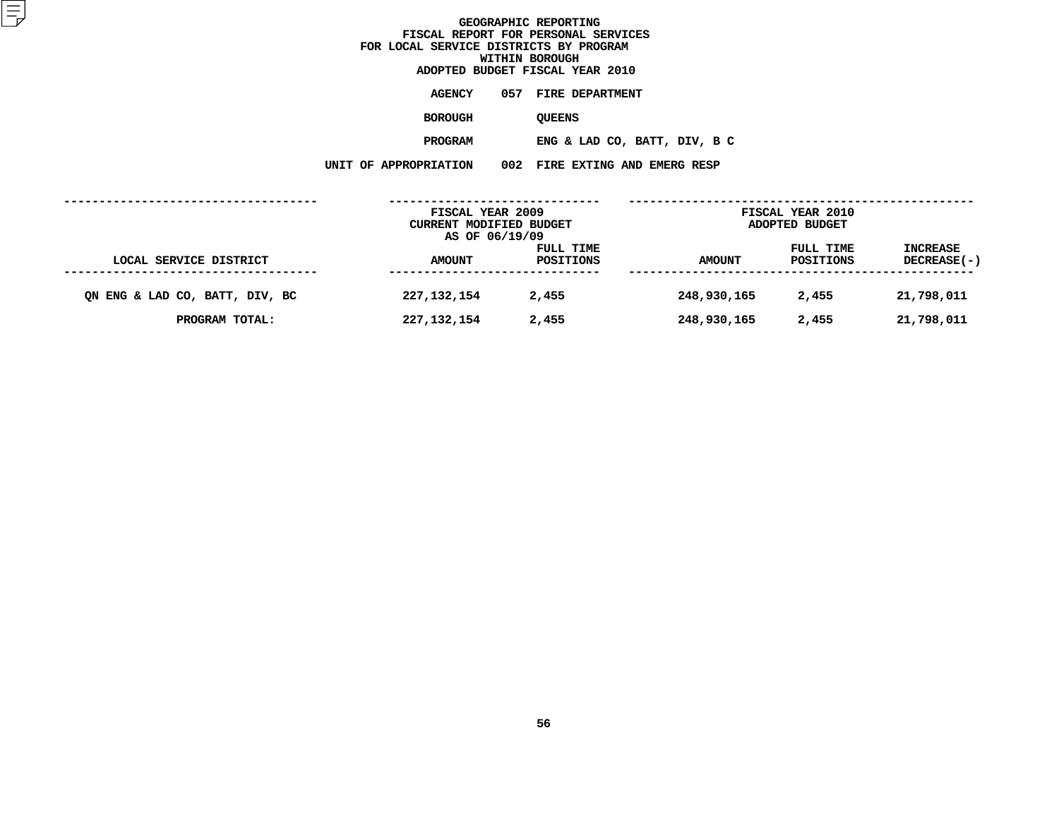# GEOGRAPHIC REPORTING
## FISCAL REPORT FOR PERSONAL SERVICES
## FOR LOCAL SERVICE DISTRICTS BY PROGRAM
## WITHIN BOROUGH
## ADOPTED BUDGET FISCAL YEAR 2010

**AGENCY** 057 FIRE DEPARTMENT

**BOROUGH** QUEENS

**PROGRAM** ENG & LAD CO, BATT, DIV, B C

**UNIT OF APPROPRIATION** 002 FIRE EXTING AND EMERG RESP

| | FISCAL YEAR 2009 CURRENT MODIFIED BUDGET AS OF 06/19/09 | | FISCAL YEAR 2010 ADOPTED BUDGET | | |
|---|---|---|---|---|---|
| LOCAL SERVICE DISTRICT | AMOUNT | FULL TIME POSITIONS | AMOUNT | FULL TIME POSITIONS | INCREASE DECREASE(-) |
| QN ENG & LAD CO, BATT, DIV, BC | 227,132,154 | 2,455 | 248,930,165 | 2,455 | 21,798,011 |
| PROGRAM TOTAL: | 227,132,154 | 2,455 | 248,930,165 | 2,455 | 21,798,011 |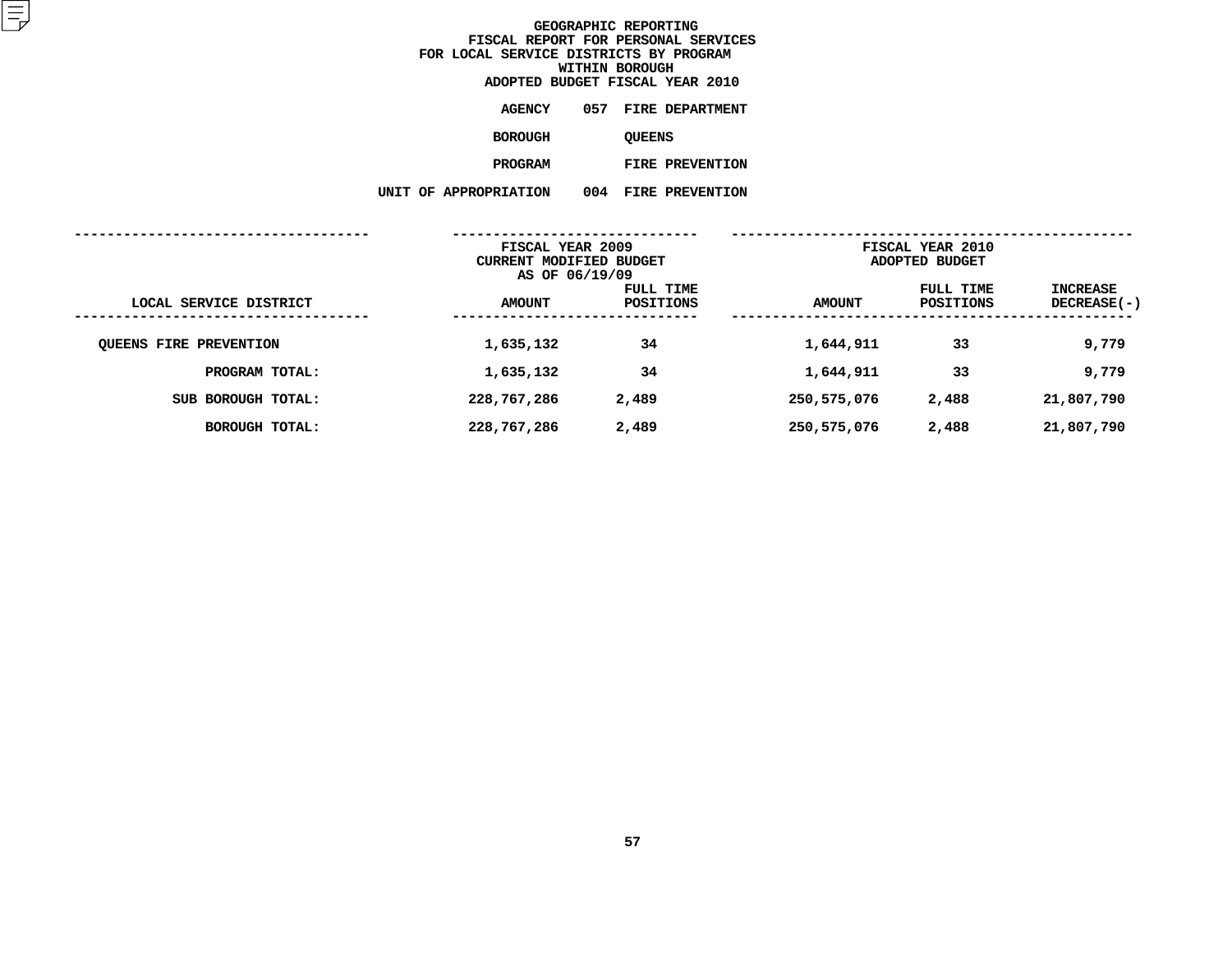# GEOGRAPHIC REPORTING
## FISCAL REPORT FOR PERSONAL SERVICES
## FOR LOCAL SERVICE DISTRICTS BY PROGRAM
## WITHIN BOROUGH
## ADOPTED BUDGET FISCAL YEAR 2010

AGENCY 057 FIRE DEPARTMENT

BOROUGH QUEENS

PROGRAM FIRE PREVENTION

UNIT OF APPROPRIATION 004 FIRE PREVENTION

| | FISCAL YEAR 2009 CURRENT MODIFIED BUDGET AS OF 06/19/09 | | FISCAL YEAR 2010 ADOPTED BUDGET | | |
|---|---|---|---|---|---|
| LOCAL SERVICE DISTRICT | AMOUNT | FULL TIME POSITIONS | AMOUNT | FULL TIME POSITIONS | INCREASE DECREASE(-) |
| QUEENS FIRE PREVENTION | 1,635,132 | 34 | 1,644,911 | 33 | 9,779 |
| PROGRAM TOTAL: | 1,635,132 | 34 | 1,644,911 | 33 | 9,779 |
| SUB BOROUGH TOTAL: | 228,767,286 | 2,489 | 250,575,076 | 2,488 | 21,807,790 |
| BOROUGH TOTAL: | 228,767,286 | 2,489 | 250,575,076 | 2,488 | 21,807,790 |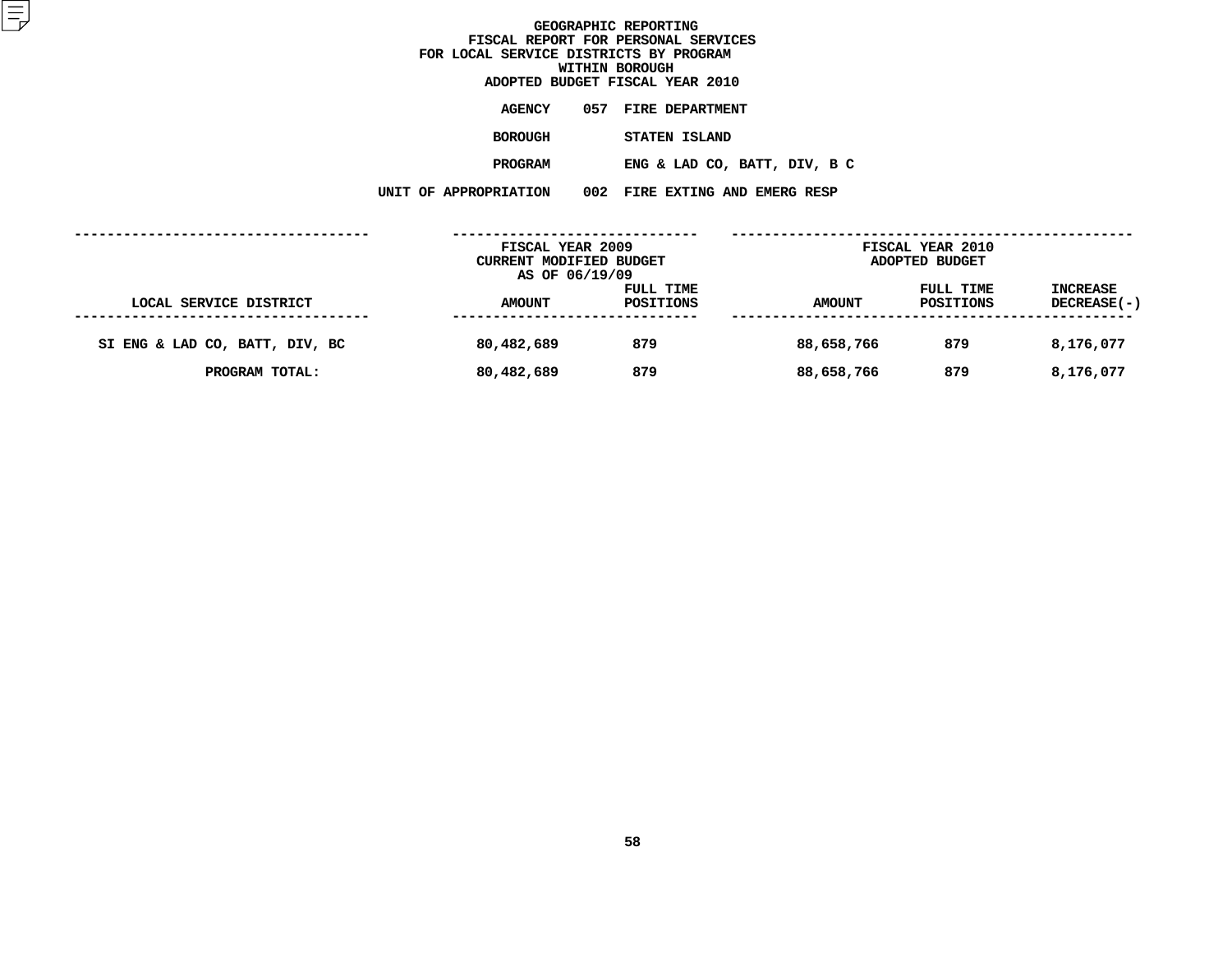# GEOGRAPHIC REPORTING
## FISCAL REPORT FOR PERSONAL SERVICES
## FOR LOCAL SERVICE DISTRICTS BY PROGRAM
## WITHIN BOROUGH
## ADOPTED BUDGET FISCAL YEAR 2010

**AGENCY** 057 FIRE DEPARTMENT

**BOROUGH** STATEN ISLAND

**PROGRAM** ENG & LAD CO, BATT, DIV, B C

**UNIT OF APPROPRIATION** 002 FIRE EXTING AND EMERG RESP

| LOCAL SERVICE DISTRICT | FISCAL YEAR 2009 CURRENT MODIFIED BUDGET AS OF 06/19/09 AMOUNT | FULL TIME POSITIONS | FISCAL YEAR 2010 ADOPTED BUDGET AMOUNT | FULL TIME POSITIONS | INCREASE DECREASE(-) |
|---|---|---|---|---|---|
| SI ENG & LAD CO, BATT, DIV, BC | 80,482,689 | 879 | 88,658,766 | 879 | 8,176,077 |
| PROGRAM TOTAL: | 80,482,689 | 879 | 88,658,766 | 879 | 8,176,077 |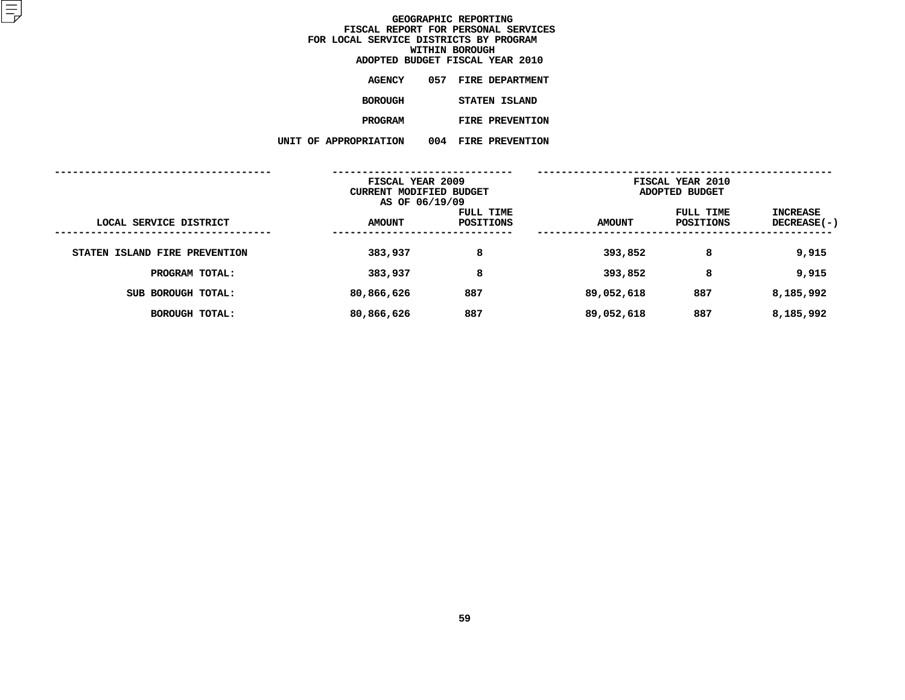# GEOGRAPHIC REPORTING
## FISCAL REPORT FOR PERSONAL SERVICES
## FOR LOCAL SERVICE DISTRICTS BY PROGRAM
## WITHIN BOROUGH
## ADOPTED BUDGET FISCAL YEAR 2010

**AGENCY** 057 FIRE DEPARTMENT

**BOROUGH** STATEN ISLAND

**PROGRAM** FIRE PREVENTION

**UNIT OF APPROPRIATION** 004 FIRE PREVENTION

| LOCAL SERVICE DISTRICT | FISCAL YEAR 2009 CURRENT MODIFIED BUDGET AS OF 06/19/09 AMOUNT | FULL TIME POSITIONS | FISCAL YEAR 2010 ADOPTED BUDGET AMOUNT | FULL TIME POSITIONS | INCREASE DECREASE(-) |
|---|---|---|---|---|---|
| STATEN ISLAND FIRE PREVENTION | 383,937 | 8 | 393,852 | 8 | 9,915 |
| PROGRAM TOTAL: | 383,937 | 8 | 393,852 | 8 | 9,915 |
| SUB BOROUGH TOTAL: | 80,866,626 | 887 | 89,052,618 | 887 | 8,185,992 |
| BOROUGH TOTAL: | 80,866,626 | 887 | 89,052,618 | 887 | 8,185,992 |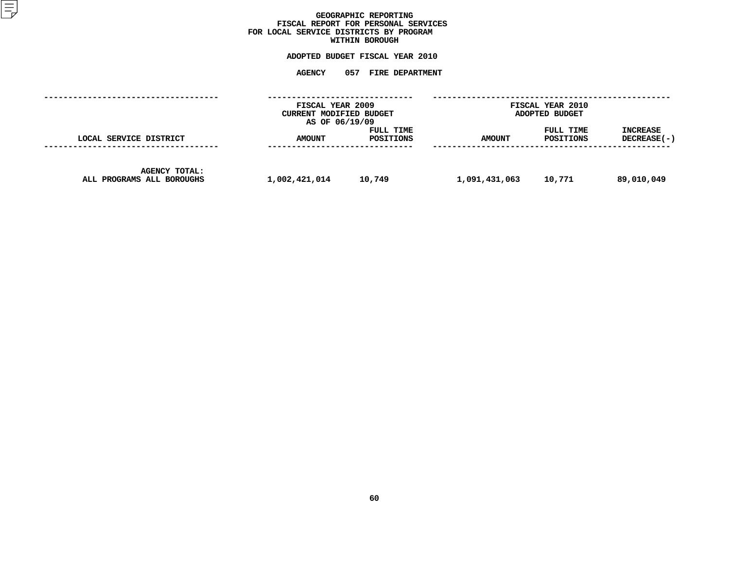# GEOGRAPHIC REPORTING
## FISCAL REPORT FOR PERSONAL SERVICES
## FOR LOCAL SERVICE DISTRICTS BY PROGRAM
## WITHIN BOROUGH

### ADOPTED BUDGET FISCAL YEAR 2010

### AGENCY 057 FIRE DEPARTMENT

| LOCAL SERVICE DISTRICT | FISCAL YEAR 2009 CURRENT MODIFIED BUDGET AS OF 06/19/09 AMOUNT | FULL TIME POSITIONS | FISCAL YEAR 2010 ADOPTED BUDGET AMOUNT | FULL TIME POSITIONS | INCREASE DECREASE(-) |
|---|---|---|---|---|---|
| AGENCY TOTAL: ALL PROGRAMS ALL BOROUGHS | 1,002,421,014 | 10,749 | 1,091,431,063 | 10,771 | 89,010,049 |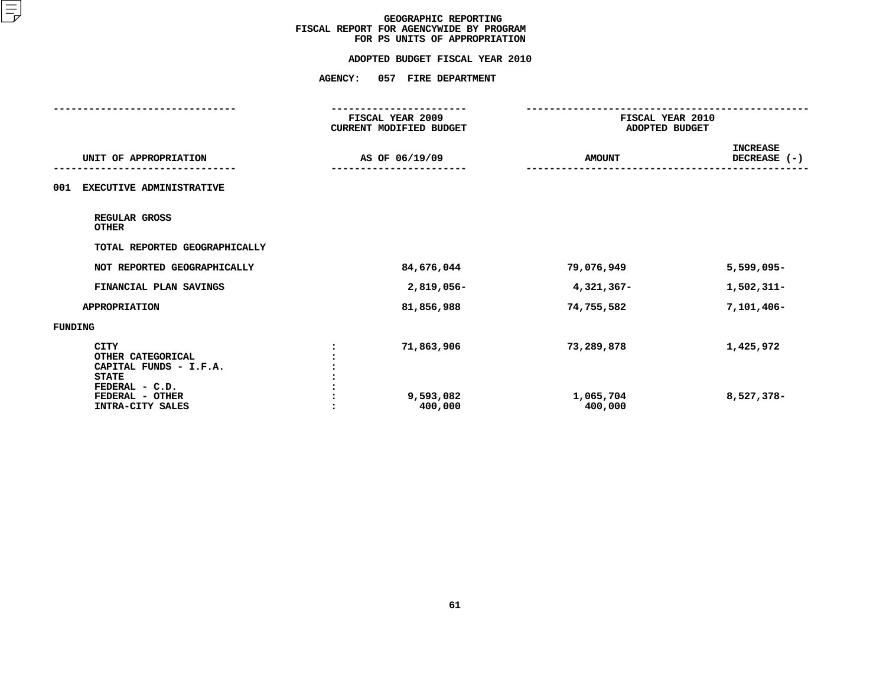# GEOGRAPHIC REPORTING
## FISCAL REPORT FOR AGENCYWIDE BY PROGRAM
## FOR PS UNITS OF APPROPRIATION

### ADOPTED BUDGET FISCAL YEAR 2010

### AGENCY: 057 FIRE DEPARTMENT

| UNIT OF APPROPRIATION | | FISCAL YEAR 2009 CURRENT MODIFIED BUDGET AS OF 06/19/09 | FISCAL YEAR 2010 ADOPTED BUDGET AMOUNT | INCREASE DECREASE (-) |
|---|---|---|---|---|
| **001 EXECUTIVE ADMINISTRATIVE** | | | | |
| REGULAR GROSS | | | | |
| OTHER | | | | |
| TOTAL REPORTED GEOGRAPHICALLY | | | | |
| NOT REPORTED GEOGRAPHICALLY | | 84,676,044 | 79,076,949 | 5,599,095- |
| FINANCIAL PLAN SAVINGS | | 2,819,056- | 4,321,367- | 1,502,311- |
| APPROPRIATION | | 81,856,988 | 74,755,582 | 7,101,406- |
| **FUNDING** | | | | |
| CITY | : | 71,863,906 | 73,289,878 | 1,425,972 |
| OTHER CATEGORICAL | : | | | |
| CAPITAL FUNDS - I.F.A. | : | | | |
| STATE | : | | | |
| FEDERAL - C.D. | : | | | |
| FEDERAL - OTHER | : | 9,593,082 | 1,065,704 | 8,527,378- |
| INTRA-CITY SALES | : | 400,000 | 400,000 | |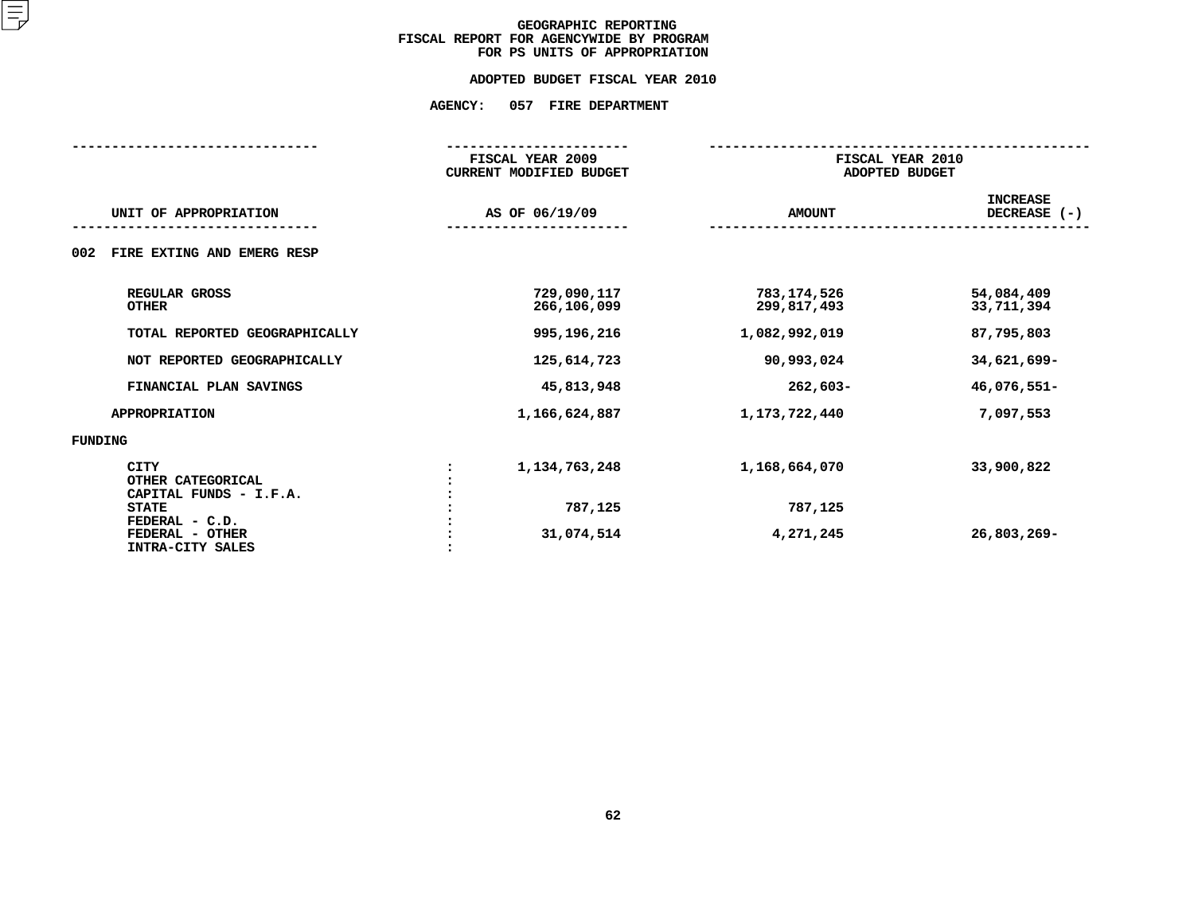# GEOGRAPHIC REPORTING
## FISCAL REPORT FOR AGENCYWIDE BY PROGRAM FOR PS UNITS OF APPROPRIATION

### ADOPTED BUDGET FISCAL YEAR 2010

### AGENCY: 057 FIRE DEPARTMENT

| UNIT OF APPROPRIATION | | FISCAL YEAR 2009 CURRENT MODIFIED BUDGET AS OF 06/19/09 | FISCAL YEAR 2010 ADOPTED BUDGET AMOUNT | INCREASE DECREASE (-) |
|---|---|---|---|---|
| **002 FIRE EXTING AND EMERG RESP** | | | | |
| REGULAR GROSS | | 729,090,117 | 783,174,526 | 54,084,409 |
| OTHER | | 266,106,099 | 299,817,493 | 33,711,394 |
| TOTAL REPORTED GEOGRAPHICALLY | | 995,196,216 | 1,082,992,019 | 87,795,803 |
| NOT REPORTED GEOGRAPHICALLY | | 125,614,723 | 90,993,024 | 34,621,699- |
| FINANCIAL PLAN SAVINGS | | 45,813,948 | 262,603- | 46,076,551- |
| APPROPRIATION | | 1,166,624,887 | 1,173,722,440 | 7,097,553 |
| **FUNDING** | | | | |
| CITY | : | 1,134,763,248 | 1,168,664,070 | 33,900,822 |
| OTHER CATEGORICAL | : | | | |
| CAPITAL FUNDS - I.F.A. | : | | | |
| STATE | : | 787,125 | 787,125 | |
| FEDERAL - C.D. | : | | | |
| FEDERAL - OTHER | : | 31,074,514 | 4,271,245 | 26,803,269- |
| INTRA-CITY SALES | : | | | |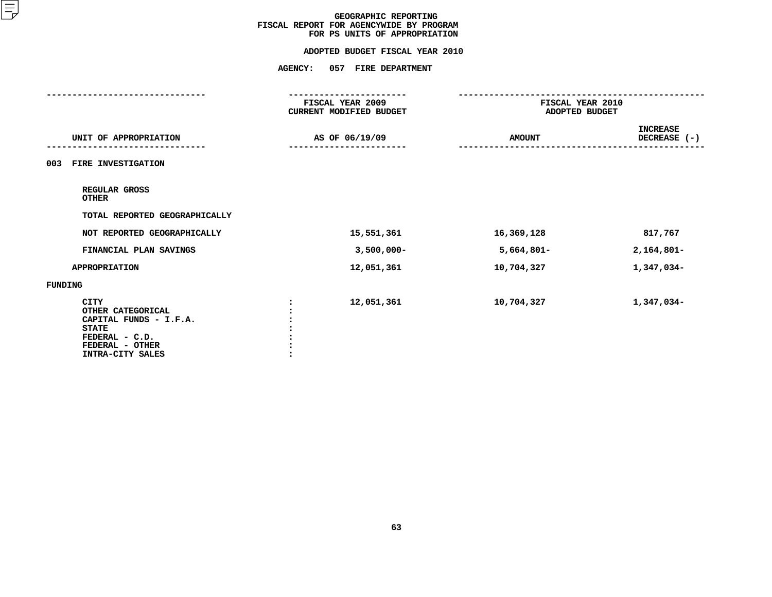# GEOGRAPHIC REPORTING
## FISCAL REPORT FOR AGENCYWIDE BY PROGRAM
## FOR PS UNITS OF APPROPRIATION

### ADOPTED BUDGET FISCAL YEAR 2010

### AGENCY: 057 FIRE DEPARTMENT

| UNIT OF APPROPRIATION | FISCAL YEAR 2009 CURRENT MODIFIED BUDGET AS OF 06/19/09 | FISCAL YEAR 2010 ADOPTED BUDGET AMOUNT | INCREASE DECREASE (-) |
|---|---|---|---|
| **003 FIRE INVESTIGATION** | | | |
| REGULAR GROSS | | | |
| OTHER | | | |
| TOTAL REPORTED GEOGRAPHICALLY | | | |
| NOT REPORTED GEOGRAPHICALLY | 15,551,361 | 16,369,128 | 817,767 |
| FINANCIAL PLAN SAVINGS | 3,500,000- | 5,664,801- | 2,164,801- |
| APPROPRIATION | 12,051,361 | 10,704,327 | 1,347,034- |
| **FUNDING** | | | |
| CITY : | 12,051,361 | 10,704,327 | 1,347,034- |
| OTHER CATEGORICAL : | | | |
| CAPITAL FUNDS - I.F.A. : | | | |
| STATE : | | | |
| FEDERAL - C.D. : | | | |
| FEDERAL - OTHER : | | | |
| INTRA-CITY SALES : | | | |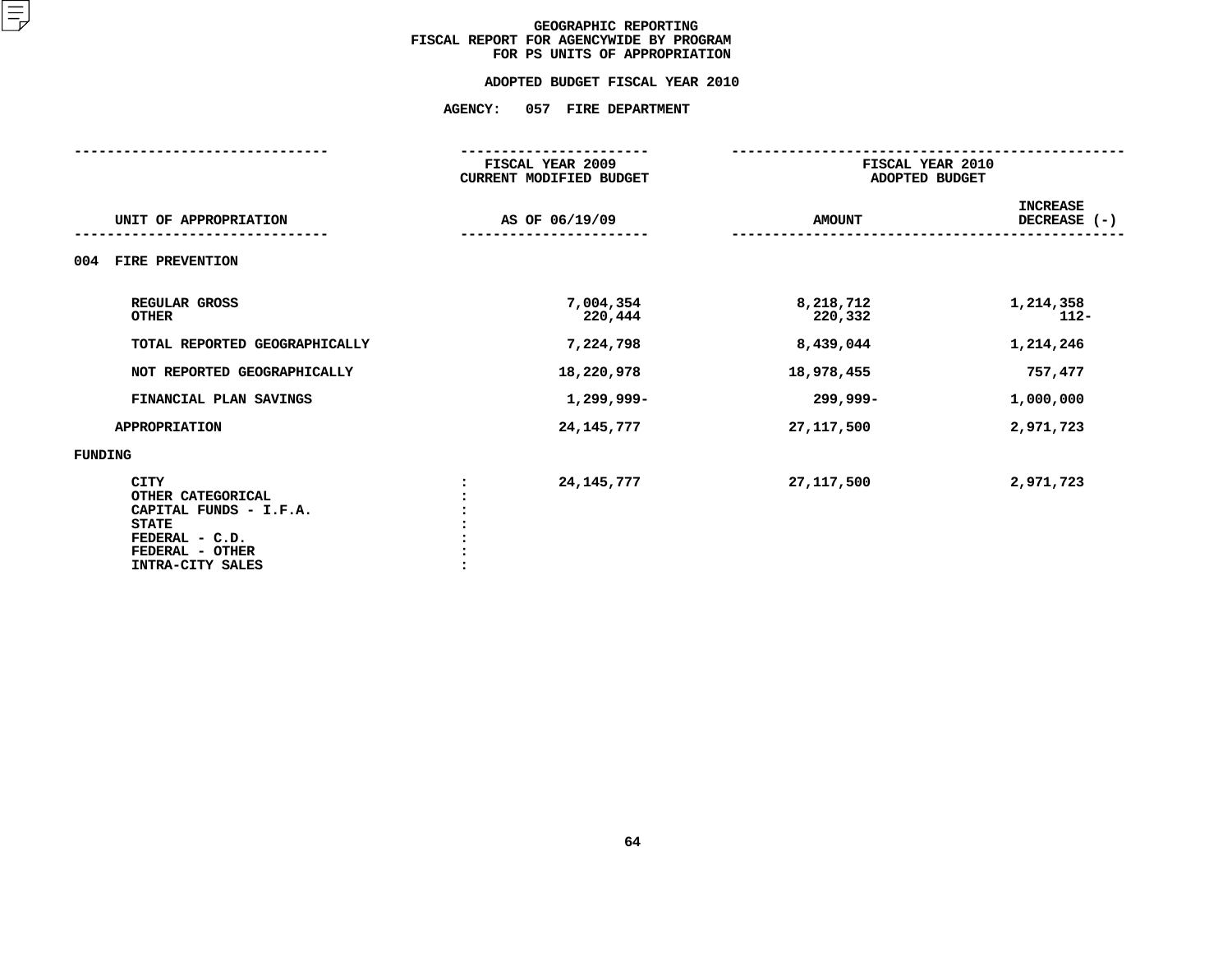# GEOGRAPHIC REPORTING
## FISCAL REPORT FOR AGENCYWIDE BY PROGRAM
## FOR PS UNITS OF APPROPRIATION

### ADOPTED BUDGET FISCAL YEAR 2010

### AGENCY: 057 FIRE DEPARTMENT

| UNIT OF APPROPRIATION | FISCAL YEAR 2009 CURRENT MODIFIED BUDGET AS OF 06/19/09 | FISCAL YEAR 2010 ADOPTED BUDGET AMOUNT | INCREASE DECREASE (-) |
|---|---|---|---|
| **004 FIRE PREVENTION** | | | |
| REGULAR GROSS | 7,004,354 | 8,218,712 | 1,214,358 |
| OTHER | 220,444 | 220,332 | 112- |
| TOTAL REPORTED GEOGRAPHICALLY | 7,224,798 | 8,439,044 | 1,214,246 |
| NOT REPORTED GEOGRAPHICALLY | 18,220,978 | 18,978,455 | 757,477 |
| FINANCIAL PLAN SAVINGS | 1,299,999- | 299,999- | 1,000,000 |
| APPROPRIATION | 24,145,777 | 27,117,500 | 2,971,723 |
| **FUNDING** | | | |
| CITY : | 24,145,777 | 27,117,500 | 2,971,723 |
| OTHER CATEGORICAL : | | | |
| CAPITAL FUNDS - I.F.A. : | | | |
| STATE : | | | |
| FEDERAL - C.D. : | | | |
| FEDERAL - OTHER : | | | |
| INTRA-CITY SALES : | | | |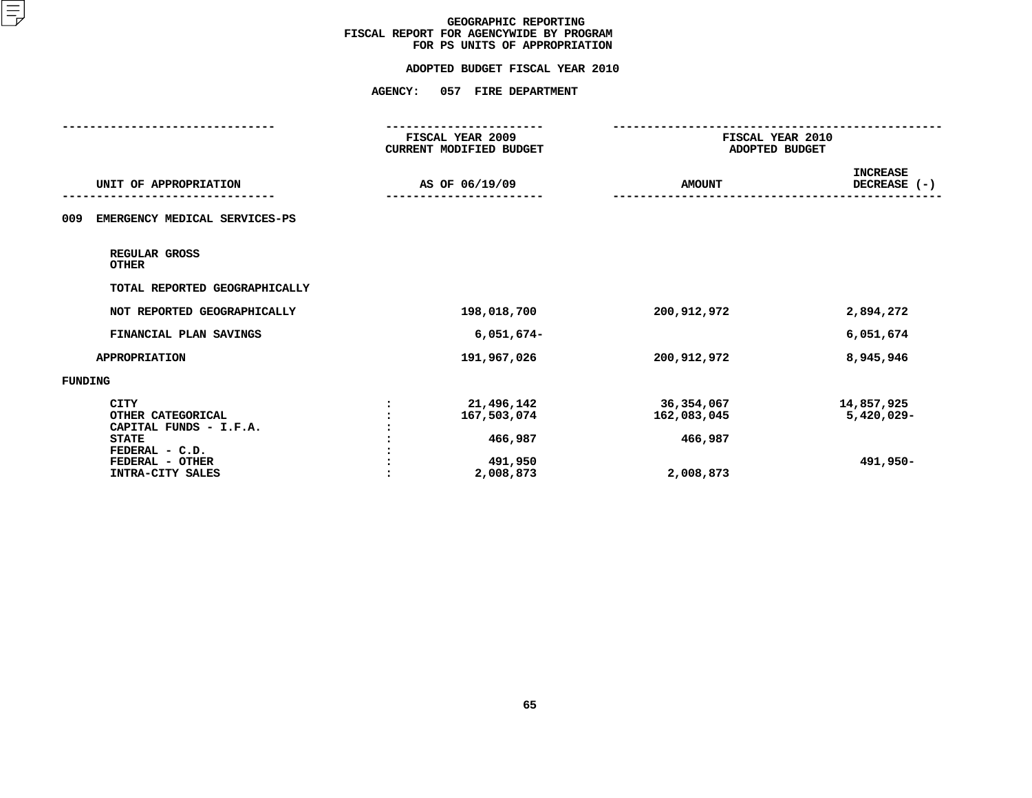# GEOGRAPHIC REPORTING
## FISCAL REPORT FOR AGENCYWIDE BY PROGRAM
## FOR PS UNITS OF APPROPRIATION

### ADOPTED BUDGET FISCAL YEAR 2010

### AGENCY: 057 FIRE DEPARTMENT

| UNIT OF APPROPRIATION | | FISCAL YEAR 2009 CURRENT MODIFIED BUDGET AS OF 06/19/09 | FISCAL YEAR 2010 ADOPTED BUDGET AMOUNT | INCREASE DECREASE (-) |
|---|---|---|---|---|
| **009 EMERGENCY MEDICAL SERVICES-PS** | | | | |
| REGULAR GROSS | | | | |
| OTHER | | | | |
| TOTAL REPORTED GEOGRAPHICALLY | | | | |
| NOT REPORTED GEOGRAPHICALLY | | 198,018,700 | 200,912,972 | 2,894,272 |
| FINANCIAL PLAN SAVINGS | | 6,051,674- | | 6,051,674 |
| APPROPRIATION | | 191,967,026 | 200,912,972 | 8,945,946 |
| **FUNDING** | | | | |
| CITY | : | 21,496,142 | 36,354,067 | 14,857,925 |
| OTHER CATEGORICAL | : | 167,503,074 | 162,083,045 | 5,420,029- |
| CAPITAL FUNDS - I.F.A. | : | | | |
| STATE | : | 466,987 | 466,987 | |
| FEDERAL - C.D. | : | | | |
| FEDERAL - OTHER | : | 491,950 | | 491,950- |
| INTRA-CITY SALES | : | 2,008,873 | 2,008,873 | |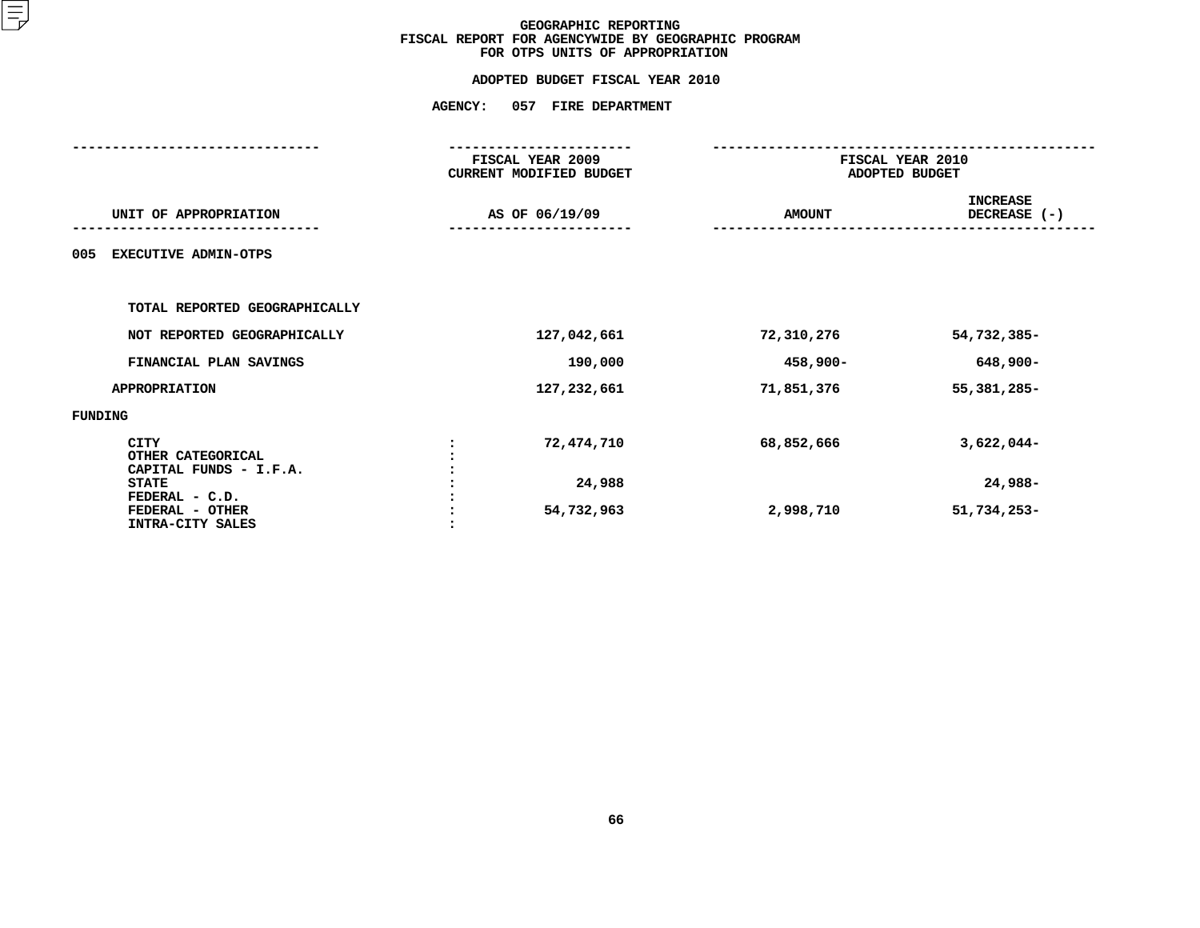# GEOGRAPHIC REPORTING
## FISCAL REPORT FOR AGENCYWIDE BY GEOGRAPHIC PROGRAM
## FOR OTPS UNITS OF APPROPRIATION

### ADOPTED BUDGET FISCAL YEAR 2010

### AGENCY: 057 FIRE DEPARTMENT

| UNIT OF APPROPRIATION | | FISCAL YEAR 2009 CURRENT MODIFIED BUDGET AS OF 06/19/09 | FISCAL YEAR 2010 ADOPTED BUDGET AMOUNT | INCREASE DECREASE (-) |
|---|---|---|---|---|
| 005 EXECUTIVE ADMIN-OTPS | | | | |
| TOTAL REPORTED GEOGRAPHICALLY | | | | |
| NOT REPORTED GEOGRAPHICALLY | | 127,042,661 | 72,310,276 | 54,732,385- |
| FINANCIAL PLAN SAVINGS | | 190,000 | 458,900- | 648,900- |
| APPROPRIATION | | 127,232,661 | 71,851,376 | 55,381,285- |
| FUNDING | | | | |
| CITY | : | 72,474,710 | 68,852,666 | 3,622,044- |
| OTHER CATEGORICAL | : | | | |
| CAPITAL FUNDS - I.F.A. | : | | | |
| STATE | : | 24,988 | | 24,988- |
| FEDERAL - C.D. | : | | | |
| FEDERAL - OTHER | : | 54,732,963 | 2,998,710 | 51,734,253- |
| INTRA-CITY SALES | : | | | |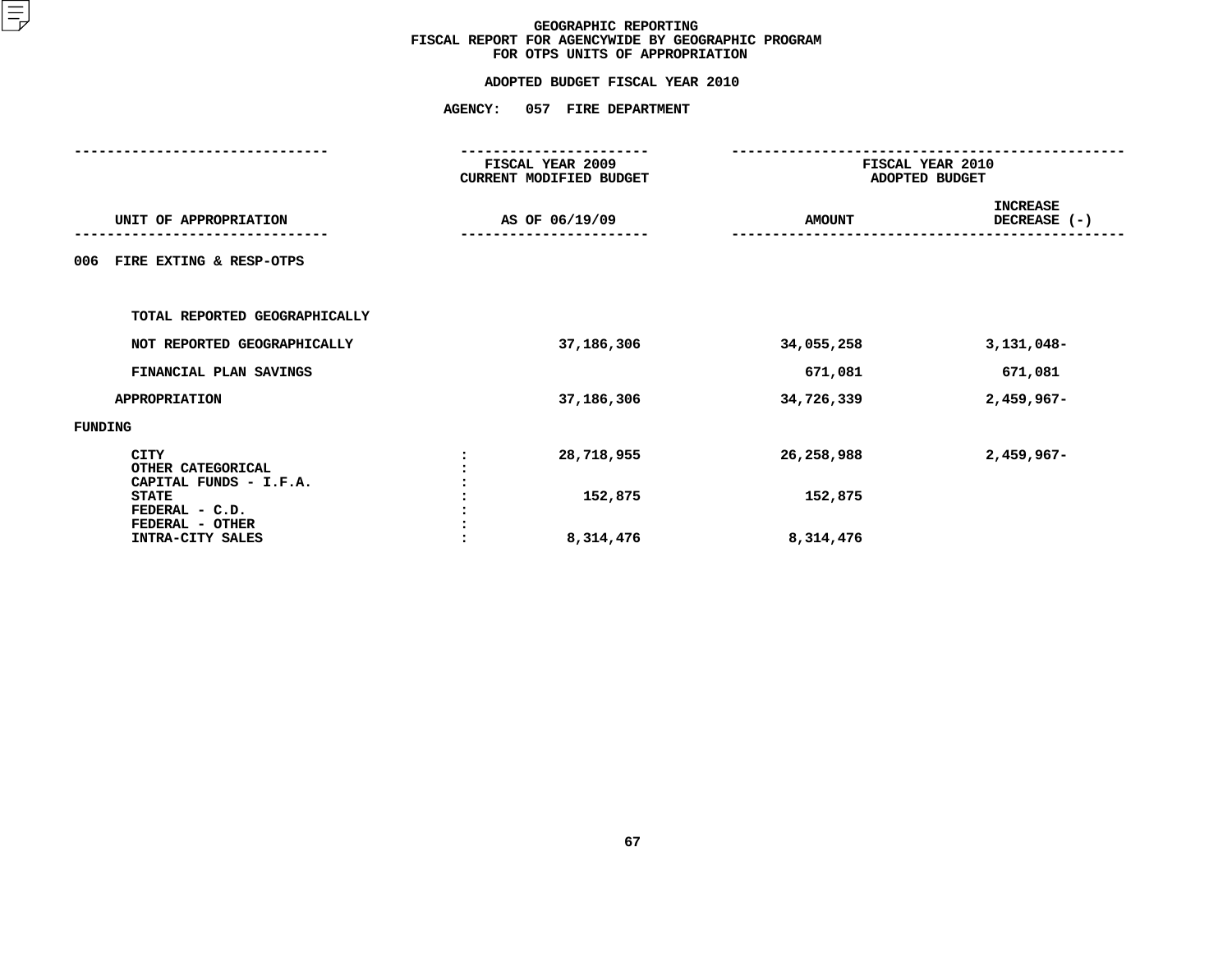# GEOGRAPHIC REPORTING
## FISCAL REPORT FOR AGENCYWIDE BY GEOGRAPHIC PROGRAM
## FOR OTPS UNITS OF APPROPRIATION

### ADOPTED BUDGET FISCAL YEAR 2010

### AGENCY: 057 FIRE DEPARTMENT

| UNIT OF APPROPRIATION | | FISCAL YEAR 2009 CURRENT MODIFIED BUDGET AS OF 06/19/09 | FISCAL YEAR 2010 ADOPTED BUDGET AMOUNT | INCREASE DECREASE (-) |
|---|---|---|---|---|
| 006 FIRE EXTING & RESP-OTPS | | | | |
| TOTAL REPORTED GEOGRAPHICALLY | | | | |
| NOT REPORTED GEOGRAPHICALLY | | 37,186,306 | 34,055,258 | 3,131,048- |
| FINANCIAL PLAN SAVINGS | | | 671,081 | 671,081 |
| APPROPRIATION | | 37,186,306 | 34,726,339 | 2,459,967- |
| FUNDING | | | | |
| CITY | : | 28,718,955 | 26,258,988 | 2,459,967- |
| OTHER CATEGORICAL | : | | | |
| CAPITAL FUNDS - I.F.A. | : | | | |
| STATE | : | 152,875 | 152,875 | |
| FEDERAL - C.D. | : | | | |
| FEDERAL - OTHER | : | | | |
| INTRA-CITY SALES | : | 8,314,476 | 8,314,476 | |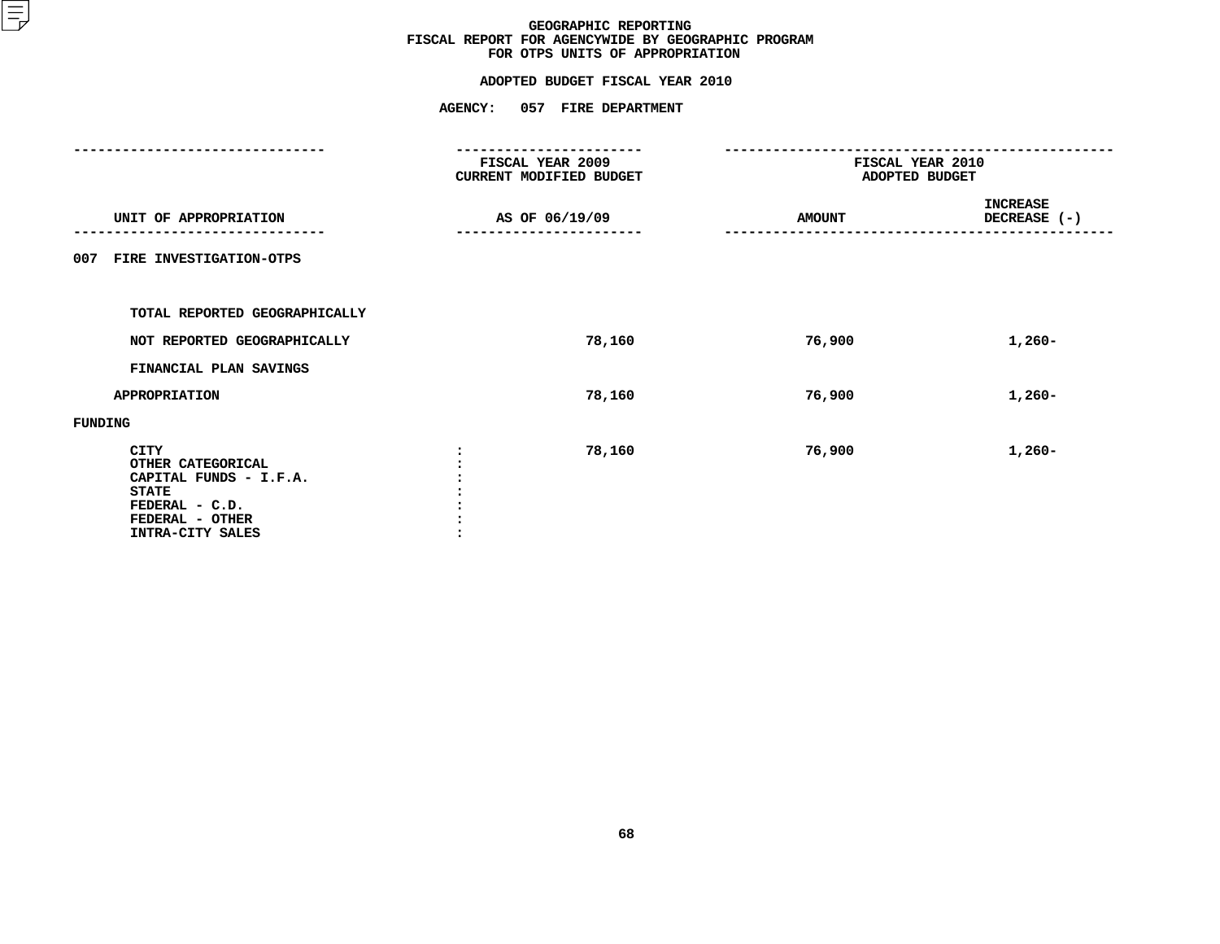# GEOGRAPHIC REPORTING
## FISCAL REPORT FOR AGENCYWIDE BY GEOGRAPHIC PROGRAM
## FOR OTPS UNITS OF APPROPRIATION

### ADOPTED BUDGET FISCAL YEAR 2010

### AGENCY: 057 FIRE DEPARTMENT

| UNIT OF APPROPRIATION | FISCAL YEAR 2009 CURRENT MODIFIED BUDGET AS OF 06/19/09 | FISCAL YEAR 2010 ADOPTED BUDGET AMOUNT | INCREASE DECREASE (-) |
|---|---|---|---|
| **007 FIRE INVESTIGATION-OTPS** | | | |
| TOTAL REPORTED GEOGRAPHICALLY | | | |
| NOT REPORTED GEOGRAPHICALLY | 78,160 | 76,900 | 1,260- |
| FINANCIAL PLAN SAVINGS | | | |
| APPROPRIATION | 78,160 | 76,900 | 1,260- |
| **FUNDING** | | | |
| CITY : | 78,160 | 76,900 | 1,260- |
| OTHER CATEGORICAL : | | | |
| CAPITAL FUNDS - I.F.A. : | | | |
| STATE : | | | |
| FEDERAL - C.D. : | | | |
| FEDERAL - OTHER : | | | |
| INTRA-CITY SALES : | | | |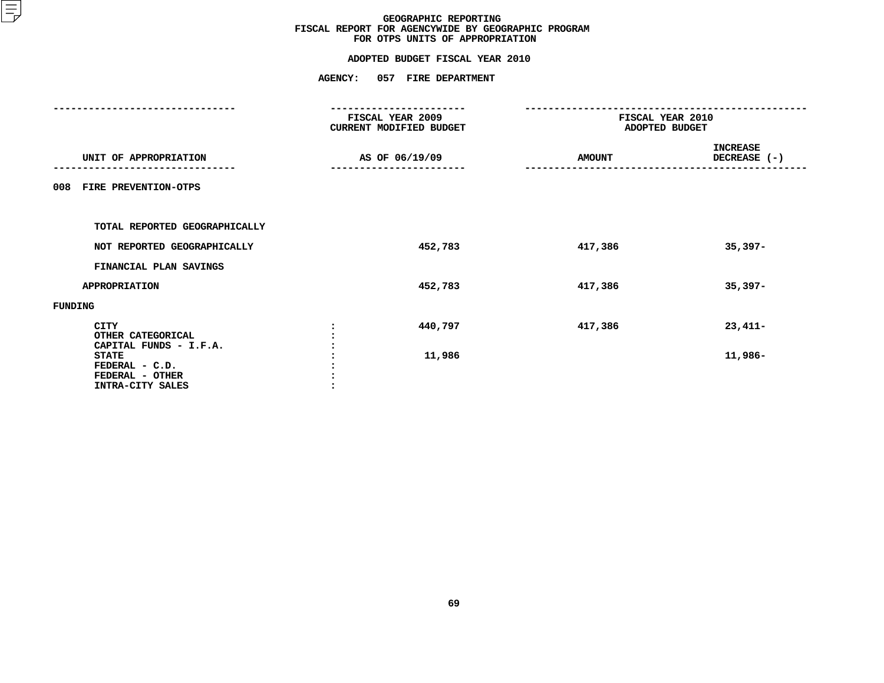# GEOGRAPHIC REPORTING
## FISCAL REPORT FOR AGENCYWIDE BY GEOGRAPHIC PROGRAM
## FOR OTPS UNITS OF APPROPRIATION

**ADOPTED BUDGET FISCAL YEAR 2010**

**AGENCY: 057 FIRE DEPARTMENT**

| UNIT OF APPROPRIATION | | FISCAL YEAR 2009 CURRENT MODIFIED BUDGET AS OF 06/19/09 | FISCAL YEAR 2010 ADOPTED BUDGET AMOUNT | INCREASE DECREASE (-) |
|---|---|---|---|---|
| **008 FIRE PREVENTION-OTPS** | | | | |
| TOTAL REPORTED GEOGRAPHICALLY | | | | |
| NOT REPORTED GEOGRAPHICALLY | | 452,783 | 417,386 | 35,397- |
| FINANCIAL PLAN SAVINGS | | | | |
| APPROPRIATION | | 452,783 | 417,386 | 35,397- |
| FUNDING | | | | |
| CITY | : | 440,797 | 417,386 | 23,411- |
| OTHER CATEGORICAL | : | | | |
| CAPITAL FUNDS - I.F.A. | : | | | |
| STATE | : | 11,986 | | 11,986- |
| FEDERAL - C.D. | : | | | |
| FEDERAL - OTHER | : | | | |
| INTRA-CITY SALES | : | | | |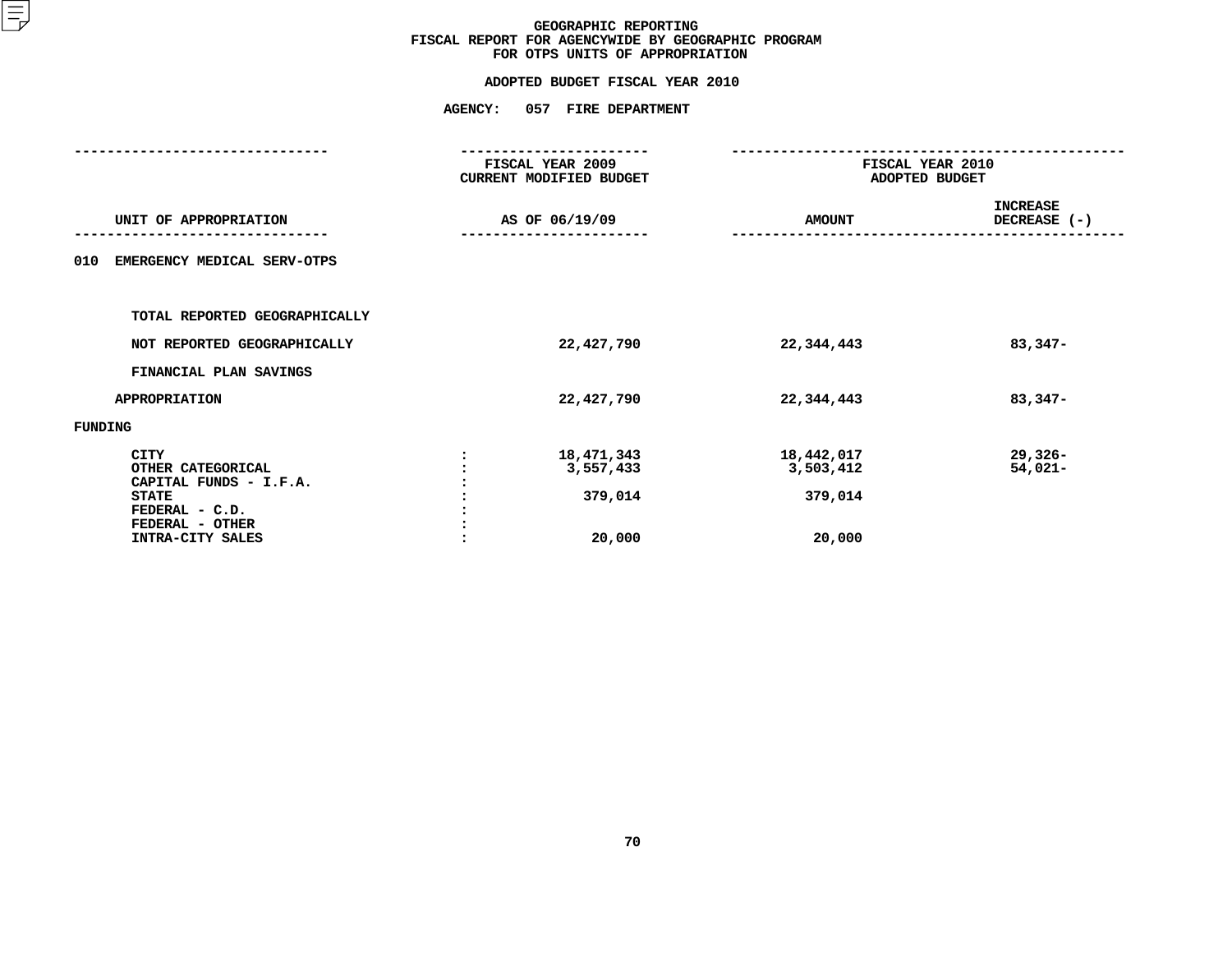# GEOGRAPHIC REPORTING
## FISCAL REPORT FOR AGENCYWIDE BY GEOGRAPHIC PROGRAM
## FOR OTPS UNITS OF APPROPRIATION

### ADOPTED BUDGET FISCAL YEAR 2010

### AGENCY: 057 FIRE DEPARTMENT

| UNIT OF APPROPRIATION | | FISCAL YEAR 2009 CURRENT MODIFIED BUDGET AS OF 06/19/09 | FISCAL YEAR 2010 ADOPTED BUDGET AMOUNT | INCREASE DECREASE (-) |
|---|---|---|---|---|
| 010 EMERGENCY MEDICAL SERV-OTPS | | | | |
| TOTAL REPORTED GEOGRAPHICALLY | | | | |
| NOT REPORTED GEOGRAPHICALLY | | 22,427,790 | 22,344,443 | 83,347- |
| FINANCIAL PLAN SAVINGS | | | | |
| APPROPRIATION | | 22,427,790 | 22,344,443 | 83,347- |
| FUNDING | | | | |
| CITY | : | 18,471,343 | 18,442,017 | 29,326- |
| OTHER CATEGORICAL | : | 3,557,433 | 3,503,412 | 54,021- |
| CAPITAL FUNDS - I.F.A. | : | | | |
| STATE | : | 379,014 | 379,014 | |
| FEDERAL - C.D. | : | | | |
| FEDERAL - OTHER | : | | | |
| INTRA-CITY SALES | : | 20,000 | 20,000 | |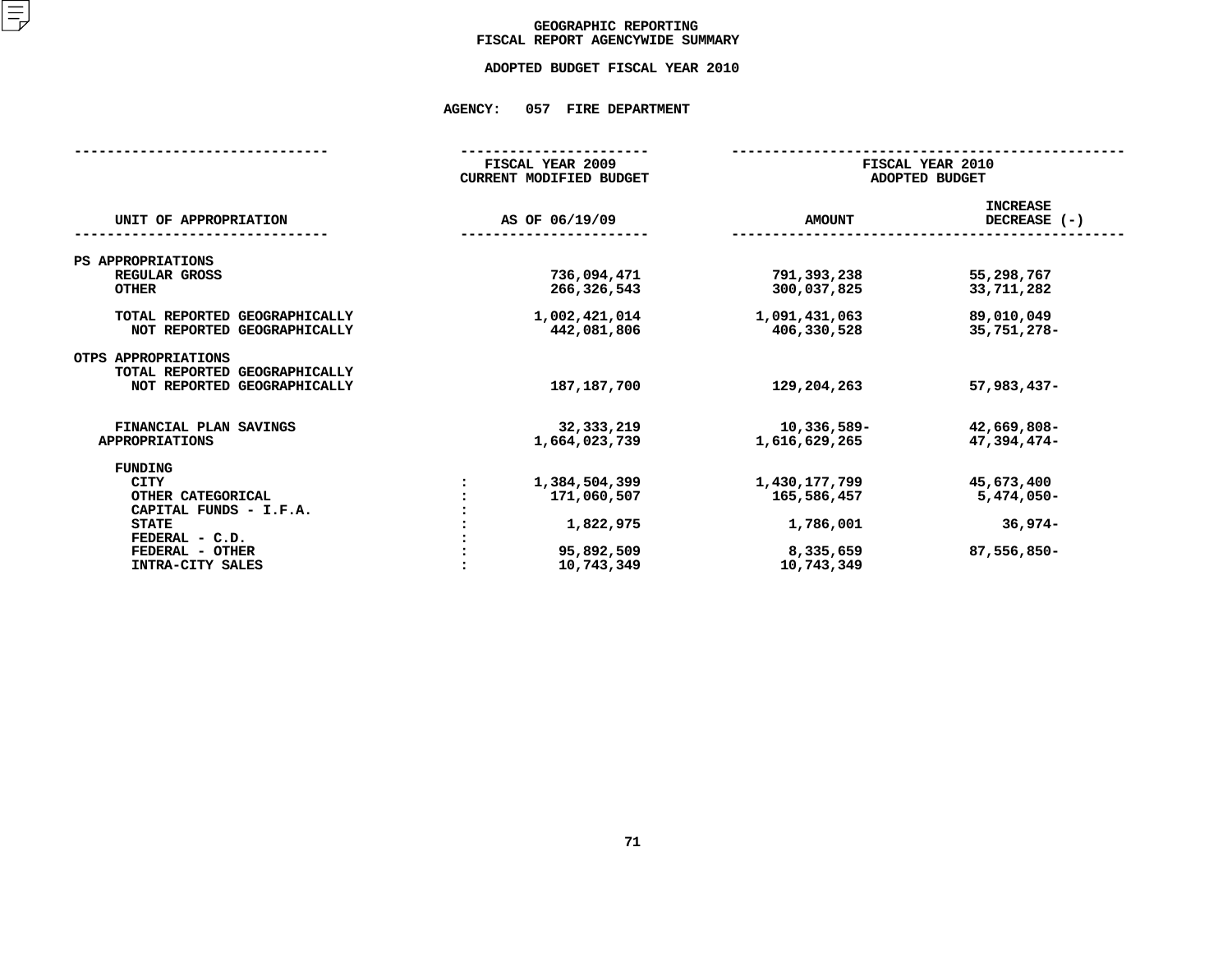# GEOGRAPHIC REPORTING
## FISCAL REPORT AGENCYWIDE SUMMARY

### ADOPTED BUDGET FISCAL YEAR 2010

**AGENCY: 057 FIRE DEPARTMENT**

| UNIT OF APPROPRIATION | | FISCAL YEAR 2009 CURRENT MODIFIED BUDGET AS OF 06/19/09 | FISCAL YEAR 2010 ADOPTED BUDGET AMOUNT | INCREASE DECREASE (-) |
|---|---|---|---|---|
| PS APPROPRIATIONS | | | | |
| REGULAR GROSS | | 736,094,471 | 791,393,238 | 55,298,767 |
| OTHER | | 266,326,543 | 300,037,825 | 33,711,282 |
| TOTAL REPORTED GEOGRAPHICALLY | | 1,002,421,014 | 1,091,431,063 | 89,010,049 |
| NOT REPORTED GEOGRAPHICALLY | | 442,081,806 | 406,330,528 | 35,751,278- |
| OTPS APPROPRIATIONS | | | | |
| TOTAL REPORTED GEOGRAPHICALLY | | | | |
| NOT REPORTED GEOGRAPHICALLY | | 187,187,700 | 129,204,263 | 57,983,437- |
| FINANCIAL PLAN SAVINGS | | 32,333,219 | 10,336,589- | 42,669,808- |
| APPROPRIATIONS | | 1,664,023,739 | 1,616,629,265 | 47,394,474- |
| FUNDING | | | | |
| CITY | : | 1,384,504,399 | 1,430,177,799 | 45,673,400 |
| OTHER CATEGORICAL | : | 171,060,507 | 165,586,457 | 5,474,050- |
| CAPITAL FUNDS - I.F.A. | : | | | |
| STATE | : | 1,822,975 | 1,786,001 | 36,974- |
| FEDERAL - C.D. | : | | | |
| FEDERAL - OTHER | : | 95,892,509 | 8,335,659 | 87,556,850- |
| INTRA-CITY SALES | : | 10,743,349 | 10,743,349 | |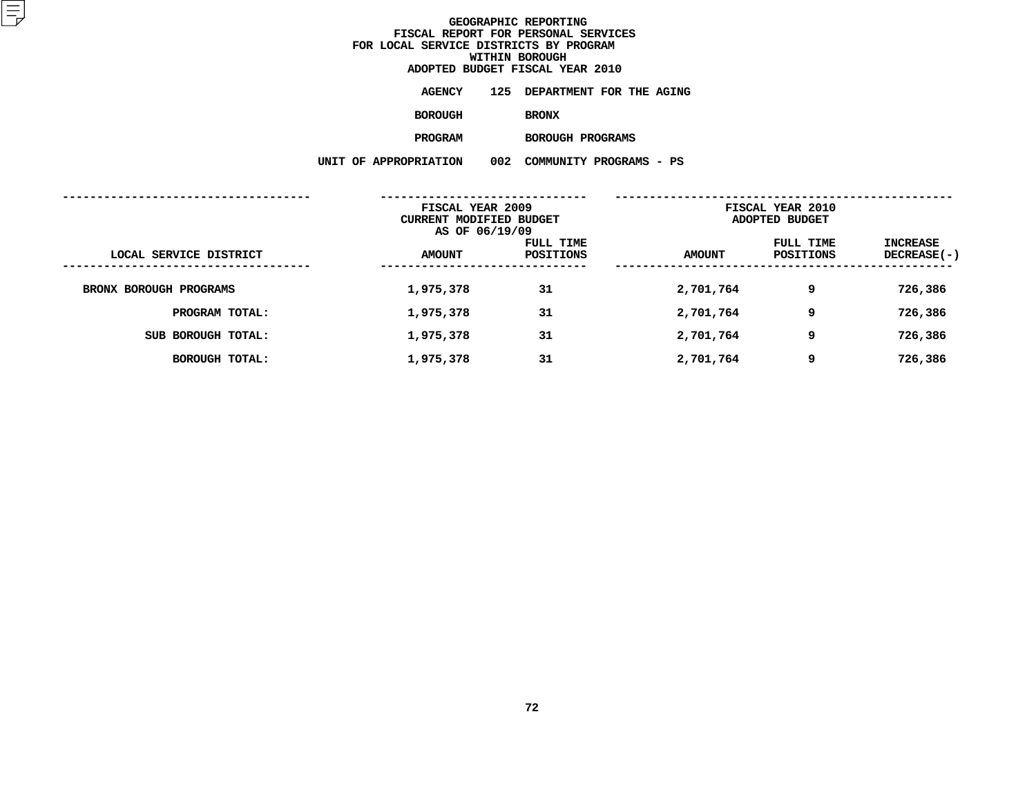# GEOGRAPHIC REPORTING
## FISCAL REPORT FOR PERSONAL SERVICES
## FOR LOCAL SERVICE DISTRICTS BY PROGRAM
## WITHIN BOROUGH
## ADOPTED BUDGET FISCAL YEAR 2010

**AGENCY** 125 DEPARTMENT FOR THE AGING

**BOROUGH** BRONX

**PROGRAM** BOROUGH PROGRAMS

**UNIT OF APPROPRIATION** 002 COMMUNITY PROGRAMS - PS

| | FISCAL YEAR 2009 CURRENT MODIFIED BUDGET AS OF 06/19/09 | | FISCAL YEAR 2010 ADOPTED BUDGET | | |
|---|---|---|---|---|---|
| LOCAL SERVICE DISTRICT | AMOUNT | FULL TIME POSITIONS | AMOUNT | FULL TIME POSITIONS | INCREASE DECREASE(-) |
| BRONX BOROUGH PROGRAMS | 1,975,378 | 31 | 2,701,764 | 9 | 726,386 |
| PROGRAM TOTAL: | 1,975,378 | 31 | 2,701,764 | 9 | 726,386 |
| SUB BOROUGH TOTAL: | 1,975,378 | 31 | 2,701,764 | 9 | 726,386 |
| BOROUGH TOTAL: | 1,975,378 | 31 | 2,701,764 | 9 | 726,386 |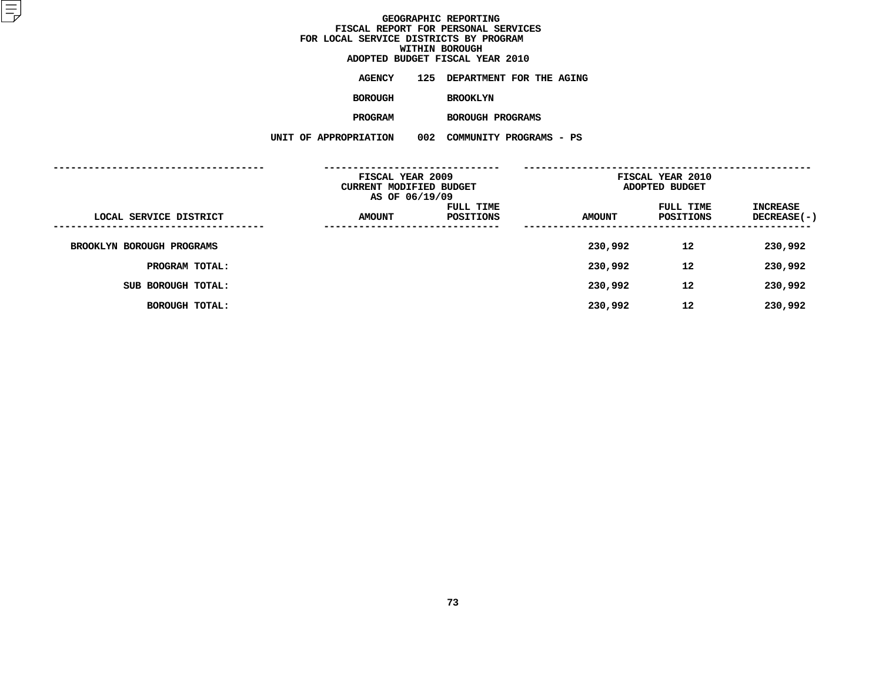# GEOGRAPHIC REPORTING
## FISCAL REPORT FOR PERSONAL SERVICES
## FOR LOCAL SERVICE DISTRICTS BY PROGRAM
## WITHIN BOROUGH
## ADOPTED BUDGET FISCAL YEAR 2010

**AGENCY** 125 DEPARTMENT FOR THE AGING

**BOROUGH** BROOKLYN

**PROGRAM** BOROUGH PROGRAMS

**UNIT OF APPROPRIATION** 002 COMMUNITY PROGRAMS - PS

| LOCAL SERVICE DISTRICT | FISCAL YEAR 2009 CURRENT MODIFIED BUDGET AS OF 06/19/09 AMOUNT | FULL TIME POSITIONS | FISCAL YEAR 2010 ADOPTED BUDGET AMOUNT | FULL TIME POSITIONS | INCREASE DECREASE(-) |
|---|---|---|---|---|---|
| BROOKLYN BOROUGH PROGRAMS | | | 230,992 | 12 | 230,992 |
| PROGRAM TOTAL: | | | 230,992 | 12 | 230,992 |
| SUB BOROUGH TOTAL: | | | 230,992 | 12 | 230,992 |
| BOROUGH TOTAL: | | | 230,992 | 12 | 230,992 |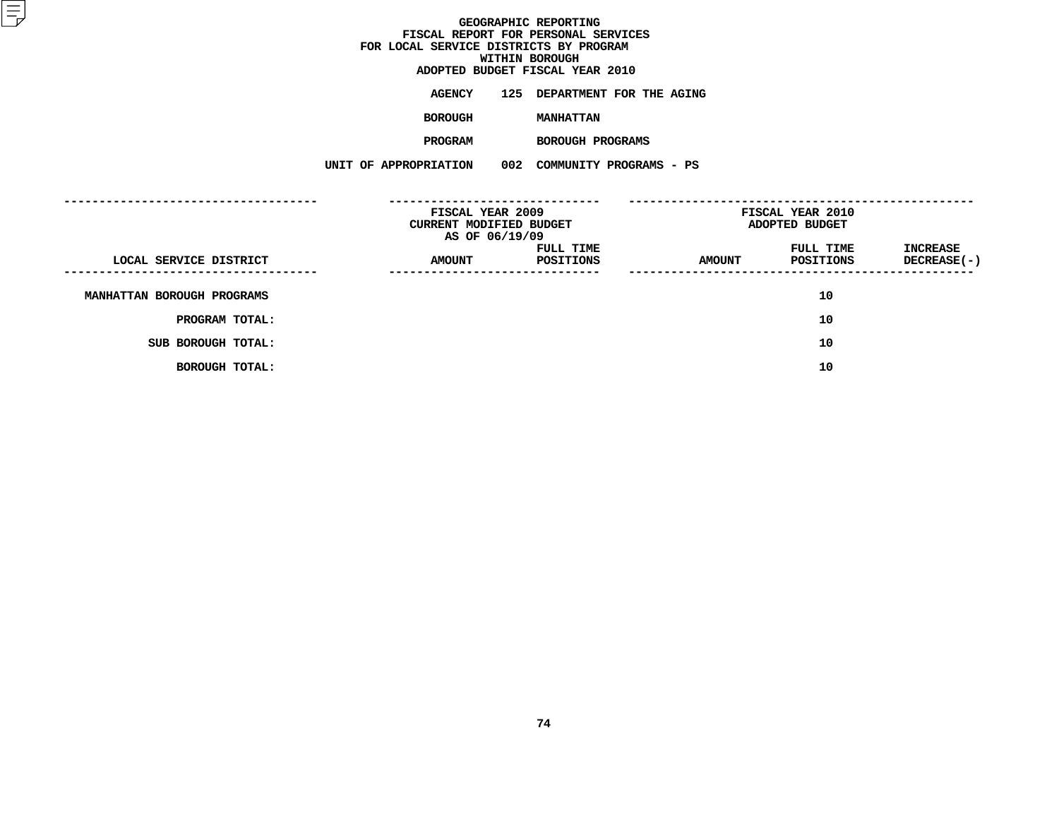# GEOGRAPHIC REPORTING
## FISCAL REPORT FOR PERSONAL SERVICES
## FOR LOCAL SERVICE DISTRICTS BY PROGRAM
## WITHIN BOROUGH
## ADOPTED BUDGET FISCAL YEAR 2010

**AGENCY** 125 DEPARTMENT FOR THE AGING

**BOROUGH** MANHATTAN

**PROGRAM** BOROUGH PROGRAMS

**UNIT OF APPROPRIATION** 002 COMMUNITY PROGRAMS - PS

| LOCAL SERVICE DISTRICT | FISCAL YEAR 2009 CURRENT MODIFIED BUDGET AS OF 06/19/09 AMOUNT | FULL TIME POSITIONS | FISCAL YEAR 2010 ADOPTED BUDGET AMOUNT | FULL TIME POSITIONS | INCREASE DECREASE(-) |
|---|---|---|---|---|---|
| MANHATTAN BOROUGH PROGRAMS | | | | 10 | |
| PROGRAM TOTAL: | | | | 10 | |
| SUB BOROUGH TOTAL: | | | | 10 | |
| BOROUGH TOTAL: | | | | 10 | |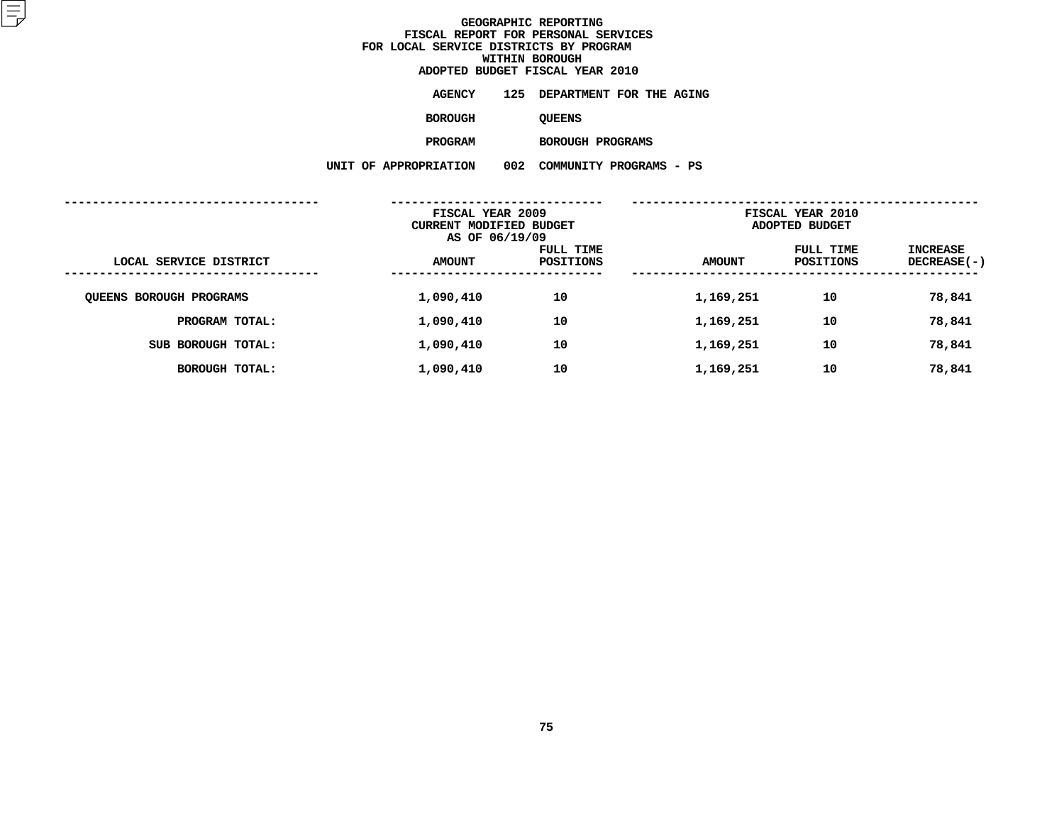# GEOGRAPHIC REPORTING
## FISCAL REPORT FOR PERSONAL SERVICES
## FOR LOCAL SERVICE DISTRICTS BY PROGRAM
## WITHIN BOROUGH
## ADOPTED BUDGET FISCAL YEAR 2010

**AGENCY** 125 DEPARTMENT FOR THE AGING

**BOROUGH** QUEENS

**PROGRAM** BOROUGH PROGRAMS

**UNIT OF APPROPRIATION** 002 COMMUNITY PROGRAMS - PS

| LOCAL SERVICE DISTRICT | FISCAL YEAR 2009 CURRENT MODIFIED BUDGET AS OF 06/19/09 AMOUNT | FULL TIME POSITIONS | FISCAL YEAR 2010 ADOPTED BUDGET AMOUNT | FULL TIME POSITIONS | INCREASE DECREASE(-) |
|---|---|---|---|---|---|
| QUEENS BOROUGH PROGRAMS | 1,090,410 | 10 | 1,169,251 | 10 | 78,841 |
| PROGRAM TOTAL: | 1,090,410 | 10 | 1,169,251 | 10 | 78,841 |
| SUB BOROUGH TOTAL: | 1,090,410 | 10 | 1,169,251 | 10 | 78,841 |
| BOROUGH TOTAL: | 1,090,410 | 10 | 1,169,251 | 10 | 78,841 |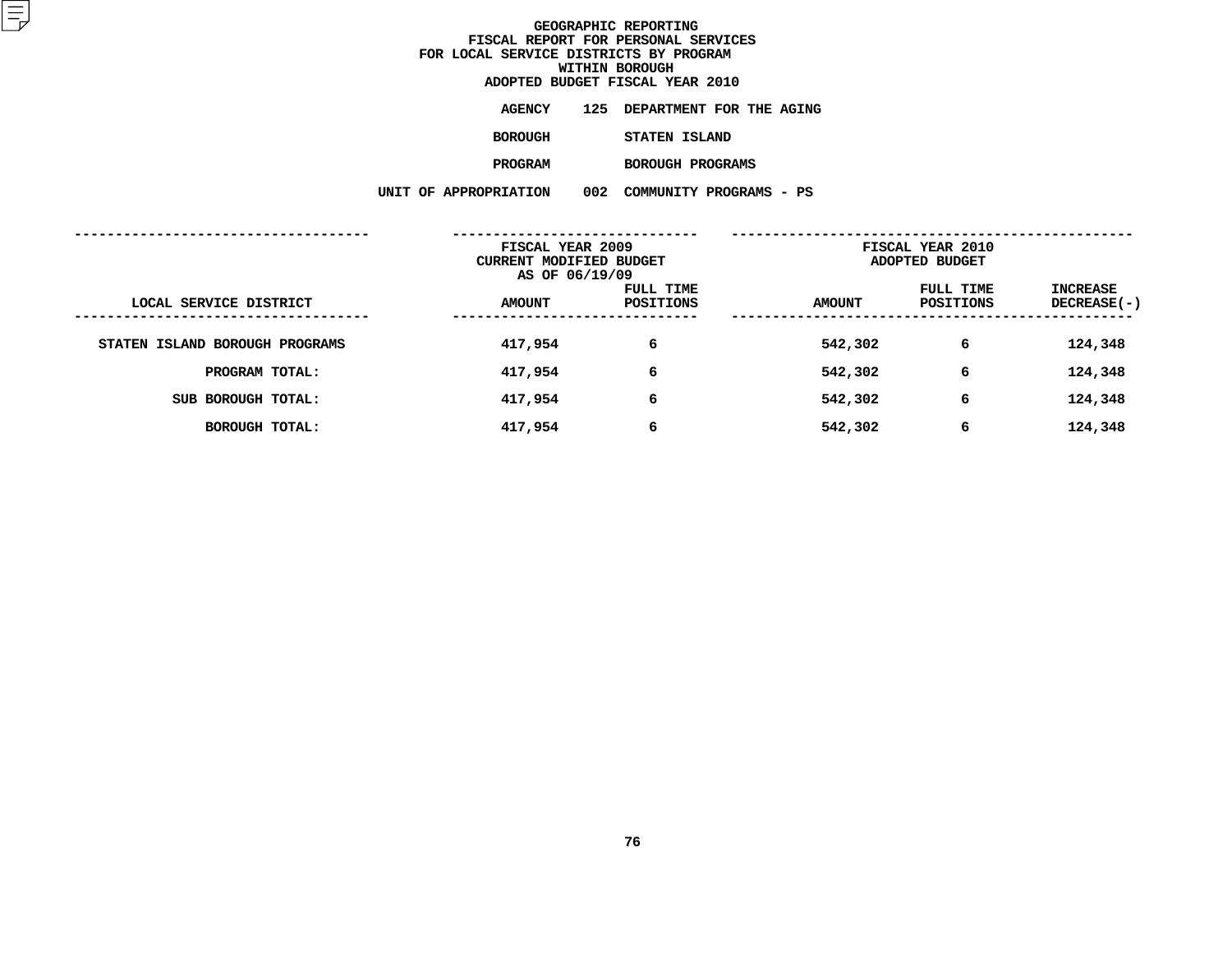# GEOGRAPHIC REPORTING
## FISCAL REPORT FOR PERSONAL SERVICES FOR LOCAL SERVICE DISTRICTS BY PROGRAM WITHIN BOROUGH
## ADOPTED BUDGET FISCAL YEAR 2010

**AGENCY** 125 DEPARTMENT FOR THE AGING

**BOROUGH** STATEN ISLAND

**PROGRAM** BOROUGH PROGRAMS

**UNIT OF APPROPRIATION** 002 COMMUNITY PROGRAMS - PS

| LOCAL SERVICE DISTRICT | FISCAL YEAR 2009 CURRENT MODIFIED BUDGET AS OF 06/19/09 AMOUNT | FULL TIME POSITIONS | FISCAL YEAR 2010 ADOPTED BUDGET AMOUNT | FULL TIME POSITIONS | INCREASE DECREASE(-) |
|---|---|---|---|---|---|
| STATEN ISLAND BOROUGH PROGRAMS | 417,954 | 6 | 542,302 | 6 | 124,348 |
| PROGRAM TOTAL: | 417,954 | 6 | 542,302 | 6 | 124,348 |
| SUB BOROUGH TOTAL: | 417,954 | 6 | 542,302 | 6 | 124,348 |
| BOROUGH TOTAL: | 417,954 | 6 | 542,302 | 6 | 124,348 |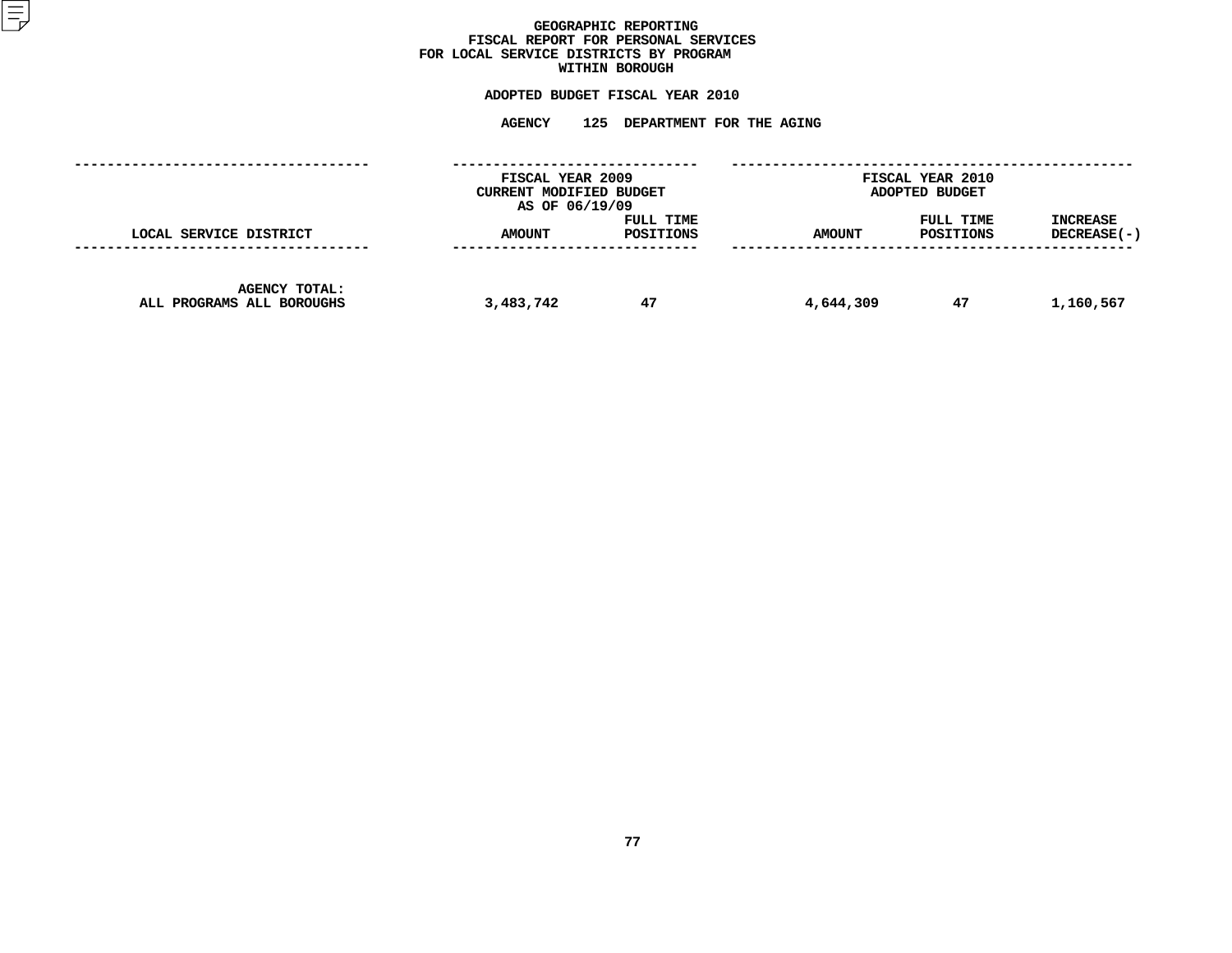# GEOGRAPHIC REPORTING
## FISCAL REPORT FOR PERSONAL SERVICES
## FOR LOCAL SERVICE DISTRICTS BY PROGRAM
## WITHIN BOROUGH

**ADOPTED BUDGET FISCAL YEAR 2010**

**AGENCY 125 DEPARTMENT FOR THE AGING**

| LOCAL SERVICE DISTRICT | FISCAL YEAR 2009 CURRENT MODIFIED BUDGET AS OF 06/19/09 AMOUNT | FULL TIME POSITIONS | FISCAL YEAR 2010 ADOPTED BUDGET AMOUNT | FULL TIME POSITIONS | INCREASE DECREASE(-) |
|---|---|---|---|---|---|
| AGENCY TOTAL: ALL PROGRAMS ALL BOROUGHS | 3,483,742 | 47 | 4,644,309 | 47 | 1,160,567 |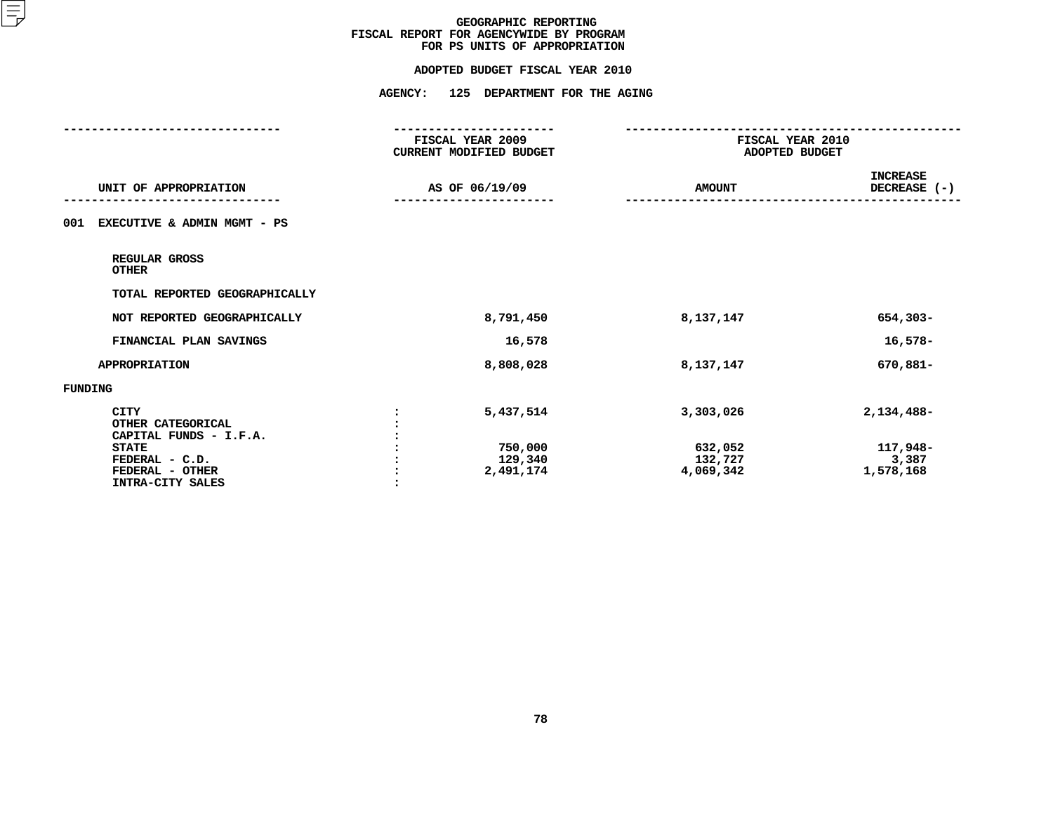# GEOGRAPHIC REPORTING
## FISCAL REPORT FOR AGENCYWIDE BY PROGRAM
## FOR PS UNITS OF APPROPRIATION

### ADOPTED BUDGET FISCAL YEAR 2010

### AGENCY: 125 DEPARTMENT FOR THE AGING

| UNIT OF APPROPRIATION | FISCAL YEAR 2009 CURRENT MODIFIED BUDGET AS OF 06/19/09 | FISCAL YEAR 2010 ADOPTED BUDGET AMOUNT | INCREASE DECREASE (-) |
|---|---|---|---|
| **001 EXECUTIVE & ADMIN MGMT - PS** | | | |
| REGULAR GROSS | | | |
| OTHER | | | |
| TOTAL REPORTED GEOGRAPHICALLY | | | |
| NOT REPORTED GEOGRAPHICALLY | 8,791,450 | 8,137,147 | 654,303- |
| FINANCIAL PLAN SAVINGS | 16,578 | | 16,578- |
| APPROPRIATION | 8,808,028 | 8,137,147 | 670,881- |
| **FUNDING** | | | |
| CITY | 5,437,514 | 3,303,026 | 2,134,488- |
| OTHER CATEGORICAL | | | |
| CAPITAL FUNDS - I.F.A. | | | |
| STATE | 750,000 | 632,052 | 117,948- |
| FEDERAL - C.D. | 129,340 | 132,727 | 3,387 |
| FEDERAL - OTHER | 2,491,174 | 4,069,342 | 1,578,168 |
| INTRA-CITY SALES | | | |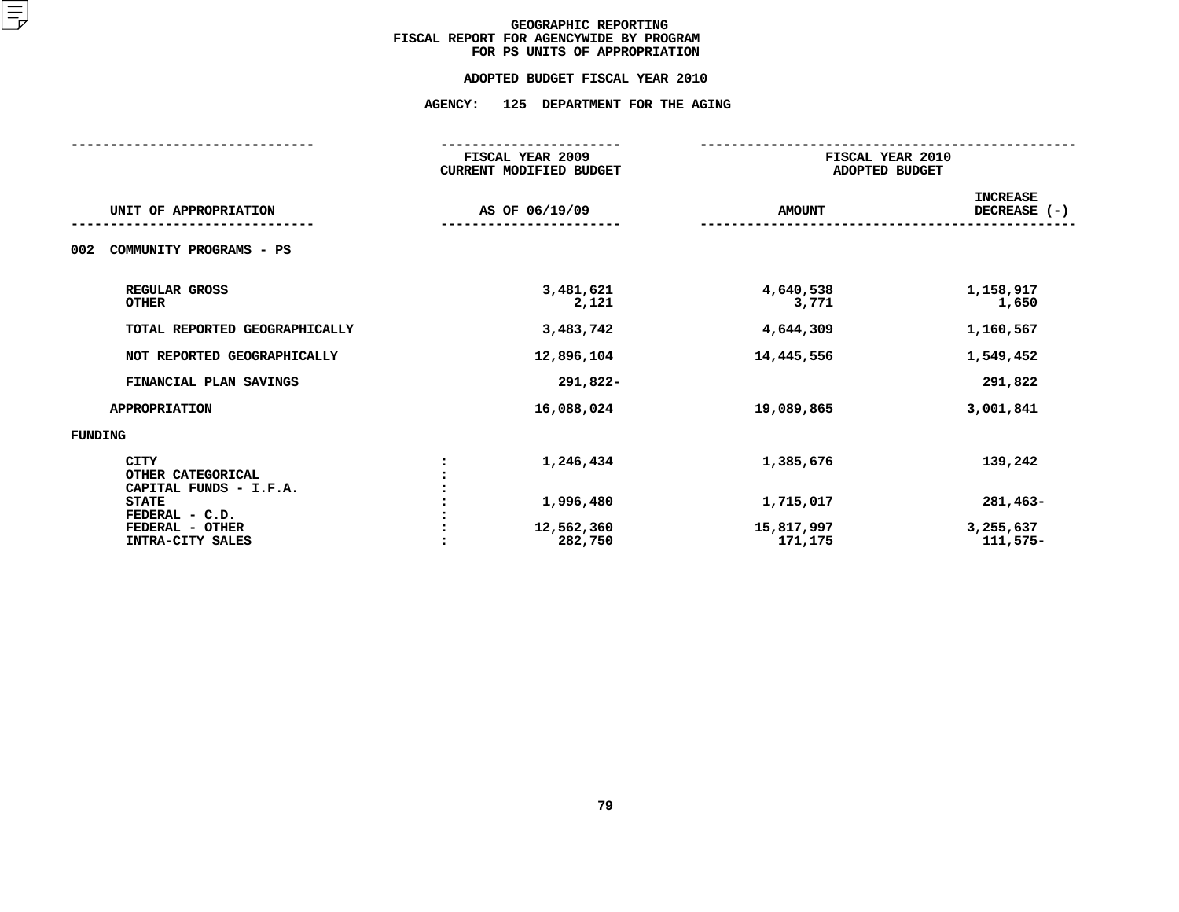# GEOGRAPHIC REPORTING
## FISCAL REPORT FOR AGENCYWIDE BY PROGRAM FOR PS UNITS OF APPROPRIATION

### ADOPTED BUDGET FISCAL YEAR 2010

### AGENCY: 125 DEPARTMENT FOR THE AGING

| UNIT OF APPROPRIATION | FISCAL YEAR 2009 CURRENT MODIFIED BUDGET AS OF 06/19/09 | FISCAL YEAR 2010 ADOPTED BUDGET AMOUNT | INCREASE DECREASE (-) |
|---|---|---|---|
| **002 COMMUNITY PROGRAMS - PS** | | | |
| REGULAR GROSS | 3,481,621 | 4,640,538 | 1,158,917 |
| OTHER | 2,121 | 3,771 | 1,650 |
| TOTAL REPORTED GEOGRAPHICALLY | 3,483,742 | 4,644,309 | 1,160,567 |
| NOT REPORTED GEOGRAPHICALLY | 12,896,104 | 14,445,556 | 1,549,452 |
| FINANCIAL PLAN SAVINGS | 291,822- | | 291,822 |
| APPROPRIATION | 16,088,024 | 19,089,865 | 3,001,841 |
| **FUNDING** | | | |
| CITY | 1,246,434 | 1,385,676 | 139,242 |
| OTHER CATEGORICAL | | | |
| CAPITAL FUNDS - I.F.A. | | | |
| STATE | 1,996,480 | 1,715,017 | 281,463- |
| FEDERAL - C.D. | | | |
| FEDERAL - OTHER | 12,562,360 | 15,817,997 | 3,255,637 |
| INTRA-CITY SALES | 282,750 | 171,175 | 111,575- |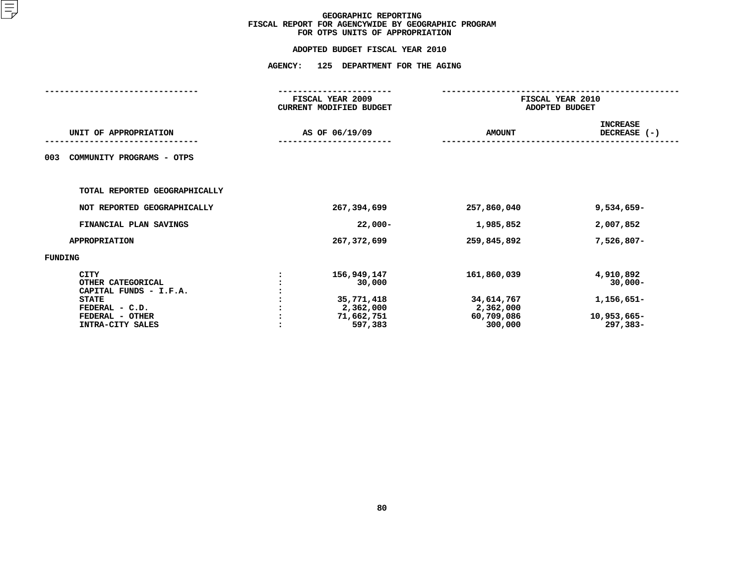# GEOGRAPHIC REPORTING
## FISCAL REPORT FOR AGENCYWIDE BY GEOGRAPHIC PROGRAM
## FOR OTPS UNITS OF APPROPRIATION

### ADOPTED BUDGET FISCAL YEAR 2010

### AGENCY: 125 DEPARTMENT FOR THE AGING

| UNIT OF APPROPRIATION | | FISCAL YEAR 2009 CURRENT MODIFIED BUDGET AS OF 06/19/09 | FISCAL YEAR 2010 ADOPTED BUDGET AMOUNT | FISCAL YEAR 2010 ADOPTED BUDGET INCREASE DECREASE (-) |
|---|---|---|---|---|
| 003 COMMUNITY PROGRAMS - OTPS | | | | |
| TOTAL REPORTED GEOGRAPHICALLY | | | | |
| NOT REPORTED GEOGRAPHICALLY | | 267,394,699 | 257,860,040 | 9,534,659- |
| FINANCIAL PLAN SAVINGS | | 22,000- | 1,985,852 | 2,007,852 |
| APPROPRIATION | | 267,372,699 | 259,845,892 | 7,526,807- |
| FUNDING | | | | |
| CITY | : | 156,949,147 | 161,860,039 | 4,910,892 |
| OTHER CATEGORICAL | : | 30,000 | | 30,000- |
| CAPITAL FUNDS - I.F.A. | : | | | |
| STATE | : | 35,771,418 | 34,614,767 | 1,156,651- |
| FEDERAL - C.D. | : | 2,362,000 | 2,362,000 | |
| FEDERAL - OTHER | : | 71,662,751 | 60,709,086 | 10,953,665- |
| INTRA-CITY SALES | : | 597,383 | 300,000 | 297,383- |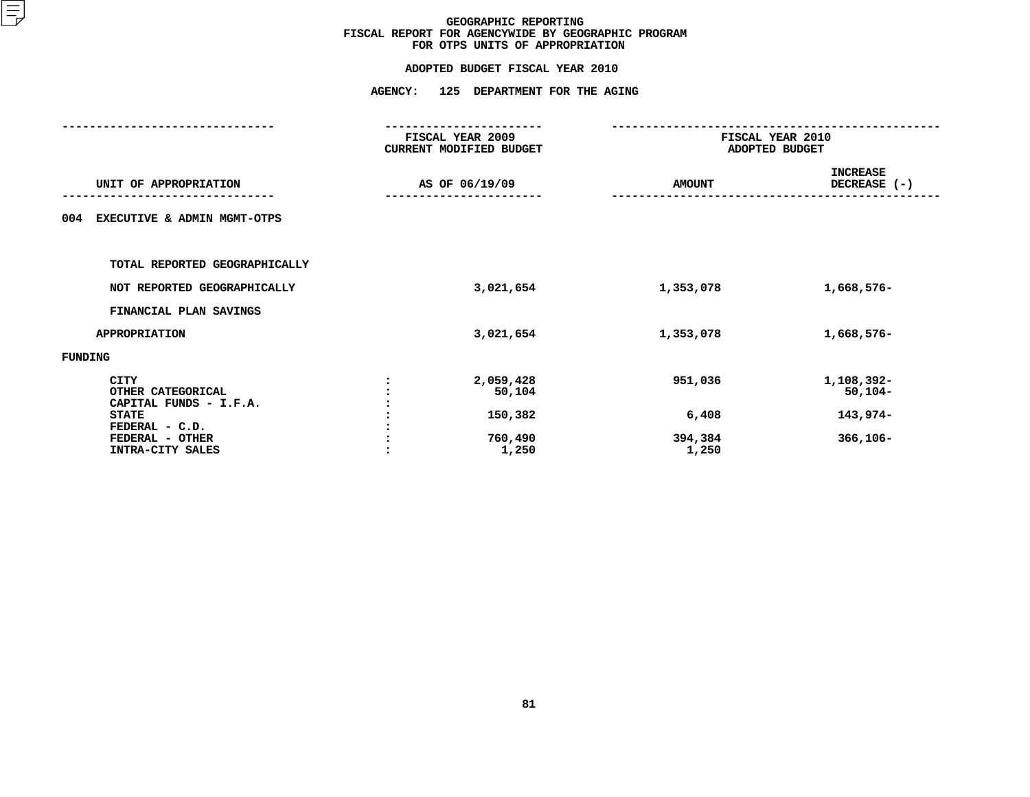# GEOGRAPHIC REPORTING
## FISCAL REPORT FOR AGENCYWIDE BY GEOGRAPHIC PROGRAM
## FOR OTPS UNITS OF APPROPRIATION

### ADOPTED BUDGET FISCAL YEAR 2010

### AGENCY: 125 DEPARTMENT FOR THE AGING

| UNIT OF APPROPRIATION | | FISCAL YEAR 2009 CURRENT MODIFIED BUDGET AS OF 06/19/09 | FISCAL YEAR 2010 ADOPTED BUDGET AMOUNT | INCREASE DECREASE (-) |
|---|---|---|---|---|
| 004 EXECUTIVE & ADMIN MGMT-OTPS | | | | |
| TOTAL REPORTED GEOGRAPHICALLY | | | | |
| NOT REPORTED GEOGRAPHICALLY | | 3,021,654 | 1,353,078 | 1,668,576- |
| FINANCIAL PLAN SAVINGS | | | | |
| APPROPRIATION | | 3,021,654 | 1,353,078 | 1,668,576- |
| FUNDING | | | | |
| CITY | : | 2,059,428 | 951,036 | 1,108,392- |
| OTHER CATEGORICAL | : | 50,104 | | 50,104- |
| CAPITAL FUNDS - I.F.A. | : | | | |
| STATE | : | 150,382 | 6,408 | 143,974- |
| FEDERAL - C.D. | : | | | |
| FEDERAL - OTHER | : | 760,490 | 394,384 | 366,106- |
| INTRA-CITY SALES | : | 1,250 | 1,250 | |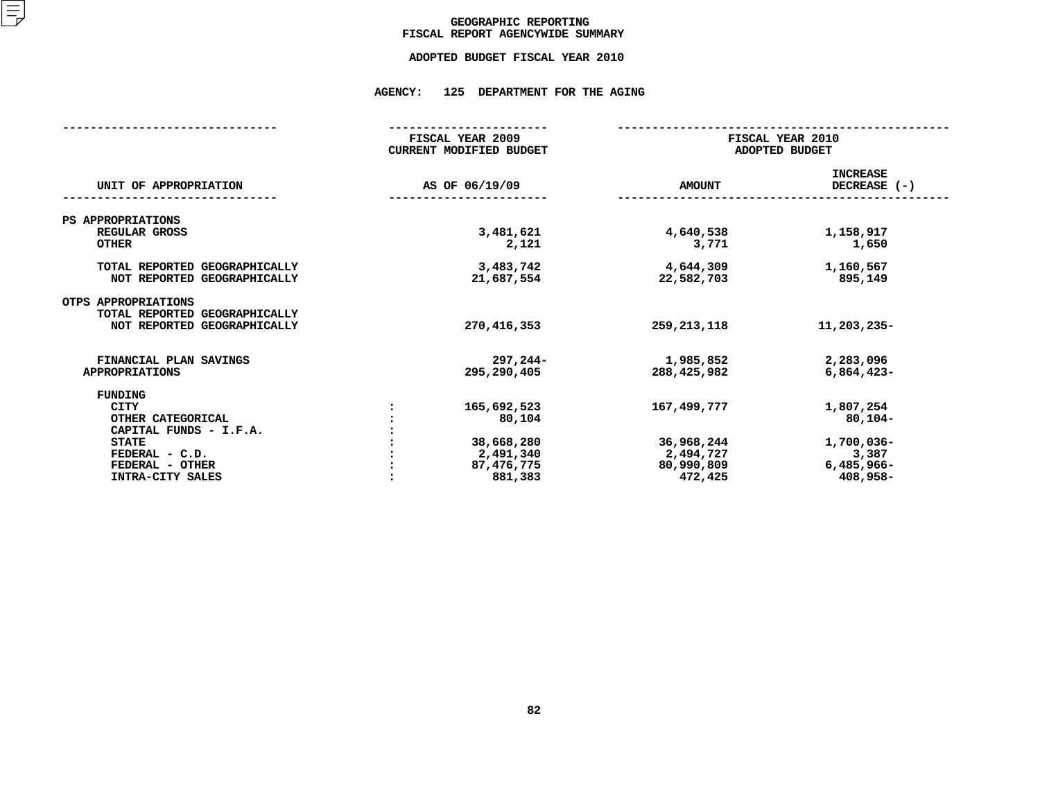# GEOGRAPHIC REPORTING
## FISCAL REPORT AGENCYWIDE SUMMARY

### ADOPTED BUDGET FISCAL YEAR 2010

### AGENCY: 125 DEPARTMENT FOR THE AGING

| UNIT OF APPROPRIATION | FISCAL YEAR 2009 CURRENT MODIFIED BUDGET AS OF 06/19/09 | FISCAL YEAR 2010 ADOPTED BUDGET AMOUNT | INCREASE DECREASE (-) |
|---|---|---|---|
| PS APPROPRIATIONS | | | |
| REGULAR GROSS | 3,481,621 | 4,640,538 | 1,158,917 |
| OTHER | 2,121 | 3,771 | 1,650 |
| TOTAL REPORTED GEOGRAPHICALLY | 3,483,742 | 4,644,309 | 1,160,567 |
| NOT REPORTED GEOGRAPHICALLY | 21,687,554 | 22,582,703 | 895,149 |
| OTPS APPROPRIATIONS | | | |
| TOTAL REPORTED GEOGRAPHICALLY | | | |
| NOT REPORTED GEOGRAPHICALLY | 270,416,353 | 259,213,118 | 11,203,235- |
| FINANCIAL PLAN SAVINGS | 297,244- | 1,985,852 | 2,283,096 |
| APPROPRIATIONS | 295,290,405 | 288,425,982 | 6,864,423- |
| FUNDING | | | |
| CITY | 165,692,523 | 167,499,777 | 1,807,254 |
| OTHER CATEGORICAL | 80,104 | | 80,104- |
| CAPITAL FUNDS - I.F.A. | | | |
| STATE | 38,668,280 | 36,968,244 | 1,700,036- |
| FEDERAL - C.D. | 2,491,340 | 2,494,727 | 3,387 |
| FEDERAL - OTHER | 87,476,775 | 80,990,809 | 6,485,966- |
| INTRA-CITY SALES | 881,383 | 472,425 | 408,958- |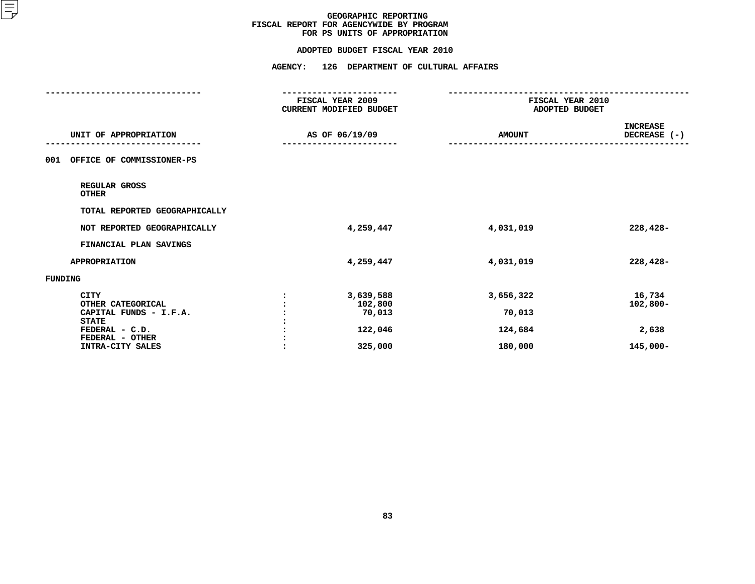# GEOGRAPHIC REPORTING
## FISCAL REPORT FOR AGENCYWIDE BY PROGRAM
## FOR PS UNITS OF APPROPRIATION

### ADOPTED BUDGET FISCAL YEAR 2010

### AGENCY: 126 DEPARTMENT OF CULTURAL AFFAIRS

| UNIT OF APPROPRIATION | | FISCAL YEAR 2009 CURRENT MODIFIED BUDGET AS OF 06/19/09 | FISCAL YEAR 2010 ADOPTED BUDGET AMOUNT | INCREASE DECREASE (-) |
|---|---|---|---|---|
| 001 OFFICE OF COMMISSIONER-PS | | | | |
| REGULAR GROSS | | | | |
| OTHER | | | | |
| TOTAL REPORTED GEOGRAPHICALLY | | | | |
| NOT REPORTED GEOGRAPHICALLY | | 4,259,447 | 4,031,019 | 228,428- |
| FINANCIAL PLAN SAVINGS | | | | |
| APPROPRIATION | | 4,259,447 | 4,031,019 | 228,428- |
| FUNDING | | | | |
| CITY | : | 3,639,588 | 3,656,322 | 16,734 |
| OTHER CATEGORICAL | : | 102,800 | | 102,800- |
| CAPITAL FUNDS - I.F.A. | : | 70,013 | 70,013 | |
| STATE | : | | | |
| FEDERAL - C.D. | : | 122,046 | 124,684 | 2,638 |
| FEDERAL - OTHER | : | | | |
| INTRA-CITY SALES | : | 325,000 | 180,000 | 145,000- |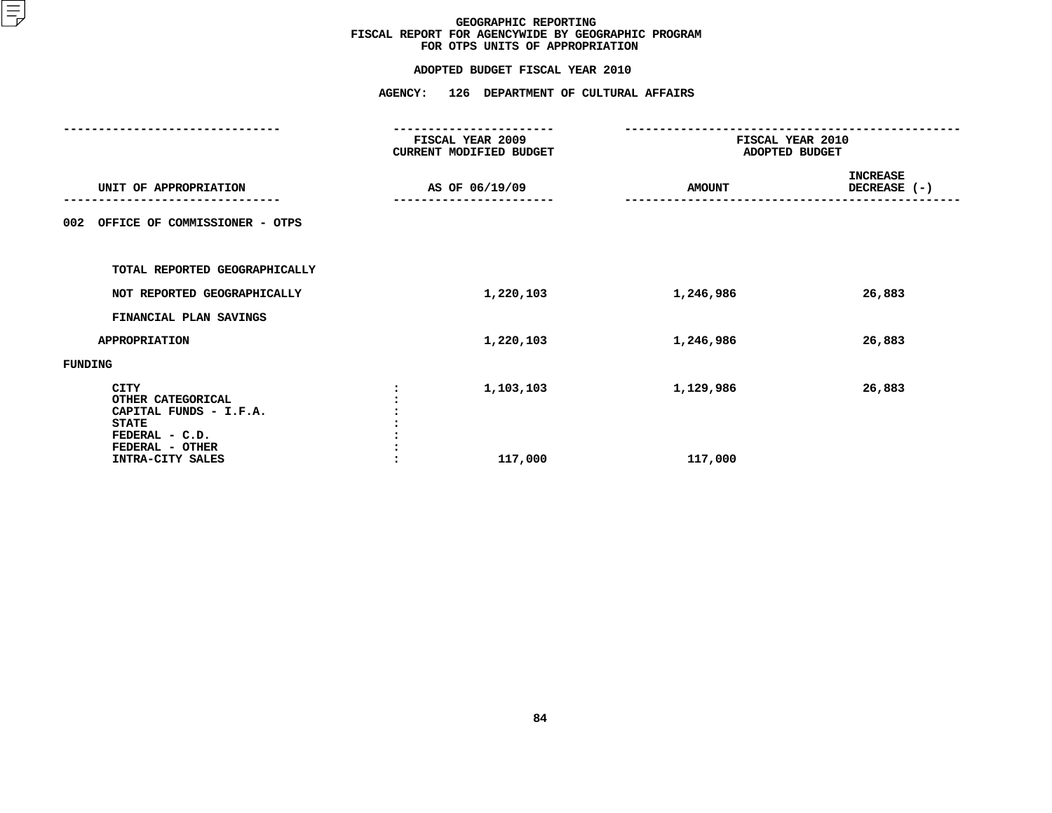# GEOGRAPHIC REPORTING
## FISCAL REPORT FOR AGENCYWIDE BY GEOGRAPHIC PROGRAM
## FOR OTPS UNITS OF APPROPRIATION

### ADOPTED BUDGET FISCAL YEAR 2010

### AGENCY: 126 DEPARTMENT OF CULTURAL AFFAIRS

| UNIT OF APPROPRIATION | | FISCAL YEAR 2009 CURRENT MODIFIED BUDGET AS OF 06/19/09 | FISCAL YEAR 2010 ADOPTED BUDGET AMOUNT | FISCAL YEAR 2010 ADOPTED BUDGET INCREASE DECREASE (-) |
|---|---|---|---|---|
| 002 OFFICE OF COMMISSIONER - OTPS | | | | |
| TOTAL REPORTED GEOGRAPHICALLY | | | | |
| NOT REPORTED GEOGRAPHICALLY | | 1,220,103 | 1,246,986 | 26,883 |
| FINANCIAL PLAN SAVINGS | | | | |
| APPROPRIATION | | 1,220,103 | 1,246,986 | 26,883 |
| FUNDING | | | | |
| CITY | : | 1,103,103 | 1,129,986 | 26,883 |
| OTHER CATEGORICAL | : | | | |
| CAPITAL FUNDS - I.F.A. | : | | | |
| STATE | : | | | |
| FEDERAL - C.D. | : | | | |
| FEDERAL - OTHER | : | | | |
| INTRA-CITY SALES | : | 117,000 | 117,000 | |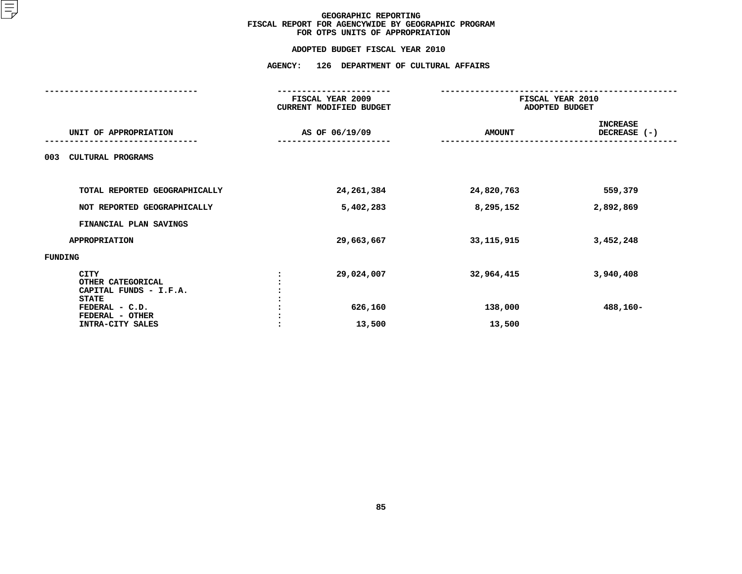# GEOGRAPHIC REPORTING
## FISCAL REPORT FOR AGENCYWIDE BY GEOGRAPHIC PROGRAM
## FOR OTPS UNITS OF APPROPRIATION

### ADOPTED BUDGET FISCAL YEAR 2010

### AGENCY: 126 DEPARTMENT OF CULTURAL AFFAIRS

| UNIT OF APPROPRIATION | | FISCAL YEAR 2009 CURRENT MODIFIED BUDGET AS OF 06/19/09 | FISCAL YEAR 2010 ADOPTED BUDGET AMOUNT | FISCAL YEAR 2010 ADOPTED BUDGET INCREASE DECREASE (-) |
|---|---|---|---|---|
| 003 CULTURAL PROGRAMS | | | | |
| TOTAL REPORTED GEOGRAPHICALLY | | 24,261,384 | 24,820,763 | 559,379 |
| NOT REPORTED GEOGRAPHICALLY | | 5,402,283 | 8,295,152 | 2,892,869 |
| FINANCIAL PLAN SAVINGS | | | | |
| APPROPRIATION | | 29,663,667 | 33,115,915 | 3,452,248 |
| FUNDING | | | | |
| CITY | : | 29,024,007 | 32,964,415 | 3,940,408 |
| OTHER CATEGORICAL | : | | | |
| CAPITAL FUNDS - I.F.A. | : | | | |
| STATE | : | | | |
| FEDERAL - C.D. | : | 626,160 | 138,000 | 488,160- |
| FEDERAL - OTHER | : | | | |
| INTRA-CITY SALES | : | 13,500 | 13,500 | |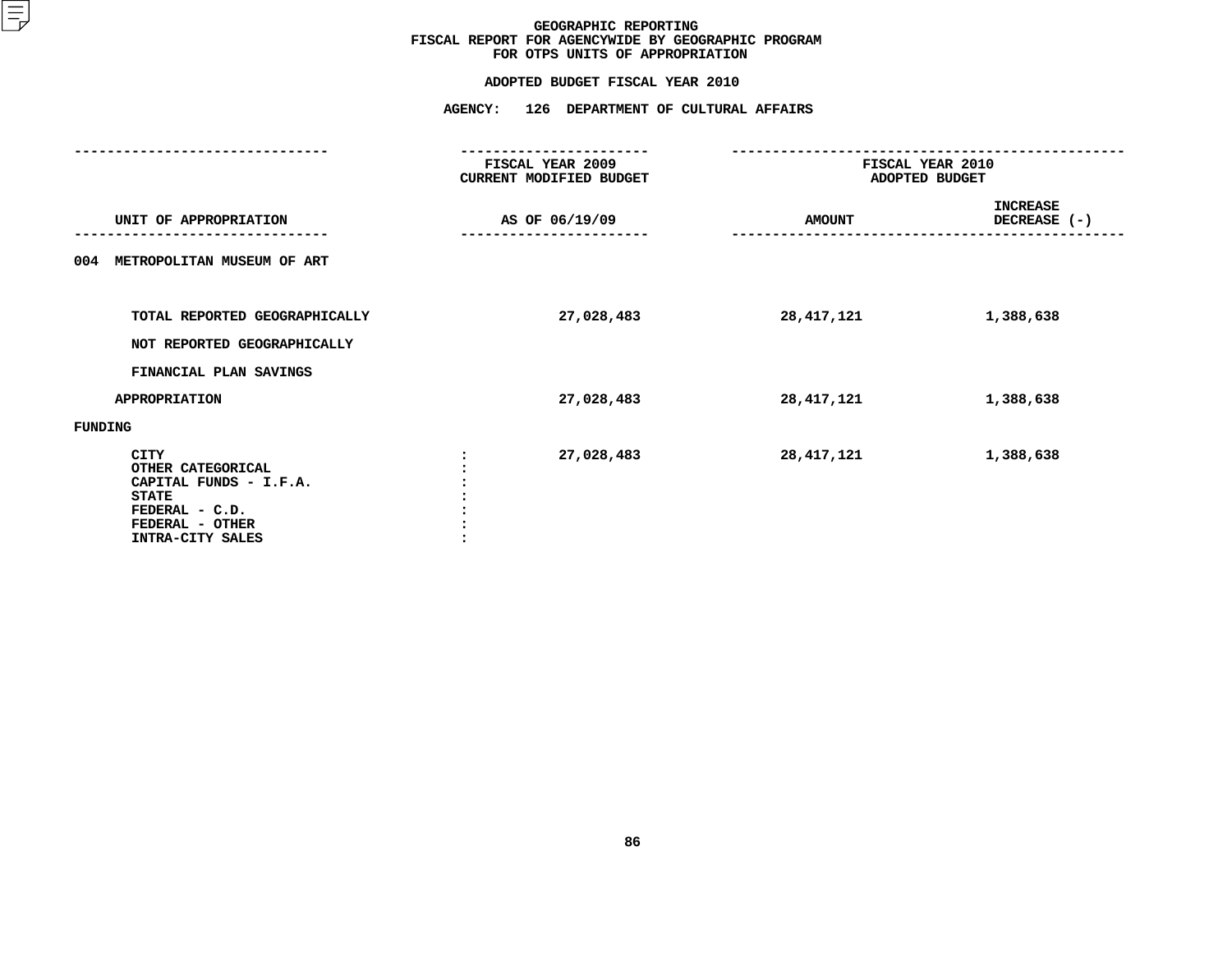# GEOGRAPHIC REPORTING
## FISCAL REPORT FOR AGENCYWIDE BY GEOGRAPHIC PROGRAM
## FOR OTPS UNITS OF APPROPRIATION

### ADOPTED BUDGET FISCAL YEAR 2010

### AGENCY: 126 DEPARTMENT OF CULTURAL AFFAIRS

| UNIT OF APPROPRIATION | | FISCAL YEAR 2009 CURRENT MODIFIED BUDGET AS OF 06/19/09 | FISCAL YEAR 2010 ADOPTED BUDGET AMOUNT | FISCAL YEAR 2010 ADOPTED BUDGET INCREASE DECREASE (-) |
|---|---|---|---|---|
| 004 METROPOLITAN MUSEUM OF ART | | | | |
| TOTAL REPORTED GEOGRAPHICALLY | | 27,028,483 | 28,417,121 | 1,388,638 |
| NOT REPORTED GEOGRAPHICALLY | | | | |
| FINANCIAL PLAN SAVINGS | | | | |
| APPROPRIATION | | 27,028,483 | 28,417,121 | 1,388,638 |
| FUNDING | | | | |
| CITY | : | 27,028,483 | 28,417,121 | 1,388,638 |
| OTHER CATEGORICAL | : | | | |
| CAPITAL FUNDS - I.F.A. | : | | | |
| STATE | : | | | |
| FEDERAL - C.D. | : | | | |
| FEDERAL - OTHER | : | | | |
| INTRA-CITY SALES | : | | | |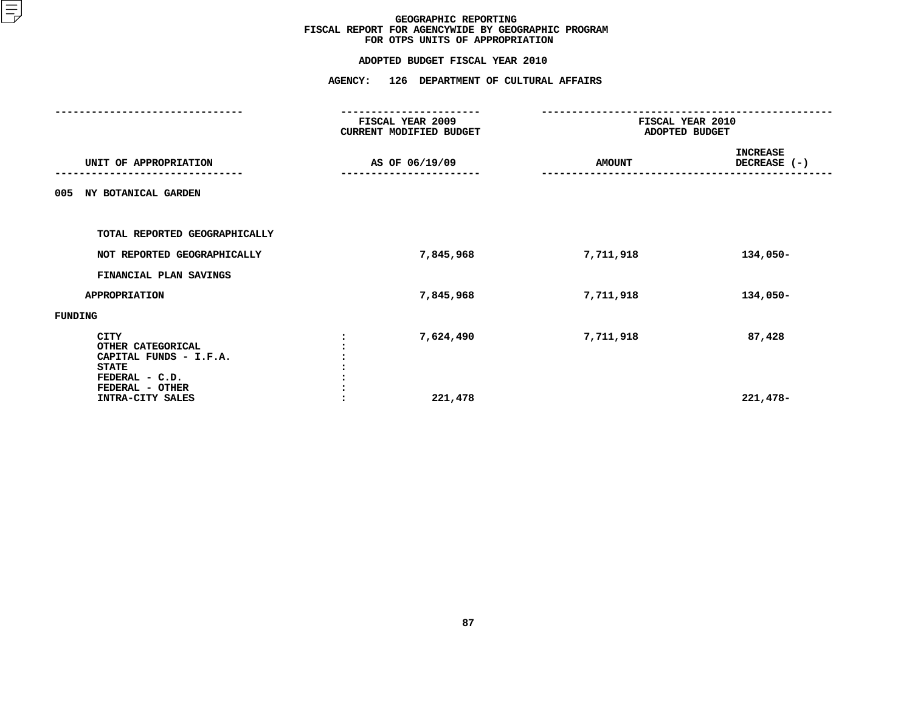# GEOGRAPHIC REPORTING
## FISCAL REPORT FOR AGENCYWIDE BY GEOGRAPHIC PROGRAM
## FOR OTPS UNITS OF APPROPRIATION

### ADOPTED BUDGET FISCAL YEAR 2010

### AGENCY: 126 DEPARTMENT OF CULTURAL AFFAIRS

| UNIT OF APPROPRIATION | FISCAL YEAR 2009 CURRENT MODIFIED BUDGET AS OF 06/19/09 | FISCAL YEAR 2010 ADOPTED BUDGET AMOUNT | FISCAL YEAR 2010 ADOPTED BUDGET INCREASE DECREASE (-) |
|---|---|---|---|
| 005 NY BOTANICAL GARDEN | | | |
| TOTAL REPORTED GEOGRAPHICALLY | | | |
| NOT REPORTED GEOGRAPHICALLY | 7,845,968 | 7,711,918 | 134,050- |
| FINANCIAL PLAN SAVINGS | | | |
| APPROPRIATION | 7,845,968 | 7,711,918 | 134,050- |
| FUNDING | | | |
| CITY : | 7,624,490 | 7,711,918 | 87,428 |
| OTHER CATEGORICAL : | | | |
| CAPITAL FUNDS - I.F.A. : | | | |
| STATE : | | | |
| FEDERAL - C.D. : | | | |
| FEDERAL - OTHER : | | | |
| INTRA-CITY SALES : | 221,478 | | 221,478- |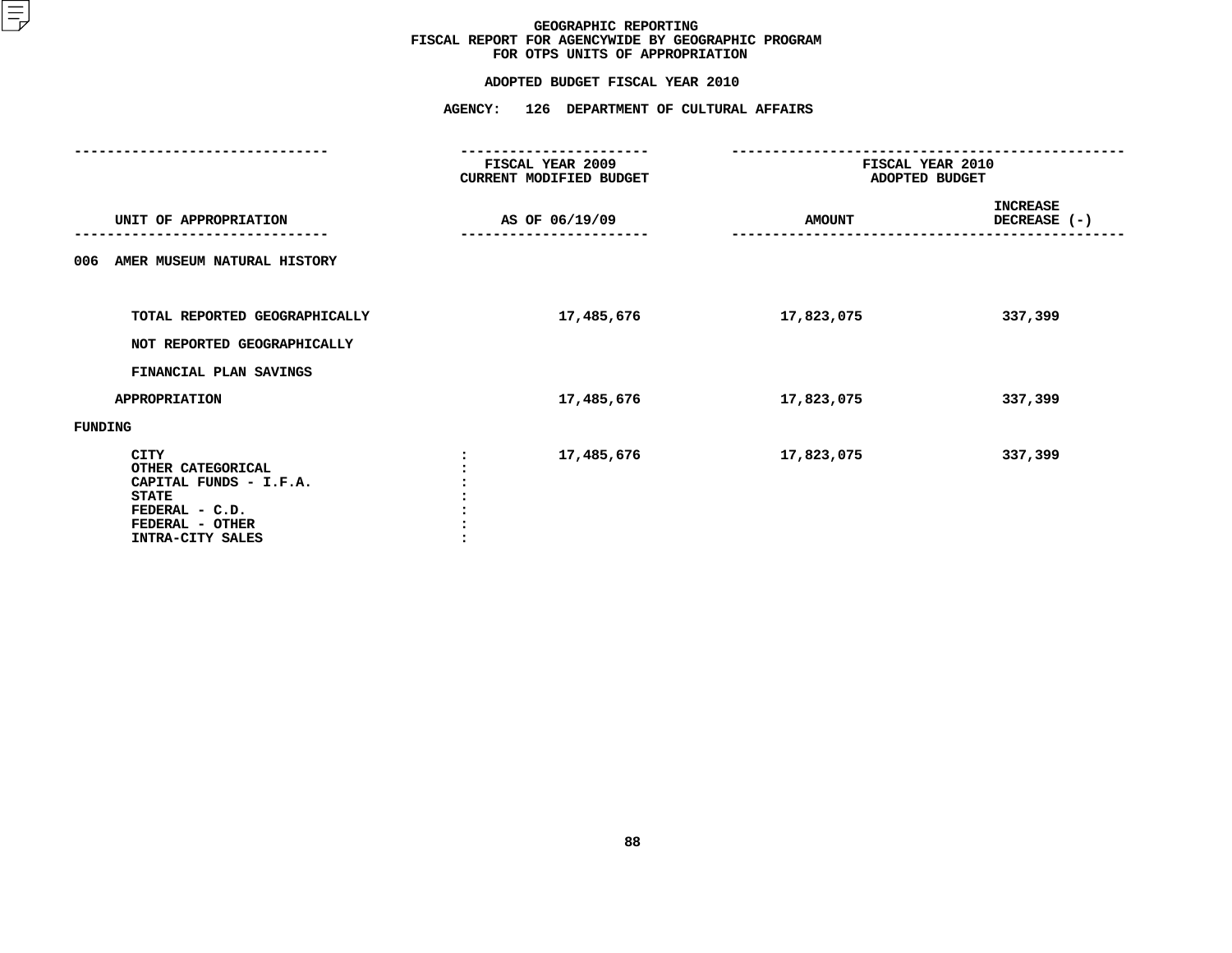# GEOGRAPHIC REPORTING
## FISCAL REPORT FOR AGENCYWIDE BY GEOGRAPHIC PROGRAM
## FOR OTPS UNITS OF APPROPRIATION

### ADOPTED BUDGET FISCAL YEAR 2010

### AGENCY: 126 DEPARTMENT OF CULTURAL AFFAIRS

| UNIT OF APPROPRIATION | | FISCAL YEAR 2009 CURRENT MODIFIED BUDGET AS OF 06/19/09 | FISCAL YEAR 2010 ADOPTED BUDGET AMOUNT | FISCAL YEAR 2010 ADOPTED BUDGET INCREASE DECREASE (-) |
|---|---|---|---|---|
| 006 AMER MUSEUM NATURAL HISTORY | | | | |
| TOTAL REPORTED GEOGRAPHICALLY | | 17,485,676 | 17,823,075 | 337,399 |
| NOT REPORTED GEOGRAPHICALLY | | | | |
| FINANCIAL PLAN SAVINGS | | | | |
| APPROPRIATION | | 17,485,676 | 17,823,075 | 337,399 |
| FUNDING | | | | |
| CITY | : | 17,485,676 | 17,823,075 | 337,399 |
| OTHER CATEGORICAL | : | | | |
| CAPITAL FUNDS - I.F.A. | : | | | |
| STATE | : | | | |
| FEDERAL - C.D. | : | | | |
| FEDERAL - OTHER | : | | | |
| INTRA-CITY SALES | : | | | |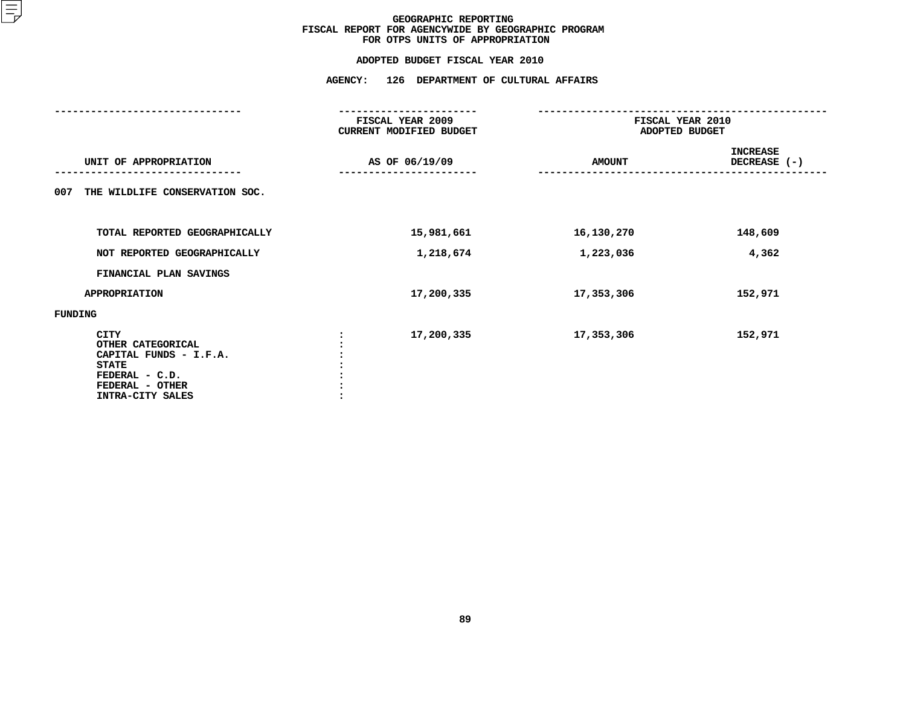# GEOGRAPHIC REPORTING
## FISCAL REPORT FOR AGENCYWIDE BY GEOGRAPHIC PROGRAM
## FOR OTPS UNITS OF APPROPRIATION

**ADOPTED BUDGET FISCAL YEAR 2010**

**AGENCY: 126 DEPARTMENT OF CULTURAL AFFAIRS**

| UNIT OF APPROPRIATION | FISCAL YEAR 2009 CURRENT MODIFIED BUDGET AS OF 06/19/09 | FISCAL YEAR 2010 ADOPTED BUDGET AMOUNT | INCREASE DECREASE (-) |
|---|---|---|---|
| 007 THE WILDLIFE CONSERVATION SOC. | | | |
| TOTAL REPORTED GEOGRAPHICALLY | 15,981,661 | 16,130,270 | 148,609 |
| NOT REPORTED GEOGRAPHICALLY | 1,218,674 | 1,223,036 | 4,362 |
| FINANCIAL PLAN SAVINGS | | | |
| APPROPRIATION | 17,200,335 | 17,353,306 | 152,971 |
| FUNDING | | | |
| CITY : | 17,200,335 | 17,353,306 | 152,971 |
| OTHER CATEGORICAL : | | | |
| CAPITAL FUNDS - I.F.A. : | | | |
| STATE : | | | |
| FEDERAL - C.D. : | | | |
| FEDERAL - OTHER : | | | |
| INTRA-CITY SALES : | | | |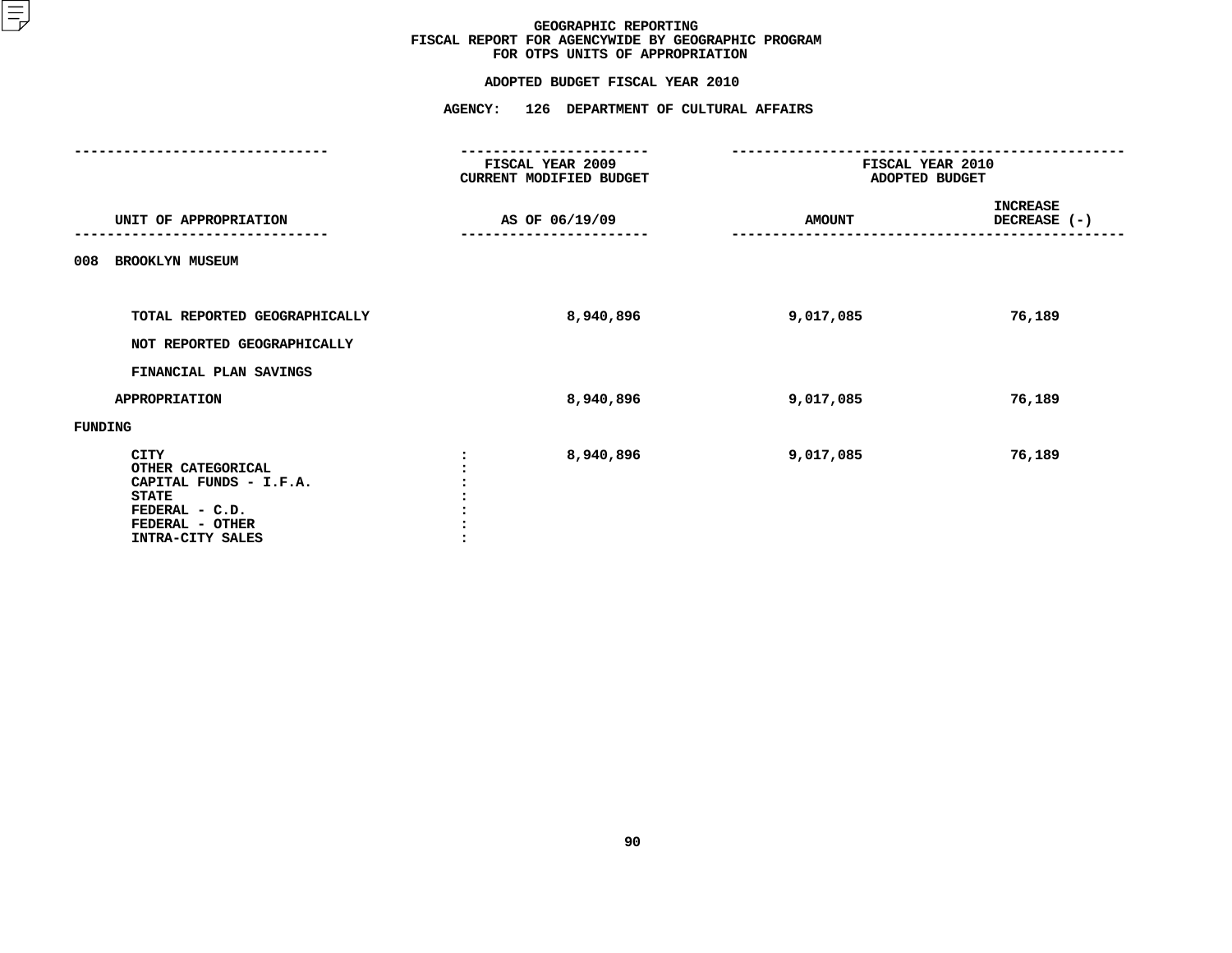# GEOGRAPHIC REPORTING
## FISCAL REPORT FOR AGENCYWIDE BY GEOGRAPHIC PROGRAM
## FOR OTPS UNITS OF APPROPRIATION

**ADOPTED BUDGET FISCAL YEAR 2010**

**AGENCY: 126 DEPARTMENT OF CULTURAL AFFAIRS**

| UNIT OF APPROPRIATION | | FISCAL YEAR 2009 CURRENT MODIFIED BUDGET AS OF 06/19/09 | FISCAL YEAR 2010 ADOPTED BUDGET AMOUNT | INCREASE DECREASE (-) |
|---|---|---|---|---|
| 008 BROOKLYN MUSEUM | | | | |
| TOTAL REPORTED GEOGRAPHICALLY | | 8,940,896 | 9,017,085 | 76,189 |
| NOT REPORTED GEOGRAPHICALLY | | | | |
| FINANCIAL PLAN SAVINGS | | | | |
| APPROPRIATION | | 8,940,896 | 9,017,085 | 76,189 |
| FUNDING | | | | |
| CITY | : | 8,940,896 | 9,017,085 | 76,189 |
| OTHER CATEGORICAL | : | | | |
| CAPITAL FUNDS - I.F.A. | : | | | |
| STATE | : | | | |
| FEDERAL - C.D. | : | | | |
| FEDERAL - OTHER | : | | | |
| INTRA-CITY SALES | : | | | |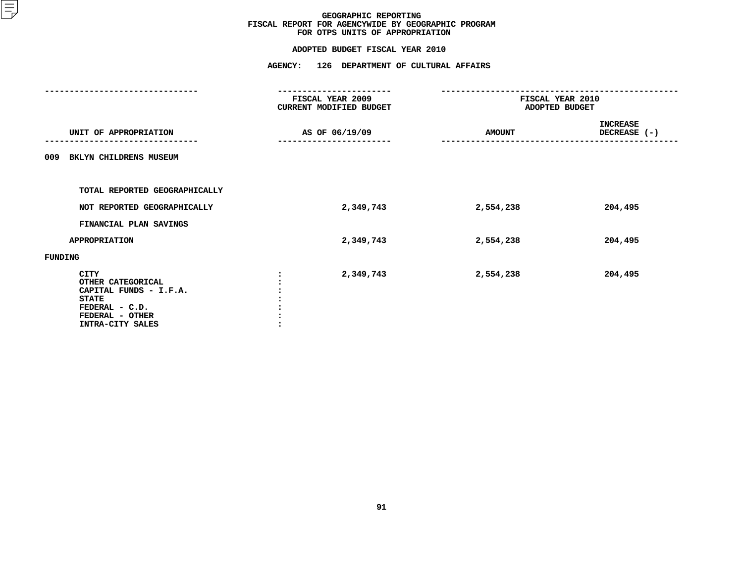# GEOGRAPHIC REPORTING
## FISCAL REPORT FOR AGENCYWIDE BY GEOGRAPHIC PROGRAM
## FOR OTPS UNITS OF APPROPRIATION

### ADOPTED BUDGET FISCAL YEAR 2010

### AGENCY: 126 DEPARTMENT OF CULTURAL AFFAIRS

| UNIT OF APPROPRIATION | | FISCAL YEAR 2009 CURRENT MODIFIED BUDGET AS OF 06/19/09 | FISCAL YEAR 2010 ADOPTED BUDGET AMOUNT | INCREASE DECREASE (-) |
|---|---|---|---|---|
| **009 BKLYN CHILDRENS MUSEUM** | | | | |
| TOTAL REPORTED GEOGRAPHICALLY | | | | |
| NOT REPORTED GEOGRAPHICALLY | | 2,349,743 | 2,554,238 | 204,495 |
| FINANCIAL PLAN SAVINGS | | | | |
| APPROPRIATION | | 2,349,743 | 2,554,238 | 204,495 |
| FUNDING | | | | |
| CITY | : | 2,349,743 | 2,554,238 | 204,495 |
| OTHER CATEGORICAL | : | | | |
| CAPITAL FUNDS - I.F.A. | : | | | |
| STATE | : | | | |
| FEDERAL - C.D. | : | | | |
| FEDERAL - OTHER | : | | | |
| INTRA-CITY SALES | : | | | |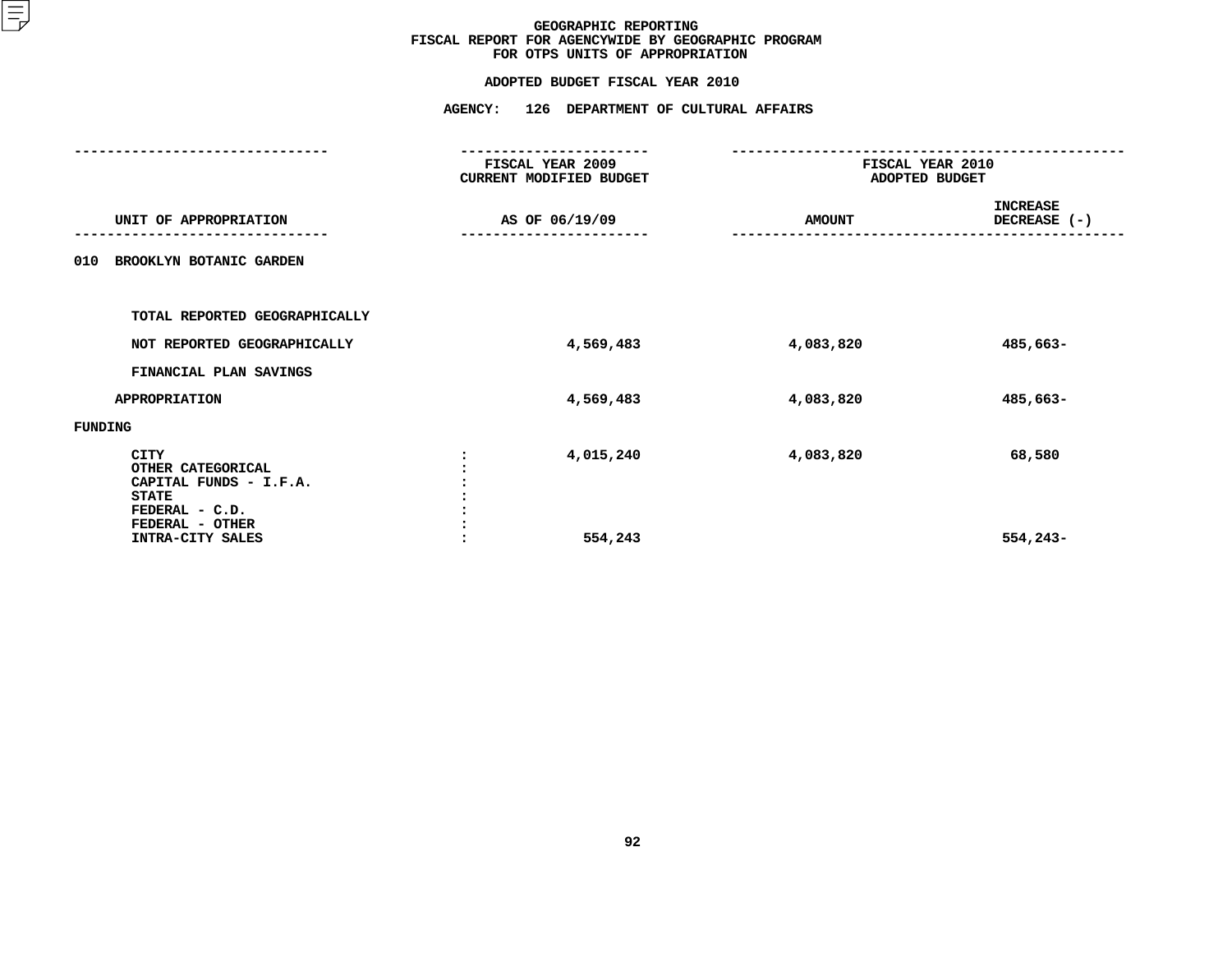# GEOGRAPHIC REPORTING
## FISCAL REPORT FOR AGENCYWIDE BY GEOGRAPHIC PROGRAM
## FOR OTPS UNITS OF APPROPRIATION

### ADOPTED BUDGET FISCAL YEAR 2010

### AGENCY: 126 DEPARTMENT OF CULTURAL AFFAIRS

| UNIT OF APPROPRIATION | FISCAL YEAR 2009 CURRENT MODIFIED BUDGET AS OF 06/19/09 | FISCAL YEAR 2010 ADOPTED BUDGET AMOUNT | INCREASE DECREASE (-) |
|---|---|---|---|
| 010 BROOKLYN BOTANIC GARDEN | | | |
| TOTAL REPORTED GEOGRAPHICALLY | | | |
| NOT REPORTED GEOGRAPHICALLY | 4,569,483 | 4,083,820 | 485,663- |
| FINANCIAL PLAN SAVINGS | | | |
| APPROPRIATION | 4,569,483 | 4,083,820 | 485,663- |
| FUNDING | | | |
| CITY : | 4,015,240 | 4,083,820 | 68,580 |
| OTHER CATEGORICAL : | | | |
| CAPITAL FUNDS - I.F.A. : | | | |
| STATE : | | | |
| FEDERAL - C.D. : | | | |
| FEDERAL - OTHER : | | | |
| INTRA-CITY SALES : | 554,243 | | 554,243- |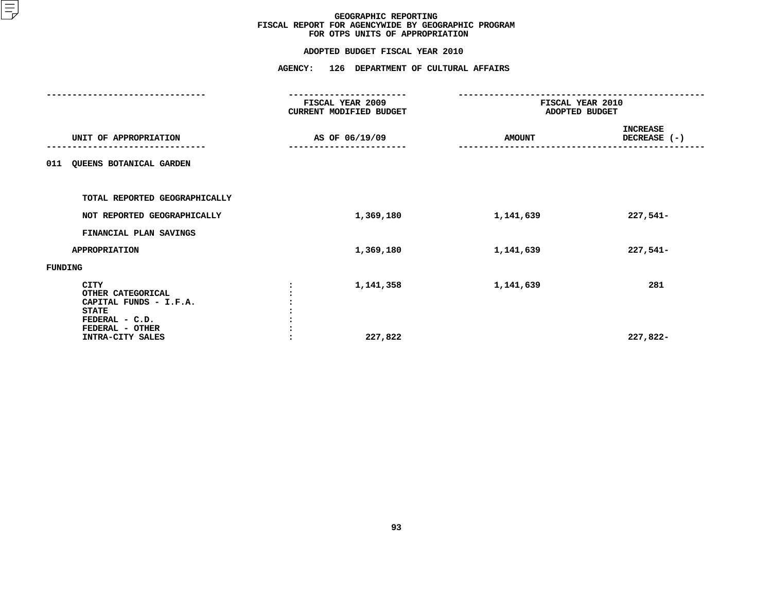# GEOGRAPHIC REPORTING
## FISCAL REPORT FOR AGENCYWIDE BY GEOGRAPHIC PROGRAM
## FOR OTPS UNITS OF APPROPRIATION

### ADOPTED BUDGET FISCAL YEAR 2010

### AGENCY: 126 DEPARTMENT OF CULTURAL AFFAIRS

| UNIT OF APPROPRIATION | FISCAL YEAR 2009 CURRENT MODIFIED BUDGET AS OF 06/19/09 | FISCAL YEAR 2010 ADOPTED BUDGET AMOUNT | INCREASE DECREASE (-) |
|---|---|---|---|
| 011 QUEENS BOTANICAL GARDEN | | | |
| TOTAL REPORTED GEOGRAPHICALLY | | | |
| NOT REPORTED GEOGRAPHICALLY | 1,369,180 | 1,141,639 | 227,541- |
| FINANCIAL PLAN SAVINGS | | | |
| APPROPRIATION | 1,369,180 | 1,141,639 | 227,541- |
| FUNDING | | | |
| CITY | 1,141,358 | 1,141,639 | 281 |
| OTHER CATEGORICAL | | | |
| CAPITAL FUNDS - I.F.A. | | | |
| STATE | | | |
| FEDERAL - C.D. | | | |
| FEDERAL - OTHER | | | |
| INTRA-CITY SALES | 227,822 | | 227,822- |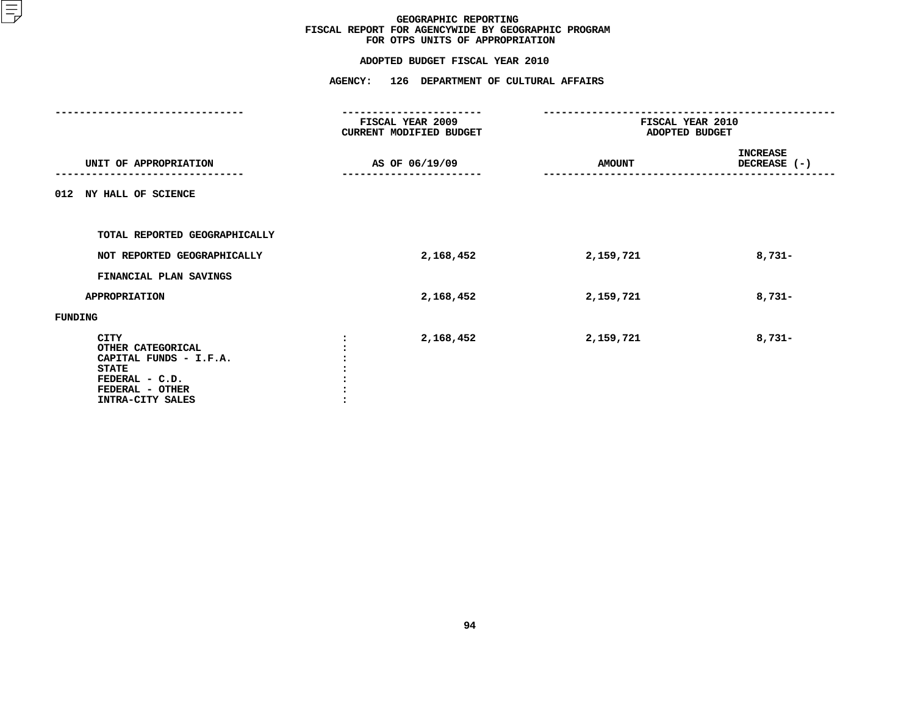# GEOGRAPHIC REPORTING
## FISCAL REPORT FOR AGENCYWIDE BY GEOGRAPHIC PROGRAM
## FOR OTPS UNITS OF APPROPRIATION

**ADOPTED BUDGET FISCAL YEAR 2010**

**AGENCY: 126 DEPARTMENT OF CULTURAL AFFAIRS**

| UNIT OF APPROPRIATION | | FISCAL YEAR 2009 CURRENT MODIFIED BUDGET AS OF 06/19/09 | FISCAL YEAR 2010 ADOPTED BUDGET AMOUNT | FISCAL YEAR 2010 ADOPTED BUDGET INCREASE DECREASE (-) |
|---|---|---|---|---|
| 012 NY HALL OF SCIENCE | | | | |
| TOTAL REPORTED GEOGRAPHICALLY | | | | |
| NOT REPORTED GEOGRAPHICALLY | | 2,168,452 | 2,159,721 | 8,731- |
| FINANCIAL PLAN SAVINGS | | | | |
| APPROPRIATION | | 2,168,452 | 2,159,721 | 8,731- |
| FUNDING | | | | |
| CITY | : | 2,168,452 | 2,159,721 | 8,731- |
| OTHER CATEGORICAL | : | | | |
| CAPITAL FUNDS - I.F.A. | : | | | |
| STATE | : | | | |
| FEDERAL - C.D. | : | | | |
| FEDERAL - OTHER | : | | | |
| INTRA-CITY SALES | : | | | |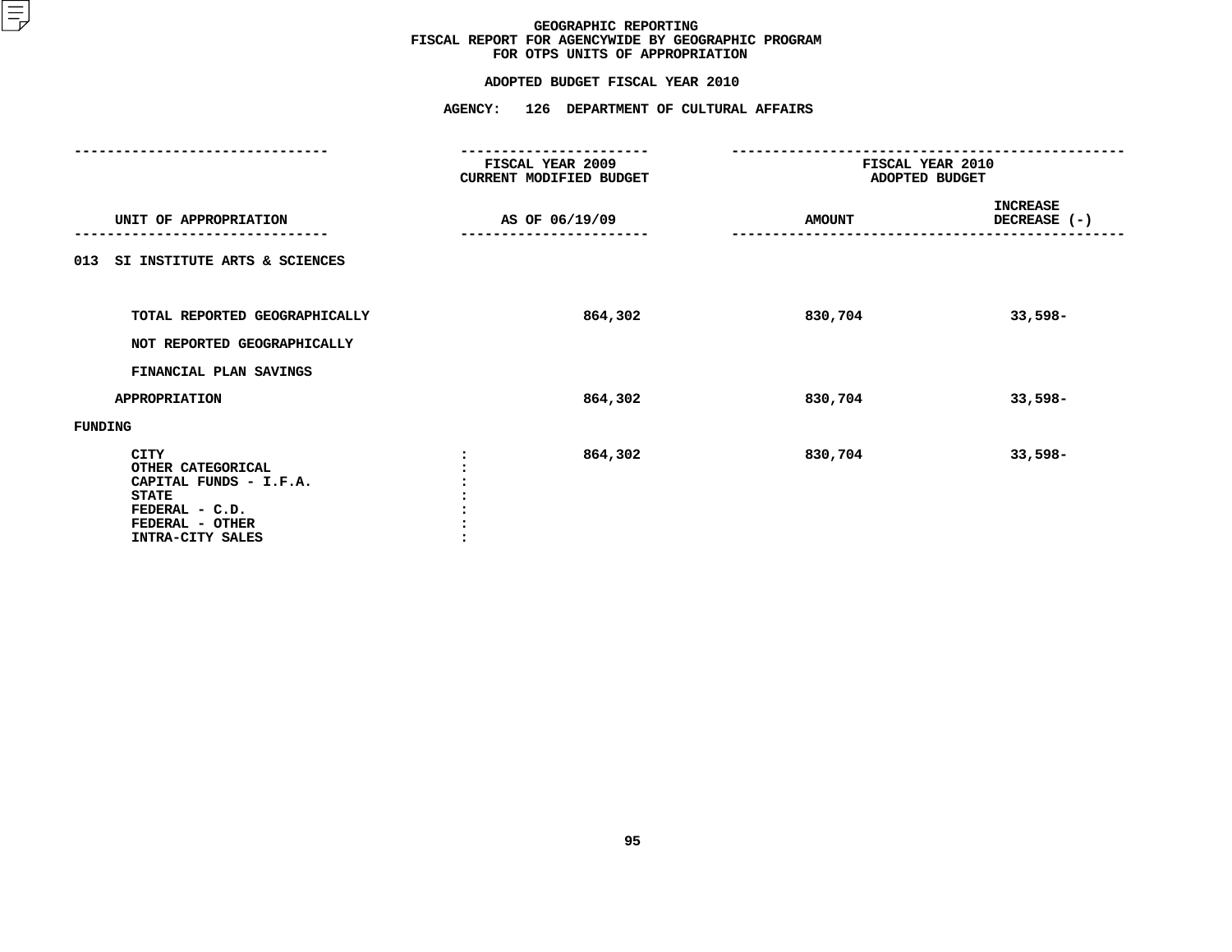# GEOGRAPHIC REPORTING
## FISCAL REPORT FOR AGENCYWIDE BY GEOGRAPHIC PROGRAM
## FOR OTPS UNITS OF APPROPRIATION

### ADOPTED BUDGET FISCAL YEAR 2010

### AGENCY: 126 DEPARTMENT OF CULTURAL AFFAIRS

| UNIT OF APPROPRIATION | FISCAL YEAR 2009 CURRENT MODIFIED BUDGET AS OF 06/19/09 | FISCAL YEAR 2010 ADOPTED BUDGET AMOUNT | INCREASE DECREASE (-) |
|---|---|---|---|
| 013 SI INSTITUTE ARTS & SCIENCES | | | |
| TOTAL REPORTED GEOGRAPHICALLY | 864,302 | 830,704 | 33,598- |
| NOT REPORTED GEOGRAPHICALLY | | | |
| FINANCIAL PLAN SAVINGS | | | |
| APPROPRIATION | 864,302 | 830,704 | 33,598- |
| FUNDING | | | |
| CITY | 864,302 | 830,704 | 33,598- |
| OTHER CATEGORICAL | | | |
| CAPITAL FUNDS - I.F.A. | | | |
| STATE | | | |
| FEDERAL - C.D. | | | |
| FEDERAL - OTHER | | | |
| INTRA-CITY SALES | | | |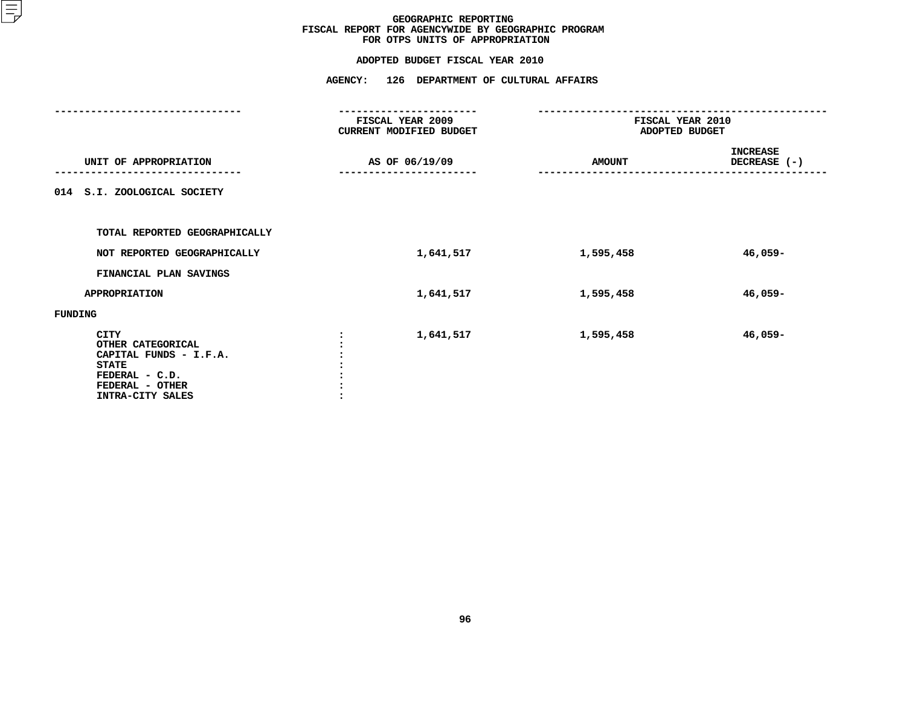# GEOGRAPHIC REPORTING
## FISCAL REPORT FOR AGENCYWIDE BY GEOGRAPHIC PROGRAM
## FOR OTPS UNITS OF APPROPRIATION

### ADOPTED BUDGET FISCAL YEAR 2010

### AGENCY: 126 DEPARTMENT OF CULTURAL AFFAIRS

| UNIT OF APPROPRIATION | | FISCAL YEAR 2009 CURRENT MODIFIED BUDGET AS OF 06/19/09 | FISCAL YEAR 2010 ADOPTED BUDGET AMOUNT | INCREASE DECREASE (-) |
|---|---|---|---|---|
| 014 S.I. ZOOLOGICAL SOCIETY | | | | |
| TOTAL REPORTED GEOGRAPHICALLY | | | | |
| NOT REPORTED GEOGRAPHICALLY | | 1,641,517 | 1,595,458 | 46,059- |
| FINANCIAL PLAN SAVINGS | | | | |
| APPROPRIATION | | 1,641,517 | 1,595,458 | 46,059- |
| FUNDING | | | | |
| CITY | : | 1,641,517 | 1,595,458 | 46,059- |
| OTHER CATEGORICAL | : | | | |
| CAPITAL FUNDS - I.F.A. | : | | | |
| STATE | : | | | |
| FEDERAL - C.D. | : | | | |
| FEDERAL - OTHER | : | | | |
| INTRA-CITY SALES | : | | | |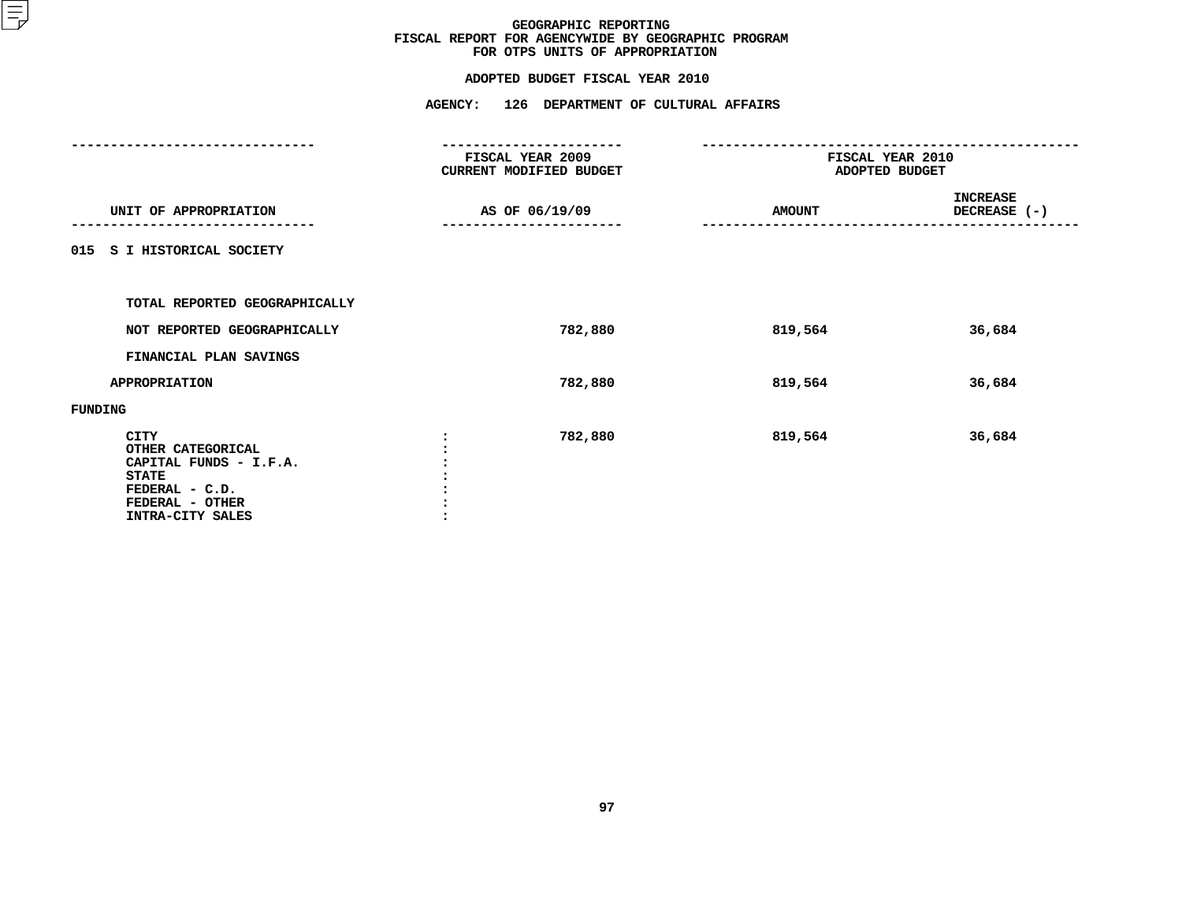# GEOGRAPHIC REPORTING
## FISCAL REPORT FOR AGENCYWIDE BY GEOGRAPHIC PROGRAM
## FOR OTPS UNITS OF APPROPRIATION

**ADOPTED BUDGET FISCAL YEAR 2010**

**AGENCY: 126 DEPARTMENT OF CULTURAL AFFAIRS**

| UNIT OF APPROPRIATION | FISCAL YEAR 2009 CURRENT MODIFIED BUDGET AS OF 06/19/09 | FISCAL YEAR 2010 ADOPTED BUDGET AMOUNT | FISCAL YEAR 2010 ADOPTED BUDGET INCREASE DECREASE (-) |
|---|---|---|---|
| 015 S I HISTORICAL SOCIETY | | | |
| TOTAL REPORTED GEOGRAPHICALLY | | | |
| NOT REPORTED GEOGRAPHICALLY | 782,880 | 819,564 | 36,684 |
| FINANCIAL PLAN SAVINGS | | | |
| APPROPRIATION | 782,880 | 819,564 | 36,684 |
| FUNDING | | | |
| CITY : | 782,880 | 819,564 | 36,684 |
| OTHER CATEGORICAL : | | | |
| CAPITAL FUNDS - I.F.A. : | | | |
| STATE : | | | |
| FEDERAL - C.D. : | | | |
| FEDERAL - OTHER : | | | |
| INTRA-CITY SALES : | | | |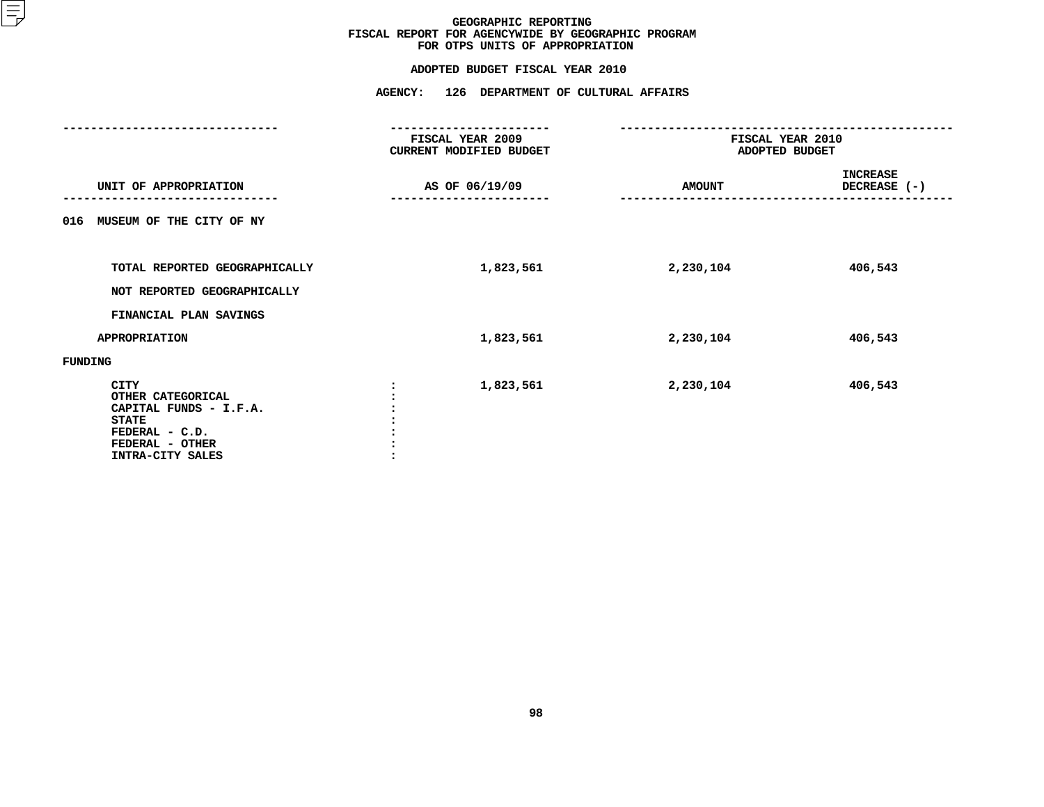# GEOGRAPHIC REPORTING
## FISCAL REPORT FOR AGENCYWIDE BY GEOGRAPHIC PROGRAM
## FOR OTPS UNITS OF APPROPRIATION

### ADOPTED BUDGET FISCAL YEAR 2010

### AGENCY: 126 DEPARTMENT OF CULTURAL AFFAIRS

| UNIT OF APPROPRIATION | FISCAL YEAR 2009 CURRENT MODIFIED BUDGET AS OF 06/19/09 | FISCAL YEAR 2010 ADOPTED BUDGET AMOUNT | INCREASE DECREASE (-) |
|---|---|---|---|
| **016 MUSEUM OF THE CITY OF NY** | | | |
| TOTAL REPORTED GEOGRAPHICALLY | 1,823,561 | 2,230,104 | 406,543 |
| NOT REPORTED GEOGRAPHICALLY | | | |
| FINANCIAL PLAN SAVINGS | | | |
| APPROPRIATION | 1,823,561 | 2,230,104 | 406,543 |
| FUNDING | | | |
| CITY : | 1,823,561 | 2,230,104 | 406,543 |
| OTHER CATEGORICAL : | | | |
| CAPITAL FUNDS - I.F.A. : | | | |
| STATE : | | | |
| FEDERAL - C.D. : | | | |
| FEDERAL - OTHER : | | | |
| INTRA-CITY SALES : | | | |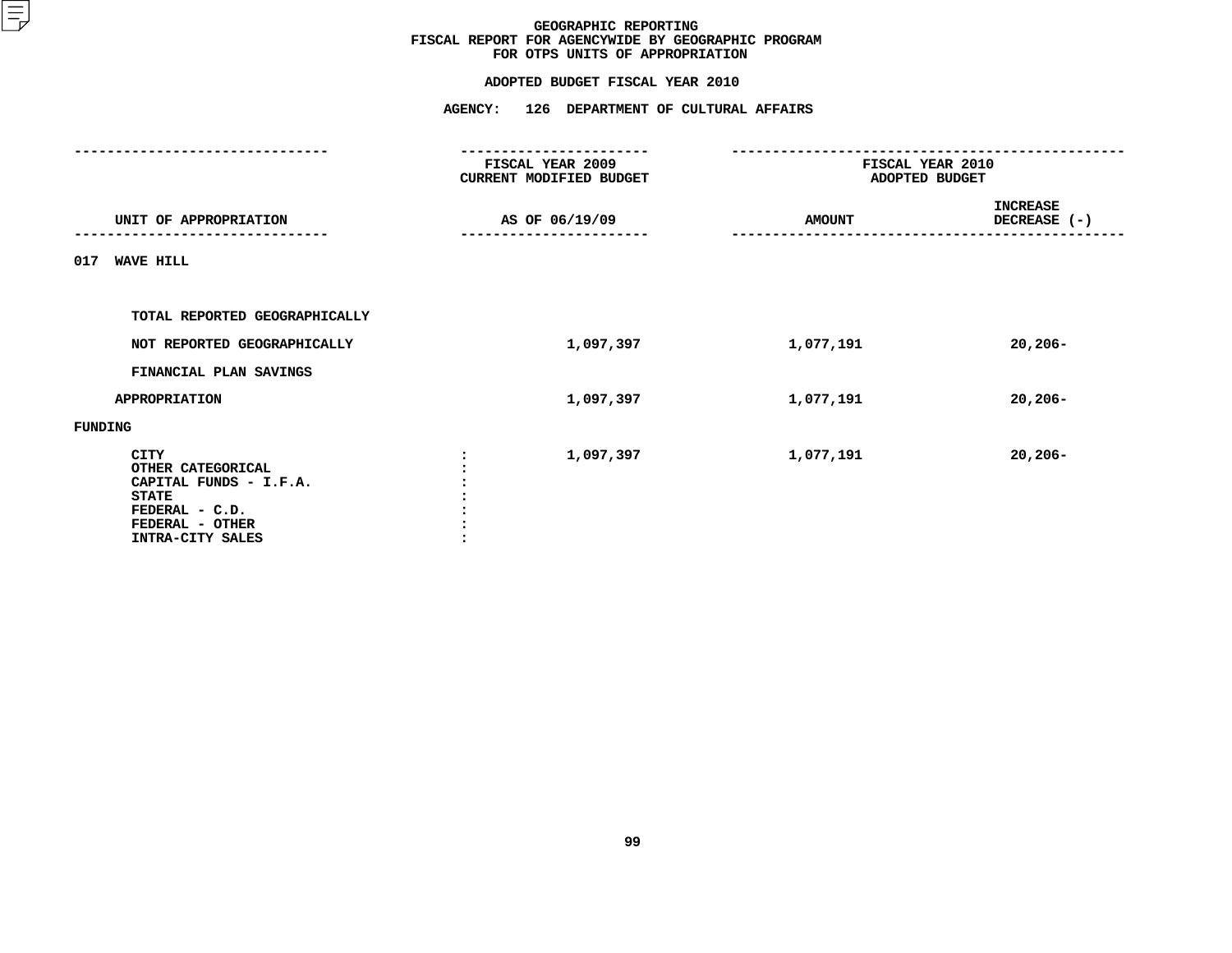# GEOGRAPHIC REPORTING
## FISCAL REPORT FOR AGENCYWIDE BY GEOGRAPHIC PROGRAM
## FOR OTPS UNITS OF APPROPRIATION

### ADOPTED BUDGET FISCAL YEAR 2010

### AGENCY: 126 DEPARTMENT OF CULTURAL AFFAIRS

| UNIT OF APPROPRIATION | | FISCAL YEAR 2009 CURRENT MODIFIED BUDGET AS OF 06/19/09 | FISCAL YEAR 2010 ADOPTED BUDGET AMOUNT | INCREASE DECREASE (-) |
|---|---|---|---|---|
| 017 WAVE HILL | | | | |
| TOTAL REPORTED GEOGRAPHICALLY | | | | |
| NOT REPORTED GEOGRAPHICALLY | | 1,097,397 | 1,077,191 | 20,206- |
| FINANCIAL PLAN SAVINGS | | | | |
| APPROPRIATION | | 1,097,397 | 1,077,191 | 20,206- |
| FUNDING | | | | |
| CITY | : | 1,097,397 | 1,077,191 | 20,206- |
| OTHER CATEGORICAL | : | | | |
| CAPITAL FUNDS - I.F.A. | : | | | |
| STATE | : | | | |
| FEDERAL - C.D. | : | | | |
| FEDERAL - OTHER | : | | | |
| INTRA-CITY SALES | : | | | |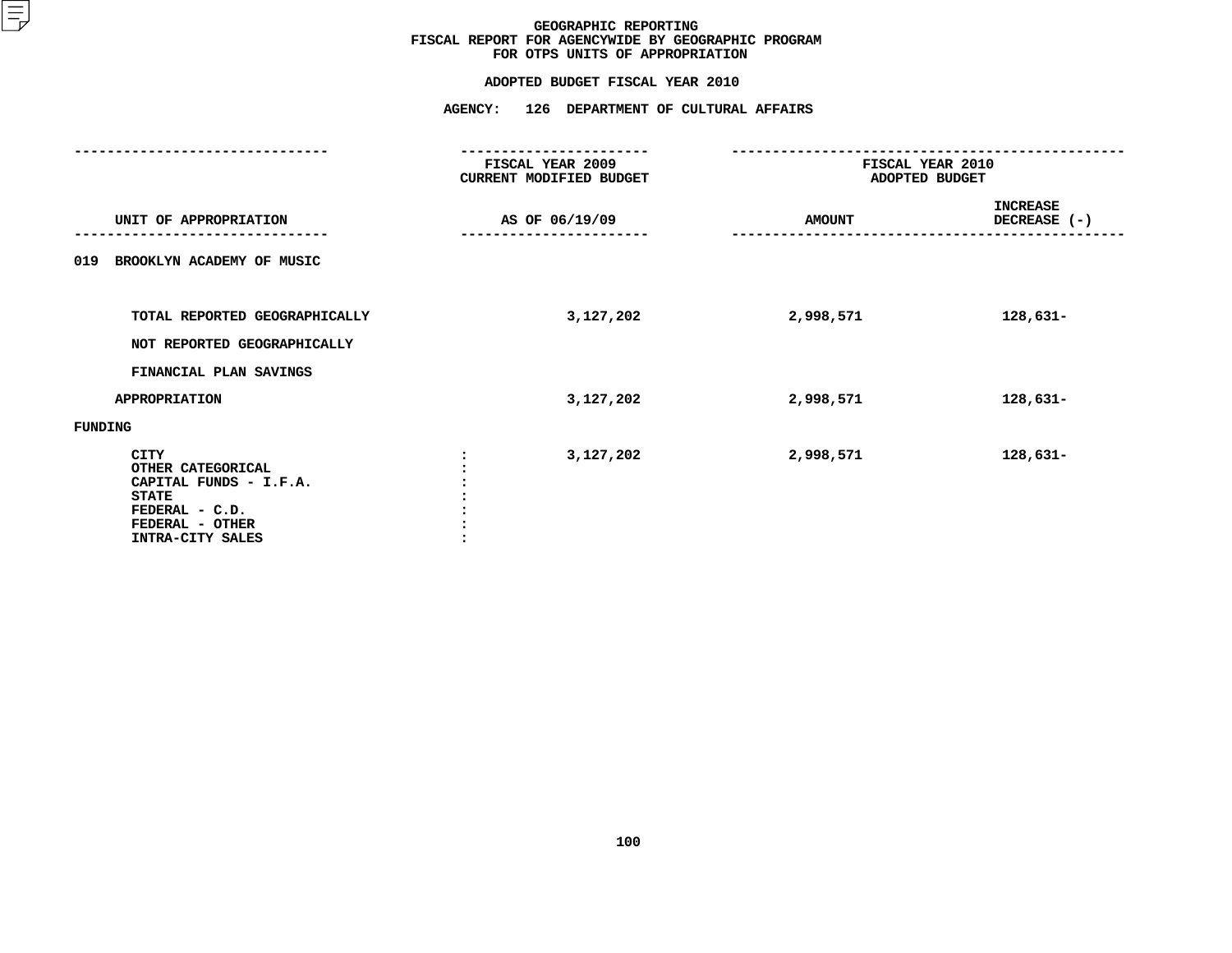# GEOGRAPHIC REPORTING
## FISCAL REPORT FOR AGENCYWIDE BY GEOGRAPHIC PROGRAM
## FOR OTPS UNITS OF APPROPRIATION

### ADOPTED BUDGET FISCAL YEAR 2010

### AGENCY: 126 DEPARTMENT OF CULTURAL AFFAIRS

| UNIT OF APPROPRIATION | FISCAL YEAR 2009 CURRENT MODIFIED BUDGET AS OF 06/19/09 | FISCAL YEAR 2010 ADOPTED BUDGET AMOUNT | INCREASE DECREASE (-) |
|---|---|---|---|
| **019 BROOKLYN ACADEMY OF MUSIC** | | | |
| TOTAL REPORTED GEOGRAPHICALLY | 3,127,202 | 2,998,571 | 128,631- |
| NOT REPORTED GEOGRAPHICALLY | | | |
| FINANCIAL PLAN SAVINGS | | | |
| APPROPRIATION | 3,127,202 | 2,998,571 | 128,631- |
| **FUNDING** | | | |
| CITY | 3,127,202 | 2,998,571 | 128,631- |
| OTHER CATEGORICAL | | | |
| CAPITAL FUNDS - I.F.A. | | | |
| STATE | | | |
| FEDERAL - C.D. | | | |
| FEDERAL - OTHER | | | |
| INTRA-CITY SALES | | | |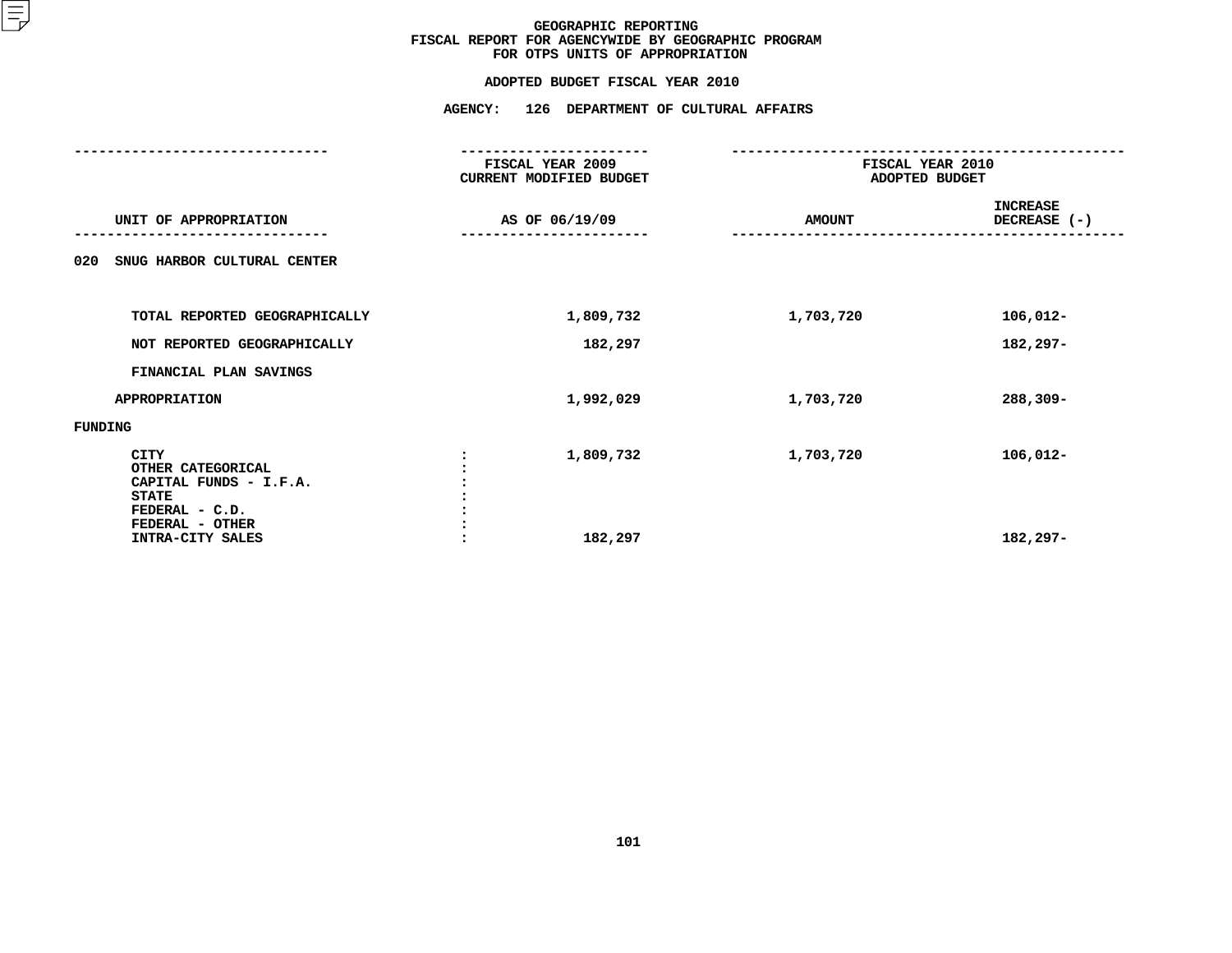# GEOGRAPHIC REPORTING
## FISCAL REPORT FOR AGENCYWIDE BY GEOGRAPHIC PROGRAM
## FOR OTPS UNITS OF APPROPRIATION

### ADOPTED BUDGET FISCAL YEAR 2010

### AGENCY: 126 DEPARTMENT OF CULTURAL AFFAIRS

| UNIT OF APPROPRIATION | FISCAL YEAR 2009 CURRENT MODIFIED BUDGET AS OF 06/19/09 | FISCAL YEAR 2010 ADOPTED BUDGET AMOUNT | FISCAL YEAR 2010 ADOPTED BUDGET INCREASE DECREASE (-) |
|---|---|---|---|
| **020 SNUG HARBOR CULTURAL CENTER** | | | |
| TOTAL REPORTED GEOGRAPHICALLY | 1,809,732 | 1,703,720 | 106,012- |
| NOT REPORTED GEOGRAPHICALLY | 182,297 | | 182,297- |
| FINANCIAL PLAN SAVINGS | | | |
| APPROPRIATION | 1,992,029 | 1,703,720 | 288,309- |
| **FUNDING** | | | |
| CITY | 1,809,732 | 1,703,720 | 106,012- |
| OTHER CATEGORICAL | | | |
| CAPITAL FUNDS - I.F.A. | | | |
| STATE | | | |
| FEDERAL - C.D. | | | |
| FEDERAL - OTHER | | | |
| INTRA-CITY SALES | 182,297 | | 182,297- |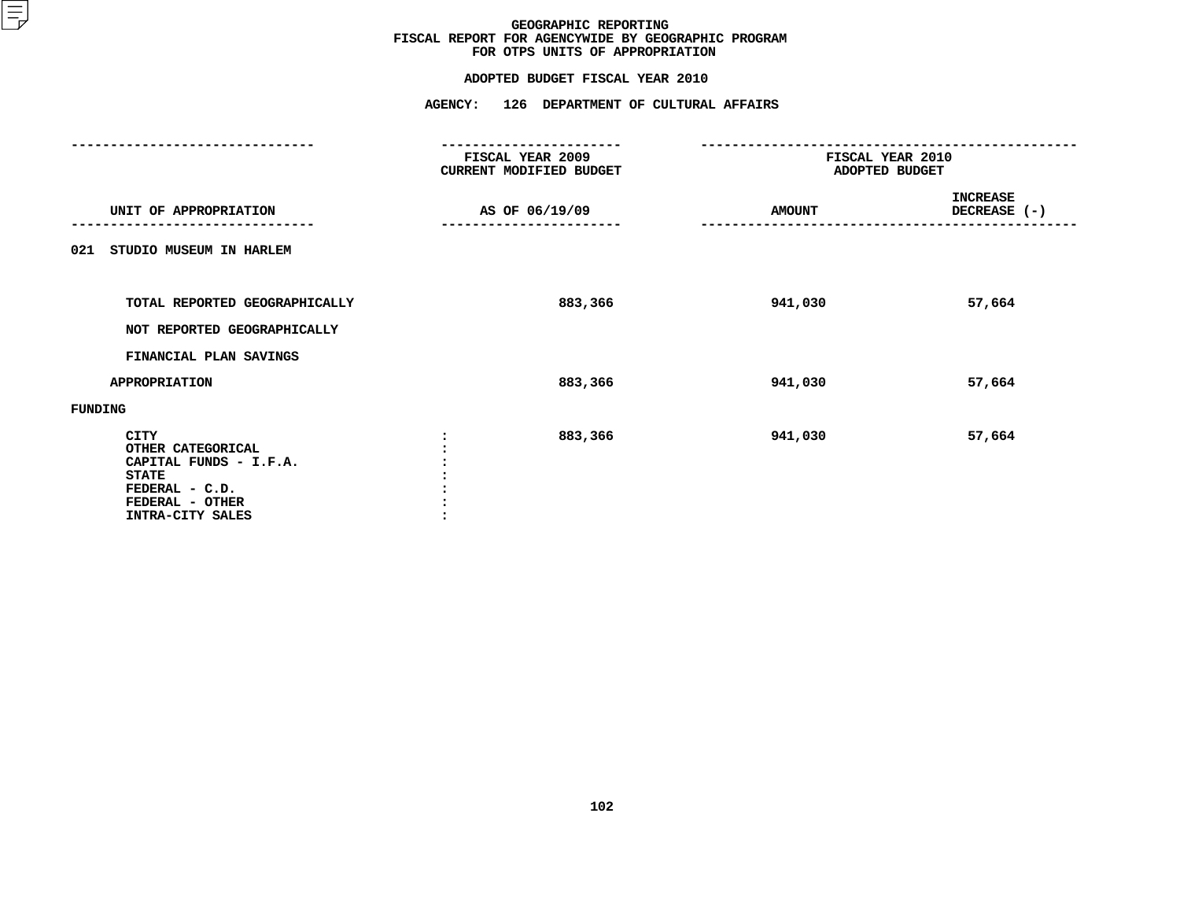# GEOGRAPHIC REPORTING
## FISCAL REPORT FOR AGENCYWIDE BY GEOGRAPHIC PROGRAM
## FOR OTPS UNITS OF APPROPRIATION

**ADOPTED BUDGET FISCAL YEAR 2010**

**AGENCY: 126 DEPARTMENT OF CULTURAL AFFAIRS**

| UNIT OF APPROPRIATION | FISCAL YEAR 2009 CURRENT MODIFIED BUDGET AS OF 06/19/09 | FISCAL YEAR 2010 ADOPTED BUDGET AMOUNT | INCREASE DECREASE (-) |
|---|---|---|---|
| 021 STUDIO MUSEUM IN HARLEM | | | |
| TOTAL REPORTED GEOGRAPHICALLY | 883,366 | 941,030 | 57,664 |
| NOT REPORTED GEOGRAPHICALLY | | | |
| FINANCIAL PLAN SAVINGS | | | |
| APPROPRIATION | 883,366 | 941,030 | 57,664 |
| FUNDING | | | |
| CITY : | 883,366 | 941,030 | 57,664 |
| OTHER CATEGORICAL : | | | |
| CAPITAL FUNDS - I.F.A. : | | | |
| STATE : | | | |
| FEDERAL - C.D. : | | | |
| FEDERAL - OTHER : | | | |
| INTRA-CITY SALES : | | | |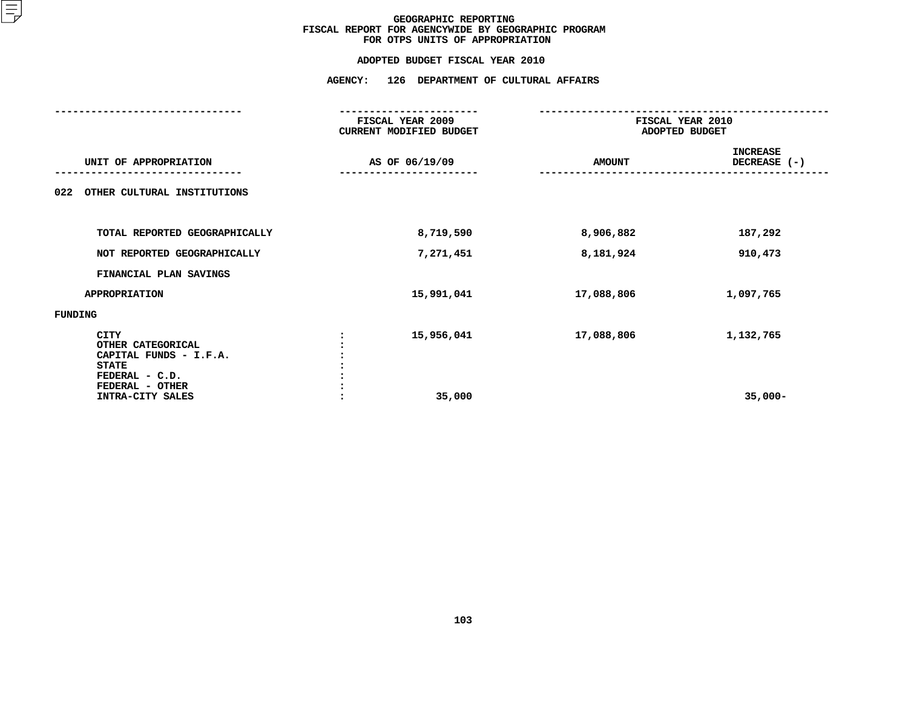# GEOGRAPHIC REPORTING
## FISCAL REPORT FOR AGENCYWIDE BY GEOGRAPHIC PROGRAM
## FOR OTPS UNITS OF APPROPRIATION

### ADOPTED BUDGET FISCAL YEAR 2010

### AGENCY: 126 DEPARTMENT OF CULTURAL AFFAIRS

| UNIT OF APPROPRIATION | | FISCAL YEAR 2009 CURRENT MODIFIED BUDGET AS OF 06/19/09 | FISCAL YEAR 2010 ADOPTED BUDGET AMOUNT | FISCAL YEAR 2010 ADOPTED BUDGET INCREASE DECREASE (-) |
|---|---|---|---|---|
| **022 OTHER CULTURAL INSTITUTIONS** | | | | |
| TOTAL REPORTED GEOGRAPHICALLY | | 8,719,590 | 8,906,882 | 187,292 |
| NOT REPORTED GEOGRAPHICALLY | | 7,271,451 | 8,181,924 | 910,473 |
| FINANCIAL PLAN SAVINGS | | | | |
| APPROPRIATION | | 15,991,041 | 17,088,806 | 1,097,765 |
| FUNDING | | | | |
| CITY | : | 15,956,041 | 17,088,806 | 1,132,765 |
| OTHER CATEGORICAL | : | | | |
| CAPITAL FUNDS - I.F.A. | : | | | |
| STATE | : | | | |
| FEDERAL - C.D. | : | | | |
| FEDERAL - OTHER | : | | | |
| INTRA-CITY SALES | : | 35,000 | | 35,000- |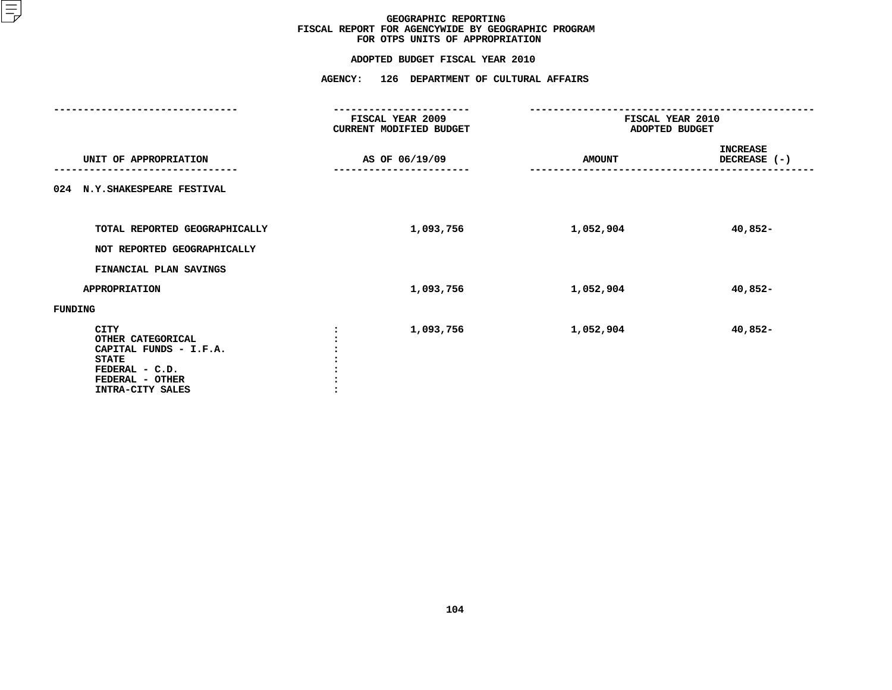# GEOGRAPHIC REPORTING
## FISCAL REPORT FOR AGENCYWIDE BY GEOGRAPHIC PROGRAM
## FOR OTPS UNITS OF APPROPRIATION

### ADOPTED BUDGET FISCAL YEAR 2010

### AGENCY: 126 DEPARTMENT OF CULTURAL AFFAIRS

| UNIT OF APPROPRIATION | FISCAL YEAR 2009 CURRENT MODIFIED BUDGET AS OF 06/19/09 | FISCAL YEAR 2010 ADOPTED BUDGET AMOUNT | INCREASE DECREASE (-) |
|---|---|---|---|
| 024 N.Y.SHAKESPEARE FESTIVAL | | | |
| TOTAL REPORTED GEOGRAPHICALLY | 1,093,756 | 1,052,904 | 40,852- |
| NOT REPORTED GEOGRAPHICALLY | | | |
| FINANCIAL PLAN SAVINGS | | | |
| APPROPRIATION | 1,093,756 | 1,052,904 | 40,852- |
| FUNDING | | | |
| CITY : | 1,093,756 | 1,052,904 | 40,852- |
| OTHER CATEGORICAL : | | | |
| CAPITAL FUNDS - I.F.A. : | | | |
| STATE : | | | |
| FEDERAL - C.D. : | | | |
| FEDERAL - OTHER : | | | |
| INTRA-CITY SALES : | | | |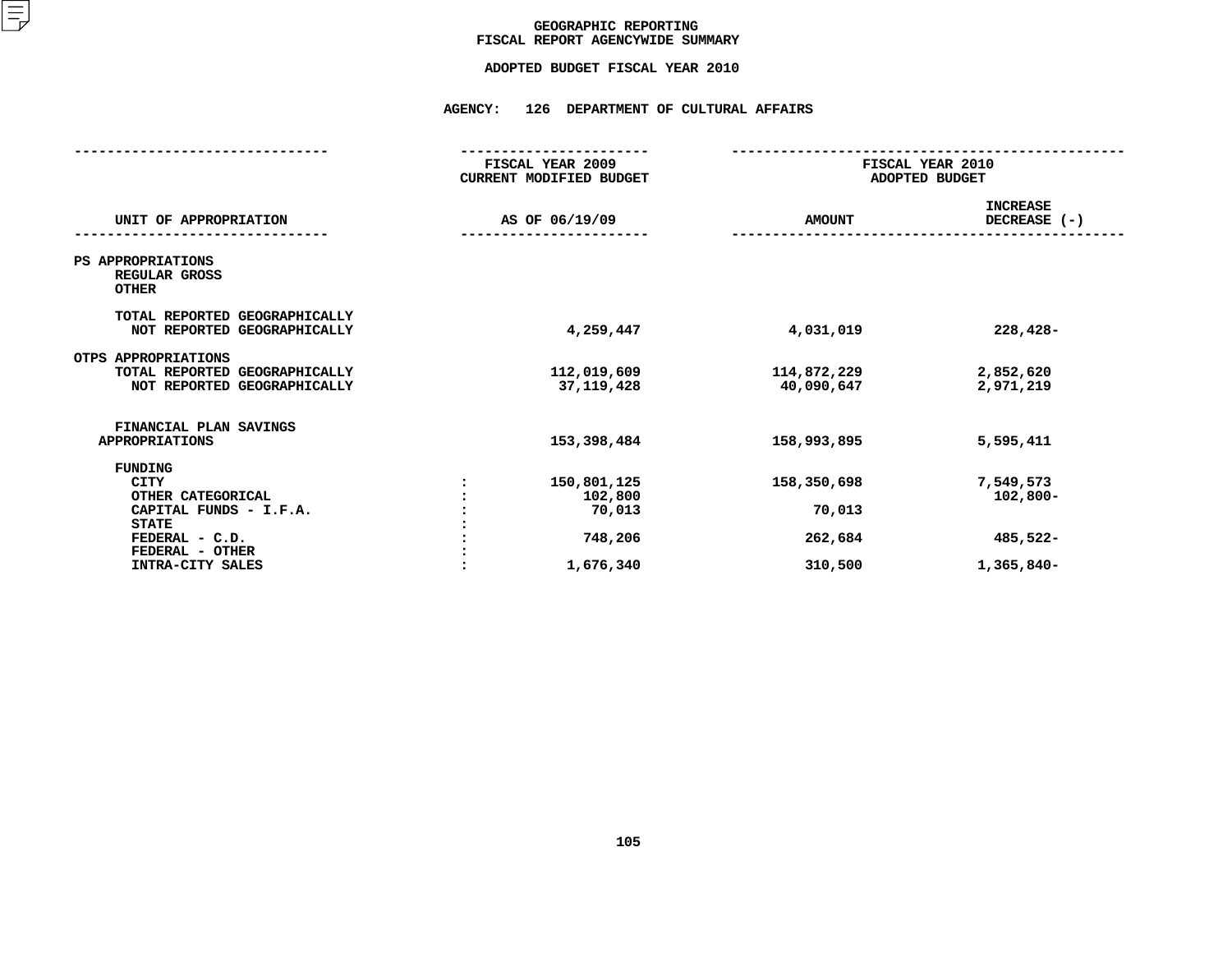# GEOGRAPHIC REPORTING
## FISCAL REPORT AGENCYWIDE SUMMARY

### ADOPTED BUDGET FISCAL YEAR 2010

**AGENCY: 126 DEPARTMENT OF CULTURAL AFFAIRS**

| UNIT OF APPROPRIATION | | FISCAL YEAR 2009 CURRENT MODIFIED BUDGET AS OF 06/19/09 | FISCAL YEAR 2010 ADOPTED BUDGET AMOUNT | INCREASE DECREASE (-) |
|---|---|---|---|---|
| PS APPROPRIATIONS | | | | |
| REGULAR GROSS | | | | |
| OTHER | | | | |
| TOTAL REPORTED GEOGRAPHICALLY | | | | |
| NOT REPORTED GEOGRAPHICALLY | | 4,259,447 | 4,031,019 | 228,428- |
| OTPS APPROPRIATIONS | | | | |
| TOTAL REPORTED GEOGRAPHICALLY | | 112,019,609 | 114,872,229 | 2,852,620 |
| NOT REPORTED GEOGRAPHICALLY | | 37,119,428 | 40,090,647 | 2,971,219 |
| FINANCIAL PLAN SAVINGS | | | | |
| APPROPRIATIONS | | 153,398,484 | 158,993,895 | 5,595,411 |
| FUNDING | | | | |
| CITY | : | 150,801,125 | 158,350,698 | 7,549,573 |
| OTHER CATEGORICAL | : | 102,800 | | 102,800- |
| CAPITAL FUNDS - I.F.A. | : | 70,013 | 70,013 | |
| STATE | : | | | |
| FEDERAL - C.D. | : | 748,206 | 262,684 | 485,522- |
| FEDERAL - OTHER | : | | | |
| INTRA-CITY SALES | : | 1,676,340 | 310,500 | 1,365,840- |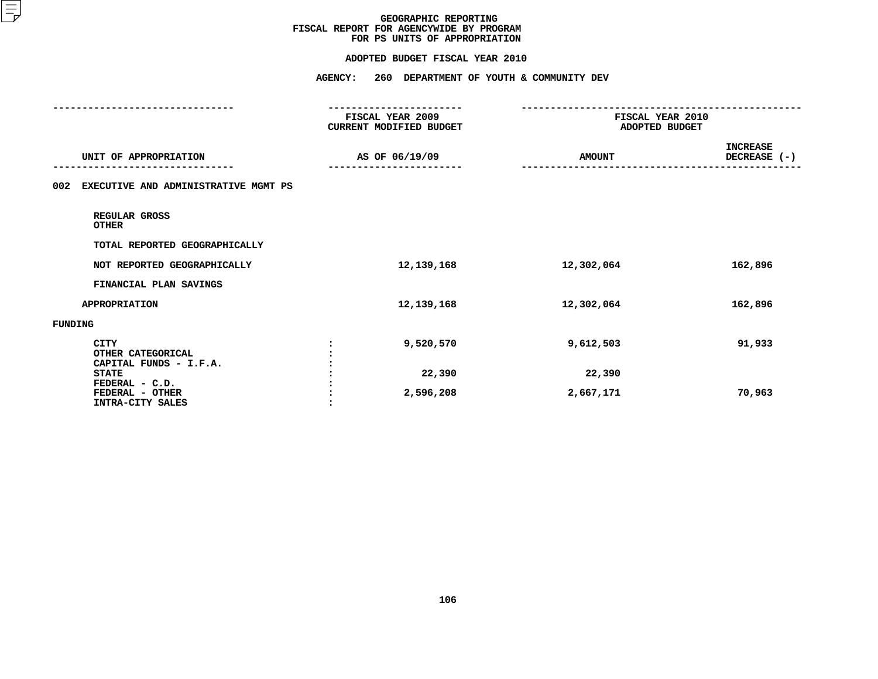# GEOGRAPHIC REPORTING
## FISCAL REPORT FOR AGENCYWIDE BY PROGRAM FOR PS UNITS OF APPROPRIATION

### ADOPTED BUDGET FISCAL YEAR 2010

### AGENCY: 260 DEPARTMENT OF YOUTH & COMMUNITY DEV

| UNIT OF APPROPRIATION | | FISCAL YEAR 2009 CURRENT MODIFIED BUDGET AS OF 06/19/09 | FISCAL YEAR 2010 ADOPTED BUDGET AMOUNT | INCREASE DECREASE (-) |
|---|---|---|---|---|
| **002 EXECUTIVE AND ADMINISTRATIVE MGMT PS** | | | | |
| REGULAR GROSS | | | | |
| OTHER | | | | |
| TOTAL REPORTED GEOGRAPHICALLY | | | | |
| NOT REPORTED GEOGRAPHICALLY | | 12,139,168 | 12,302,064 | 162,896 |
| FINANCIAL PLAN SAVINGS | | | | |
| APPROPRIATION | | 12,139,168 | 12,302,064 | 162,896 |
| FUNDING | | | | |
| CITY | : | 9,520,570 | 9,612,503 | 91,933 |
| OTHER CATEGORICAL | : | | | |
| CAPITAL FUNDS - I.F.A. | : | | | |
| STATE | : | 22,390 | 22,390 | |
| FEDERAL - C.D. | : | | | |
| FEDERAL - OTHER | : | 2,596,208 | 2,667,171 | 70,963 |
| INTRA-CITY SALES | : | | | |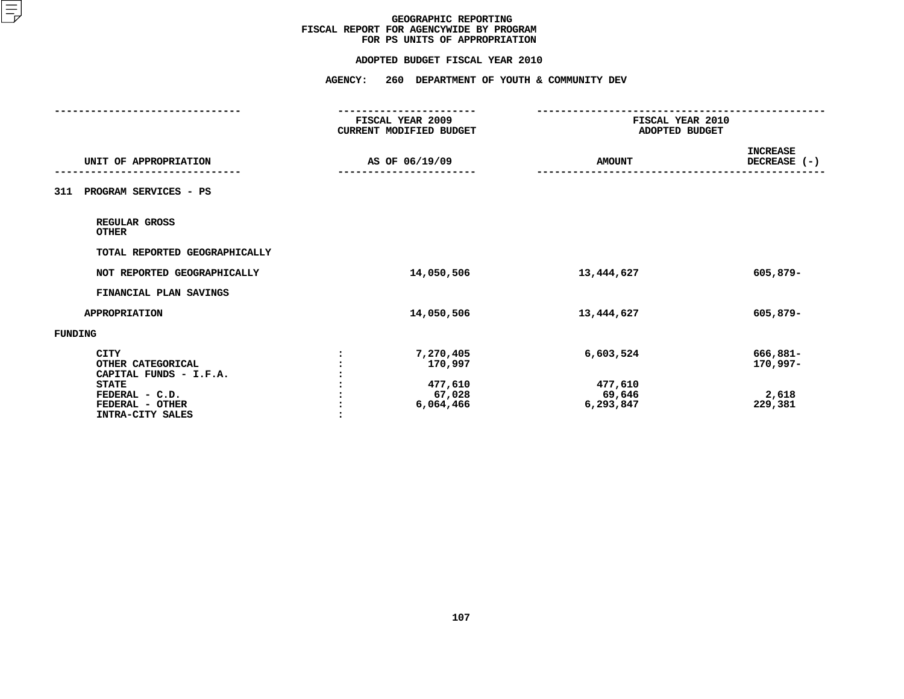# GEOGRAPHIC REPORTING
## FISCAL REPORT FOR AGENCYWIDE BY PROGRAM
## FOR PS UNITS OF APPROPRIATION

### ADOPTED BUDGET FISCAL YEAR 2010

### AGENCY: 260 DEPARTMENT OF YOUTH & COMMUNITY DEV

| UNIT OF APPROPRIATION | FISCAL YEAR 2009 CURRENT MODIFIED BUDGET AS OF 06/19/09 | FISCAL YEAR 2010 ADOPTED BUDGET AMOUNT | INCREASE DECREASE (-) |
|---|---|---|---|
| 311 PROGRAM SERVICES - PS | | | |
| REGULAR GROSS | | | |
| OTHER | | | |
| TOTAL REPORTED GEOGRAPHICALLY | | | |
| NOT REPORTED GEOGRAPHICALLY | 14,050,506 | 13,444,627 | 605,879- |
| FINANCIAL PLAN SAVINGS | | | |
| APPROPRIATION | 14,050,506 | 13,444,627 | 605,879- |
| FUNDING | | | |
| CITY : | 7,270,405 | 6,603,524 | 666,881- |
| OTHER CATEGORICAL : | 170,997 | | 170,997- |
| CAPITAL FUNDS - I.F.A. : | | | |
| STATE : | 477,610 | 477,610 | |
| FEDERAL - C.D. : | 67,028 | 69,646 | 2,618 |
| FEDERAL - OTHER : | 6,064,466 | 6,293,847 | 229,381 |
| INTRA-CITY SALES : | | | |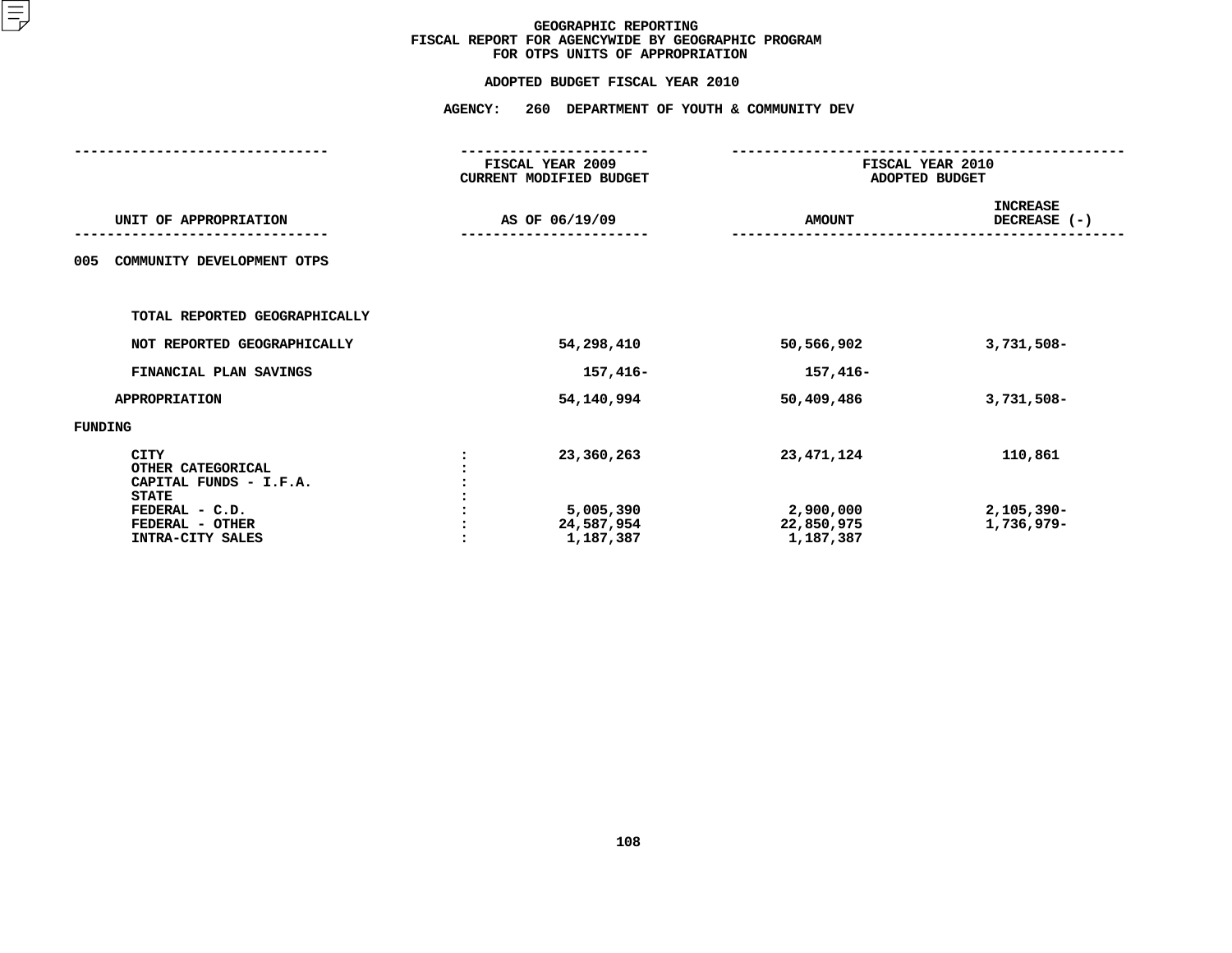# GEOGRAPHIC REPORTING
## FISCAL REPORT FOR AGENCYWIDE BY GEOGRAPHIC PROGRAM
## FOR OTPS UNITS OF APPROPRIATION

### ADOPTED BUDGET FISCAL YEAR 2010

### AGENCY: 260 DEPARTMENT OF YOUTH & COMMUNITY DEV

| UNIT OF APPROPRIATION | | FISCAL YEAR 2009 CURRENT MODIFIED BUDGET AS OF 06/19/09 | FISCAL YEAR 2010 ADOPTED BUDGET AMOUNT | INCREASE DECREASE (-) |
|---|---|---|---|---|
| 005 COMMUNITY DEVELOPMENT OTPS | | | | |
| TOTAL REPORTED GEOGRAPHICALLY | | | | |
| NOT REPORTED GEOGRAPHICALLY | | 54,298,410 | 50,566,902 | 3,731,508- |
| FINANCIAL PLAN SAVINGS | | 157,416- | 157,416- | |
| APPROPRIATION | | 54,140,994 | 50,409,486 | 3,731,508- |
| FUNDING | | | | |
| CITY | : | 23,360,263 | 23,471,124 | 110,861 |
| OTHER CATEGORICAL | : | | | |
| CAPITAL FUNDS - I.F.A. | : | | | |
| STATE | : | | | |
| FEDERAL - C.D. | : | 5,005,390 | 2,900,000 | 2,105,390- |
| FEDERAL - OTHER | : | 24,587,954 | 22,850,975 | 1,736,979- |
| INTRA-CITY SALES | : | 1,187,387 | 1,187,387 | |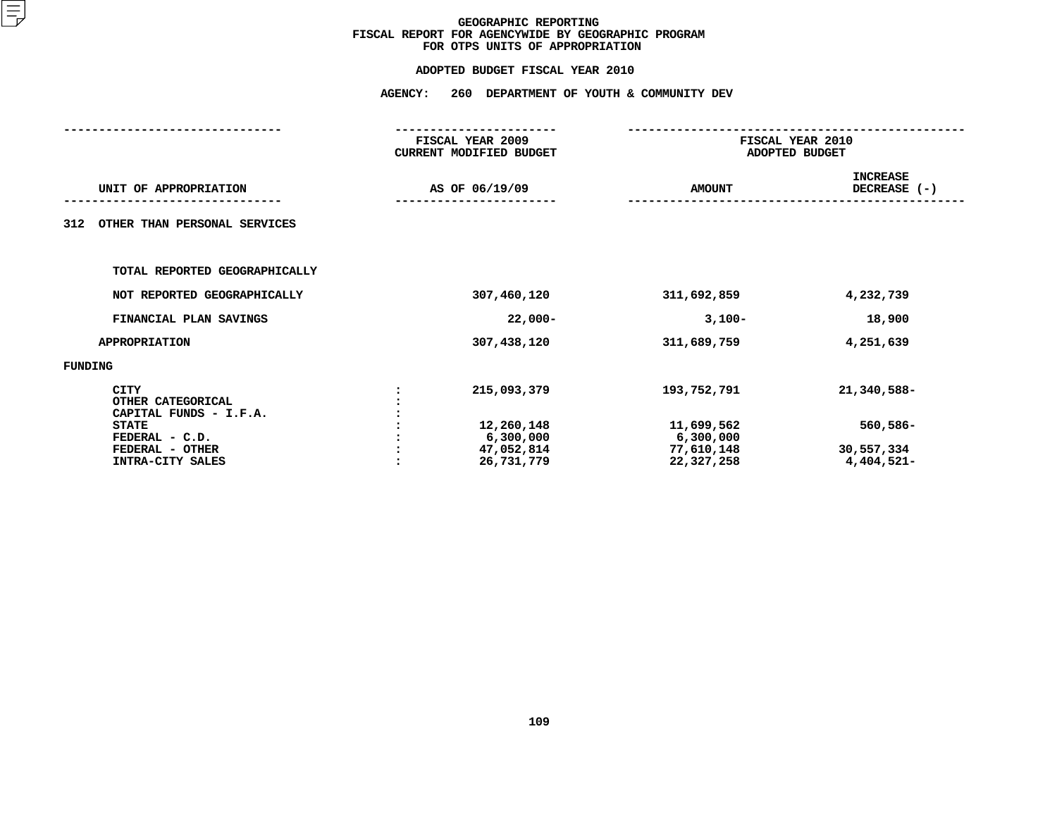# GEOGRAPHIC REPORTING
## FISCAL REPORT FOR AGENCYWIDE BY GEOGRAPHIC PROGRAM
## FOR OTPS UNITS OF APPROPRIATION

### ADOPTED BUDGET FISCAL YEAR 2010

### AGENCY: 260 DEPARTMENT OF YOUTH & COMMUNITY DEV

| UNIT OF APPROPRIATION | | FISCAL YEAR 2009 CURRENT MODIFIED BUDGET AS OF 06/19/09 | FISCAL YEAR 2010 ADOPTED BUDGET AMOUNT | INCREASE DECREASE (-) |
|---|---|---|---|---|
| 312 OTHER THAN PERSONAL SERVICES | | | | |
| TOTAL REPORTED GEOGRAPHICALLY | | | | |
| NOT REPORTED GEOGRAPHICALLY | | 307,460,120 | 311,692,859 | 4,232,739 |
| FINANCIAL PLAN SAVINGS | | 22,000- | 3,100- | 18,900 |
| APPROPRIATION | | 307,438,120 | 311,689,759 | 4,251,639 |
| FUNDING | | | | |
| CITY | : | 215,093,379 | 193,752,791 | 21,340,588- |
| OTHER CATEGORICAL | : | | | |
| CAPITAL FUNDS - I.F.A. | : | | | |
| STATE | : | 12,260,148 | 11,699,562 | 560,586- |
| FEDERAL - C.D. | : | 6,300,000 | 6,300,000 | |
| FEDERAL - OTHER | : | 47,052,814 | 77,610,148 | 30,557,334 |
| INTRA-CITY SALES | : | 26,731,779 | 22,327,258 | 4,404,521- |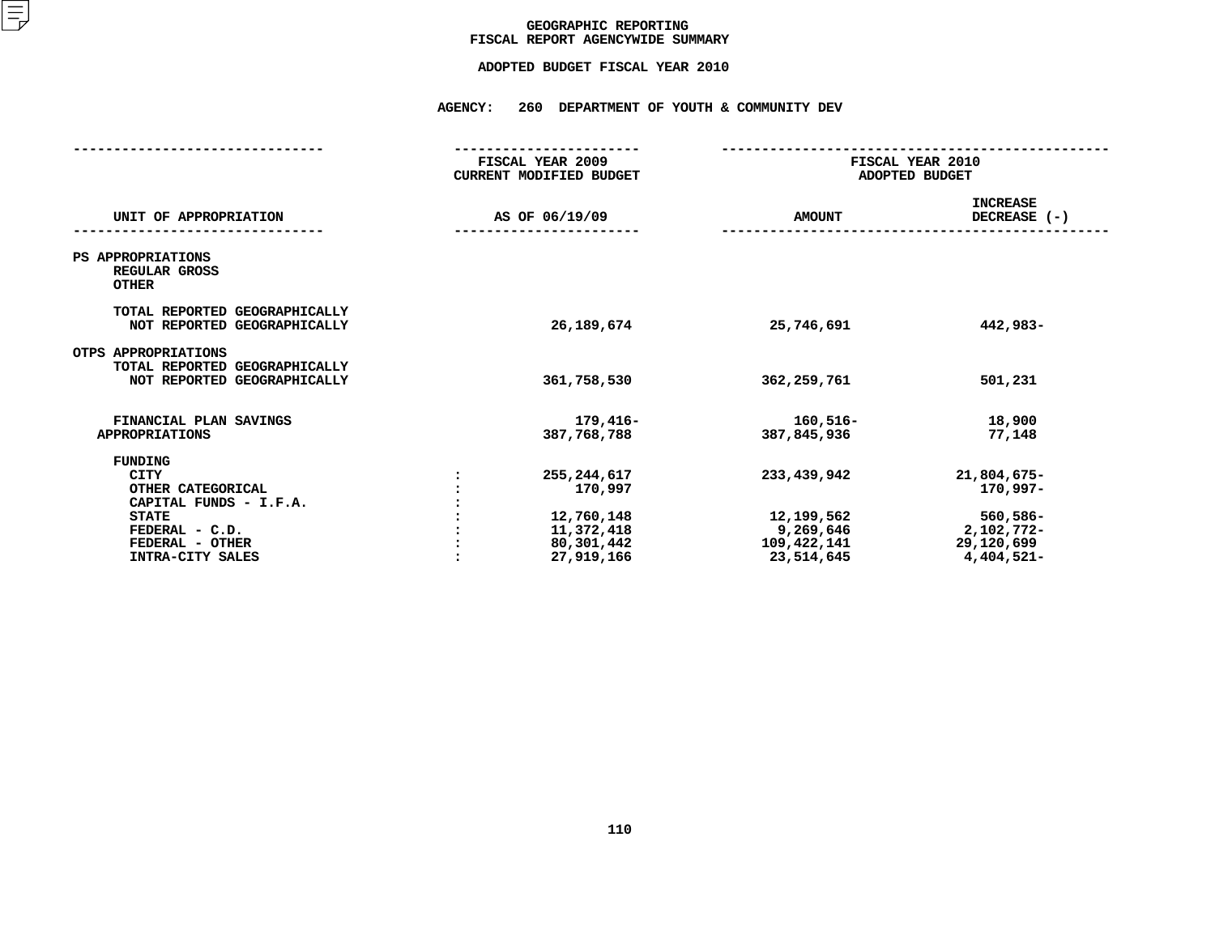# GEOGRAPHIC REPORTING
## FISCAL REPORT AGENCYWIDE SUMMARY

### ADOPTED BUDGET FISCAL YEAR 2010

**AGENCY: 260 DEPARTMENT OF YOUTH & COMMUNITY DEV**

| UNIT OF APPROPRIATION | FISCAL YEAR 2009 CURRENT MODIFIED BUDGET AS OF 06/19/09 | FISCAL YEAR 2010 ADOPTED BUDGET AMOUNT | INCREASE DECREASE (-) |
|---|---|---|---|
| PS APPROPRIATIONS | | | |
| REGULAR GROSS | | | |
| OTHER | | | |
| TOTAL REPORTED GEOGRAPHICALLY | | | |
| NOT REPORTED GEOGRAPHICALLY | 26,189,674 | 25,746,691 | 442,983- |
| OTPS APPROPRIATIONS | | | |
| TOTAL REPORTED GEOGRAPHICALLY | | | |
| NOT REPORTED GEOGRAPHICALLY | 361,758,530 | 362,259,761 | 501,231 |
| FINANCIAL PLAN SAVINGS | 179,416- | 160,516- | 18,900 |
| APPROPRIATIONS | 387,768,788 | 387,845,936 | 77,148 |
| FUNDING | | | |
| CITY | 255,244,617 | 233,439,942 | 21,804,675- |
| OTHER CATEGORICAL | 170,997 | | 170,997- |
| CAPITAL FUNDS - I.F.A. | | | |
| STATE | 12,760,148 | 12,199,562 | 560,586- |
| FEDERAL - C.D. | 11,372,418 | 9,269,646 | 2,102,772- |
| FEDERAL - OTHER | 80,301,442 | 109,422,141 | 29,120,699 |
| INTRA-CITY SALES | 27,919,166 | 23,514,645 | 4,404,521- |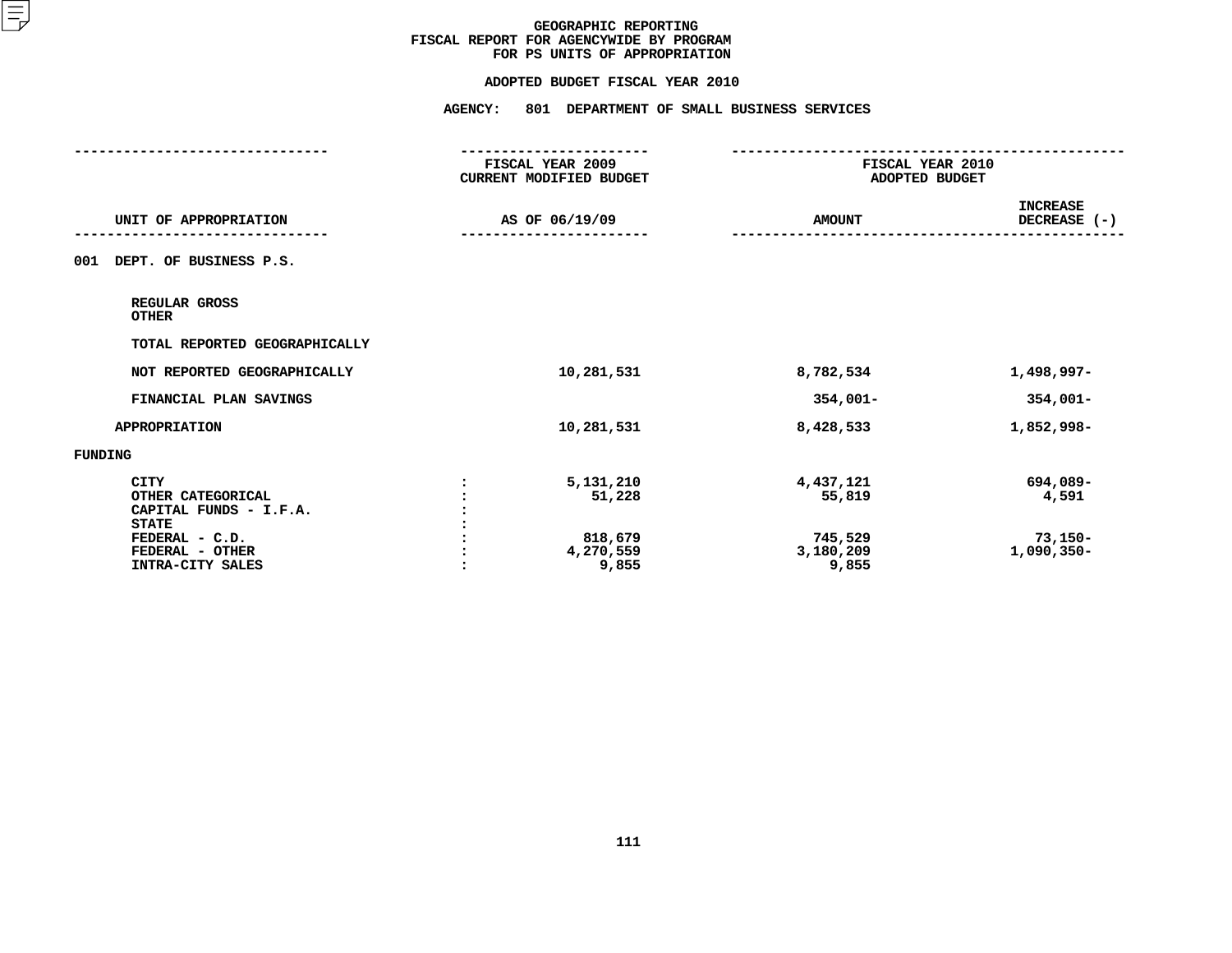# GEOGRAPHIC REPORTING
## FISCAL REPORT FOR AGENCYWIDE BY PROGRAM
## FOR PS UNITS OF APPROPRIATION

### ADOPTED BUDGET FISCAL YEAR 2010

### AGENCY: 801 DEPARTMENT OF SMALL BUSINESS SERVICES

| UNIT OF APPROPRIATION | | FISCAL YEAR 2009 CURRENT MODIFIED BUDGET AS OF 06/19/09 | FISCAL YEAR 2010 ADOPTED BUDGET AMOUNT | FISCAL YEAR 2010 ADOPTED BUDGET INCREASE DECREASE (-) |
|---|---|---|---|---|
| 001 DEPT. OF BUSINESS P.S. | | | | |
| REGULAR GROSS | | | | |
| OTHER | | | | |
| TOTAL REPORTED GEOGRAPHICALLY | | | | |
| NOT REPORTED GEOGRAPHICALLY | | 10,281,531 | 8,782,534 | 1,498,997- |
| FINANCIAL PLAN SAVINGS | | | 354,001- | 354,001- |
| APPROPRIATION | | 10,281,531 | 8,428,533 | 1,852,998- |
| FUNDING | | | | |
| CITY | : | 5,131,210 | 4,437,121 | 694,089- |
| OTHER CATEGORICAL | : | 51,228 | 55,819 | 4,591 |
| CAPITAL FUNDS - I.F.A. | : | | | |
| STATE | : | | | |
| FEDERAL - C.D. | : | 818,679 | 745,529 | 73,150- |
| FEDERAL - OTHER | : | 4,270,559 | 3,180,209 | 1,090,350- |
| INTRA-CITY SALES | : | 9,855 | 9,855 | |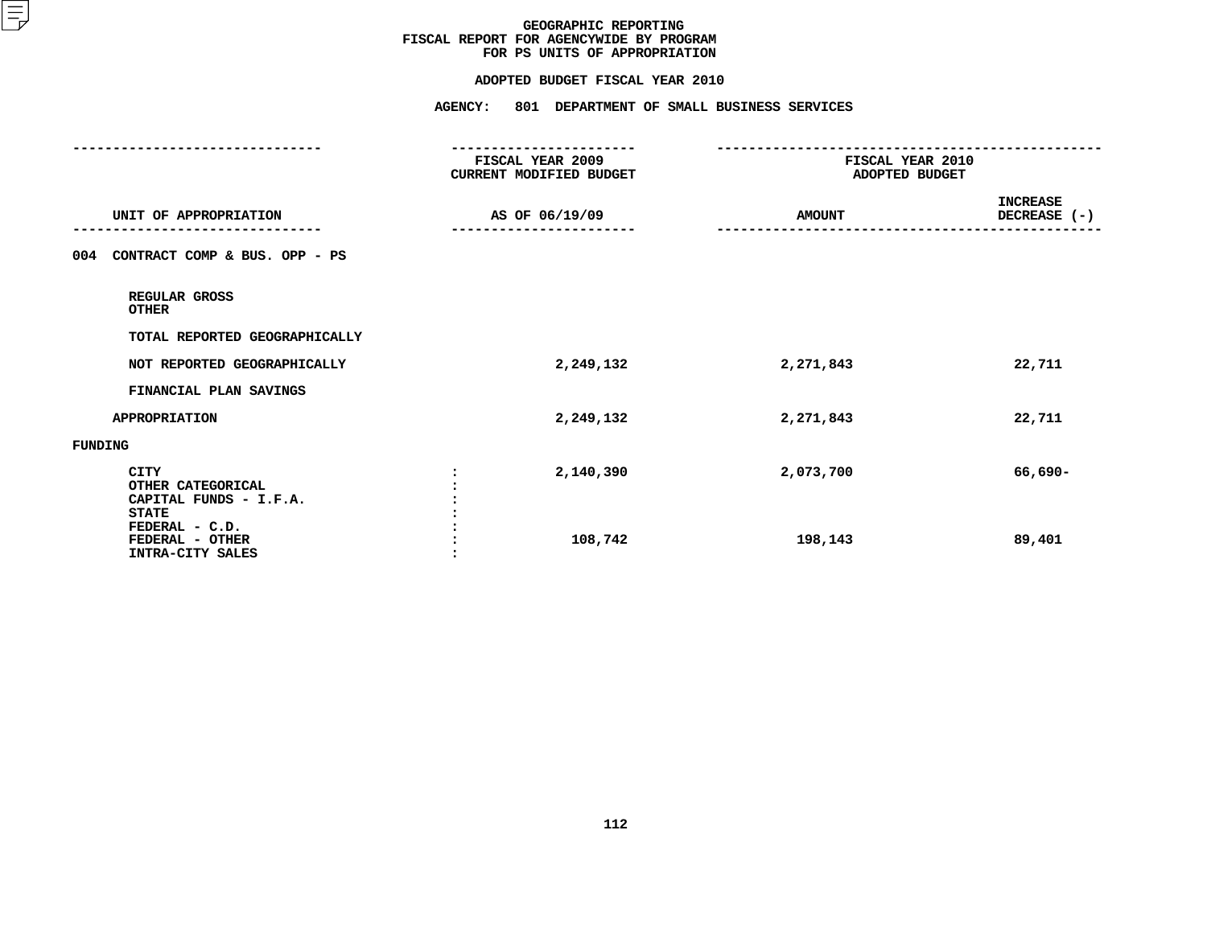# GEOGRAPHIC REPORTING
## FISCAL REPORT FOR AGENCYWIDE BY PROGRAM
## FOR PS UNITS OF APPROPRIATION

### ADOPTED BUDGET FISCAL YEAR 2010

### AGENCY: 801 DEPARTMENT OF SMALL BUSINESS SERVICES

| UNIT OF APPROPRIATION | | FISCAL YEAR 2009 CURRENT MODIFIED BUDGET AS OF 06/19/09 | FISCAL YEAR 2010 ADOPTED BUDGET AMOUNT | INCREASE DECREASE (-) |
|---|---|---|---|---|
| **004 CONTRACT COMP & BUS. OPP - PS** | | | | |
| REGULAR GROSS | | | | |
| OTHER | | | | |
| TOTAL REPORTED GEOGRAPHICALLY | | | | |
| NOT REPORTED GEOGRAPHICALLY | | 2,249,132 | 2,271,843 | 22,711 |
| FINANCIAL PLAN SAVINGS | | | | |
| APPROPRIATION | | 2,249,132 | 2,271,843 | 22,711 |
| FUNDING | | | | |
| CITY | : | 2,140,390 | 2,073,700 | 66,690- |
| OTHER CATEGORICAL | : | | | |
| CAPITAL FUNDS - I.F.A. | : | | | |
| STATE | : | | | |
| FEDERAL - C.D. | : | | | |
| FEDERAL - OTHER | : | 108,742 | 198,143 | 89,401 |
| INTRA-CITY SALES | : | | | |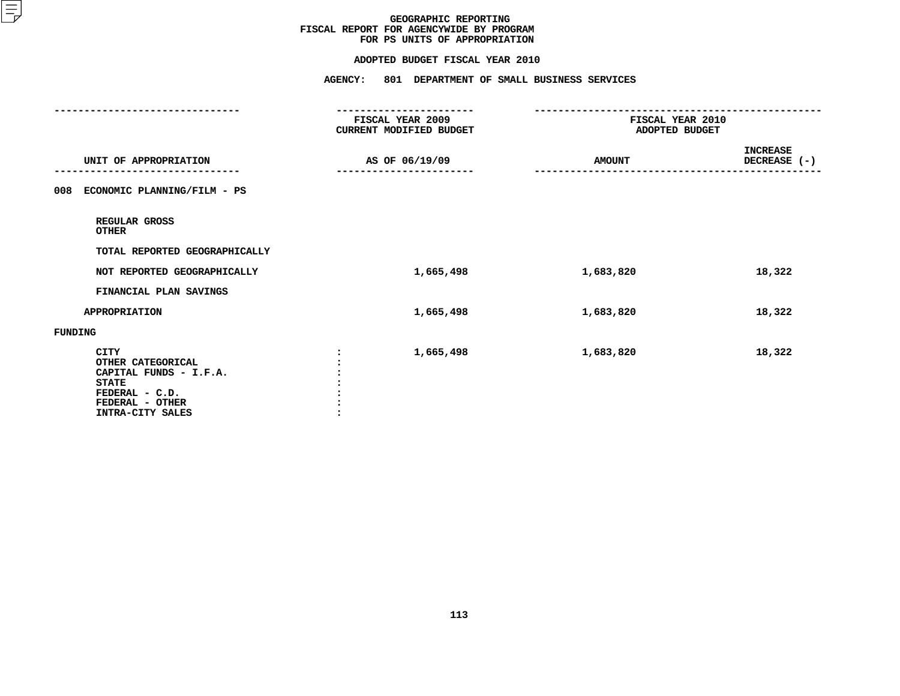# GEOGRAPHIC REPORTING
## FISCAL REPORT FOR AGENCYWIDE BY PROGRAM
## FOR PS UNITS OF APPROPRIATION

### ADOPTED BUDGET FISCAL YEAR 2010

### AGENCY: 801 DEPARTMENT OF SMALL BUSINESS SERVICES

| UNIT OF APPROPRIATION | FISCAL YEAR 2009 CURRENT MODIFIED BUDGET AS OF 06/19/09 | FISCAL YEAR 2010 ADOPTED BUDGET AMOUNT | INCREASE DECREASE (-) |
|---|---|---|---|
| **008 ECONOMIC PLANNING/FILM - PS** | | | |
| REGULAR GROSS | | | |
| OTHER | | | |
| TOTAL REPORTED GEOGRAPHICALLY | | | |
| NOT REPORTED GEOGRAPHICALLY | 1,665,498 | 1,683,820 | 18,322 |
| FINANCIAL PLAN SAVINGS | | | |
| APPROPRIATION | 1,665,498 | 1,683,820 | 18,322 |
| **FUNDING** | | | |
| CITY | 1,665,498 | 1,683,820 | 18,322 |
| OTHER CATEGORICAL | | | |
| CAPITAL FUNDS - I.F.A. | | | |
| STATE | | | |
| FEDERAL - C.D. | | | |
| FEDERAL - OTHER | | | |
| INTRA-CITY SALES | | | |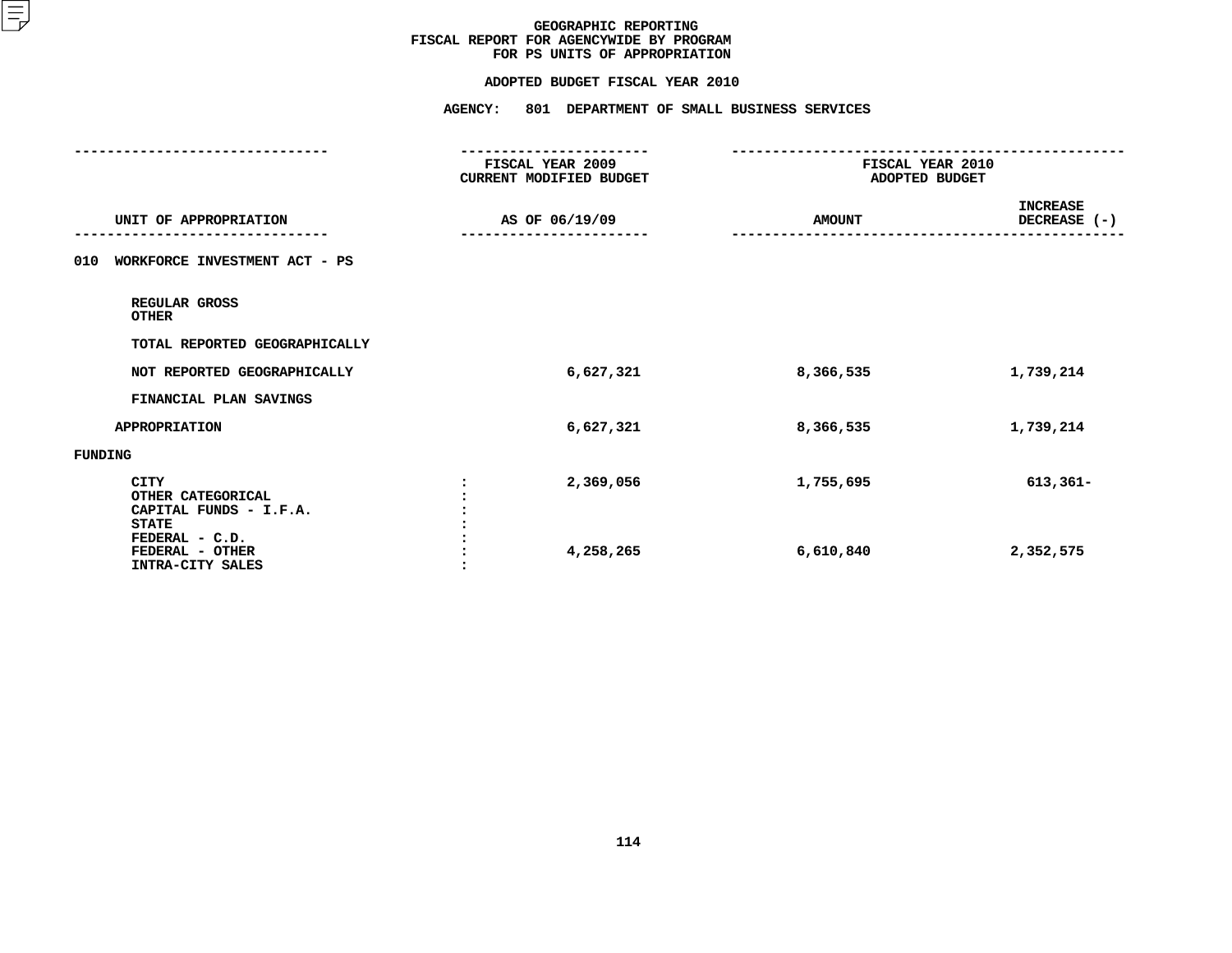# GEOGRAPHIC REPORTING
## FISCAL REPORT FOR AGENCYWIDE BY PROGRAM
## FOR PS UNITS OF APPROPRIATION

### ADOPTED BUDGET FISCAL YEAR 2010

### AGENCY: 801 DEPARTMENT OF SMALL BUSINESS SERVICES

| UNIT OF APPROPRIATION | FISCAL YEAR 2009 CURRENT MODIFIED BUDGET AS OF 06/19/09 | FISCAL YEAR 2010 ADOPTED BUDGET AMOUNT | INCREASE DECREASE (-) |
|---|---|---|---|
| **010 WORKFORCE INVESTMENT ACT - PS** | | | |
| REGULAR GROSS | | | |
| OTHER | | | |
| TOTAL REPORTED GEOGRAPHICALLY | | | |
| NOT REPORTED GEOGRAPHICALLY | 6,627,321 | 8,366,535 | 1,739,214 |
| FINANCIAL PLAN SAVINGS | | | |
| APPROPRIATION | 6,627,321 | 8,366,535 | 1,739,214 |
| **FUNDING** | | | |
| CITY : | 2,369,056 | 1,755,695 | 613,361- |
| OTHER CATEGORICAL : | | | |
| CAPITAL FUNDS - I.F.A. : | | | |
| STATE : | | | |
| FEDERAL - C.D. : | | | |
| FEDERAL - OTHER : | 4,258,265 | 6,610,840 | 2,352,575 |
| INTRA-CITY SALES : | | | |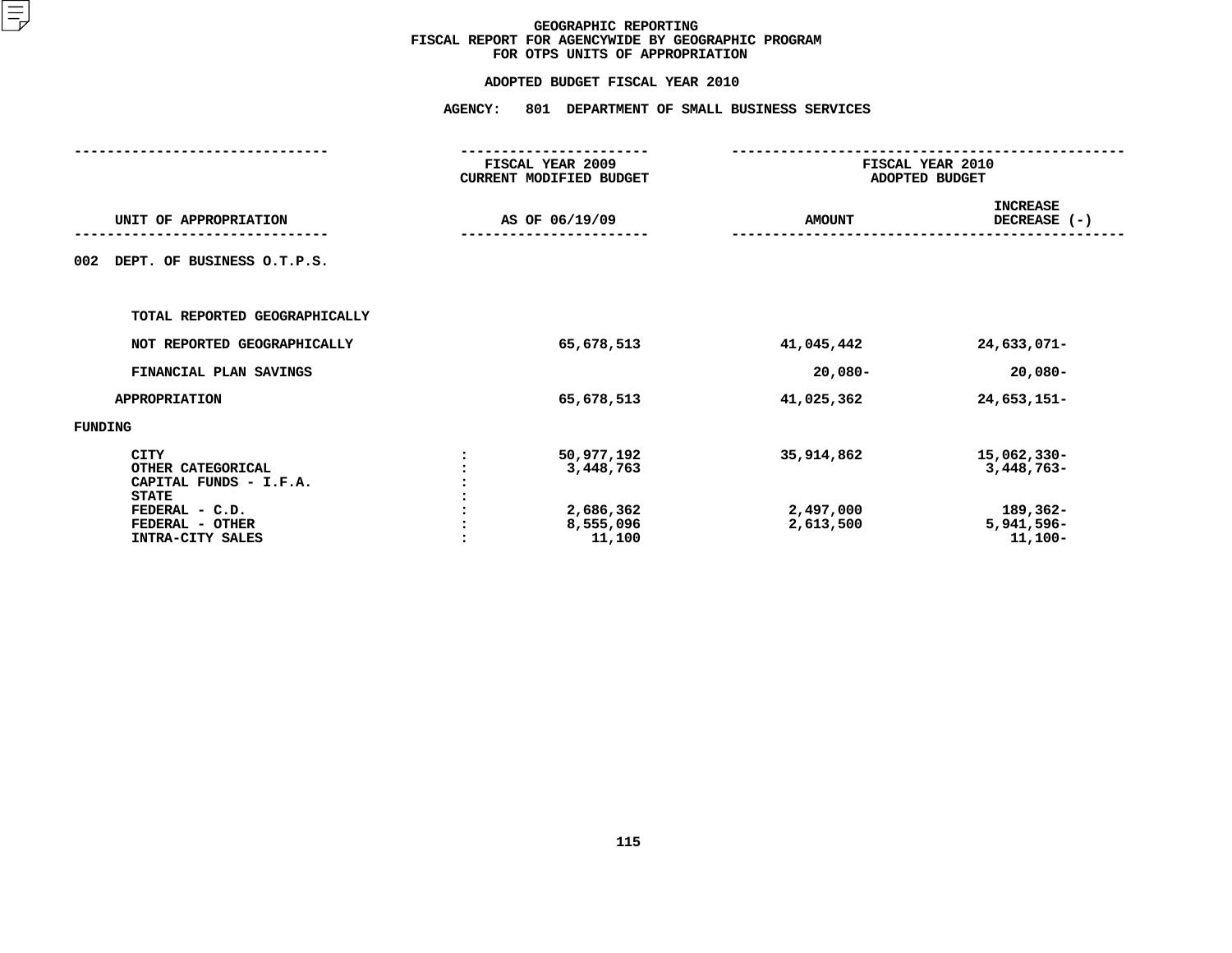# GEOGRAPHIC REPORTING
## FISCAL REPORT FOR AGENCYWIDE BY GEOGRAPHIC PROGRAM
## FOR OTPS UNITS OF APPROPRIATION

### ADOPTED BUDGET FISCAL YEAR 2010

### AGENCY: 801 DEPARTMENT OF SMALL BUSINESS SERVICES

| UNIT OF APPROPRIATION | | FISCAL YEAR 2009 CURRENT MODIFIED BUDGET AS OF 06/19/09 | FISCAL YEAR 2010 ADOPTED BUDGET AMOUNT | INCREASE DECREASE (-) |
|---|---|---|---|---|
| 002 DEPT. OF BUSINESS O.T.P.S. | | | | |
| TOTAL REPORTED GEOGRAPHICALLY | | | | |
| NOT REPORTED GEOGRAPHICALLY | | 65,678,513 | 41,045,442 | 24,633,071- |
| FINANCIAL PLAN SAVINGS | | | 20,080- | 20,080- |
| APPROPRIATION | | 65,678,513 | 41,025,362 | 24,653,151- |
| FUNDING | | | | |
| CITY | : | 50,977,192 | 35,914,862 | 15,062,330- |
| OTHER CATEGORICAL | : | 3,448,763 | | 3,448,763- |
| CAPITAL FUNDS - I.F.A. | : | | | |
| STATE | : | | | |
| FEDERAL - C.D. | : | 2,686,362 | 2,497,000 | 189,362- |
| FEDERAL - OTHER | : | 8,555,096 | 2,613,500 | 5,941,596- |
| INTRA-CITY SALES | : | 11,100 | | 11,100- |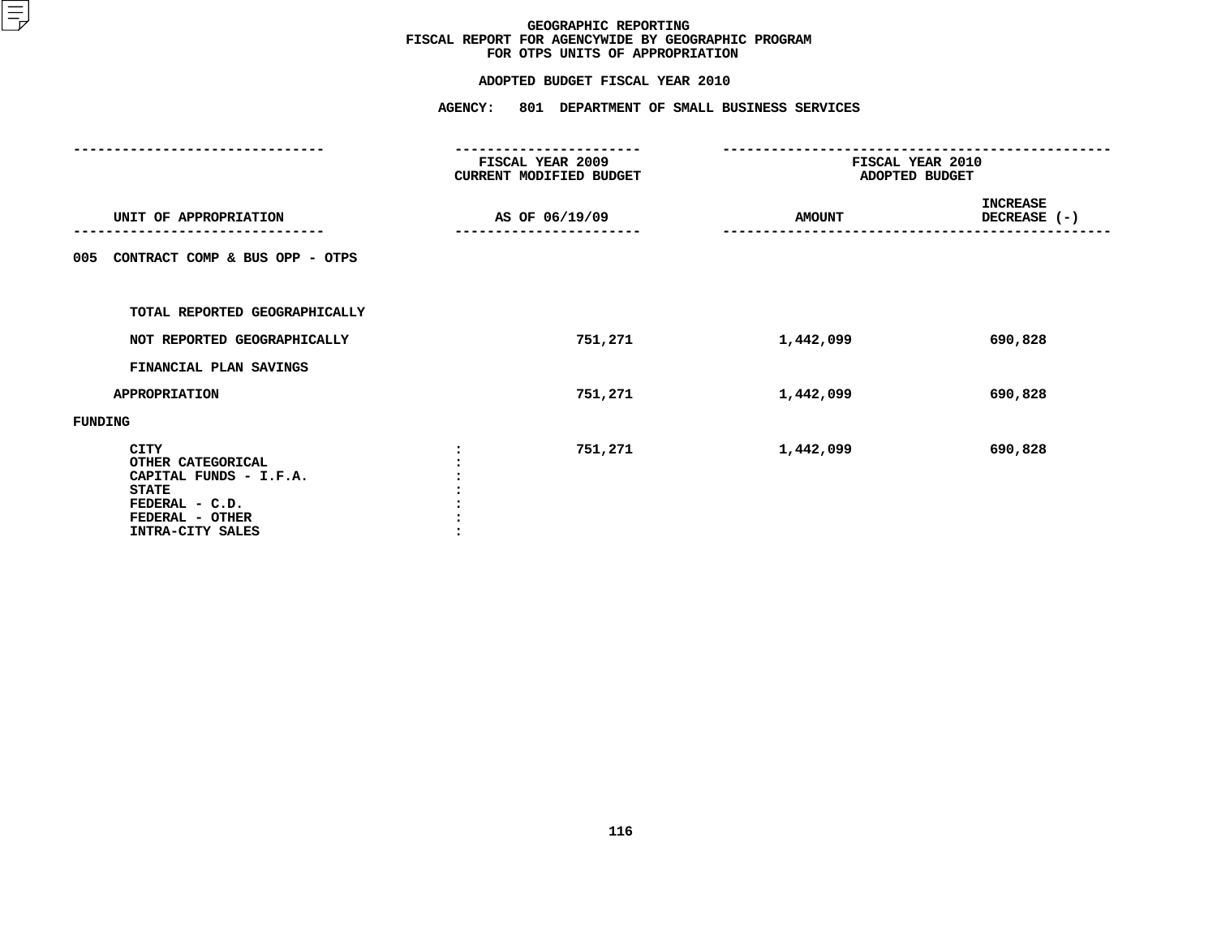# GEOGRAPHIC REPORTING
## FISCAL REPORT FOR AGENCYWIDE BY GEOGRAPHIC PROGRAM
## FOR OTPS UNITS OF APPROPRIATION

### ADOPTED BUDGET FISCAL YEAR 2010

### AGENCY: 801 DEPARTMENT OF SMALL BUSINESS SERVICES

| UNIT OF APPROPRIATION | FISCAL YEAR 2009 CURRENT MODIFIED BUDGET AS OF 06/19/09 | FISCAL YEAR 2010 ADOPTED BUDGET AMOUNT | FISCAL YEAR 2010 ADOPTED BUDGET INCREASE DECREASE (-) |
|---|---|---|---|
| 005 CONTRACT COMP & BUS OPP - OTPS | | | |
| TOTAL REPORTED GEOGRAPHICALLY | | | |
| NOT REPORTED GEOGRAPHICALLY | 751,271 | 1,442,099 | 690,828 |
| FINANCIAL PLAN SAVINGS | | | |
| APPROPRIATION | 751,271 | 1,442,099 | 690,828 |
| FUNDING | | | |
| CITY : | 751,271 | 1,442,099 | 690,828 |
| OTHER CATEGORICAL : | | | |
| CAPITAL FUNDS - I.F.A. : | | | |
| STATE : | | | |
| FEDERAL - C.D. : | | | |
| FEDERAL - OTHER : | | | |
| INTRA-CITY SALES : | | | |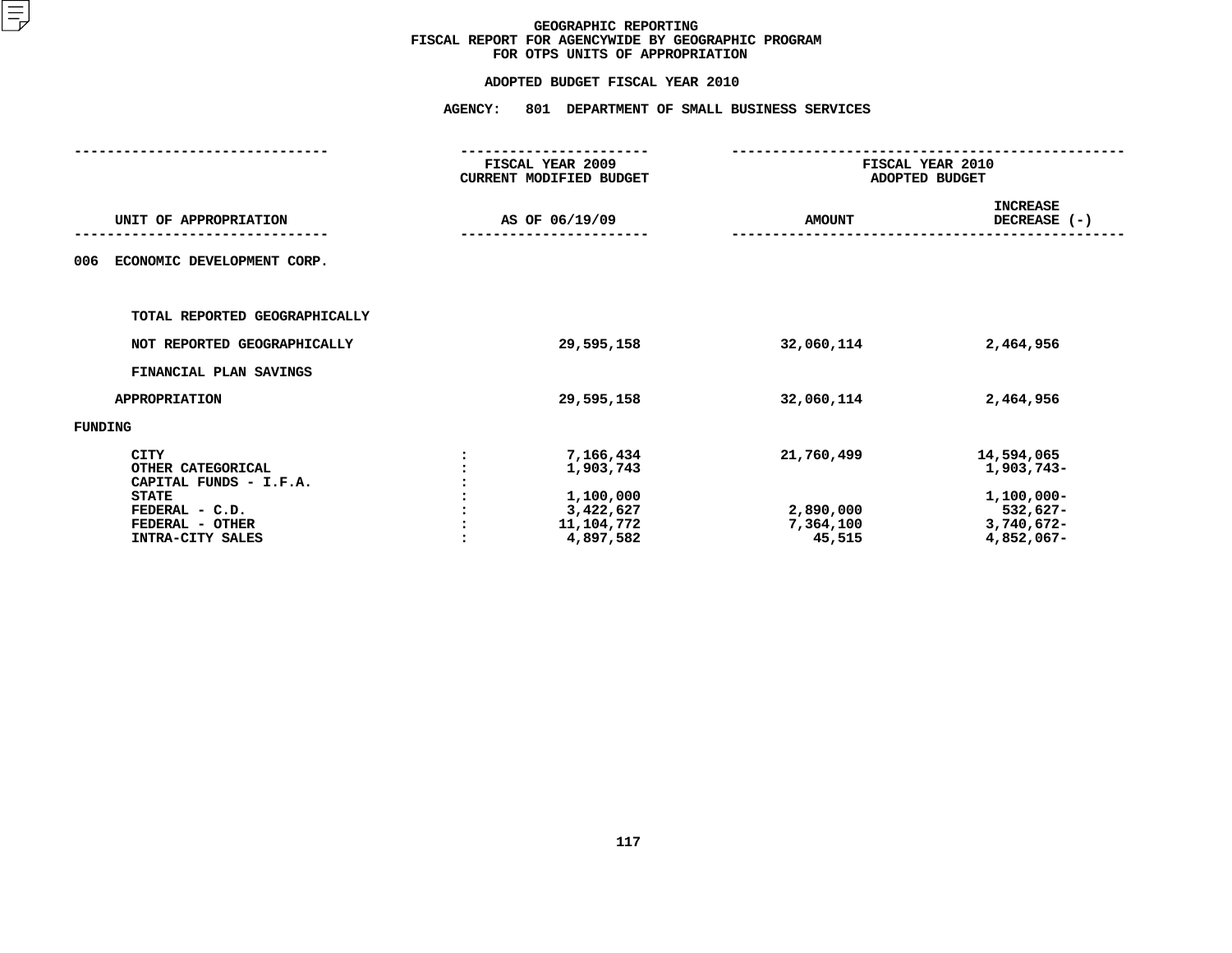GEOGRAPHIC REPORTING
FISCAL REPORT FOR AGENCYWIDE BY GEOGRAPHIC PROGRAM
FOR OTPS UNITS OF APPROPRIATION

ADOPTED BUDGET FISCAL YEAR 2010

AGENCY: 801 DEPARTMENT OF SMALL BUSINESS SERVICES

| UNIT OF APPROPRIATION | | FISCAL YEAR 2009 CURRENT MODIFIED BUDGET AS OF 06/19/09 | FISCAL YEAR 2010 ADOPTED BUDGET AMOUNT | INCREASE DECREASE (-) |
|---|---|---|---|---|
| 006 ECONOMIC DEVELOPMENT CORP. | | | | |
| TOTAL REPORTED GEOGRAPHICALLY | | | | |
| NOT REPORTED GEOGRAPHICALLY | | 29,595,158 | 32,060,114 | 2,464,956 |
| FINANCIAL PLAN SAVINGS | | | | |
| APPROPRIATION | | 29,595,158 | 32,060,114 | 2,464,956 |
| FUNDING | | | | |
| CITY | : | 7,166,434 | 21,760,499 | 14,594,065 |
| OTHER CATEGORICAL | : | 1,903,743 | | 1,903,743- |
| CAPITAL FUNDS - I.F.A. | : | | | |
| STATE | : | 1,100,000 | | 1,100,000- |
| FEDERAL - C.D. | : | 3,422,627 | 2,890,000 | 532,627- |
| FEDERAL - OTHER | : | 11,104,772 | 7,364,100 | 3,740,672- |
| INTRA-CITY SALES | : | 4,897,582 | 45,515 | 4,852,067- |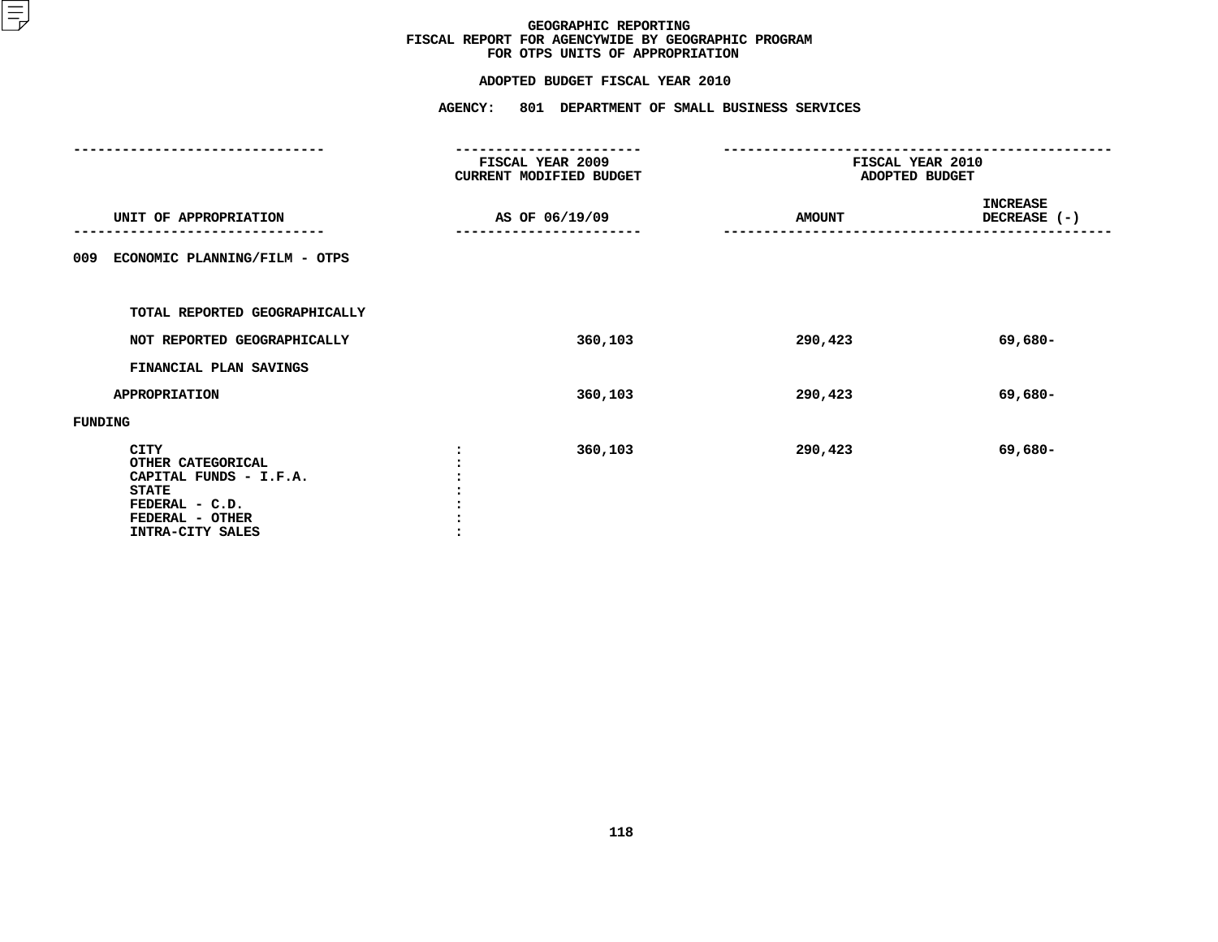# GEOGRAPHIC REPORTING
## FISCAL REPORT FOR AGENCYWIDE BY GEOGRAPHIC PROGRAM
## FOR OTPS UNITS OF APPROPRIATION

**ADOPTED BUDGET FISCAL YEAR 2010**

**AGENCY: 801 DEPARTMENT OF SMALL BUSINESS SERVICES**

| UNIT OF APPROPRIATION | FISCAL YEAR 2009 CURRENT MODIFIED BUDGET AS OF 06/19/09 | FISCAL YEAR 2010 ADOPTED BUDGET AMOUNT | INCREASE DECREASE (-) |
|---|---|---|---|
| **009 ECONOMIC PLANNING/FILM - OTPS** | | | |
| TOTAL REPORTED GEOGRAPHICALLY | | | |
| NOT REPORTED GEOGRAPHICALLY | 360,103 | 290,423 | 69,680- |
| FINANCIAL PLAN SAVINGS | | | |
| APPROPRIATION | 360,103 | 290,423 | 69,680- |
| **FUNDING** | | | |
| CITY | 360,103 | 290,423 | 69,680- |
| OTHER CATEGORICAL | | | |
| CAPITAL FUNDS - I.F.A. | | | |
| STATE | | | |
| FEDERAL - C.D. | | | |
| FEDERAL - OTHER | | | |
| INTRA-CITY SALES | | | |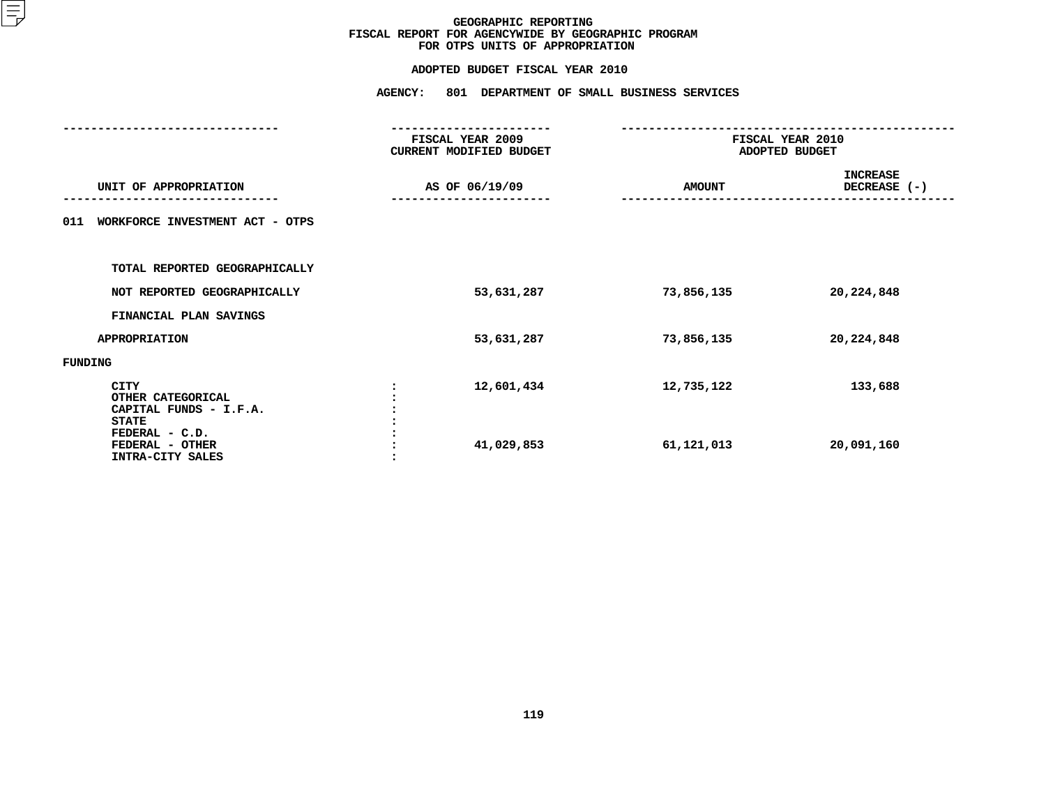# GEOGRAPHIC REPORTING
## FISCAL REPORT FOR AGENCYWIDE BY GEOGRAPHIC PROGRAM
## FOR OTPS UNITS OF APPROPRIATION

### ADOPTED BUDGET FISCAL YEAR 2010

### AGENCY: 801 DEPARTMENT OF SMALL BUSINESS SERVICES

| UNIT OF APPROPRIATION | | FISCAL YEAR 2009 CURRENT MODIFIED BUDGET AS OF 06/19/09 | FISCAL YEAR 2010 ADOPTED BUDGET AMOUNT | INCREASE DECREASE (-) |
|---|---|---|---|---|
| 011 WORKFORCE INVESTMENT ACT - OTPS | | | | |
| TOTAL REPORTED GEOGRAPHICALLY | | | | |
| NOT REPORTED GEOGRAPHICALLY | | 53,631,287 | 73,856,135 | 20,224,848 |
| FINANCIAL PLAN SAVINGS | | | | |
| APPROPRIATION | | 53,631,287 | 73,856,135 | 20,224,848 |
| FUNDING | | | | |
| CITY | : | 12,601,434 | 12,735,122 | 133,688 |
| OTHER CATEGORICAL | : | | | |
| CAPITAL FUNDS - I.F.A. | : | | | |
| STATE | : | | | |
| FEDERAL - C.D. | : | | | |
| FEDERAL - OTHER | : | 41,029,853 | 61,121,013 | 20,091,160 |
| INTRA-CITY SALES | : | | | |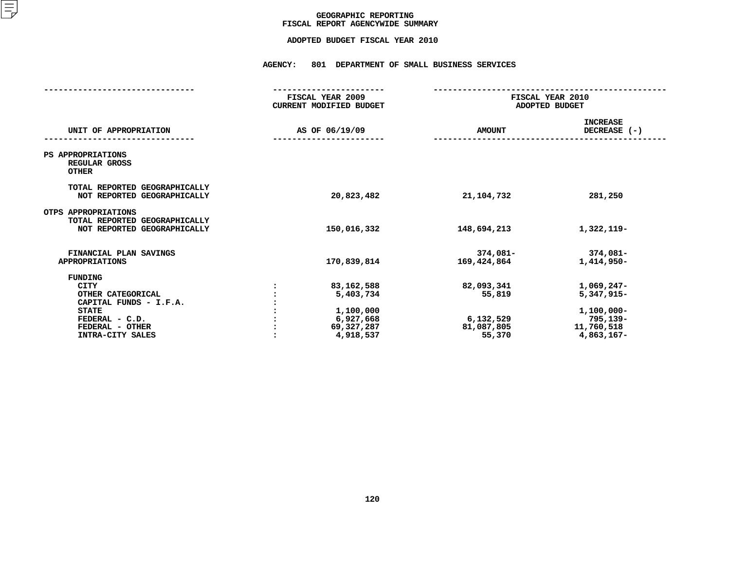# GEOGRAPHIC REPORTING
## FISCAL REPORT AGENCYWIDE SUMMARY

### ADOPTED BUDGET FISCAL YEAR 2010

**AGENCY: 801 DEPARTMENT OF SMALL BUSINESS SERVICES**

| UNIT OF APPROPRIATION | | FISCAL YEAR 2009 CURRENT MODIFIED BUDGET AS OF 06/19/09 | FISCAL YEAR 2010 ADOPTED BUDGET AMOUNT | INCREASE DECREASE (-) |
|---|---|---|---|---|
| PS APPROPRIATIONS | | | | |
| REGULAR GROSS | | | | |
| OTHER | | | | |
| TOTAL REPORTED GEOGRAPHICALLY | | | | |
| NOT REPORTED GEOGRAPHICALLY | | 20,823,482 | 21,104,732 | 281,250 |
| OTPS APPROPRIATIONS | | | | |
| TOTAL REPORTED GEOGRAPHICALLY | | | | |
| NOT REPORTED GEOGRAPHICALLY | | 150,016,332 | 148,694,213 | 1,322,119- |
| FINANCIAL PLAN SAVINGS | | | 374,081- | 374,081- |
| APPROPRIATIONS | | 170,839,814 | 169,424,864 | 1,414,950- |
| FUNDING | | | | |
| CITY | : | 83,162,588 | 82,093,341 | 1,069,247- |
| OTHER CATEGORICAL | : | 5,403,734 | 55,819 | 5,347,915- |
| CAPITAL FUNDS - I.F.A. | : | | | |
| STATE | : | 1,100,000 | | 1,100,000- |
| FEDERAL - C.D. | : | 6,927,668 | 6,132,529 | 795,139- |
| FEDERAL - OTHER | : | 69,327,287 | 81,087,805 | 11,760,518 |
| INTRA-CITY SALES | : | 4,918,537 | 55,370 | 4,863,167- |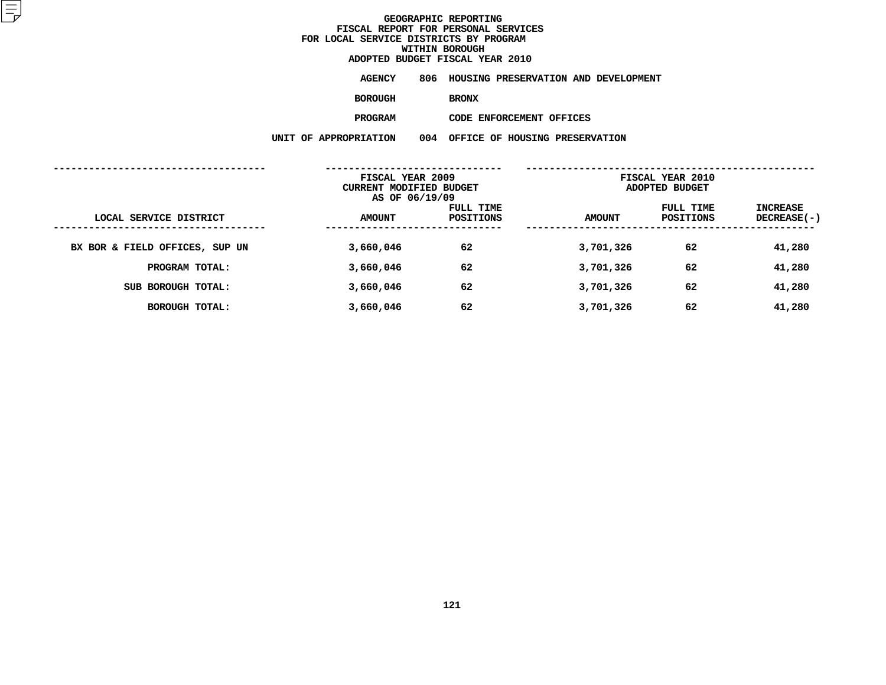# GEOGRAPHIC REPORTING
## FISCAL REPORT FOR PERSONAL SERVICES
## FOR LOCAL SERVICE DISTRICTS BY PROGRAM
## WITHIN BOROUGH
## ADOPTED BUDGET FISCAL YEAR 2010

**AGENCY** 806 HOUSING PRESERVATION AND DEVELOPMENT

**BOROUGH** BRONX

**PROGRAM** CODE ENFORCEMENT OFFICES

**UNIT OF APPROPRIATION** 004 OFFICE OF HOUSING PRESERVATION

| LOCAL SERVICE DISTRICT | FISCAL YEAR 2009 CURRENT MODIFIED BUDGET AS OF 06/19/09 AMOUNT | FULL TIME POSITIONS | FISCAL YEAR 2010 ADOPTED BUDGET AMOUNT | FULL TIME POSITIONS | INCREASE DECREASE(-) |
|---|---|---|---|---|---|
| BX BOR & FIELD OFFICES, SUP UN | 3,660,046 | 62 | 3,701,326 | 62 | 41,280 |
| PROGRAM TOTAL: | 3,660,046 | 62 | 3,701,326 | 62 | 41,280 |
| SUB BOROUGH TOTAL: | 3,660,046 | 62 | 3,701,326 | 62 | 41,280 |
| BOROUGH TOTAL: | 3,660,046 | 62 | 3,701,326 | 62 | 41,280 |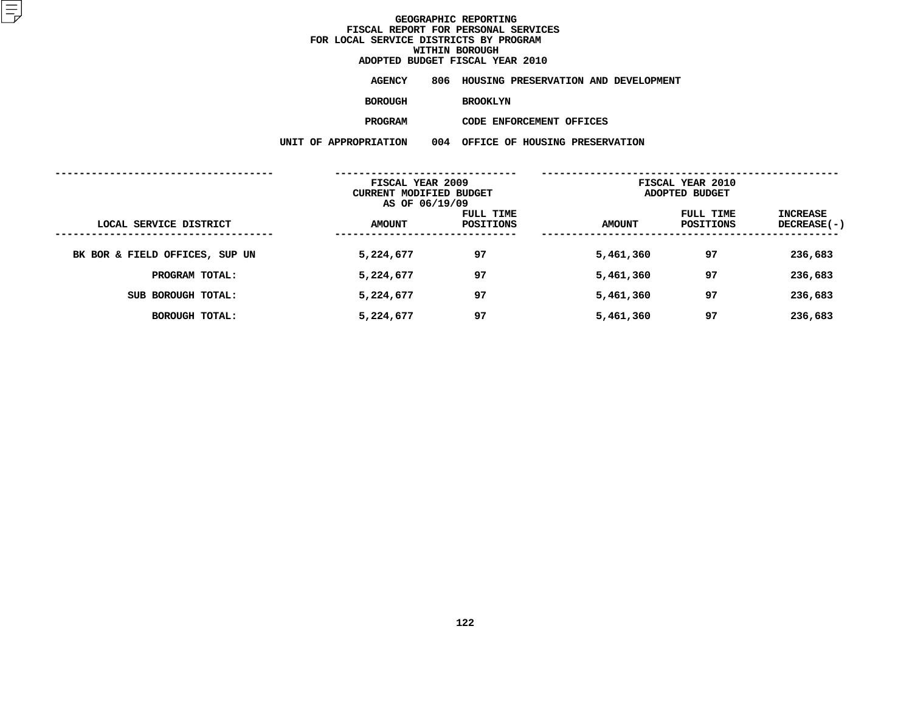# GEOGRAPHIC REPORTING
## FISCAL REPORT FOR PERSONAL SERVICES
## FOR LOCAL SERVICE DISTRICTS BY PROGRAM
## WITHIN BOROUGH
## ADOPTED BUDGET FISCAL YEAR 2010

**AGENCY** 806 HOUSING PRESERVATION AND DEVELOPMENT

**BOROUGH** BROOKLYN

**PROGRAM** CODE ENFORCEMENT OFFICES

**UNIT OF APPROPRIATION** 004 OFFICE OF HOUSING PRESERVATION

| | FISCAL YEAR 2009 CURRENT MODIFIED BUDGET AS OF 06/19/09 | | FISCAL YEAR 2010 ADOPTED BUDGET | | |
|---|---|---|---|---|---|
| LOCAL SERVICE DISTRICT | AMOUNT | FULL TIME POSITIONS | AMOUNT | FULL TIME POSITIONS | INCREASE DECREASE(-) |
| BK BOR & FIELD OFFICES, SUP UN | 5,224,677 | 97 | 5,461,360 | 97 | 236,683 |
| PROGRAM TOTAL: | 5,224,677 | 97 | 5,461,360 | 97 | 236,683 |
| SUB BOROUGH TOTAL: | 5,224,677 | 97 | 5,461,360 | 97 | 236,683 |
| BOROUGH TOTAL: | 5,224,677 | 97 | 5,461,360 | 97 | 236,683 |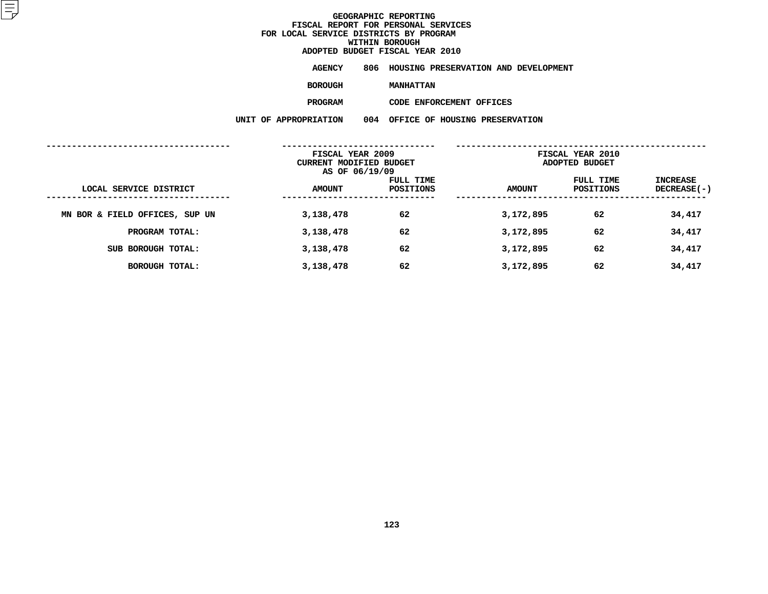# GEOGRAPHIC REPORTING
## FISCAL REPORT FOR PERSONAL SERVICES
## FOR LOCAL SERVICE DISTRICTS BY PROGRAM
## WITHIN BOROUGH
## ADOPTED BUDGET FISCAL YEAR 2010

**AGENCY** 806 HOUSING PRESERVATION AND DEVELOPMENT

**BOROUGH** MANHATTAN

**PROGRAM** CODE ENFORCEMENT OFFICES

**UNIT OF APPROPRIATION** 004 OFFICE OF HOUSING PRESERVATION

| LOCAL SERVICE DISTRICT | FISCAL YEAR 2009 CURRENT MODIFIED BUDGET AS OF 06/19/09 AMOUNT | FULL TIME POSITIONS | FISCAL YEAR 2010 ADOPTED BUDGET AMOUNT | FULL TIME POSITIONS | INCREASE DECREASE(-) |
|---|---|---|---|---|---|
| MN BOR & FIELD OFFICES, SUP UN | 3,138,478 | 62 | 3,172,895 | 62 | 34,417 |
| PROGRAM TOTAL: | 3,138,478 | 62 | 3,172,895 | 62 | 34,417 |
| SUB BOROUGH TOTAL: | 3,138,478 | 62 | 3,172,895 | 62 | 34,417 |
| BOROUGH TOTAL: | 3,138,478 | 62 | 3,172,895 | 62 | 34,417 |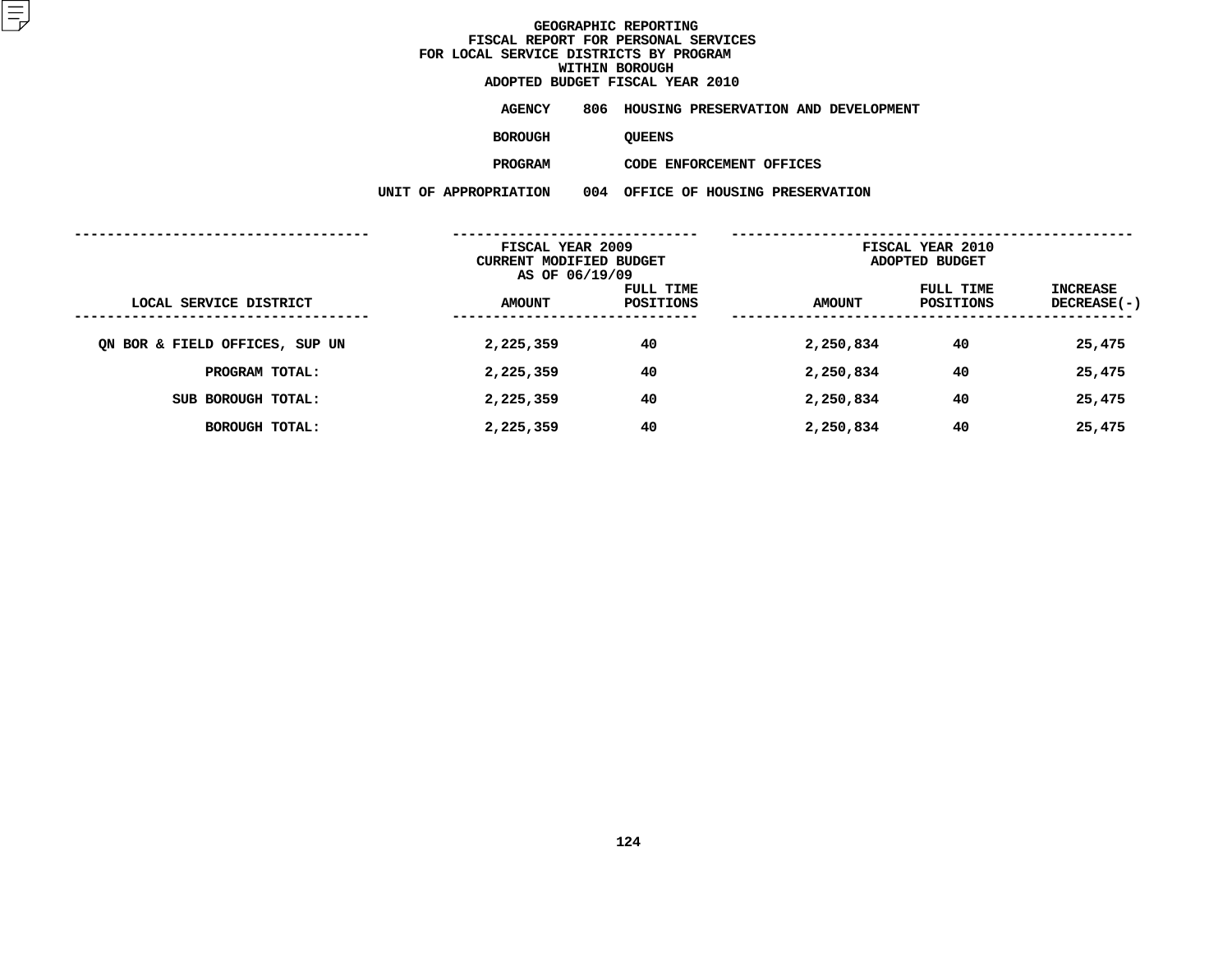GEOGRAPHIC REPORTING
FISCAL REPORT FOR PERSONAL SERVICES
FOR LOCAL SERVICE DISTRICTS BY PROGRAM
WITHIN BOROUGH
ADOPTED BUDGET FISCAL YEAR 2010

AGENCY 806 HOUSING PRESERVATION AND DEVELOPMENT

BOROUGH QUEENS

PROGRAM CODE ENFORCEMENT OFFICES

UNIT OF APPROPRIATION 004 OFFICE OF HOUSING PRESERVATION

| LOCAL SERVICE DISTRICT | FISCAL YEAR 2009 CURRENT MODIFIED BUDGET AS OF 06/19/09 AMOUNT | FULL TIME POSITIONS | FISCAL YEAR 2010 ADOPTED BUDGET AMOUNT | FULL TIME POSITIONS | INCREASE DECREASE(-) |
|---|---|---|---|---|---|
| QN BOR & FIELD OFFICES, SUP UN | 2,225,359 | 40 | 2,250,834 | 40 | 25,475 |
| PROGRAM TOTAL: | 2,225,359 | 40 | 2,250,834 | 40 | 25,475 |
| SUB BOROUGH TOTAL: | 2,225,359 | 40 | 2,250,834 | 40 | 25,475 |
| BOROUGH TOTAL: | 2,225,359 | 40 | 2,250,834 | 40 | 25,475 |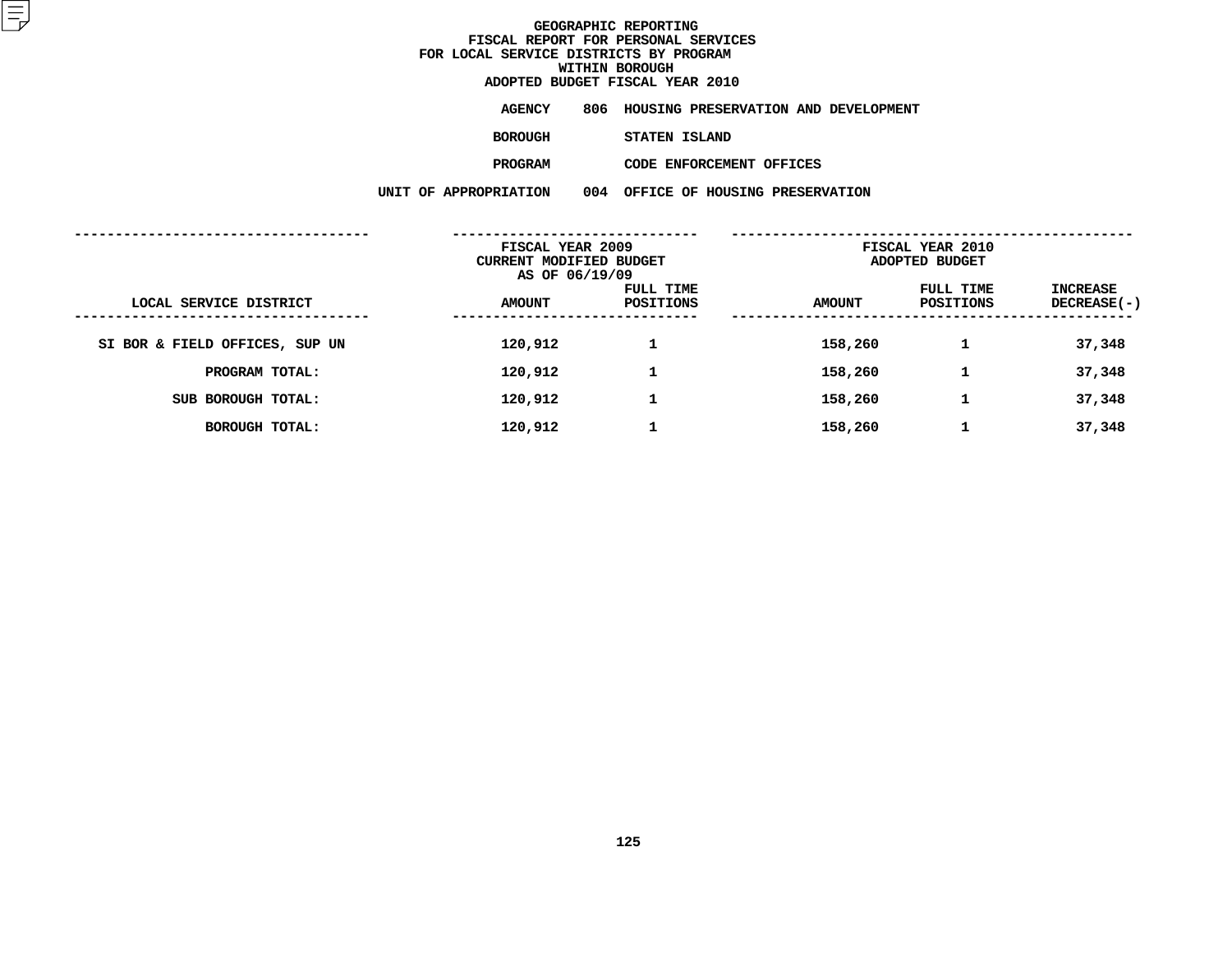# GEOGRAPHIC REPORTING
## FISCAL REPORT FOR PERSONAL SERVICES
## FOR LOCAL SERVICE DISTRICTS BY PROGRAM
## WITHIN BOROUGH
## ADOPTED BUDGET FISCAL YEAR 2010

**AGENCY** 806 HOUSING PRESERVATION AND DEVELOPMENT

**BOROUGH** STATEN ISLAND

**PROGRAM** CODE ENFORCEMENT OFFICES

**UNIT OF APPROPRIATION** 004 OFFICE OF HOUSING PRESERVATION

| | FISCAL YEAR 2009 CURRENT MODIFIED BUDGET AS OF 06/19/09 | | FISCAL YEAR 2010 ADOPTED BUDGET | | |
|---|---|---|---|---|---|
| LOCAL SERVICE DISTRICT | AMOUNT | FULL TIME POSITIONS | AMOUNT | FULL TIME POSITIONS | INCREASE DECREASE(-) |
| SI BOR & FIELD OFFICES, SUP UN | 120,912 | 1 | 158,260 | 1 | 37,348 |
| PROGRAM TOTAL: | 120,912 | 1 | 158,260 | 1 | 37,348 |
| SUB BOROUGH TOTAL: | 120,912 | 1 | 158,260 | 1 | 37,348 |
| BOROUGH TOTAL: | 120,912 | 1 | 158,260 | 1 | 37,348 |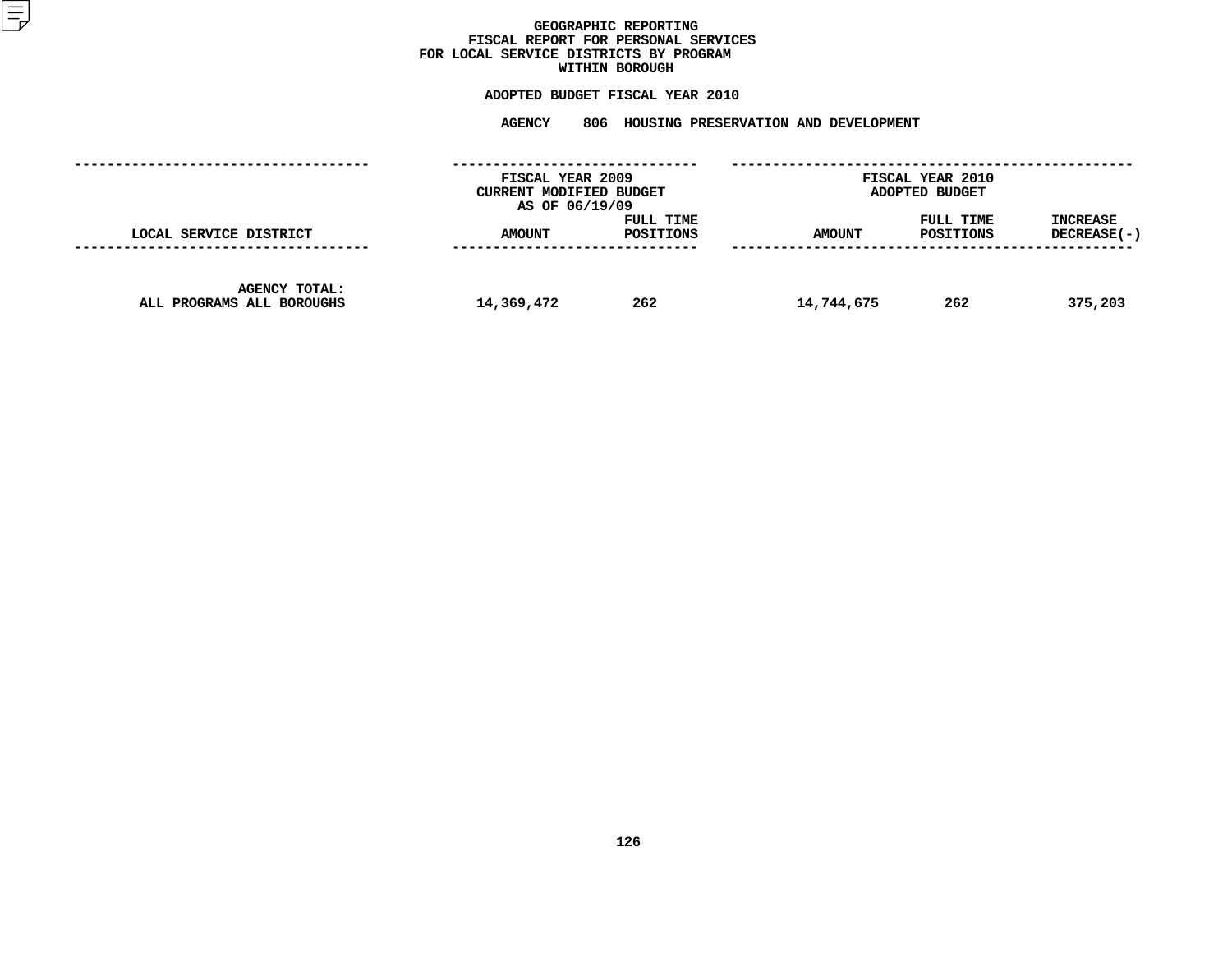# GEOGRAPHIC REPORTING
## FISCAL REPORT FOR PERSONAL SERVICES
## FOR LOCAL SERVICE DISTRICTS BY PROGRAM
## WITHIN BOROUGH

**ADOPTED BUDGET FISCAL YEAR 2010**

**AGENCY 806 HOUSING PRESERVATION AND DEVELOPMENT**

| | FISCAL YEAR 2009 CURRENT MODIFIED BUDGET AS OF 06/19/09 | | FISCAL YEAR 2010 ADOPTED BUDGET | | |
|---|---|---|---|---|---|
| LOCAL SERVICE DISTRICT | AMOUNT | FULL TIME POSITIONS | AMOUNT | FULL TIME POSITIONS | INCREASE DECREASE(-) |
| AGENCY TOTAL: ALL PROGRAMS ALL BOROUGHS | 14,369,472 | 262 | 14,744,675 | 262 | 375,203 |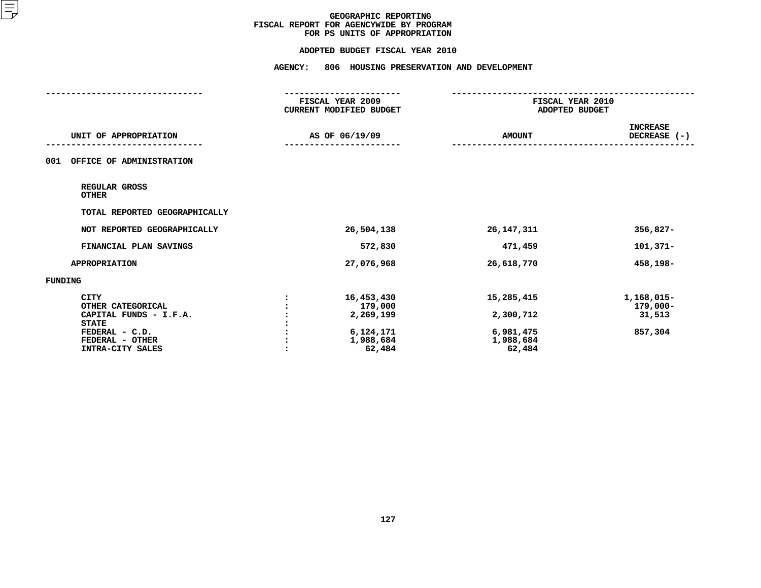GEOGRAPHIC REPORTING
FISCAL REPORT FOR AGENCYWIDE BY PROGRAM
FOR PS UNITS OF APPROPRIATION

ADOPTED BUDGET FISCAL YEAR 2010

AGENCY: 806 HOUSING PRESERVATION AND DEVELOPMENT

| UNIT OF APPROPRIATION | | FISCAL YEAR 2009 CURRENT MODIFIED BUDGET AS OF 06/19/09 | FISCAL YEAR 2010 ADOPTED BUDGET AMOUNT | INCREASE DECREASE (-) |
|---|---|---|---|---|
| 001 OFFICE OF ADMINISTRATION | | | | |
| REGULAR GROSS | | | | |
| OTHER | | | | |
| TOTAL REPORTED GEOGRAPHICALLY | | | | |
| NOT REPORTED GEOGRAPHICALLY | | 26,504,138 | 26,147,311 | 356,827- |
| FINANCIAL PLAN SAVINGS | | 572,830 | 471,459 | 101,371- |
| APPROPRIATION | | 27,076,968 | 26,618,770 | 458,198- |
| FUNDING | | | | |
| CITY | : | 16,453,430 | 15,285,415 | 1,168,015- |
| OTHER CATEGORICAL | : | 179,000 | | 179,000- |
| CAPITAL FUNDS - I.F.A. | : | 2,269,199 | 2,300,712 | 31,513 |
| STATE | : | | | |
| FEDERAL - C.D. | : | 6,124,171 | 6,981,475 | 857,304 |
| FEDERAL - OTHER | : | 1,988,684 | 1,988,684 | |
| INTRA-CITY SALES | : | 62,484 | 62,484 | |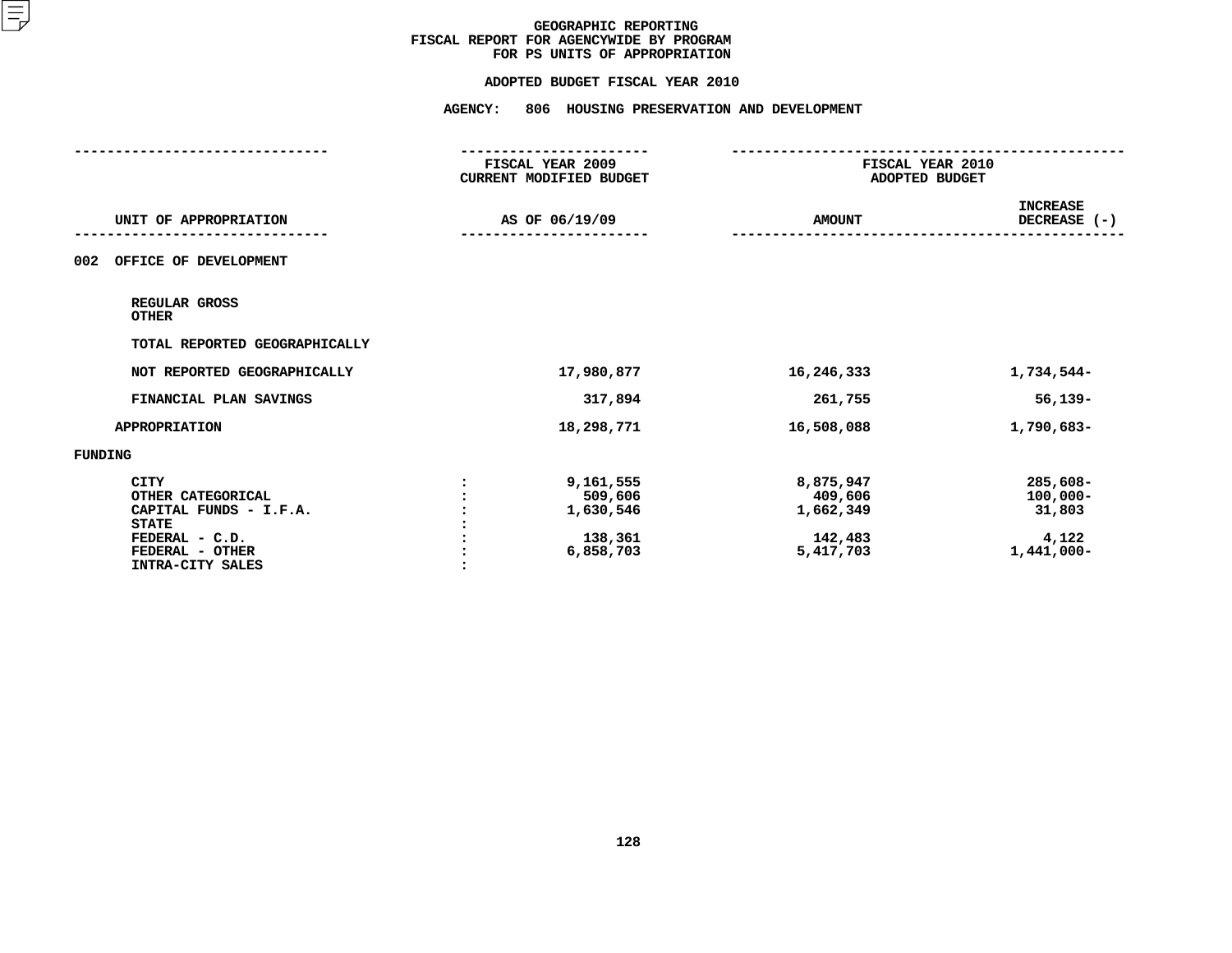# GEOGRAPHIC REPORTING
## FISCAL REPORT FOR AGENCYWIDE BY PROGRAM
## FOR PS UNITS OF APPROPRIATION

### ADOPTED BUDGET FISCAL YEAR 2010

### AGENCY: 806 HOUSING PRESERVATION AND DEVELOPMENT

| UNIT OF APPROPRIATION | | FISCAL YEAR 2009 CURRENT MODIFIED BUDGET AS OF 06/19/09 | FISCAL YEAR 2010 ADOPTED BUDGET AMOUNT | INCREASE DECREASE (-) |
|---|---|---|---|---|
| **002 OFFICE OF DEVELOPMENT** | | | | |
| REGULAR GROSS | | | | |
| OTHER | | | | |
| TOTAL REPORTED GEOGRAPHICALLY | | | | |
| NOT REPORTED GEOGRAPHICALLY | | 17,980,877 | 16,246,333 | 1,734,544- |
| FINANCIAL PLAN SAVINGS | | 317,894 | 261,755 | 56,139- |
| APPROPRIATION | | 18,298,771 | 16,508,088 | 1,790,683- |
| FUNDING | | | | |
| CITY | : | 9,161,555 | 8,875,947 | 285,608- |
| OTHER CATEGORICAL | : | 509,606 | 409,606 | 100,000- |
| CAPITAL FUNDS - I.F.A. | : | 1,630,546 | 1,662,349 | 31,803 |
| STATE | : | | | |
| FEDERAL - C.D. | : | 138,361 | 142,483 | 4,122 |
| FEDERAL - OTHER | : | 6,858,703 | 5,417,703 | 1,441,000- |
| INTRA-CITY SALES | : | | | |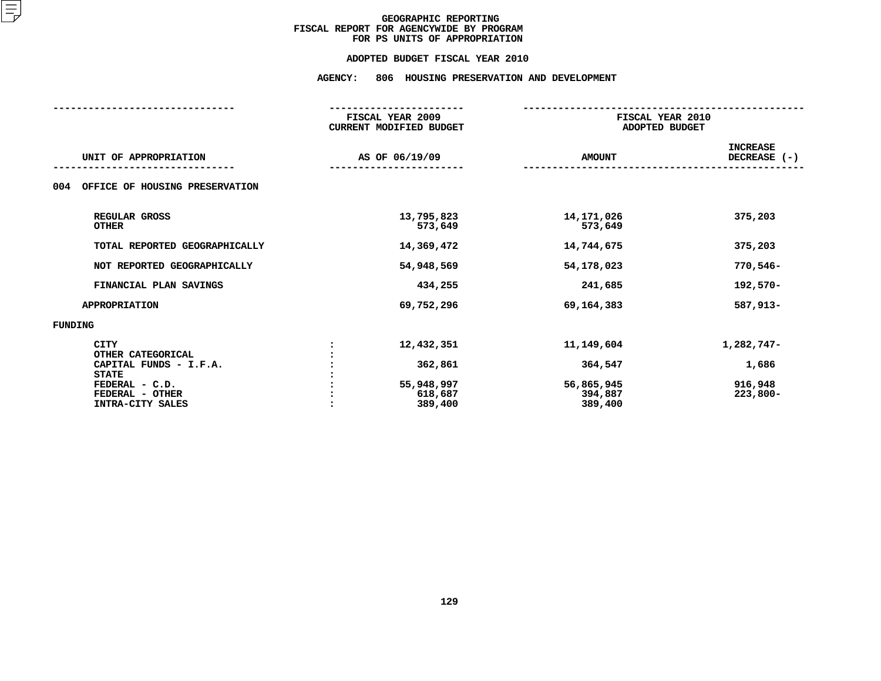# GEOGRAPHIC REPORTING
## FISCAL REPORT FOR AGENCYWIDE BY PROGRAM
## FOR PS UNITS OF APPROPRIATION

### ADOPTED BUDGET FISCAL YEAR 2010

### AGENCY: 806 HOUSING PRESERVATION AND DEVELOPMENT

| UNIT OF APPROPRIATION | | FISCAL YEAR 2009 CURRENT MODIFIED BUDGET AS OF 06/19/09 | FISCAL YEAR 2010 ADOPTED BUDGET AMOUNT | INCREASE DECREASE (-) |
|---|---|---|---|---|
| **004 OFFICE OF HOUSING PRESERVATION** | | | | |
| REGULAR GROSS | | 13,795,823 | 14,171,026 | 375,203 |
| OTHER | | 573,649 | 573,649 | |
| TOTAL REPORTED GEOGRAPHICALLY | | 14,369,472 | 14,744,675 | 375,203 |
| NOT REPORTED GEOGRAPHICALLY | | 54,948,569 | 54,178,023 | 770,546- |
| FINANCIAL PLAN SAVINGS | | 434,255 | 241,685 | 192,570- |
| APPROPRIATION | | 69,752,296 | 69,164,383 | 587,913- |
| **FUNDING** | | | | |
| CITY | : | 12,432,351 | 11,149,604 | 1,282,747- |
| OTHER CATEGORICAL | : | | | |
| CAPITAL FUNDS - I.F.A. | : | 362,861 | 364,547 | 1,686 |
| STATE | : | | | |
| FEDERAL - C.D. | : | 55,948,997 | 56,865,945 | 916,948 |
| FEDERAL - OTHER | : | 618,687 | 394,887 | 223,800- |
| INTRA-CITY SALES | : | 389,400 | 389,400 | |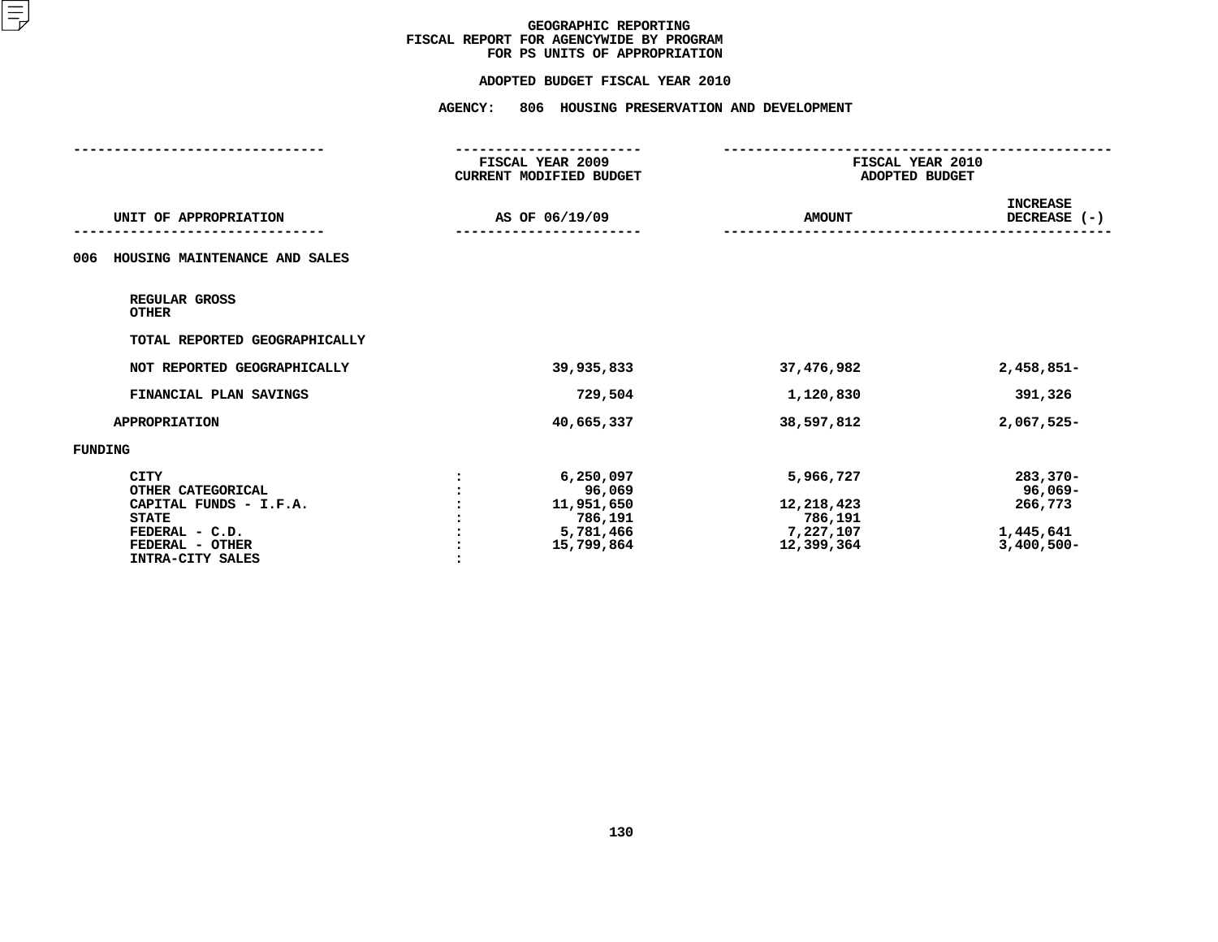# GEOGRAPHIC REPORTING
## FISCAL REPORT FOR AGENCYWIDE BY PROGRAM
## FOR PS UNITS OF APPROPRIATION

### ADOPTED BUDGET FISCAL YEAR 2010

### AGENCY: 806 HOUSING PRESERVATION AND DEVELOPMENT

| UNIT OF APPROPRIATION | | FISCAL YEAR 2009 CURRENT MODIFIED BUDGET AS OF 06/19/09 | FISCAL YEAR 2010 ADOPTED BUDGET AMOUNT | INCREASE DECREASE (-) |
|---|---|---|---|---|
| 006 HOUSING MAINTENANCE AND SALES | | | | |
| REGULAR GROSS | | | | |
| OTHER | | | | |
| TOTAL REPORTED GEOGRAPHICALLY | | | | |
| NOT REPORTED GEOGRAPHICALLY | | 39,935,833 | 37,476,982 | 2,458,851- |
| FINANCIAL PLAN SAVINGS | | 729,504 | 1,120,830 | 391,326 |
| APPROPRIATION | | 40,665,337 | 38,597,812 | 2,067,525- |
| FUNDING | | | | |
| CITY | : | 6,250,097 | 5,966,727 | 283,370- |
| OTHER CATEGORICAL | : | 96,069 | | 96,069- |
| CAPITAL FUNDS - I.F.A. | : | 11,951,650 | 12,218,423 | 266,773 |
| STATE | : | 786,191 | 786,191 | |
| FEDERAL - C.D. | : | 5,781,466 | 7,227,107 | 1,445,641 |
| FEDERAL - OTHER | : | 15,799,864 | 12,399,364 | 3,400,500- |
| INTRA-CITY SALES | : | | | |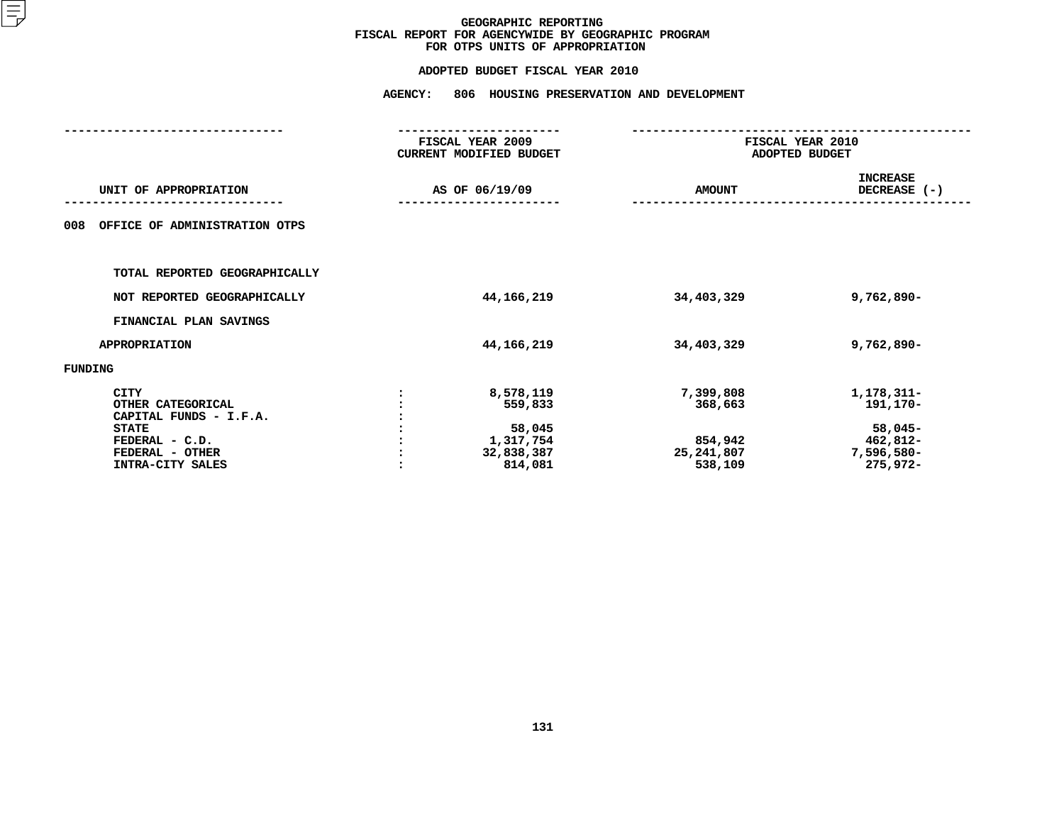# GEOGRAPHIC REPORTING
## FISCAL REPORT FOR AGENCYWIDE BY GEOGRAPHIC PROGRAM
## FOR OTPS UNITS OF APPROPRIATION

### ADOPTED BUDGET FISCAL YEAR 2010

### AGENCY: 806 HOUSING PRESERVATION AND DEVELOPMENT

| UNIT OF APPROPRIATION | | FISCAL YEAR 2009 CURRENT MODIFIED BUDGET AS OF 06/19/09 | FISCAL YEAR 2010 ADOPTED BUDGET AMOUNT | INCREASE DECREASE (-) |
|---|---|---|---|---|
| 008 OFFICE OF ADMINISTRATION OTPS | | | | |
| TOTAL REPORTED GEOGRAPHICALLY | | | | |
| NOT REPORTED GEOGRAPHICALLY | | 44,166,219 | 34,403,329 | 9,762,890- |
| FINANCIAL PLAN SAVINGS | | | | |
| APPROPRIATION | | 44,166,219 | 34,403,329 | 9,762,890- |
| FUNDING | | | | |
| CITY | : | 8,578,119 | 7,399,808 | 1,178,311- |
| OTHER CATEGORICAL | : | 559,833 | 368,663 | 191,170- |
| CAPITAL FUNDS - I.F.A. | : | | | |
| STATE | : | 58,045 | | 58,045- |
| FEDERAL - C.D. | : | 1,317,754 | 854,942 | 462,812- |
| FEDERAL - OTHER | : | 32,838,387 | 25,241,807 | 7,596,580- |
| INTRA-CITY SALES | : | 814,081 | 538,109 | 275,972- |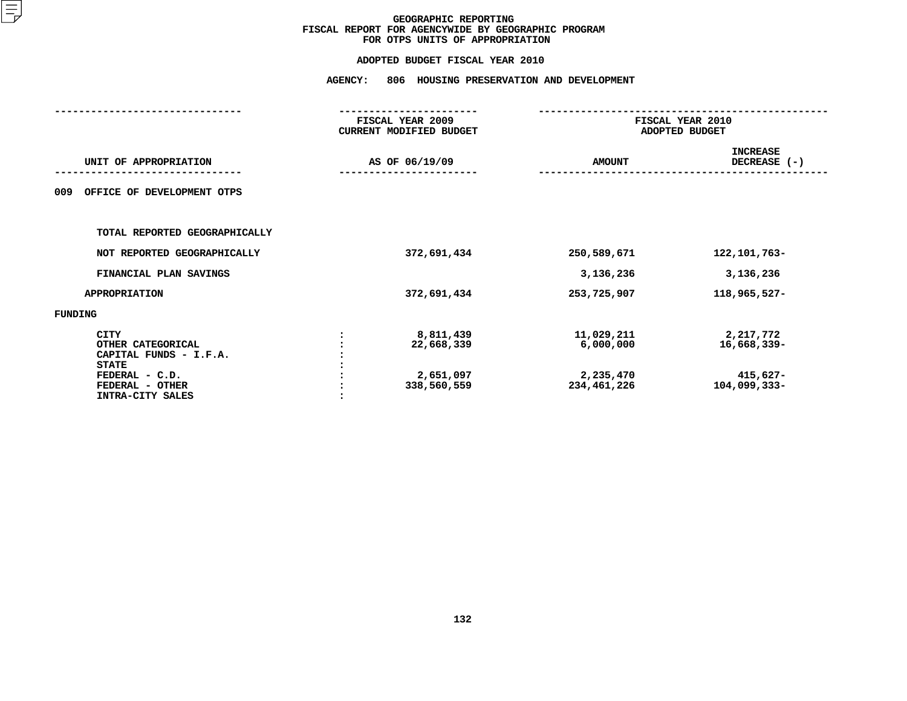# GEOGRAPHIC REPORTING
## FISCAL REPORT FOR AGENCYWIDE BY GEOGRAPHIC PROGRAM
## FOR OTPS UNITS OF APPROPRIATION

### ADOPTED BUDGET FISCAL YEAR 2010

### AGENCY: 806 HOUSING PRESERVATION AND DEVELOPMENT

| UNIT OF APPROPRIATION | | FISCAL YEAR 2009 CURRENT MODIFIED BUDGET AS OF 06/19/09 | FISCAL YEAR 2010 ADOPTED BUDGET AMOUNT | INCREASE DECREASE (-) |
|---|---|---|---|---|
| 009 OFFICE OF DEVELOPMENT OTPS | | | | |
| TOTAL REPORTED GEOGRAPHICALLY | | | | |
| NOT REPORTED GEOGRAPHICALLY | | 372,691,434 | 250,589,671 | 122,101,763- |
| FINANCIAL PLAN SAVINGS | | | 3,136,236 | 3,136,236 |
| APPROPRIATION | | 372,691,434 | 253,725,907 | 118,965,527- |
| FUNDING | | | | |
| CITY | : | 8,811,439 | 11,029,211 | 2,217,772 |
| OTHER CATEGORICAL | : | 22,668,339 | 6,000,000 | 16,668,339- |
| CAPITAL FUNDS - I.F.A. | : | | | |
| STATE | : | | | |
| FEDERAL - C.D. | : | 2,651,097 | 2,235,470 | 415,627- |
| FEDERAL - OTHER | : | 338,560,559 | 234,461,226 | 104,099,333- |
| INTRA-CITY SALES | : | | | |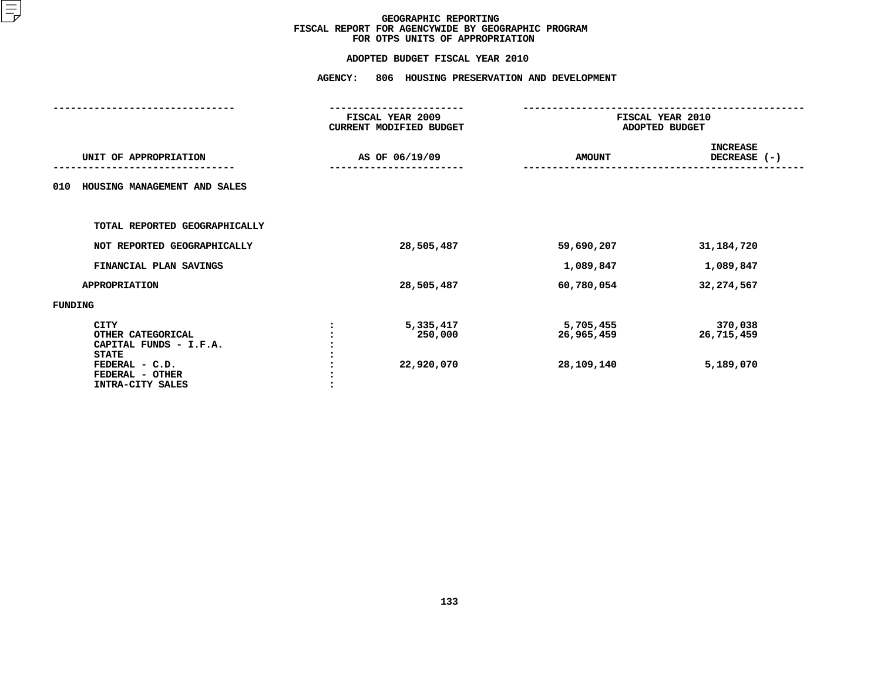# GEOGRAPHIC REPORTING
## FISCAL REPORT FOR AGENCYWIDE BY GEOGRAPHIC PROGRAM
## FOR OTPS UNITS OF APPROPRIATION

### ADOPTED BUDGET FISCAL YEAR 2010

### AGENCY: 806 HOUSING PRESERVATION AND DEVELOPMENT

| UNIT OF APPROPRIATION | | FISCAL YEAR 2009 CURRENT MODIFIED BUDGET AS OF 06/19/09 | FISCAL YEAR 2010 ADOPTED BUDGET AMOUNT | FISCAL YEAR 2010 ADOPTED BUDGET INCREASE DECREASE (-) |
|---|---|---|---|---|
| 010 HOUSING MANAGEMENT AND SALES | | | | |
| TOTAL REPORTED GEOGRAPHICALLY | | | | |
| NOT REPORTED GEOGRAPHICALLY | | 28,505,487 | 59,690,207 | 31,184,720 |
| FINANCIAL PLAN SAVINGS | | | 1,089,847 | 1,089,847 |
| APPROPRIATION | | 28,505,487 | 60,780,054 | 32,274,567 |
| FUNDING | | | | |
| CITY | : | 5,335,417 | 5,705,455 | 370,038 |
| OTHER CATEGORICAL | : | 250,000 | 26,965,459 | 26,715,459 |
| CAPITAL FUNDS - I.F.A. | : | | | |
| STATE | : | | | |
| FEDERAL - C.D. | : | 22,920,070 | 28,109,140 | 5,189,070 |
| FEDERAL - OTHER | : | | | |
| INTRA-CITY SALES | : | | | |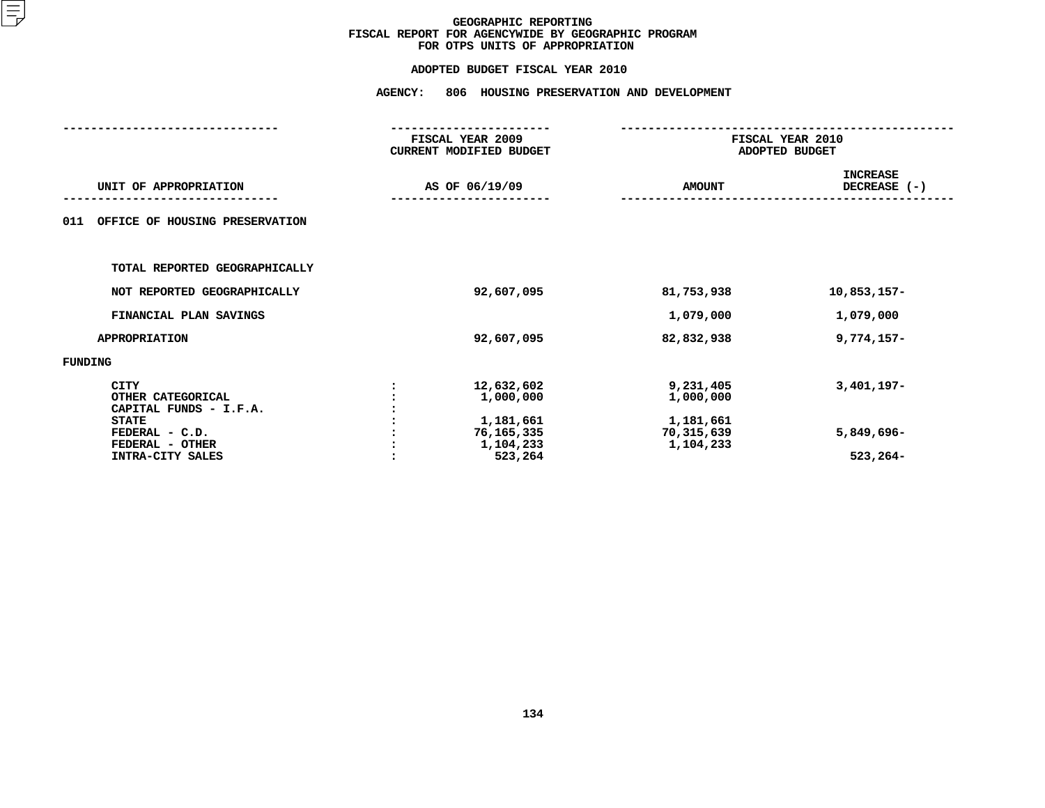# GEOGRAPHIC REPORTING
## FISCAL REPORT FOR AGENCYWIDE BY GEOGRAPHIC PROGRAM
## FOR OTPS UNITS OF APPROPRIATION

### ADOPTED BUDGET FISCAL YEAR 2010

### AGENCY: 806 HOUSING PRESERVATION AND DEVELOPMENT

| UNIT OF APPROPRIATION | | FISCAL YEAR 2009 CURRENT MODIFIED BUDGET AS OF 06/19/09 | FISCAL YEAR 2010 ADOPTED BUDGET AMOUNT | INCREASE DECREASE (-) |
|---|---|---|---|---|
| 011 OFFICE OF HOUSING PRESERVATION | | | | |
| TOTAL REPORTED GEOGRAPHICALLY | | | | |
| NOT REPORTED GEOGRAPHICALLY | | 92,607,095 | 81,753,938 | 10,853,157- |
| FINANCIAL PLAN SAVINGS | | | 1,079,000 | 1,079,000 |
| APPROPRIATION | | 92,607,095 | 82,832,938 | 9,774,157- |
| FUNDING | | | | |
| CITY | : | 12,632,602 | 9,231,405 | 3,401,197- |
| OTHER CATEGORICAL | : | 1,000,000 | 1,000,000 | |
| CAPITAL FUNDS - I.F.A. | : | | | |
| STATE | : | 1,181,661 | 1,181,661 | |
| FEDERAL - C.D. | : | 76,165,335 | 70,315,639 | 5,849,696- |
| FEDERAL - OTHER | : | 1,104,233 | 1,104,233 | |
| INTRA-CITY SALES | : | 523,264 | | 523,264- |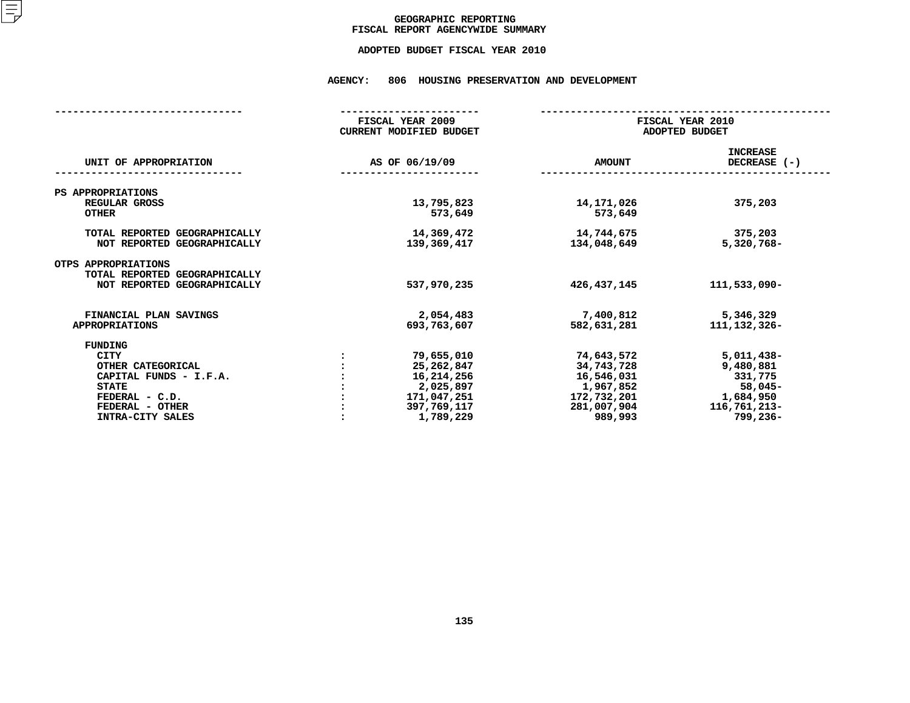# GEOGRAPHIC REPORTING
## FISCAL REPORT AGENCYWIDE SUMMARY

### ADOPTED BUDGET FISCAL YEAR 2010

**AGENCY: 806 HOUSING PRESERVATION AND DEVELOPMENT**

| UNIT OF APPROPRIATION | FISCAL YEAR 2009 CURRENT MODIFIED BUDGET AS OF 06/19/09 | FISCAL YEAR 2010 ADOPTED BUDGET AMOUNT | INCREASE DECREASE (-) |
|---|---|---|---|
| PS APPROPRIATIONS | | | |
| REGULAR GROSS | 13,795,823 | 14,171,026 | 375,203 |
| OTHER | 573,649 | 573,649 | |
| TOTAL REPORTED GEOGRAPHICALLY | 14,369,472 | 14,744,675 | 375,203 |
| NOT REPORTED GEOGRAPHICALLY | 139,369,417 | 134,048,649 | 5,320,768- |
| OTPS APPROPRIATIONS | | | |
| TOTAL REPORTED GEOGRAPHICALLY | | | |
| NOT REPORTED GEOGRAPHICALLY | 537,970,235 | 426,437,145 | 111,533,090- |
| FINANCIAL PLAN SAVINGS | 2,054,483 | 7,400,812 | 5,346,329 |
| APPROPRIATIONS | 693,763,607 | 582,631,281 | 111,132,326- |
| FUNDING | | | |
| CITY : | 79,655,010 | 74,643,572 | 5,011,438- |
| OTHER CATEGORICAL : | 25,262,847 | 34,743,728 | 9,480,881 |
| CAPITAL FUNDS - I.F.A. : | 16,214,256 | 16,546,031 | 331,775 |
| STATE : | 2,025,897 | 1,967,852 | 58,045- |
| FEDERAL - C.D. : | 171,047,251 | 172,732,201 | 1,684,950 |
| FEDERAL - OTHER : | 397,769,117 | 281,007,904 | 116,761,213- |
| INTRA-CITY SALES : | 1,789,229 | 989,993 | 799,236- |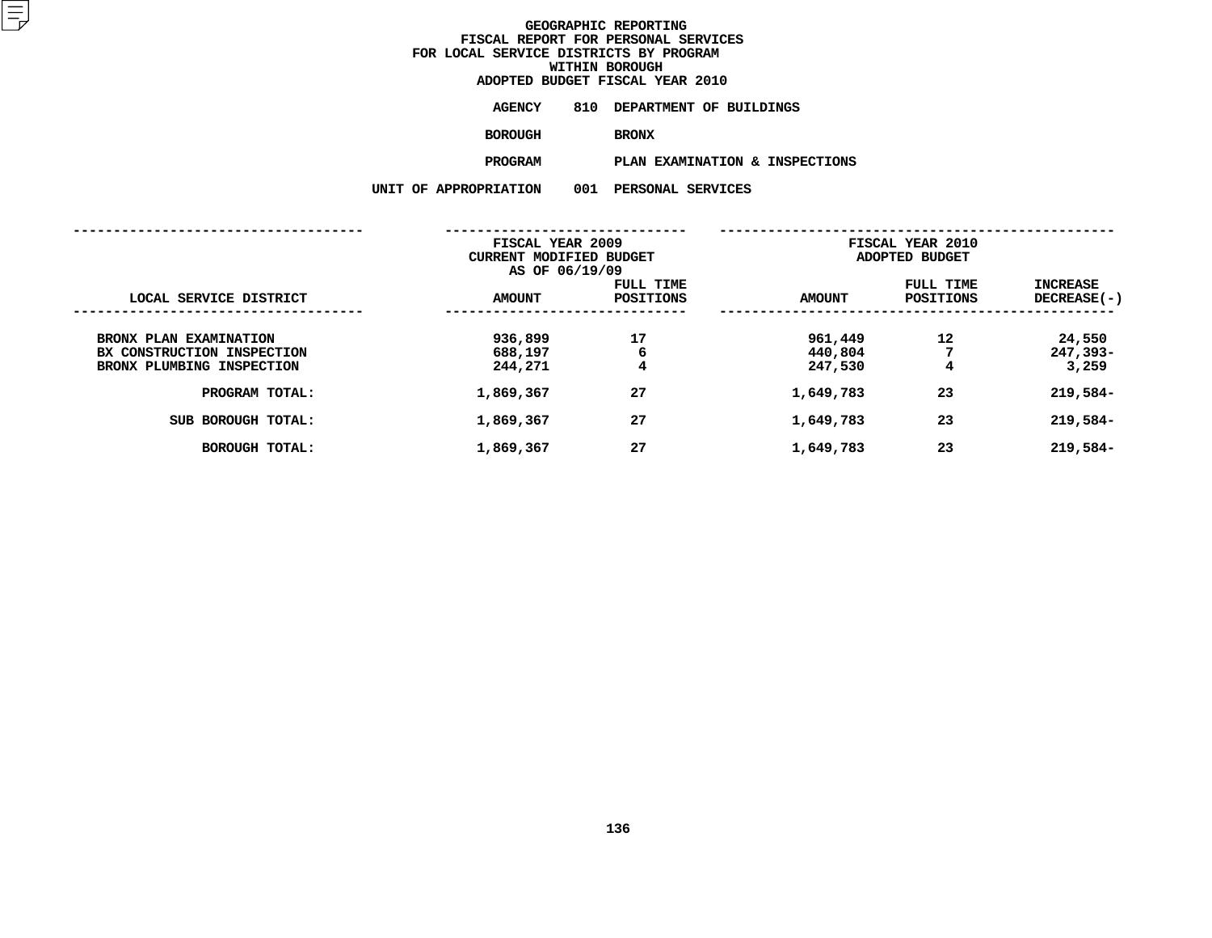# GEOGRAPHIC REPORTING
## FISCAL REPORT FOR PERSONAL SERVICES
## FOR LOCAL SERVICE DISTRICTS BY PROGRAM
## WITHIN BOROUGH
## ADOPTED BUDGET FISCAL YEAR 2010

**AGENCY** 810 DEPARTMENT OF BUILDINGS

**BOROUGH** BRONX

**PROGRAM** PLAN EXAMINATION & INSPECTIONS

**UNIT OF APPROPRIATION** 001 PERSONAL SERVICES

| LOCAL SERVICE DISTRICT | FISCAL YEAR 2009 CURRENT MODIFIED BUDGET AS OF 06/19/09 AMOUNT | FULL TIME POSITIONS | FISCAL YEAR 2010 ADOPTED BUDGET AMOUNT | FULL TIME POSITIONS | INCREASE DECREASE(-) |
|---|---|---|---|---|---|
| BRONX PLAN EXAMINATION | 936,899 | 17 | 961,449 | 12 | 24,550 |
| BX CONSTRUCTION INSPECTION | 688,197 | 6 | 440,804 | 7 | 247,393- |
| BRONX PLUMBING INSPECTION | 244,271 | 4 | 247,530 | 4 | 3,259 |
| PROGRAM TOTAL: | 1,869,367 | 27 | 1,649,783 | 23 | 219,584- |
| SUB BOROUGH TOTAL: | 1,869,367 | 27 | 1,649,783 | 23 | 219,584- |
| BOROUGH TOTAL: | 1,869,367 | 27 | 1,649,783 | 23 | 219,584- |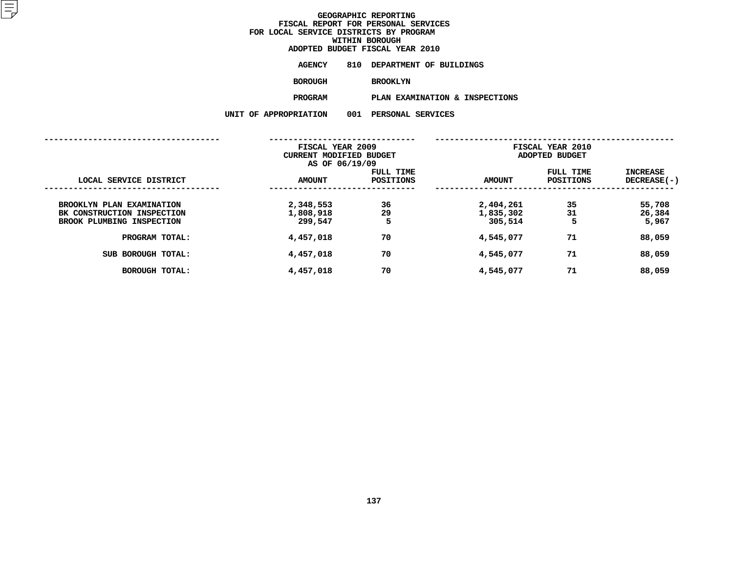# GEOGRAPHIC REPORTING
## FISCAL REPORT FOR PERSONAL SERVICES
## FOR LOCAL SERVICE DISTRICTS BY PROGRAM
## WITHIN BOROUGH
## ADOPTED BUDGET FISCAL YEAR 2010

**AGENCY** 810 DEPARTMENT OF BUILDINGS

**BOROUGH** BROOKLYN

**PROGRAM** PLAN EXAMINATION & INSPECTIONS

**UNIT OF APPROPRIATION** 001 PERSONAL SERVICES

| | FISCAL YEAR 2009 CURRENT MODIFIED BUDGET AS OF 06/19/09 | | FISCAL YEAR 2010 ADOPTED BUDGET | | |
|---|---|---|---|---|---|
| LOCAL SERVICE DISTRICT | AMOUNT | FULL TIME POSITIONS | AMOUNT | FULL TIME POSITIONS | INCREASE DECREASE(-) |
| BROOKLYN PLAN EXAMINATION | 2,348,553 | 36 | 2,404,261 | 35 | 55,708 |
| BK CONSTRUCTION INSPECTION | 1,808,918 | 29 | 1,835,302 | 31 | 26,384 |
| BROOK PLUMBING INSPECTION | 299,547 | 5 | 305,514 | 5 | 5,967 |
| PROGRAM TOTAL: | 4,457,018 | 70 | 4,545,077 | 71 | 88,059 |
| SUB BOROUGH TOTAL: | 4,457,018 | 70 | 4,545,077 | 71 | 88,059 |
| BOROUGH TOTAL: | 4,457,018 | 70 | 4,545,077 | 71 | 88,059 |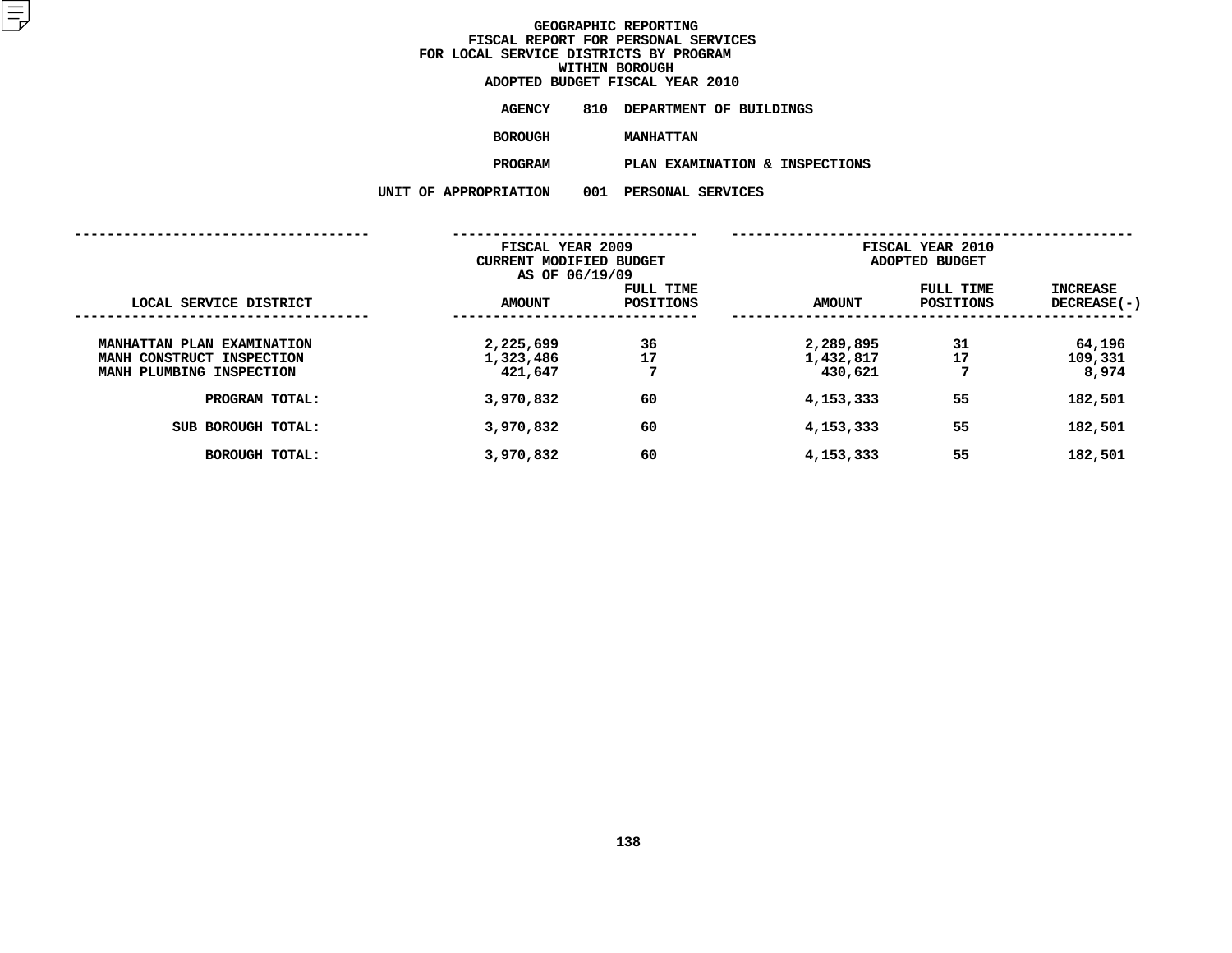# GEOGRAPHIC REPORTING
## FISCAL REPORT FOR PERSONAL SERVICES
## FOR LOCAL SERVICE DISTRICTS BY PROGRAM
## WITHIN BOROUGH
## ADOPTED BUDGET FISCAL YEAR 2010

**AGENCY** 810 DEPARTMENT OF BUILDINGS

**BOROUGH** MANHATTAN

**PROGRAM** PLAN EXAMINATION & INSPECTIONS

**UNIT OF APPROPRIATION** 001 PERSONAL SERVICES

| LOCAL SERVICE DISTRICT | FISCAL YEAR 2009 CURRENT MODIFIED BUDGET AS OF 06/19/09 AMOUNT | FULL TIME POSITIONS | FISCAL YEAR 2010 ADOPTED BUDGET AMOUNT | FULL TIME POSITIONS | INCREASE DECREASE(-) |
|---|---|---|---|---|---|
| MANHATTAN PLAN EXAMINATION | 2,225,699 | 36 | 2,289,895 | 31 | 64,196 |
| MANH CONSTRUCT INSPECTION | 1,323,486 | 17 | 1,432,817 | 17 | 109,331 |
| MANH PLUMBING INSPECTION | 421,647 | 7 | 430,621 | 7 | 8,974 |
| PROGRAM TOTAL: | 3,970,832 | 60 | 4,153,333 | 55 | 182,501 |
| SUB BOROUGH TOTAL: | 3,970,832 | 60 | 4,153,333 | 55 | 182,501 |
| BOROUGH TOTAL: | 3,970,832 | 60 | 4,153,333 | 55 | 182,501 |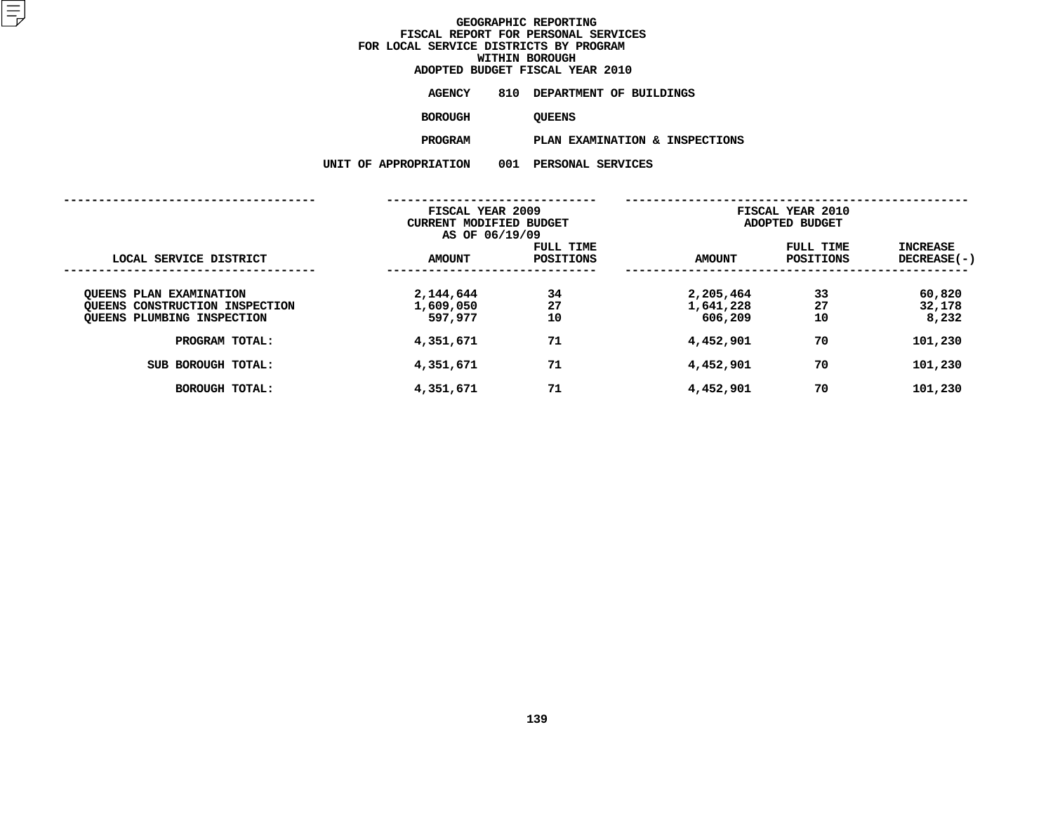# GEOGRAPHIC REPORTING
## FISCAL REPORT FOR PERSONAL SERVICES
## FOR LOCAL SERVICE DISTRICTS BY PROGRAM
## WITHIN BOROUGH
## ADOPTED BUDGET FISCAL YEAR 2010

**AGENCY** 810 DEPARTMENT OF BUILDINGS

**BOROUGH** QUEENS

**PROGRAM** PLAN EXAMINATION & INSPECTIONS

**UNIT OF APPROPRIATION** 001 PERSONAL SERVICES

| LOCAL SERVICE DISTRICT | FISCAL YEAR 2009 CURRENT MODIFIED BUDGET AS OF 06/19/09 AMOUNT | FULL TIME POSITIONS | FISCAL YEAR 2010 ADOPTED BUDGET AMOUNT | FULL TIME POSITIONS | INCREASE DECREASE(-) |
|---|---|---|---|---|---|
| QUEENS PLAN EXAMINATION | 2,144,644 | 34 | 2,205,464 | 33 | 60,820 |
| QUEENS CONSTRUCTION INSPECTION | 1,609,050 | 27 | 1,641,228 | 27 | 32,178 |
| QUEENS PLUMBING INSPECTION | 597,977 | 10 | 606,209 | 10 | 8,232 |
| PROGRAM TOTAL: | 4,351,671 | 71 | 4,452,901 | 70 | 101,230 |
| SUB BOROUGH TOTAL: | 4,351,671 | 71 | 4,452,901 | 70 | 101,230 |
| BOROUGH TOTAL: | 4,351,671 | 71 | 4,452,901 | 70 | 101,230 |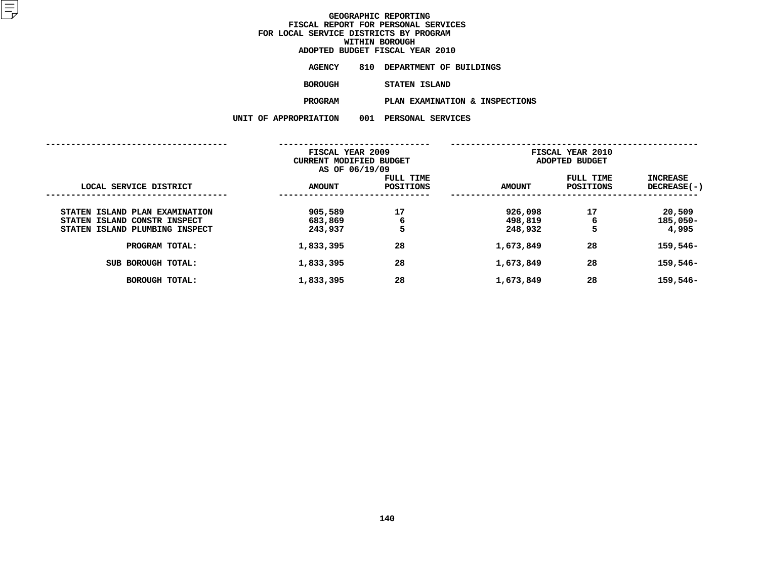# GEOGRAPHIC REPORTING
## FISCAL REPORT FOR PERSONAL SERVICES
## FOR LOCAL SERVICE DISTRICTS BY PROGRAM
## WITHIN BOROUGH
## ADOPTED BUDGET FISCAL YEAR 2010

**AGENCY** 810 DEPARTMENT OF BUILDINGS

**BOROUGH** STATEN ISLAND

**PROGRAM** PLAN EXAMINATION & INSPECTIONS

**UNIT OF APPROPRIATION** 001 PERSONAL SERVICES

| LOCAL SERVICE DISTRICT | FISCAL YEAR 2009 CURRENT MODIFIED BUDGET AS OF 06/19/09 AMOUNT | FULL TIME POSITIONS | FISCAL YEAR 2010 ADOPTED BUDGET AMOUNT | FULL TIME POSITIONS | INCREASE DECREASE(-) |
|---|---|---|---|---|---|
| STATEN ISLAND PLAN EXAMINATION | 905,589 | 17 | 926,098 | 17 | 20,509 |
| STATEN ISLAND CONSTR INSPECT | 683,869 | 6 | 498,819 | 6 | 185,050- |
| STATEN ISLAND PLUMBING INSPECT | 243,937 | 5 | 248,932 | 5 | 4,995 |
| PROGRAM TOTAL: | 1,833,395 | 28 | 1,673,849 | 28 | 159,546- |
| SUB BOROUGH TOTAL: | 1,833,395 | 28 | 1,673,849 | 28 | 159,546- |
| BOROUGH TOTAL: | 1,833,395 | 28 | 1,673,849 | 28 | 159,546- |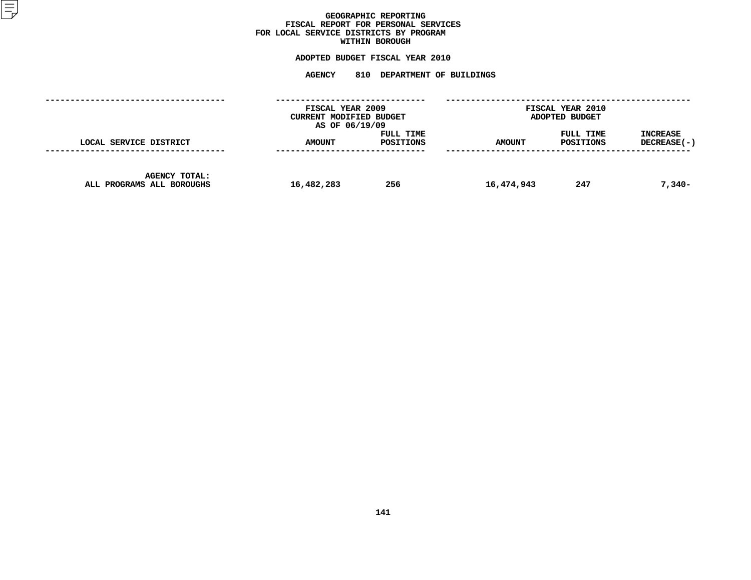# GEOGRAPHIC REPORTING
## FISCAL REPORT FOR PERSONAL SERVICES
## FOR LOCAL SERVICE DISTRICTS BY PROGRAM WITHIN BOROUGH

### ADOPTED BUDGET FISCAL YEAR 2010

### AGENCY 810 DEPARTMENT OF BUILDINGS

| LOCAL SERVICE DISTRICT | FISCAL YEAR 2009 CURRENT MODIFIED BUDGET AS OF 06/19/09 AMOUNT | FULL TIME POSITIONS | FISCAL YEAR 2010 ADOPTED BUDGET AMOUNT | FULL TIME POSITIONS | INCREASE DECREASE(-) |
|---|---|---|---|---|---|
| AGENCY TOTAL: ALL PROGRAMS ALL BOROUGHS | 16,482,283 | 256 | 16,474,943 | 247 | 7,340- |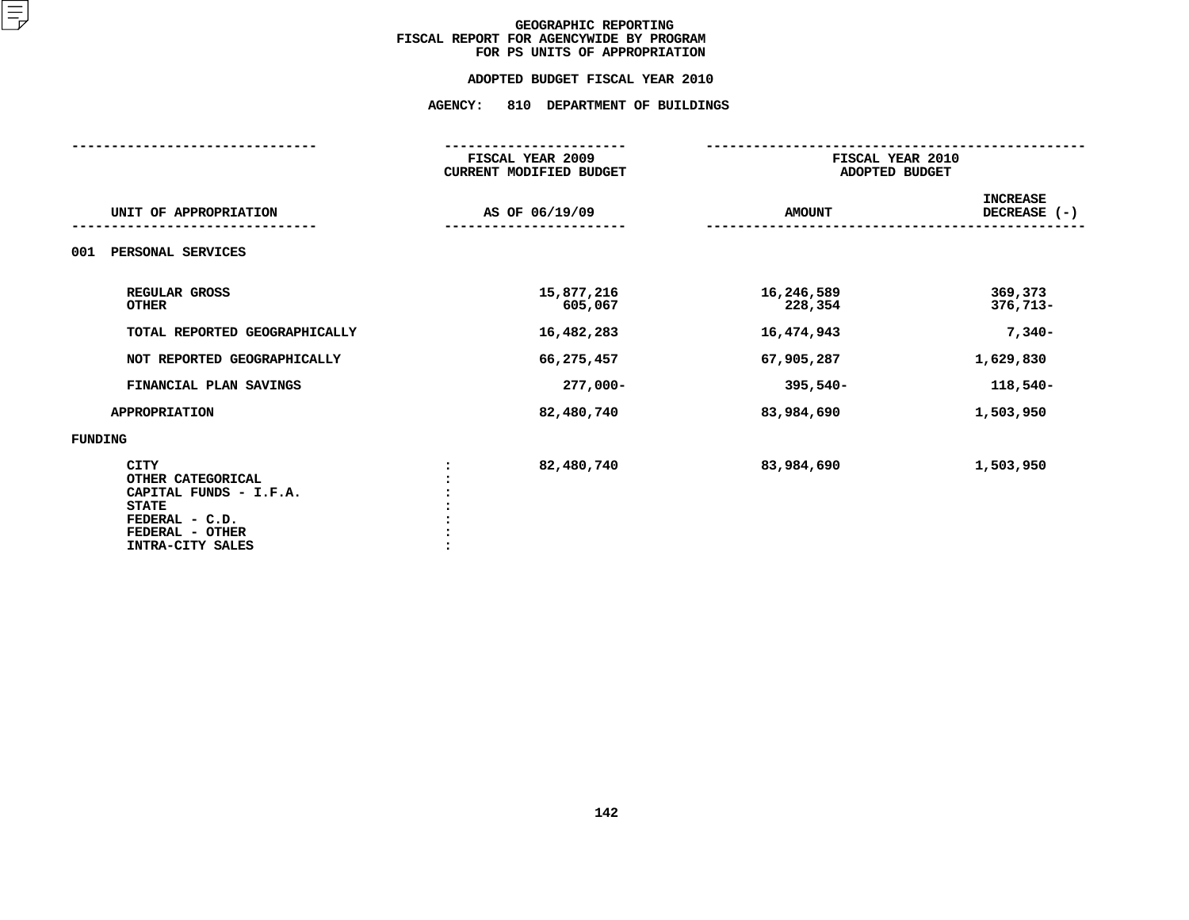# GEOGRAPHIC REPORTING
## FISCAL REPORT FOR AGENCYWIDE BY PROGRAM
## FOR PS UNITS OF APPROPRIATION

### ADOPTED BUDGET FISCAL YEAR 2010

### AGENCY: 810 DEPARTMENT OF BUILDINGS

| UNIT OF APPROPRIATION | FISCAL YEAR 2009 CURRENT MODIFIED BUDGET AS OF 06/19/09 | FISCAL YEAR 2010 ADOPTED BUDGET AMOUNT | INCREASE DECREASE (-) |
|---|---|---|---|
| 001 PERSONAL SERVICES | | | |
| REGULAR GROSS | 15,877,216 | 16,246,589 | 369,373 |
| OTHER | 605,067 | 228,354 | 376,713- |
| TOTAL REPORTED GEOGRAPHICALLY | 16,482,283 | 16,474,943 | 7,340- |
| NOT REPORTED GEOGRAPHICALLY | 66,275,457 | 67,905,287 | 1,629,830 |
| FINANCIAL PLAN SAVINGS | 277,000- | 395,540- | 118,540- |
| APPROPRIATION | 82,480,740 | 83,984,690 | 1,503,950 |
| FUNDING | | | |
| CITY | 82,480,740 | 83,984,690 | 1,503,950 |
| OTHER CATEGORICAL | | | |
| CAPITAL FUNDS - I.F.A. | | | |
| STATE | | | |
| FEDERAL - C.D. | | | |
| FEDERAL - OTHER | | | |
| INTRA-CITY SALES | | | |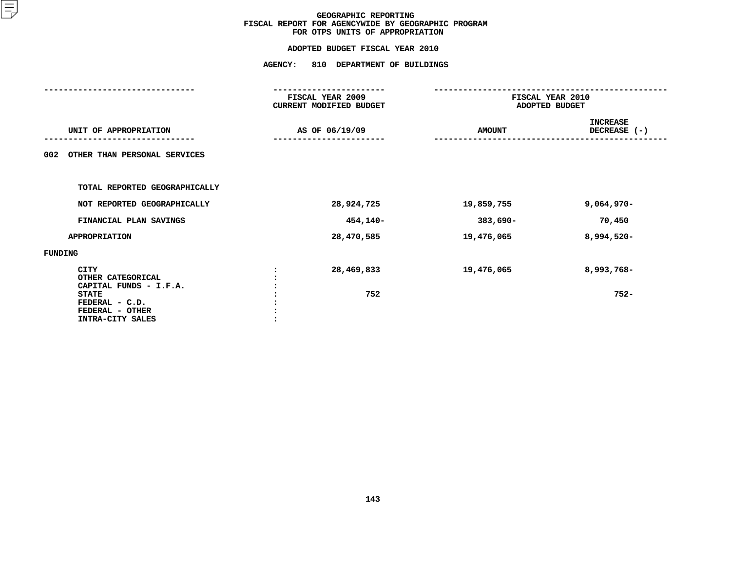# GEOGRAPHIC REPORTING
## FISCAL REPORT FOR AGENCYWIDE BY GEOGRAPHIC PROGRAM
## FOR OTPS UNITS OF APPROPRIATION

### ADOPTED BUDGET FISCAL YEAR 2010

### AGENCY: 810 DEPARTMENT OF BUILDINGS

| UNIT OF APPROPRIATION | FISCAL YEAR 2009 CURRENT MODIFIED BUDGET AS OF 06/19/09 | FISCAL YEAR 2010 ADOPTED BUDGET AMOUNT | FISCAL YEAR 2010 ADOPTED BUDGET INCREASE DECREASE (-) |
|---|---|---|---|
| **002 OTHER THAN PERSONAL SERVICES** | | | |
| TOTAL REPORTED GEOGRAPHICALLY | | | |
| NOT REPORTED GEOGRAPHICALLY | 28,924,725 | 19,859,755 | 9,064,970- |
| FINANCIAL PLAN SAVINGS | 454,140- | 383,690- | 70,450 |
| APPROPRIATION | 28,470,585 | 19,476,065 | 8,994,520- |
| **FUNDING** | | | |
| CITY : | 28,469,833 | 19,476,065 | 8,993,768- |
| OTHER CATEGORICAL : | | | |
| CAPITAL FUNDS - I.F.A. : | | | |
| STATE : | 752 | | 752- |
| FEDERAL - C.D. : | | | |
| FEDERAL - OTHER : | | | |
| INTRA-CITY SALES : | | | |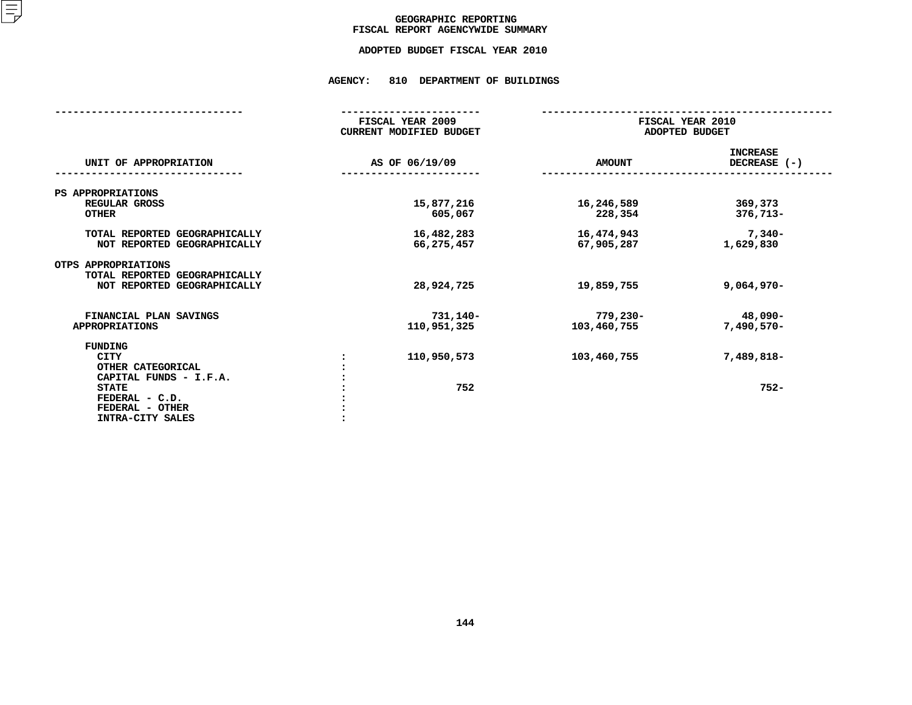# GEOGRAPHIC REPORTING
## FISCAL REPORT AGENCYWIDE SUMMARY

### ADOPTED BUDGET FISCAL YEAR 2010

### AGENCY: 810 DEPARTMENT OF BUILDINGS

| UNIT OF APPROPRIATION | FISCAL YEAR 2009 CURRENT MODIFIED BUDGET AS OF 06/19/09 | FISCAL YEAR 2010 ADOPTED BUDGET AMOUNT | INCREASE DECREASE (-) |
|---|---|---|---|
| PS APPROPRIATIONS | | | |
| REGULAR GROSS | 15,877,216 | 16,246,589 | 369,373 |
| OTHER | 605,067 | 228,354 | 376,713- |
| TOTAL REPORTED GEOGRAPHICALLY | 16,482,283 | 16,474,943 | 7,340- |
| NOT REPORTED GEOGRAPHICALLY | 66,275,457 | 67,905,287 | 1,629,830 |
| OTPS APPROPRIATIONS | | | |
| TOTAL REPORTED GEOGRAPHICALLY | | | |
| NOT REPORTED GEOGRAPHICALLY | 28,924,725 | 19,859,755 | 9,064,970- |
| FINANCIAL PLAN SAVINGS | 731,140- | 779,230- | 48,090- |
| APPROPRIATIONS | 110,951,325 | 103,460,755 | 7,490,570- |
| FUNDING | | | |
| CITY | 110,950,573 | 103,460,755 | 7,489,818- |
| OTHER CATEGORICAL | | | |
| CAPITAL FUNDS - I.F.A. | | | |
| STATE | 752 | | 752- |
| FEDERAL - C.D. | | | |
| FEDERAL - OTHER | | | |
| INTRA-CITY SALES | | | |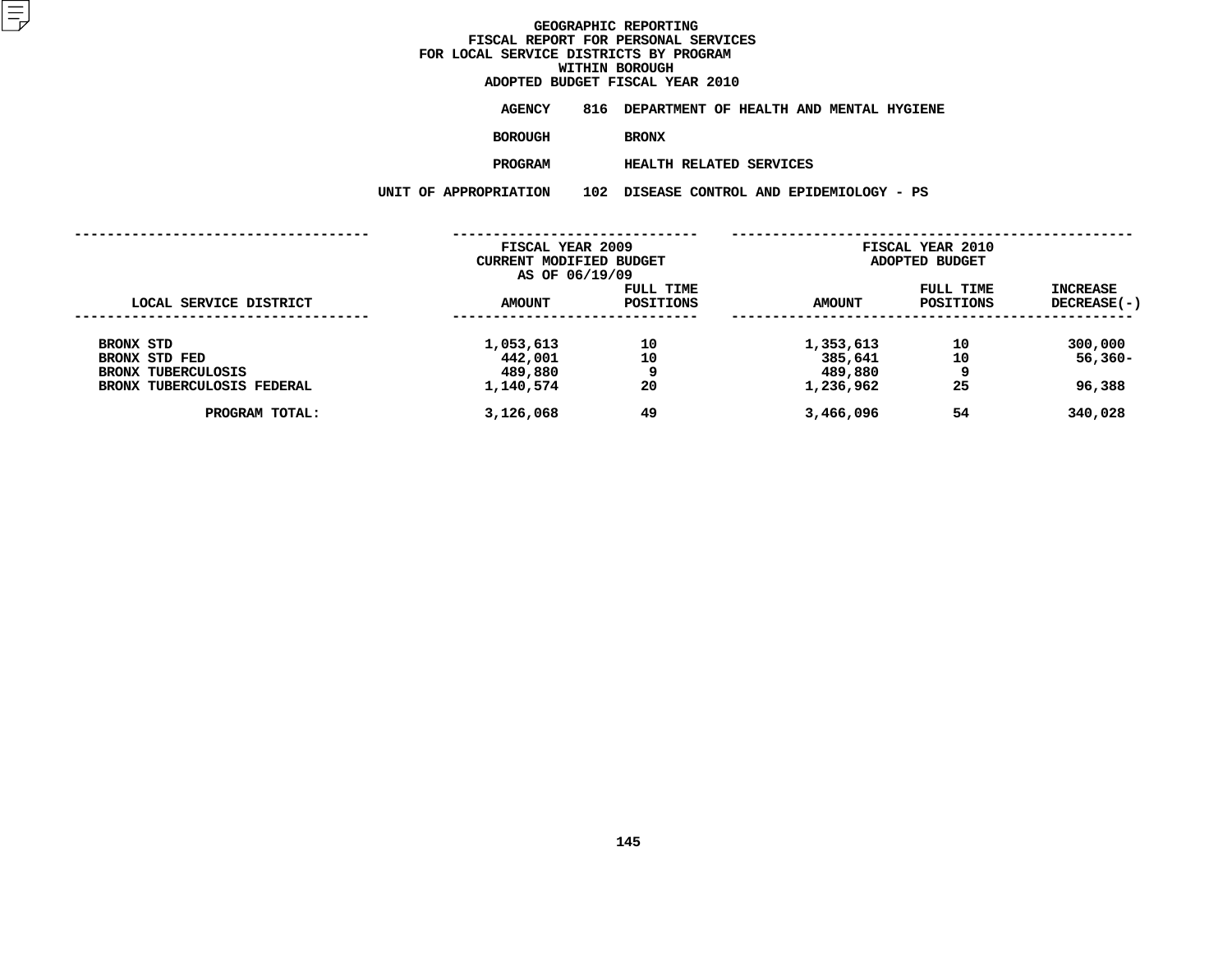# GEOGRAPHIC REPORTING
## FISCAL REPORT FOR PERSONAL SERVICES
## FOR LOCAL SERVICE DISTRICTS BY PROGRAM
## WITHIN BOROUGH
## ADOPTED BUDGET FISCAL YEAR 2010

**AGENCY** 816 DEPARTMENT OF HEALTH AND MENTAL HYGIENE

**BOROUGH** BRONX

**PROGRAM** HEALTH RELATED SERVICES

**UNIT OF APPROPRIATION** 102 DISEASE CONTROL AND EPIDEMIOLOGY - PS

| LOCAL SERVICE DISTRICT | FISCAL YEAR 2009 CURRENT MODIFIED BUDGET AS OF 06/19/09 | | FISCAL YEAR 2010 ADOPTED BUDGET | | |
|---|---|---|---|---|---|
| | AMOUNT | FULL TIME POSITIONS | AMOUNT | FULL TIME POSITIONS | INCREASE DECREASE(-) |
| BRONX STD | 1,053,613 | 10 | 1,353,613 | 10 | 300,000 |
| BRONX STD FED | 442,001 | 10 | 385,641 | 10 | 56,360- |
| BRONX TUBERCULOSIS | 489,880 | 9 | 489,880 | 9 | |
| BRONX TUBERCULOSIS FEDERAL | 1,140,574 | 20 | 1,236,962 | 25 | 96,388 |
| PROGRAM TOTAL: | 3,126,068 | 49 | 3,466,096 | 54 | 340,028 |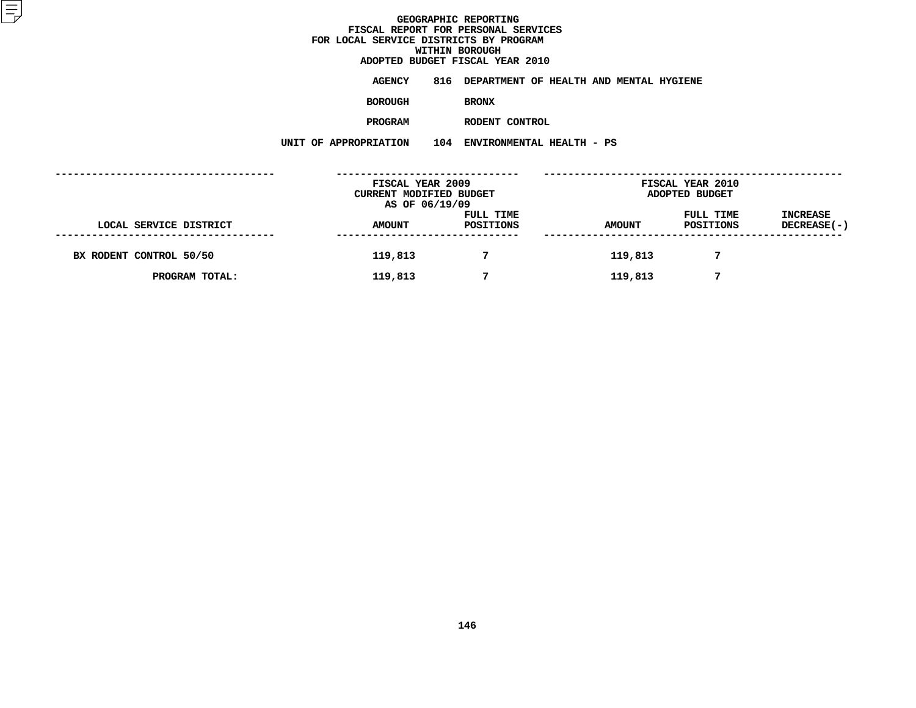# GEOGRAPHIC REPORTING
## FISCAL REPORT FOR PERSONAL SERVICES
## FOR LOCAL SERVICE DISTRICTS BY PROGRAM
## WITHIN BOROUGH
## ADOPTED BUDGET FISCAL YEAR 2010

**AGENCY** 816 DEPARTMENT OF HEALTH AND MENTAL HYGIENE

**BOROUGH** BRONX

**PROGRAM** RODENT CONTROL

**UNIT OF APPROPRIATION** 104 ENVIRONMENTAL HEALTH - PS

| LOCAL SERVICE DISTRICT | FISCAL YEAR 2009 CURRENT MODIFIED BUDGET AS OF 06/19/09 AMOUNT | FULL TIME POSITIONS | FISCAL YEAR 2010 ADOPTED BUDGET AMOUNT | FULL TIME POSITIONS | INCREASE DECREASE(-) |
|---|---|---|---|---|---|
| BX RODENT CONTROL 50/50 | 119,813 | 7 | 119,813 | 7 | |
| PROGRAM TOTAL: | 119,813 | 7 | 119,813 | 7 | |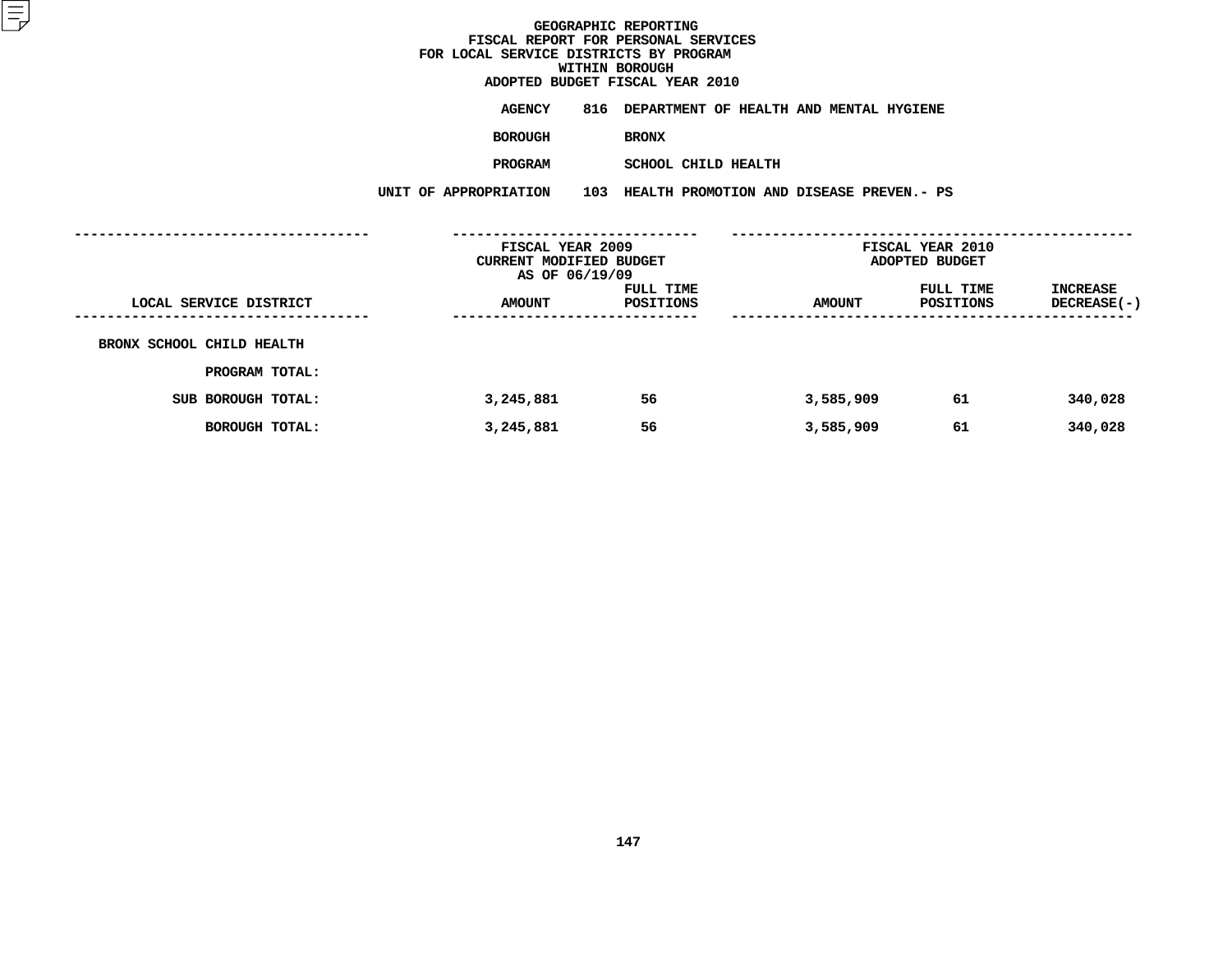# GEOGRAPHIC REPORTING
## FISCAL REPORT FOR PERSONAL SERVICES
## FOR LOCAL SERVICE DISTRICTS BY PROGRAM
## WITHIN BOROUGH
## ADOPTED BUDGET FISCAL YEAR 2010

**AGENCY** 816 DEPARTMENT OF HEALTH AND MENTAL HYGIENE

**BOROUGH** BRONX

**PROGRAM** SCHOOL CHILD HEALTH

**UNIT OF APPROPRIATION** 103 HEALTH PROMOTION AND DISEASE PREVEN.- PS

| | FISCAL YEAR 2009 CURRENT MODIFIED BUDGET AS OF 06/19/09 | | FISCAL YEAR 2010 ADOPTED BUDGET | | |
|---|---|---|---|---|---|
| LOCAL SERVICE DISTRICT | AMOUNT | FULL TIME POSITIONS | AMOUNT | FULL TIME POSITIONS | INCREASE DECREASE(-) |
| BRONX SCHOOL CHILD HEALTH | | | | | |
| PROGRAM TOTAL: | | | | | |
| SUB BOROUGH TOTAL: | 3,245,881 | 56 | 3,585,909 | 61 | 340,028 |
| BOROUGH TOTAL: | 3,245,881 | 56 | 3,585,909 | 61 | 340,028 |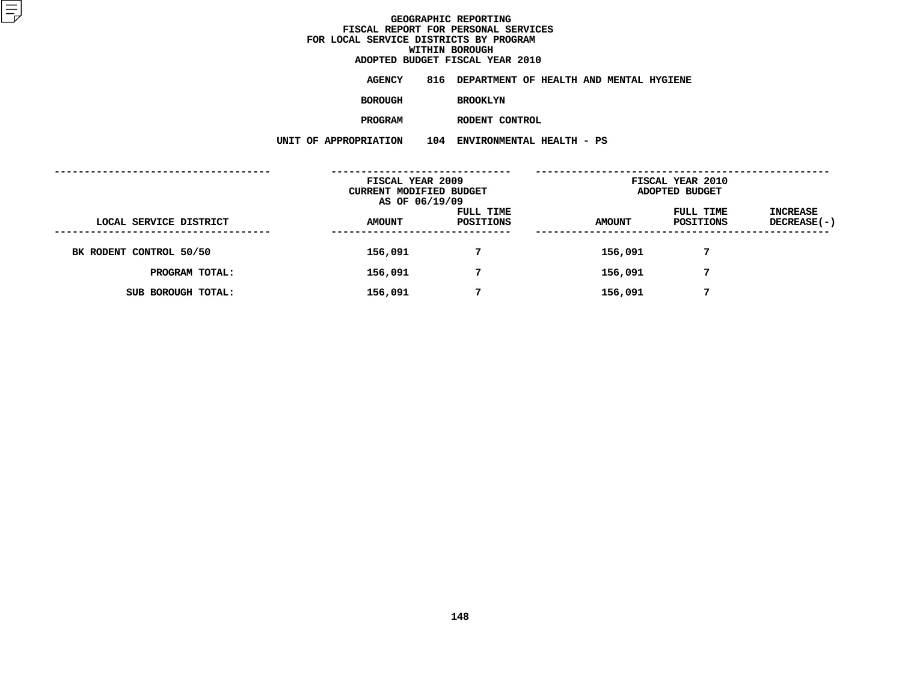# GEOGRAPHIC REPORTING
## FISCAL REPORT FOR PERSONAL SERVICES
## FOR LOCAL SERVICE DISTRICTS BY PROGRAM
## WITHIN BOROUGH
## ADOPTED BUDGET FISCAL YEAR 2010

**AGENCY** 816 DEPARTMENT OF HEALTH AND MENTAL HYGIENE

**BOROUGH** BROOKLYN

**PROGRAM** RODENT CONTROL

**UNIT OF APPROPRIATION** 104 ENVIRONMENTAL HEALTH - PS

| LOCAL SERVICE DISTRICT | FISCAL YEAR 2009 CURRENT MODIFIED BUDGET AS OF 06/19/09 AMOUNT | FULL TIME POSITIONS | FISCAL YEAR 2010 ADOPTED BUDGET AMOUNT | FULL TIME POSITIONS | INCREASE DECREASE(-) |
|---|---|---|---|---|---|
| BK RODENT CONTROL 50/50 | 156,091 | 7 | 156,091 | 7 | |
| PROGRAM TOTAL: | 156,091 | 7 | 156,091 | 7 | |
| SUB BOROUGH TOTAL: | 156,091 | 7 | 156,091 | 7 | |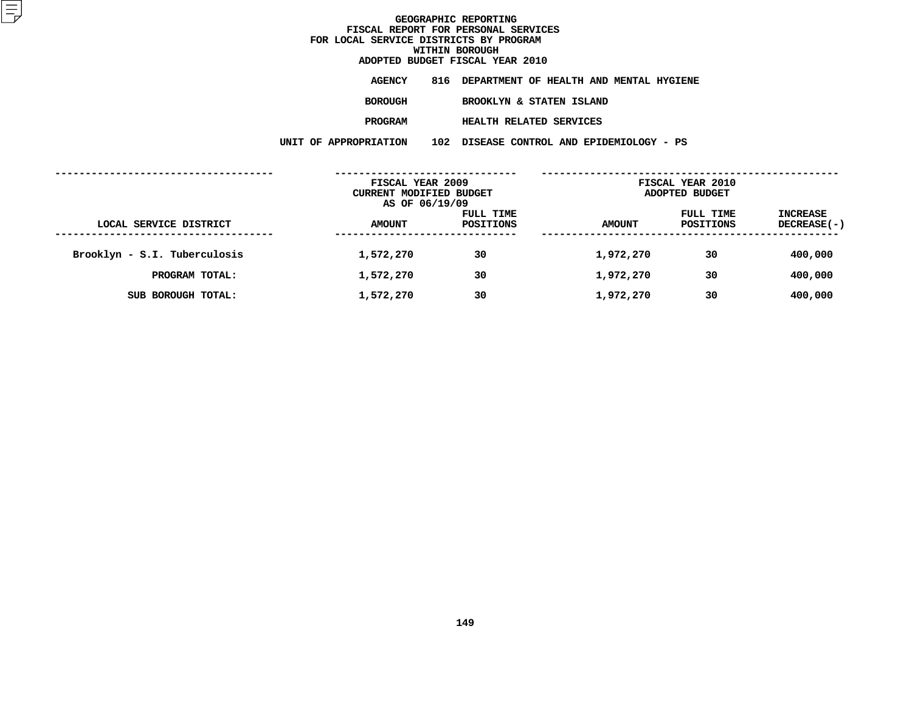# GEOGRAPHIC REPORTING
## FISCAL REPORT FOR PERSONAL SERVICES
## FOR LOCAL SERVICE DISTRICTS BY PROGRAM
## WITHIN BOROUGH
## ADOPTED BUDGET FISCAL YEAR 2010

**AGENCY** 816 DEPARTMENT OF HEALTH AND MENTAL HYGIENE

**BOROUGH** BROOKLYN & STATEN ISLAND

**PROGRAM** HEALTH RELATED SERVICES

**UNIT OF APPROPRIATION** 102 DISEASE CONTROL AND EPIDEMIOLOGY - PS

| | FISCAL YEAR 2009 CURRENT MODIFIED BUDGET AS OF 06/19/09 | | FISCAL YEAR 2010 ADOPTED BUDGET | | |
|---|---|---|---|---|---|
| LOCAL SERVICE DISTRICT | AMOUNT | FULL TIME POSITIONS | AMOUNT | FULL TIME POSITIONS | INCREASE DECREASE(-) |
| Brooklyn - S.I. Tuberculosis | 1,572,270 | 30 | 1,972,270 | 30 | 400,000 |
| PROGRAM TOTAL: | 1,572,270 | 30 | 1,972,270 | 30 | 400,000 |
| SUB BOROUGH TOTAL: | 1,572,270 | 30 | 1,972,270 | 30 | 400,000 |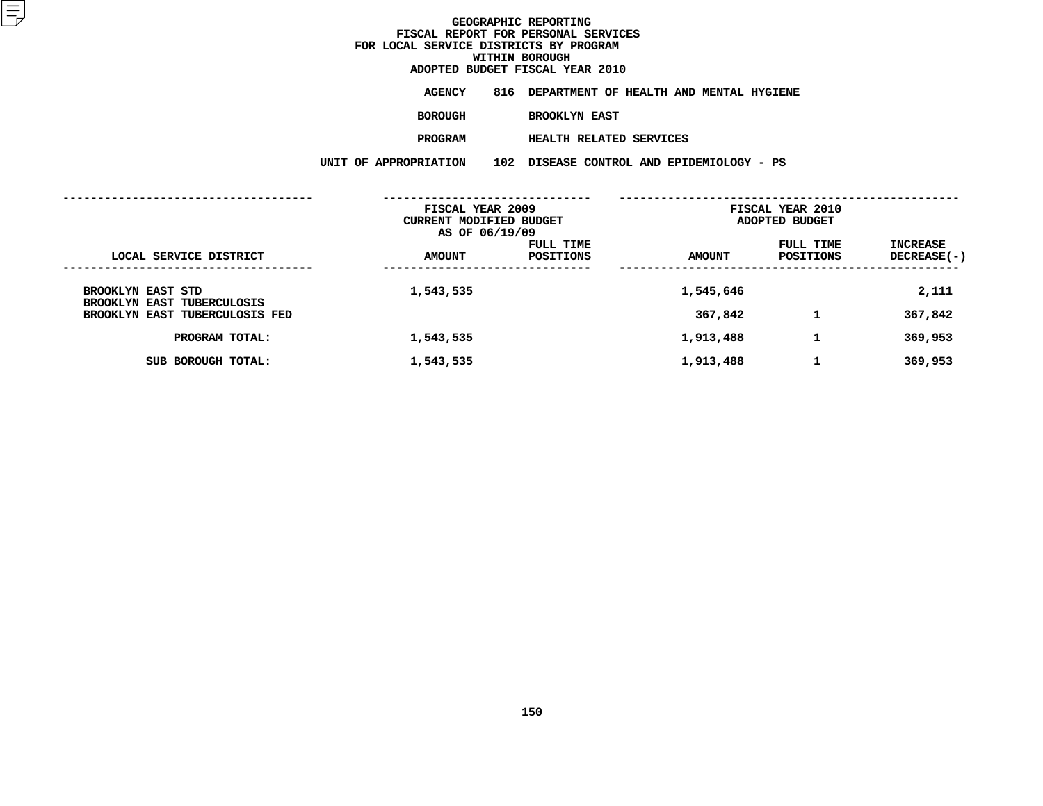# GEOGRAPHIC REPORTING
## FISCAL REPORT FOR PERSONAL SERVICES
## FOR LOCAL SERVICE DISTRICTS BY PROGRAM
## WITHIN BOROUGH
## ADOPTED BUDGET FISCAL YEAR 2010

**AGENCY** 816 DEPARTMENT OF HEALTH AND MENTAL HYGIENE

**BOROUGH** BROOKLYN EAST

**PROGRAM** HEALTH RELATED SERVICES

**UNIT OF APPROPRIATION** 102 DISEASE CONTROL AND EPIDEMIOLOGY - PS

| | FISCAL YEAR 2009 CURRENT MODIFIED BUDGET AS OF 06/19/09 | | FISCAL YEAR 2010 ADOPTED BUDGET | | |
|---|---|---|---|---|---|
| LOCAL SERVICE DISTRICT | AMOUNT | FULL TIME POSITIONS | AMOUNT | FULL TIME POSITIONS | INCREASE DECREASE(-) |
| BROOKLYN EAST STD | 1,543,535 | | 1,545,646 | | 2,111 |
| BROOKLYN EAST TUBERCULOSIS | | | | | |
| BROOKLYN EAST TUBERCULOSIS FED | | | 367,842 | 1 | 367,842 |
| PROGRAM TOTAL: | 1,543,535 | | 1,913,488 | 1 | 369,953 |
| SUB BOROUGH TOTAL: | 1,543,535 | | 1,913,488 | 1 | 369,953 |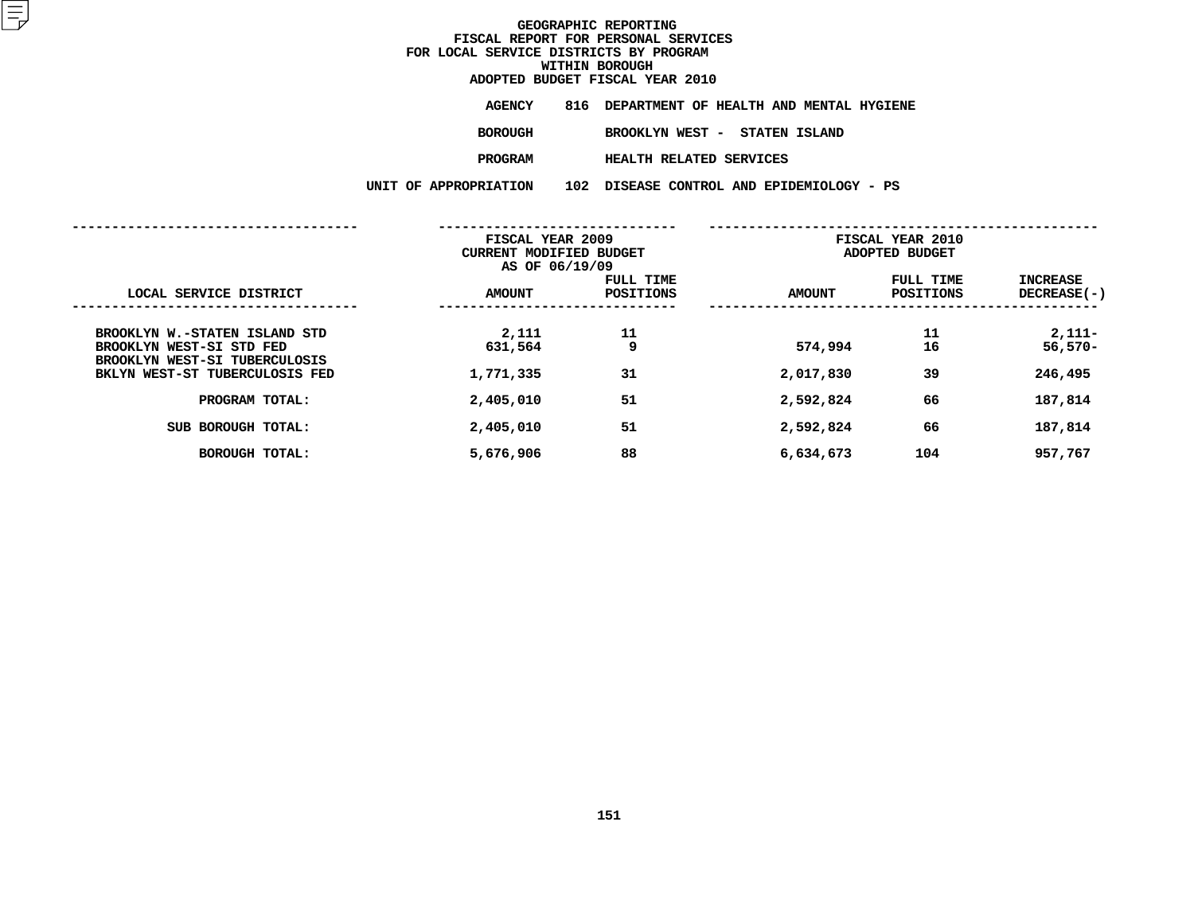# GEOGRAPHIC REPORTING
## FISCAL REPORT FOR PERSONAL SERVICES
## FOR LOCAL SERVICE DISTRICTS BY PROGRAM
## WITHIN BOROUGH
## ADOPTED BUDGET FISCAL YEAR 2010

**AGENCY** 816 DEPARTMENT OF HEALTH AND MENTAL HYGIENE

**BOROUGH** BROOKLYN WEST - STATEN ISLAND

**PROGRAM** HEALTH RELATED SERVICES

**UNIT OF APPROPRIATION** 102 DISEASE CONTROL AND EPIDEMIOLOGY - PS

| | FISCAL YEAR 2009 CURRENT MODIFIED BUDGET AS OF 06/19/09 | | FISCAL YEAR 2010 ADOPTED BUDGET | | |
|---|---|---|---|---|---|
| LOCAL SERVICE DISTRICT | AMOUNT | FULL TIME POSITIONS | AMOUNT | FULL TIME POSITIONS | INCREASE DECREASE(-) |
| BROOKLYN W.-STATEN ISLAND STD | 2,111 | 11 | | 11 | 2,111- |
| BROOKLYN WEST-SI STD FED | 631,564 | 9 | 574,994 | 16 | 56,570- |
| BROOKLYN WEST-SI TUBERCULOSIS | | | | | |
| BKLYN WEST-ST TUBERCULOSIS FED | 1,771,335 | 31 | 2,017,830 | 39 | 246,495 |
| PROGRAM TOTAL: | 2,405,010 | 51 | 2,592,824 | 66 | 187,814 |
| SUB BOROUGH TOTAL: | 2,405,010 | 51 | 2,592,824 | 66 | 187,814 |
| BOROUGH TOTAL: | 5,676,906 | 88 | 6,634,673 | 104 | 957,767 |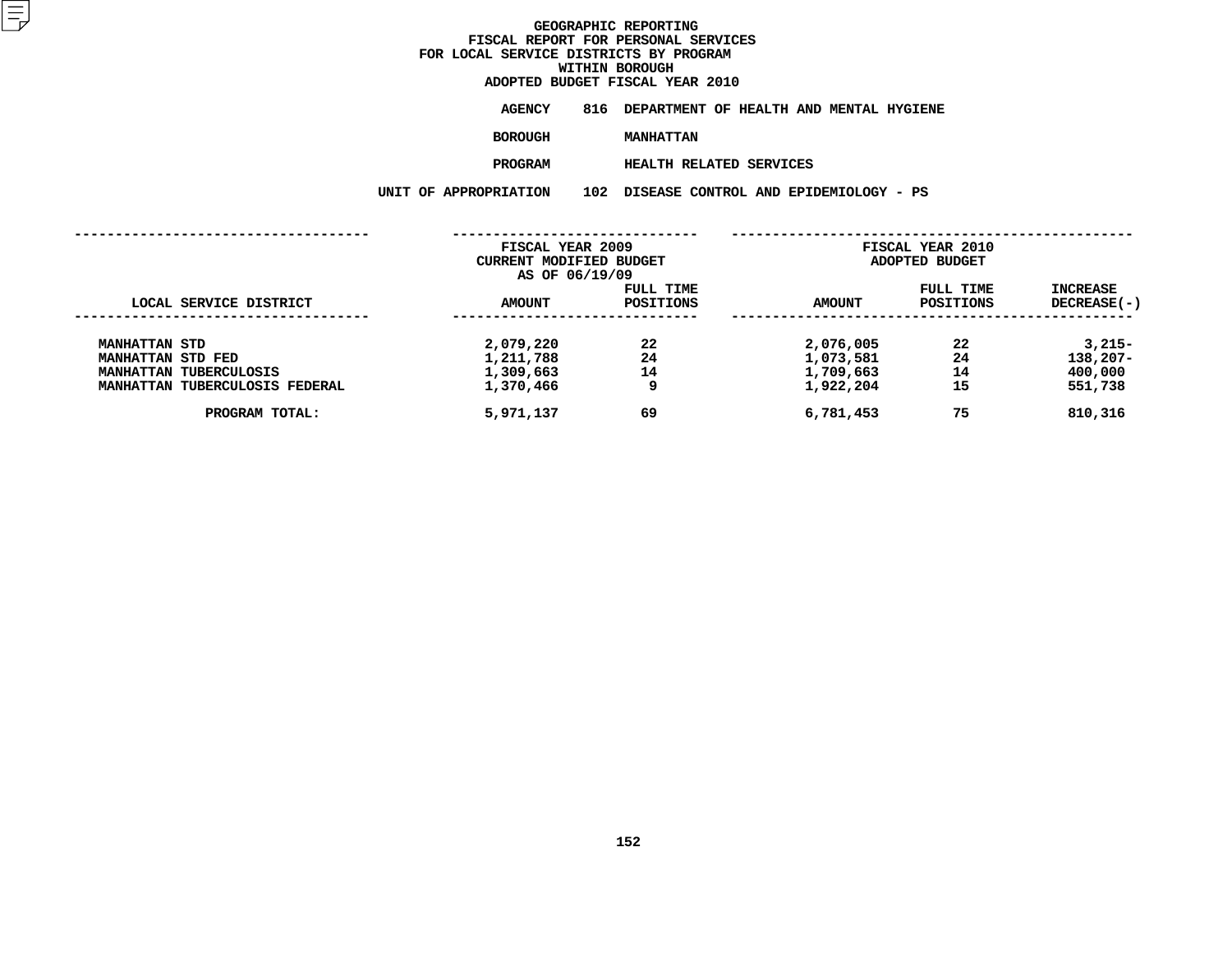# GEOGRAPHIC REPORTING
## FISCAL REPORT FOR PERSONAL SERVICES
## FOR LOCAL SERVICE DISTRICTS BY PROGRAM
## WITHIN BOROUGH
## ADOPTED BUDGET FISCAL YEAR 2010

**AGENCY** 816 DEPARTMENT OF HEALTH AND MENTAL HYGIENE

**BOROUGH** MANHATTAN

**PROGRAM** HEALTH RELATED SERVICES

**UNIT OF APPROPRIATION** 102 DISEASE CONTROL AND EPIDEMIOLOGY - PS

| LOCAL SERVICE DISTRICT | FISCAL YEAR 2009 CURRENT MODIFIED BUDGET AS OF 06/19/09 AMOUNT | FULL TIME POSITIONS | FISCAL YEAR 2010 ADOPTED BUDGET AMOUNT | FULL TIME POSITIONS | INCREASE DECREASE(-) |
|---|---|---|---|---|---|
| MANHATTAN STD | 2,079,220 | 22 | 2,076,005 | 22 | 3,215- |
| MANHATTAN STD FED | 1,211,788 | 24 | 1,073,581 | 24 | 138,207- |
| MANHATTAN TUBERCULOSIS | 1,309,663 | 14 | 1,709,663 | 14 | 400,000 |
| MANHATTAN TUBERCULOSIS FEDERAL | 1,370,466 | 9 | 1,922,204 | 15 | 551,738 |
| PROGRAM TOTAL: | 5,971,137 | 69 | 6,781,453 | 75 | 810,316 |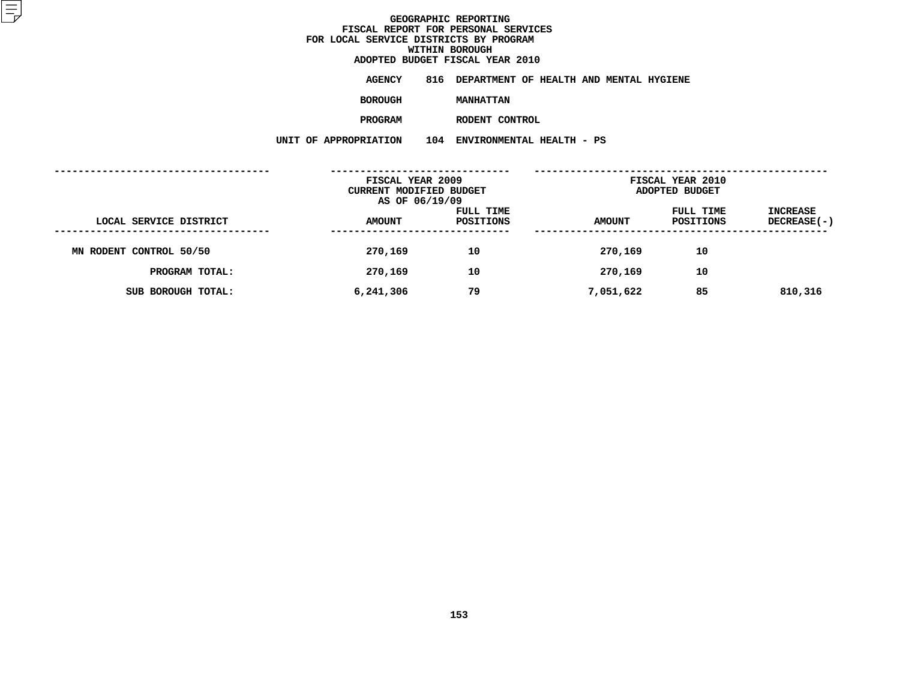# GEOGRAPHIC REPORTING
## FISCAL REPORT FOR PERSONAL SERVICES
## FOR LOCAL SERVICE DISTRICTS BY PROGRAM
## WITHIN BOROUGH
## ADOPTED BUDGET FISCAL YEAR 2010

**AGENCY** 816 DEPARTMENT OF HEALTH AND MENTAL HYGIENE

**BOROUGH** MANHATTAN

**PROGRAM** RODENT CONTROL

**UNIT OF APPROPRIATION** 104 ENVIRONMENTAL HEALTH - PS

| LOCAL SERVICE DISTRICT | FISCAL YEAR 2009 CURRENT MODIFIED BUDGET AS OF 06/19/09 AMOUNT | FULL TIME POSITIONS | FISCAL YEAR 2010 ADOPTED BUDGET AMOUNT | FULL TIME POSITIONS | INCREASE DECREASE(-) |
|---|---|---|---|---|---|
| MN RODENT CONTROL 50/50 | 270,169 | 10 | 270,169 | 10 | |
| PROGRAM TOTAL: | 270,169 | 10 | 270,169 | 10 | |
| SUB BOROUGH TOTAL: | 6,241,306 | 79 | 7,051,622 | 85 | 810,316 |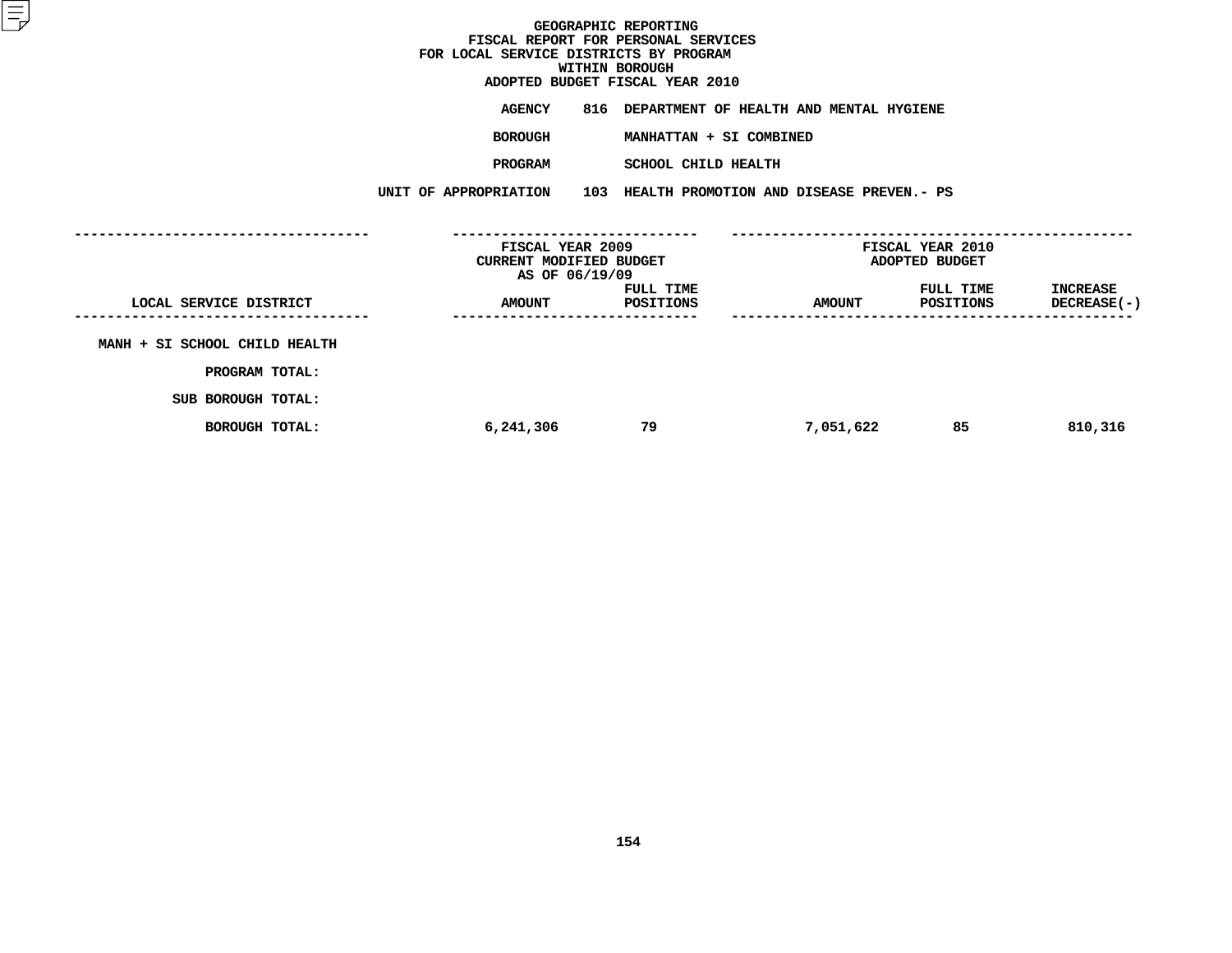# GEOGRAPHIC REPORTING
## FISCAL REPORT FOR PERSONAL SERVICES
## FOR LOCAL SERVICE DISTRICTS BY PROGRAM
## WITHIN BOROUGH
## ADOPTED BUDGET FISCAL YEAR 2010

**AGENCY** 816 DEPARTMENT OF HEALTH AND MENTAL HYGIENE

**BOROUGH** MANHATTAN + SI COMBINED

**PROGRAM** SCHOOL CHILD HEALTH

**UNIT OF APPROPRIATION** 103 HEALTH PROMOTION AND DISEASE PREVEN.- PS

| LOCAL SERVICE DISTRICT | FISCAL YEAR 2009 CURRENT MODIFIED BUDGET AS OF 06/19/09 AMOUNT | FULL TIME POSITIONS | FISCAL YEAR 2010 ADOPTED BUDGET AMOUNT | FULL TIME POSITIONS | INCREASE DECREASE(-) |
|---|---|---|---|---|---|
| MANH + SI SCHOOL CHILD HEALTH | | | | | |
| PROGRAM TOTAL: | | | | | |
| SUB BOROUGH TOTAL: | | | | | |
| BOROUGH TOTAL: | 6,241,306 | 79 | 7,051,622 | 85 | 810,316 |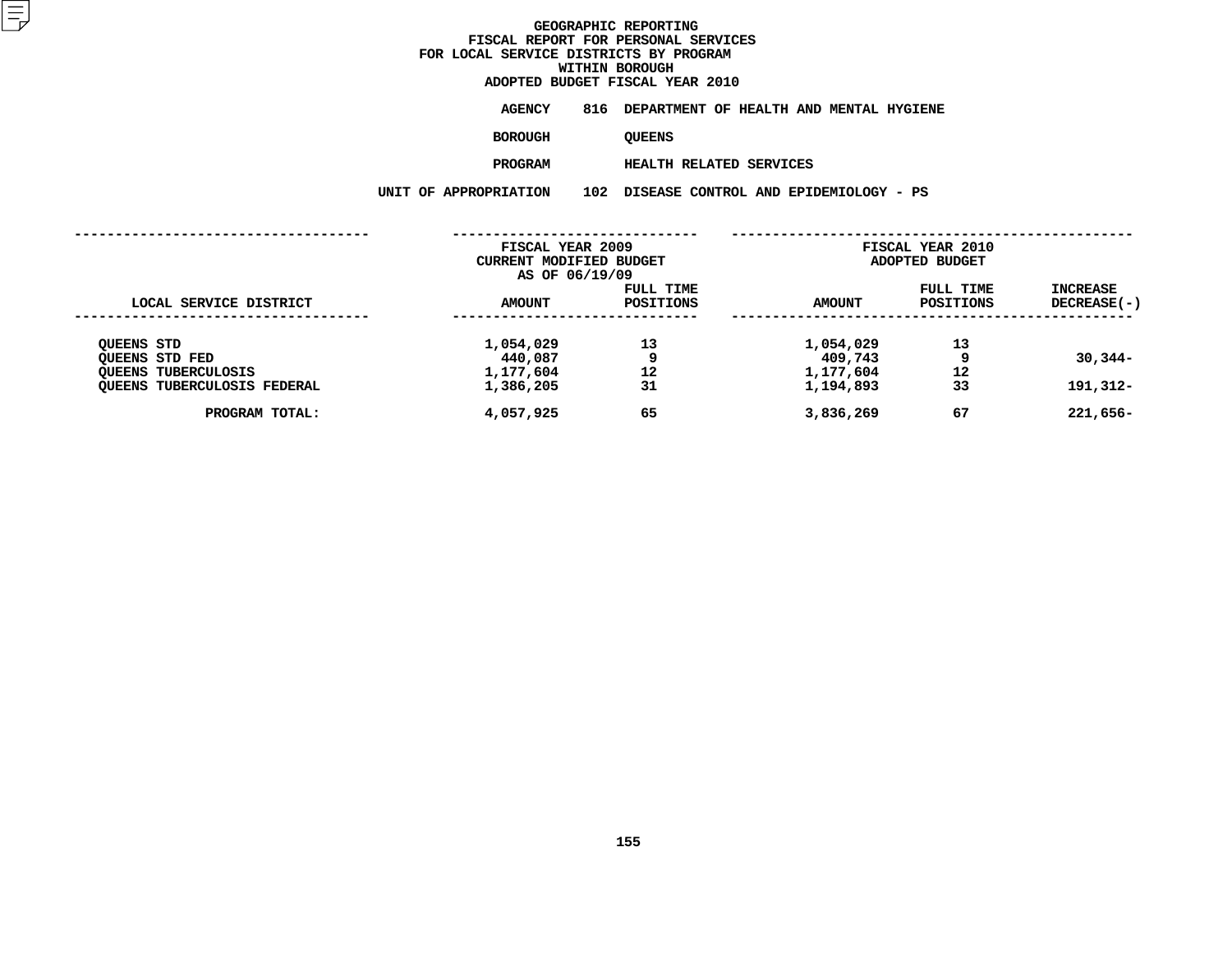# GEOGRAPHIC REPORTING
## FISCAL REPORT FOR PERSONAL SERVICES
## FOR LOCAL SERVICE DISTRICTS BY PROGRAM
## WITHIN BOROUGH
## ADOPTED BUDGET FISCAL YEAR 2010

**AGENCY** 816 DEPARTMENT OF HEALTH AND MENTAL HYGIENE

**BOROUGH** QUEENS

**PROGRAM** HEALTH RELATED SERVICES

**UNIT OF APPROPRIATION** 102 DISEASE CONTROL AND EPIDEMIOLOGY - PS

| LOCAL SERVICE DISTRICT | FISCAL YEAR 2009 CURRENT MODIFIED BUDGET AS OF 06/19/09 AMOUNT | FULL TIME POSITIONS | FISCAL YEAR 2010 ADOPTED BUDGET AMOUNT | FULL TIME POSITIONS | INCREASE DECREASE(-) |
|---|---|---|---|---|---|
| QUEENS STD | 1,054,029 | 13 | 1,054,029 | 13 | |
| QUEENS STD FED | 440,087 | 9 | 409,743 | 9 | 30,344- |
| QUEENS TUBERCULOSIS | 1,177,604 | 12 | 1,177,604 | 12 | |
| QUEENS TUBERCULOSIS FEDERAL | 1,386,205 | 31 | 1,194,893 | 33 | 191,312- |
| PROGRAM TOTAL: | 4,057,925 | 65 | 3,836,269 | 67 | 221,656- |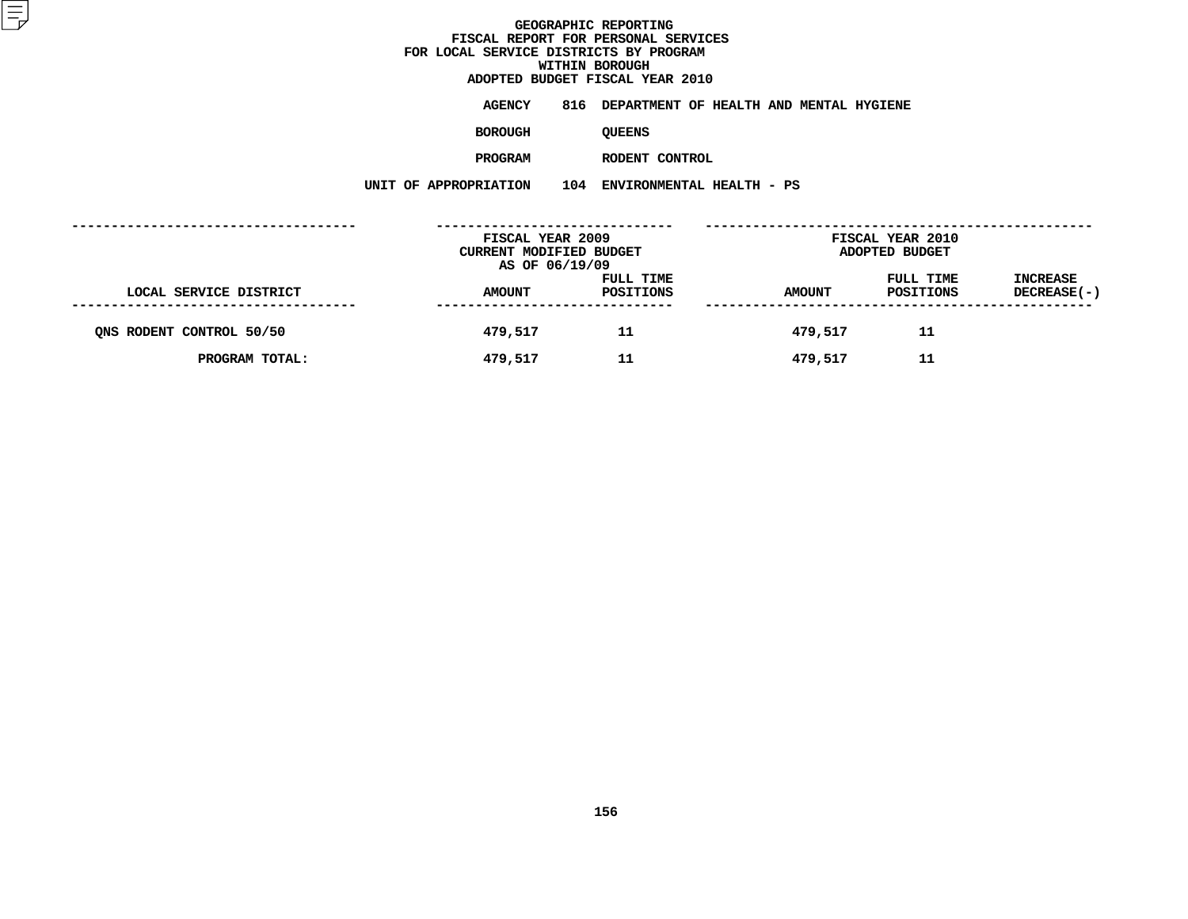# GEOGRAPHIC REPORTING
## FISCAL REPORT FOR PERSONAL SERVICES
## FOR LOCAL SERVICE DISTRICTS BY PROGRAM
## WITHIN BOROUGH
## ADOPTED BUDGET FISCAL YEAR 2010

**AGENCY** 816 DEPARTMENT OF HEALTH AND MENTAL HYGIENE

**BOROUGH** QUEENS

**PROGRAM** RODENT CONTROL

**UNIT OF APPROPRIATION** 104 ENVIRONMENTAL HEALTH - PS

| LOCAL SERVICE DISTRICT | FISCAL YEAR 2009 CURRENT MODIFIED BUDGET AS OF 06/19/09 AMOUNT | FULL TIME POSITIONS | FISCAL YEAR 2010 ADOPTED BUDGET AMOUNT | FULL TIME POSITIONS | INCREASE DECREASE(-) |
|---|---|---|---|---|---|
| QNS RODENT CONTROL 50/50 | 479,517 | 11 | 479,517 | 11 | |
| PROGRAM TOTAL: | 479,517 | 11 | 479,517 | 11 | |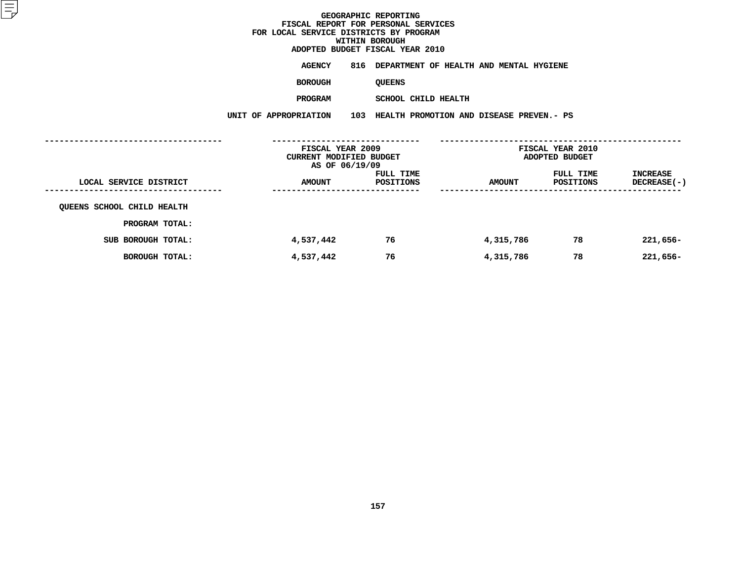# GEOGRAPHIC REPORTING
## FISCAL REPORT FOR PERSONAL SERVICES
## FOR LOCAL SERVICE DISTRICTS BY PROGRAM
## WITHIN BOROUGH
## ADOPTED BUDGET FISCAL YEAR 2010

**AGENCY** 816 DEPARTMENT OF HEALTH AND MENTAL HYGIENE

**BOROUGH** QUEENS

**PROGRAM** SCHOOL CHILD HEALTH

**UNIT OF APPROPRIATION** 103 HEALTH PROMOTION AND DISEASE PREVEN.- PS

| | FISCAL YEAR 2009 CURRENT MODIFIED BUDGET AS OF 06/19/09 | | FISCAL YEAR 2010 ADOPTED BUDGET | | |
|---|---|---|---|---|---|
| LOCAL SERVICE DISTRICT | AMOUNT | FULL TIME POSITIONS | AMOUNT | FULL TIME POSITIONS | INCREASE DECREASE(-) |
| QUEENS SCHOOL CHILD HEALTH | | | | | |
| PROGRAM TOTAL: | | | | | |
| SUB BOROUGH TOTAL: | 4,537,442 | 76 | 4,315,786 | 78 | 221,656- |
| BOROUGH TOTAL: | 4,537,442 | 76 | 4,315,786 | 78 | 221,656- |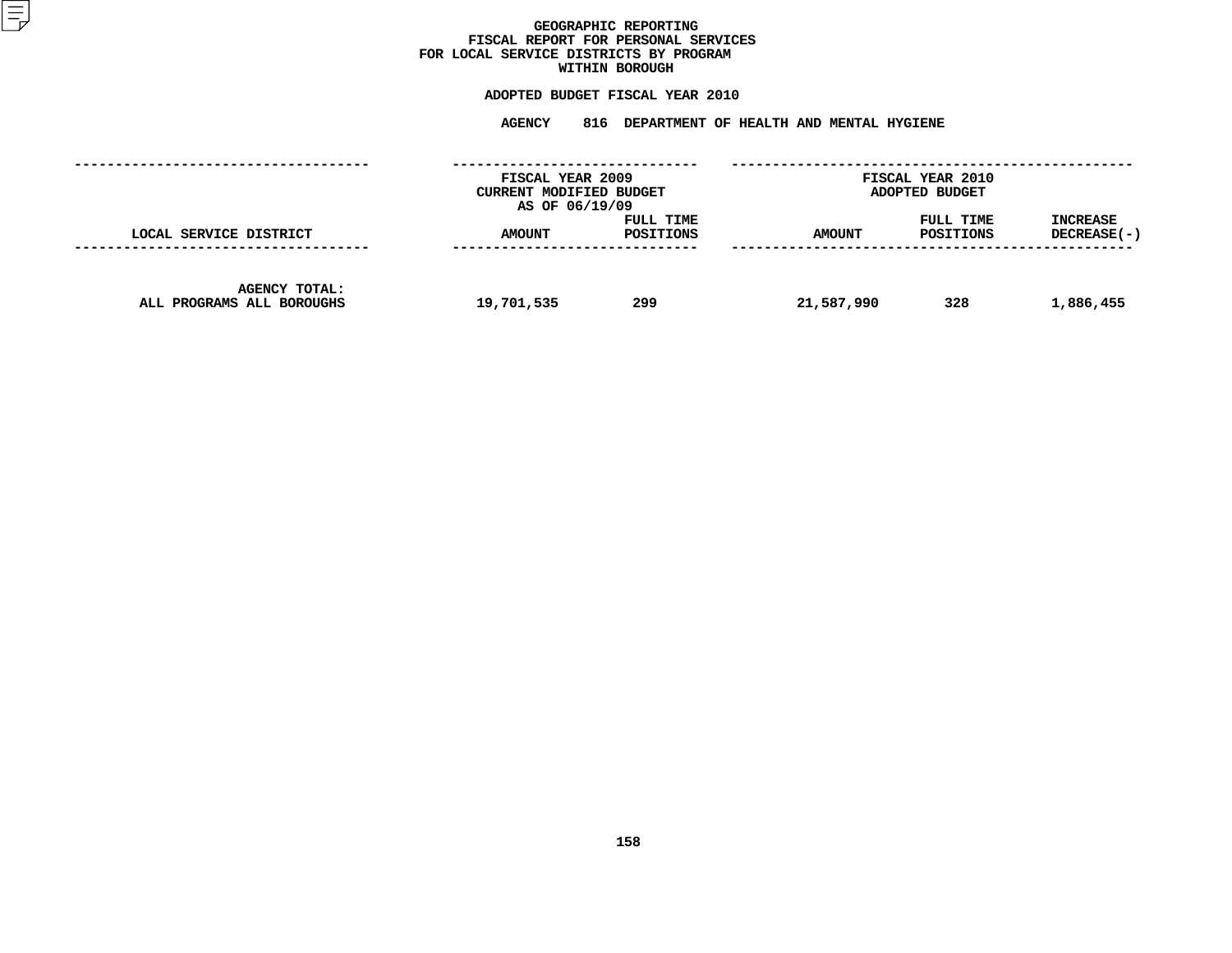# GEOGRAPHIC REPORTING
## FISCAL REPORT FOR PERSONAL SERVICES
## FOR LOCAL SERVICE DISTRICTS BY PROGRAM
## WITHIN BOROUGH

### ADOPTED BUDGET FISCAL YEAR 2010

### AGENCY 816 DEPARTMENT OF HEALTH AND MENTAL HYGIENE

| | FISCAL YEAR 2009 CURRENT MODIFIED BUDGET AS OF 06/19/09 | | FISCAL YEAR 2010 ADOPTED BUDGET | | |
|---|---|---|---|---|---|
| LOCAL SERVICE DISTRICT | AMOUNT | FULL TIME POSITIONS | AMOUNT | FULL TIME POSITIONS | INCREASE DECREASE(-) |
| AGENCY TOTAL: ALL PROGRAMS ALL BOROUGHS | 19,701,535 | 299 | 21,587,990 | 328 | 1,886,455 |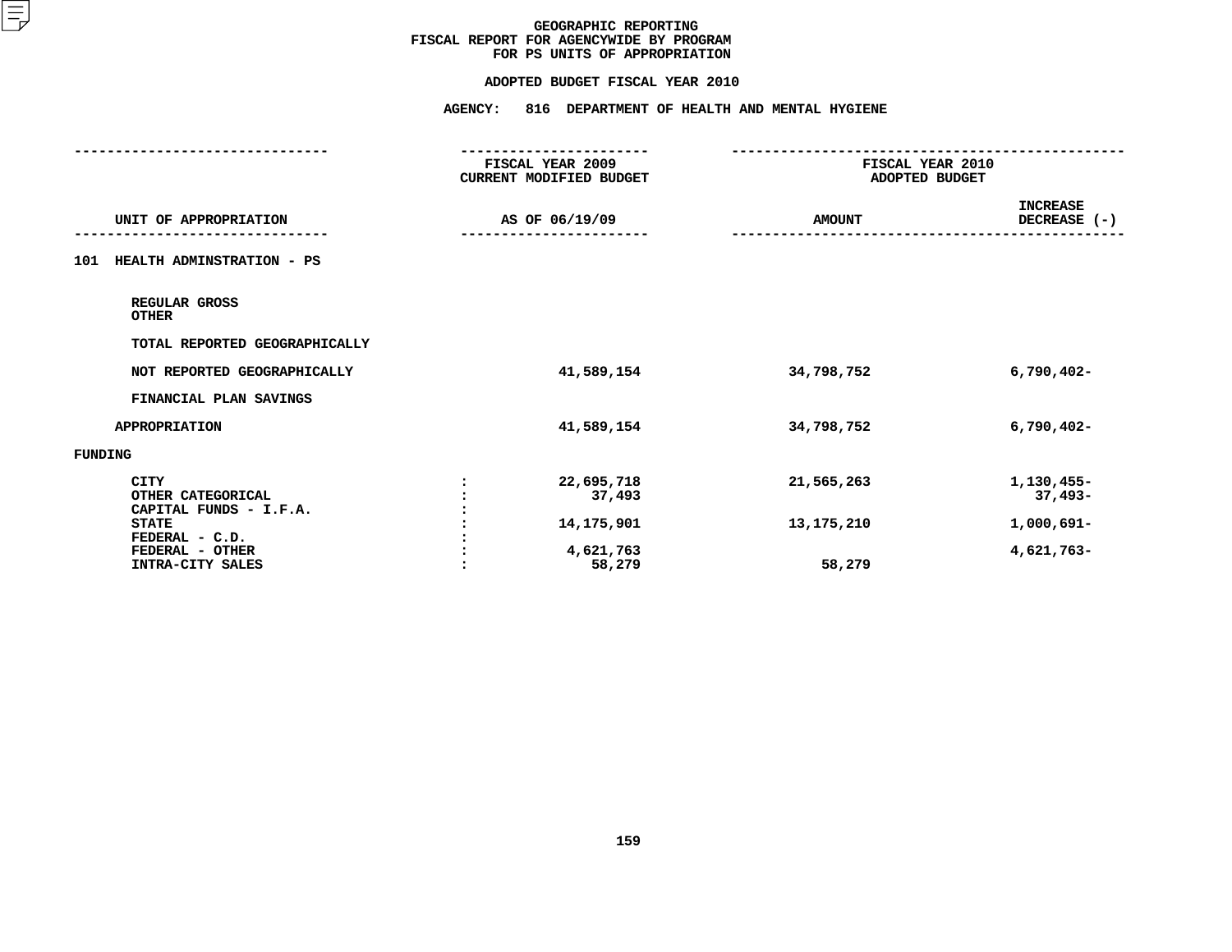GEOGRAPHIC REPORTING
FISCAL REPORT FOR AGENCYWIDE BY PROGRAM
FOR PS UNITS OF APPROPRIATION

ADOPTED BUDGET FISCAL YEAR 2010

AGENCY: 816 DEPARTMENT OF HEALTH AND MENTAL HYGIENE

| UNIT OF APPROPRIATION | FISCAL YEAR 2009 CURRENT MODIFIED BUDGET AS OF 06/19/09 | FISCAL YEAR 2010 ADOPTED BUDGET AMOUNT | INCREASE DECREASE (-) |
|---|---|---|---|
| 101 HEALTH ADMINSTRATION - PS | | | |
| REGULAR GROSS | | | |
| OTHER | | | |
| TOTAL REPORTED GEOGRAPHICALLY | | | |
| NOT REPORTED GEOGRAPHICALLY | 41,589,154 | 34,798,752 | 6,790,402- |
| FINANCIAL PLAN SAVINGS | | | |
| APPROPRIATION | 41,589,154 | 34,798,752 | 6,790,402- |
| FUNDING | | | |
| CITY : | 22,695,718 | 21,565,263 | 1,130,455- |
| OTHER CATEGORICAL : | 37,493 | | 37,493- |
| CAPITAL FUNDS - I.F.A. : | | | |
| STATE : | 14,175,901 | 13,175,210 | 1,000,691- |
| FEDERAL - C.D. : | | | |
| FEDERAL - OTHER : | 4,621,763 | | 4,621,763- |
| INTRA-CITY SALES : | 58,279 | 58,279 | |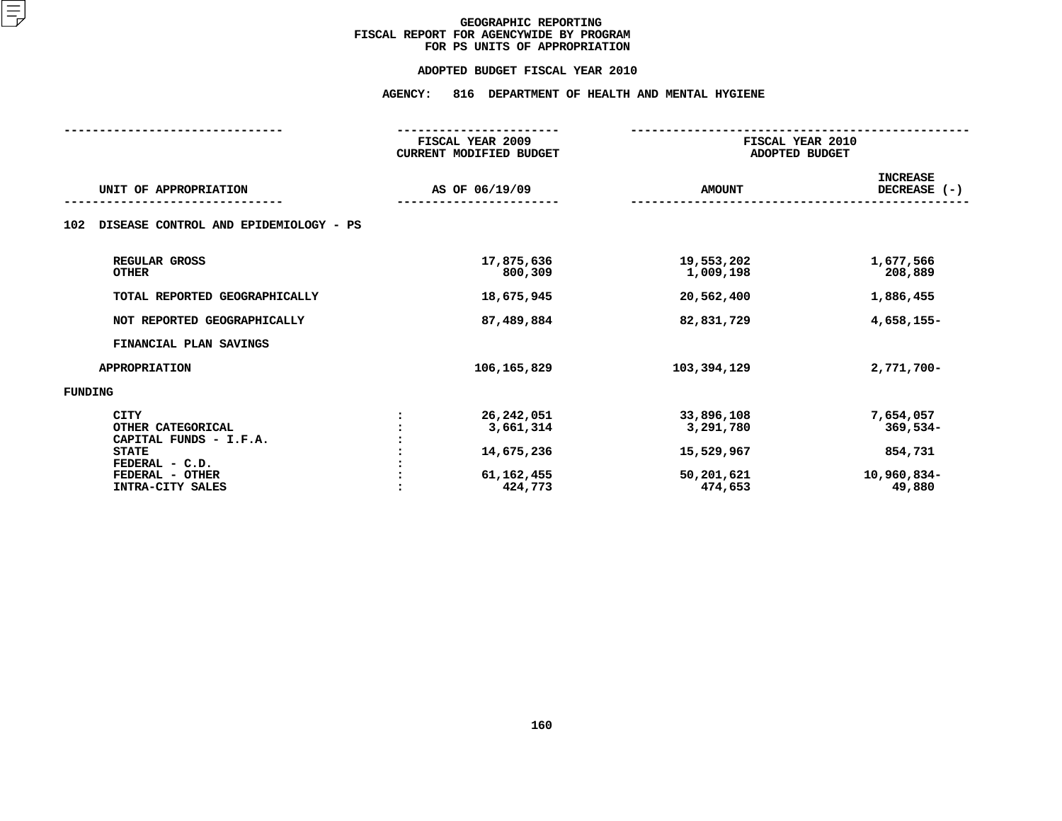# GEOGRAPHIC REPORTING
## FISCAL REPORT FOR AGENCYWIDE BY PROGRAM
## FOR PS UNITS OF APPROPRIATION

### ADOPTED BUDGET FISCAL YEAR 2010

### AGENCY: 816 DEPARTMENT OF HEALTH AND MENTAL HYGIENE

| UNIT OF APPROPRIATION | | FISCAL YEAR 2009 CURRENT MODIFIED BUDGET AS OF 06/19/09 | FISCAL YEAR 2010 ADOPTED BUDGET AMOUNT | INCREASE DECREASE (-) |
|---|---|---|---|---|
| **102 DISEASE CONTROL AND EPIDEMIOLOGY - PS** | | | | |
| REGULAR GROSS | | 17,875,636 | 19,553,202 | 1,677,566 |
| OTHER | | 800,309 | 1,009,198 | 208,889 |
| TOTAL REPORTED GEOGRAPHICALLY | | 18,675,945 | 20,562,400 | 1,886,455 |
| NOT REPORTED GEOGRAPHICALLY | | 87,489,884 | 82,831,729 | 4,658,155- |
| FINANCIAL PLAN SAVINGS | | | | |
| APPROPRIATION | | 106,165,829 | 103,394,129 | 2,771,700- |
| FUNDING | | | | |
| CITY | : | 26,242,051 | 33,896,108 | 7,654,057 |
| OTHER CATEGORICAL | : | 3,661,314 | 3,291,780 | 369,534- |
| CAPITAL FUNDS - I.F.A. | : | | | |
| STATE | : | 14,675,236 | 15,529,967 | 854,731 |
| FEDERAL - C.D. | : | | | |
| FEDERAL - OTHER | : | 61,162,455 | 50,201,621 | 10,960,834- |
| INTRA-CITY SALES | : | 424,773 | 474,653 | 49,880 |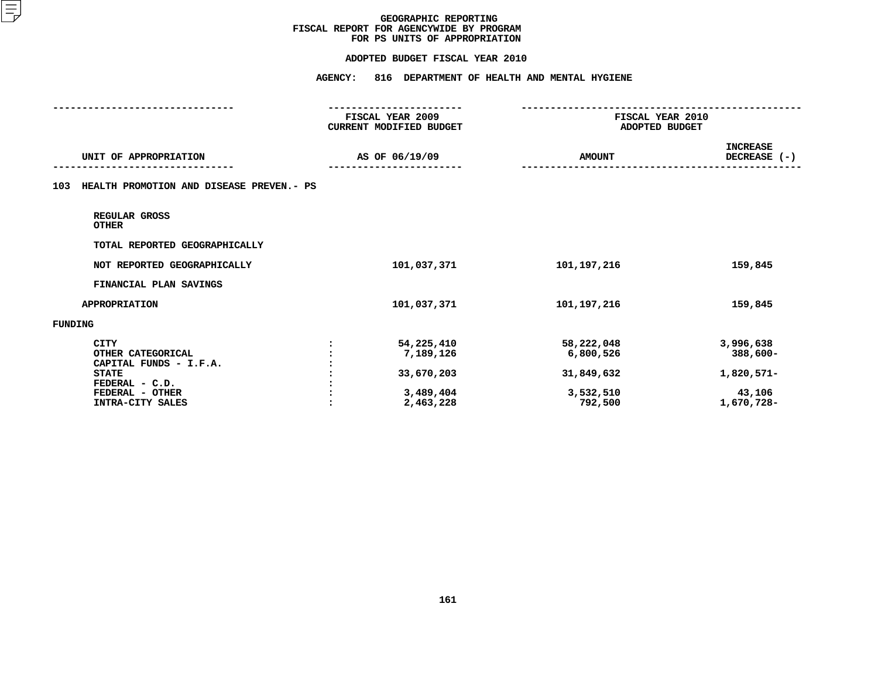GEOGRAPHIC REPORTING
FISCAL REPORT FOR AGENCYWIDE BY PROGRAM
FOR PS UNITS OF APPROPRIATION

ADOPTED BUDGET FISCAL YEAR 2010

AGENCY: 816 DEPARTMENT OF HEALTH AND MENTAL HYGIENE

| UNIT OF APPROPRIATION | | FISCAL YEAR 2009 CURRENT MODIFIED BUDGET AS OF 06/19/09 | FISCAL YEAR 2010 ADOPTED BUDGET AMOUNT | FISCAL YEAR 2010 ADOPTED BUDGET INCREASE DECREASE (-) |
|---|---|---|---|---|
| **103 HEALTH PROMOTION AND DISEASE PREVEN.- PS** | | | | |
| REGULAR GROSS | | | | |
| OTHER | | | | |
| TOTAL REPORTED GEOGRAPHICALLY | | | | |
| NOT REPORTED GEOGRAPHICALLY | | 101,037,371 | 101,197,216 | 159,845 |
| FINANCIAL PLAN SAVINGS | | | | |
| APPROPRIATION | | 101,037,371 | 101,197,216 | 159,845 |
| **FUNDING** | | | | |
| CITY | : | 54,225,410 | 58,222,048 | 3,996,638 |
| OTHER CATEGORICAL | : | 7,189,126 | 6,800,526 | 388,600- |
| CAPITAL FUNDS - I.F.A. | : | | | |
| STATE | : | 33,670,203 | 31,849,632 | 1,820,571- |
| FEDERAL - C.D. | : | | | |
| FEDERAL - OTHER | : | 3,489,404 | 3,532,510 | 43,106 |
| INTRA-CITY SALES | : | 2,463,228 | 792,500 | 1,670,728- |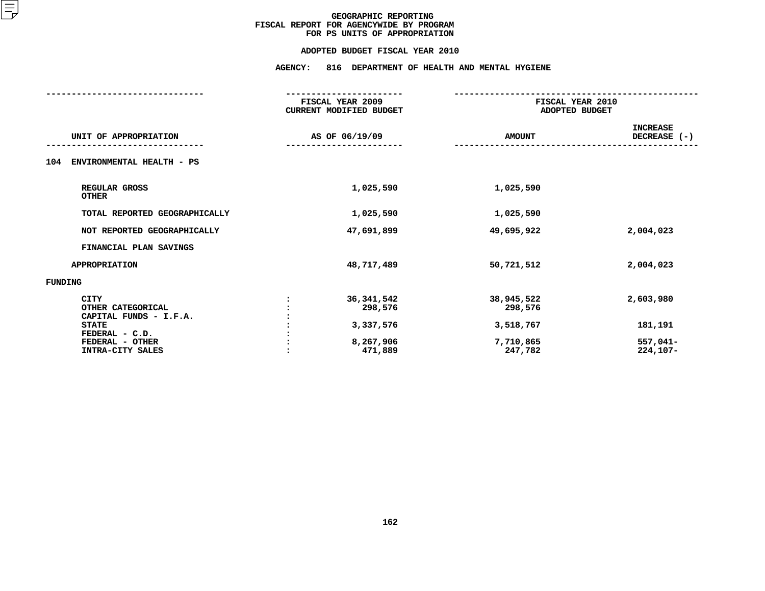# GEOGRAPHIC REPORTING
## FISCAL REPORT FOR AGENCYWIDE BY PROGRAM
## FOR PS UNITS OF APPROPRIATION

### ADOPTED BUDGET FISCAL YEAR 2010

### AGENCY: 816 DEPARTMENT OF HEALTH AND MENTAL HYGIENE

| UNIT OF APPROPRIATION | | FISCAL YEAR 2009 CURRENT MODIFIED BUDGET AS OF 06/19/09 | FISCAL YEAR 2010 ADOPTED BUDGET AMOUNT | INCREASE DECREASE (-) |
|---|---|---|---|---|
| **104 ENVIRONMENTAL HEALTH - PS** | | | | |
| REGULAR GROSS | | 1,025,590 | 1,025,590 | |
| OTHER | | | | |
| TOTAL REPORTED GEOGRAPHICALLY | | 1,025,590 | 1,025,590 | |
| NOT REPORTED GEOGRAPHICALLY | | 47,691,899 | 49,695,922 | 2,004,023 |
| FINANCIAL PLAN SAVINGS | | | | |
| APPROPRIATION | | 48,717,489 | 50,721,512 | 2,004,023 |
| **FUNDING** | | | | |
| CITY | : | 36,341,542 | 38,945,522 | 2,603,980 |
| OTHER CATEGORICAL | : | 298,576 | 298,576 | |
| CAPITAL FUNDS - I.F.A. | : | | | |
| STATE | : | 3,337,576 | 3,518,767 | 181,191 |
| FEDERAL - C.D. | : | | | |
| FEDERAL - OTHER | : | 8,267,906 | 7,710,865 | 557,041- |
| INTRA-CITY SALES | : | 471,889 | 247,782 | 224,107- |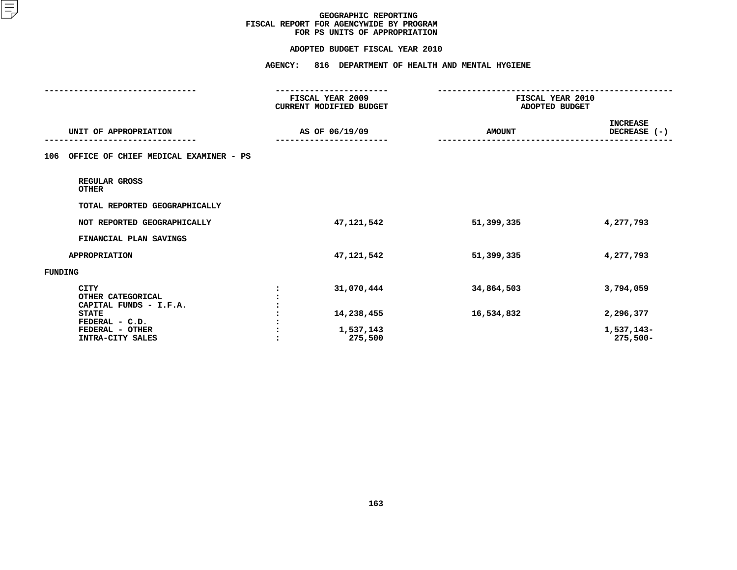# GEOGRAPHIC REPORTING
## FISCAL REPORT FOR AGENCYWIDE BY PROGRAM FOR PS UNITS OF APPROPRIATION

### ADOPTED BUDGET FISCAL YEAR 2010

### AGENCY: 816 DEPARTMENT OF HEALTH AND MENTAL HYGIENE

| UNIT OF APPROPRIATION | | FISCAL YEAR 2009 CURRENT MODIFIED BUDGET AS OF 06/19/09 | FISCAL YEAR 2010 ADOPTED BUDGET AMOUNT | INCREASE DECREASE (-) |
|---|---|---|---|---|
| **106 OFFICE OF CHIEF MEDICAL EXAMINER - PS** | | | | |
| REGULAR GROSS | | | | |
| OTHER | | | | |
| TOTAL REPORTED GEOGRAPHICALLY | | | | |
| NOT REPORTED GEOGRAPHICALLY | | 47,121,542 | 51,399,335 | 4,277,793 |
| FINANCIAL PLAN SAVINGS | | | | |
| APPROPRIATION | | 47,121,542 | 51,399,335 | 4,277,793 |
| **FUNDING** | | | | |
| CITY | : | 31,070,444 | 34,864,503 | 3,794,059 |
| OTHER CATEGORICAL | : | | | |
| CAPITAL FUNDS - I.F.A. | : | | | |
| STATE | : | 14,238,455 | 16,534,832 | 2,296,377 |
| FEDERAL - C.D. | : | | | |
| FEDERAL - OTHER | : | 1,537,143 | | 1,537,143- |
| INTRA-CITY SALES | : | 275,500 | | 275,500- |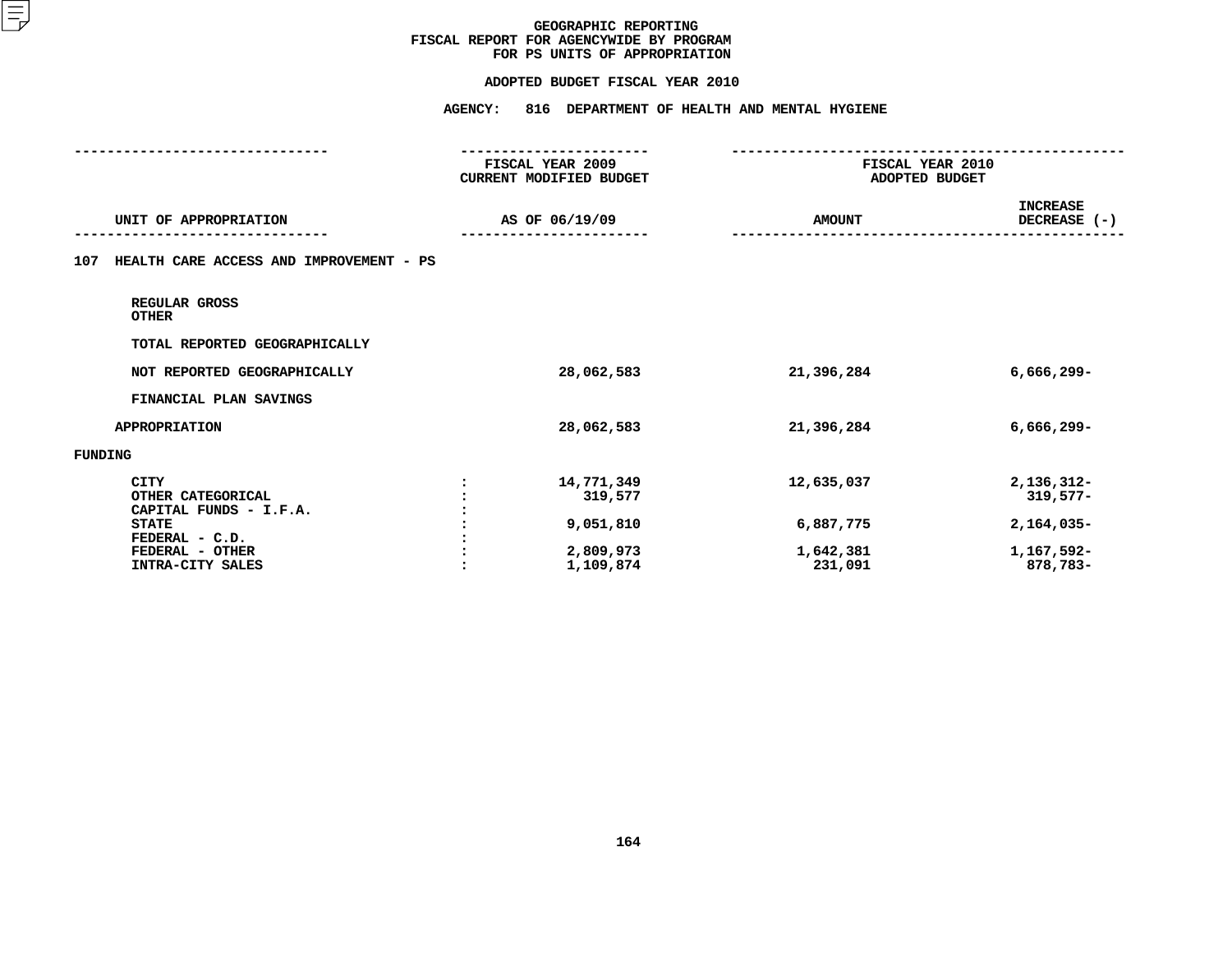# GEOGRAPHIC REPORTING
## FISCAL REPORT FOR AGENCYWIDE BY PROGRAM
## FOR PS UNITS OF APPROPRIATION

### ADOPTED BUDGET FISCAL YEAR 2010

### AGENCY: 816 DEPARTMENT OF HEALTH AND MENTAL HYGIENE

| UNIT OF APPROPRIATION | FISCAL YEAR 2009 CURRENT MODIFIED BUDGET AS OF 06/19/09 | FISCAL YEAR 2010 ADOPTED BUDGET AMOUNT | INCREASE DECREASE (-) |
|---|---|---|---|
| **107 HEALTH CARE ACCESS AND IMPROVEMENT - PS** | | | |
| REGULAR GROSS | | | |
| OTHER | | | |
| TOTAL REPORTED GEOGRAPHICALLY | | | |
| NOT REPORTED GEOGRAPHICALLY | 28,062,583 | 21,396,284 | 6,666,299- |
| FINANCIAL PLAN SAVINGS | | | |
| APPROPRIATION | 28,062,583 | 21,396,284 | 6,666,299- |
| **FUNDING** | | | |
| CITY : | 14,771,349 | 12,635,037 | 2,136,312- |
| OTHER CATEGORICAL : | 319,577 | | 319,577- |
| CAPITAL FUNDS - I.F.A. : | | | |
| STATE : | 9,051,810 | 6,887,775 | 2,164,035- |
| FEDERAL - C.D. : | | | |
| FEDERAL - OTHER : | 2,809,973 | 1,642,381 | 1,167,592- |
| INTRA-CITY SALES : | 1,109,874 | 231,091 | 878,783- |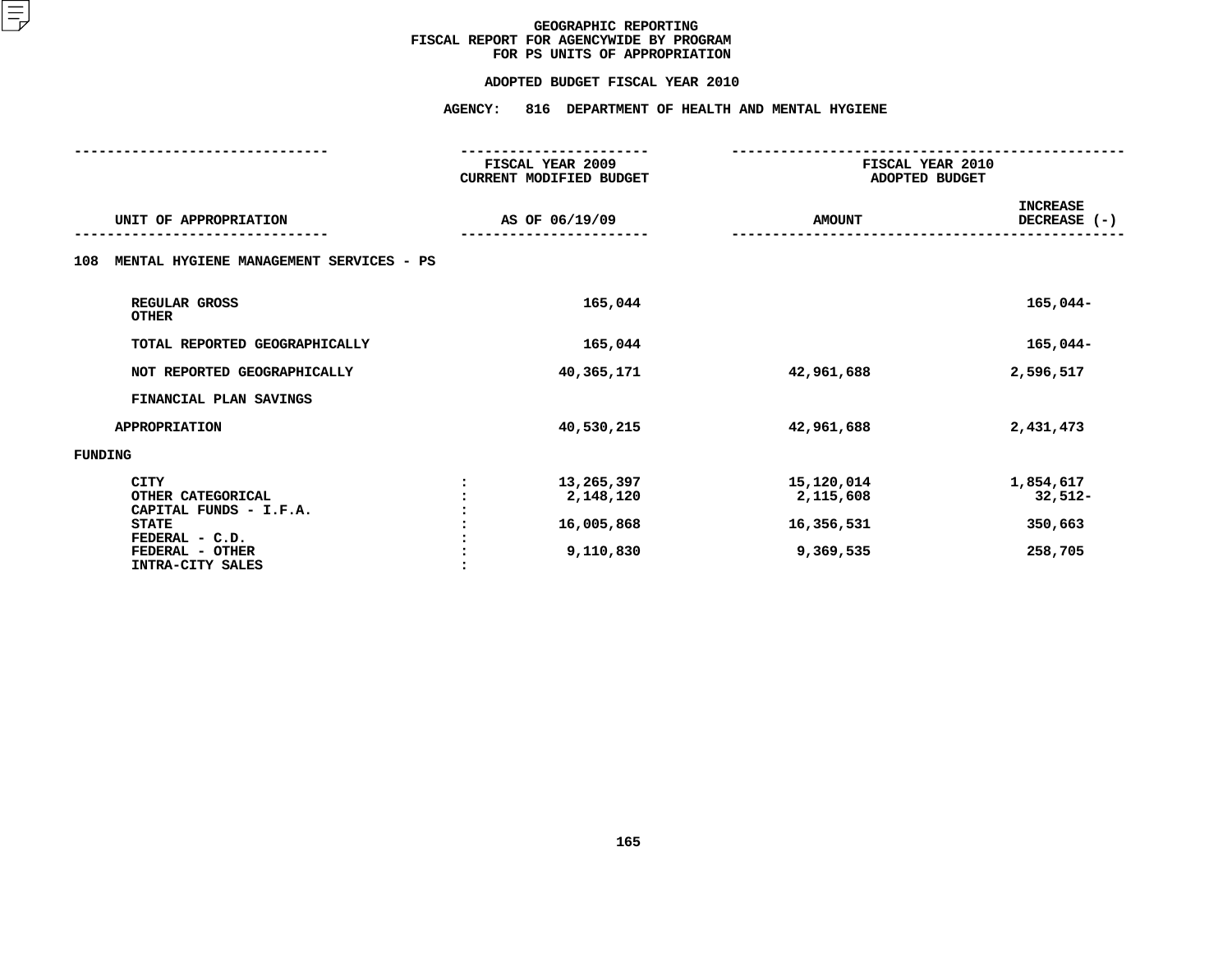# GEOGRAPHIC REPORTING
## FISCAL REPORT FOR AGENCYWIDE BY PROGRAM FOR PS UNITS OF APPROPRIATION

### ADOPTED BUDGET FISCAL YEAR 2010

### AGENCY: 816 DEPARTMENT OF HEALTH AND MENTAL HYGIENE

| UNIT OF APPROPRIATION | | FISCAL YEAR 2009 CURRENT MODIFIED BUDGET AS OF 06/19/09 | FISCAL YEAR 2010 ADOPTED BUDGET AMOUNT | INCREASE DECREASE (-) |
|---|---|---|---|---|
| **108 MENTAL HYGIENE MANAGEMENT SERVICES - PS** | | | | |
| REGULAR GROSS | | 165,044 | | 165,044- |
| OTHER | | | | |
| TOTAL REPORTED GEOGRAPHICALLY | | 165,044 | | 165,044- |
| NOT REPORTED GEOGRAPHICALLY | | 40,365,171 | 42,961,688 | 2,596,517 |
| FINANCIAL PLAN SAVINGS | | | | |
| APPROPRIATION | | 40,530,215 | 42,961,688 | 2,431,473 |
| **FUNDING** | | | | |
| CITY | : | 13,265,397 | 15,120,014 | 1,854,617 |
| OTHER CATEGORICAL | : | 2,148,120 | 2,115,608 | 32,512- |
| CAPITAL FUNDS - I.F.A. | : | | | |
| STATE | : | 16,005,868 | 16,356,531 | 350,663 |
| FEDERAL - C.D. | : | | | |
| FEDERAL - OTHER | : | 9,110,830 | 9,369,535 | 258,705 |
| INTRA-CITY SALES | : | | | |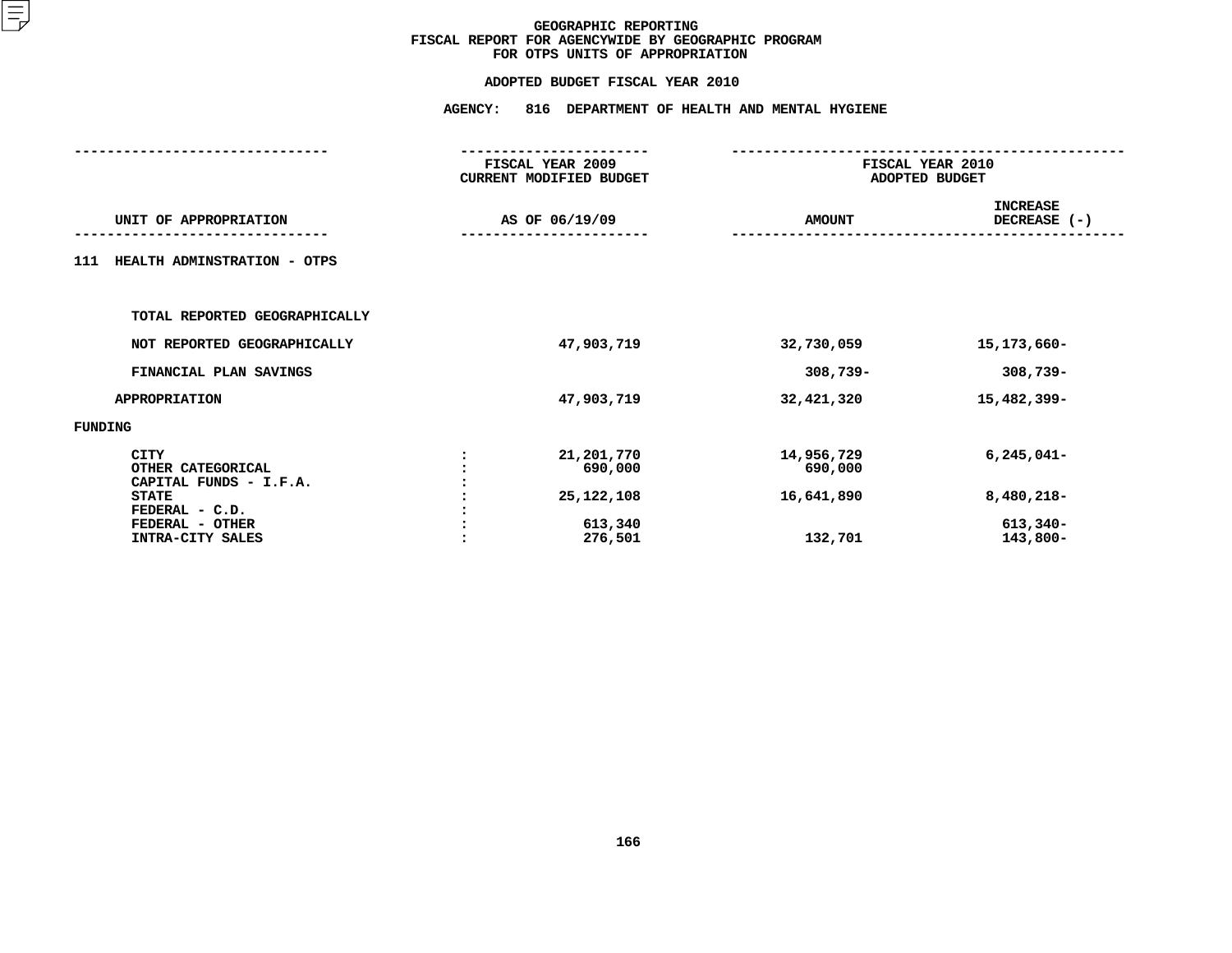# GEOGRAPHIC REPORTING
## FISCAL REPORT FOR AGENCYWIDE BY GEOGRAPHIC PROGRAM
## FOR OTPS UNITS OF APPROPRIATION

### ADOPTED BUDGET FISCAL YEAR 2010

### AGENCY: 816 DEPARTMENT OF HEALTH AND MENTAL HYGIENE

| UNIT OF APPROPRIATION | | FISCAL YEAR 2009 CURRENT MODIFIED BUDGET AS OF 06/19/09 | FISCAL YEAR 2010 ADOPTED BUDGET AMOUNT | INCREASE DECREASE (-) |
|---|---|---|---|---|
| **111 HEALTH ADMINSTRATION - OTPS** | | | | |
| TOTAL REPORTED GEOGRAPHICALLY | | | | |
| NOT REPORTED GEOGRAPHICALLY | | 47,903,719 | 32,730,059 | 15,173,660- |
| FINANCIAL PLAN SAVINGS | | | 308,739- | 308,739- |
| APPROPRIATION | | 47,903,719 | 32,421,320 | 15,482,399- |
| **FUNDING** | | | | |
| CITY | : | 21,201,770 | 14,956,729 | 6,245,041- |
| OTHER CATEGORICAL | : | 690,000 | 690,000 | |
| CAPITAL FUNDS - I.F.A. | : | | | |
| STATE | : | 25,122,108 | 16,641,890 | 8,480,218- |
| FEDERAL - C.D. | : | | | |
| FEDERAL - OTHER | : | 613,340 | | 613,340- |
| INTRA-CITY SALES | : | 276,501 | 132,701 | 143,800- |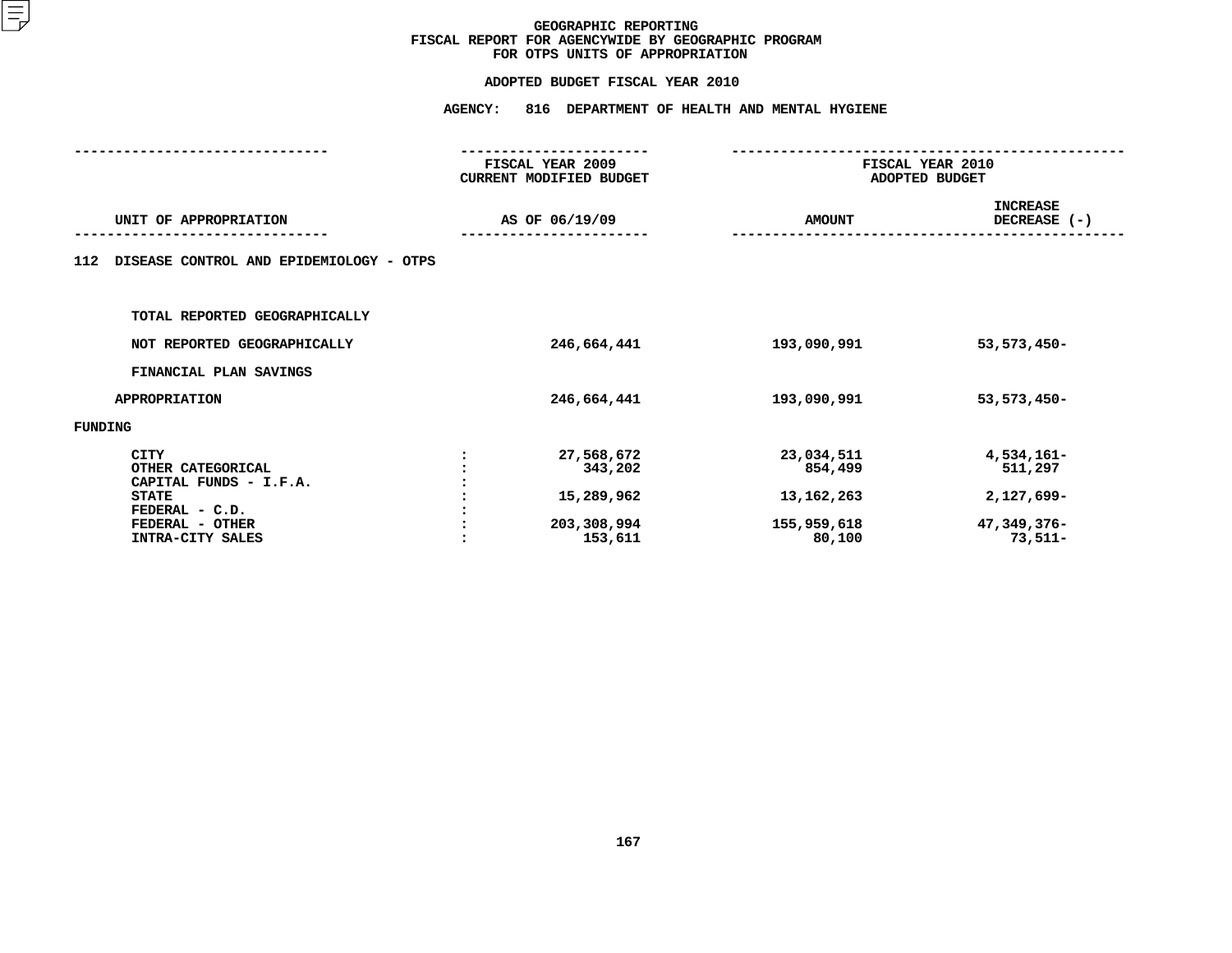# GEOGRAPHIC REPORTING
## FISCAL REPORT FOR AGENCYWIDE BY GEOGRAPHIC PROGRAM
## FOR OTPS UNITS OF APPROPRIATION

### ADOPTED BUDGET FISCAL YEAR 2010

### AGENCY: 816 DEPARTMENT OF HEALTH AND MENTAL HYGIENE

| UNIT OF APPROPRIATION | | FISCAL YEAR 2009 CURRENT MODIFIED BUDGET AS OF 06/19/09 | FISCAL YEAR 2010 ADOPTED BUDGET AMOUNT | INCREASE DECREASE (-) |
|---|---|---|---|---|
| **112 DISEASE CONTROL AND EPIDEMIOLOGY - OTPS** | | | | |
| TOTAL REPORTED GEOGRAPHICALLY | | | | |
| NOT REPORTED GEOGRAPHICALLY | | 246,664,441 | 193,090,991 | 53,573,450- |
| FINANCIAL PLAN SAVINGS | | | | |
| APPROPRIATION | | 246,664,441 | 193,090,991 | 53,573,450- |
| FUNDING | | | | |
| CITY | : | 27,568,672 | 23,034,511 | 4,534,161- |
| OTHER CATEGORICAL | : | 343,202 | 854,499 | 511,297 |
| CAPITAL FUNDS - I.F.A. | : | | | |
| STATE | : | 15,289,962 | 13,162,263 | 2,127,699- |
| FEDERAL - C.D. | : | | | |
| FEDERAL - OTHER | : | 203,308,994 | 155,959,618 | 47,349,376- |
| INTRA-CITY SALES | : | 153,611 | 80,100 | 73,511- |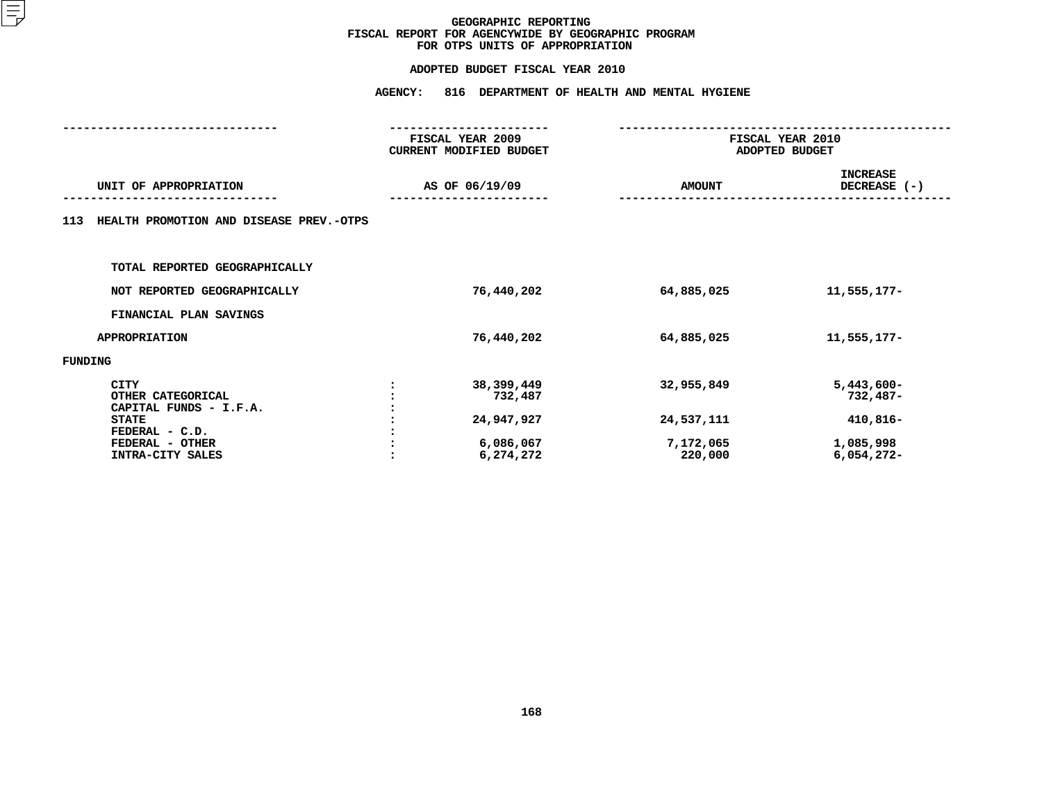# GEOGRAPHIC REPORTING
## FISCAL REPORT FOR AGENCYWIDE BY GEOGRAPHIC PROGRAM
## FOR OTPS UNITS OF APPROPRIATION

### ADOPTED BUDGET FISCAL YEAR 2010

### AGENCY: 816 DEPARTMENT OF HEALTH AND MENTAL HYGIENE

| UNIT OF APPROPRIATION | | FISCAL YEAR 2009 CURRENT MODIFIED BUDGET AS OF 06/19/09 | FISCAL YEAR 2010 ADOPTED BUDGET AMOUNT | INCREASE DECREASE (-) |
|---|---|---|---|---|
| **113 HEALTH PROMOTION AND DISEASE PREV.-OTPS** | | | | |
| TOTAL REPORTED GEOGRAPHICALLY | | | | |
| NOT REPORTED GEOGRAPHICALLY | | 76,440,202 | 64,885,025 | 11,555,177- |
| FINANCIAL PLAN SAVINGS | | | | |
| APPROPRIATION | | 76,440,202 | 64,885,025 | 11,555,177- |
| FUNDING | | | | |
| CITY | : | 38,399,449 | 32,955,849 | 5,443,600- |
| OTHER CATEGORICAL | : | 732,487 | | 732,487- |
| CAPITAL FUNDS - I.F.A. | : | | | |
| STATE | : | 24,947,927 | 24,537,111 | 410,816- |
| FEDERAL - C.D. | : | | | |
| FEDERAL - OTHER | : | 6,086,067 | 7,172,065 | 1,085,998 |
| INTRA-CITY SALES | : | 6,274,272 | 220,000 | 6,054,272- |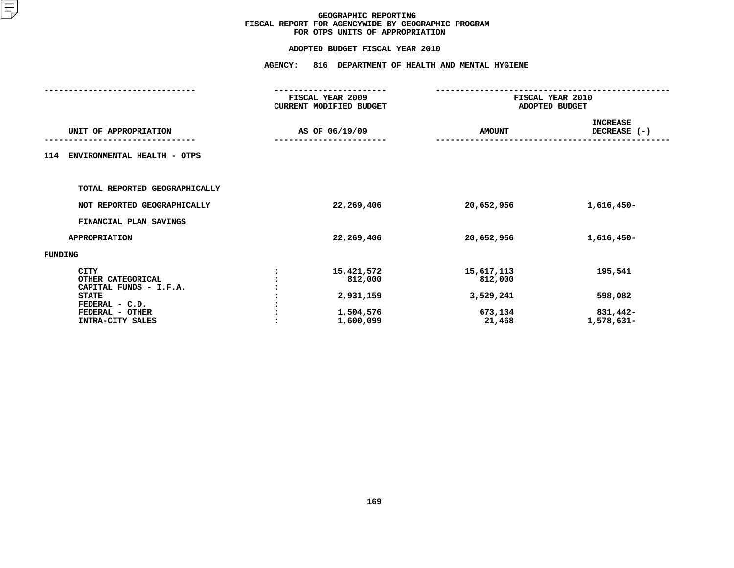# GEOGRAPHIC REPORTING
## FISCAL REPORT FOR AGENCYWIDE BY GEOGRAPHIC PROGRAM
## FOR OTPS UNITS OF APPROPRIATION

### ADOPTED BUDGET FISCAL YEAR 2010

### AGENCY: 816 DEPARTMENT OF HEALTH AND MENTAL HYGIENE

| UNIT OF APPROPRIATION | | FISCAL YEAR 2009 CURRENT MODIFIED BUDGET AS OF 06/19/09 | FISCAL YEAR 2010 ADOPTED BUDGET AMOUNT | INCREASE DECREASE (-) |
|---|---|---|---|---|
| 114 ENVIRONMENTAL HEALTH - OTPS | | | | |
| TOTAL REPORTED GEOGRAPHICALLY | | | | |
| NOT REPORTED GEOGRAPHICALLY | | 22,269,406 | 20,652,956 | 1,616,450- |
| FINANCIAL PLAN SAVINGS | | | | |
| APPROPRIATION | | 22,269,406 | 20,652,956 | 1,616,450- |
| FUNDING | | | | |
| CITY | : | 15,421,572 | 15,617,113 | 195,541 |
| OTHER CATEGORICAL | : | 812,000 | 812,000 | |
| CAPITAL FUNDS - I.F.A. | : | | | |
| STATE | : | 2,931,159 | 3,529,241 | 598,082 |
| FEDERAL - C.D. | : | | | |
| FEDERAL - OTHER | : | 1,504,576 | 673,134 | 831,442- |
| INTRA-CITY SALES | : | 1,600,099 | 21,468 | 1,578,631- |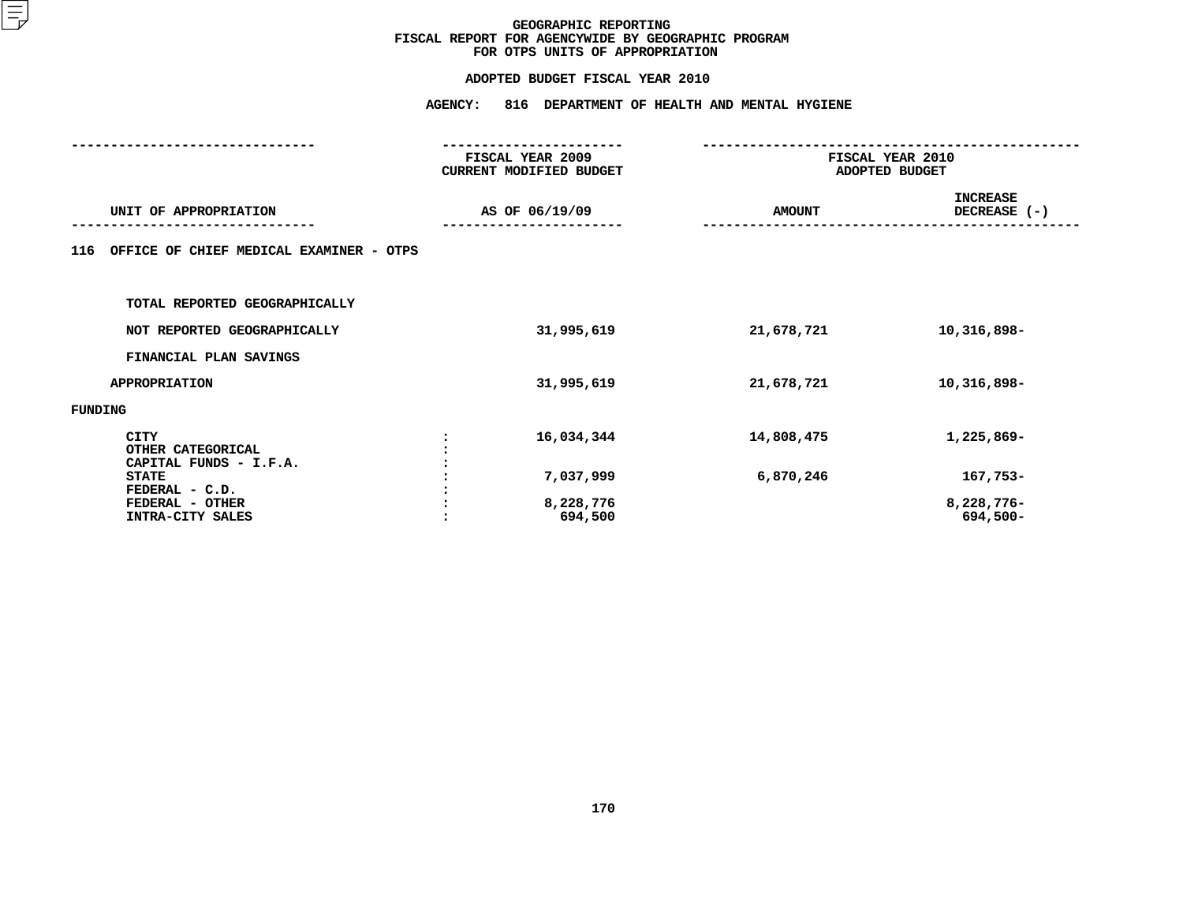# GEOGRAPHIC REPORTING
## FISCAL REPORT FOR AGENCYWIDE BY GEOGRAPHIC PROGRAM
## FOR OTPS UNITS OF APPROPRIATION

### ADOPTED BUDGET FISCAL YEAR 2010

### AGENCY: 816 DEPARTMENT OF HEALTH AND MENTAL HYGIENE

| UNIT OF APPROPRIATION | | FISCAL YEAR 2009 CURRENT MODIFIED BUDGET AS OF 06/19/09 | FISCAL YEAR 2010 ADOPTED BUDGET AMOUNT | FISCAL YEAR 2010 ADOPTED BUDGET INCREASE DECREASE (-) |
|---|---|---|---|---|
| **116 OFFICE OF CHIEF MEDICAL EXAMINER - OTPS** | | | | |
| TOTAL REPORTED GEOGRAPHICALLY | | | | |
| NOT REPORTED GEOGRAPHICALLY | | 31,995,619 | 21,678,721 | 10,316,898- |
| FINANCIAL PLAN SAVINGS | | | | |
| APPROPRIATION | | 31,995,619 | 21,678,721 | 10,316,898- |
| FUNDING | | | | |
| CITY | : | 16,034,344 | 14,808,475 | 1,225,869- |
| OTHER CATEGORICAL | : | | | |
| CAPITAL FUNDS - I.F.A. | : | | | |
| STATE | : | 7,037,999 | 6,870,246 | 167,753- |
| FEDERAL - C.D. | : | | | |
| FEDERAL - OTHER | : | 8,228,776 | | 8,228,776- |
| INTRA-CITY SALES | : | 694,500 | | 694,500- |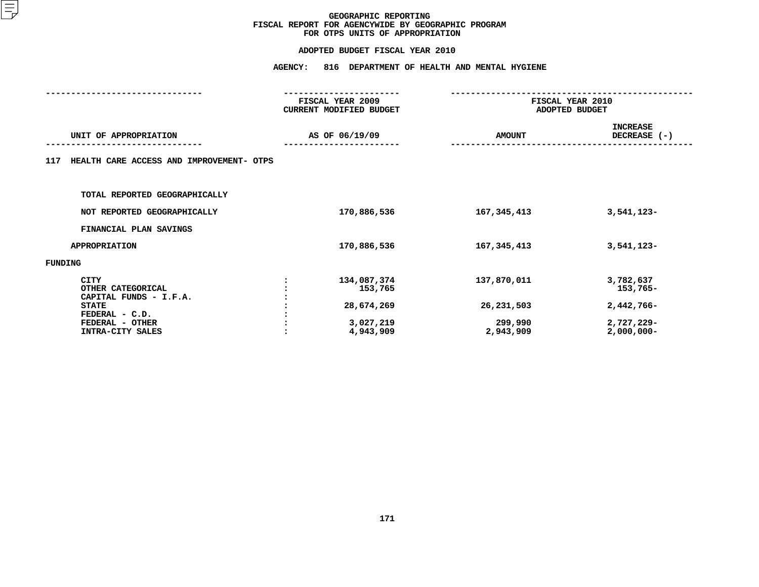# GEOGRAPHIC REPORTING
## FISCAL REPORT FOR AGENCYWIDE BY GEOGRAPHIC PROGRAM
## FOR OTPS UNITS OF APPROPRIATION

### ADOPTED BUDGET FISCAL YEAR 2010

### AGENCY: 816 DEPARTMENT OF HEALTH AND MENTAL HYGIENE

| UNIT OF APPROPRIATION | | FISCAL YEAR 2009 CURRENT MODIFIED BUDGET AS OF 06/19/09 | FISCAL YEAR 2010 ADOPTED BUDGET AMOUNT | INCREASE DECREASE (-) |
|---|---|---|---|---|
| 117 HEALTH CARE ACCESS AND IMPROVEMENT- OTPS | | | | |
| TOTAL REPORTED GEOGRAPHICALLY | | | | |
| NOT REPORTED GEOGRAPHICALLY | | 170,886,536 | 167,345,413 | 3,541,123- |
| FINANCIAL PLAN SAVINGS | | | | |
| APPROPRIATION | | 170,886,536 | 167,345,413 | 3,541,123- |
| FUNDING | | | | |
| CITY | : | 134,087,374 | 137,870,011 | 3,782,637 |
| OTHER CATEGORICAL | : | 153,765 | | 153,765- |
| CAPITAL FUNDS - I.F.A. | : | | | |
| STATE | : | 28,674,269 | 26,231,503 | 2,442,766- |
| FEDERAL - C.D. | : | | | |
| FEDERAL - OTHER | : | 3,027,219 | 299,990 | 2,727,229- |
| INTRA-CITY SALES | : | 4,943,909 | 2,943,909 | 2,000,000- |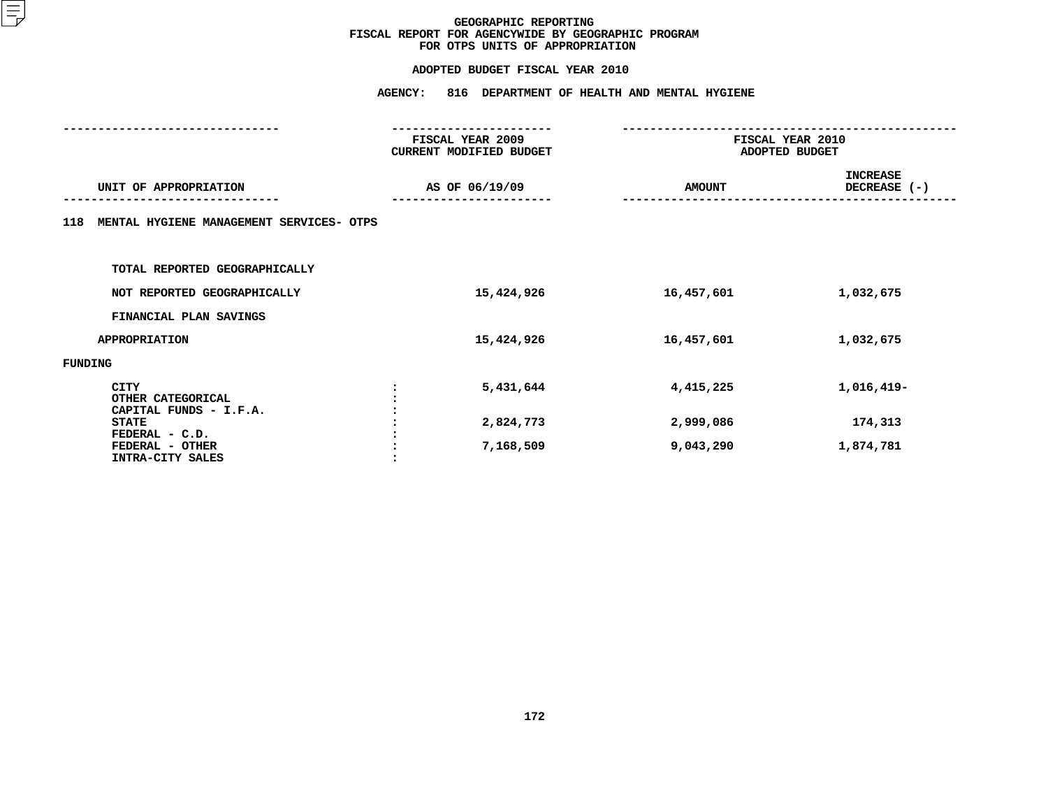# GEOGRAPHIC REPORTING
## FISCAL REPORT FOR AGENCYWIDE BY GEOGRAPHIC PROGRAM
## FOR OTPS UNITS OF APPROPRIATION

### ADOPTED BUDGET FISCAL YEAR 2010

### AGENCY: 816 DEPARTMENT OF HEALTH AND MENTAL HYGIENE

| UNIT OF APPROPRIATION | | FISCAL YEAR 2009 CURRENT MODIFIED BUDGET AS OF 06/19/09 | FISCAL YEAR 2010 ADOPTED BUDGET AMOUNT | INCREASE DECREASE (-) |
|---|---|---|---|---|
| 118 MENTAL HYGIENE MANAGEMENT SERVICES- OTPS | | | | |
| TOTAL REPORTED GEOGRAPHICALLY | | | | |
| NOT REPORTED GEOGRAPHICALLY | | 15,424,926 | 16,457,601 | 1,032,675 |
| FINANCIAL PLAN SAVINGS | | | | |
| APPROPRIATION | | 15,424,926 | 16,457,601 | 1,032,675 |
| FUNDING | | | | |
| CITY | : | 5,431,644 | 4,415,225 | 1,016,419- |
| OTHER CATEGORICAL | : | | | |
| CAPITAL FUNDS - I.F.A. | : | | | |
| STATE | : | 2,824,773 | 2,999,086 | 174,313 |
| FEDERAL - C.D. | : | | | |
| FEDERAL - OTHER | : | 7,168,509 | 9,043,290 | 1,874,781 |
| INTRA-CITY SALES | : | | | |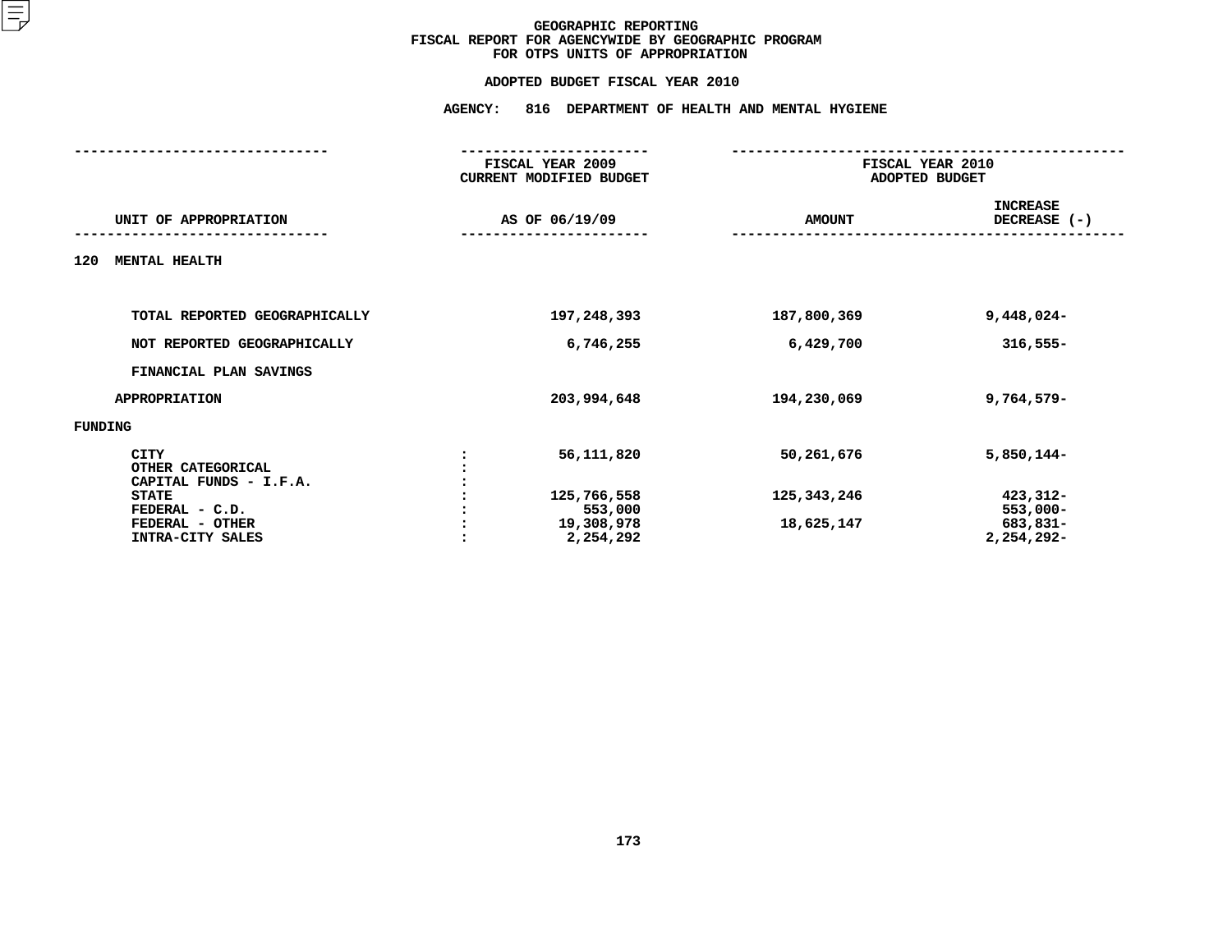# GEOGRAPHIC REPORTING
## FISCAL REPORT FOR AGENCYWIDE BY GEOGRAPHIC PROGRAM
## FOR OTPS UNITS OF APPROPRIATION

### ADOPTED BUDGET FISCAL YEAR 2010

### AGENCY: 816 DEPARTMENT OF HEALTH AND MENTAL HYGIENE

| UNIT OF APPROPRIATION | | FISCAL YEAR 2009 CURRENT MODIFIED BUDGET AS OF 06/19/09 | FISCAL YEAR 2010 ADOPTED BUDGET AMOUNT | INCREASE DECREASE (-) |
|---|---|---|---|---|
| **120 MENTAL HEALTH** | | | | |
| TOTAL REPORTED GEOGRAPHICALLY | | 197,248,393 | 187,800,369 | 9,448,024- |
| NOT REPORTED GEOGRAPHICALLY | | 6,746,255 | 6,429,700 | 316,555- |
| FINANCIAL PLAN SAVINGS | | | | |
| APPROPRIATION | | 203,994,648 | 194,230,069 | 9,764,579- |
| FUNDING | | | | |
| CITY | : | 56,111,820 | 50,261,676 | 5,850,144- |
| OTHER CATEGORICAL | : | | | |
| CAPITAL FUNDS - I.F.A. | : | | | |
| STATE | : | 125,766,558 | 125,343,246 | 423,312- |
| FEDERAL - C.D. | : | 553,000 | | 553,000- |
| FEDERAL - OTHER | : | 19,308,978 | 18,625,147 | 683,831- |
| INTRA-CITY SALES | : | 2,254,292 | | 2,254,292- |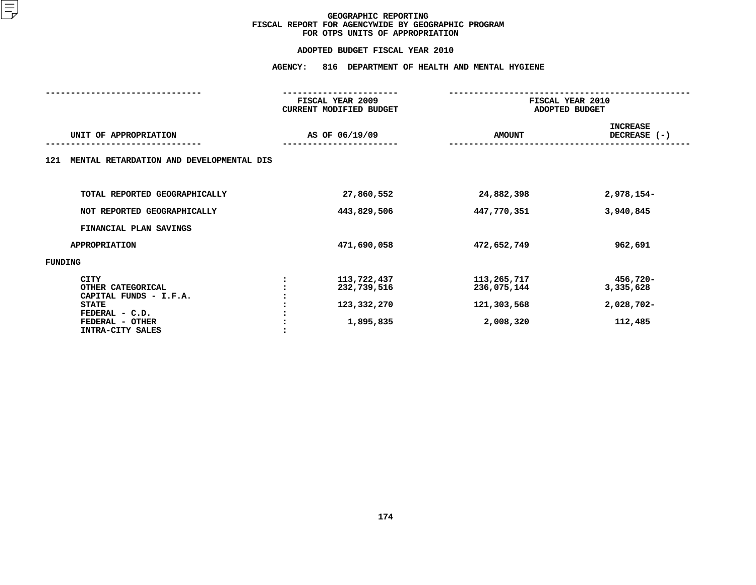# GEOGRAPHIC REPORTING
## FISCAL REPORT FOR AGENCYWIDE BY GEOGRAPHIC PROGRAM
## FOR OTPS UNITS OF APPROPRIATION

### ADOPTED BUDGET FISCAL YEAR 2010

### AGENCY: 816 DEPARTMENT OF HEALTH AND MENTAL HYGIENE

| UNIT OF APPROPRIATION | | FISCAL YEAR 2009 CURRENT MODIFIED BUDGET AS OF 06/19/09 | FISCAL YEAR 2010 ADOPTED BUDGET AMOUNT | INCREASE DECREASE (-) |
|---|---|---|---|---|
| **121 MENTAL RETARDATION AND DEVELOPMENTAL DIS** | | | | |
| TOTAL REPORTED GEOGRAPHICALLY | | 27,860,552 | 24,882,398 | 2,978,154- |
| NOT REPORTED GEOGRAPHICALLY | | 443,829,506 | 447,770,351 | 3,940,845 |
| FINANCIAL PLAN SAVINGS | | | | |
| APPROPRIATION | | 471,690,058 | 472,652,749 | 962,691 |
| FUNDING | | | | |
| CITY | : | 113,722,437 | 113,265,717 | 456,720- |
| OTHER CATEGORICAL | : | 232,739,516 | 236,075,144 | 3,335,628 |
| CAPITAL FUNDS - I.F.A. | : | | | |
| STATE | : | 123,332,270 | 121,303,568 | 2,028,702- |
| FEDERAL - C.D. | : | | | |
| FEDERAL - OTHER | : | 1,895,835 | 2,008,320 | 112,485 |
| INTRA-CITY SALES | : | | | |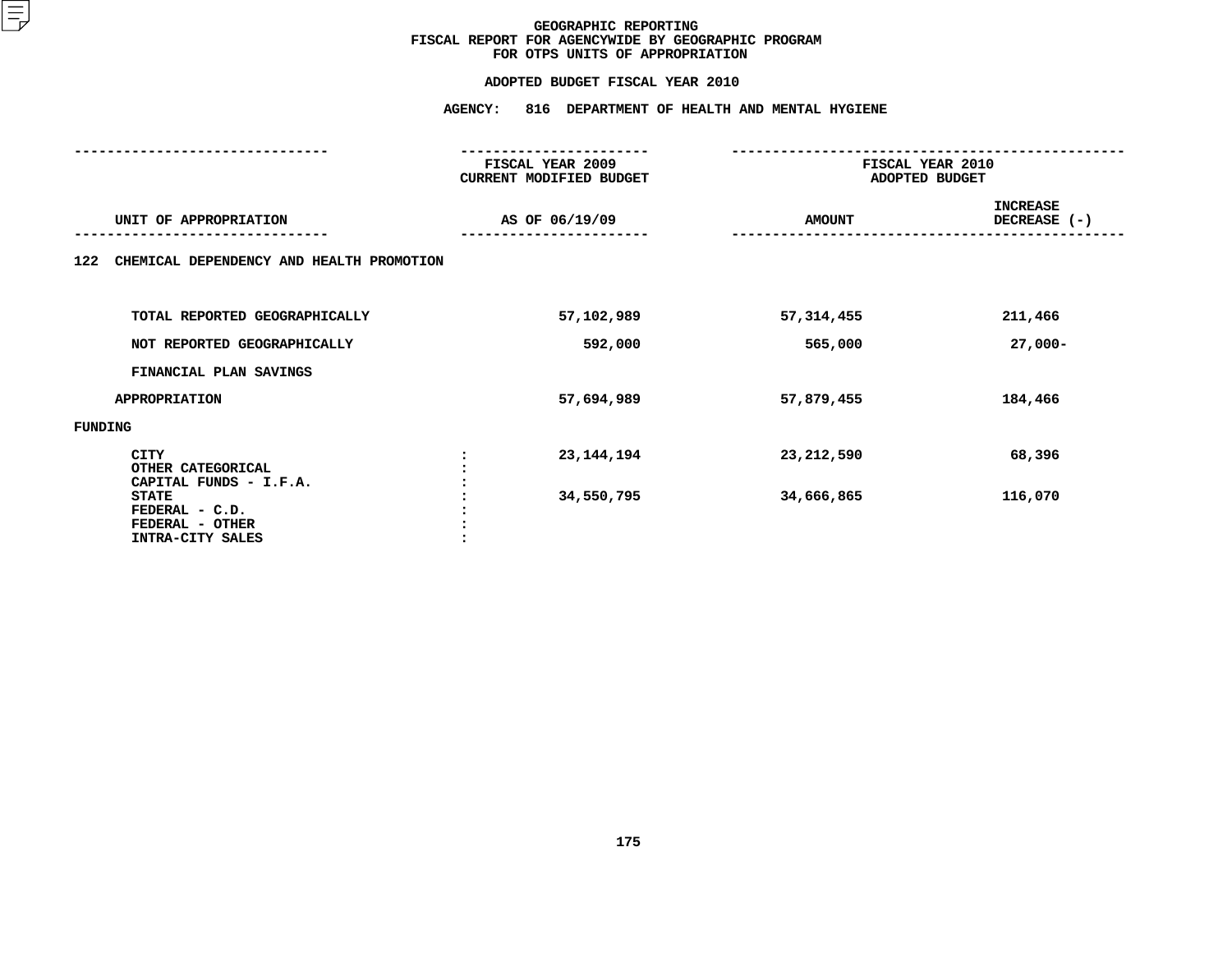# GEOGRAPHIC REPORTING
## FISCAL REPORT FOR AGENCYWIDE BY GEOGRAPHIC PROGRAM
## FOR OTPS UNITS OF APPROPRIATION

**ADOPTED BUDGET FISCAL YEAR 2010**

**AGENCY: 816 DEPARTMENT OF HEALTH AND MENTAL HYGIENE**

| UNIT OF APPROPRIATION | FISCAL YEAR 2009 CURRENT MODIFIED BUDGET AS OF 06/19/09 | FISCAL YEAR 2010 ADOPTED BUDGET AMOUNT | INCREASE DECREASE (-) |
|---|---|---|---|
| **122 CHEMICAL DEPENDENCY AND HEALTH PROMOTION** | | | |
| TOTAL REPORTED GEOGRAPHICALLY | 57,102,989 | 57,314,455 | 211,466 |
| NOT REPORTED GEOGRAPHICALLY | 592,000 | 565,000 | 27,000- |
| FINANCIAL PLAN SAVINGS | | | |
| APPROPRIATION | 57,694,989 | 57,879,455 | 184,466 |
| **FUNDING** | | | |
| CITY | 23,144,194 | 23,212,590 | 68,396 |
| OTHER CATEGORICAL | | | |
| CAPITAL FUNDS - I.F.A. | | | |
| STATE | 34,550,795 | 34,666,865 | 116,070 |
| FEDERAL - C.D. | | | |
| FEDERAL - OTHER | | | |
| INTRA-CITY SALES | | | |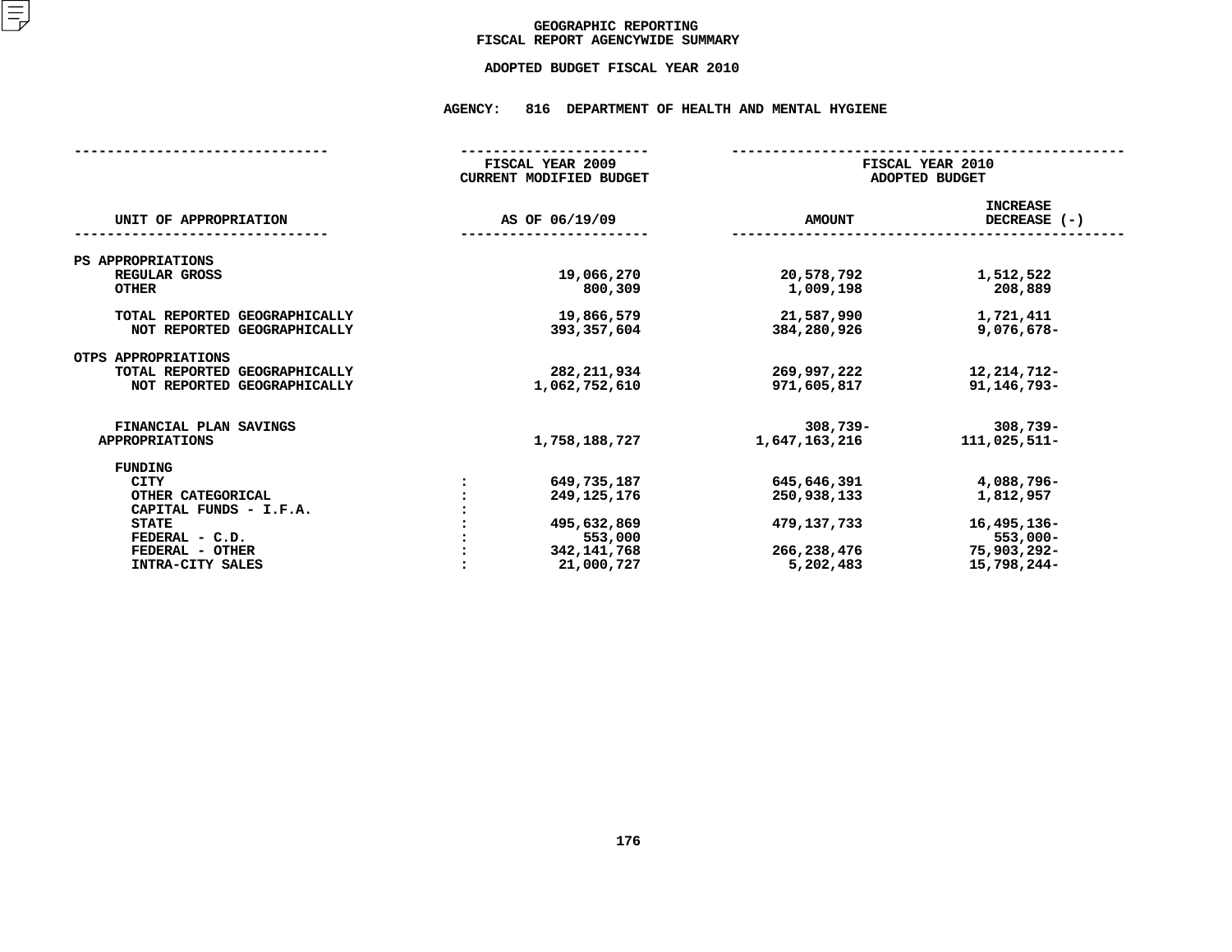# GEOGRAPHIC REPORTING
## FISCAL REPORT AGENCYWIDE SUMMARY

### ADOPTED BUDGET FISCAL YEAR 2010

**AGENCY: 816 DEPARTMENT OF HEALTH AND MENTAL HYGIENE**

| UNIT OF APPROPRIATION | | FISCAL YEAR 2009 CURRENT MODIFIED BUDGET AS OF 06/19/09 | FISCAL YEAR 2010 ADOPTED BUDGET AMOUNT | INCREASE DECREASE (-) |
|---|---|---|---|---|
| PS APPROPRIATIONS | | | | |
| REGULAR GROSS | | 19,066,270 | 20,578,792 | 1,512,522 |
| OTHER | | 800,309 | 1,009,198 | 208,889 |
| TOTAL REPORTED GEOGRAPHICALLY | | 19,866,579 | 21,587,990 | 1,721,411 |
| NOT REPORTED GEOGRAPHICALLY | | 393,357,604 | 384,280,926 | 9,076,678- |
| OTPS APPROPRIATIONS | | | | |
| TOTAL REPORTED GEOGRAPHICALLY | | 282,211,934 | 269,997,222 | 12,214,712- |
| NOT REPORTED GEOGRAPHICALLY | | 1,062,752,610 | 971,605,817 | 91,146,793- |
| FINANCIAL PLAN SAVINGS | | | 308,739- | 308,739- |
| APPROPRIATIONS | | 1,758,188,727 | 1,647,163,216 | 111,025,511- |
| FUNDING | | | | |
| CITY | : | 649,735,187 | 645,646,391 | 4,088,796- |
| OTHER CATEGORICAL | : | 249,125,176 | 250,938,133 | 1,812,957 |
| CAPITAL FUNDS - I.F.A. | : | | | |
| STATE | : | 495,632,869 | 479,137,733 | 16,495,136- |
| FEDERAL - C.D. | : | 553,000 | | 553,000- |
| FEDERAL - OTHER | : | 342,141,768 | 266,238,476 | 75,903,292- |
| INTRA-CITY SALES | : | 21,000,727 | 5,202,483 | 15,798,244- |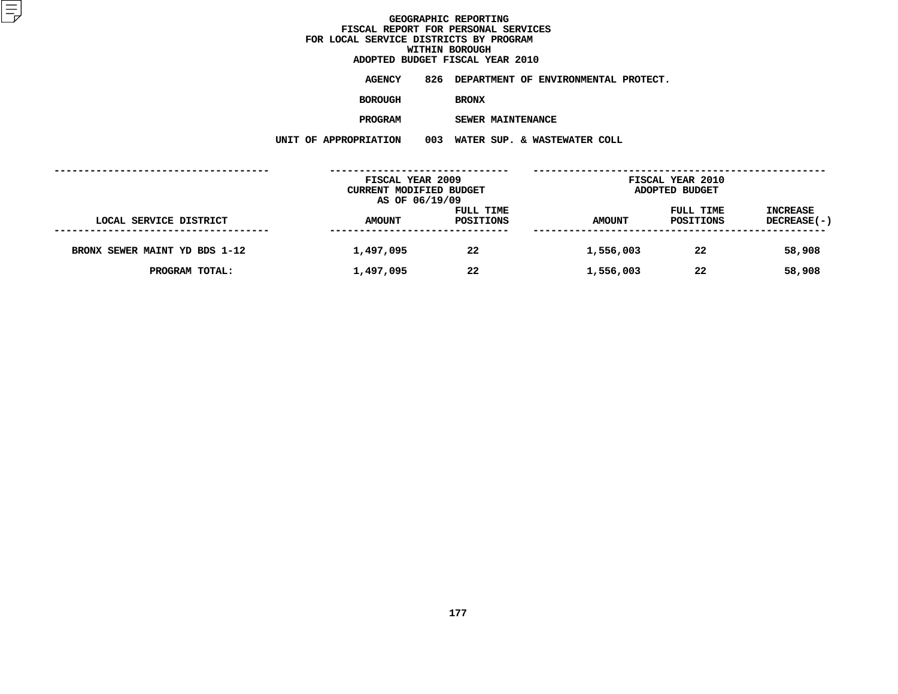# GEOGRAPHIC REPORTING
## FISCAL REPORT FOR PERSONAL SERVICES
## FOR LOCAL SERVICE DISTRICTS BY PROGRAM
## WITHIN BOROUGH
## ADOPTED BUDGET FISCAL YEAR 2010

**AGENCY** 826 DEPARTMENT OF ENVIRONMENTAL PROTECT.

**BOROUGH** BRONX

**PROGRAM** SEWER MAINTENANCE

**UNIT OF APPROPRIATION** 003 WATER SUP. & WASTEWATER COLL

| LOCAL SERVICE DISTRICT | FISCAL YEAR 2009 CURRENT MODIFIED BUDGET AS OF 06/19/09 AMOUNT | FULL TIME POSITIONS | FISCAL YEAR 2010 ADOPTED BUDGET AMOUNT | FULL TIME POSITIONS | INCREASE DECREASE(-) |
|---|---|---|---|---|---|
| BRONX SEWER MAINT YD BDS 1-12 | 1,497,095 | 22 | 1,556,003 | 22 | 58,908 |
| PROGRAM TOTAL: | 1,497,095 | 22 | 1,556,003 | 22 | 58,908 |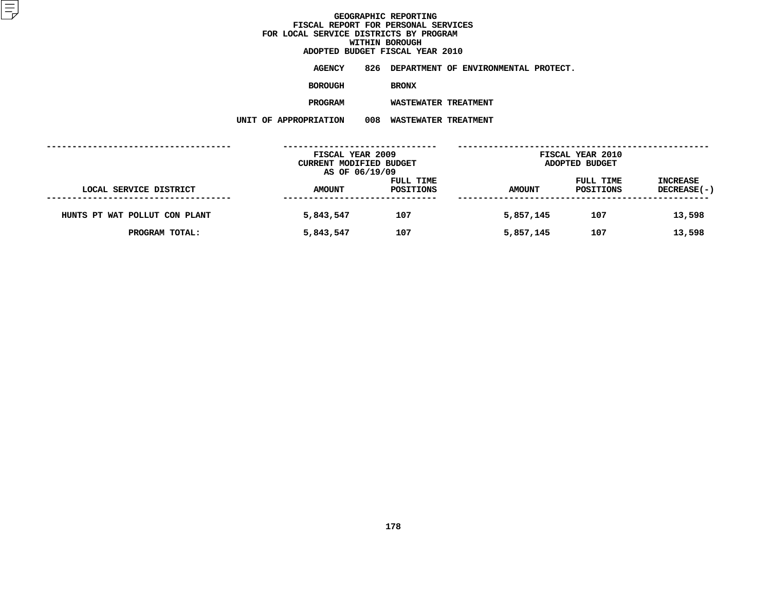# GEOGRAPHIC REPORTING
## FISCAL REPORT FOR PERSONAL SERVICES
## FOR LOCAL SERVICE DISTRICTS BY PROGRAM
## WITHIN BOROUGH
## ADOPTED BUDGET FISCAL YEAR 2010

**AGENCY** 826 DEPARTMENT OF ENVIRONMENTAL PROTECT.

**BOROUGH** BRONX

**PROGRAM** WASTEWATER TREATMENT

**UNIT OF APPROPRIATION** 008 WASTEWATER TREATMENT

| LOCAL SERVICE DISTRICT | FISCAL YEAR 2009 CURRENT MODIFIED BUDGET AS OF 06/19/09 AMOUNT | FULL TIME POSITIONS | FISCAL YEAR 2010 ADOPTED BUDGET AMOUNT | FULL TIME POSITIONS | INCREASE DECREASE(-) |
|---|---|---|---|---|---|
| HUNTS PT WAT POLLUT CON PLANT | 5,843,547 | 107 | 5,857,145 | 107 | 13,598 |
| PROGRAM TOTAL: | 5,843,547 | 107 | 5,857,145 | 107 | 13,598 |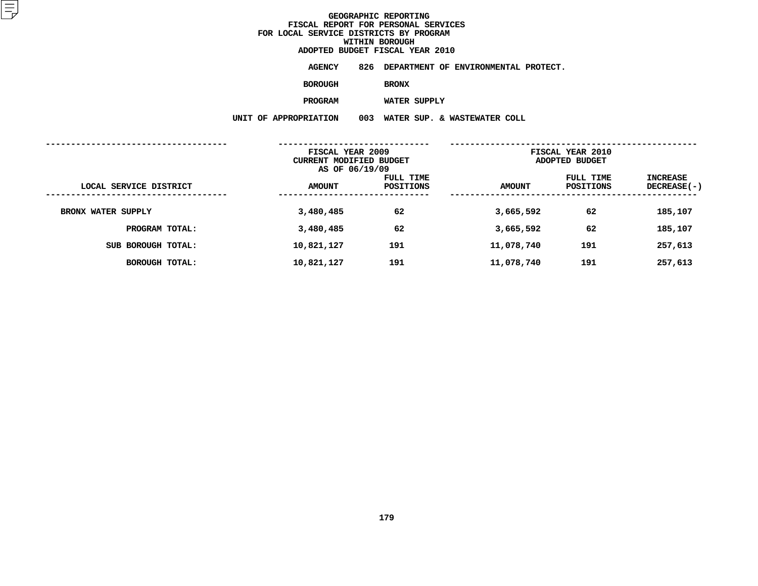# GEOGRAPHIC REPORTING
## FISCAL REPORT FOR PERSONAL SERVICES
## FOR LOCAL SERVICE DISTRICTS BY PROGRAM
## WITHIN BOROUGH
## ADOPTED BUDGET FISCAL YEAR 2010

**AGENCY** 826 DEPARTMENT OF ENVIRONMENTAL PROTECT.

**BOROUGH** BRONX

**PROGRAM** WATER SUPPLY

**UNIT OF APPROPRIATION** 003 WATER SUP. & WASTEWATER COLL

| LOCAL SERVICE DISTRICT | FISCAL YEAR 2009 CURRENT MODIFIED BUDGET AS OF 06/19/09 AMOUNT | FULL TIME POSITIONS | FISCAL YEAR 2010 ADOPTED BUDGET AMOUNT | FULL TIME POSITIONS | INCREASE DECREASE(-) |
|---|---|---|---|---|---|
| BRONX WATER SUPPLY | 3,480,485 | 62 | 3,665,592 | 62 | 185,107 |
| PROGRAM TOTAL: | 3,480,485 | 62 | 3,665,592 | 62 | 185,107 |
| SUB BOROUGH TOTAL: | 10,821,127 | 191 | 11,078,740 | 191 | 257,613 |
| BOROUGH TOTAL: | 10,821,127 | 191 | 11,078,740 | 191 | 257,613 |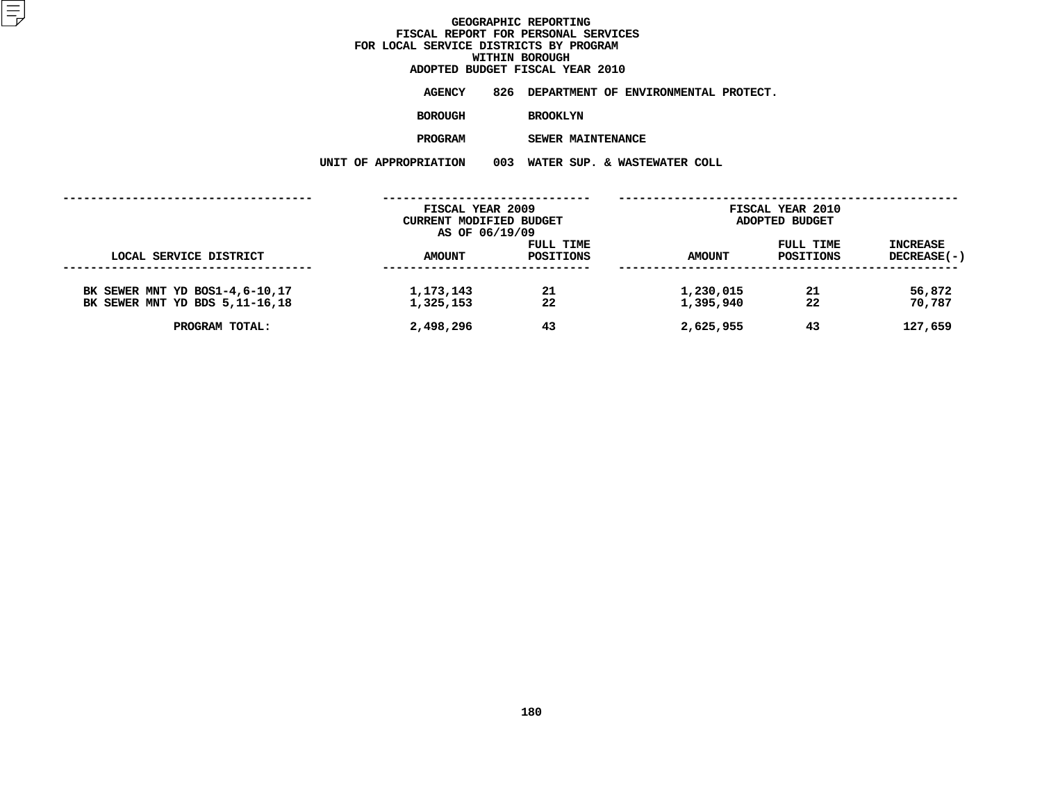# GEOGRAPHIC REPORTING
## FISCAL REPORT FOR PERSONAL SERVICES
## FOR LOCAL SERVICE DISTRICTS BY PROGRAM
## WITHIN BOROUGH
## ADOPTED BUDGET FISCAL YEAR 2010

**AGENCY** 826 DEPARTMENT OF ENVIRONMENTAL PROTECT.

**BOROUGH** BROOKLYN

**PROGRAM** SEWER MAINTENANCE

**UNIT OF APPROPRIATION** 003 WATER SUP. & WASTEWATER COLL

| LOCAL SERVICE DISTRICT | FISCAL YEAR 2009 CURRENT MODIFIED BUDGET AS OF 06/19/09 AMOUNT | FULL TIME POSITIONS | FISCAL YEAR 2010 ADOPTED BUDGET AMOUNT | FULL TIME POSITIONS | INCREASE DECREASE(-) |
|---|---|---|---|---|---|
| BK SEWER MNT YD BOS1-4,6-10,17 | 1,173,143 | 21 | 1,230,015 | 21 | 56,872 |
| BK SEWER MNT YD BDS 5,11-16,18 | 1,325,153 | 22 | 1,395,940 | 22 | 70,787 |
| PROGRAM TOTAL: | 2,498,296 | 43 | 2,625,955 | 43 | 127,659 |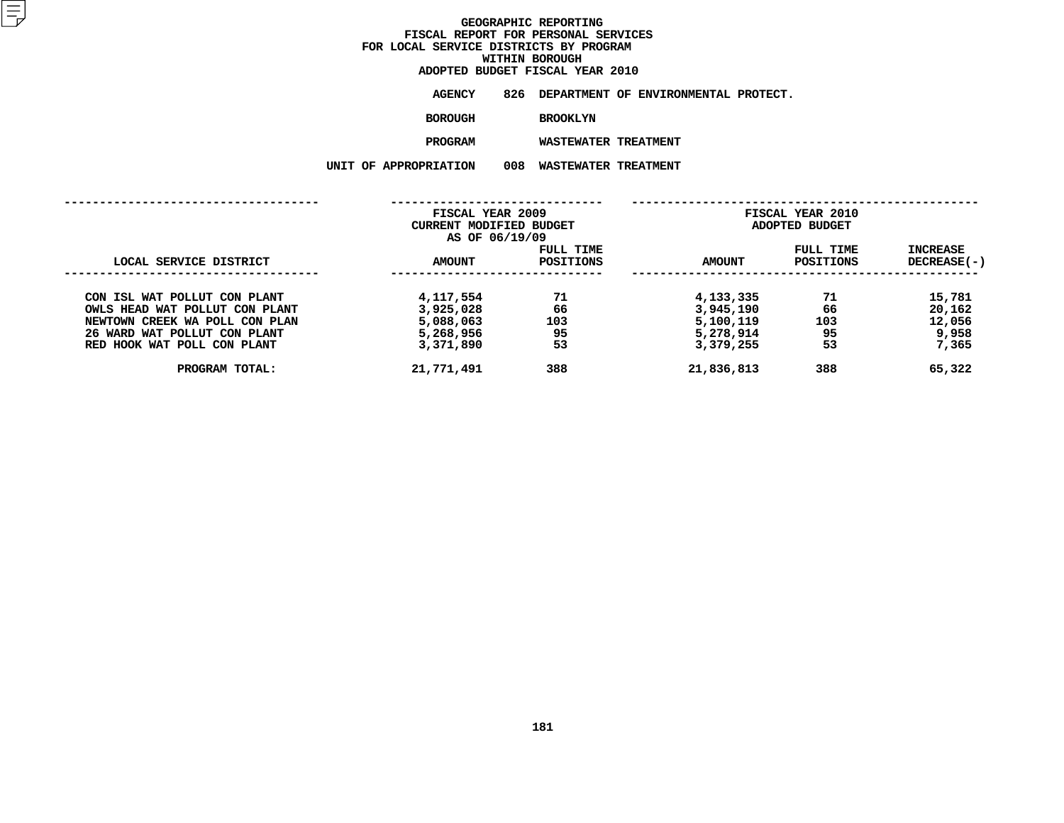# GEOGRAPHIC REPORTING
## FISCAL REPORT FOR PERSONAL SERVICES
## FOR LOCAL SERVICE DISTRICTS BY PROGRAM
## WITHIN BOROUGH
## ADOPTED BUDGET FISCAL YEAR 2010

**AGENCY** 826 DEPARTMENT OF ENVIRONMENTAL PROTECT.

**BOROUGH** BROOKLYN

**PROGRAM** WASTEWATER TREATMENT

**UNIT OF APPROPRIATION** 008 WASTEWATER TREATMENT

| LOCAL SERVICE DISTRICT | FISCAL YEAR 2009 CURRENT MODIFIED BUDGET AS OF 06/19/09 AMOUNT | FULL TIME POSITIONS | FISCAL YEAR 2010 ADOPTED BUDGET AMOUNT | FULL TIME POSITIONS | INCREASE DECREASE(-) |
|---|---|---|---|---|---|
| CON ISL WAT POLLUT CON PLANT | 4,117,554 | 71 | 4,133,335 | 71 | 15,781 |
| OWLS HEAD WAT POLLUT CON PLANT | 3,925,028 | 66 | 3,945,190 | 66 | 20,162 |
| NEWTOWN CREEK WA POLL CON PLAN | 5,088,063 | 103 | 5,100,119 | 103 | 12,056 |
| 26 WARD WAT POLLUT CON PLANT | 5,268,956 | 95 | 5,278,914 | 95 | 9,958 |
| RED HOOK WAT POLL CON PLANT | 3,371,890 | 53 | 3,379,255 | 53 | 7,365 |
| **PROGRAM TOTAL:** | 21,771,491 | 388 | 21,836,813 | 388 | 65,322 |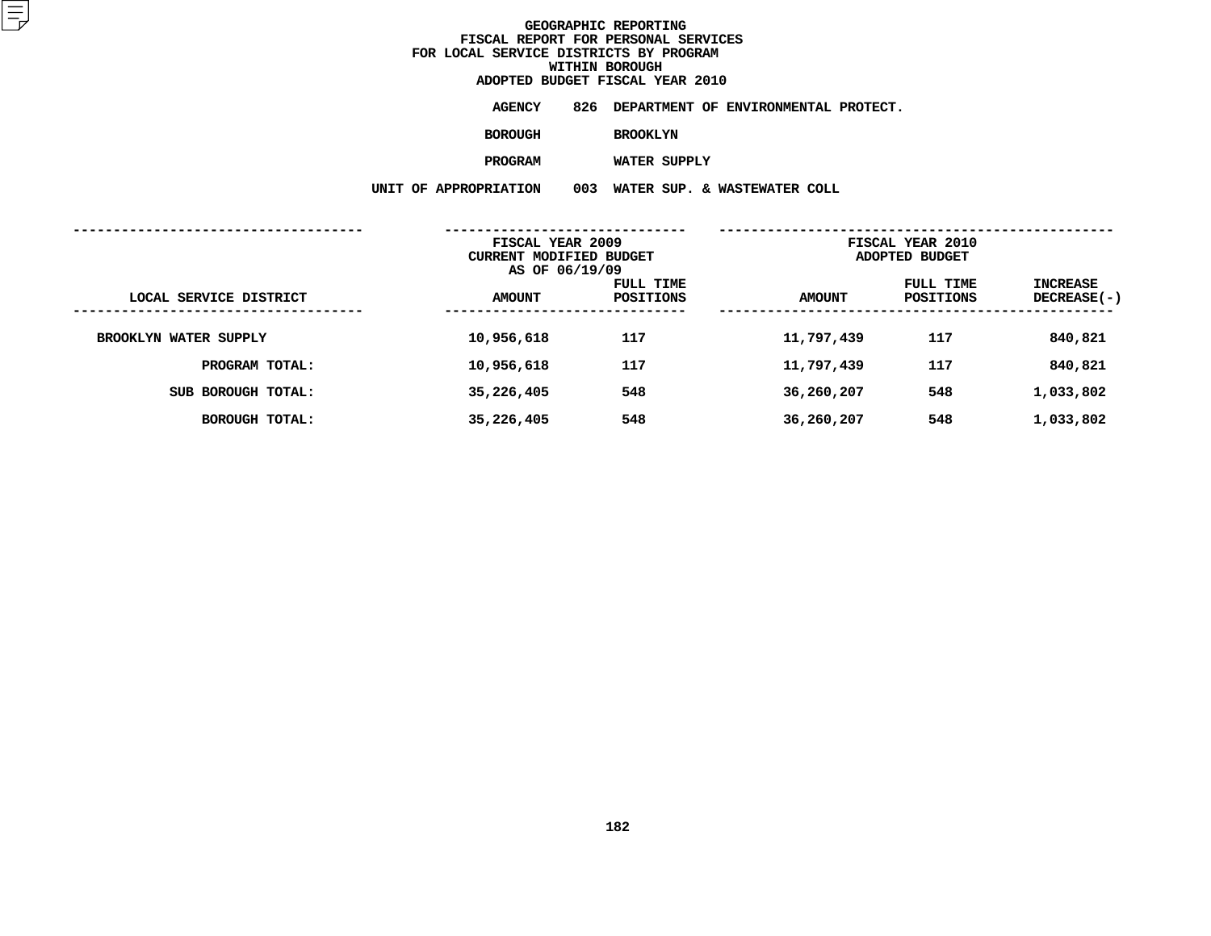# GEOGRAPHIC REPORTING
## FISCAL REPORT FOR PERSONAL SERVICES
## FOR LOCAL SERVICE DISTRICTS BY PROGRAM
## WITHIN BOROUGH
## ADOPTED BUDGET FISCAL YEAR 2010

**AGENCY** 826 DEPARTMENT OF ENVIRONMENTAL PROTECT.

**BOROUGH** BROOKLYN

**PROGRAM** WATER SUPPLY

**UNIT OF APPROPRIATION** 003 WATER SUP. & WASTEWATER COLL

| LOCAL SERVICE DISTRICT | FISCAL YEAR 2009 CURRENT MODIFIED BUDGET AS OF 06/19/09 AMOUNT | FULL TIME POSITIONS | FISCAL YEAR 2010 ADOPTED BUDGET AMOUNT | FULL TIME POSITIONS | INCREASE DECREASE(-) |
|---|---|---|---|---|---|
| BROOKLYN WATER SUPPLY | 10,956,618 | 117 | 11,797,439 | 117 | 840,821 |
| PROGRAM TOTAL: | 10,956,618 | 117 | 11,797,439 | 117 | 840,821 |
| SUB BOROUGH TOTAL: | 35,226,405 | 548 | 36,260,207 | 548 | 1,033,802 |
| BOROUGH TOTAL: | 35,226,405 | 548 | 36,260,207 | 548 | 1,033,802 |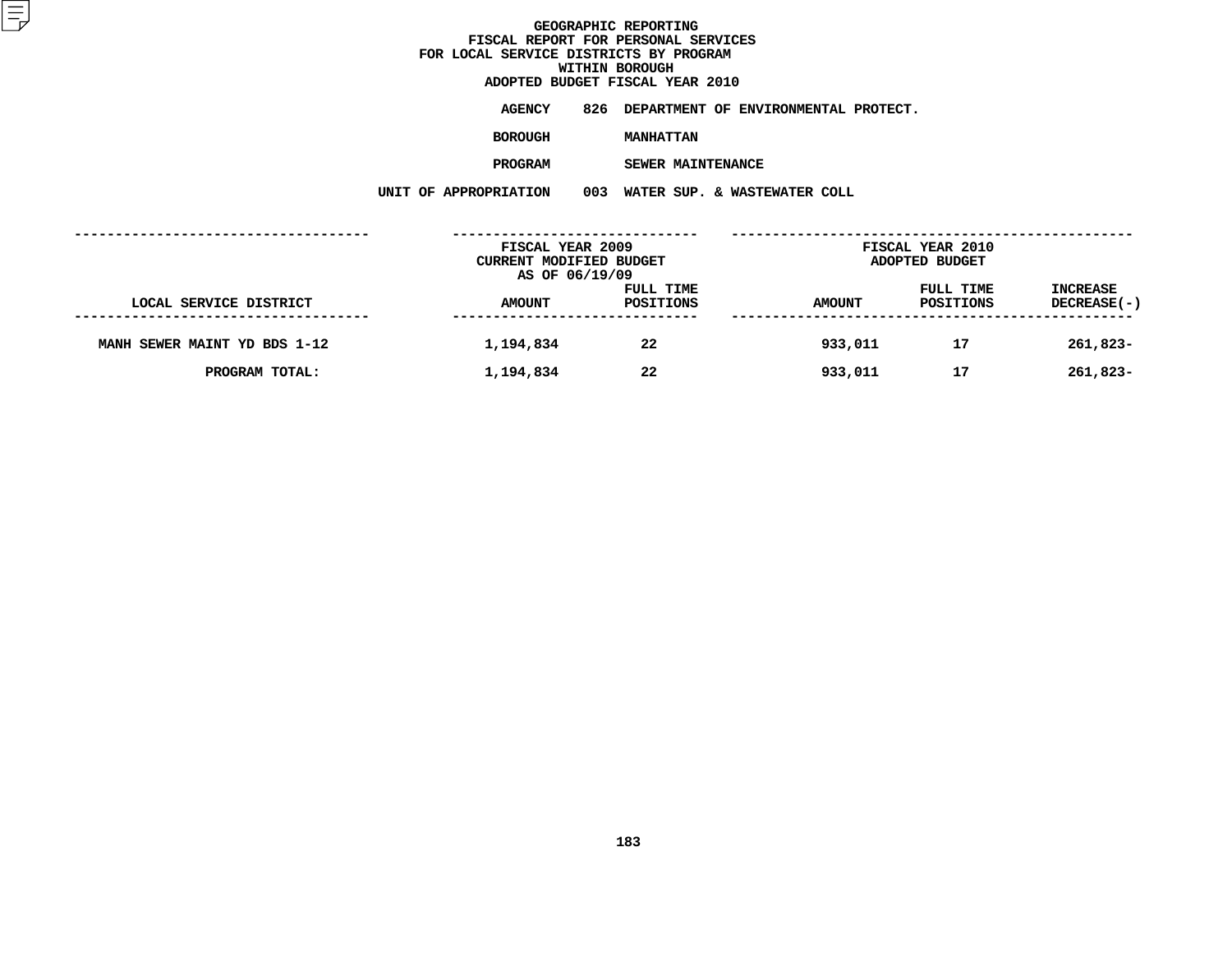# GEOGRAPHIC REPORTING
## FISCAL REPORT FOR PERSONAL SERVICES
## FOR LOCAL SERVICE DISTRICTS BY PROGRAM
## WITHIN BOROUGH
## ADOPTED BUDGET FISCAL YEAR 2010

**AGENCY** 826 DEPARTMENT OF ENVIRONMENTAL PROTECT.

**BOROUGH** MANHATTAN

**PROGRAM** SEWER MAINTENANCE

**UNIT OF APPROPRIATION** 003 WATER SUP. & WASTEWATER COLL

| LOCAL SERVICE DISTRICT | FISCAL YEAR 2009 CURRENT MODIFIED BUDGET AS OF 06/19/09 AMOUNT | FULL TIME POSITIONS | FISCAL YEAR 2010 ADOPTED BUDGET AMOUNT | FULL TIME POSITIONS | INCREASE DECREASE(-) |
|---|---|---|---|---|---|
| MANH SEWER MAINT YD BDS 1-12 | 1,194,834 | 22 | 933,011 | 17 | 261,823- |
| PROGRAM TOTAL: | 1,194,834 | 22 | 933,011 | 17 | 261,823- |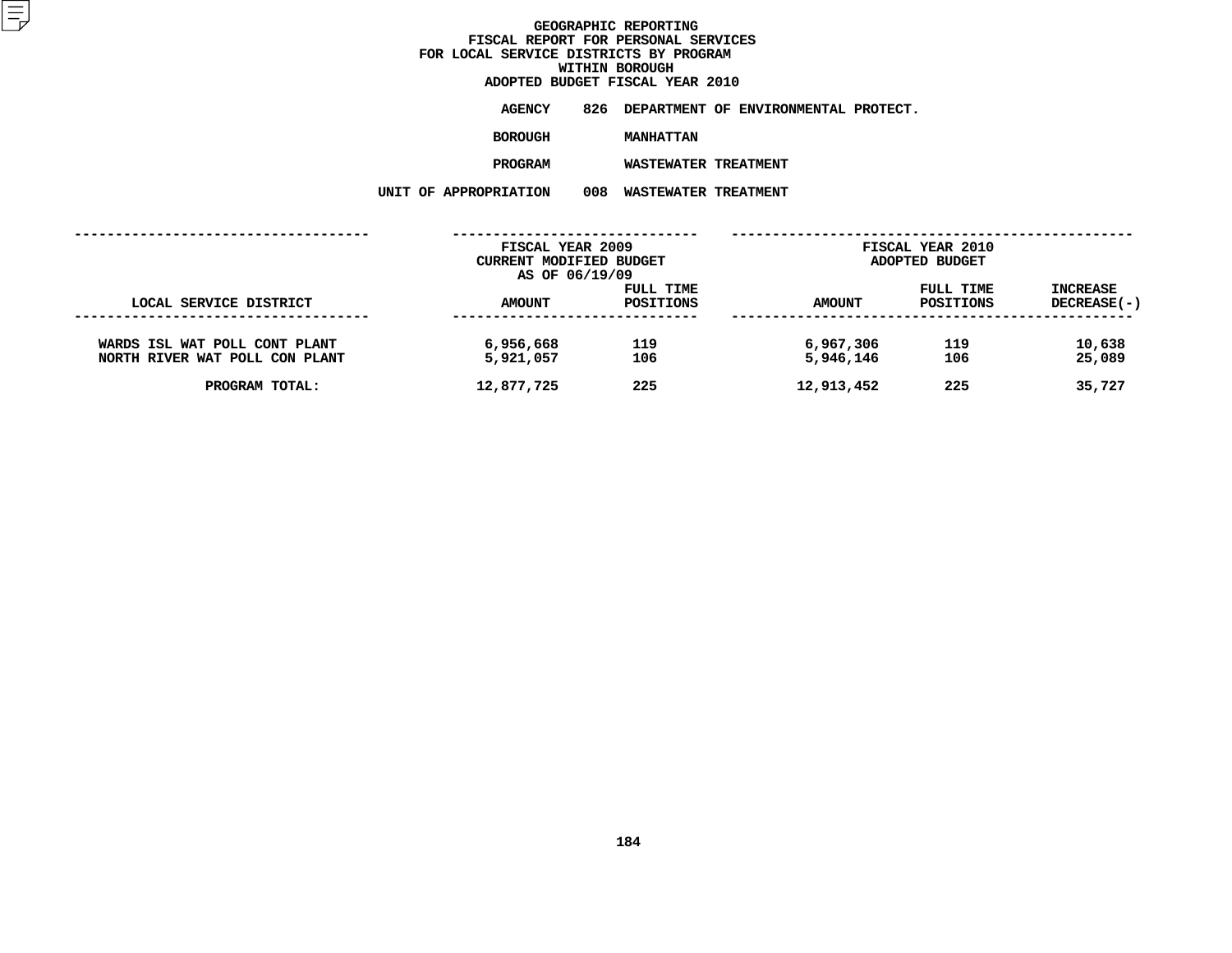# GEOGRAPHIC REPORTING
## FISCAL REPORT FOR PERSONAL SERVICES
## FOR LOCAL SERVICE DISTRICTS BY PROGRAM
## WITHIN BOROUGH
## ADOPTED BUDGET FISCAL YEAR 2010

**AGENCY** 826 DEPARTMENT OF ENVIRONMENTAL PROTECT.

**BOROUGH** MANHATTAN

**PROGRAM** WASTEWATER TREATMENT

**UNIT OF APPROPRIATION** 008 WASTEWATER TREATMENT

| LOCAL SERVICE DISTRICT | FISCAL YEAR 2009 CURRENT MODIFIED BUDGET AS OF 06/19/09 AMOUNT | FULL TIME POSITIONS | FISCAL YEAR 2010 ADOPTED BUDGET AMOUNT | FULL TIME POSITIONS | INCREASE DECREASE(-) |
|---|---|---|---|---|---|
| WARDS ISL WAT POLL CONT PLANT | 6,956,668 | 119 | 6,967,306 | 119 | 10,638 |
| NORTH RIVER WAT POLL CON PLANT | 5,921,057 | 106 | 5,946,146 | 106 | 25,089 |
| PROGRAM TOTAL: | 12,877,725 | 225 | 12,913,452 | 225 | 35,727 |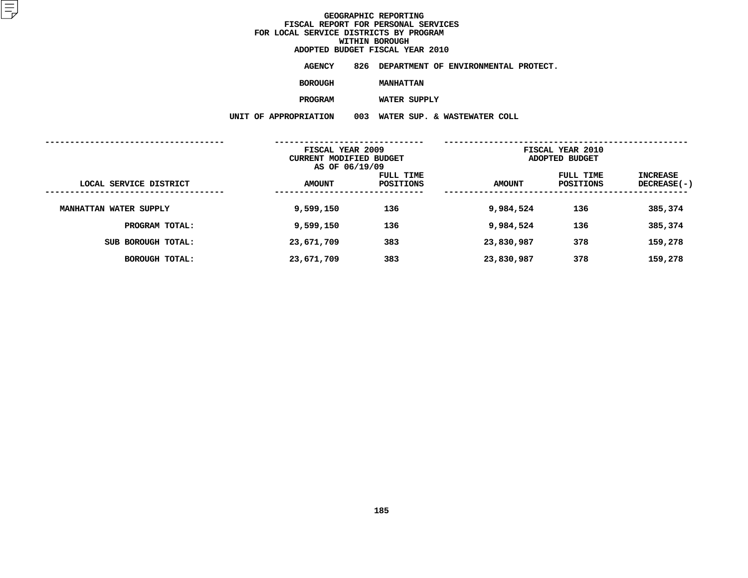# GEOGRAPHIC REPORTING
## FISCAL REPORT FOR PERSONAL SERVICES
## FOR LOCAL SERVICE DISTRICTS BY PROGRAM
## WITHIN BOROUGH
## ADOPTED BUDGET FISCAL YEAR 2010

**AGENCY** 826 DEPARTMENT OF ENVIRONMENTAL PROTECT.

**BOROUGH** MANHATTAN

**PROGRAM** WATER SUPPLY

**UNIT OF APPROPRIATION** 003 WATER SUP. & WASTEWATER COLL

| | FISCAL YEAR 2009 CURRENT MODIFIED BUDGET AS OF 06/19/09 | | FISCAL YEAR 2010 ADOPTED BUDGET | | |
|---|---|---|---|---|---|
| LOCAL SERVICE DISTRICT | AMOUNT | FULL TIME POSITIONS | AMOUNT | FULL TIME POSITIONS | INCREASE DECREASE(-) |
| MANHATTAN WATER SUPPLY | 9,599,150 | 136 | 9,984,524 | 136 | 385,374 |
| PROGRAM TOTAL: | 9,599,150 | 136 | 9,984,524 | 136 | 385,374 |
| SUB BOROUGH TOTAL: | 23,671,709 | 383 | 23,830,987 | 378 | 159,278 |
| BOROUGH TOTAL: | 23,671,709 | 383 | 23,830,987 | 378 | 159,278 |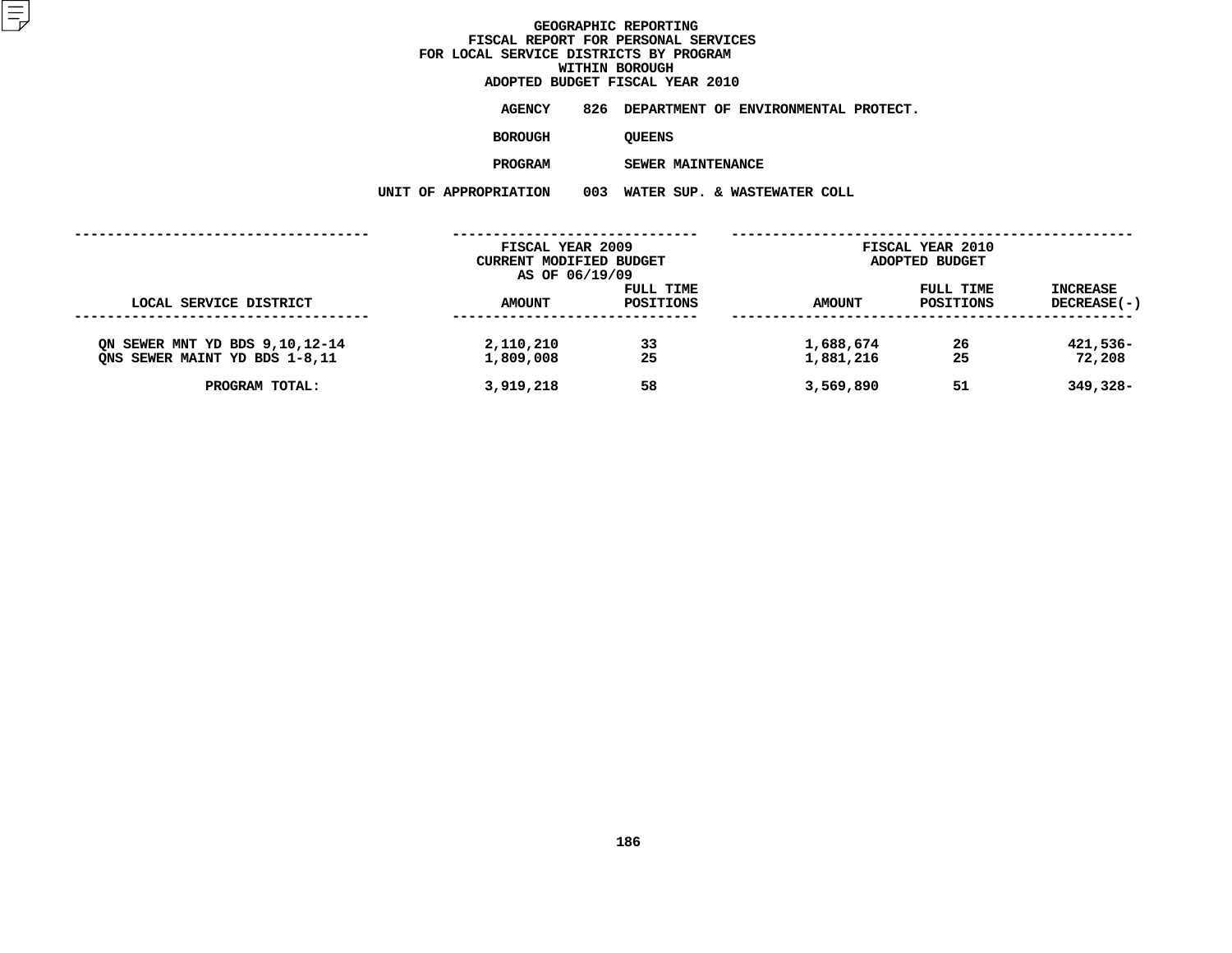# GEOGRAPHIC REPORTING
## FISCAL REPORT FOR PERSONAL SERVICES
## FOR LOCAL SERVICE DISTRICTS BY PROGRAM
## WITHIN BOROUGH
## ADOPTED BUDGET FISCAL YEAR 2010

**AGENCY** 826 DEPARTMENT OF ENVIRONMENTAL PROTECT.

**BOROUGH** QUEENS

**PROGRAM** SEWER MAINTENANCE

**UNIT OF APPROPRIATION** 003 WATER SUP. & WASTEWATER COLL

| LOCAL SERVICE DISTRICT | FISCAL YEAR 2009 CURRENT MODIFIED BUDGET AS OF 06/19/09 AMOUNT | FULL TIME POSITIONS | FISCAL YEAR 2010 ADOPTED BUDGET AMOUNT | FULL TIME POSITIONS | INCREASE DECREASE(-) |
|---|---|---|---|---|---|
| QN SEWER MNT YD BDS 9,10,12-14 | 2,110,210 | 33 | 1,688,674 | 26 | 421,536- |
| QNS SEWER MAINT YD BDS 1-8,11 | 1,809,008 | 25 | 1,881,216 | 25 | 72,208 |
| PROGRAM TOTAL: | 3,919,218 | 58 | 3,569,890 | 51 | 349,328- |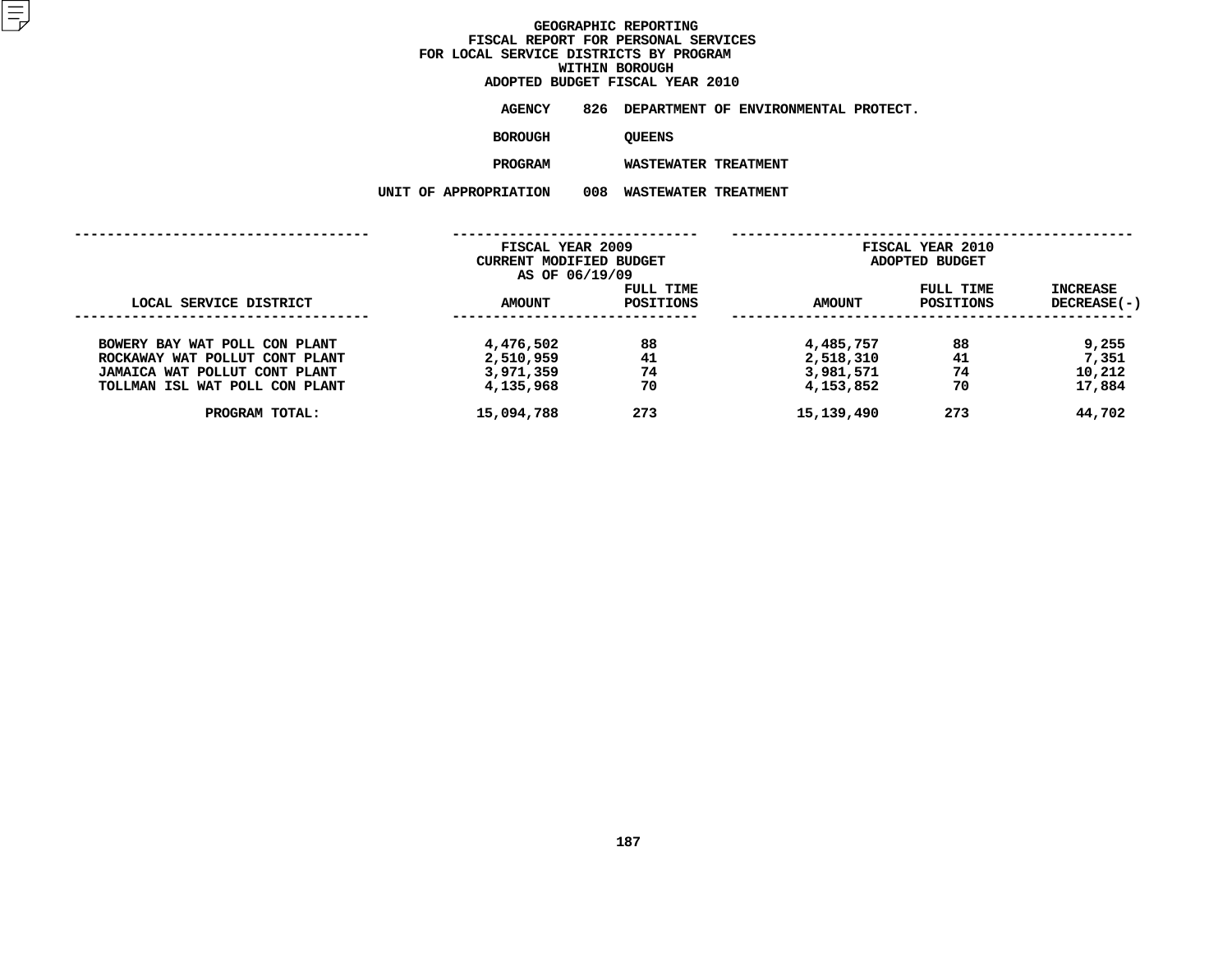# GEOGRAPHIC REPORTING
## FISCAL REPORT FOR PERSONAL SERVICES
## FOR LOCAL SERVICE DISTRICTS BY PROGRAM
## WITHIN BOROUGH
## ADOPTED BUDGET FISCAL YEAR 2010

**AGENCY** 826 DEPARTMENT OF ENVIRONMENTAL PROTECT.

**BOROUGH** QUEENS

**PROGRAM** WASTEWATER TREATMENT

**UNIT OF APPROPRIATION** 008 WASTEWATER TREATMENT

| LOCAL SERVICE DISTRICT | FISCAL YEAR 2009 CURRENT MODIFIED BUDGET AS OF 06/19/09 AMOUNT | FULL TIME POSITIONS | FISCAL YEAR 2010 ADOPTED BUDGET AMOUNT | FULL TIME POSITIONS | INCREASE DECREASE(-) |
|---|---|---|---|---|---|
| BOWERY BAY WAT POLL CON PLANT | 4,476,502 | 88 | 4,485,757 | 88 | 9,255 |
| ROCKAWAY WAT POLLUT CONT PLANT | 2,510,959 | 41 | 2,518,310 | 41 | 7,351 |
| JAMAICA WAT POLLUT CONT PLANT | 3,971,359 | 74 | 3,981,571 | 74 | 10,212 |
| TOLLMAN ISL WAT POLL CON PLANT | 4,135,968 | 70 | 4,153,852 | 70 | 17,884 |
| PROGRAM TOTAL: | 15,094,788 | 273 | 15,139,490 | 273 | 44,702 |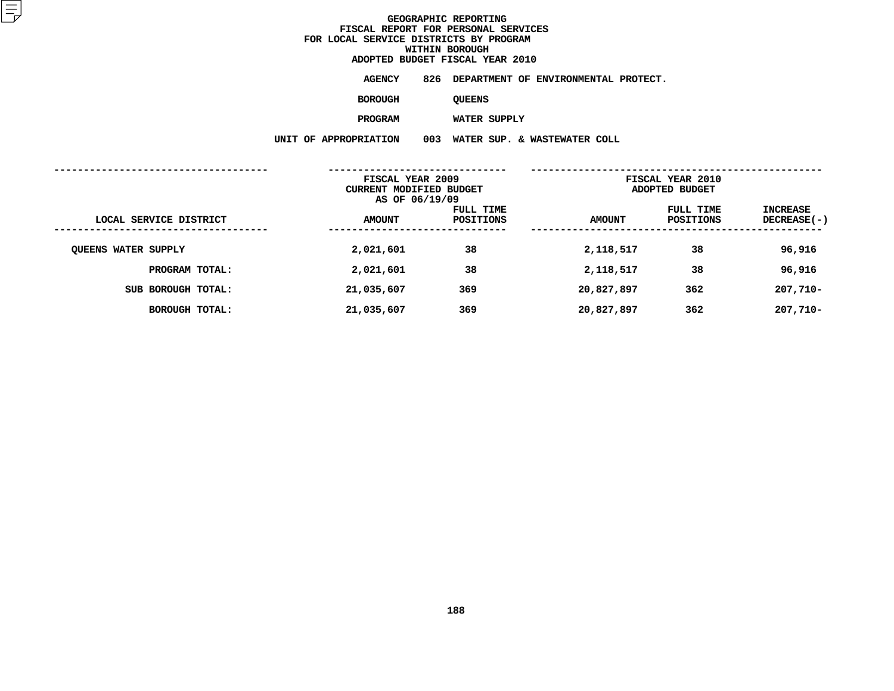# GEOGRAPHIC REPORTING
## FISCAL REPORT FOR PERSONAL SERVICES
## FOR LOCAL SERVICE DISTRICTS BY PROGRAM
## WITHIN BOROUGH
## ADOPTED BUDGET FISCAL YEAR 2010

**AGENCY** 826 DEPARTMENT OF ENVIRONMENTAL PROTECT.

**BOROUGH** QUEENS

**PROGRAM** WATER SUPPLY

**UNIT OF APPROPRIATION** 003 WATER SUP. & WASTEWATER COLL

| LOCAL SERVICE DISTRICT | FISCAL YEAR 2009 CURRENT MODIFIED BUDGET AS OF 06/19/09 AMOUNT | FULL TIME POSITIONS | FISCAL YEAR 2010 ADOPTED BUDGET AMOUNT | FULL TIME POSITIONS | INCREASE DECREASE(-) |
|---|---|---|---|---|---|
| QUEENS WATER SUPPLY | 2,021,601 | 38 | 2,118,517 | 38 | 96,916 |
| PROGRAM TOTAL: | 2,021,601 | 38 | 2,118,517 | 38 | 96,916 |
| SUB BOROUGH TOTAL: | 21,035,607 | 369 | 20,827,897 | 362 | 207,710- |
| BOROUGH TOTAL: | 21,035,607 | 369 | 20,827,897 | 362 | 207,710- |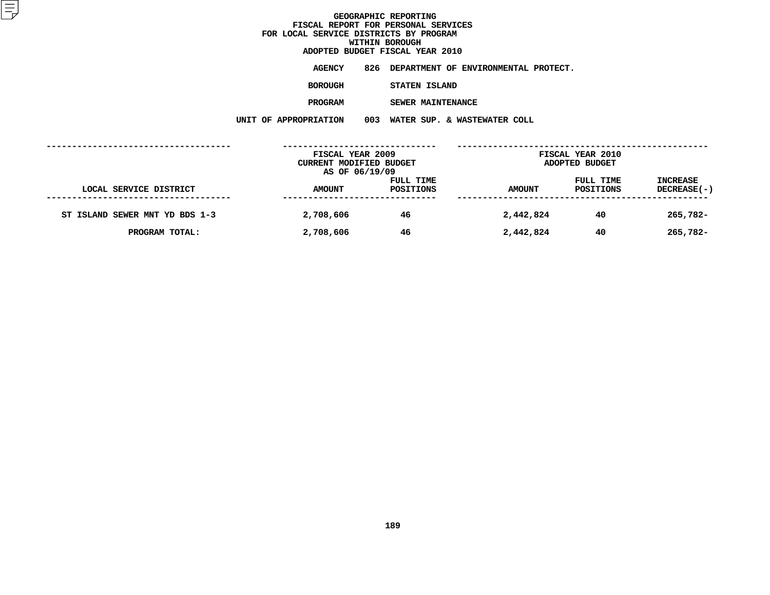# GEOGRAPHIC REPORTING
## FISCAL REPORT FOR PERSONAL SERVICES
## FOR LOCAL SERVICE DISTRICTS BY PROGRAM
## WITHIN BOROUGH
## ADOPTED BUDGET FISCAL YEAR 2010

**AGENCY** 826 DEPARTMENT OF ENVIRONMENTAL PROTECT.

**BOROUGH** STATEN ISLAND

**PROGRAM** SEWER MAINTENANCE

**UNIT OF APPROPRIATION** 003 WATER SUP. & WASTEWATER COLL

| LOCAL SERVICE DISTRICT | FISCAL YEAR 2009 CURRENT MODIFIED BUDGET AS OF 06/19/09 AMOUNT | FULL TIME POSITIONS | FISCAL YEAR 2010 ADOPTED BUDGET AMOUNT | FULL TIME POSITIONS | INCREASE DECREASE(-) |
|---|---|---|---|---|---|
| ST ISLAND SEWER MNT YD BDS 1-3 | 2,708,606 | 46 | 2,442,824 | 40 | 265,782- |
| PROGRAM TOTAL: | 2,708,606 | 46 | 2,442,824 | 40 | 265,782- |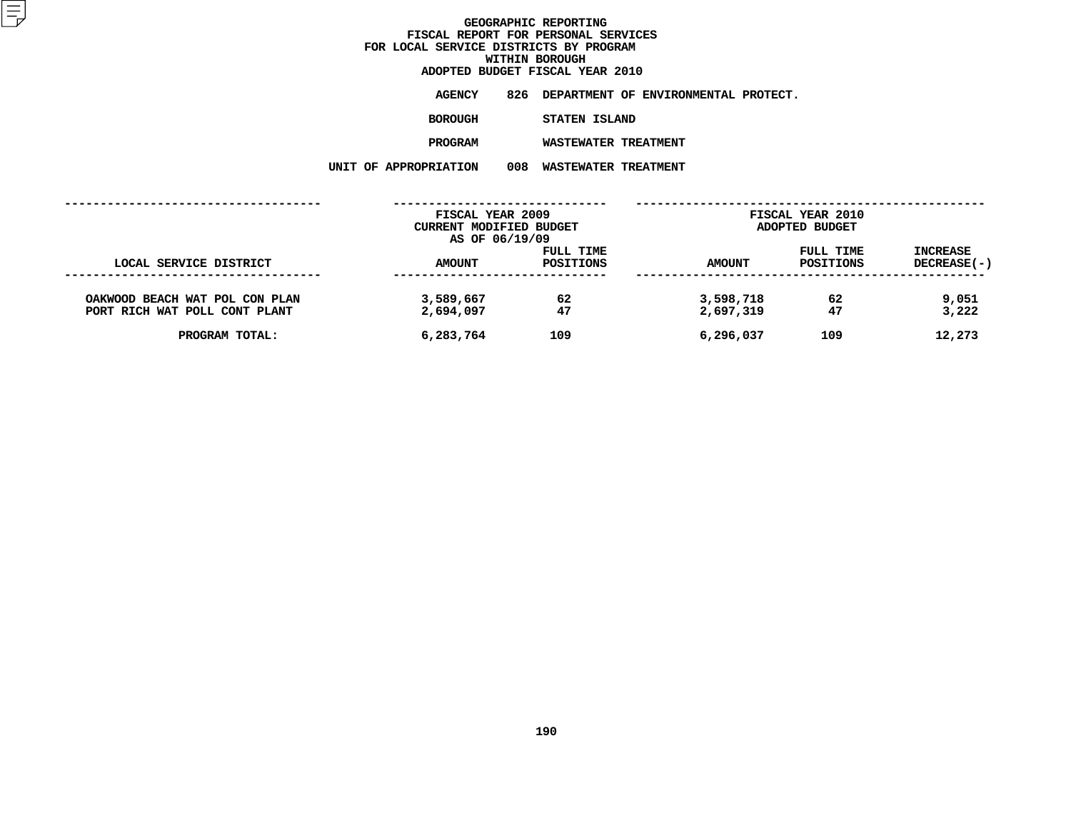# GEOGRAPHIC REPORTING
## FISCAL REPORT FOR PERSONAL SERVICES
## FOR LOCAL SERVICE DISTRICTS BY PROGRAM
## WITHIN BOROUGH
## ADOPTED BUDGET FISCAL YEAR 2010

**AGENCY** 826 DEPARTMENT OF ENVIRONMENTAL PROTECT.

**BOROUGH** STATEN ISLAND

**PROGRAM** WASTEWATER TREATMENT

**UNIT OF APPROPRIATION** 008 WASTEWATER TREATMENT

| LOCAL SERVICE DISTRICT | FISCAL YEAR 2009 CURRENT MODIFIED BUDGET AS OF 06/19/09 AMOUNT | FULL TIME POSITIONS | FISCAL YEAR 2010 ADOPTED BUDGET AMOUNT | FULL TIME POSITIONS | INCREASE DECREASE(-) |
|---|---|---|---|---|---|
| OAKWOOD BEACH WAT POL CON PLAN | 3,589,667 | 62 | 3,598,718 | 62 | 9,051 |
| PORT RICH WAT POLL CONT PLANT | 2,694,097 | 47 | 2,697,319 | 47 | 3,222 |
| PROGRAM TOTAL: | 6,283,764 | 109 | 6,296,037 | 109 | 12,273 |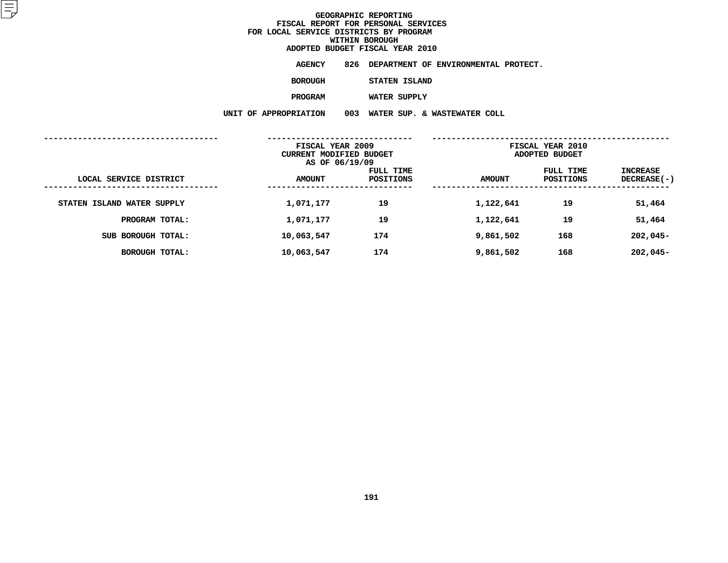# GEOGRAPHIC REPORTING
## FISCAL REPORT FOR PERSONAL SERVICES
## FOR LOCAL SERVICE DISTRICTS BY PROGRAM
## WITHIN BOROUGH
## ADOPTED BUDGET FISCAL YEAR 2010

**AGENCY** 826 DEPARTMENT OF ENVIRONMENTAL PROTECT.

**BOROUGH** STATEN ISLAND

**PROGRAM** WATER SUPPLY

**UNIT OF APPROPRIATION** 003 WATER SUP. & WASTEWATER COLL

| LOCAL SERVICE DISTRICT | FISCAL YEAR 2009 CURRENT MODIFIED BUDGET AS OF 06/19/09 AMOUNT | FULL TIME POSITIONS | FISCAL YEAR 2010 ADOPTED BUDGET AMOUNT | FULL TIME POSITIONS | INCREASE DECREASE(-) |
|---|---|---|---|---|---|
| STATEN ISLAND WATER SUPPLY | 1,071,177 | 19 | 1,122,641 | 19 | 51,464 |
| PROGRAM TOTAL: | 1,071,177 | 19 | 1,122,641 | 19 | 51,464 |
| SUB BOROUGH TOTAL: | 10,063,547 | 174 | 9,861,502 | 168 | 202,045- |
| BOROUGH TOTAL: | 10,063,547 | 174 | 9,861,502 | 168 | 202,045- |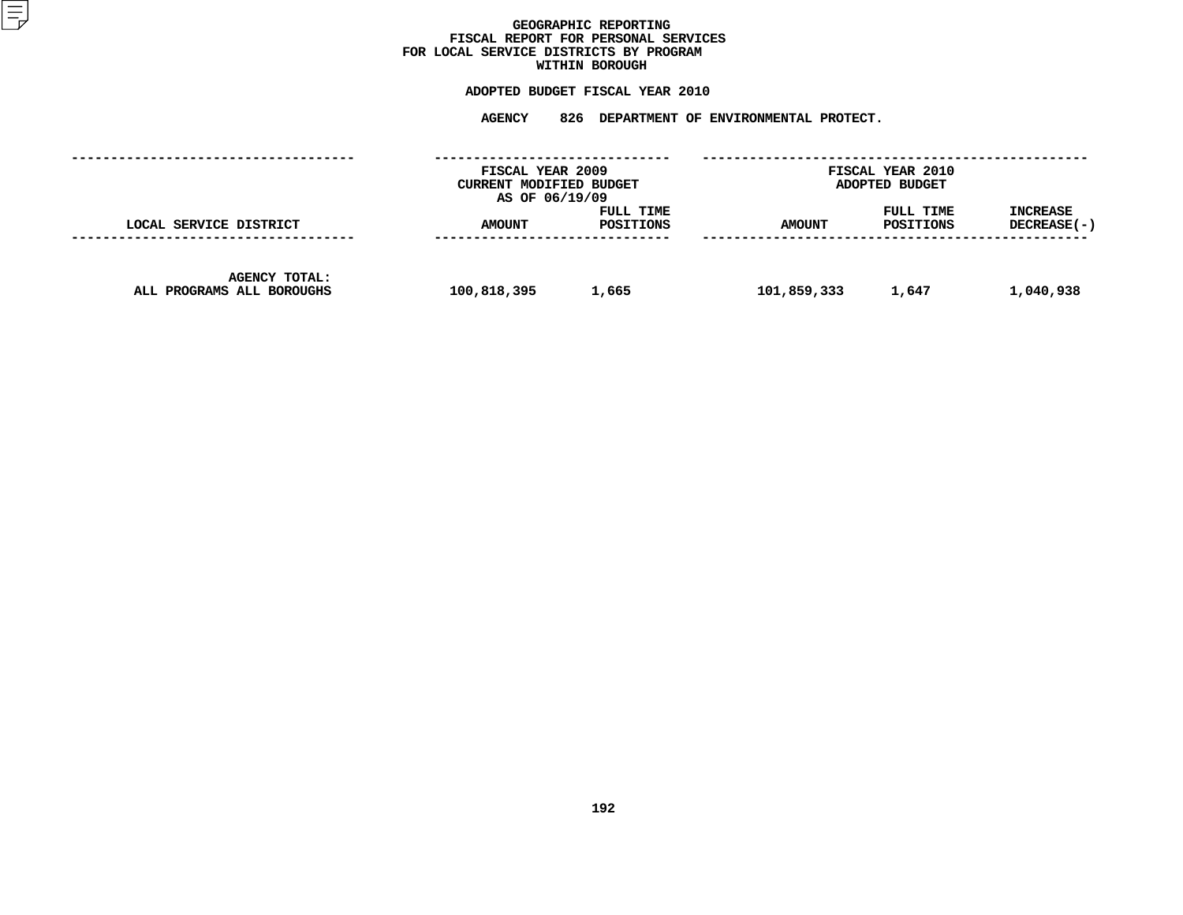# GEOGRAPHIC REPORTING
## FISCAL REPORT FOR PERSONAL SERVICES
## FOR LOCAL SERVICE DISTRICTS BY PROGRAM
## WITHIN BOROUGH

### ADOPTED BUDGET FISCAL YEAR 2010

### AGENCY 826 DEPARTMENT OF ENVIRONMENTAL PROTECT.

| LOCAL SERVICE DISTRICT | FISCAL YEAR 2009 CURRENT MODIFIED BUDGET AS OF 06/19/09 AMOUNT | FULL TIME POSITIONS | FISCAL YEAR 2010 ADOPTED BUDGET AMOUNT | FULL TIME POSITIONS | INCREASE DECREASE(-) |
|---|---|---|---|---|---|
| AGENCY TOTAL: ALL PROGRAMS ALL BOROUGHS | 100,818,395 | 1,665 | 101,859,333 | 1,647 | 1,040,938 |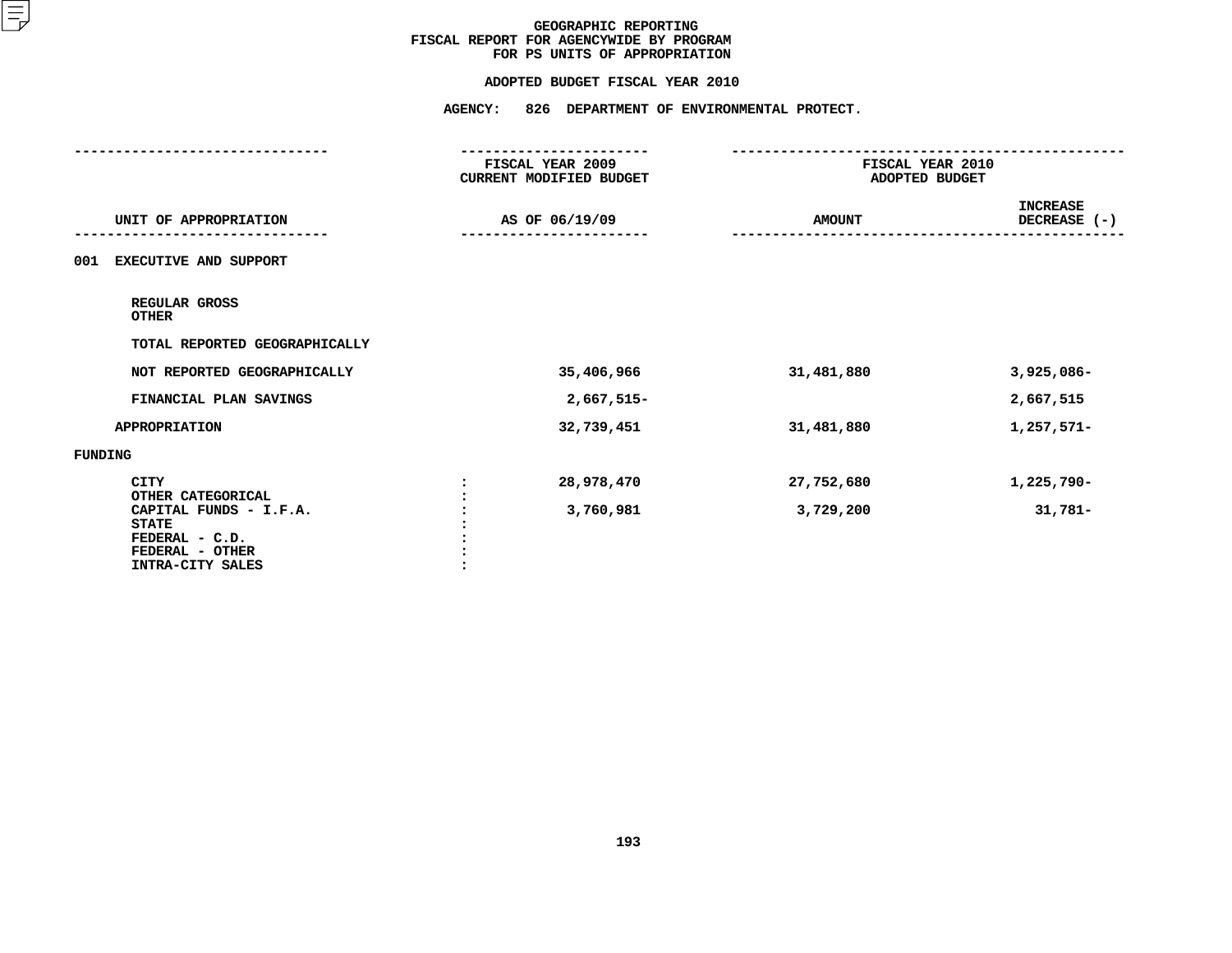# GEOGRAPHIC REPORTING
## FISCAL REPORT FOR AGENCYWIDE BY PROGRAM
## FOR PS UNITS OF APPROPRIATION

### ADOPTED BUDGET FISCAL YEAR 2010

### AGENCY: 826 DEPARTMENT OF ENVIRONMENTAL PROTECT.

| UNIT OF APPROPRIATION | | FISCAL YEAR 2009 CURRENT MODIFIED BUDGET AS OF 06/19/09 | FISCAL YEAR 2010 ADOPTED BUDGET AMOUNT | INCREASE DECREASE (-) |
|---|---|---|---|---|
| **001 EXECUTIVE AND SUPPORT** | | | | |
| REGULAR GROSS | | | | |
| OTHER | | | | |
| TOTAL REPORTED GEOGRAPHICALLY | | | | |
| NOT REPORTED GEOGRAPHICALLY | | 35,406,966 | 31,481,880 | 3,925,086- |
| FINANCIAL PLAN SAVINGS | | 2,667,515- | | 2,667,515 |
| APPROPRIATION | | 32,739,451 | 31,481,880 | 1,257,571- |
| **FUNDING** | | | | |
| CITY | : | 28,978,470 | 27,752,680 | 1,225,790- |
| OTHER CATEGORICAL | : | | | |
| CAPITAL FUNDS - I.F.A. | : | 3,760,981 | 3,729,200 | 31,781- |
| STATE | : | | | |
| FEDERAL - C.D. | : | | | |
| FEDERAL - OTHER | : | | | |
| INTRA-CITY SALES | : | | | |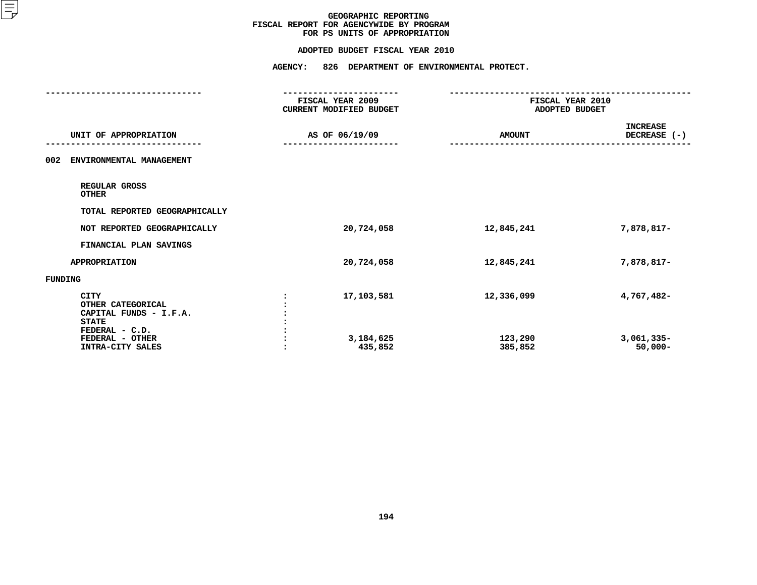# GEOGRAPHIC REPORTING
## FISCAL REPORT FOR AGENCYWIDE BY PROGRAM
## FOR PS UNITS OF APPROPRIATION

### ADOPTED BUDGET FISCAL YEAR 2010

### AGENCY: 826 DEPARTMENT OF ENVIRONMENTAL PROTECT.

| UNIT OF APPROPRIATION | | FISCAL YEAR 2009 CURRENT MODIFIED BUDGET AS OF 06/19/09 | FISCAL YEAR 2010 ADOPTED BUDGET AMOUNT | INCREASE DECREASE (-) |
|---|---|---|---|---|
| **002 ENVIRONMENTAL MANAGEMENT** | | | | |
| REGULAR GROSS | | | | |
| OTHER | | | | |
| TOTAL REPORTED GEOGRAPHICALLY | | | | |
| NOT REPORTED GEOGRAPHICALLY | | 20,724,058 | 12,845,241 | 7,878,817- |
| FINANCIAL PLAN SAVINGS | | | | |
| APPROPRIATION | | 20,724,058 | 12,845,241 | 7,878,817- |
| FUNDING | | | | |
| CITY | : | 17,103,581 | 12,336,099 | 4,767,482- |
| OTHER CATEGORICAL | : | | | |
| CAPITAL FUNDS - I.F.A. | : | | | |
| STATE | : | | | |
| FEDERAL - C.D. | : | | | |
| FEDERAL - OTHER | : | 3,184,625 | 123,290 | 3,061,335- |
| INTRA-CITY SALES | : | 435,852 | 385,852 | 50,000- |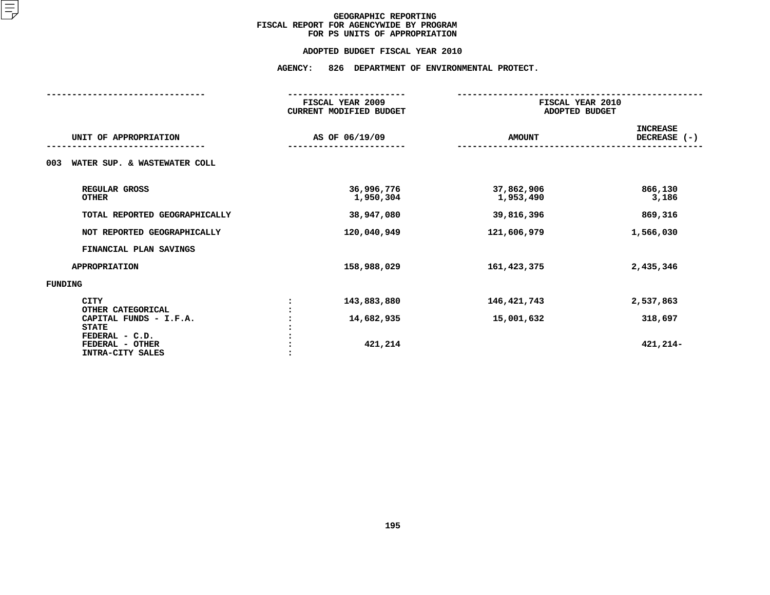# GEOGRAPHIC REPORTING
## FISCAL REPORT FOR AGENCYWIDE BY PROGRAM FOR PS UNITS OF APPROPRIATION

### ADOPTED BUDGET FISCAL YEAR 2010

### AGENCY: 826 DEPARTMENT OF ENVIRONMENTAL PROTECT.

| UNIT OF APPROPRIATION | | FISCAL YEAR 2009 CURRENT MODIFIED BUDGET AS OF 06/19/09 | FISCAL YEAR 2010 ADOPTED BUDGET AMOUNT | INCREASE DECREASE (-) |
|---|---|---|---|---|
| **003 WATER SUP. & WASTEWATER COLL** | | | | |
| REGULAR GROSS | | 36,996,776 | 37,862,906 | 866,130 |
| OTHER | | 1,950,304 | 1,953,490 | 3,186 |
| TOTAL REPORTED GEOGRAPHICALLY | | 38,947,080 | 39,816,396 | 869,316 |
| NOT REPORTED GEOGRAPHICALLY | | 120,040,949 | 121,606,979 | 1,566,030 |
| FINANCIAL PLAN SAVINGS | | | | |
| APPROPRIATION | | 158,988,029 | 161,423,375 | 2,435,346 |
| **FUNDING** | | | | |
| CITY | : | 143,883,880 | 146,421,743 | 2,537,863 |
| OTHER CATEGORICAL | : | | | |
| CAPITAL FUNDS - I.F.A. | : | 14,682,935 | 15,001,632 | 318,697 |
| STATE | : | | | |
| FEDERAL - C.D. | : | | | |
| FEDERAL - OTHER | : | 421,214 | | 421,214- |
| INTRA-CITY SALES | : | | | |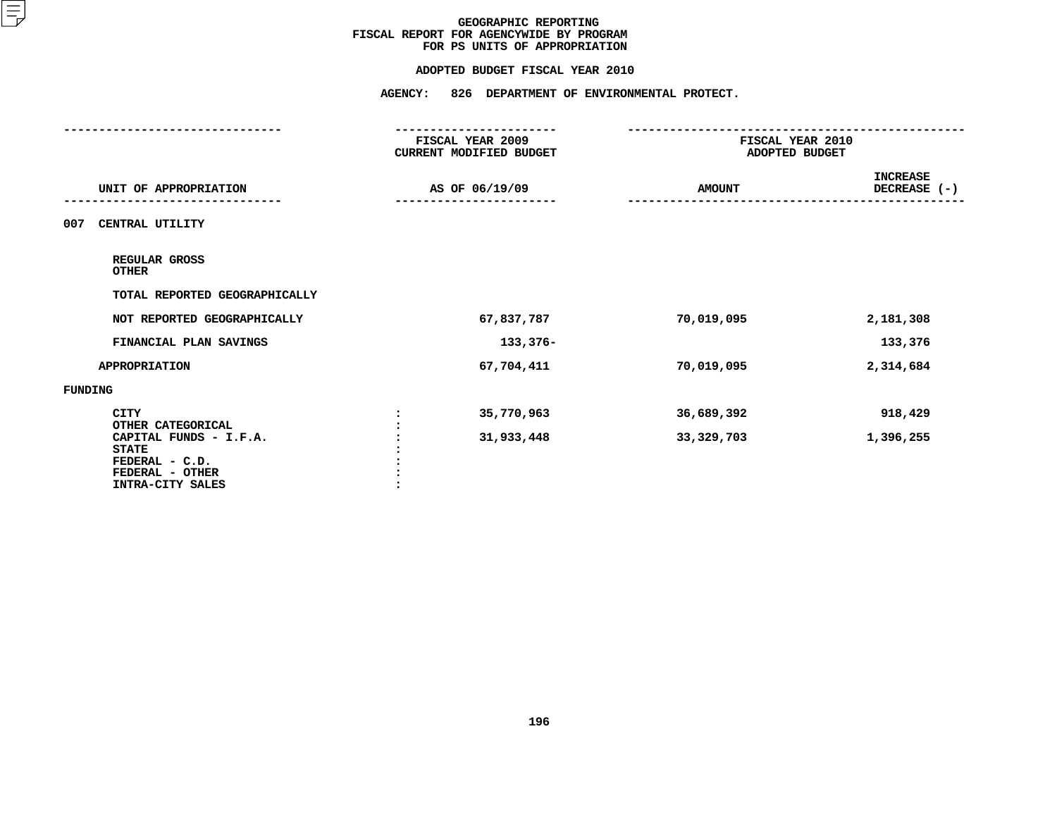# GEOGRAPHIC REPORTING
## FISCAL REPORT FOR AGENCYWIDE BY PROGRAM
## FOR PS UNITS OF APPROPRIATION

### ADOPTED BUDGET FISCAL YEAR 2010

### AGENCY: 826 DEPARTMENT OF ENVIRONMENTAL PROTECT.

| UNIT OF APPROPRIATION | | FISCAL YEAR 2009 CURRENT MODIFIED BUDGET AS OF 06/19/09 | FISCAL YEAR 2010 ADOPTED BUDGET AMOUNT | INCREASE DECREASE (-) |
|---|---|---|---|---|
| **007 CENTRAL UTILITY** | | | | |
| REGULAR GROSS | | | | |
| OTHER | | | | |
| TOTAL REPORTED GEOGRAPHICALLY | | | | |
| NOT REPORTED GEOGRAPHICALLY | | 67,837,787 | 70,019,095 | 2,181,308 |
| FINANCIAL PLAN SAVINGS | | 133,376- | | 133,376 |
| APPROPRIATION | | 67,704,411 | 70,019,095 | 2,314,684 |
| **FUNDING** | | | | |
| CITY | : | 35,770,963 | 36,689,392 | 918,429 |
| OTHER CATEGORICAL | : | | | |
| CAPITAL FUNDS - I.F.A. | : | 31,933,448 | 33,329,703 | 1,396,255 |
| STATE | : | | | |
| FEDERAL - C.D. | : | | | |
| FEDERAL - OTHER | : | | | |
| INTRA-CITY SALES | : | | | |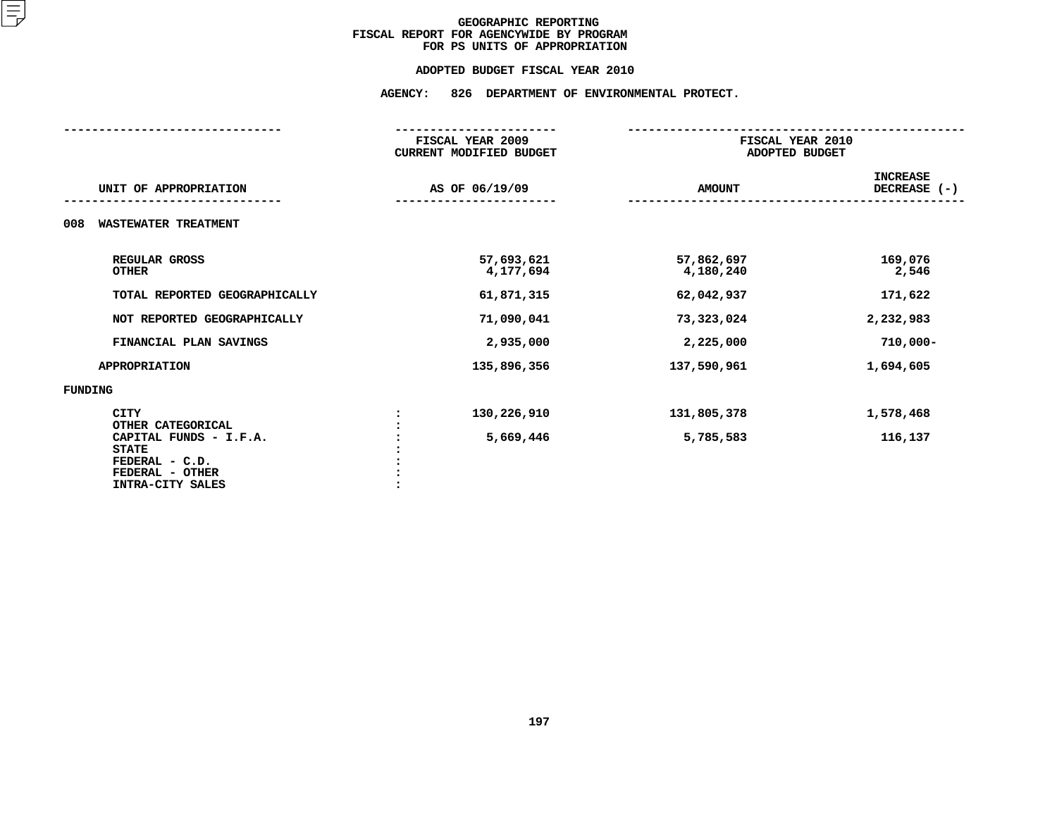# GEOGRAPHIC REPORTING
## FISCAL REPORT FOR AGENCYWIDE BY PROGRAM
## FOR PS UNITS OF APPROPRIATION

### ADOPTED BUDGET FISCAL YEAR 2010

### AGENCY: 826 DEPARTMENT OF ENVIRONMENTAL PROTECT.

| UNIT OF APPROPRIATION | | FISCAL YEAR 2009 CURRENT MODIFIED BUDGET AS OF 06/19/09 | FISCAL YEAR 2010 ADOPTED BUDGET AMOUNT | INCREASE DECREASE (-) |
|---|---|---|---|---|
| **008 WASTEWATER TREATMENT** | | | | |
| REGULAR GROSS | | 57,693,621 | 57,862,697 | 169,076 |
| OTHER | | 4,177,694 | 4,180,240 | 2,546 |
| TOTAL REPORTED GEOGRAPHICALLY | | 61,871,315 | 62,042,937 | 171,622 |
| NOT REPORTED GEOGRAPHICALLY | | 71,090,041 | 73,323,024 | 2,232,983 |
| FINANCIAL PLAN SAVINGS | | 2,935,000 | 2,225,000 | 710,000- |
| APPROPRIATION | | 135,896,356 | 137,590,961 | 1,694,605 |
| **FUNDING** | | | | |
| CITY | : | 130,226,910 | 131,805,378 | 1,578,468 |
| OTHER CATEGORICAL | : | | | |
| CAPITAL FUNDS - I.F.A. | : | 5,669,446 | 5,785,583 | 116,137 |
| STATE | : | | | |
| FEDERAL - C.D. | : | | | |
| FEDERAL - OTHER | : | | | |
| INTRA-CITY SALES | : | | | |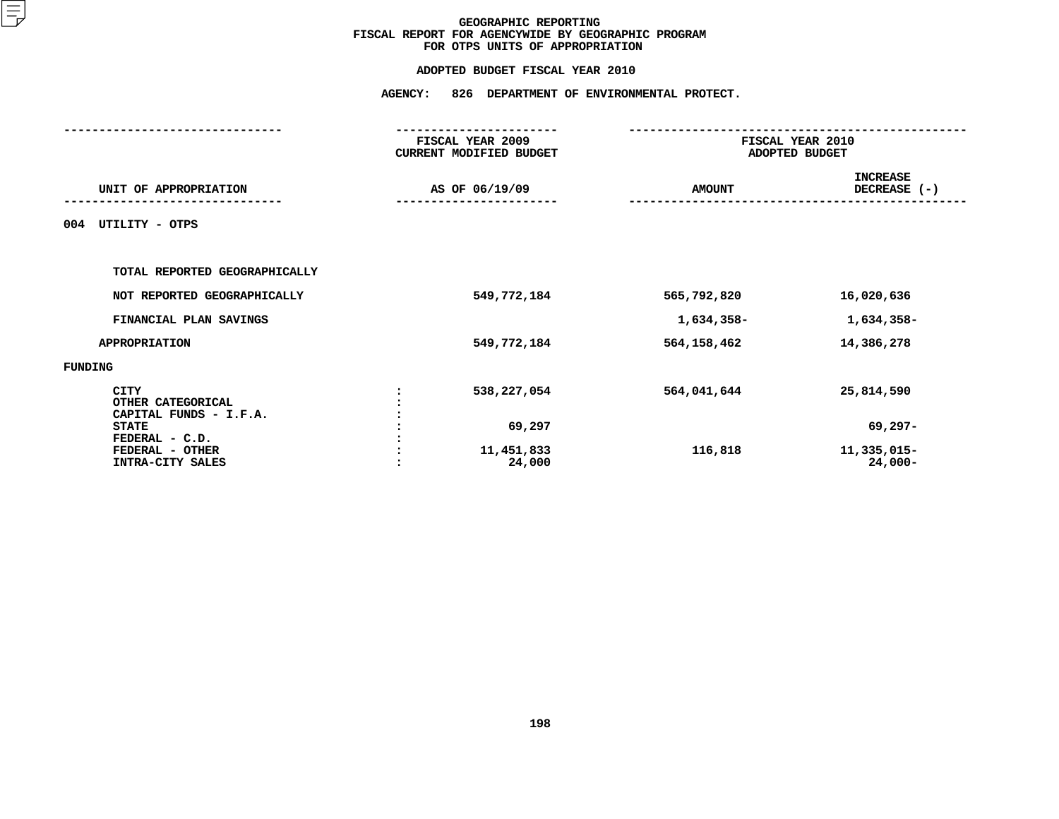# GEOGRAPHIC REPORTING
## FISCAL REPORT FOR AGENCYWIDE BY GEOGRAPHIC PROGRAM
## FOR OTPS UNITS OF APPROPRIATION

### ADOPTED BUDGET FISCAL YEAR 2010

### AGENCY: 826 DEPARTMENT OF ENVIRONMENTAL PROTECT.

| UNIT OF APPROPRIATION | | FISCAL YEAR 2009 CURRENT MODIFIED BUDGET AS OF 06/19/09 | FISCAL YEAR 2010 ADOPTED BUDGET AMOUNT | INCREASE DECREASE (-) |
|---|---|---|---|---|
| 004 UTILITY - OTPS | | | | |
| TOTAL REPORTED GEOGRAPHICALLY | | | | |
| NOT REPORTED GEOGRAPHICALLY | | 549,772,184 | 565,792,820 | 16,020,636 |
| FINANCIAL PLAN SAVINGS | | | 1,634,358- | 1,634,358- |
| APPROPRIATION | | 549,772,184 | 564,158,462 | 14,386,278 |
| FUNDING | | | | |
| CITY | : | 538,227,054 | 564,041,644 | 25,814,590 |
| OTHER CATEGORICAL | : | | | |
| CAPITAL FUNDS - I.F.A. | : | | | |
| STATE | : | 69,297 | | 69,297- |
| FEDERAL - C.D. | : | | | |
| FEDERAL - OTHER | : | 11,451,833 | 116,818 | 11,335,015- |
| INTRA-CITY SALES | : | 24,000 | | 24,000- |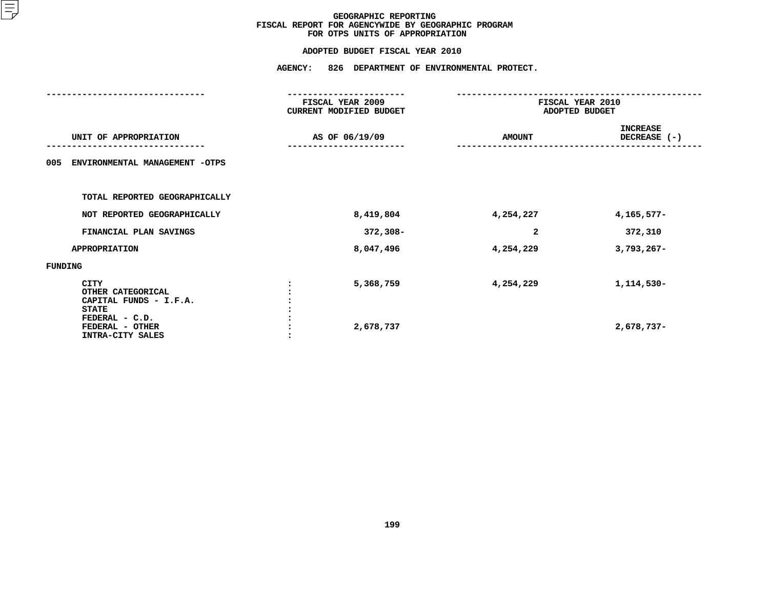# GEOGRAPHIC REPORTING
## FISCAL REPORT FOR AGENCYWIDE BY GEOGRAPHIC PROGRAM
## FOR OTPS UNITS OF APPROPRIATION

### ADOPTED BUDGET FISCAL YEAR 2010

### AGENCY: 826 DEPARTMENT OF ENVIRONMENTAL PROTECT.

| UNIT OF APPROPRIATION | | FISCAL YEAR 2009 CURRENT MODIFIED BUDGET AS OF 06/19/09 | FISCAL YEAR 2010 ADOPTED BUDGET AMOUNT | INCREASE DECREASE (-) |
|---|---|---|---|---|
| 005 ENVIRONMENTAL MANAGEMENT -OTPS | | | | |
| TOTAL REPORTED GEOGRAPHICALLY | | | | |
| NOT REPORTED GEOGRAPHICALLY | | 8,419,804 | 4,254,227 | 4,165,577- |
| FINANCIAL PLAN SAVINGS | | 372,308- | 2 | 372,310 |
| APPROPRIATION | | 8,047,496 | 4,254,229 | 3,793,267- |
| FUNDING | | | | |
| CITY | : | 5,368,759 | 4,254,229 | 1,114,530- |
| OTHER CATEGORICAL | : | | | |
| CAPITAL FUNDS - I.F.A. | : | | | |
| STATE | : | | | |
| FEDERAL - C.D. | : | | | |
| FEDERAL - OTHER | : | 2,678,737 | | 2,678,737- |
| INTRA-CITY SALES | : | | | |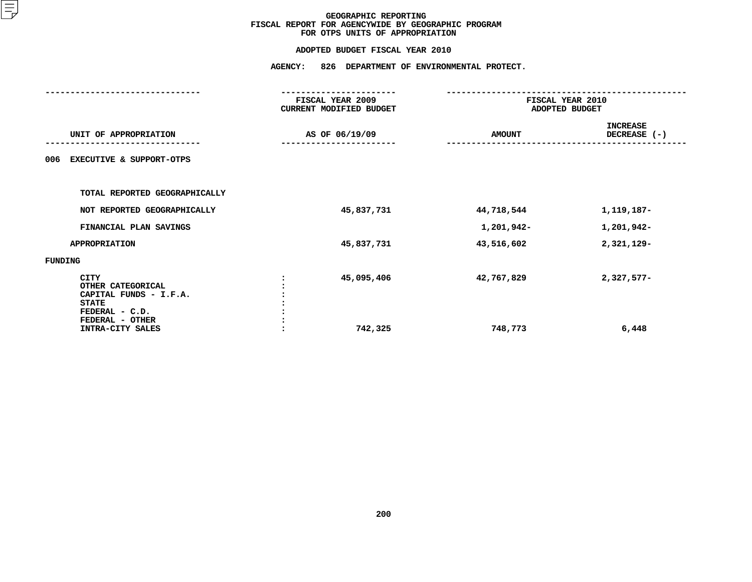# GEOGRAPHIC REPORTING
## FISCAL REPORT FOR AGENCYWIDE BY GEOGRAPHIC PROGRAM
## FOR OTPS UNITS OF APPROPRIATION

**ADOPTED BUDGET FISCAL YEAR 2010**

**AGENCY: 826 DEPARTMENT OF ENVIRONMENTAL PROTECT.**

| UNIT OF APPROPRIATION | FISCAL YEAR 2009 CURRENT MODIFIED BUDGET AS OF 06/19/09 | FISCAL YEAR 2010 ADOPTED BUDGET AMOUNT | FISCAL YEAR 2010 ADOPTED BUDGET INCREASE DECREASE (-) |
|---|---|---|---|
| 006 EXECUTIVE & SUPPORT-OTPS | | | |
| TOTAL REPORTED GEOGRAPHICALLY | | | |
| NOT REPORTED GEOGRAPHICALLY | 45,837,731 | 44,718,544 | 1,119,187- |
| FINANCIAL PLAN SAVINGS | | 1,201,942- | 1,201,942- |
| APPROPRIATION | 45,837,731 | 43,516,602 | 2,321,129- |
| FUNDING | | | |
| CITY : | 45,095,406 | 42,767,829 | 2,327,577- |
| OTHER CATEGORICAL : | | | |
| CAPITAL FUNDS - I.F.A. : | | | |
| STATE : | | | |
| FEDERAL - C.D. : | | | |
| FEDERAL - OTHER : | | | |
| INTRA-CITY SALES : | 742,325 | 748,773 | 6,448 |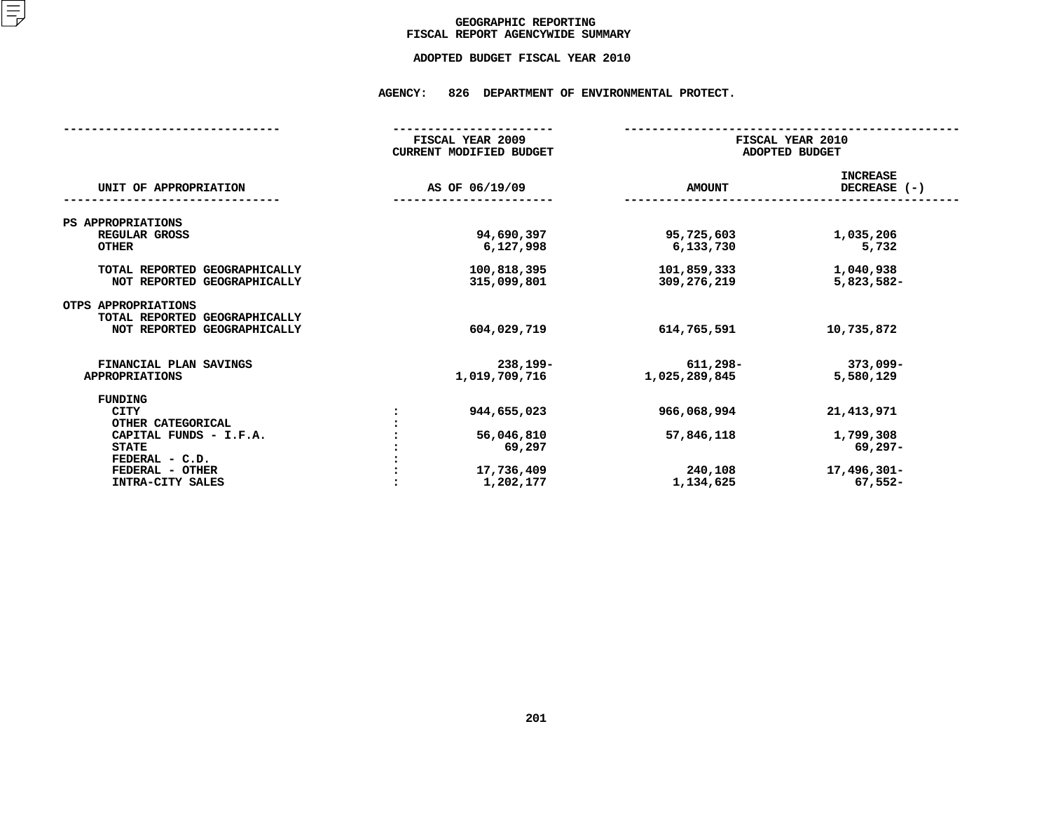# GEOGRAPHIC REPORTING
## FISCAL REPORT AGENCYWIDE SUMMARY

### ADOPTED BUDGET FISCAL YEAR 2010

**AGENCY: 826 DEPARTMENT OF ENVIRONMENTAL PROTECT.**

| UNIT OF APPROPRIATION | FISCAL YEAR 2009 CURRENT MODIFIED BUDGET AS OF 06/19/09 | FISCAL YEAR 2010 ADOPTED BUDGET AMOUNT | INCREASE DECREASE (-) |
|---|---|---|---|
| PS APPROPRIATIONS | | | |
| REGULAR GROSS | 94,690,397 | 95,725,603 | 1,035,206 |
| OTHER | 6,127,998 | 6,133,730 | 5,732 |
| TOTAL REPORTED GEOGRAPHICALLY | 100,818,395 | 101,859,333 | 1,040,938 |
| NOT REPORTED GEOGRAPHICALLY | 315,099,801 | 309,276,219 | 5,823,582- |
| OTPS APPROPRIATIONS | | | |
| TOTAL REPORTED GEOGRAPHICALLY | | | |
| NOT REPORTED GEOGRAPHICALLY | 604,029,719 | 614,765,591 | 10,735,872 |
| FINANCIAL PLAN SAVINGS | 238,199- | 611,298- | 373,099- |
| APPROPRIATIONS | 1,019,709,716 | 1,025,289,845 | 5,580,129 |
| FUNDING | | | |
| CITY | 944,655,023 | 966,068,994 | 21,413,971 |
| OTHER CATEGORICAL | | | |
| CAPITAL FUNDS - I.F.A. | 56,046,810 | 57,846,118 | 1,799,308 |
| STATE | 69,297 | | 69,297- |
| FEDERAL - C.D. | | | |
| FEDERAL - OTHER | 17,736,409 | 240,108 | 17,496,301- |
| INTRA-CITY SALES | 1,202,177 | 1,134,625 | 67,552- |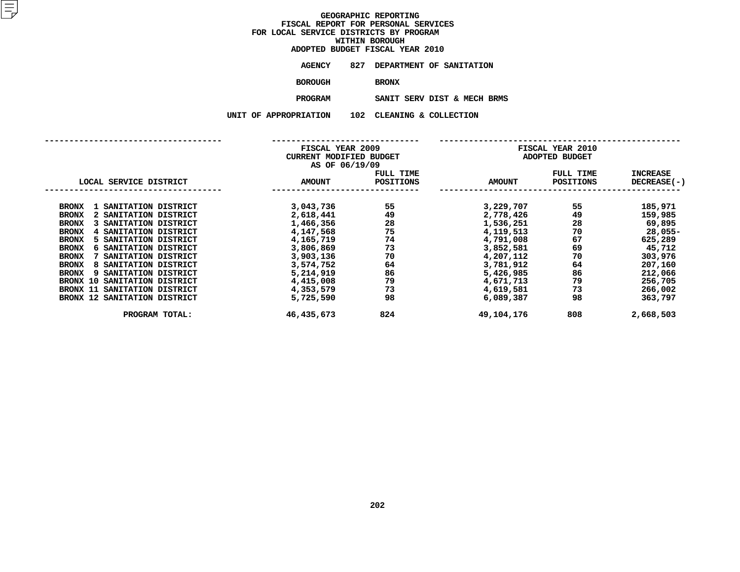# GEOGRAPHIC REPORTING
## FISCAL REPORT FOR PERSONAL SERVICES
## FOR LOCAL SERVICE DISTRICTS BY PROGRAM
## WITHIN BOROUGH
## ADOPTED BUDGET FISCAL YEAR 2010

**AGENCY** 827 DEPARTMENT OF SANITATION

**BOROUGH** BRONX

**PROGRAM** SANIT SERV DIST & MECH BRMS

**UNIT OF APPROPRIATION** 102 CLEANING & COLLECTION

| LOCAL SERVICE DISTRICT | FISCAL YEAR 2009 CURRENT MODIFIED BUDGET AS OF 06/19/09 AMOUNT | FULL TIME POSITIONS | FISCAL YEAR 2010 ADOPTED BUDGET AMOUNT | FULL TIME POSITIONS | INCREASE DECREASE(-) |
|---|---|---|---|---|---|
| BRONX 1 SANITATION DISTRICT | 3,043,736 | 55 | 3,229,707 | 55 | 185,971 |
| BRONX 2 SANITATION DISTRICT | 2,618,441 | 49 | 2,778,426 | 49 | 159,985 |
| BRONX 3 SANITATION DISTRICT | 1,466,356 | 28 | 1,536,251 | 28 | 69,895 |
| BRONX 4 SANITATION DISTRICT | 4,147,568 | 75 | 4,119,513 | 70 | 28,055- |
| BRONX 5 SANITATION DISTRICT | 4,165,719 | 74 | 4,791,008 | 67 | 625,289 |
| BRONX 6 SANITATION DISTRICT | 3,806,869 | 73 | 3,852,581 | 69 | 45,712 |
| BRONX 7 SANITATION DISTRICT | 3,903,136 | 70 | 4,207,112 | 70 | 303,976 |
| BRONX 8 SANITATION DISTRICT | 3,574,752 | 64 | 3,781,912 | 64 | 207,160 |
| BRONX 9 SANITATION DISTRICT | 5,214,919 | 86 | 5,426,985 | 86 | 212,066 |
| BRONX 10 SANITATION DISTRICT | 4,415,008 | 79 | 4,671,713 | 79 | 256,705 |
| BRONX 11 SANITATION DISTRICT | 4,353,579 | 73 | 4,619,581 | 73 | 266,002 |
| BRONX 12 SANITATION DISTRICT | 5,725,590 | 98 | 6,089,387 | 98 | 363,797 |
| PROGRAM TOTAL: | 46,435,673 | 824 | 49,104,176 | 808 | 2,668,503 |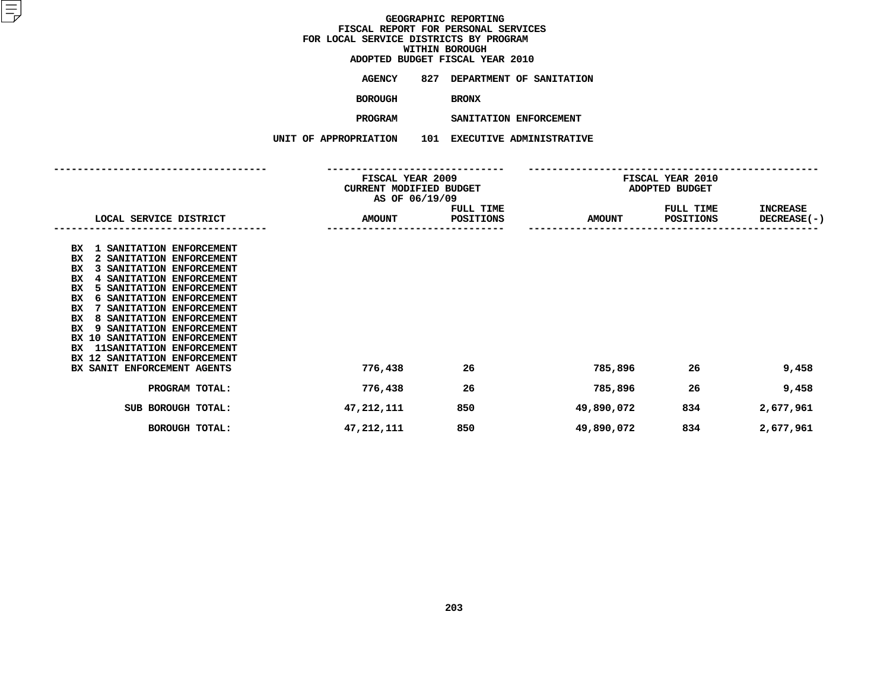# GEOGRAPHIC REPORTING
## FISCAL REPORT FOR PERSONAL SERVICES
## FOR LOCAL SERVICE DISTRICTS BY PROGRAM
## WITHIN BOROUGH
## ADOPTED BUDGET FISCAL YEAR 2010

**AGENCY** 827 DEPARTMENT OF SANITATION

**BOROUGH** BRONX

**PROGRAM** SANITATION ENFORCEMENT

**UNIT OF APPROPRIATION** 101 EXECUTIVE ADMINISTRATIVE

| LOCAL SERVICE DISTRICT | FISCAL YEAR 2009 CURRENT MODIFIED BUDGET AS OF 06/19/09 AMOUNT | FULL TIME POSITIONS | FISCAL YEAR 2010 ADOPTED BUDGET AMOUNT | FULL TIME POSITIONS | INCREASE DECREASE(-) |
|---|---|---|---|---|---|
| BX 1 SANITATION ENFORCEMENT | | | | | |
| BX 2 SANITATION ENFORCEMENT | | | | | |
| BX 3 SANITATION ENFORCEMENT | | | | | |
| BX 4 SANITATION ENFORCEMENT | | | | | |
| BX 5 SANITATION ENFORCEMENT | | | | | |
| BX 6 SANITATION ENFORCEMENT | | | | | |
| BX 7 SANITATION ENFORCEMENT | | | | | |
| BX 8 SANITATION ENFORCEMENT | | | | | |
| BX 9 SANITATION ENFORCEMENT | | | | | |
| BX 10 SANITATION ENFORCEMENT | | | | | |
| BX 11SANITATION ENFORCEMENT | | | | | |
| BX 12 SANITATION ENFORCEMENT | | | | | |
| BX SANIT ENFORCEMENT AGENTS | 776,438 | 26 | 785,896 | 26 | 9,458 |
| PROGRAM TOTAL: | 776,438 | 26 | 785,896 | 26 | 9,458 |
| SUB BOROUGH TOTAL: | 47,212,111 | 850 | 49,890,072 | 834 | 2,677,961 |
| BOROUGH TOTAL: | 47,212,111 | 850 | 49,890,072 | 834 | 2,677,961 |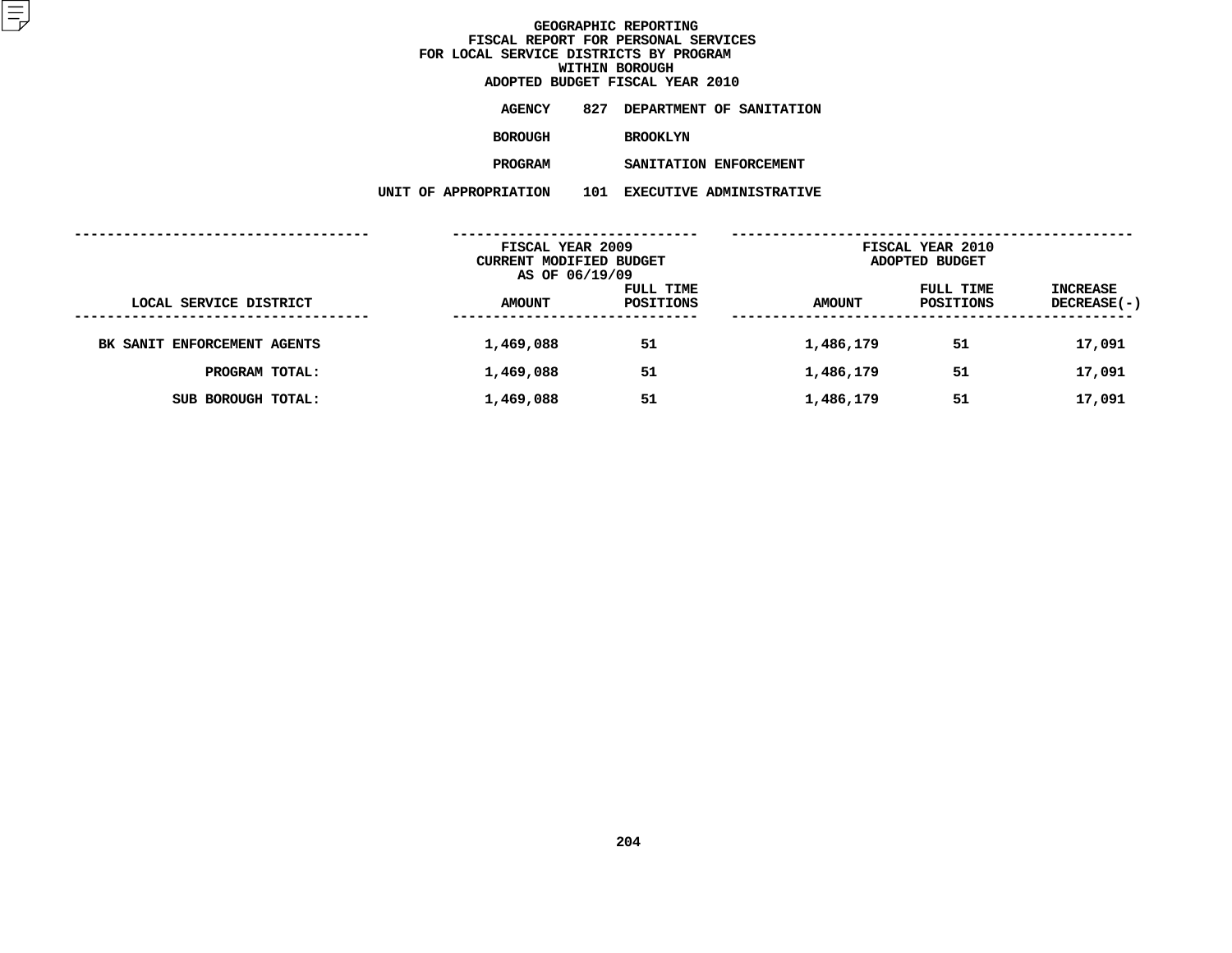# GEOGRAPHIC REPORTING
## FISCAL REPORT FOR PERSONAL SERVICES FOR LOCAL SERVICE DISTRICTS BY PROGRAM WITHIN BOROUGH
## ADOPTED BUDGET FISCAL YEAR 2010

**AGENCY** 827 DEPARTMENT OF SANITATION

**BOROUGH** BROOKLYN

**PROGRAM** SANITATION ENFORCEMENT

**UNIT OF APPROPRIATION** 101 EXECUTIVE ADMINISTRATIVE

| | FISCAL YEAR 2009 CURRENT MODIFIED BUDGET AS OF 06/19/09 | | FISCAL YEAR 2010 ADOPTED BUDGET | | |
|---|---|---|---|---|---|
| LOCAL SERVICE DISTRICT | AMOUNT | FULL TIME POSITIONS | AMOUNT | FULL TIME POSITIONS | INCREASE DECREASE(-) |
| BK SANIT ENFORCEMENT AGENTS | 1,469,088 | 51 | 1,486,179 | 51 | 17,091 |
| PROGRAM TOTAL: | 1,469,088 | 51 | 1,486,179 | 51 | 17,091 |
| SUB BOROUGH TOTAL: | 1,469,088 | 51 | 1,486,179 | 51 | 17,091 |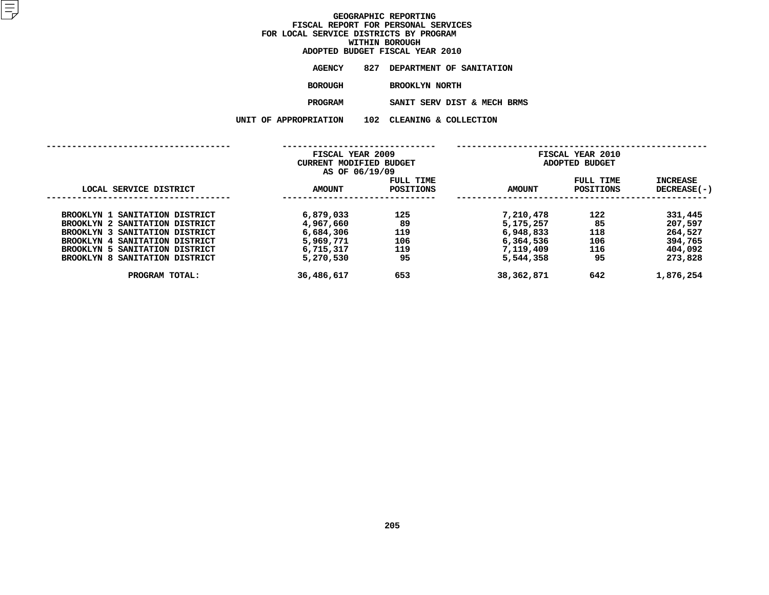# GEOGRAPHIC REPORTING
## FISCAL REPORT FOR PERSONAL SERVICES
## FOR LOCAL SERVICE DISTRICTS BY PROGRAM
## WITHIN BOROUGH
## ADOPTED BUDGET FISCAL YEAR 2010

AGENCY 827 DEPARTMENT OF SANITATION

BOROUGH BROOKLYN NORTH

PROGRAM SANIT SERV DIST & MECH BRMS

UNIT OF APPROPRIATION 102 CLEANING & COLLECTION

| LOCAL SERVICE DISTRICT | FISCAL YEAR 2009 CURRENT MODIFIED BUDGET AS OF 06/19/09 AMOUNT | FULL TIME POSITIONS | FISCAL YEAR 2010 ADOPTED BUDGET AMOUNT | FULL TIME POSITIONS | INCREASE DECREASE(-) |
|---|---|---|---|---|---|
| BROOKLYN 1 SANITATION DISTRICT | 6,879,033 | 125 | 7,210,478 | 122 | 331,445 |
| BROOKLYN 2 SANITATION DISTRICT | 4,967,660 | 89 | 5,175,257 | 85 | 207,597 |
| BROOKLYN 3 SANITATION DISTRICT | 6,684,306 | 119 | 6,948,833 | 118 | 264,527 |
| BROOKLYN 4 SANITATION DISTRICT | 5,969,771 | 106 | 6,364,536 | 106 | 394,765 |
| BROOKLYN 5 SANITATION DISTRICT | 6,715,317 | 119 | 7,119,409 | 116 | 404,092 |
| BROOKLYN 8 SANITATION DISTRICT | 5,270,530 | 95 | 5,544,358 | 95 | 273,828 |
| PROGRAM TOTAL: | 36,486,617 | 653 | 38,362,871 | 642 | 1,876,254 |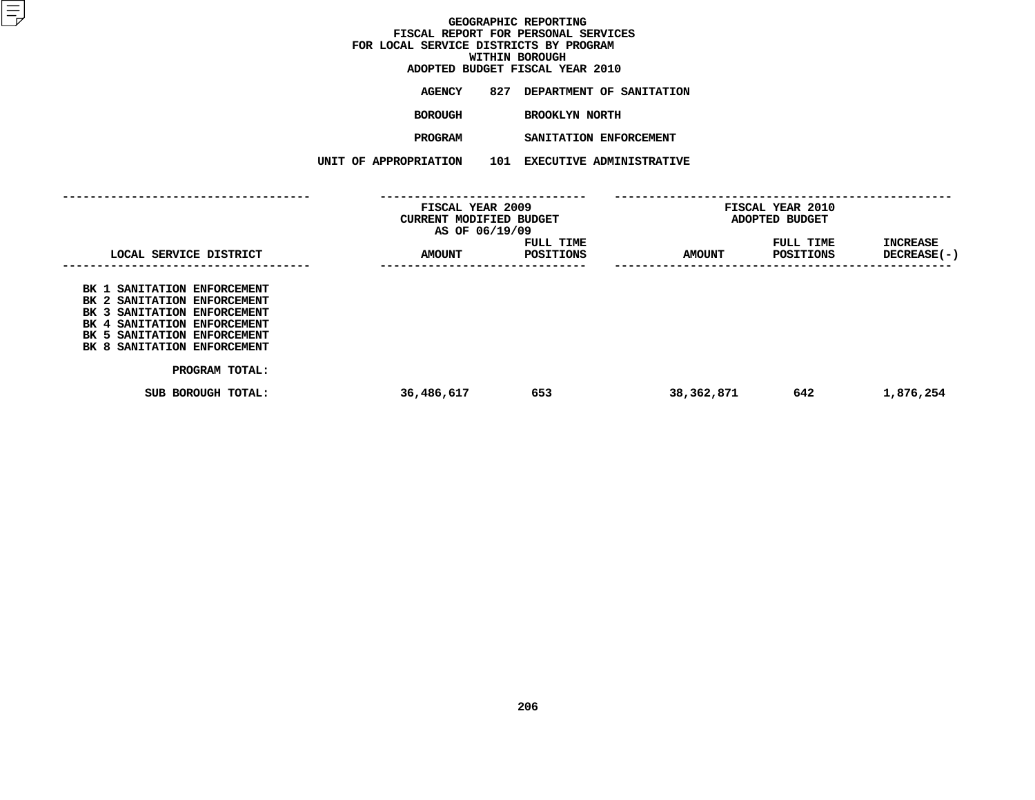# GEOGRAPHIC REPORTING
## FISCAL REPORT FOR PERSONAL SERVICES
## FOR LOCAL SERVICE DISTRICTS BY PROGRAM
## WITHIN BOROUGH
## ADOPTED BUDGET FISCAL YEAR 2010

AGENCY 827 DEPARTMENT OF SANITATION

BOROUGH BROOKLYN NORTH

PROGRAM SANITATION ENFORCEMENT

UNIT OF APPROPRIATION 101 EXECUTIVE ADMINISTRATIVE

| LOCAL SERVICE DISTRICT | FISCAL YEAR 2009 CURRENT MODIFIED BUDGET AS OF 06/19/09 AMOUNT | FULL TIME POSITIONS | FISCAL YEAR 2010 ADOPTED BUDGET AMOUNT | FULL TIME POSITIONS | INCREASE DECREASE(-) |
|---|---|---|---|---|---|
| BK 1 SANITATION ENFORCEMENT | | | | | |
| BK 2 SANITATION ENFORCEMENT | | | | | |
| BK 3 SANITATION ENFORCEMENT | | | | | |
| BK 4 SANITATION ENFORCEMENT | | | | | |
| BK 5 SANITATION ENFORCEMENT | | | | | |
| BK 8 SANITATION ENFORCEMENT | | | | | |
| PROGRAM TOTAL: | | | | | |
| SUB BOROUGH TOTAL: | 36,486,617 | 653 | 38,362,871 | 642 | 1,876,254 |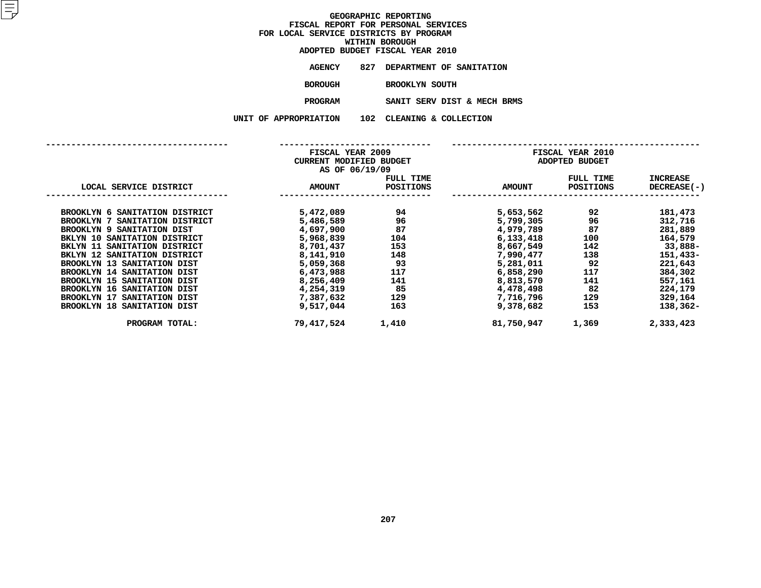# GEOGRAPHIC REPORTING
## FISCAL REPORT FOR PERSONAL SERVICES
## FOR LOCAL SERVICE DISTRICTS BY PROGRAM
## WITHIN BOROUGH
## ADOPTED BUDGET FISCAL YEAR 2010

**AGENCY** 827 DEPARTMENT OF SANITATION

**BOROUGH** BROOKLYN SOUTH

**PROGRAM** SANIT SERV DIST & MECH BRMS

**UNIT OF APPROPRIATION** 102 CLEANING & COLLECTION

| LOCAL SERVICE DISTRICT | FISCAL YEAR 2009 CURRENT MODIFIED BUDGET AS OF 06/19/09 AMOUNT | FULL TIME POSITIONS | FISCAL YEAR 2010 ADOPTED BUDGET AMOUNT | FULL TIME POSITIONS | INCREASE DECREASE(-) |
|---|---|---|---|---|---|
| BROOKLYN 6 SANITATION DISTRICT | 5,472,089 | 94 | 5,653,562 | 92 | 181,473 |
| BROOKLYN 7 SANITATION DISTRICT | 5,486,589 | 96 | 5,799,305 | 96 | 312,716 |
| BROOKLYN 9 SANITATION DIST | 4,697,900 | 87 | 4,979,789 | 87 | 281,889 |
| BKLYN 10 SANITATION DISTRICT | 5,968,839 | 104 | 6,133,418 | 100 | 164,579 |
| BKLYN 11 SANITATION DISTRICT | 8,701,437 | 153 | 8,667,549 | 142 | 33,888- |
| BKLYN 12 SANITATION DISTRICT | 8,141,910 | 148 | 7,990,477 | 138 | 151,433- |
| BROOKLYN 13 SANITATION DIST | 5,059,368 | 93 | 5,281,011 | 92 | 221,643 |
| BROOKLYN 14 SANITATION DIST | 6,473,988 | 117 | 6,858,290 | 117 | 384,302 |
| BROOKLYN 15 SANITATION DIST | 8,256,409 | 141 | 8,813,570 | 141 | 557,161 |
| BROOKLYN 16 SANITATION DIST | 4,254,319 | 85 | 4,478,498 | 82 | 224,179 |
| BROOKLYN 17 SANITATION DIST | 7,387,632 | 129 | 7,716,796 | 129 | 329,164 |
| BROOKLYN 18 SANITATION DIST | 9,517,044 | 163 | 9,378,682 | 153 | 138,362- |
| PROGRAM TOTAL: | 79,417,524 | 1,410 | 81,750,947 | 1,369 | 2,333,423 |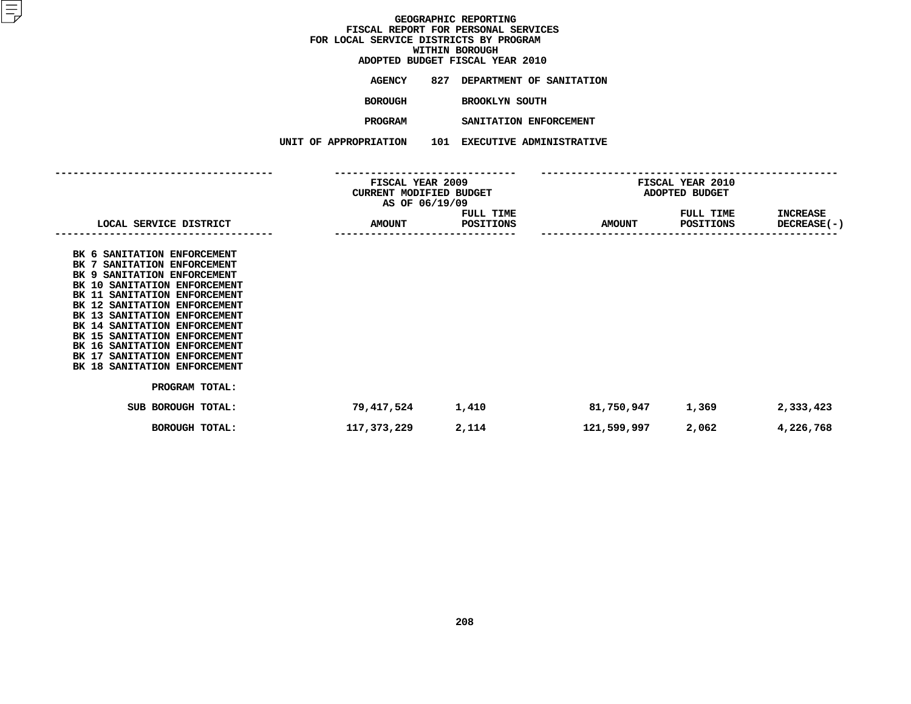# GEOGRAPHIC REPORTING
## FISCAL REPORT FOR PERSONAL SERVICES
## FOR LOCAL SERVICE DISTRICTS BY PROGRAM
## WITHIN BOROUGH
## ADOPTED BUDGET FISCAL YEAR 2010

**AGENCY** 827 DEPARTMENT OF SANITATION

**BOROUGH** BROOKLYN SOUTH

**PROGRAM** SANITATION ENFORCEMENT

**UNIT OF APPROPRIATION** 101 EXECUTIVE ADMINISTRATIVE

| LOCAL SERVICE DISTRICT | FISCAL YEAR 2009 CURRENT MODIFIED BUDGET AS OF 06/19/09 AMOUNT | FULL TIME POSITIONS | FISCAL YEAR 2010 ADOPTED BUDGET AMOUNT | FULL TIME POSITIONS | INCREASE DECREASE(-) |
|---|---|---|---|---|---|
| BK 6 SANITATION ENFORCEMENT | | | | | |
| BK 7 SANITATION ENFORCEMENT | | | | | |
| BK 9 SANITATION ENFORCEMENT | | | | | |
| BK 10 SANITATION ENFORCEMENT | | | | | |
| BK 11 SANITATION ENFORCEMENT | | | | | |
| BK 12 SANITATION ENFORCEMENT | | | | | |
| BK 13 SANITATION ENFORCEMENT | | | | | |
| BK 14 SANITATION ENFORCEMENT | | | | | |
| BK 15 SANITATION ENFORCEMENT | | | | | |
| BK 16 SANITATION ENFORCEMENT | | | | | |
| BK 17 SANITATION ENFORCEMENT | | | | | |
| BK 18 SANITATION ENFORCEMENT | | | | | |
| PROGRAM TOTAL: | | | | | |
| SUB BOROUGH TOTAL: | 79,417,524 | 1,410 | 81,750,947 | 1,369 | 2,333,423 |
| BOROUGH TOTAL: | 117,373,229 | 2,114 | 121,599,997 | 2,062 | 4,226,768 |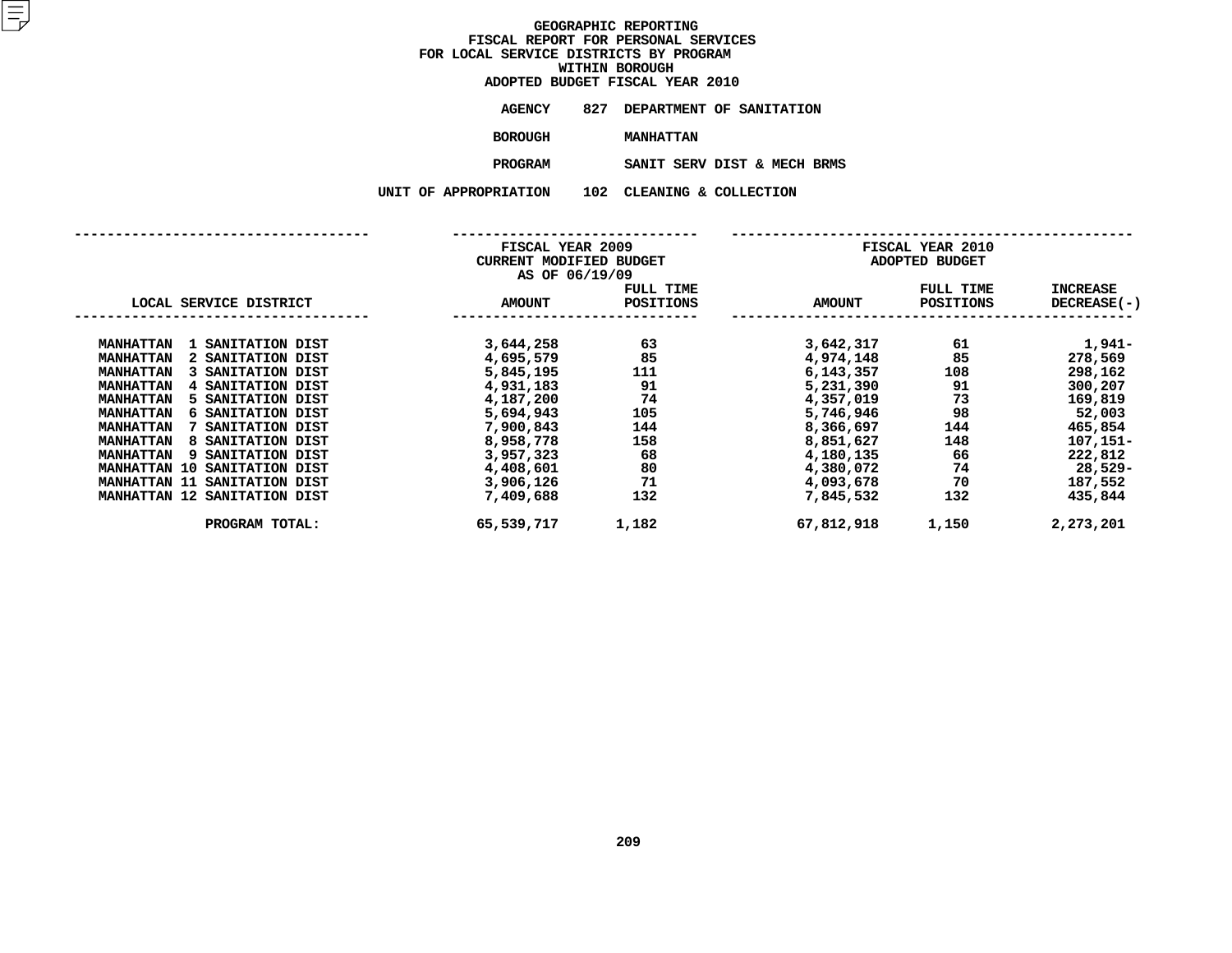# GEOGRAPHIC REPORTING
## FISCAL REPORT FOR PERSONAL SERVICES
## FOR LOCAL SERVICE DISTRICTS BY PROGRAM
## WITHIN BOROUGH
## ADOPTED BUDGET FISCAL YEAR 2010

**AGENCY** 827 DEPARTMENT OF SANITATION

**BOROUGH** MANHATTAN

**PROGRAM** SANIT SERV DIST & MECH BRMS

**UNIT OF APPROPRIATION** 102 CLEANING & COLLECTION

| LOCAL SERVICE DISTRICT | FISCAL YEAR 2009 CURRENT MODIFIED BUDGET AS OF 06/19/09 AMOUNT | FULL TIME POSITIONS | FISCAL YEAR 2010 ADOPTED BUDGET AMOUNT | FULL TIME POSITIONS | INCREASE DECREASE(-) |
|---|---|---|---|---|---|
| MANHATTAN 1 SANITATION DIST | 3,644,258 | 63 | 3,642,317 | 61 | 1,941- |
| MANHATTAN 2 SANITATION DIST | 4,695,579 | 85 | 4,974,148 | 85 | 278,569 |
| MANHATTAN 3 SANITATION DIST | 5,845,195 | 111 | 6,143,357 | 108 | 298,162 |
| MANHATTAN 4 SANITATION DIST | 4,931,183 | 91 | 5,231,390 | 91 | 300,207 |
| MANHATTAN 5 SANITATION DIST | 4,187,200 | 74 | 4,357,019 | 73 | 169,819 |
| MANHATTAN 6 SANITATION DIST | 5,694,943 | 105 | 5,746,946 | 98 | 52,003 |
| MANHATTAN 7 SANITATION DIST | 7,900,843 | 144 | 8,366,697 | 144 | 465,854 |
| MANHATTAN 8 SANITATION DIST | 8,958,778 | 158 | 8,851,627 | 148 | 107,151- |
| MANHATTAN 9 SANITATION DIST | 3,957,323 | 68 | 4,180,135 | 66 | 222,812 |
| MANHATTAN 10 SANITATION DIST | 4,408,601 | 80 | 4,380,072 | 74 | 28,529- |
| MANHATTAN 11 SANITATION DIST | 3,906,126 | 71 | 4,093,678 | 70 | 187,552 |
| MANHATTAN 12 SANITATION DIST | 7,409,688 | 132 | 7,845,532 | 132 | 435,844 |
| PROGRAM TOTAL: | 65,539,717 | 1,182 | 67,812,918 | 1,150 | 2,273,201 |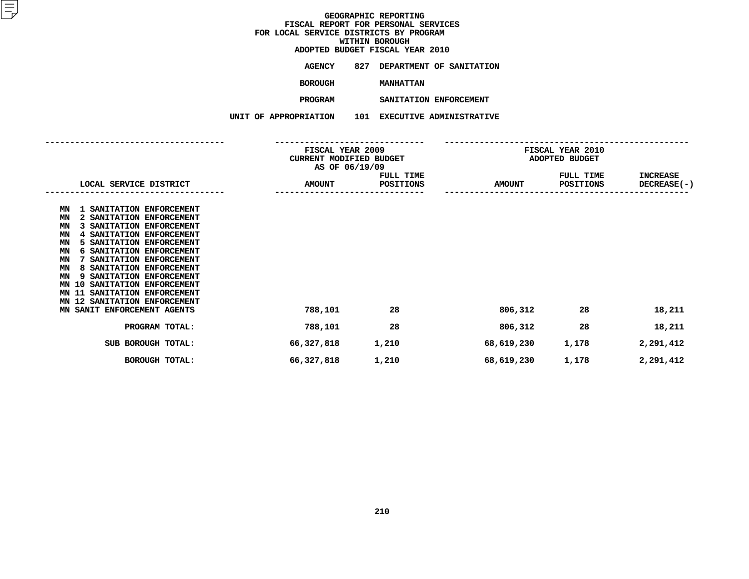# GEOGRAPHIC REPORTING
## FISCAL REPORT FOR PERSONAL SERVICES
## FOR LOCAL SERVICE DISTRICTS BY PROGRAM
## WITHIN BOROUGH
## ADOPTED BUDGET FISCAL YEAR 2010

**AGENCY** 827 DEPARTMENT OF SANITATION

**BOROUGH** MANHATTAN

**PROGRAM** SANITATION ENFORCEMENT

**UNIT OF APPROPRIATION** 101 EXECUTIVE ADMINISTRATIVE

| LOCAL SERVICE DISTRICT | FISCAL YEAR 2009 CURRENT MODIFIED BUDGET AS OF 06/19/09 AMOUNT | FULL TIME POSITIONS | FISCAL YEAR 2010 ADOPTED BUDGET AMOUNT | FULL TIME POSITIONS | INCREASE DECREASE(-) |
|---|---|---|---|---|---|
| MN 1 SANITATION ENFORCEMENT | | | | | |
| MN 2 SANITATION ENFORCEMENT | | | | | |
| MN 3 SANITATION ENFORCEMENT | | | | | |
| MN 4 SANITATION ENFORCEMENT | | | | | |
| MN 5 SANITATION ENFORCEMENT | | | | | |
| MN 6 SANITATION ENFORCEMENT | | | | | |
| MN 7 SANITATION ENFORCEMENT | | | | | |
| MN 8 SANITATION ENFORCEMENT | | | | | |
| MN 9 SANITATION ENFORCEMENT | | | | | |
| MN 10 SANITATION ENFORCEMENT | | | | | |
| MN 11 SANITATION ENFORCEMENT | | | | | |
| MN 12 SANITATION ENFORCEMENT | | | | | |
| MN SANIT ENFORCEMENT AGENTS | 788,101 | 28 | 806,312 | 28 | 18,211 |
| PROGRAM TOTAL: | 788,101 | 28 | 806,312 | 28 | 18,211 |
| SUB BOROUGH TOTAL: | 66,327,818 | 1,210 | 68,619,230 | 1,178 | 2,291,412 |
| BOROUGH TOTAL: | 66,327,818 | 1,210 | 68,619,230 | 1,178 | 2,291,412 |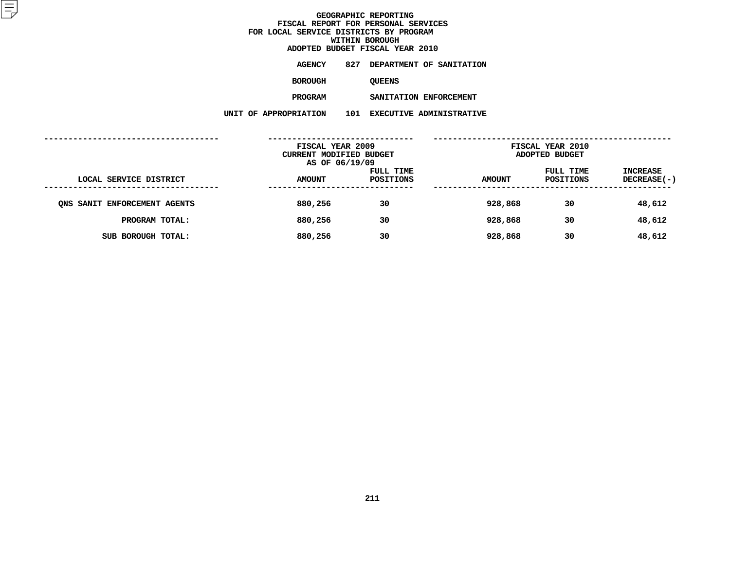# GEOGRAPHIC REPORTING
## FISCAL REPORT FOR PERSONAL SERVICES
## FOR LOCAL SERVICE DISTRICTS BY PROGRAM
## WITHIN BOROUGH
## ADOPTED BUDGET FISCAL YEAR 2010

**AGENCY** 827 DEPARTMENT OF SANITATION

**BOROUGH** QUEENS

**PROGRAM** SANITATION ENFORCEMENT

**UNIT OF APPROPRIATION** 101 EXECUTIVE ADMINISTRATIVE

| LOCAL SERVICE DISTRICT | FISCAL YEAR 2009 CURRENT MODIFIED BUDGET AS OF 06/19/09 AMOUNT | FULL TIME POSITIONS | FISCAL YEAR 2010 ADOPTED BUDGET AMOUNT | FULL TIME POSITIONS | INCREASE DECREASE(-) |
|---|---|---|---|---|---|
| QNS SANIT ENFORCEMENT AGENTS | 880,256 | 30 | 928,868 | 30 | 48,612 |
| PROGRAM TOTAL: | 880,256 | 30 | 928,868 | 30 | 48,612 |
| SUB BOROUGH TOTAL: | 880,256 | 30 | 928,868 | 30 | 48,612 |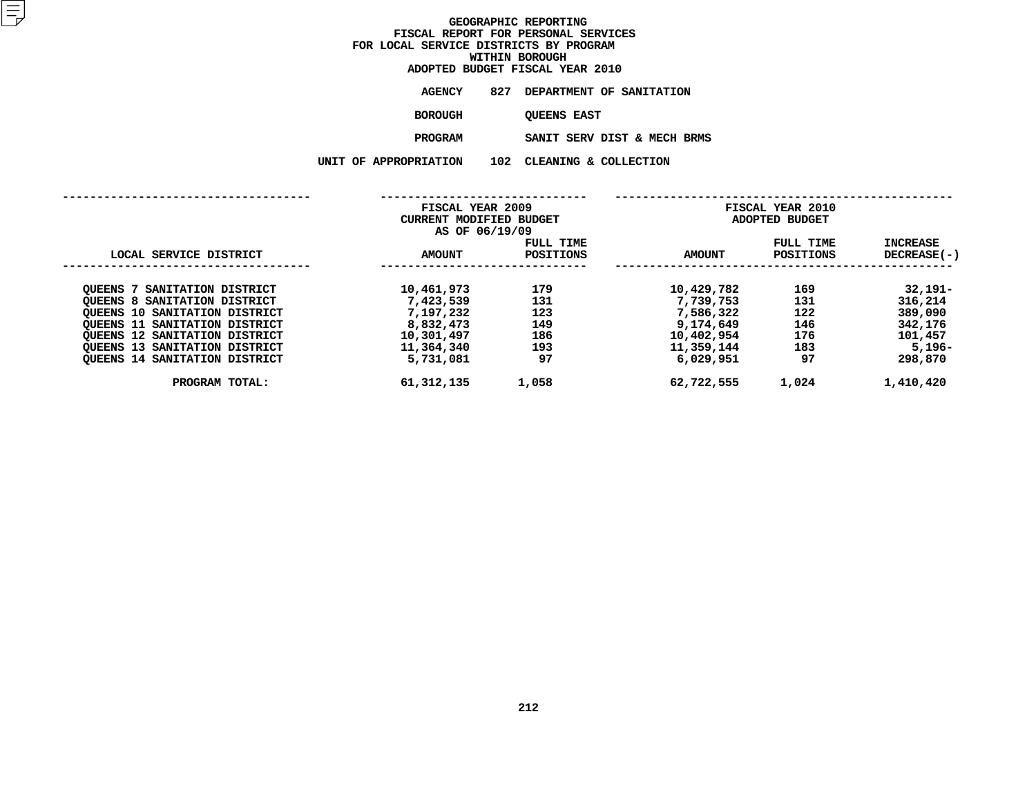# GEOGRAPHIC REPORTING
## FISCAL REPORT FOR PERSONAL SERVICES
## FOR LOCAL SERVICE DISTRICTS BY PROGRAM
## WITHIN BOROUGH
## ADOPTED BUDGET FISCAL YEAR 2010

**AGENCY** 827 DEPARTMENT OF SANITATION

**BOROUGH** QUEENS EAST

**PROGRAM** SANIT SERV DIST & MECH BRMS

**UNIT OF APPROPRIATION** 102 CLEANING & COLLECTION

| LOCAL SERVICE DISTRICT | FISCAL YEAR 2009 CURRENT MODIFIED BUDGET AS OF 06/19/09 AMOUNT | FULL TIME POSITIONS | FISCAL YEAR 2010 ADOPTED BUDGET AMOUNT | FULL TIME POSITIONS | INCREASE DECREASE(-) |
|---|---|---|---|---|---|
| QUEENS 7 SANITATION DISTRICT | 10,461,973 | 179 | 10,429,782 | 169 | 32,191- |
| QUEENS 8 SANITATION DISTRICT | 7,423,539 | 131 | 7,739,753 | 131 | 316,214 |
| QUEENS 10 SANITATION DISTRICT | 7,197,232 | 123 | 7,586,322 | 122 | 389,090 |
| QUEENS 11 SANITATION DISTRICT | 8,832,473 | 149 | 9,174,649 | 146 | 342,176 |
| QUEENS 12 SANITATION DISTRICT | 10,301,497 | 186 | 10,402,954 | 176 | 101,457 |
| QUEENS 13 SANITATION DISTRICT | 11,364,340 | 193 | 11,359,144 | 183 | 5,196- |
| QUEENS 14 SANITATION DISTRICT | 5,731,081 | 97 | 6,029,951 | 97 | 298,870 |
| PROGRAM TOTAL: | 61,312,135 | 1,058 | 62,722,555 | 1,024 | 1,410,420 |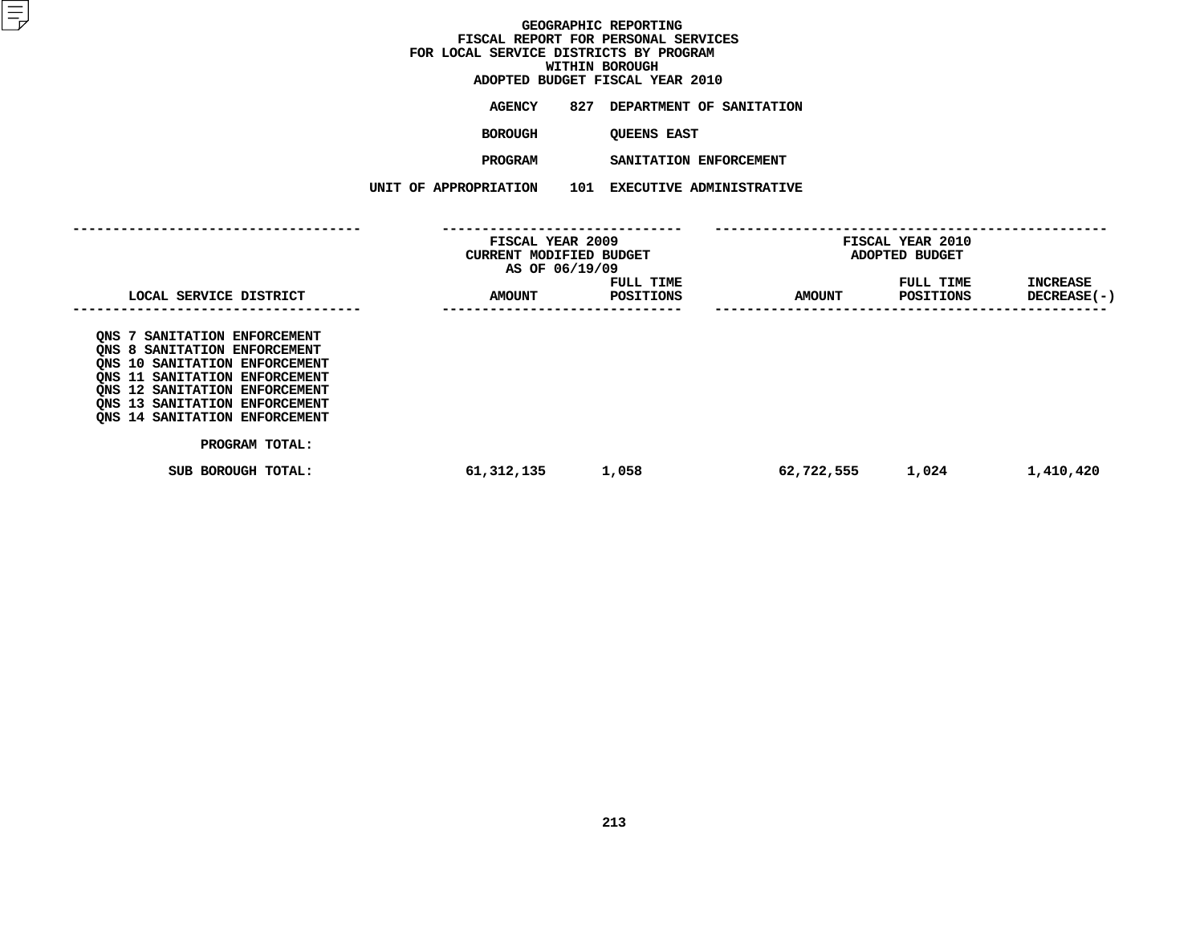# GEOGRAPHIC REPORTING
## FISCAL REPORT FOR PERSONAL SERVICES
## FOR LOCAL SERVICE DISTRICTS BY PROGRAM
## WITHIN BOROUGH
## ADOPTED BUDGET FISCAL YEAR 2010

**AGENCY** 827 DEPARTMENT OF SANITATION

**BOROUGH** QUEENS EAST

**PROGRAM** SANITATION ENFORCEMENT

**UNIT OF APPROPRIATION** 101 EXECUTIVE ADMINISTRATIVE

| LOCAL SERVICE DISTRICT | FISCAL YEAR 2009 CURRENT MODIFIED BUDGET AS OF 06/19/09 AMOUNT | FULL TIME POSITIONS | FISCAL YEAR 2010 ADOPTED BUDGET AMOUNT | FULL TIME POSITIONS | INCREASE DECREASE(-) |
|---|---|---|---|---|---|
| QNS 7 SANITATION ENFORCEMENT | | | | | |
| QNS 8 SANITATION ENFORCEMENT | | | | | |
| QNS 10 SANITATION ENFORCEMENT | | | | | |
| QNS 11 SANITATION ENFORCEMENT | | | | | |
| QNS 12 SANITATION ENFORCEMENT | | | | | |
| QNS 13 SANITATION ENFORCEMENT | | | | | |
| QNS 14 SANITATION ENFORCEMENT | | | | | |
| PROGRAM TOTAL: | | | | | |
| SUB BOROUGH TOTAL: | 61,312,135 | 1,058 | 62,722,555 | 1,024 | 1,410,420 |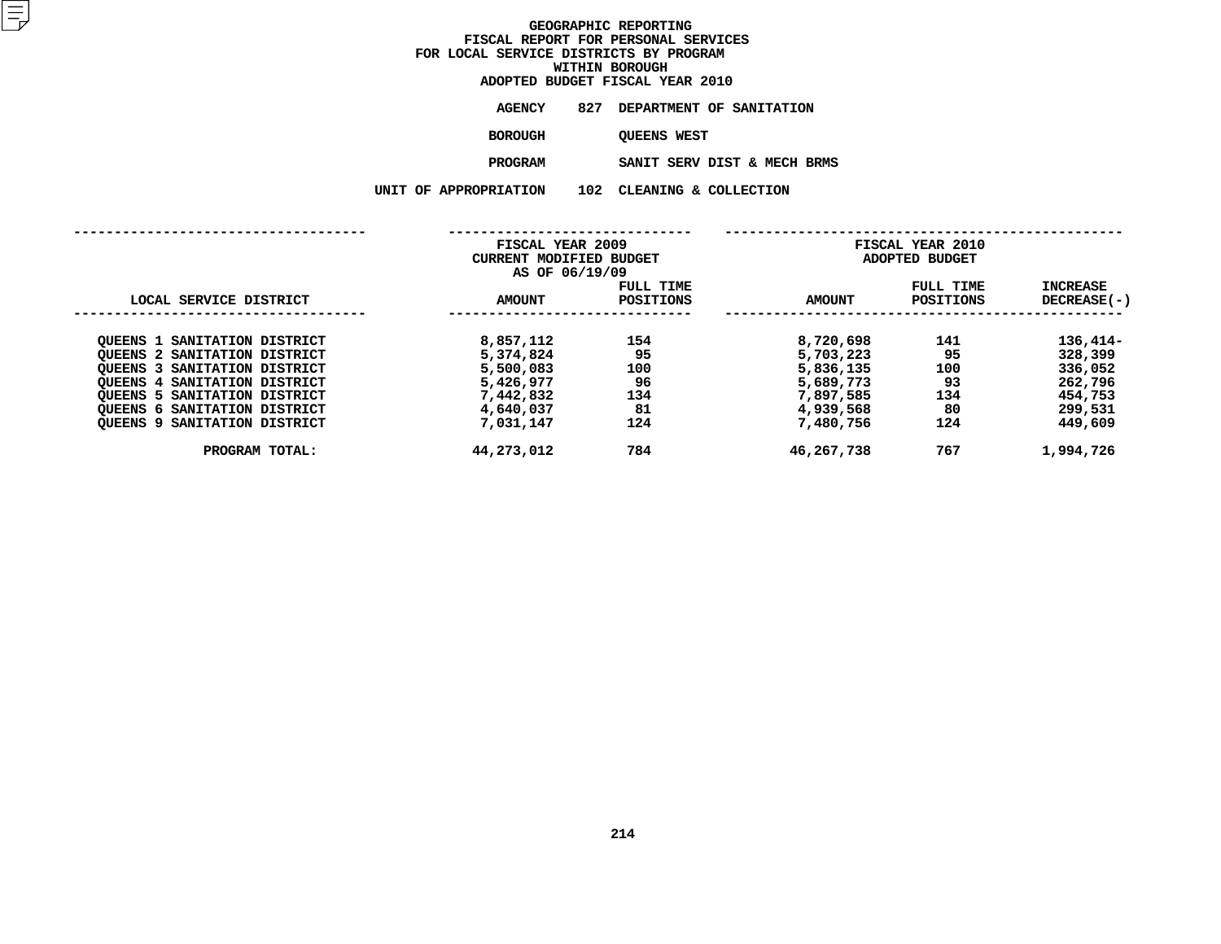# GEOGRAPHIC REPORTING
## FISCAL REPORT FOR PERSONAL SERVICES
## FOR LOCAL SERVICE DISTRICTS BY PROGRAM
## WITHIN BOROUGH
## ADOPTED BUDGET FISCAL YEAR 2010

**AGENCY** 827 DEPARTMENT OF SANITATION

**BOROUGH** QUEENS WEST

**PROGRAM** SANIT SERV DIST & MECH BRMS

**UNIT OF APPROPRIATION** 102 CLEANING & COLLECTION

| LOCAL SERVICE DISTRICT | FISCAL YEAR 2009 CURRENT MODIFIED BUDGET AS OF 06/19/09 AMOUNT | FULL TIME POSITIONS | FISCAL YEAR 2010 ADOPTED BUDGET AMOUNT | FULL TIME POSITIONS | INCREASE DECREASE(-) |
|---|---|---|---|---|---|
| QUEENS 1 SANITATION DISTRICT | 8,857,112 | 154 | 8,720,698 | 141 | 136,414- |
| QUEENS 2 SANITATION DISTRICT | 5,374,824 | 95 | 5,703,223 | 95 | 328,399 |
| QUEENS 3 SANITATION DISTRICT | 5,500,083 | 100 | 5,836,135 | 100 | 336,052 |
| QUEENS 4 SANITATION DISTRICT | 5,426,977 | 96 | 5,689,773 | 93 | 262,796 |
| QUEENS 5 SANITATION DISTRICT | 7,442,832 | 134 | 7,897,585 | 134 | 454,753 |
| QUEENS 6 SANITATION DISTRICT | 4,640,037 | 81 | 4,939,568 | 80 | 299,531 |
| QUEENS 9 SANITATION DISTRICT | 7,031,147 | 124 | 7,480,756 | 124 | 449,609 |
| PROGRAM TOTAL: | 44,273,012 | 784 | 46,267,738 | 767 | 1,994,726 |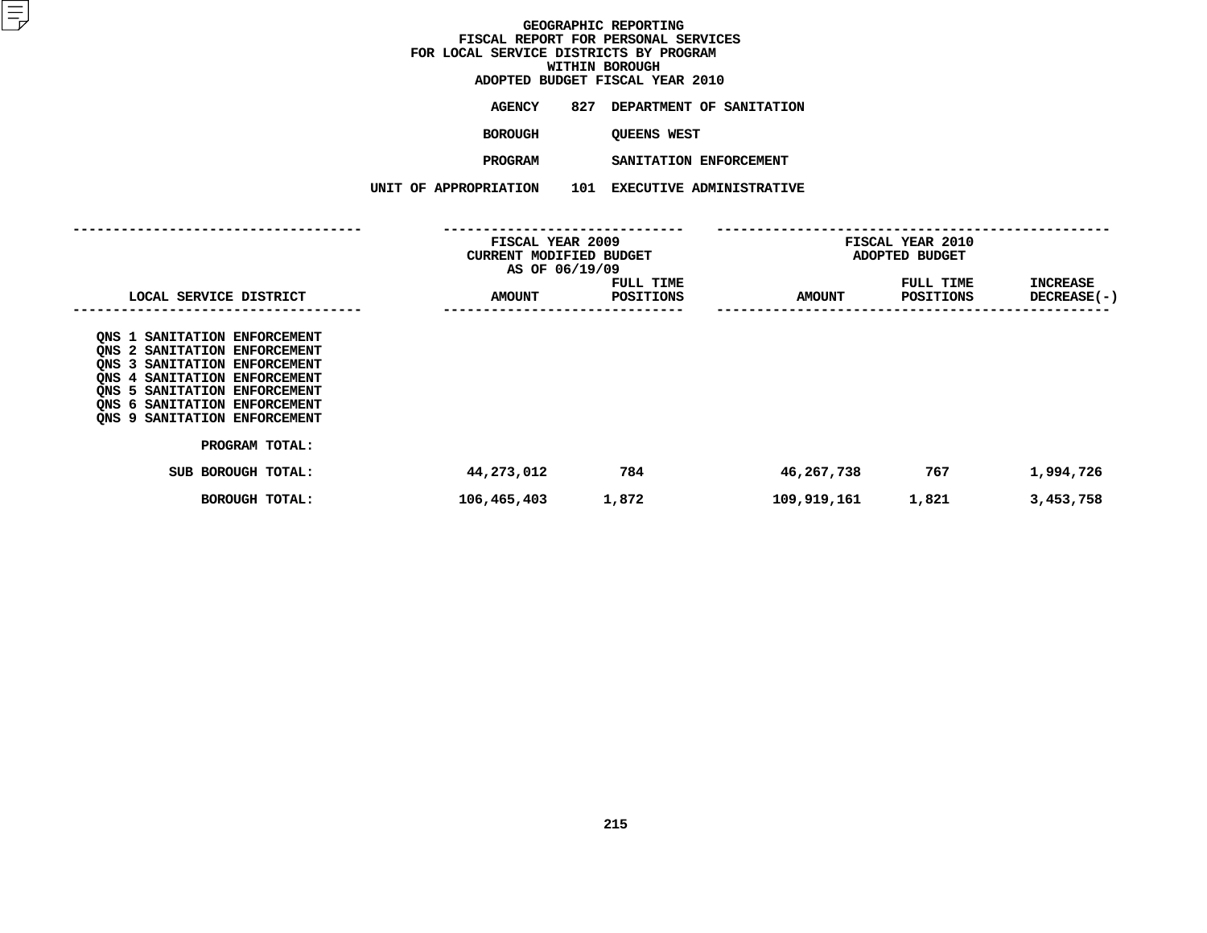# GEOGRAPHIC REPORTING
## FISCAL REPORT FOR PERSONAL SERVICES FOR LOCAL SERVICE DISTRICTS BY PROGRAM WITHIN BOROUGH
## ADOPTED BUDGET FISCAL YEAR 2010

**AGENCY** 827 DEPARTMENT OF SANITATION

**BOROUGH** QUEENS WEST

**PROGRAM** SANITATION ENFORCEMENT

**UNIT OF APPROPRIATION** 101 EXECUTIVE ADMINISTRATIVE

| LOCAL SERVICE DISTRICT | FISCAL YEAR 2009 CURRENT MODIFIED BUDGET AS OF 06/19/09 AMOUNT | FULL TIME POSITIONS | FISCAL YEAR 2010 ADOPTED BUDGET AMOUNT | FULL TIME POSITIONS | INCREASE DECREASE(-) |
|---|---|---|---|---|---|
| QNS 1 SANITATION ENFORCEMENT | | | | | |
| QNS 2 SANITATION ENFORCEMENT | | | | | |
| QNS 3 SANITATION ENFORCEMENT | | | | | |
| QNS 4 SANITATION ENFORCEMENT | | | | | |
| QNS 5 SANITATION ENFORCEMENT | | | | | |
| QNS 6 SANITATION ENFORCEMENT | | | | | |
| QNS 9 SANITATION ENFORCEMENT | | | | | |
| PROGRAM TOTAL: | | | | | |
| SUB BOROUGH TOTAL: | 44,273,012 | 784 | 46,267,738 | 767 | 1,994,726 |
| BOROUGH TOTAL: | 106,465,403 | 1,872 | 109,919,161 | 1,821 | 3,453,758 |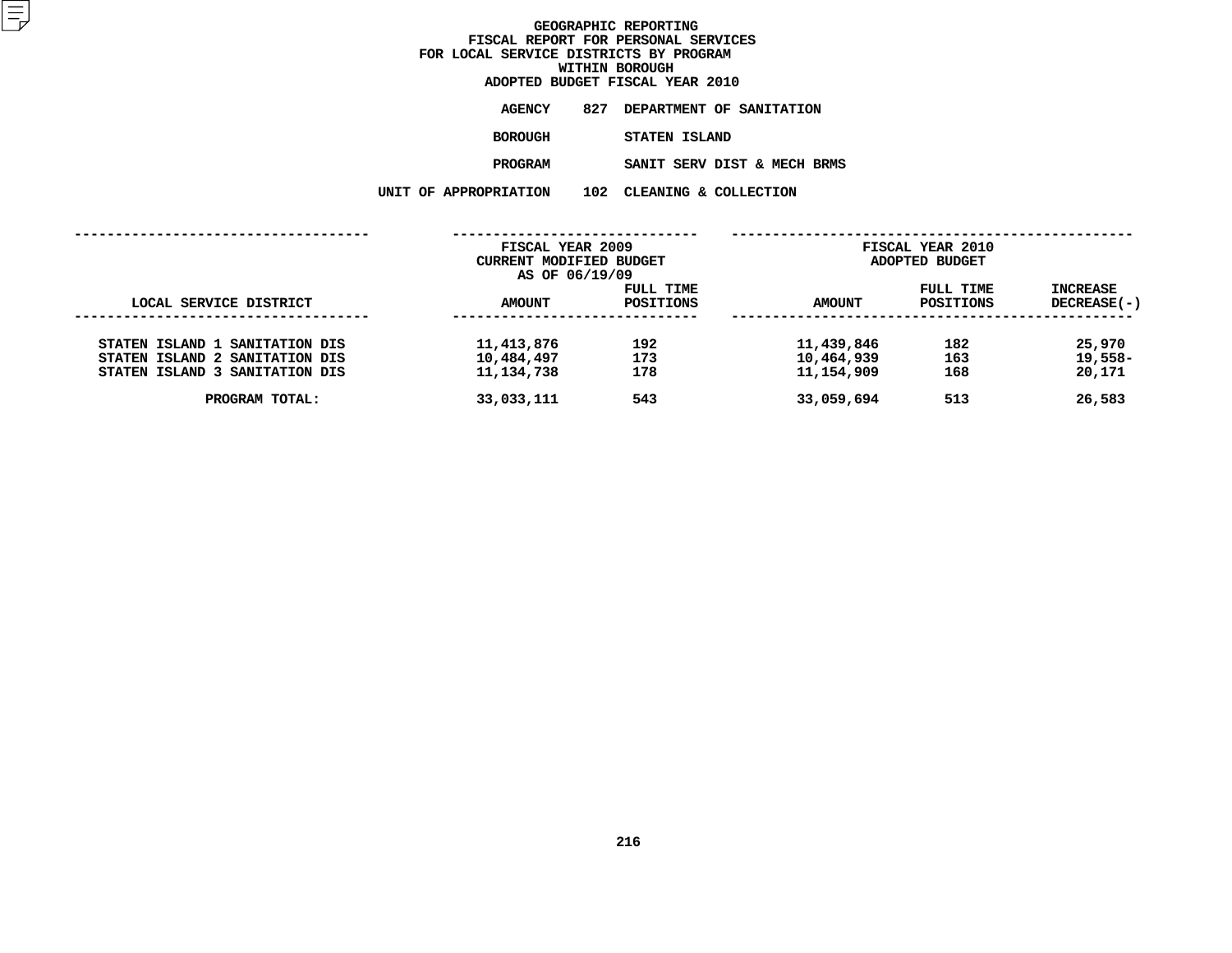# GEOGRAPHIC REPORTING
## FISCAL REPORT FOR PERSONAL SERVICES
## FOR LOCAL SERVICE DISTRICTS BY PROGRAM
## WITHIN BOROUGH
## ADOPTED BUDGET FISCAL YEAR 2010

**AGENCY** 827 DEPARTMENT OF SANITATION

**BOROUGH** STATEN ISLAND

**PROGRAM** SANIT SERV DIST & MECH BRMS

**UNIT OF APPROPRIATION** 102 CLEANING & COLLECTION

| LOCAL SERVICE DISTRICT | FISCAL YEAR 2009 CURRENT MODIFIED BUDGET AS OF 06/19/09 AMOUNT | FULL TIME POSITIONS | FISCAL YEAR 2010 ADOPTED BUDGET AMOUNT | FULL TIME POSITIONS | INCREASE DECREASE(-) |
|---|---|---|---|---|---|
| STATEN ISLAND 1 SANITATION DIS | 11,413,876 | 192 | 11,439,846 | 182 | 25,970 |
| STATEN ISLAND 2 SANITATION DIS | 10,484,497 | 173 | 10,464,939 | 163 | 19,558- |
| STATEN ISLAND 3 SANITATION DIS | 11,134,738 | 178 | 11,154,909 | 168 | 20,171 |
| PROGRAM TOTAL: | 33,033,111 | 543 | 33,059,694 | 513 | 26,583 |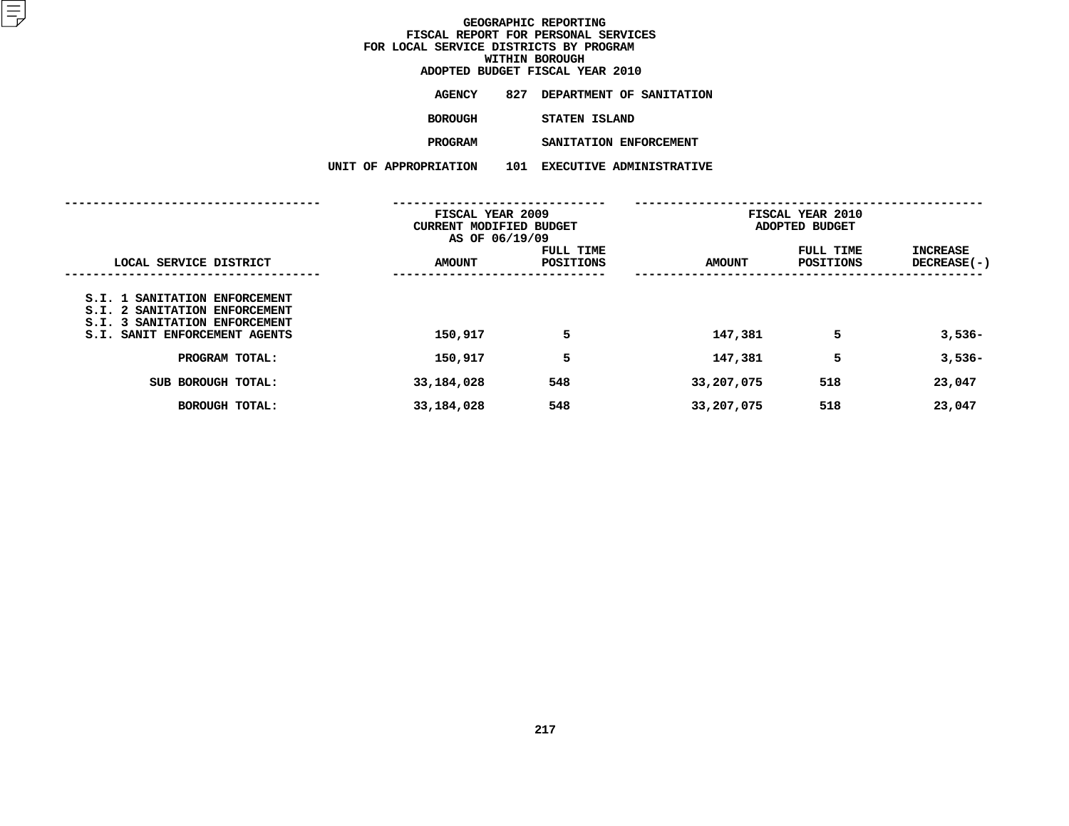# GEOGRAPHIC REPORTING
## FISCAL REPORT FOR PERSONAL SERVICES
## FOR LOCAL SERVICE DISTRICTS BY PROGRAM
## WITHIN BOROUGH
## ADOPTED BUDGET FISCAL YEAR 2010

AGENCY 827 DEPARTMENT OF SANITATION

BOROUGH STATEN ISLAND

PROGRAM SANITATION ENFORCEMENT

UNIT OF APPROPRIATION 101 EXECUTIVE ADMINISTRATIVE

| LOCAL SERVICE DISTRICT | FISCAL YEAR 2009 CURRENT MODIFIED BUDGET AS OF 06/19/09 AMOUNT | FULL TIME POSITIONS | FISCAL YEAR 2010 ADOPTED BUDGET AMOUNT | FULL TIME POSITIONS | INCREASE DECREASE(-) |
|---|---|---|---|---|---|
| S.I. 1 SANITATION ENFORCEMENT | | | | | |
| S.I. 2 SANITATION ENFORCEMENT | | | | | |
| S.I. 3 SANITATION ENFORCEMENT | | | | | |
| S.I. SANIT ENFORCEMENT AGENTS | 150,917 | 5 | 147,381 | 5 | 3,536- |
| PROGRAM TOTAL: | 150,917 | 5 | 147,381 | 5 | 3,536- |
| SUB BOROUGH TOTAL: | 33,184,028 | 548 | 33,207,075 | 518 | 23,047 |
| BOROUGH TOTAL: | 33,184,028 | 548 | 33,207,075 | 518 | 23,047 |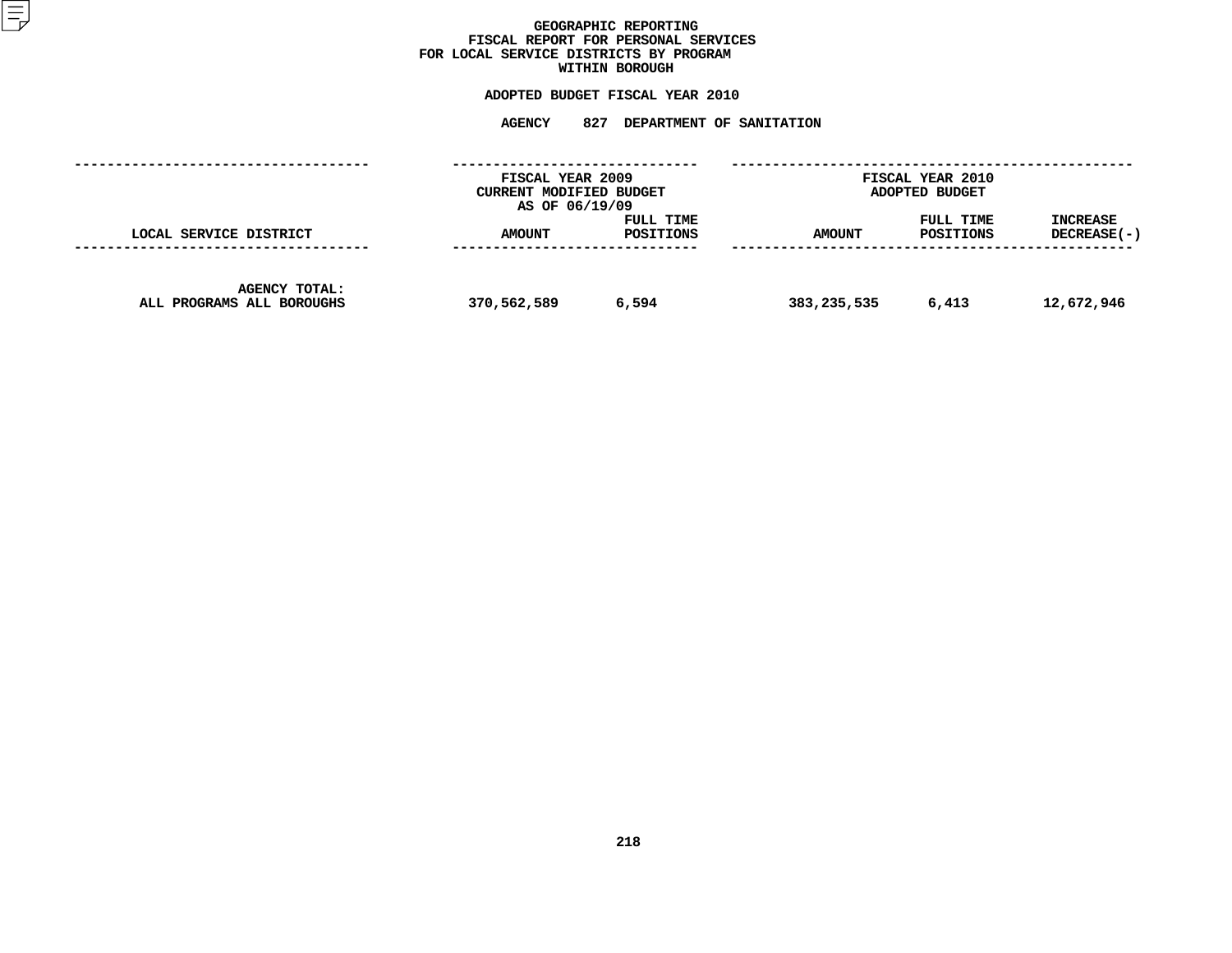# GEOGRAPHIC REPORTING
## FISCAL REPORT FOR PERSONAL SERVICES
## FOR LOCAL SERVICE DISTRICTS BY PROGRAM
## WITHIN BOROUGH

### ADOPTED BUDGET FISCAL YEAR 2010

### AGENCY 827 DEPARTMENT OF SANITATION

| LOCAL SERVICE DISTRICT | FISCAL YEAR 2009 CURRENT MODIFIED BUDGET AS OF 06/19/09 AMOUNT | FULL TIME POSITIONS | FISCAL YEAR 2010 ADOPTED BUDGET AMOUNT | FULL TIME POSITIONS | INCREASE DECREASE(-) |
|---|---|---|---|---|---|
| AGENCY TOTAL: ALL PROGRAMS ALL BOROUGHS | 370,562,589 | 6,594 | 383,235,535 | 6,413 | 12,672,946 |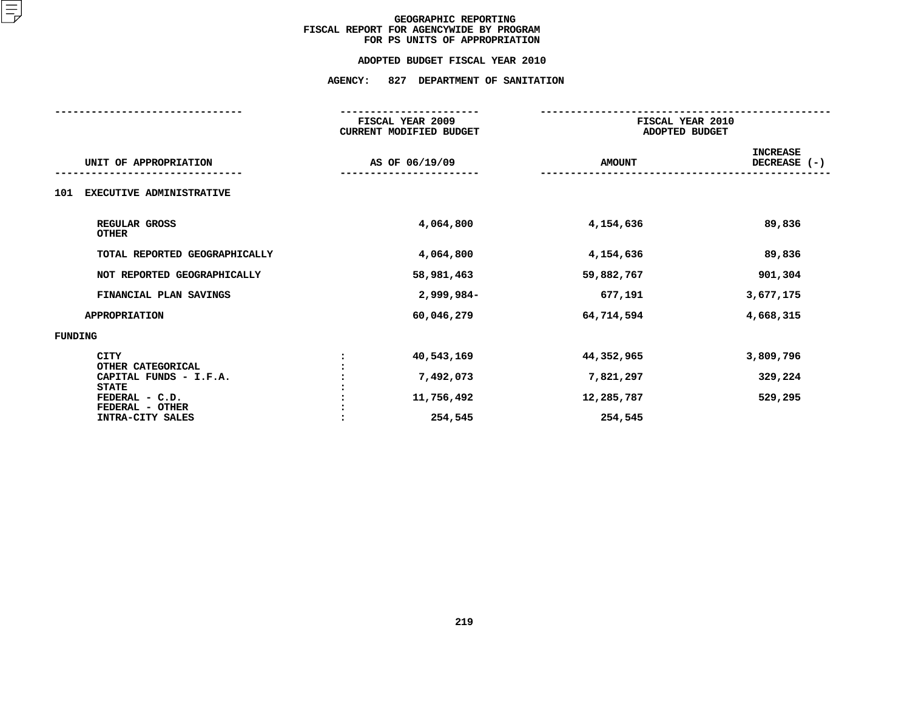# GEOGRAPHIC REPORTING
## FISCAL REPORT FOR AGENCYWIDE BY PROGRAM FOR PS UNITS OF APPROPRIATION

### ADOPTED BUDGET FISCAL YEAR 2010

### AGENCY: 827 DEPARTMENT OF SANITATION

| UNIT OF APPROPRIATION | | FISCAL YEAR 2009 CURRENT MODIFIED BUDGET AS OF 06/19/09 | FISCAL YEAR 2010 ADOPTED BUDGET AMOUNT | INCREASE DECREASE (-) |
|---|---|---|---|---|
| **101 EXECUTIVE ADMINISTRATIVE** | | | | |
| REGULAR GROSS | | 4,064,800 | 4,154,636 | 89,836 |
| OTHER | | | | |
| TOTAL REPORTED GEOGRAPHICALLY | | 4,064,800 | 4,154,636 | 89,836 |
| NOT REPORTED GEOGRAPHICALLY | | 58,981,463 | 59,882,767 | 901,304 |
| FINANCIAL PLAN SAVINGS | | 2,999,984- | 677,191 | 3,677,175 |
| APPROPRIATION | | 60,046,279 | 64,714,594 | 4,668,315 |
| **FUNDING** | | | | |
| CITY | : | 40,543,169 | 44,352,965 | 3,809,796 |
| OTHER CATEGORICAL | : | | | |
| CAPITAL FUNDS - I.F.A. | : | 7,492,073 | 7,821,297 | 329,224 |
| STATE | : | | | |
| FEDERAL - C.D. | : | 11,756,492 | 12,285,787 | 529,295 |
| FEDERAL - OTHER | : | | | |
| INTRA-CITY SALES | : | 254,545 | 254,545 | |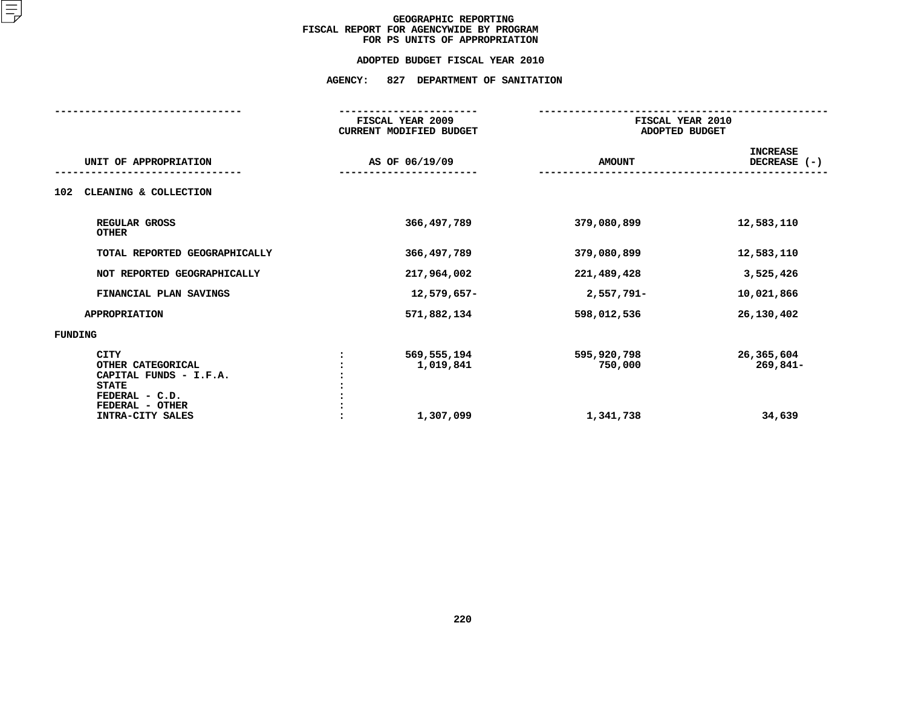# GEOGRAPHIC REPORTING
## FISCAL REPORT FOR AGENCYWIDE BY PROGRAM
## FOR PS UNITS OF APPROPRIATION

### ADOPTED BUDGET FISCAL YEAR 2010

### AGENCY: 827 DEPARTMENT OF SANITATION

| UNIT OF APPROPRIATION | | FISCAL YEAR 2009 CURRENT MODIFIED BUDGET AS OF 06/19/09 | FISCAL YEAR 2010 ADOPTED BUDGET AMOUNT | INCREASE DECREASE (-) |
|---|---|---|---|---|
| **102 CLEANING & COLLECTION** | | | | |
| REGULAR GROSS | | 366,497,789 | 379,080,899 | 12,583,110 |
| OTHER | | | | |
| TOTAL REPORTED GEOGRAPHICALLY | | 366,497,789 | 379,080,899 | 12,583,110 |
| NOT REPORTED GEOGRAPHICALLY | | 217,964,002 | 221,489,428 | 3,525,426 |
| FINANCIAL PLAN SAVINGS | | 12,579,657- | 2,557,791- | 10,021,866 |
| APPROPRIATION | | 571,882,134 | 598,012,536 | 26,130,402 |
| **FUNDING** | | | | |
| CITY | : | 569,555,194 | 595,920,798 | 26,365,604 |
| OTHER CATEGORICAL | : | 1,019,841 | 750,000 | 269,841- |
| CAPITAL FUNDS - I.F.A. | : | | | |
| STATE | : | | | |
| FEDERAL - C.D. | : | | | |
| FEDERAL - OTHER | : | | | |
| INTRA-CITY SALES | : | 1,307,099 | 1,341,738 | 34,639 |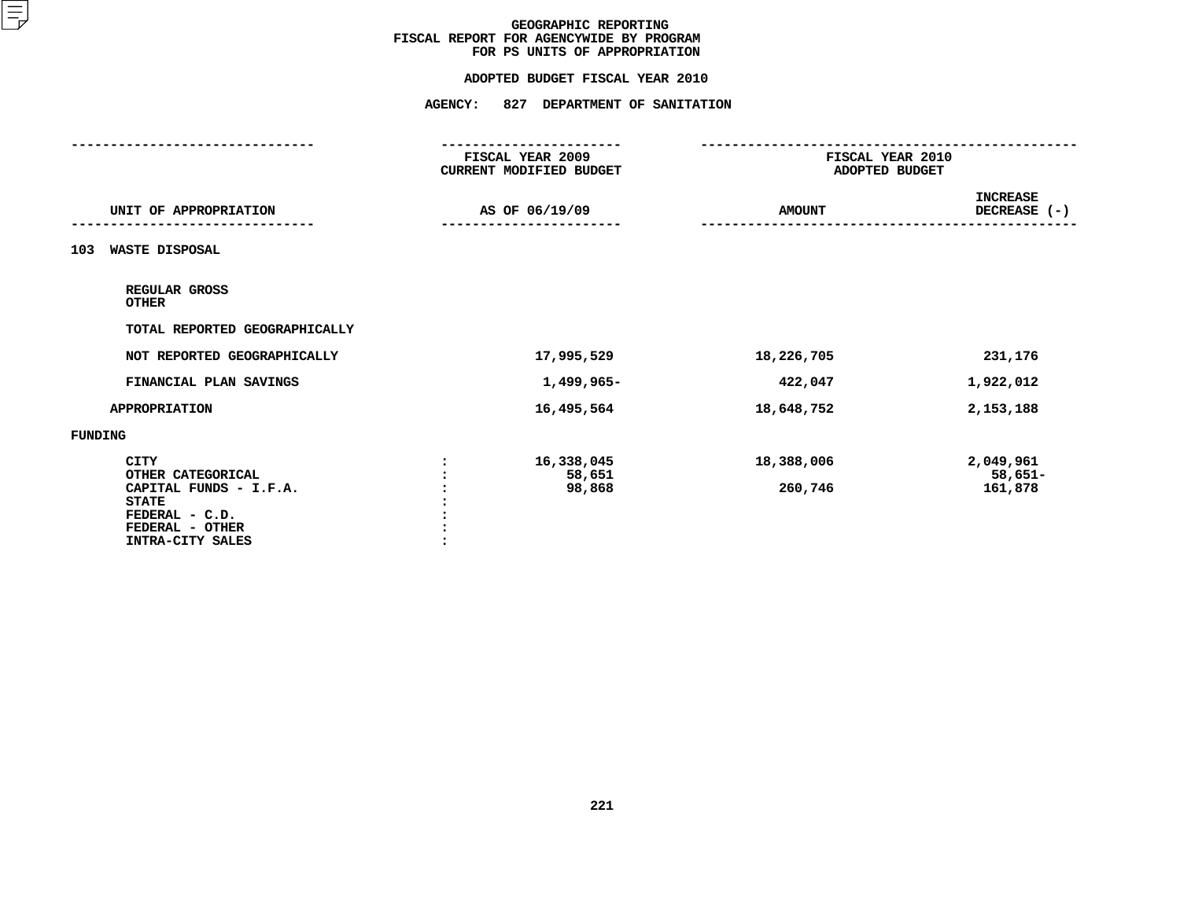# GEOGRAPHIC REPORTING
## FISCAL REPORT FOR AGENCYWIDE BY PROGRAM
## FOR PS UNITS OF APPROPRIATION

### ADOPTED BUDGET FISCAL YEAR 2010

### AGENCY: 827 DEPARTMENT OF SANITATION

| UNIT OF APPROPRIATION | | FISCAL YEAR 2009 CURRENT MODIFIED BUDGET AS OF 06/19/09 | FISCAL YEAR 2010 ADOPTED BUDGET AMOUNT | INCREASE DECREASE (-) |
|---|---|---|---|---|
| **103 WASTE DISPOSAL** | | | | |
| REGULAR GROSS | | | | |
| OTHER | | | | |
| TOTAL REPORTED GEOGRAPHICALLY | | | | |
| NOT REPORTED GEOGRAPHICALLY | | 17,995,529 | 18,226,705 | 231,176 |
| FINANCIAL PLAN SAVINGS | | 1,499,965- | 422,047 | 1,922,012 |
| APPROPRIATION | | 16,495,564 | 18,648,752 | 2,153,188 |
| **FUNDING** | | | | |
| CITY | : | 16,338,045 | 18,388,006 | 2,049,961 |
| OTHER CATEGORICAL | : | 58,651 | | 58,651- |
| CAPITAL FUNDS - I.F.A. | : | 98,868 | 260,746 | 161,878 |
| STATE | : | | | |
| FEDERAL - C.D. | : | | | |
| FEDERAL - OTHER | : | | | |
| INTRA-CITY SALES | : | | | |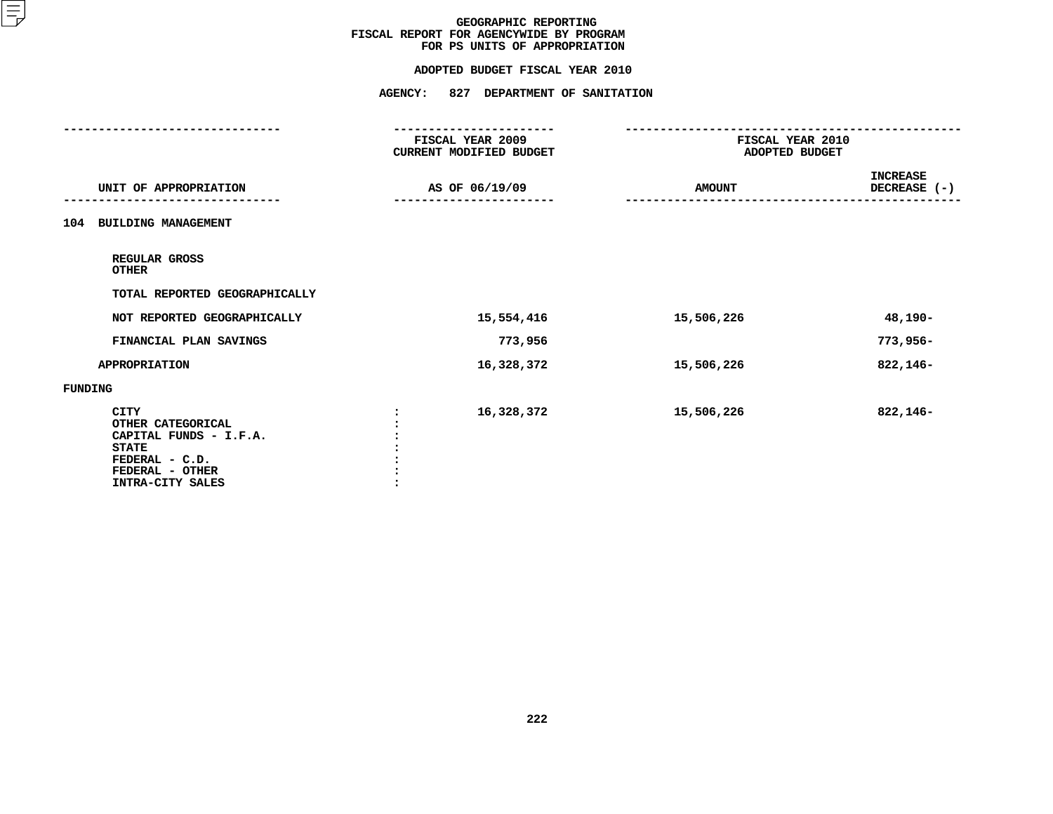# GEOGRAPHIC REPORTING
## FISCAL REPORT FOR AGENCYWIDE BY PROGRAM
## FOR PS UNITS OF APPROPRIATION

### ADOPTED BUDGET FISCAL YEAR 2010

### AGENCY: 827 DEPARTMENT OF SANITATION

| UNIT OF APPROPRIATION | FISCAL YEAR 2009 CURRENT MODIFIED BUDGET AS OF 06/19/09 | FISCAL YEAR 2010 ADOPTED BUDGET AMOUNT | INCREASE DECREASE (-) |
|---|---|---|---|
| **104 BUILDING MANAGEMENT** | | | |
| REGULAR GROSS | | | |
| OTHER | | | |
| TOTAL REPORTED GEOGRAPHICALLY | | | |
| NOT REPORTED GEOGRAPHICALLY | 15,554,416 | 15,506,226 | 48,190- |
| FINANCIAL PLAN SAVINGS | 773,956 | | 773,956- |
| APPROPRIATION | 16,328,372 | 15,506,226 | 822,146- |
| **FUNDING** | | | |
| CITY | 16,328,372 | 15,506,226 | 822,146- |
| OTHER CATEGORICAL | | | |
| CAPITAL FUNDS - I.F.A. | | | |
| STATE | | | |
| FEDERAL - C.D. | | | |
| FEDERAL - OTHER | | | |
| INTRA-CITY SALES | | | |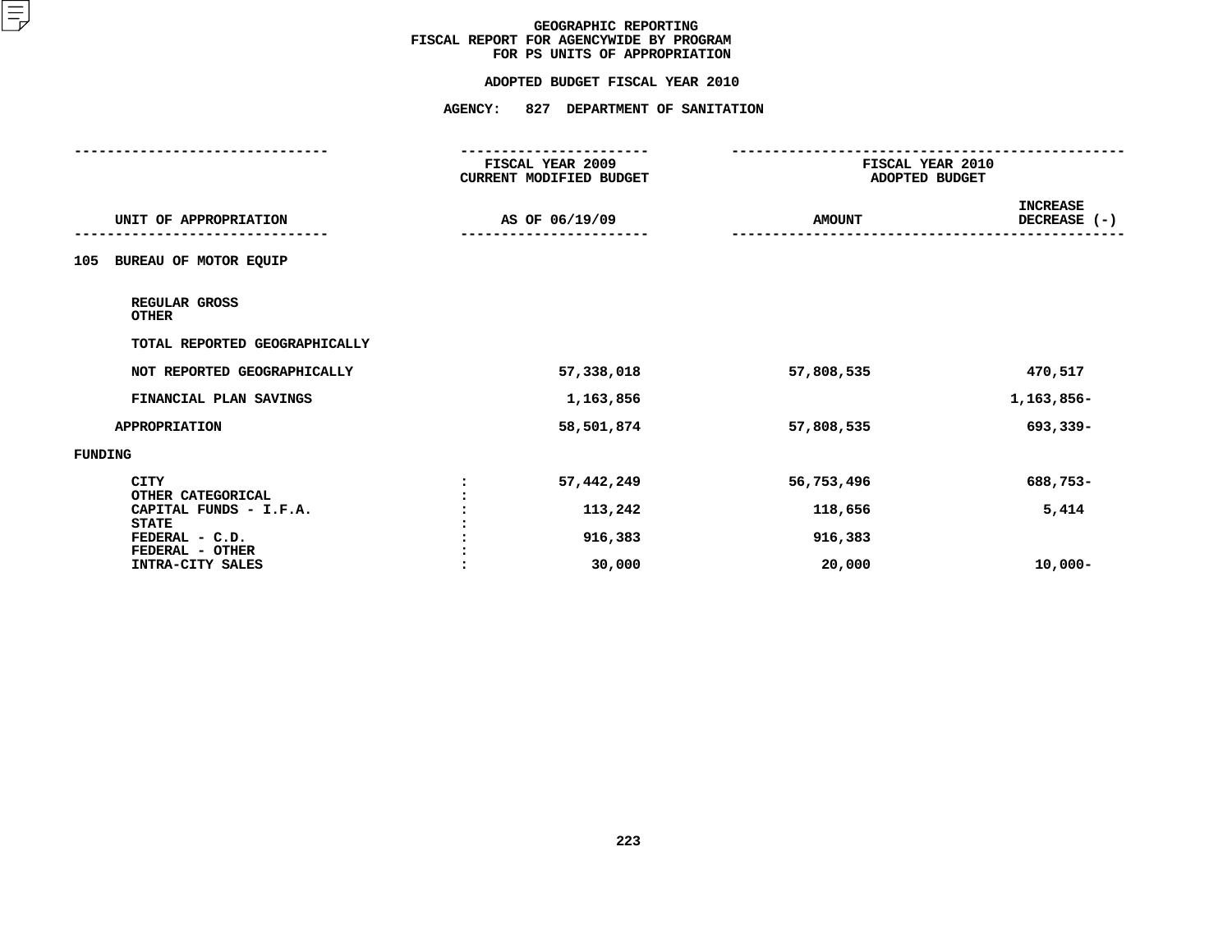GEOGRAPHIC REPORTING
FISCAL REPORT FOR AGENCYWIDE BY PROGRAM
FOR PS UNITS OF APPROPRIATION

ADOPTED BUDGET FISCAL YEAR 2010

AGENCY: 827 DEPARTMENT OF SANITATION

| UNIT OF APPROPRIATION | FISCAL YEAR 2009 CURRENT MODIFIED BUDGET AS OF 06/19/09 | FISCAL YEAR 2010 ADOPTED BUDGET AMOUNT | INCREASE DECREASE (-) |
|---|---|---|---|
| **105 BUREAU OF MOTOR EQUIP** | | | |
| REGULAR GROSS | | | |
| OTHER | | | |
| TOTAL REPORTED GEOGRAPHICALLY | | | |
| NOT REPORTED GEOGRAPHICALLY | 57,338,018 | 57,808,535 | 470,517 |
| FINANCIAL PLAN SAVINGS | 1,163,856 | | 1,163,856- |
| APPROPRIATION | 58,501,874 | 57,808,535 | 693,339- |
| **FUNDING** | | | |
| CITY | 57,442,249 | 56,753,496 | 688,753- |
| OTHER CATEGORICAL | | | |
| CAPITAL FUNDS - I.F.A. | 113,242 | 118,656 | 5,414 |
| STATE | | | |
| FEDERAL - C.D. | 916,383 | 916,383 | |
| FEDERAL - OTHER | | | |
| INTRA-CITY SALES | 30,000 | 20,000 | 10,000- |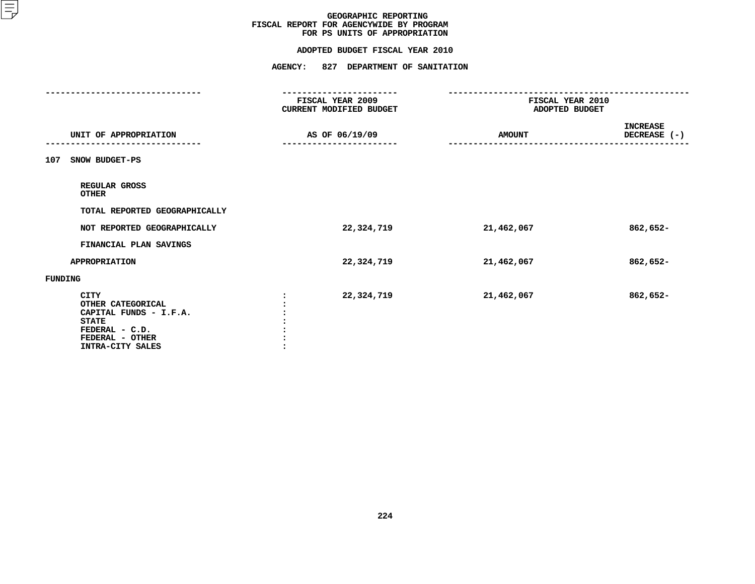# GEOGRAPHIC REPORTING
## FISCAL REPORT FOR AGENCYWIDE BY PROGRAM FOR PS UNITS OF APPROPRIATION

### ADOPTED BUDGET FISCAL YEAR 2010

### AGENCY: 827 DEPARTMENT OF SANITATION

| UNIT OF APPROPRIATION | FISCAL YEAR 2009 CURRENT MODIFIED BUDGET AS OF 06/19/09 | FISCAL YEAR 2010 ADOPTED BUDGET AMOUNT | INCREASE DECREASE (-) |
|---|---|---|---|
| **107 SNOW BUDGET-PS** | | | |
| REGULAR GROSS | | | |
| OTHER | | | |
| TOTAL REPORTED GEOGRAPHICALLY | | | |
| NOT REPORTED GEOGRAPHICALLY | 22,324,719 | 21,462,067 | 862,652- |
| FINANCIAL PLAN SAVINGS | | | |
| APPROPRIATION | 22,324,719 | 21,462,067 | 862,652- |
| **FUNDING** | | | |
| CITY : | 22,324,719 | 21,462,067 | 862,652- |
| OTHER CATEGORICAL : | | | |
| CAPITAL FUNDS - I.F.A. : | | | |
| STATE : | | | |
| FEDERAL - C.D. : | | | |
| FEDERAL - OTHER : | | | |
| INTRA-CITY SALES : | | | |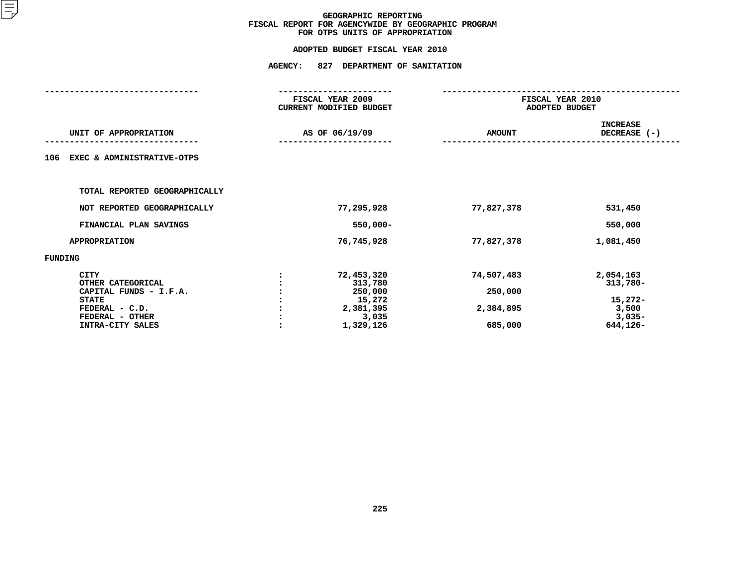# GEOGRAPHIC REPORTING
## FISCAL REPORT FOR AGENCYWIDE BY GEOGRAPHIC PROGRAM
## FOR OTPS UNITS OF APPROPRIATION

**ADOPTED BUDGET FISCAL YEAR 2010**

**AGENCY: 827 DEPARTMENT OF SANITATION**

| UNIT OF APPROPRIATION | | FISCAL YEAR 2009 CURRENT MODIFIED BUDGET AS OF 06/19/09 | FISCAL YEAR 2010 ADOPTED BUDGET AMOUNT | INCREASE DECREASE (-) |
|---|---|---|---|---|
| **106 EXEC & ADMINISTRATIVE-OTPS** | | | | |
| TOTAL REPORTED GEOGRAPHICALLY | | | | |
| NOT REPORTED GEOGRAPHICALLY | | 77,295,928 | 77,827,378 | 531,450 |
| FINANCIAL PLAN SAVINGS | | 550,000- | | 550,000 |
| APPROPRIATION | | 76,745,928 | 77,827,378 | 1,081,450 |
| FUNDING | | | | |
| CITY | : | 72,453,320 | 74,507,483 | 2,054,163 |
| OTHER CATEGORICAL | : | 313,780 | | 313,780- |
| CAPITAL FUNDS - I.F.A. | : | 250,000 | 250,000 | |
| STATE | : | 15,272 | | 15,272- |
| FEDERAL - C.D. | : | 2,381,395 | 2,384,895 | 3,500 |
| FEDERAL - OTHER | : | 3,035 | | 3,035- |
| INTRA-CITY SALES | : | 1,329,126 | 685,000 | 644,126- |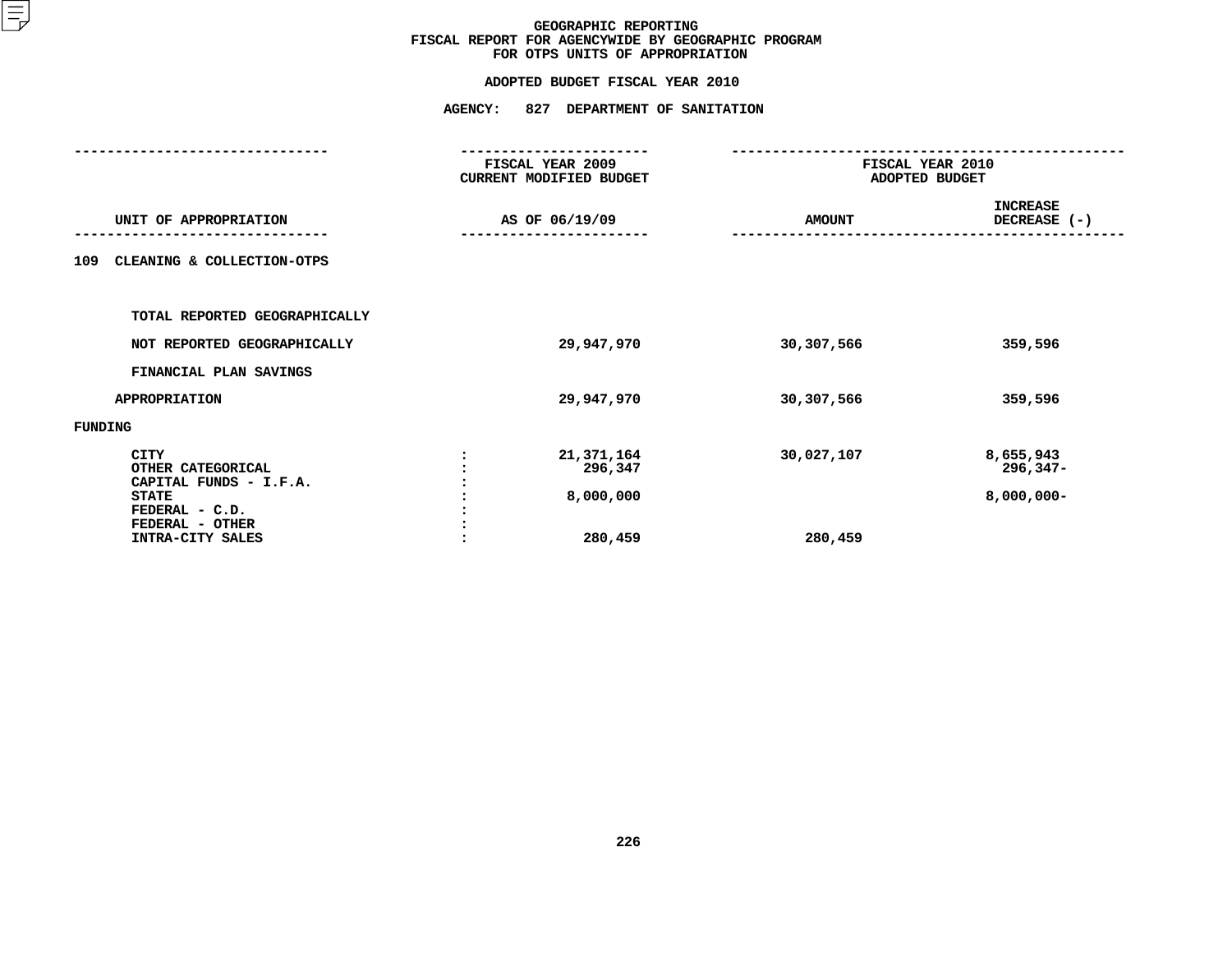# GEOGRAPHIC REPORTING
## FISCAL REPORT FOR AGENCYWIDE BY GEOGRAPHIC PROGRAM
## FOR OTPS UNITS OF APPROPRIATION

### ADOPTED BUDGET FISCAL YEAR 2010

### AGENCY: 827 DEPARTMENT OF SANITATION

| UNIT OF APPROPRIATION | | FISCAL YEAR 2009 CURRENT MODIFIED BUDGET AS OF 06/19/09 | FISCAL YEAR 2010 ADOPTED BUDGET AMOUNT | FISCAL YEAR 2010 INCREASE DECREASE (-) |
|---|---|---|---|---|
| 109 CLEANING & COLLECTION-OTPS | | | | |
| TOTAL REPORTED GEOGRAPHICALLY | | | | |
| NOT REPORTED GEOGRAPHICALLY | | 29,947,970 | 30,307,566 | 359,596 |
| FINANCIAL PLAN SAVINGS | | | | |
| APPROPRIATION | | 29,947,970 | 30,307,566 | 359,596 |
| FUNDING | | | | |
| CITY | : | 21,371,164 | 30,027,107 | 8,655,943 |
| OTHER CATEGORICAL | : | 296,347 | | 296,347- |
| CAPITAL FUNDS - I.F.A. | : | | | |
| STATE | : | 8,000,000 | | 8,000,000- |
| FEDERAL - C.D. | : | | | |
| FEDERAL - OTHER | : | | | |
| INTRA-CITY SALES | : | 280,459 | 280,459 | |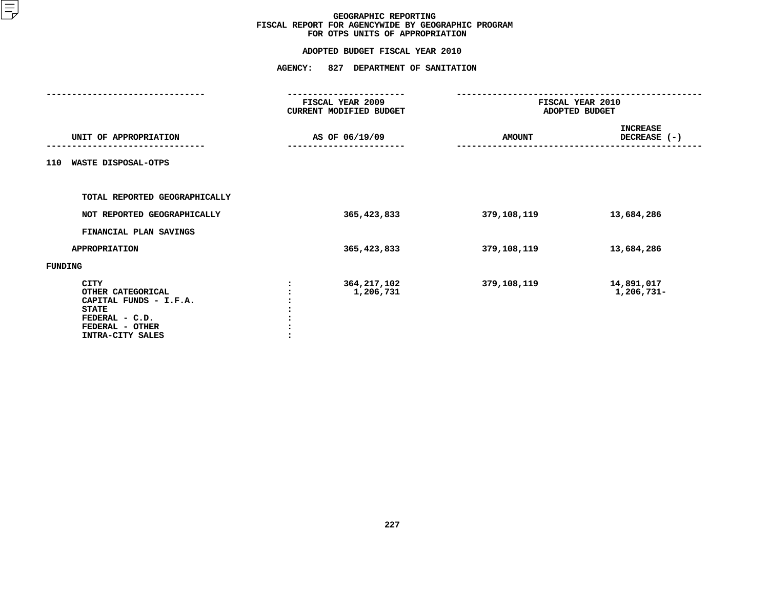# GEOGRAPHIC REPORTING
## FISCAL REPORT FOR AGENCYWIDE BY GEOGRAPHIC PROGRAM
## FOR OTPS UNITS OF APPROPRIATION

### ADOPTED BUDGET FISCAL YEAR 2010

### AGENCY: 827 DEPARTMENT OF SANITATION

| UNIT OF APPROPRIATION | | FISCAL YEAR 2009 CURRENT MODIFIED BUDGET AS OF 06/19/09 | FISCAL YEAR 2010 ADOPTED BUDGET AMOUNT | INCREASE DECREASE (-) |
|---|---|---|---|---|
| 110 WASTE DISPOSAL-OTPS | | | | |
| TOTAL REPORTED GEOGRAPHICALLY | | | | |
| NOT REPORTED GEOGRAPHICALLY | | 365,423,833 | 379,108,119 | 13,684,286 |
| FINANCIAL PLAN SAVINGS | | | | |
| APPROPRIATION | | 365,423,833 | 379,108,119 | 13,684,286 |
| FUNDING | | | | |
| CITY | : | 364,217,102 | 379,108,119 | 14,891,017 |
| OTHER CATEGORICAL | : | 1,206,731 | | 1,206,731- |
| CAPITAL FUNDS - I.F.A. | : | | | |
| STATE | : | | | |
| FEDERAL - C.D. | : | | | |
| FEDERAL - OTHER | : | | | |
| INTRA-CITY SALES | : | | | |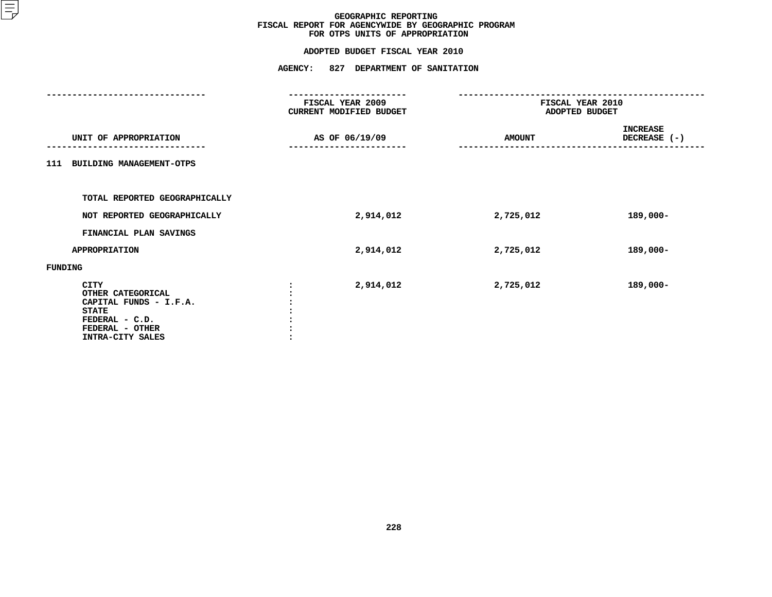# GEOGRAPHIC REPORTING
## FISCAL REPORT FOR AGENCYWIDE BY GEOGRAPHIC PROGRAM
## FOR OTPS UNITS OF APPROPRIATION

**ADOPTED BUDGET FISCAL YEAR 2010**

**AGENCY: 827 DEPARTMENT OF SANITATION**

| UNIT OF APPROPRIATION | FISCAL YEAR 2009 CURRENT MODIFIED BUDGET AS OF 06/19/09 | FISCAL YEAR 2010 ADOPTED BUDGET AMOUNT | FISCAL YEAR 2010 ADOPTED BUDGET INCREASE DECREASE (-) |
|---|---|---|---|
| **111 BUILDING MANAGEMENT-OTPS** | | | |
| TOTAL REPORTED GEOGRAPHICALLY | | | |
| NOT REPORTED GEOGRAPHICALLY | 2,914,012 | 2,725,012 | 189,000- |
| FINANCIAL PLAN SAVINGS | | | |
| APPROPRIATION | 2,914,012 | 2,725,012 | 189,000- |
| FUNDING | | | |
| CITY | 2,914,012 | 2,725,012 | 189,000- |
| OTHER CATEGORICAL | | | |
| CAPITAL FUNDS - I.F.A. | | | |
| STATE | | | |
| FEDERAL - C.D. | | | |
| FEDERAL - OTHER | | | |
| INTRA-CITY SALES | | | |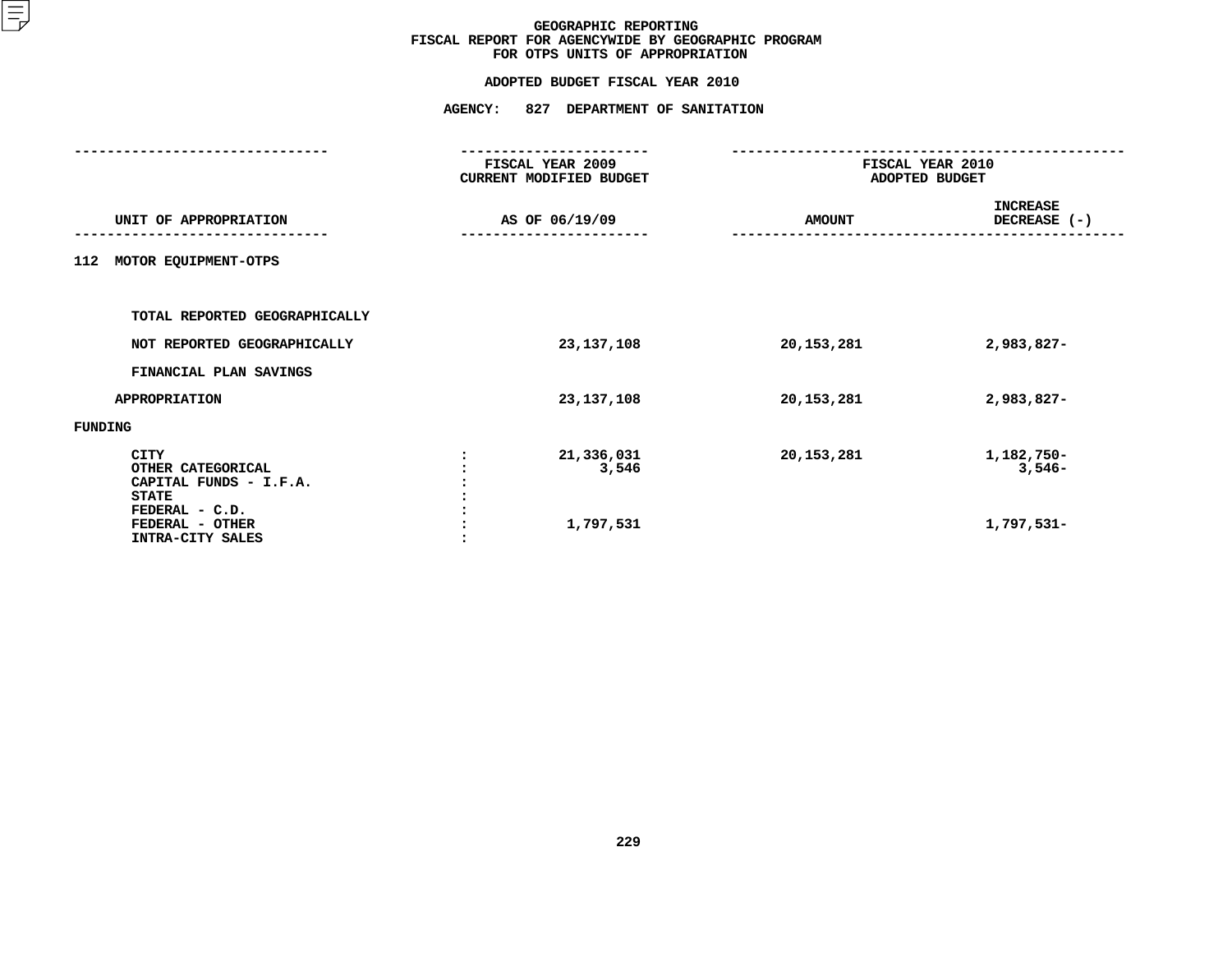# GEOGRAPHIC REPORTING
## FISCAL REPORT FOR AGENCYWIDE BY GEOGRAPHIC PROGRAM
## FOR OTPS UNITS OF APPROPRIATION

### ADOPTED BUDGET FISCAL YEAR 2010

### AGENCY: 827 DEPARTMENT OF SANITATION

| UNIT OF APPROPRIATION | | FISCAL YEAR 2009 CURRENT MODIFIED BUDGET AS OF 06/19/09 | FISCAL YEAR 2010 ADOPTED BUDGET AMOUNT | INCREASE DECREASE (-) |
|---|---|---|---|---|
| 112 MOTOR EQUIPMENT-OTPS | | | | |
| TOTAL REPORTED GEOGRAPHICALLY | | | | |
| NOT REPORTED GEOGRAPHICALLY | | 23,137,108 | 20,153,281 | 2,983,827- |
| FINANCIAL PLAN SAVINGS | | | | |
| APPROPRIATION | | 23,137,108 | 20,153,281 | 2,983,827- |
| FUNDING | | | | |
| CITY | : | 21,336,031 | 20,153,281 | 1,182,750- |
| OTHER CATEGORICAL | : | 3,546 | | 3,546- |
| CAPITAL FUNDS - I.F.A. | : | | | |
| STATE | : | | | |
| FEDERAL - C.D. | : | | | |
| FEDERAL - OTHER | : | 1,797,531 | | 1,797,531- |
| INTRA-CITY SALES | : | | | |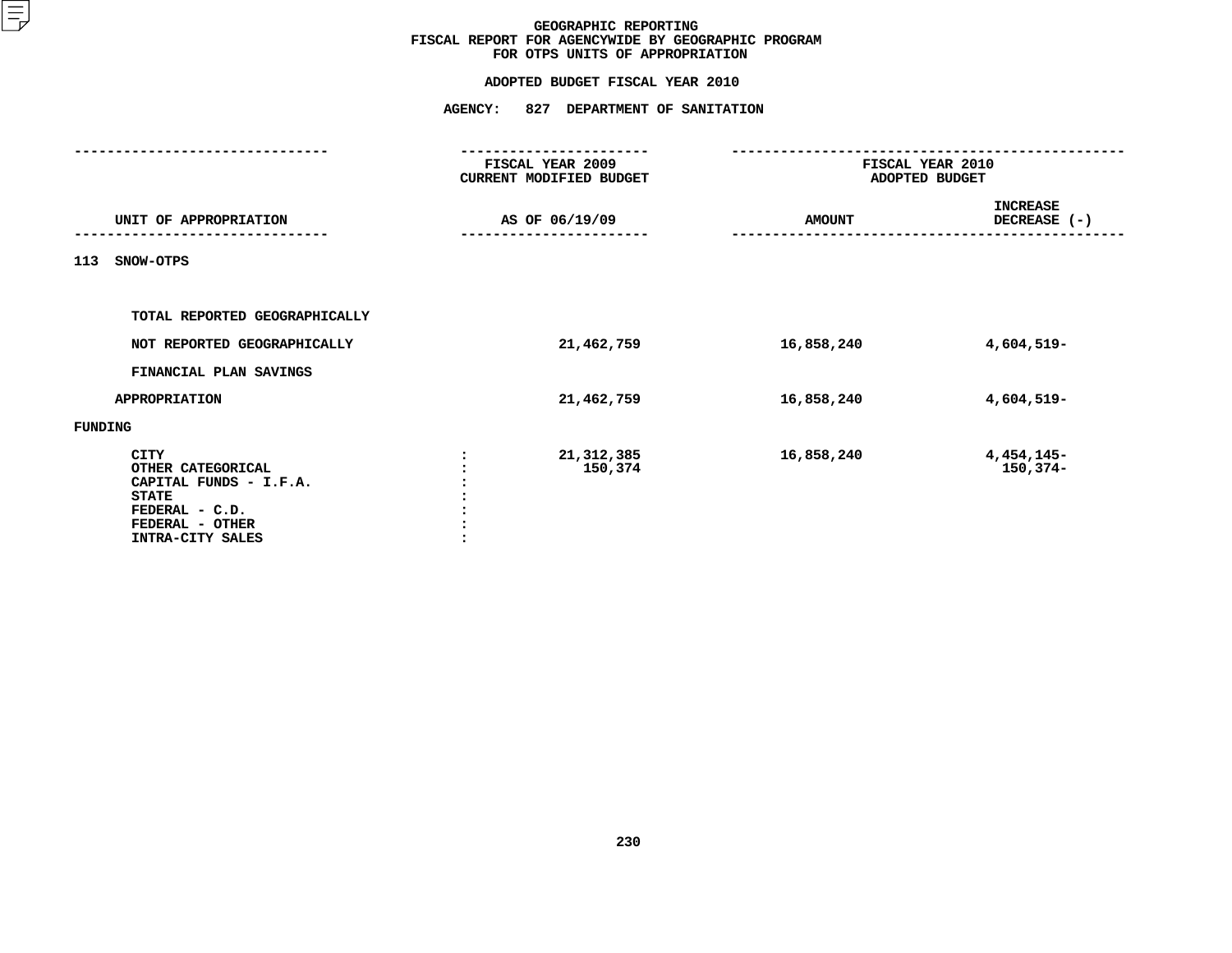# GEOGRAPHIC REPORTING
## FISCAL REPORT FOR AGENCYWIDE BY GEOGRAPHIC PROGRAM
## FOR OTPS UNITS OF APPROPRIATION

**ADOPTED BUDGET FISCAL YEAR 2010**

**AGENCY: 827 DEPARTMENT OF SANITATION**

| UNIT OF APPROPRIATION | | FISCAL YEAR 2009 CURRENT MODIFIED BUDGET AS OF 06/19/09 | FISCAL YEAR 2010 ADOPTED BUDGET AMOUNT | INCREASE DECREASE (-) |
|---|---|---|---|---|
| 113 SNOW-OTPS | | | | |
| TOTAL REPORTED GEOGRAPHICALLY | | | | |
| NOT REPORTED GEOGRAPHICALLY | | 21,462,759 | 16,858,240 | 4,604,519- |
| FINANCIAL PLAN SAVINGS | | | | |
| APPROPRIATION | | 21,462,759 | 16,858,240 | 4,604,519- |
| FUNDING | | | | |
| CITY | : | 21,312,385 | 16,858,240 | 4,454,145- |
| OTHER CATEGORICAL | : | 150,374 | | 150,374- |
| CAPITAL FUNDS - I.F.A. | : | | | |
| STATE | : | | | |
| FEDERAL - C.D. | : | | | |
| FEDERAL - OTHER | : | | | |
| INTRA-CITY SALES | : | | | |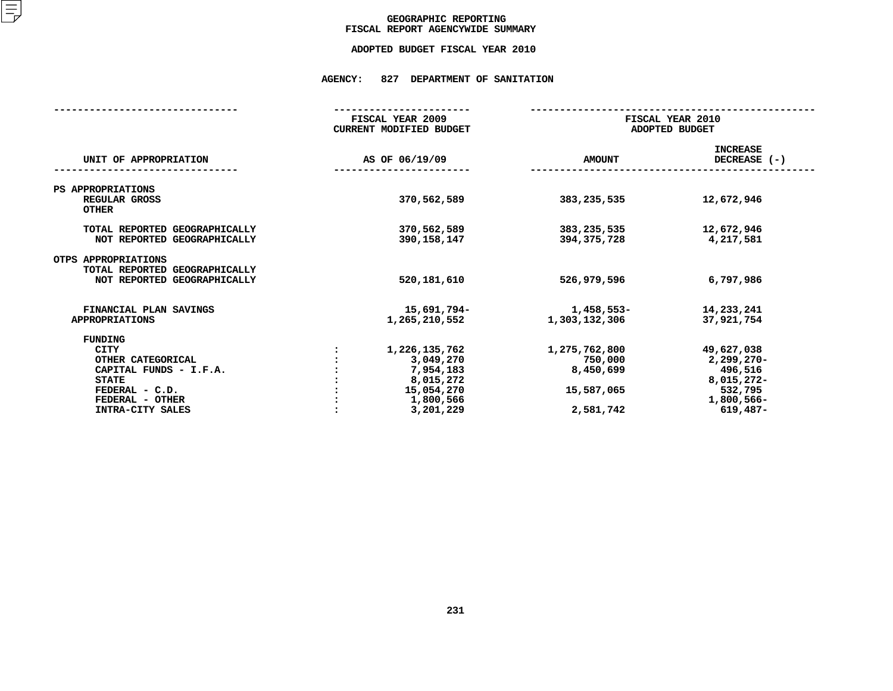# GEOGRAPHIC REPORTING
## FISCAL REPORT AGENCYWIDE SUMMARY

### ADOPTED BUDGET FISCAL YEAR 2010

**AGENCY: 827 DEPARTMENT OF SANITATION**

| UNIT OF APPROPRIATION | | FISCAL YEAR 2009 CURRENT MODIFIED BUDGET AS OF 06/19/09 | FISCAL YEAR 2010 ADOPTED BUDGET AMOUNT | INCREASE DECREASE (-) |
|---|---|---|---|---|
| PS APPROPRIATIONS | | | | |
| REGULAR GROSS | | 370,562,589 | 383,235,535 | 12,672,946 |
| OTHER | | | | |
| TOTAL REPORTED GEOGRAPHICALLY | | 370,562,589 | 383,235,535 | 12,672,946 |
| NOT REPORTED GEOGRAPHICALLY | | 390,158,147 | 394,375,728 | 4,217,581 |
| OTPS APPROPRIATIONS | | | | |
| TOTAL REPORTED GEOGRAPHICALLY | | | | |
| NOT REPORTED GEOGRAPHICALLY | | 520,181,610 | 526,979,596 | 6,797,986 |
| FINANCIAL PLAN SAVINGS | | 15,691,794- | 1,458,553- | 14,233,241 |
| APPROPRIATIONS | | 1,265,210,552 | 1,303,132,306 | 37,921,754 |
| FUNDING | | | | |
| CITY | : | 1,226,135,762 | 1,275,762,800 | 49,627,038 |
| OTHER CATEGORICAL | : | 3,049,270 | 750,000 | 2,299,270- |
| CAPITAL FUNDS - I.F.A. | : | 7,954,183 | 8,450,699 | 496,516 |
| STATE | : | 8,015,272 | | 8,015,272- |
| FEDERAL - C.D. | : | 15,054,270 | 15,587,065 | 532,795 |
| FEDERAL - OTHER | : | 1,800,566 | | 1,800,566- |
| INTRA-CITY SALES | : | 3,201,229 | 2,581,742 | 619,487- |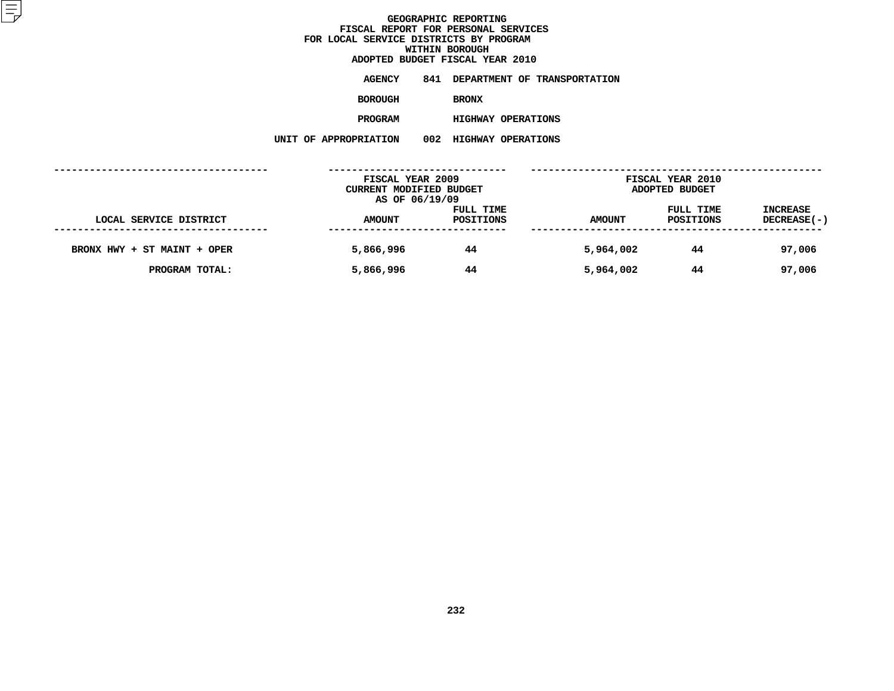# GEOGRAPHIC REPORTING
## FISCAL REPORT FOR PERSONAL SERVICES
## FOR LOCAL SERVICE DISTRICTS BY PROGRAM
## WITHIN BOROUGH
## ADOPTED BUDGET FISCAL YEAR 2010

AGENCY 841 DEPARTMENT OF TRANSPORTATION

BOROUGH BRONX

PROGRAM HIGHWAY OPERATIONS

UNIT OF APPROPRIATION 002 HIGHWAY OPERATIONS

| LOCAL SERVICE DISTRICT | FISCAL YEAR 2009 CURRENT MODIFIED BUDGET AS OF 06/19/09 AMOUNT | FULL TIME POSITIONS | FISCAL YEAR 2010 ADOPTED BUDGET AMOUNT | FULL TIME POSITIONS | INCREASE DECREASE(-) |
|---|---|---|---|---|---|
| BRONX HWY + ST MAINT + OPER | 5,866,996 | 44 | 5,964,002 | 44 | 97,006 |
| PROGRAM TOTAL: | 5,866,996 | 44 | 5,964,002 | 44 | 97,006 |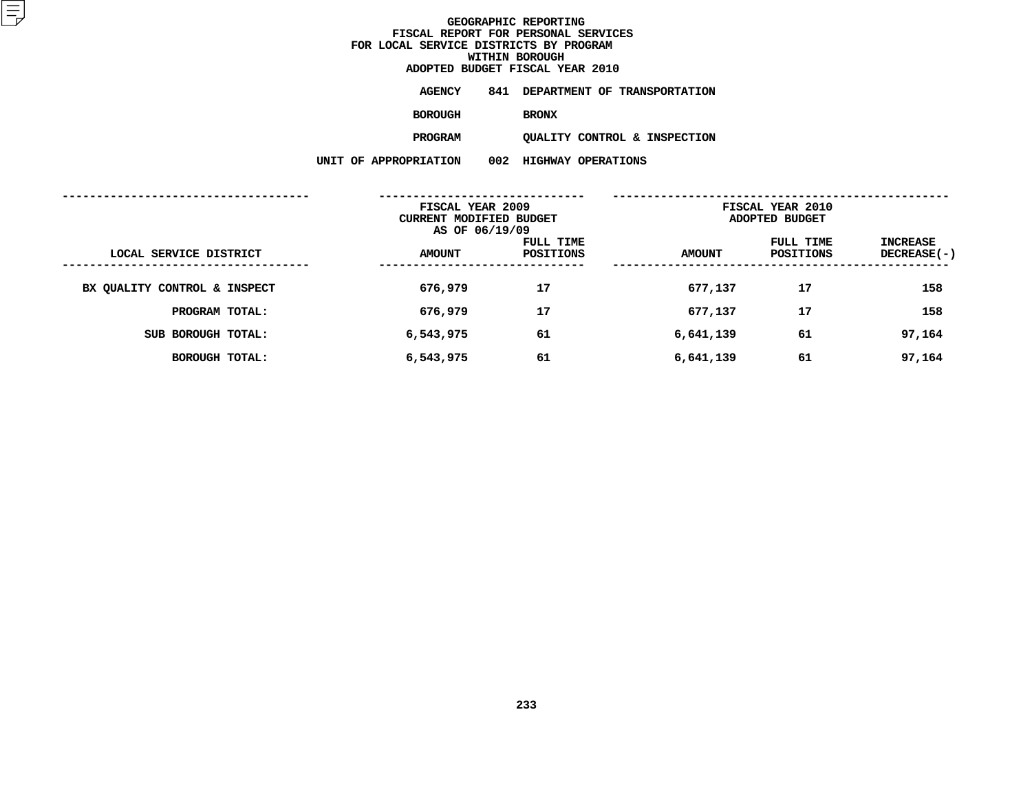# GEOGRAPHIC REPORTING
## FISCAL REPORT FOR PERSONAL SERVICES
## FOR LOCAL SERVICE DISTRICTS BY PROGRAM
## WITHIN BOROUGH
## ADOPTED BUDGET FISCAL YEAR 2010

**AGENCY** 841 DEPARTMENT OF TRANSPORTATION

**BOROUGH** BRONX

**PROGRAM** QUALITY CONTROL & INSPECTION

**UNIT OF APPROPRIATION** 002 HIGHWAY OPERATIONS

| LOCAL SERVICE DISTRICT | FISCAL YEAR 2009 CURRENT MODIFIED BUDGET AS OF 06/19/09 AMOUNT | FULL TIME POSITIONS | FISCAL YEAR 2010 ADOPTED BUDGET AMOUNT | FULL TIME POSITIONS | INCREASE DECREASE(-) |
|---|---|---|---|---|---|
| BX QUALITY CONTROL & INSPECT | 676,979 | 17 | 677,137 | 17 | 158 |
| PROGRAM TOTAL: | 676,979 | 17 | 677,137 | 17 | 158 |
| SUB BOROUGH TOTAL: | 6,543,975 | 61 | 6,641,139 | 61 | 97,164 |
| BOROUGH TOTAL: | 6,543,975 | 61 | 6,641,139 | 61 | 97,164 |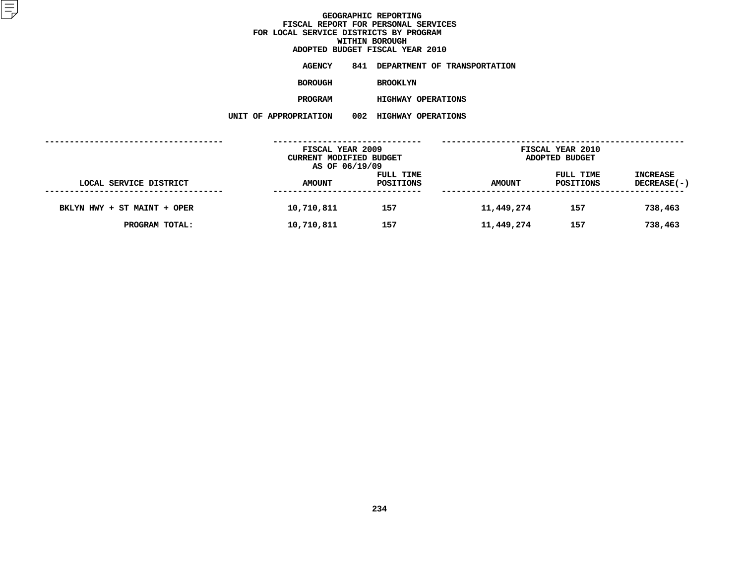# GEOGRAPHIC REPORTING
## FISCAL REPORT FOR PERSONAL SERVICES
## FOR LOCAL SERVICE DISTRICTS BY PROGRAM
## WITHIN BOROUGH
## ADOPTED BUDGET FISCAL YEAR 2010

**AGENCY** 841 DEPARTMENT OF TRANSPORTATION

**BOROUGH** BROOKLYN

**PROGRAM** HIGHWAY OPERATIONS

**UNIT OF APPROPRIATION** 002 HIGHWAY OPERATIONS

| LOCAL SERVICE DISTRICT | FISCAL YEAR 2009 CURRENT MODIFIED BUDGET AS OF 06/19/09 AMOUNT | FULL TIME POSITIONS | FISCAL YEAR 2010 ADOPTED BUDGET AMOUNT | FULL TIME POSITIONS | INCREASE DECREASE(-) |
|---|---|---|---|---|---|
| BKLYN HWY + ST MAINT + OPER | 10,710,811 | 157 | 11,449,274 | 157 | 738,463 |
| PROGRAM TOTAL: | 10,710,811 | 157 | 11,449,274 | 157 | 738,463 |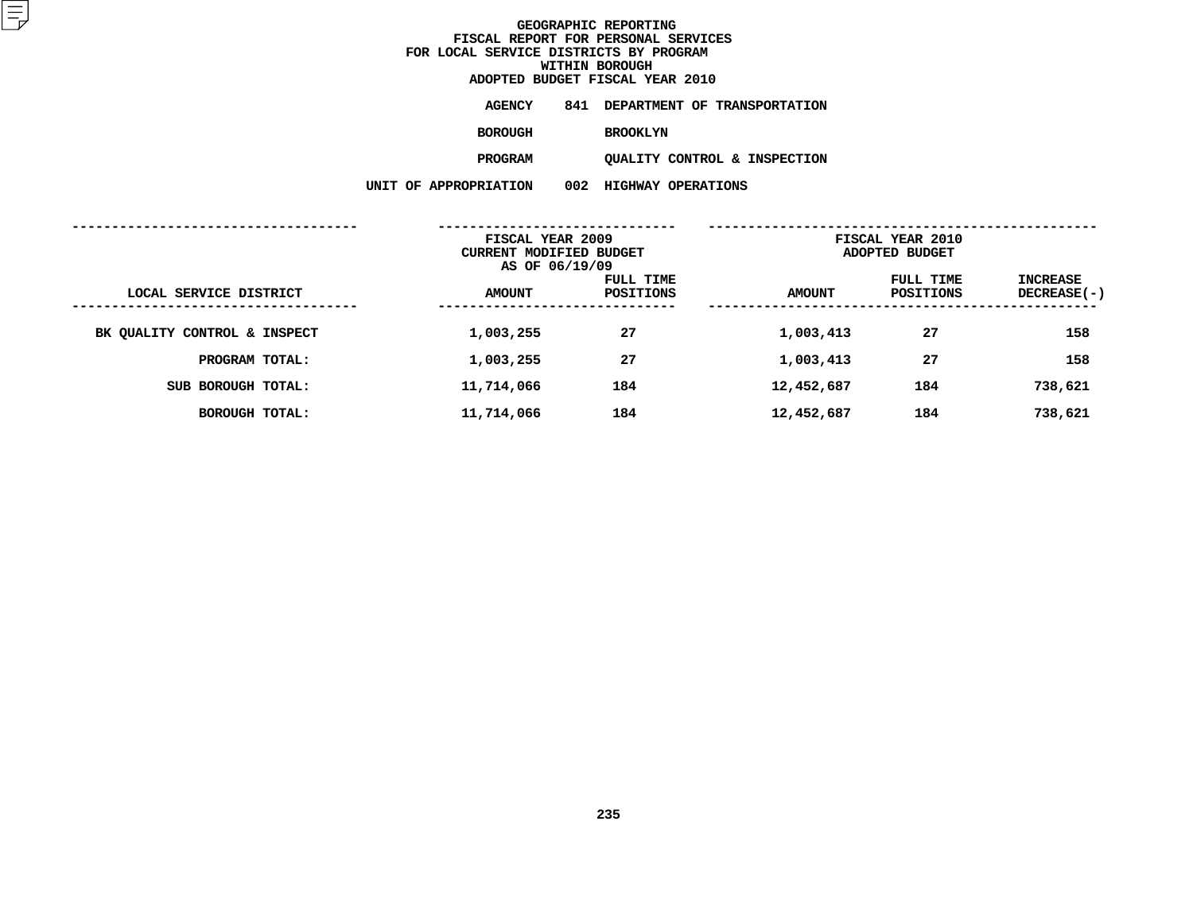# GEOGRAPHIC REPORTING
## FISCAL REPORT FOR PERSONAL SERVICES
## FOR LOCAL SERVICE DISTRICTS BY PROGRAM
## WITHIN BOROUGH
## ADOPTED BUDGET FISCAL YEAR 2010

AGENCY 841 DEPARTMENT OF TRANSPORTATION

BOROUGH BROOKLYN

PROGRAM QUALITY CONTROL & INSPECTION

UNIT OF APPROPRIATION 002 HIGHWAY OPERATIONS

| LOCAL SERVICE DISTRICT | FISCAL YEAR 2009 CURRENT MODIFIED BUDGET AS OF 06/19/09 AMOUNT | FULL TIME POSITIONS | FISCAL YEAR 2010 ADOPTED BUDGET AMOUNT | FULL TIME POSITIONS | INCREASE DECREASE(-) |
|---|---|---|---|---|---|
| BK QUALITY CONTROL & INSPECT | 1,003,255 | 27 | 1,003,413 | 27 | 158 |
| PROGRAM TOTAL: | 1,003,255 | 27 | 1,003,413 | 27 | 158 |
| SUB BOROUGH TOTAL: | 11,714,066 | 184 | 12,452,687 | 184 | 738,621 |
| BOROUGH TOTAL: | 11,714,066 | 184 | 12,452,687 | 184 | 738,621 |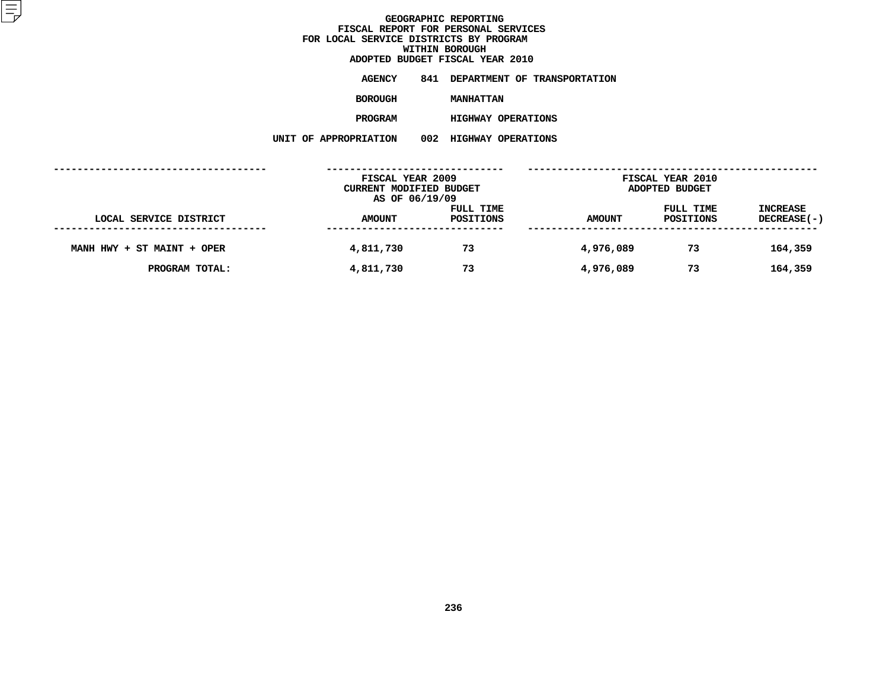# GEOGRAPHIC REPORTING
## FISCAL REPORT FOR PERSONAL SERVICES
## FOR LOCAL SERVICE DISTRICTS BY PROGRAM
## WITHIN BOROUGH
## ADOPTED BUDGET FISCAL YEAR 2010

**AGENCY** 841 DEPARTMENT OF TRANSPORTATION

**BOROUGH** MANHATTAN

**PROGRAM** HIGHWAY OPERATIONS

**UNIT OF APPROPRIATION** 002 HIGHWAY OPERATIONS

| | FISCAL YEAR 2009 CURRENT MODIFIED BUDGET AS OF 06/19/09 | | FISCAL YEAR 2010 ADOPTED BUDGET | | |
|---|---|---|---|---|---|
| LOCAL SERVICE DISTRICT | AMOUNT | FULL TIME POSITIONS | AMOUNT | FULL TIME POSITIONS | INCREASE DECREASE(-) |
| MANH HWY + ST MAINT + OPER | 4,811,730 | 73 | 4,976,089 | 73 | 164,359 |
| PROGRAM TOTAL: | 4,811,730 | 73 | 4,976,089 | 73 | 164,359 |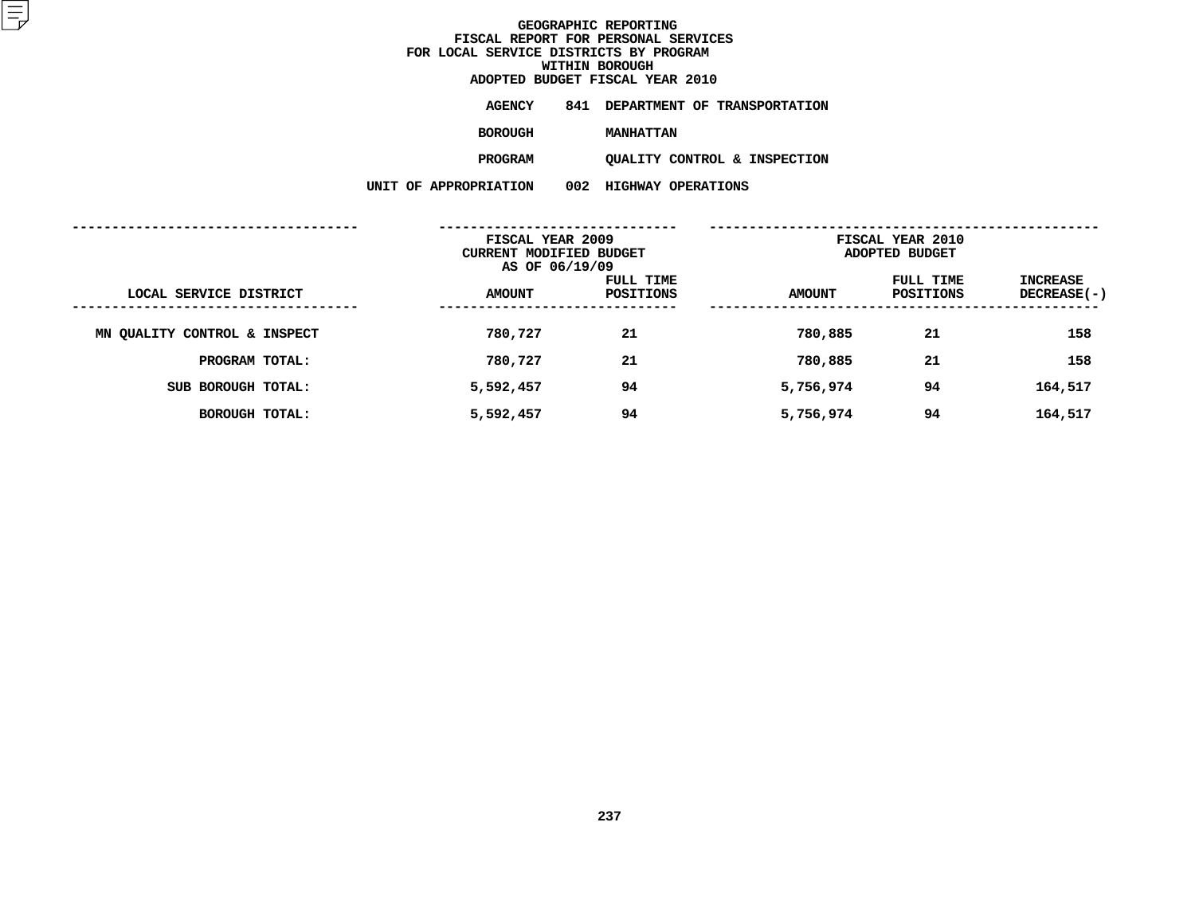# GEOGRAPHIC REPORTING
## FISCAL REPORT FOR PERSONAL SERVICES
## FOR LOCAL SERVICE DISTRICTS BY PROGRAM
## WITHIN BOROUGH
## ADOPTED BUDGET FISCAL YEAR 2010

**AGENCY** 841 DEPARTMENT OF TRANSPORTATION

**BOROUGH** MANHATTAN

**PROGRAM** QUALITY CONTROL & INSPECTION

**UNIT OF APPROPRIATION** 002 HIGHWAY OPERATIONS

| LOCAL SERVICE DISTRICT | FISCAL YEAR 2009 CURRENT MODIFIED BUDGET AS OF 06/19/09 AMOUNT | FULL TIME POSITIONS | FISCAL YEAR 2010 ADOPTED BUDGET AMOUNT | FULL TIME POSITIONS | INCREASE DECREASE(-) |
|---|---|---|---|---|---|
| MN QUALITY CONTROL & INSPECT | 780,727 | 21 | 780,885 | 21 | 158 |
| PROGRAM TOTAL: | 780,727 | 21 | 780,885 | 21 | 158 |
| SUB BOROUGH TOTAL: | 5,592,457 | 94 | 5,756,974 | 94 | 164,517 |
| BOROUGH TOTAL: | 5,592,457 | 94 | 5,756,974 | 94 | 164,517 |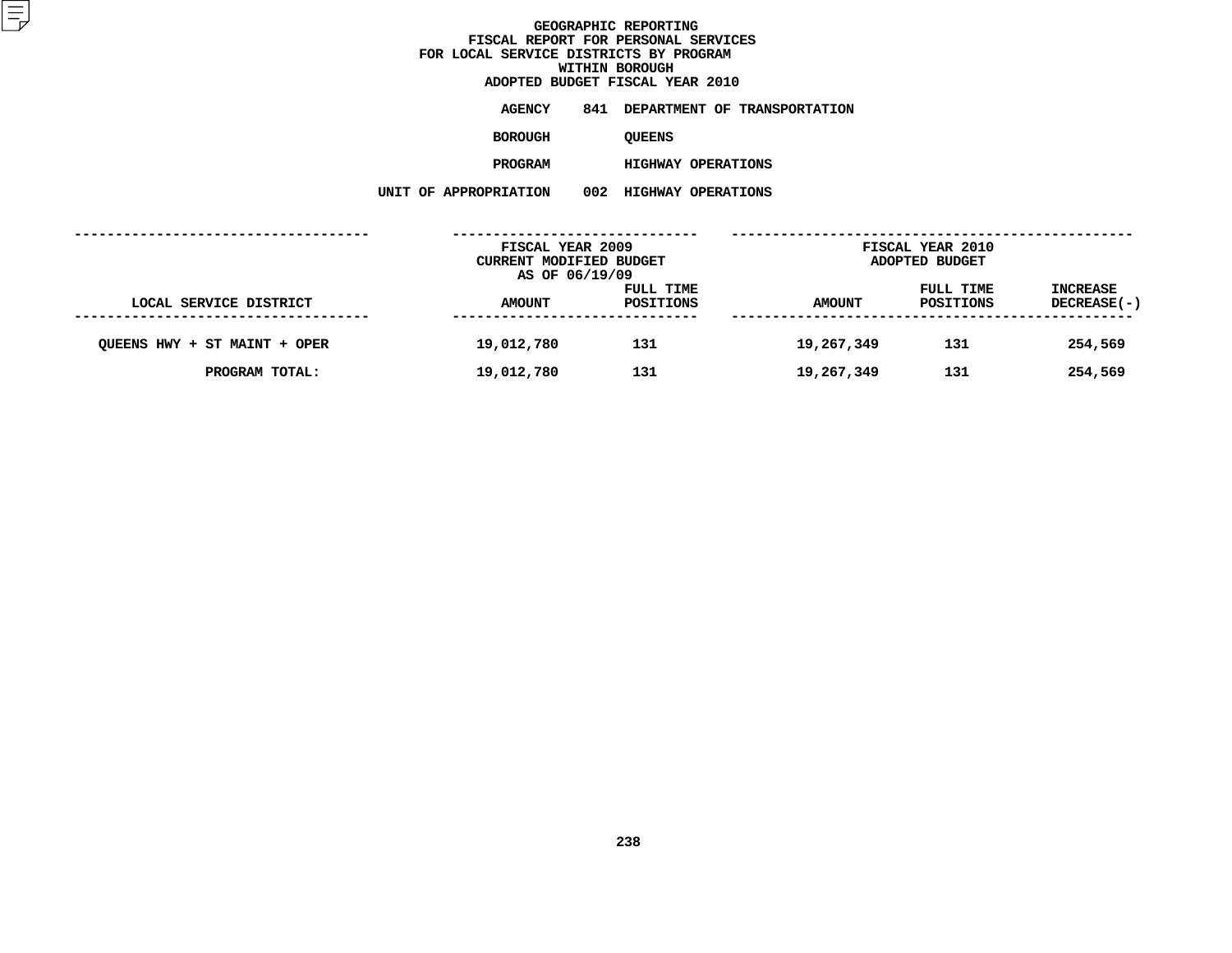# GEOGRAPHIC REPORTING
## FISCAL REPORT FOR PERSONAL SERVICES
## FOR LOCAL SERVICE DISTRICTS BY PROGRAM
## WITHIN BOROUGH
## ADOPTED BUDGET FISCAL YEAR 2010

**AGENCY** 841 DEPARTMENT OF TRANSPORTATION

**BOROUGH** QUEENS

**PROGRAM** HIGHWAY OPERATIONS

**UNIT OF APPROPRIATION** 002 HIGHWAY OPERATIONS

| | FISCAL YEAR 2009 CURRENT MODIFIED BUDGET AS OF 06/19/09 | | FISCAL YEAR 2010 ADOPTED BUDGET | | |
|---|---|---|---|---|---|
| LOCAL SERVICE DISTRICT | AMOUNT | FULL TIME POSITIONS | AMOUNT | FULL TIME POSITIONS | INCREASE DECREASE(-) |
| QUEENS HWY + ST MAINT + OPER | 19,012,780 | 131 | 19,267,349 | 131 | 254,569 |
| PROGRAM TOTAL: | 19,012,780 | 131 | 19,267,349 | 131 | 254,569 |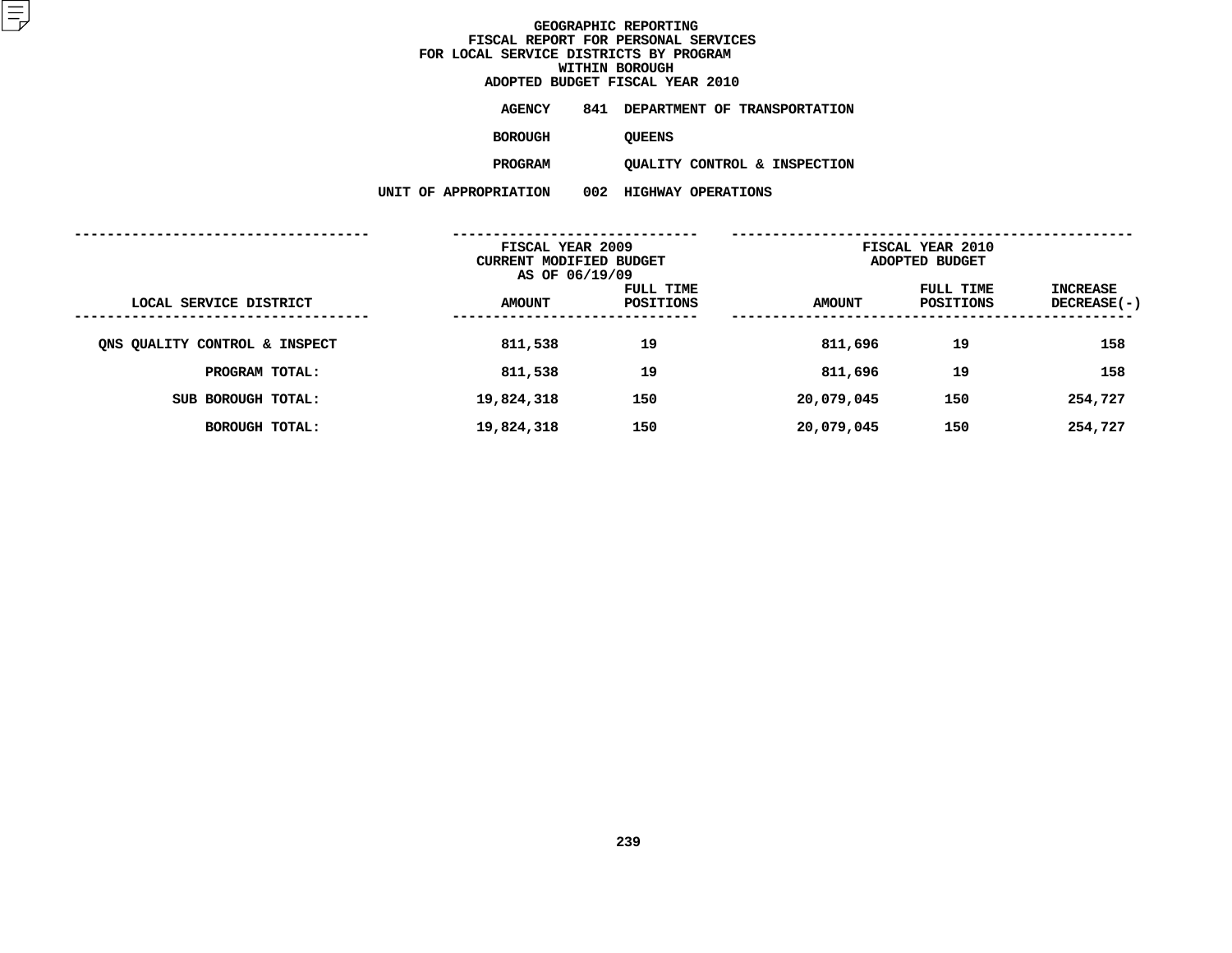# GEOGRAPHIC REPORTING
## FISCAL REPORT FOR PERSONAL SERVICES
## FOR LOCAL SERVICE DISTRICTS BY PROGRAM
## WITHIN BOROUGH
## ADOPTED BUDGET FISCAL YEAR 2010

**AGENCY** 841 DEPARTMENT OF TRANSPORTATION

**BOROUGH** QUEENS

**PROGRAM** QUALITY CONTROL & INSPECTION

**UNIT OF APPROPRIATION** 002 HIGHWAY OPERATIONS

| LOCAL SERVICE DISTRICT | FISCAL YEAR 2009 CURRENT MODIFIED BUDGET AS OF 06/19/09 AMOUNT | FULL TIME POSITIONS | FISCAL YEAR 2010 ADOPTED BUDGET AMOUNT | FULL TIME POSITIONS | INCREASE DECREASE(-) |
|---|---|---|---|---|---|
| QNS QUALITY CONTROL & INSPECT | 811,538 | 19 | 811,696 | 19 | 158 |
| PROGRAM TOTAL: | 811,538 | 19 | 811,696 | 19 | 158 |
| SUB BOROUGH TOTAL: | 19,824,318 | 150 | 20,079,045 | 150 | 254,727 |
| BOROUGH TOTAL: | 19,824,318 | 150 | 20,079,045 | 150 | 254,727 |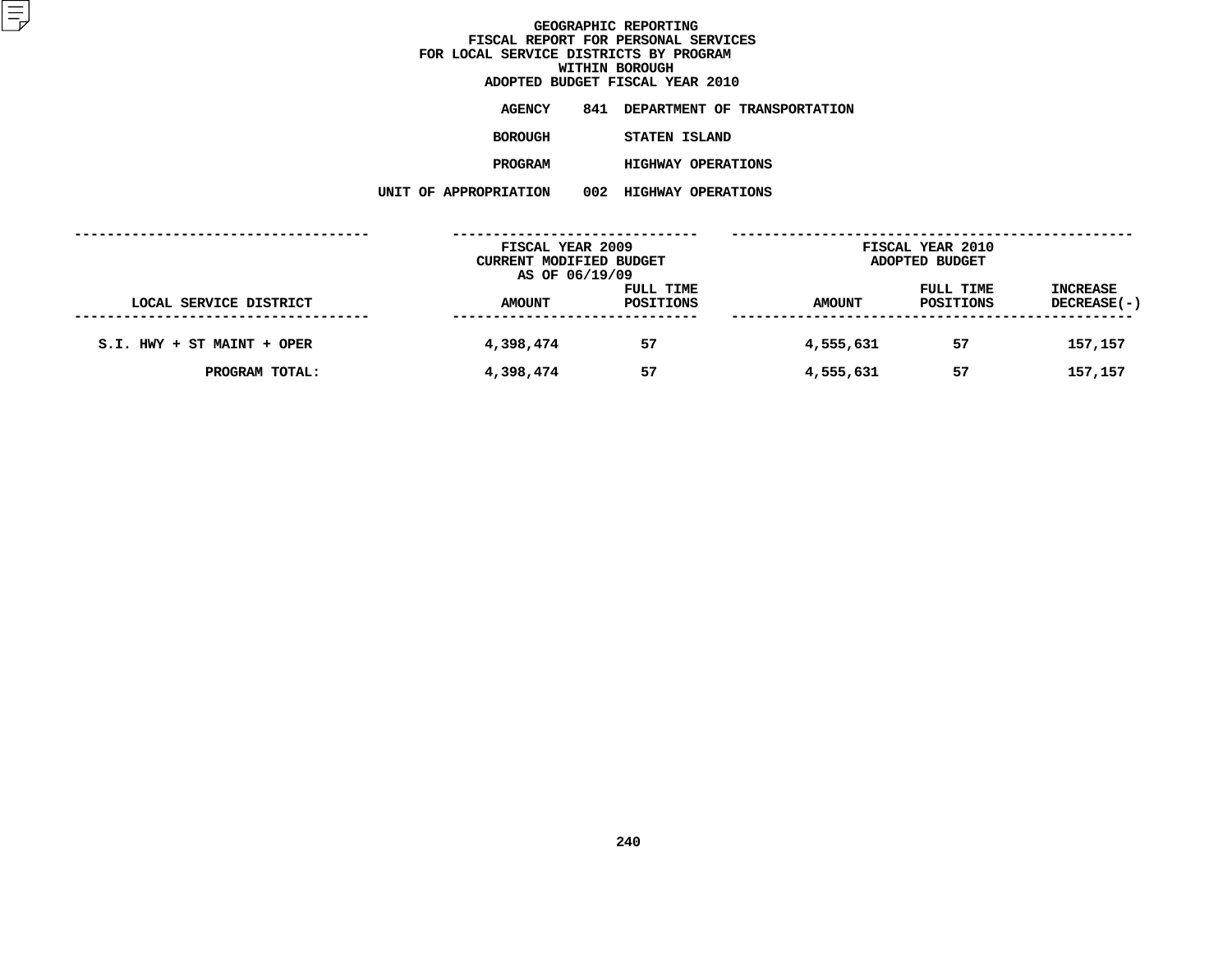# GEOGRAPHIC REPORTING
## FISCAL REPORT FOR PERSONAL SERVICES
## FOR LOCAL SERVICE DISTRICTS BY PROGRAM
## WITHIN BOROUGH
## ADOPTED BUDGET FISCAL YEAR 2010

**AGENCY** 841 DEPARTMENT OF TRANSPORTATION

**BOROUGH** STATEN ISLAND

**PROGRAM** HIGHWAY OPERATIONS

**UNIT OF APPROPRIATION** 002 HIGHWAY OPERATIONS

| LOCAL SERVICE DISTRICT | FISCAL YEAR 2009 CURRENT MODIFIED BUDGET AS OF 06/19/09 AMOUNT | FULL TIME POSITIONS | FISCAL YEAR 2010 ADOPTED BUDGET AMOUNT | FULL TIME POSITIONS | INCREASE DECREASE(-) |
|---|---|---|---|---|---|
| S.I. HWY + ST MAINT + OPER | 4,398,474 | 57 | 4,555,631 | 57 | 157,157 |
| PROGRAM TOTAL: | 4,398,474 | 57 | 4,555,631 | 57 | 157,157 |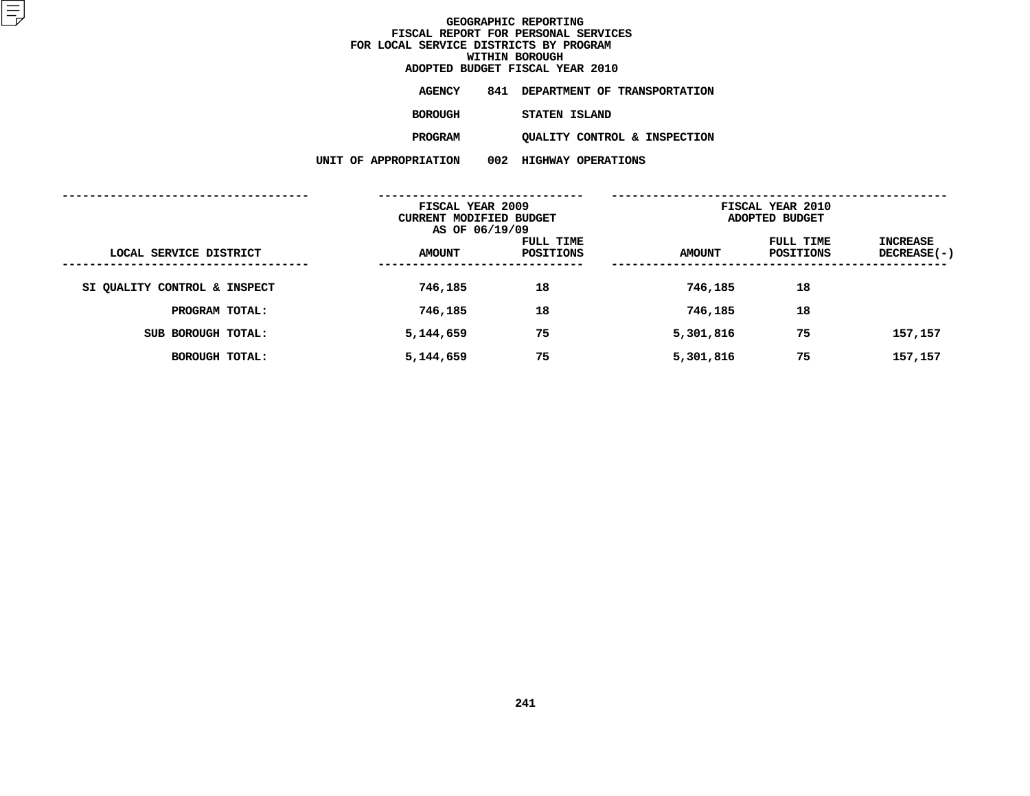# GEOGRAPHIC REPORTING
## FISCAL REPORT FOR PERSONAL SERVICES
## FOR LOCAL SERVICE DISTRICTS BY PROGRAM
## WITHIN BOROUGH
## ADOPTED BUDGET FISCAL YEAR 2010

**AGENCY** 841 DEPARTMENT OF TRANSPORTATION

**BOROUGH** STATEN ISLAND

**PROGRAM** QUALITY CONTROL & INSPECTION

**UNIT OF APPROPRIATION** 002 HIGHWAY OPERATIONS

| LOCAL SERVICE DISTRICT | FISCAL YEAR 2009 CURRENT MODIFIED BUDGET AS OF 06/19/09 AMOUNT | FULL TIME POSITIONS | FISCAL YEAR 2010 ADOPTED BUDGET AMOUNT | FULL TIME POSITIONS | INCREASE DECREASE(-) |
|---|---|---|---|---|---|
| SI QUALITY CONTROL & INSPECT | 746,185 | 18 | 746,185 | 18 | |
| PROGRAM TOTAL: | 746,185 | 18 | 746,185 | 18 | |
| SUB BOROUGH TOTAL: | 5,144,659 | 75 | 5,301,816 | 75 | 157,157 |
| BOROUGH TOTAL: | 5,144,659 | 75 | 5,301,816 | 75 | 157,157 |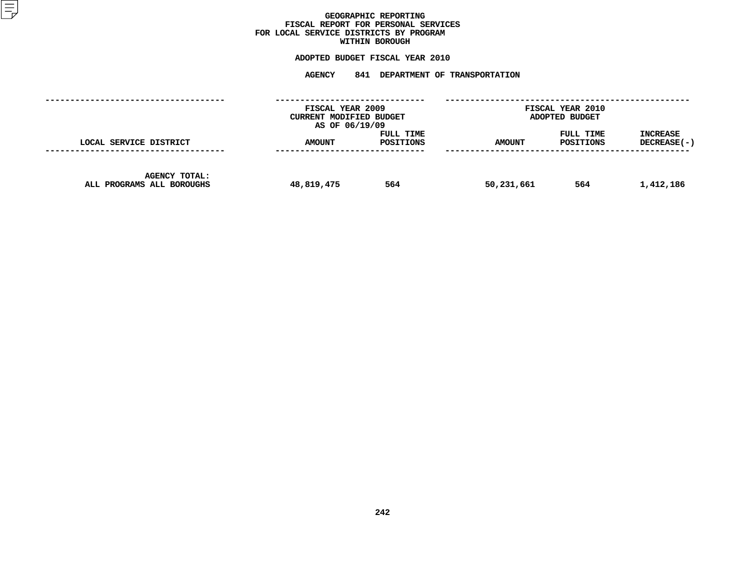# GEOGRAPHIC REPORTING
## FISCAL REPORT FOR PERSONAL SERVICES
## FOR LOCAL SERVICE DISTRICTS BY PROGRAM
## WITHIN BOROUGH

### ADOPTED BUDGET FISCAL YEAR 2010

### AGENCY 841 DEPARTMENT OF TRANSPORTATION

| LOCAL SERVICE DISTRICT | FISCAL YEAR 2009 CURRENT MODIFIED BUDGET AS OF 06/19/09 AMOUNT | FULL TIME POSITIONS | FISCAL YEAR 2010 ADOPTED BUDGET AMOUNT | FULL TIME POSITIONS | INCREASE DECREASE(-) |
|---|---|---|---|---|---|
| AGENCY TOTAL: ALL PROGRAMS ALL BOROUGHS | 48,819,475 | 564 | 50,231,661 | 564 | 1,412,186 |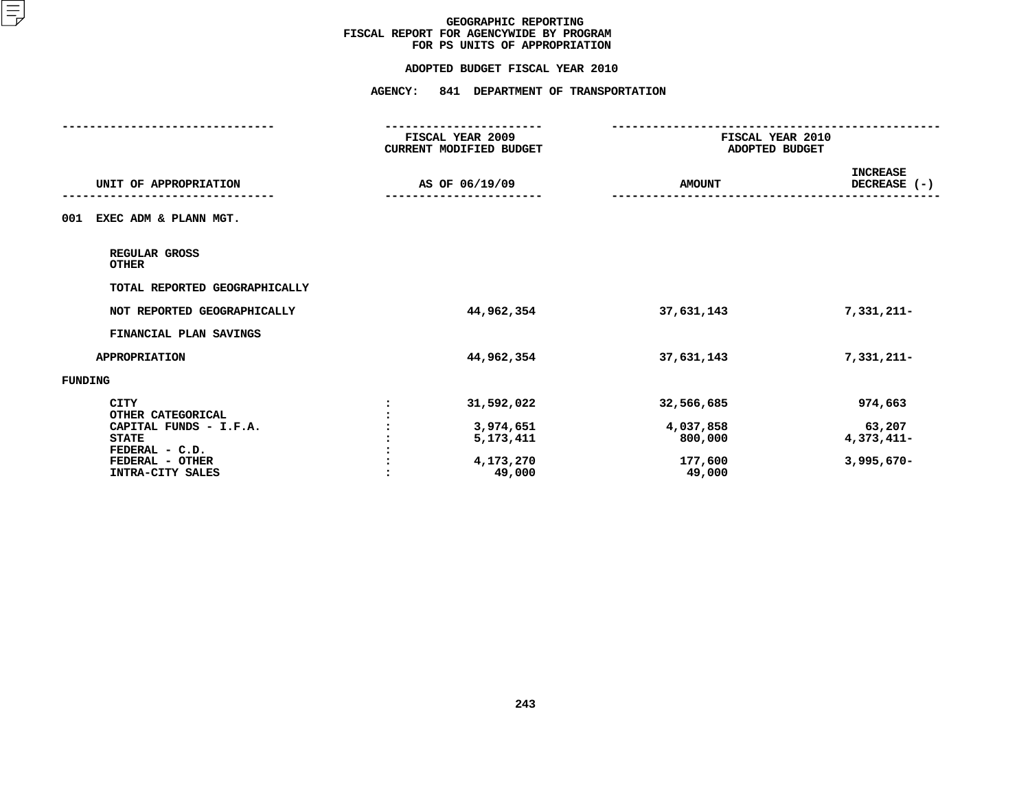# GEOGRAPHIC REPORTING
## FISCAL REPORT FOR AGENCYWIDE BY PROGRAM FOR PS UNITS OF APPROPRIATION

### ADOPTED BUDGET FISCAL YEAR 2010

### AGENCY: 841 DEPARTMENT OF TRANSPORTATION

| UNIT OF APPROPRIATION | FISCAL YEAR 2009 CURRENT MODIFIED BUDGET AS OF 06/19/09 | FISCAL YEAR 2010 ADOPTED BUDGET AMOUNT | INCREASE DECREASE (-) |
|---|---|---|---|
| **001 EXEC ADM & PLANN MGT.** | | | |
| REGULAR GROSS | | | |
| OTHER | | | |
| TOTAL REPORTED GEOGRAPHICALLY | | | |
| NOT REPORTED GEOGRAPHICALLY | 44,962,354 | 37,631,143 | 7,331,211- |
| FINANCIAL PLAN SAVINGS | | | |
| APPROPRIATION | 44,962,354 | 37,631,143 | 7,331,211- |
| **FUNDING** | | | |
| CITY | 31,592,022 | 32,566,685 | 974,663 |
| OTHER CATEGORICAL | | | |
| CAPITAL FUNDS - I.F.A. | 3,974,651 | 4,037,858 | 63,207 |
| STATE | 5,173,411 | 800,000 | 4,373,411- |
| FEDERAL - C.D. | | | |
| FEDERAL - OTHER | 4,173,270 | 177,600 | 3,995,670- |
| INTRA-CITY SALES | 49,000 | 49,000 | |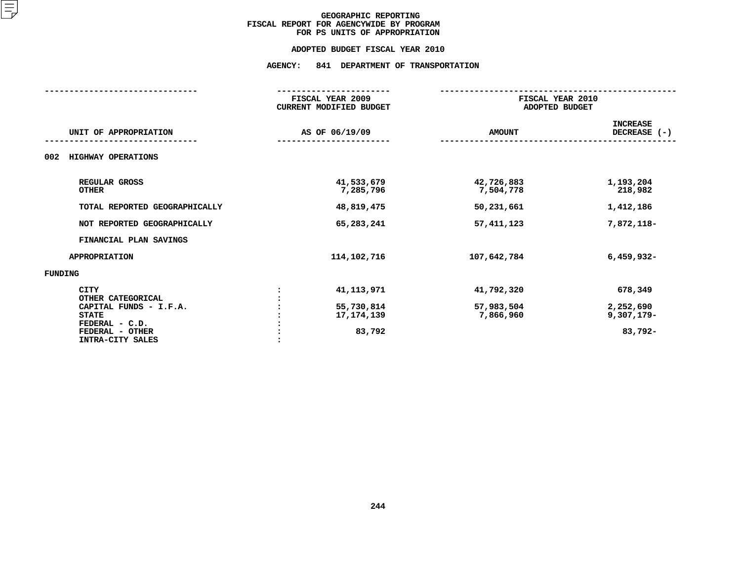# GEOGRAPHIC REPORTING
## FISCAL REPORT FOR AGENCYWIDE BY PROGRAM FOR PS UNITS OF APPROPRIATION

### ADOPTED BUDGET FISCAL YEAR 2010

### AGENCY: 841 DEPARTMENT OF TRANSPORTATION

| UNIT OF APPROPRIATION | | FISCAL YEAR 2009 CURRENT MODIFIED BUDGET AS OF 06/19/09 | FISCAL YEAR 2010 ADOPTED BUDGET AMOUNT | INCREASE DECREASE (-) |
|---|---|---|---|---|
| **002 HIGHWAY OPERATIONS** | | | | |
| REGULAR GROSS | | 41,533,679 | 42,726,883 | 1,193,204 |
| OTHER | | 7,285,796 | 7,504,778 | 218,982 |
| TOTAL REPORTED GEOGRAPHICALLY | | 48,819,475 | 50,231,661 | 1,412,186 |
| NOT REPORTED GEOGRAPHICALLY | | 65,283,241 | 57,411,123 | 7,872,118- |
| FINANCIAL PLAN SAVINGS | | | | |
| APPROPRIATION | | 114,102,716 | 107,642,784 | 6,459,932- |
| **FUNDING** | | | | |
| CITY | : | 41,113,971 | 41,792,320 | 678,349 |
| OTHER CATEGORICAL | : | | | |
| CAPITAL FUNDS - I.F.A. | : | 55,730,814 | 57,983,504 | 2,252,690 |
| STATE | : | 17,174,139 | 7,866,960 | 9,307,179- |
| FEDERAL - C.D. | : | | | |
| FEDERAL - OTHER | : | 83,792 | | 83,792- |
| INTRA-CITY SALES | : | | | |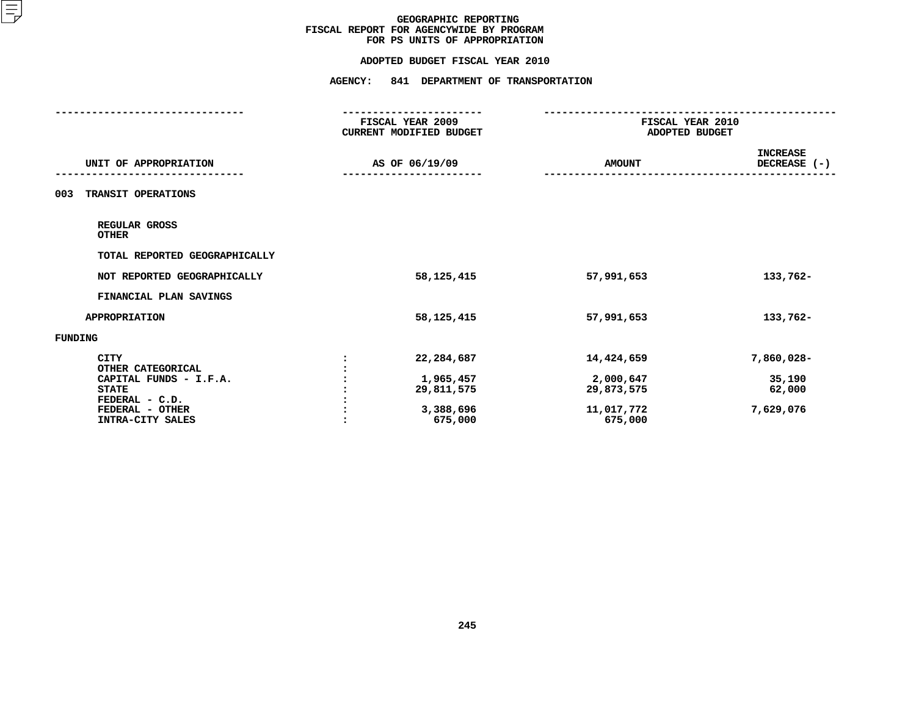# GEOGRAPHIC REPORTING
## FISCAL REPORT FOR AGENCYWIDE BY PROGRAM
## FOR PS UNITS OF APPROPRIATION

### ADOPTED BUDGET FISCAL YEAR 2010

### AGENCY: 841 DEPARTMENT OF TRANSPORTATION

| UNIT OF APPROPRIATION | | FISCAL YEAR 2009 CURRENT MODIFIED BUDGET AS OF 06/19/09 | FISCAL YEAR 2010 ADOPTED BUDGET AMOUNT | INCREASE DECREASE (-) |
|---|---|---|---|---|
| **003 TRANSIT OPERATIONS** | | | | |
| REGULAR GROSS | | | | |
| OTHER | | | | |
| TOTAL REPORTED GEOGRAPHICALLY | | | | |
| NOT REPORTED GEOGRAPHICALLY | | 58,125,415 | 57,991,653 | 133,762- |
| FINANCIAL PLAN SAVINGS | | | | |
| APPROPRIATION | | 58,125,415 | 57,991,653 | 133,762- |
| **FUNDING** | | | | |
| CITY | : | 22,284,687 | 14,424,659 | 7,860,028- |
| OTHER CATEGORICAL | : | | | |
| CAPITAL FUNDS - I.F.A. | : | 1,965,457 | 2,000,647 | 35,190 |
| STATE | : | 29,811,575 | 29,873,575 | 62,000 |
| FEDERAL - C.D. | : | | | |
| FEDERAL - OTHER | : | 3,388,696 | 11,017,772 | 7,629,076 |
| INTRA-CITY SALES | : | 675,000 | 675,000 | |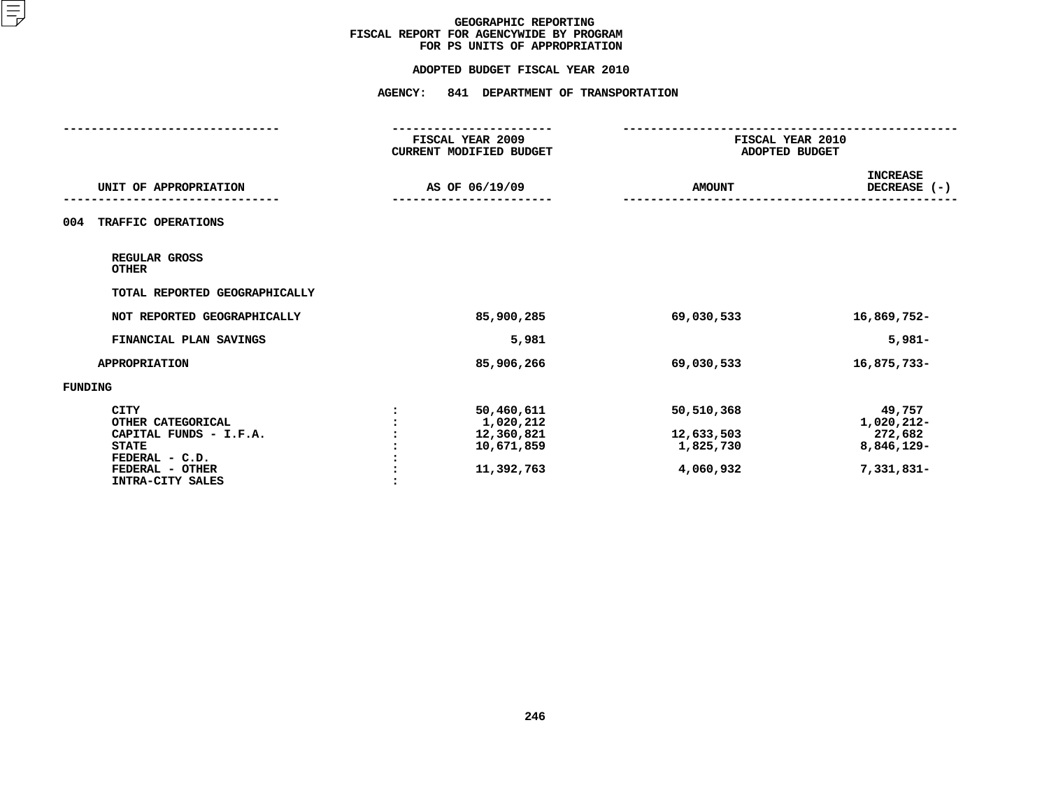GEOGRAPHIC REPORTING
FISCAL REPORT FOR AGENCYWIDE BY PROGRAM
FOR PS UNITS OF APPROPRIATION

ADOPTED BUDGET FISCAL YEAR 2010

AGENCY: 841 DEPARTMENT OF TRANSPORTATION

| UNIT OF APPROPRIATION | | FISCAL YEAR 2009 CURRENT MODIFIED BUDGET AS OF 06/19/09 | FISCAL YEAR 2010 ADOPTED BUDGET AMOUNT | INCREASE DECREASE (-) |
|---|---|---|---|---|
| **004 TRAFFIC OPERATIONS** | | | | |
| REGULAR GROSS | | | | |
| OTHER | | | | |
| TOTAL REPORTED GEOGRAPHICALLY | | | | |
| NOT REPORTED GEOGRAPHICALLY | | 85,900,285 | 69,030,533 | 16,869,752- |
| FINANCIAL PLAN SAVINGS | | 5,981 | | 5,981- |
| APPROPRIATION | | 85,906,266 | 69,030,533 | 16,875,733- |
| FUNDING | | | | |
| CITY | : | 50,460,611 | 50,510,368 | 49,757 |
| OTHER CATEGORICAL | : | 1,020,212 | | 1,020,212- |
| CAPITAL FUNDS - I.F.A. | : | 12,360,821 | 12,633,503 | 272,682 |
| STATE | : | 10,671,859 | 1,825,730 | 8,846,129- |
| FEDERAL - C.D. | : | | | |
| FEDERAL - OTHER | : | 11,392,763 | 4,060,932 | 7,331,831- |
| INTRA-CITY SALES | : | | | |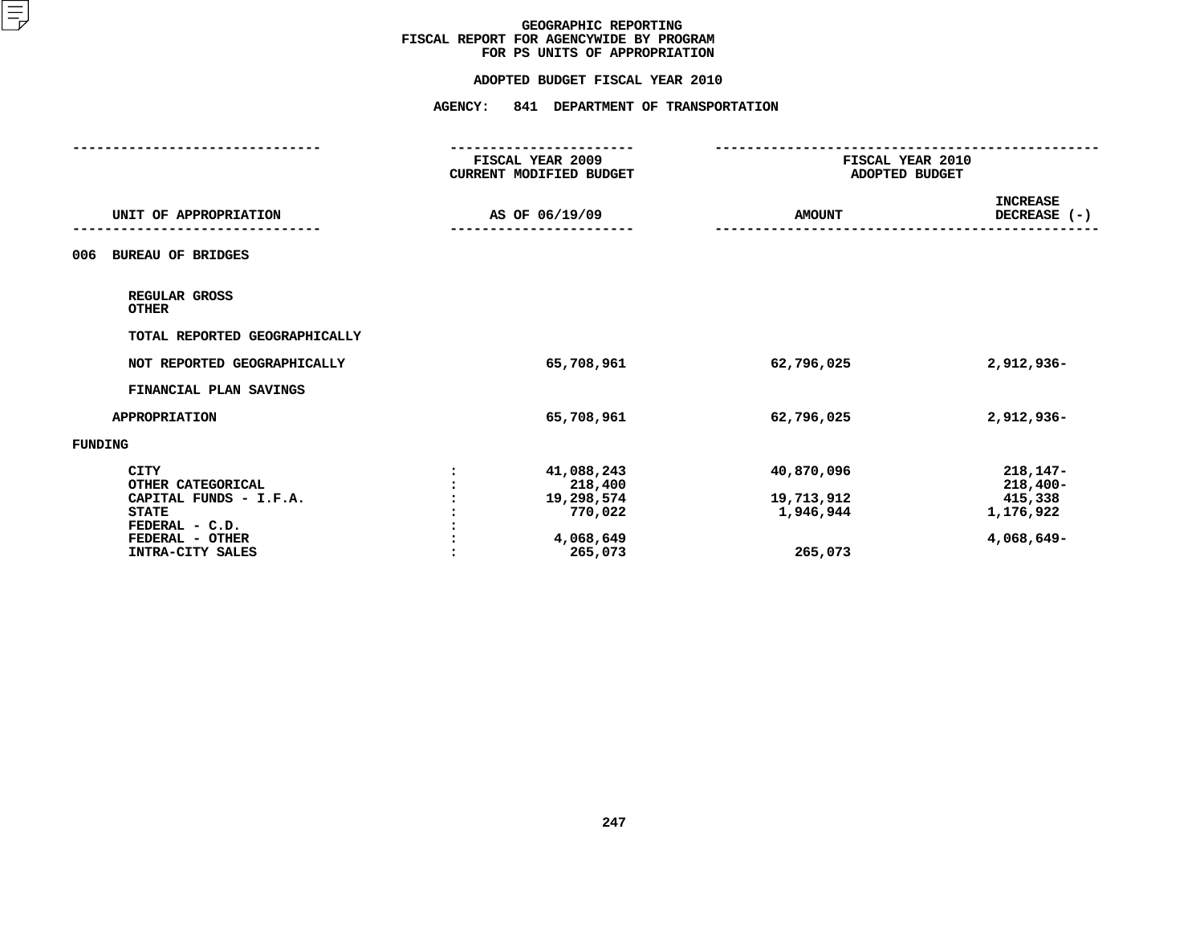# GEOGRAPHIC REPORTING
## FISCAL REPORT FOR AGENCYWIDE BY PROGRAM FOR PS UNITS OF APPROPRIATION

### ADOPTED BUDGET FISCAL YEAR 2010

### AGENCY: 841 DEPARTMENT OF TRANSPORTATION

| UNIT OF APPROPRIATION | | FISCAL YEAR 2009 CURRENT MODIFIED BUDGET AS OF 06/19/09 | FISCAL YEAR 2010 ADOPTED BUDGET AMOUNT | INCREASE DECREASE (-) |
|---|---|---|---|---|
| **006 BUREAU OF BRIDGES** | | | | |
| REGULAR GROSS | | | | |
| OTHER | | | | |
| TOTAL REPORTED GEOGRAPHICALLY | | | | |
| NOT REPORTED GEOGRAPHICALLY | | 65,708,961 | 62,796,025 | 2,912,936- |
| FINANCIAL PLAN SAVINGS | | | | |
| APPROPRIATION | | 65,708,961 | 62,796,025 | 2,912,936- |
| **FUNDING** | | | | |
| CITY | : | 41,088,243 | 40,870,096 | 218,147- |
| OTHER CATEGORICAL | : | 218,400 | | 218,400- |
| CAPITAL FUNDS - I.F.A. | : | 19,298,574 | 19,713,912 | 415,338 |
| STATE | : | 770,022 | 1,946,944 | 1,176,922 |
| FEDERAL - C.D. | : | | | |
| FEDERAL - OTHER | : | 4,068,649 | | 4,068,649- |
| INTRA-CITY SALES | : | 265,073 | 265,073 | |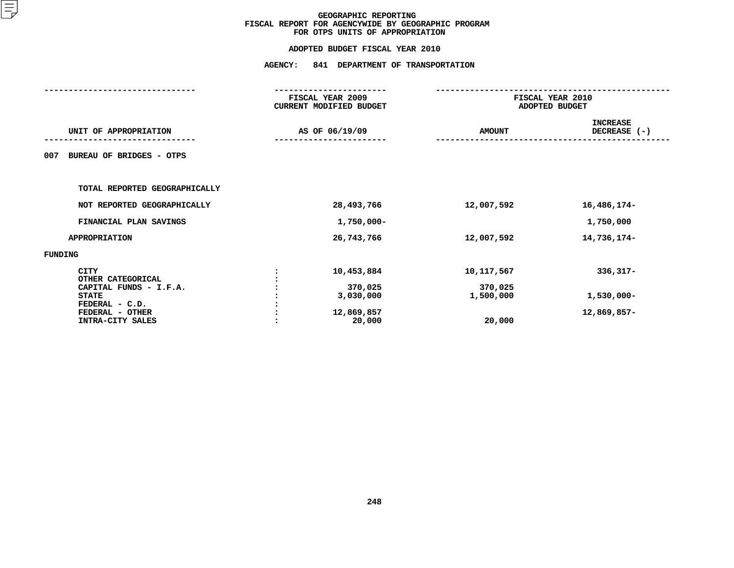# GEOGRAPHIC REPORTING
## FISCAL REPORT FOR AGENCYWIDE BY GEOGRAPHIC PROGRAM
## FOR OTPS UNITS OF APPROPRIATION

### ADOPTED BUDGET FISCAL YEAR 2010

### AGENCY: 841 DEPARTMENT OF TRANSPORTATION

| UNIT OF APPROPRIATION | | FISCAL YEAR 2009 CURRENT MODIFIED BUDGET AS OF 06/19/09 | FISCAL YEAR 2010 ADOPTED BUDGET AMOUNT | FISCAL YEAR 2010 ADOPTED BUDGET INCREASE DECREASE (-) |
|---|---|---|---|---|
| 007 BUREAU OF BRIDGES - OTPS | | | | |
| TOTAL REPORTED GEOGRAPHICALLY | | | | |
| NOT REPORTED GEOGRAPHICALLY | | 28,493,766 | 12,007,592 | 16,486,174- |
| FINANCIAL PLAN SAVINGS | | 1,750,000- | | 1,750,000 |
| APPROPRIATION | | 26,743,766 | 12,007,592 | 14,736,174- |
| FUNDING | | | | |
| CITY | : | 10,453,884 | 10,117,567 | 336,317- |
| OTHER CATEGORICAL | : | | | |
| CAPITAL FUNDS - I.F.A. | : | 370,025 | 370,025 | |
| STATE | : | 3,030,000 | 1,500,000 | 1,530,000- |
| FEDERAL - C.D. | : | | | |
| FEDERAL - OTHER | : | 12,869,857 | | 12,869,857- |
| INTRA-CITY SALES | : | 20,000 | 20,000 | |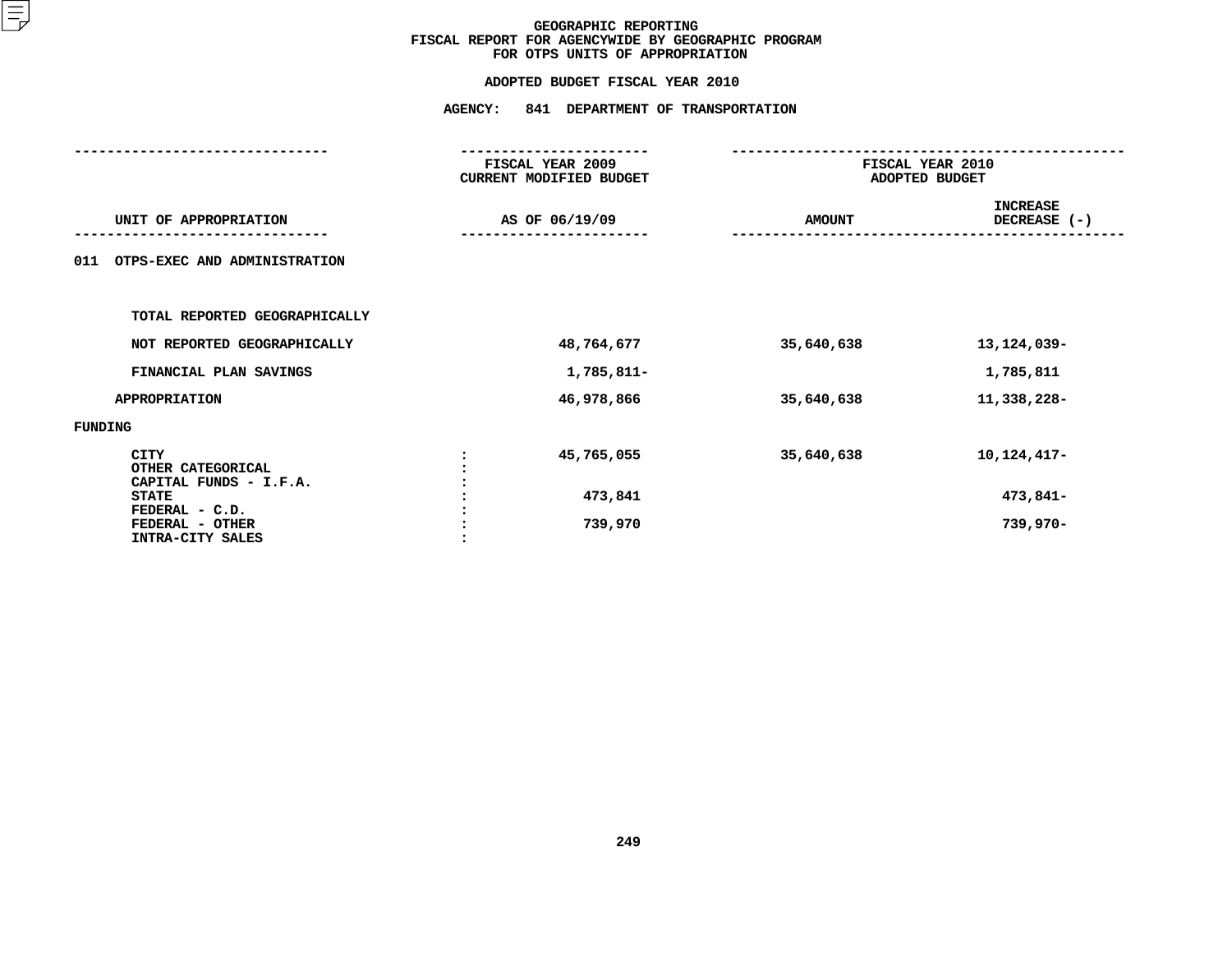GEOGRAPHIC REPORTING
FISCAL REPORT FOR AGENCYWIDE BY GEOGRAPHIC PROGRAM
FOR OTPS UNITS OF APPROPRIATION

ADOPTED BUDGET FISCAL YEAR 2010

AGENCY: 841 DEPARTMENT OF TRANSPORTATION

| UNIT OF APPROPRIATION | | FISCAL YEAR 2009 CURRENT MODIFIED BUDGET AS OF 06/19/09 | FISCAL YEAR 2010 ADOPTED BUDGET AMOUNT | INCREASE DECREASE (-) |
|---|---|---|---|---|
| 011 OTPS-EXEC AND ADMINISTRATION | | | | |
| TOTAL REPORTED GEOGRAPHICALLY | | | | |
| NOT REPORTED GEOGRAPHICALLY | | 48,764,677 | 35,640,638 | 13,124,039- |
| FINANCIAL PLAN SAVINGS | | 1,785,811- | | 1,785,811 |
| APPROPRIATION | | 46,978,866 | 35,640,638 | 11,338,228- |
| FUNDING | | | | |
| CITY | : | 45,765,055 | 35,640,638 | 10,124,417- |
| OTHER CATEGORICAL | : | | | |
| CAPITAL FUNDS - I.F.A. | : | | | |
| STATE | : | 473,841 | | 473,841- |
| FEDERAL - C.D. | : | | | |
| FEDERAL - OTHER | : | 739,970 | | 739,970- |
| INTRA-CITY SALES | : | | | |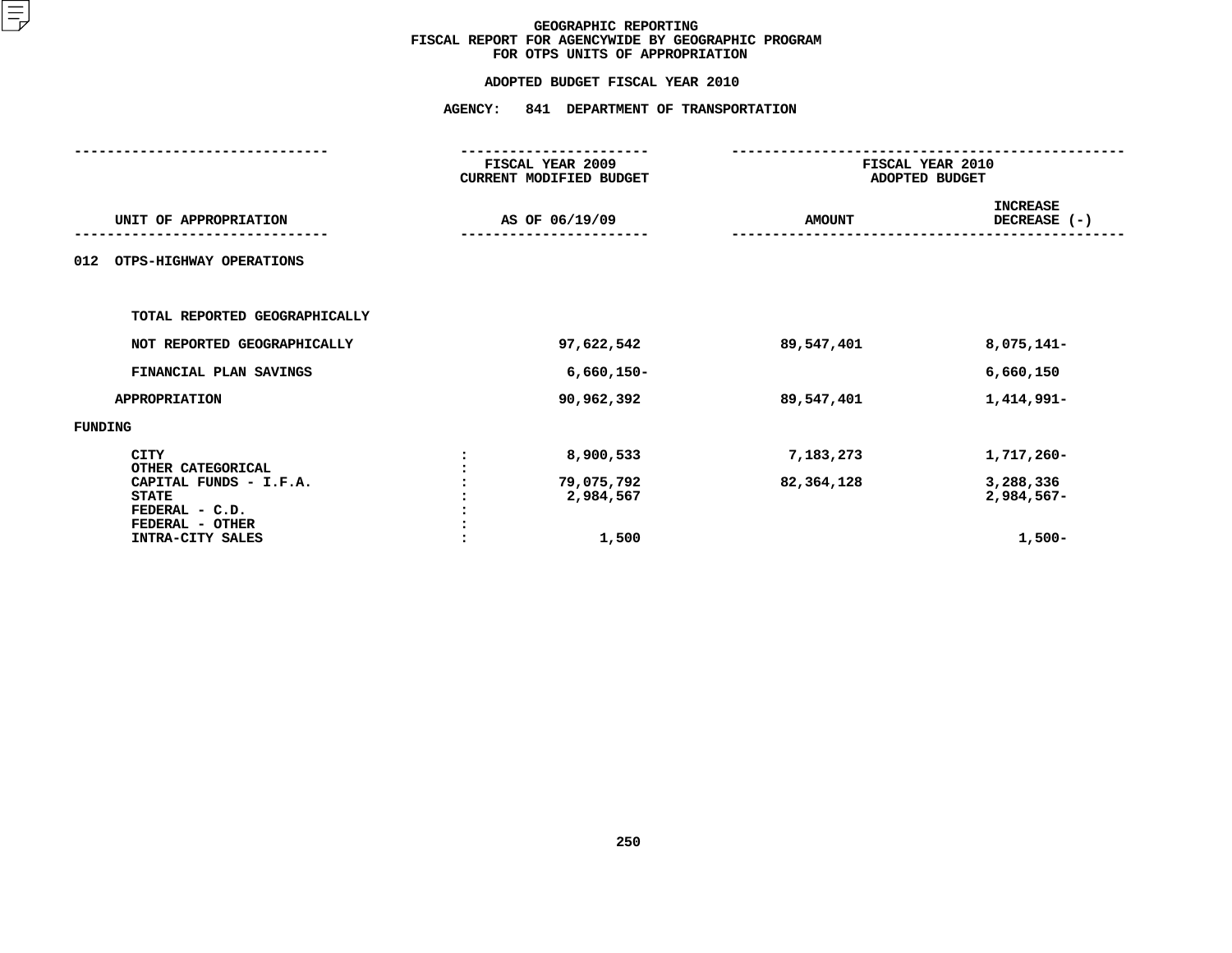# GEOGRAPHIC REPORTING
## FISCAL REPORT FOR AGENCYWIDE BY GEOGRAPHIC PROGRAM
## FOR OTPS UNITS OF APPROPRIATION

### ADOPTED BUDGET FISCAL YEAR 2010

### AGENCY: 841 DEPARTMENT OF TRANSPORTATION

| UNIT OF APPROPRIATION | | FISCAL YEAR 2009 CURRENT MODIFIED BUDGET AS OF 06/19/09 | FISCAL YEAR 2010 ADOPTED BUDGET AMOUNT | FISCAL YEAR 2010 ADOPTED BUDGET INCREASE DECREASE (-) |
|---|---|---|---|---|
| 012 OTPS-HIGHWAY OPERATIONS | | | | |
| TOTAL REPORTED GEOGRAPHICALLY | | | | |
| NOT REPORTED GEOGRAPHICALLY | | 97,622,542 | 89,547,401 | 8,075,141- |
| FINANCIAL PLAN SAVINGS | | 6,660,150- | | 6,660,150 |
| APPROPRIATION | | 90,962,392 | 89,547,401 | 1,414,991- |
| FUNDING | | | | |
| CITY | : | 8,900,533 | 7,183,273 | 1,717,260- |
| OTHER CATEGORICAL | : | | | |
| CAPITAL FUNDS - I.F.A. | : | 79,075,792 | 82,364,128 | 3,288,336 |
| STATE | : | 2,984,567 | | 2,984,567- |
| FEDERAL - C.D. | : | | | |
| FEDERAL - OTHER | : | | | |
| INTRA-CITY SALES | : | 1,500 | | 1,500- |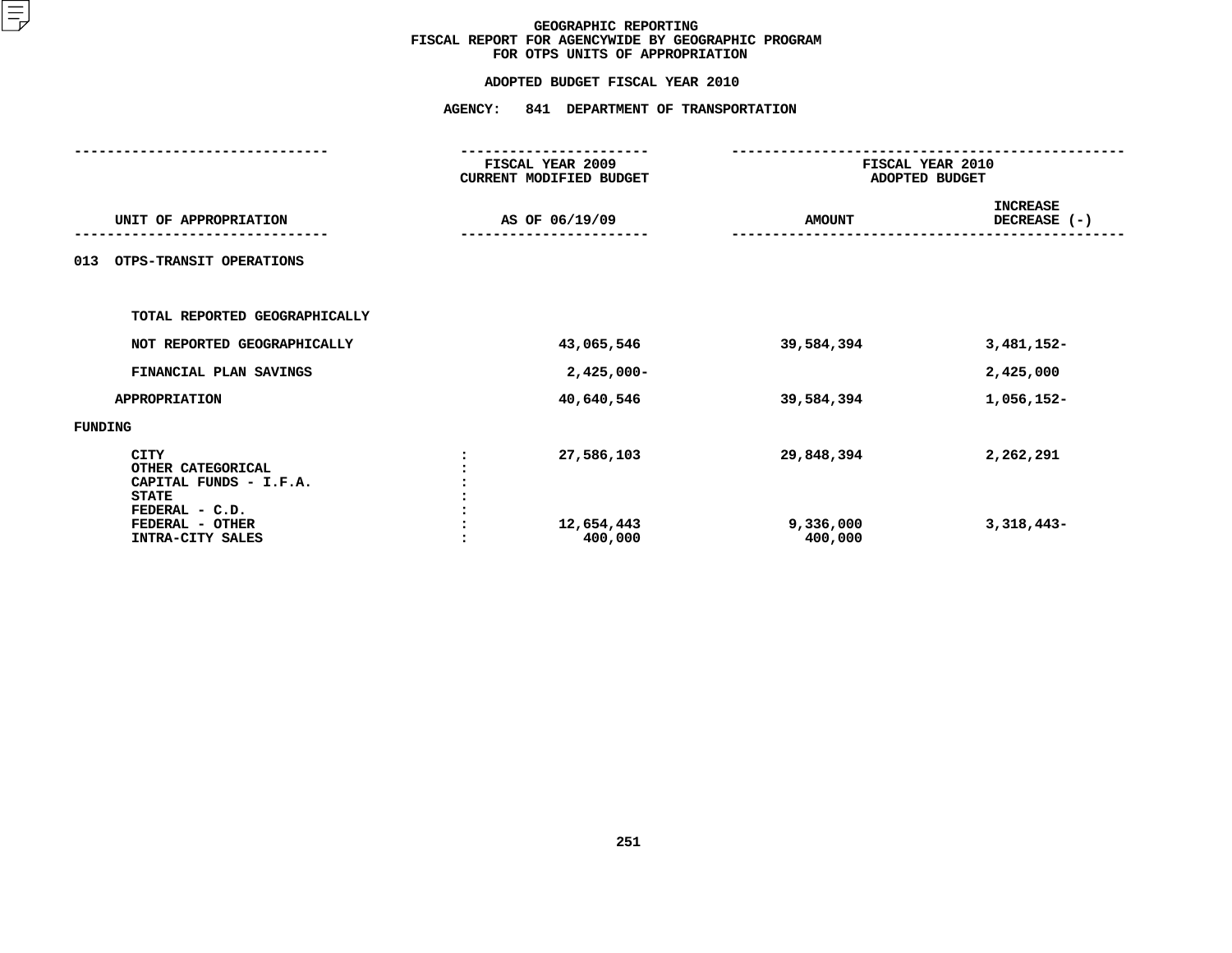# GEOGRAPHIC REPORTING
## FISCAL REPORT FOR AGENCYWIDE BY GEOGRAPHIC PROGRAM
## FOR OTPS UNITS OF APPROPRIATION

### ADOPTED BUDGET FISCAL YEAR 2010

### AGENCY: 841 DEPARTMENT OF TRANSPORTATION

| UNIT OF APPROPRIATION | | FISCAL YEAR 2009 CURRENT MODIFIED BUDGET AS OF 06/19/09 | FISCAL YEAR 2010 ADOPTED BUDGET AMOUNT | INCREASE DECREASE (-) |
|---|---|---|---|---|
| 013 OTPS-TRANSIT OPERATIONS | | | | |
| TOTAL REPORTED GEOGRAPHICALLY | | | | |
| NOT REPORTED GEOGRAPHICALLY | | 43,065,546 | 39,584,394 | 3,481,152- |
| FINANCIAL PLAN SAVINGS | | 2,425,000- | | 2,425,000 |
| APPROPRIATION | | 40,640,546 | 39,584,394 | 1,056,152- |
| FUNDING | | | | |
| CITY | : | 27,586,103 | 29,848,394 | 2,262,291 |
| OTHER CATEGORICAL | : | | | |
| CAPITAL FUNDS - I.F.A. | : | | | |
| STATE | : | | | |
| FEDERAL - C.D. | : | | | |
| FEDERAL - OTHER | : | 12,654,443 | 9,336,000 | 3,318,443- |
| INTRA-CITY SALES | : | 400,000 | 400,000 | |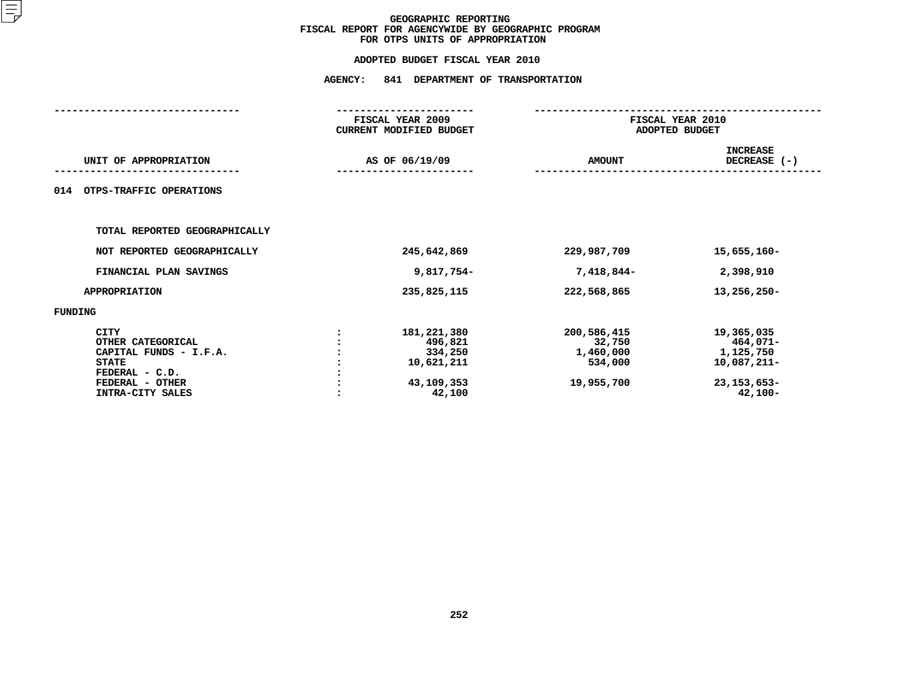# GEOGRAPHIC REPORTING
## FISCAL REPORT FOR AGENCYWIDE BY GEOGRAPHIC PROGRAM
## FOR OTPS UNITS OF APPROPRIATION

### ADOPTED BUDGET FISCAL YEAR 2010

### AGENCY: 841 DEPARTMENT OF TRANSPORTATION

| UNIT OF APPROPRIATION | | FISCAL YEAR 2009 CURRENT MODIFIED BUDGET AS OF 06/19/09 | FISCAL YEAR 2010 ADOPTED BUDGET AMOUNT | INCREASE DECREASE (-) |
|---|---|---|---|---|
| **014 OTPS-TRAFFIC OPERATIONS** | | | | |
| TOTAL REPORTED GEOGRAPHICALLY | | | | |
| NOT REPORTED GEOGRAPHICALLY | | 245,642,869 | 229,987,709 | 15,655,160- |
| FINANCIAL PLAN SAVINGS | | 9,817,754- | 7,418,844- | 2,398,910 |
| APPROPRIATION | | 235,825,115 | 222,568,865 | 13,256,250- |
| FUNDING | | | | |
| CITY | : | 181,221,380 | 200,586,415 | 19,365,035 |
| OTHER CATEGORICAL | : | 496,821 | 32,750 | 464,071- |
| CAPITAL FUNDS - I.F.A. | : | 334,250 | 1,460,000 | 1,125,750 |
| STATE | : | 10,621,211 | 534,000 | 10,087,211- |
| FEDERAL - C.D. | : | | | |
| FEDERAL - OTHER | : | 43,109,353 | 19,955,700 | 23,153,653- |
| INTRA-CITY SALES | : | 42,100 | | 42,100- |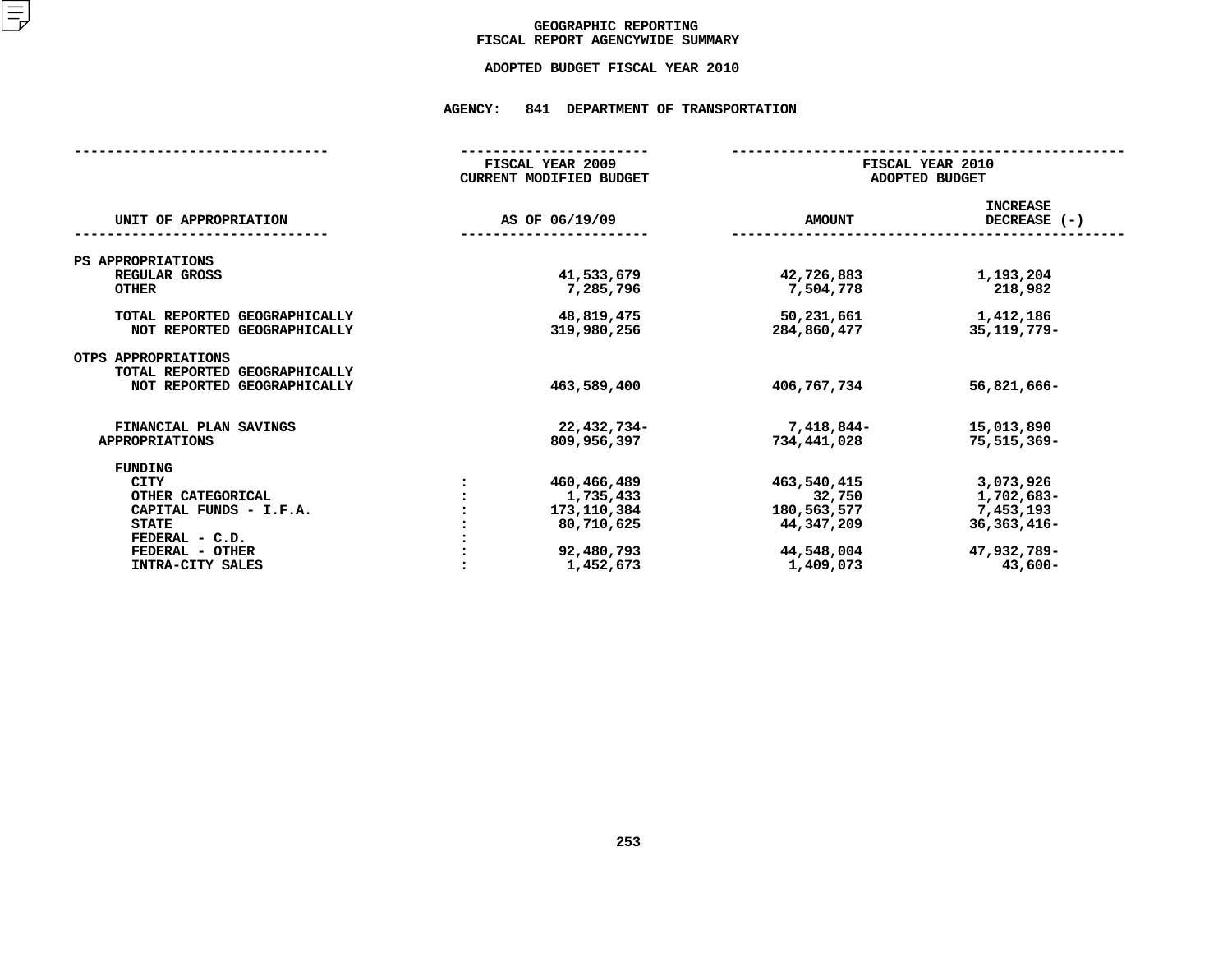# GEOGRAPHIC REPORTING
## FISCAL REPORT AGENCYWIDE SUMMARY

### ADOPTED BUDGET FISCAL YEAR 2010

### AGENCY: 841 DEPARTMENT OF TRANSPORTATION

| UNIT OF APPROPRIATION | | FISCAL YEAR 2009 CURRENT MODIFIED BUDGET AS OF 06/19/09 | FISCAL YEAR 2010 ADOPTED BUDGET AMOUNT | INCREASE DECREASE (-) |
|---|---|---|---|---|
| PS APPROPRIATIONS | | | | |
| REGULAR GROSS | | 41,533,679 | 42,726,883 | 1,193,204 |
| OTHER | | 7,285,796 | 7,504,778 | 218,982 |
| TOTAL REPORTED GEOGRAPHICALLY | | 48,819,475 | 50,231,661 | 1,412,186 |
| NOT REPORTED GEOGRAPHICALLY | | 319,980,256 | 284,860,477 | 35,119,779- |
| OTPS APPROPRIATIONS | | | | |
| TOTAL REPORTED GEOGRAPHICALLY | | | | |
| NOT REPORTED GEOGRAPHICALLY | | 463,589,400 | 406,767,734 | 56,821,666- |
| FINANCIAL PLAN SAVINGS | | 22,432,734- | 7,418,844- | 15,013,890 |
| APPROPRIATIONS | | 809,956,397 | 734,441,028 | 75,515,369- |
| FUNDING | | | | |
| CITY | : | 460,466,489 | 463,540,415 | 3,073,926 |
| OTHER CATEGORICAL | : | 1,735,433 | 32,750 | 1,702,683- |
| CAPITAL FUNDS - I.F.A. | : | 173,110,384 | 180,563,577 | 7,453,193 |
| STATE | : | 80,710,625 | 44,347,209 | 36,363,416- |
| FEDERAL - C.D. | : | | | |
| FEDERAL - OTHER | : | 92,480,793 | 44,548,004 | 47,932,789- |
| INTRA-CITY SALES | : | 1,452,673 | 1,409,073 | 43,600- |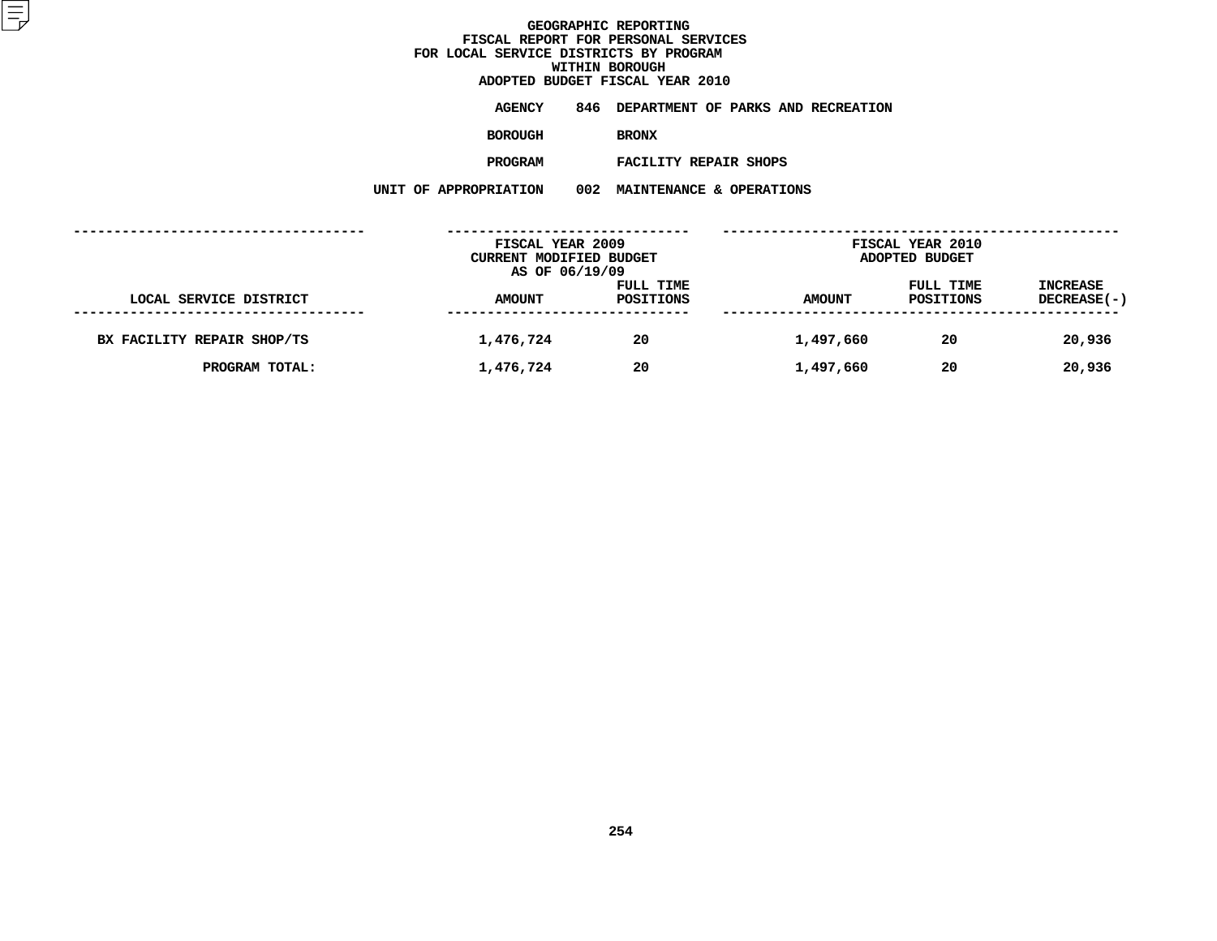# GEOGRAPHIC REPORTING
## FISCAL REPORT FOR PERSONAL SERVICES
## FOR LOCAL SERVICE DISTRICTS BY PROGRAM
## WITHIN BOROUGH
## ADOPTED BUDGET FISCAL YEAR 2010

**AGENCY** 846 DEPARTMENT OF PARKS AND RECREATION

**BOROUGH** BRONX

**PROGRAM** FACILITY REPAIR SHOPS

**UNIT OF APPROPRIATION** 002 MAINTENANCE & OPERATIONS

| LOCAL SERVICE DISTRICT | FISCAL YEAR 2009 CURRENT MODIFIED BUDGET AS OF 06/19/09 AMOUNT | FULL TIME POSITIONS | FISCAL YEAR 2010 ADOPTED BUDGET AMOUNT | FULL TIME POSITIONS | INCREASE DECREASE(-) |
|---|---|---|---|---|---|
| BX FACILITY REPAIR SHOP/TS | 1,476,724 | 20 | 1,497,660 | 20 | 20,936 |
| PROGRAM TOTAL: | 1,476,724 | 20 | 1,497,660 | 20 | 20,936 |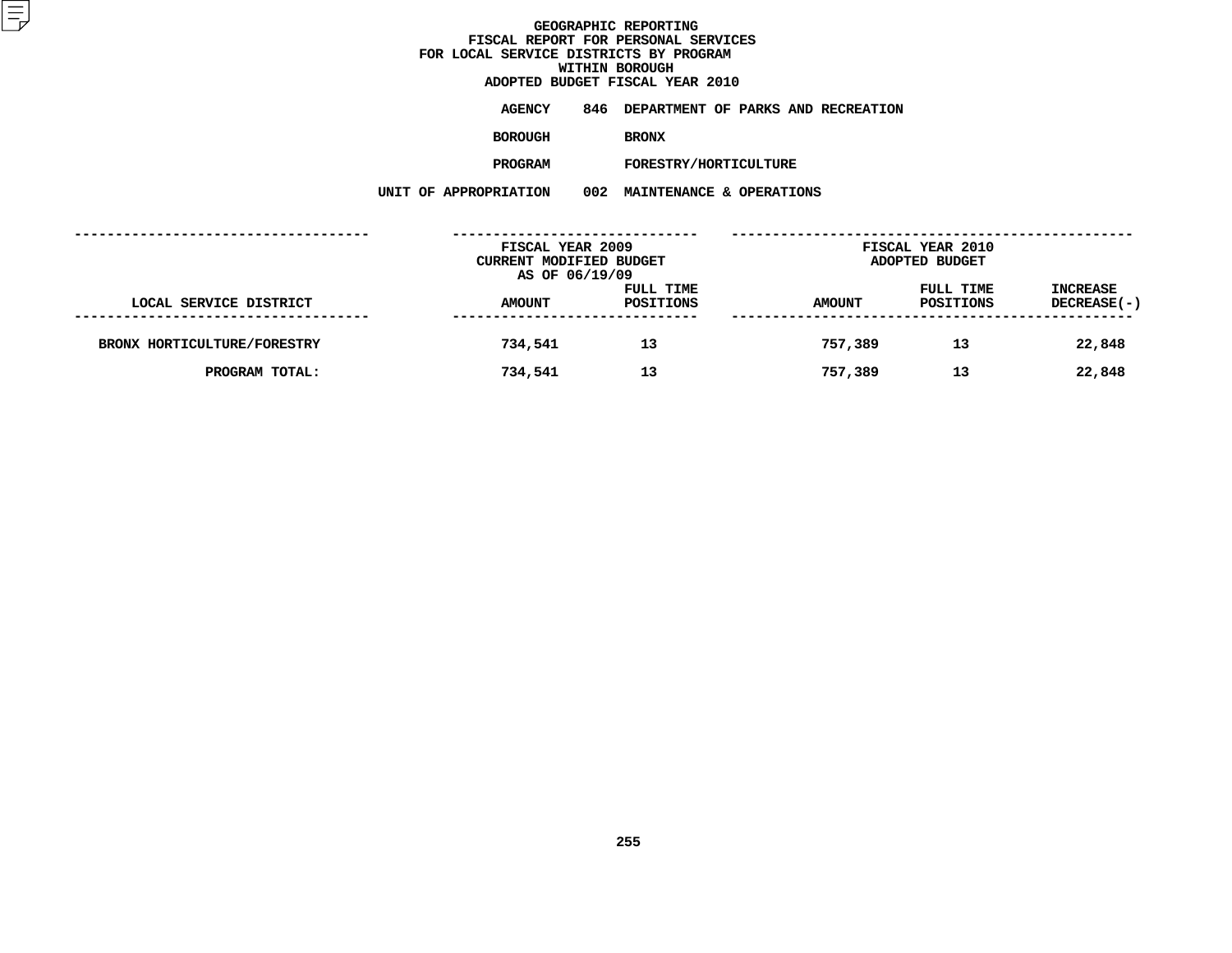# GEOGRAPHIC REPORTING
## FISCAL REPORT FOR PERSONAL SERVICES
## FOR LOCAL SERVICE DISTRICTS BY PROGRAM
## WITHIN BOROUGH
## ADOPTED BUDGET FISCAL YEAR 2010

**AGENCY** 846 DEPARTMENT OF PARKS AND RECREATION

**BOROUGH** BRONX

**PROGRAM** FORESTRY/HORTICULTURE

**UNIT OF APPROPRIATION** 002 MAINTENANCE & OPERATIONS

| LOCAL SERVICE DISTRICT | FISCAL YEAR 2009 CURRENT MODIFIED BUDGET AS OF 06/19/09 AMOUNT | FULL TIME POSITIONS | FISCAL YEAR 2010 ADOPTED BUDGET AMOUNT | FULL TIME POSITIONS | INCREASE DECREASE(-) |
|---|---|---|---|---|---|
| BRONX HORTICULTURE/FORESTRY | 734,541 | 13 | 757,389 | 13 | 22,848 |
| PROGRAM TOTAL: | 734,541 | 13 | 757,389 | 13 | 22,848 |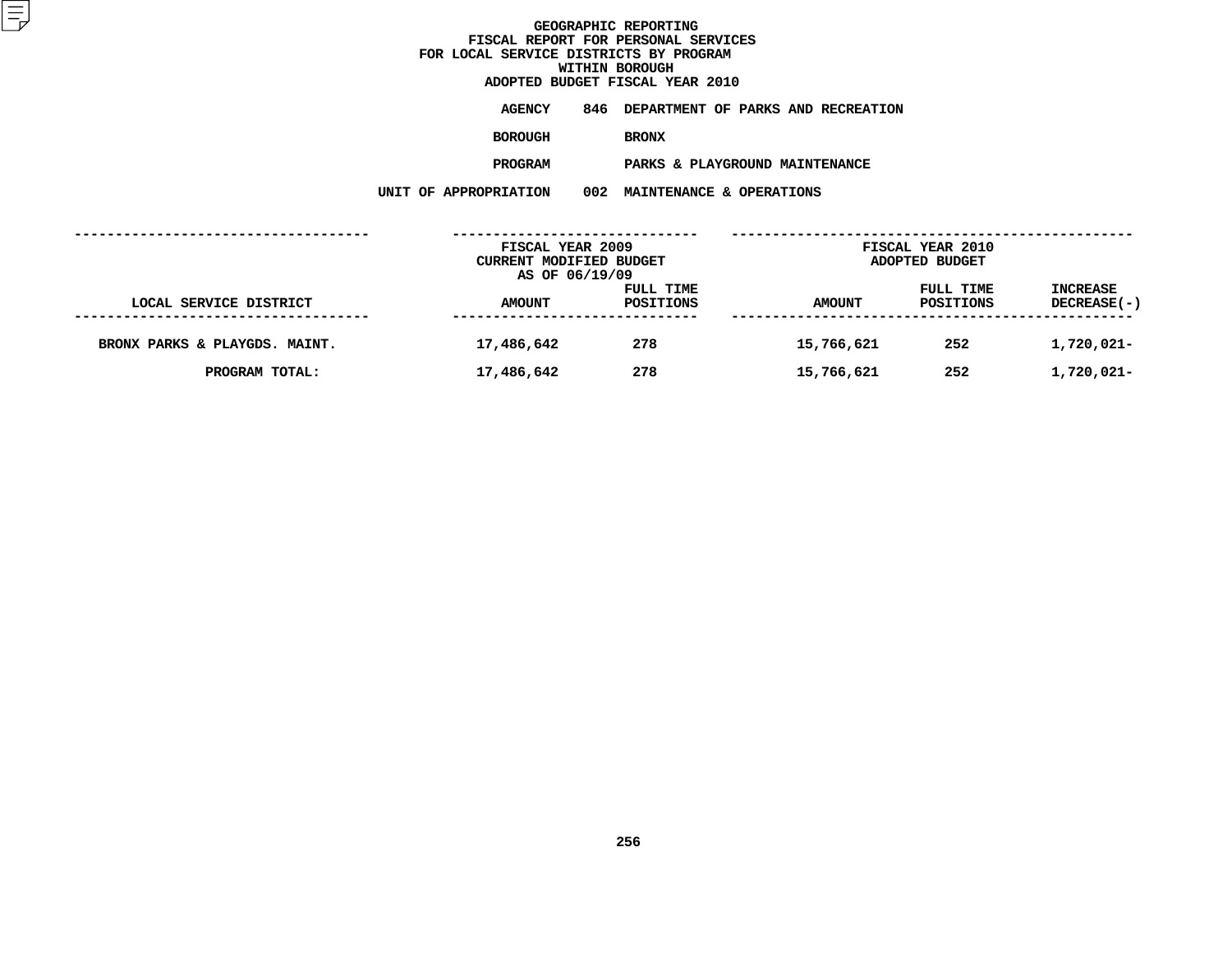# GEOGRAPHIC REPORTING
## FISCAL REPORT FOR PERSONAL SERVICES
## FOR LOCAL SERVICE DISTRICTS BY PROGRAM
## WITHIN BOROUGH
## ADOPTED BUDGET FISCAL YEAR 2010

**AGENCY** 846 DEPARTMENT OF PARKS AND RECREATION

**BOROUGH** BRONX

**PROGRAM** PARKS & PLAYGROUND MAINTENANCE

**UNIT OF APPROPRIATION** 002 MAINTENANCE & OPERATIONS

| | FISCAL YEAR 2009 CURRENT MODIFIED BUDGET AS OF 06/19/09 | | FISCAL YEAR 2010 ADOPTED BUDGET | | |
|---|---|---|---|---|---|
| LOCAL SERVICE DISTRICT | AMOUNT | FULL TIME POSITIONS | AMOUNT | FULL TIME POSITIONS | INCREASE DECREASE(-) |
| BRONX PARKS & PLAYGDS. MAINT. | 17,486,642 | 278 | 15,766,621 | 252 | 1,720,021- |
| PROGRAM TOTAL: | 17,486,642 | 278 | 15,766,621 | 252 | 1,720,021- |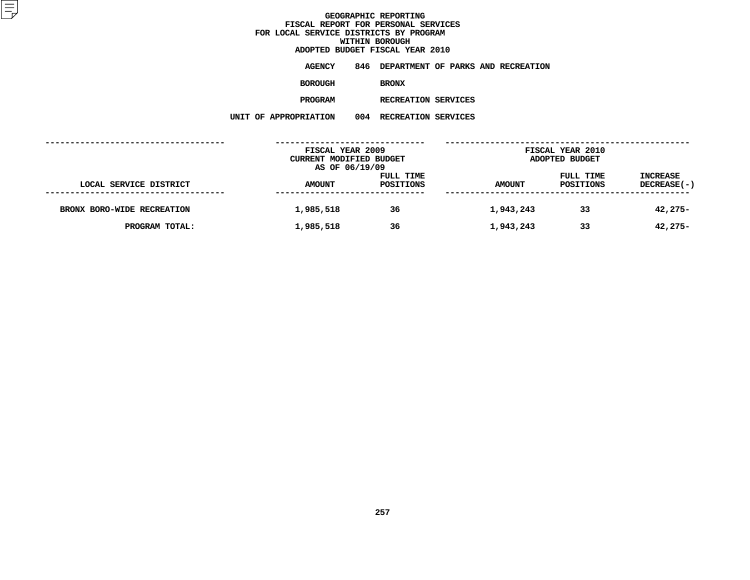# GEOGRAPHIC REPORTING
## FISCAL REPORT FOR PERSONAL SERVICES
## FOR LOCAL SERVICE DISTRICTS BY PROGRAM
## WITHIN BOROUGH
## ADOPTED BUDGET FISCAL YEAR 2010

**AGENCY** 846 DEPARTMENT OF PARKS AND RECREATION

**BOROUGH** BRONX

**PROGRAM** RECREATION SERVICES

**UNIT OF APPROPRIATION** 004 RECREATION SERVICES

| | FISCAL YEAR 2009 CURRENT MODIFIED BUDGET AS OF 06/19/09 | | FISCAL YEAR 2010 ADOPTED BUDGET | | |
|---|---|---|---|---|---|
| LOCAL SERVICE DISTRICT | AMOUNT | FULL TIME POSITIONS | AMOUNT | FULL TIME POSITIONS | INCREASE DECREASE(-) |
| BRONX BORO-WIDE RECREATION | 1,985,518 | 36 | 1,943,243 | 33 | 42,275- |
| PROGRAM TOTAL: | 1,985,518 | 36 | 1,943,243 | 33 | 42,275- |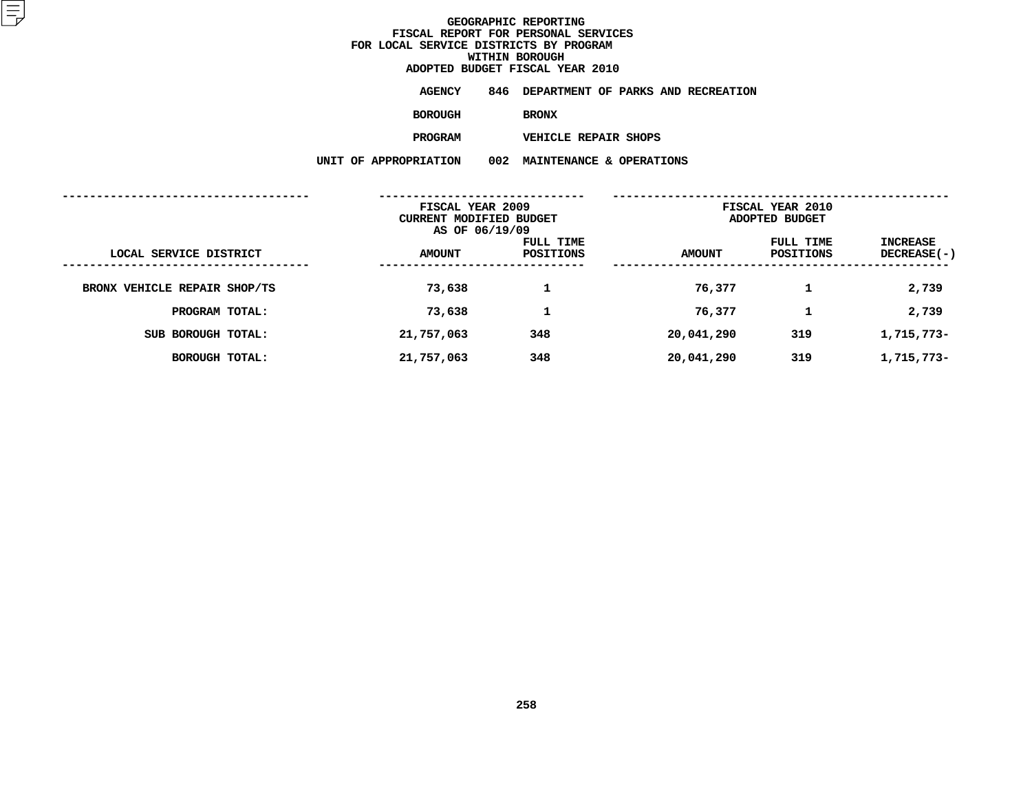# GEOGRAPHIC REPORTING
## FISCAL REPORT FOR PERSONAL SERVICES
## FOR LOCAL SERVICE DISTRICTS BY PROGRAM
## WITHIN BOROUGH
## ADOPTED BUDGET FISCAL YEAR 2010

**AGENCY** 846 DEPARTMENT OF PARKS AND RECREATION

**BOROUGH** BRONX

**PROGRAM** VEHICLE REPAIR SHOPS

**UNIT OF APPROPRIATION** 002 MAINTENANCE & OPERATIONS

| LOCAL SERVICE DISTRICT | FISCAL YEAR 2009 CURRENT MODIFIED BUDGET AS OF 06/19/09 AMOUNT | FULL TIME POSITIONS | FISCAL YEAR 2010 ADOPTED BUDGET AMOUNT | FULL TIME POSITIONS | INCREASE DECREASE(-) |
|---|---|---|---|---|---|
| BRONX VEHICLE REPAIR SHOP/TS | 73,638 | 1 | 76,377 | 1 | 2,739 |
| PROGRAM TOTAL: | 73,638 | 1 | 76,377 | 1 | 2,739 |
| SUB BOROUGH TOTAL: | 21,757,063 | 348 | 20,041,290 | 319 | 1,715,773- |
| BOROUGH TOTAL: | 21,757,063 | 348 | 20,041,290 | 319 | 1,715,773- |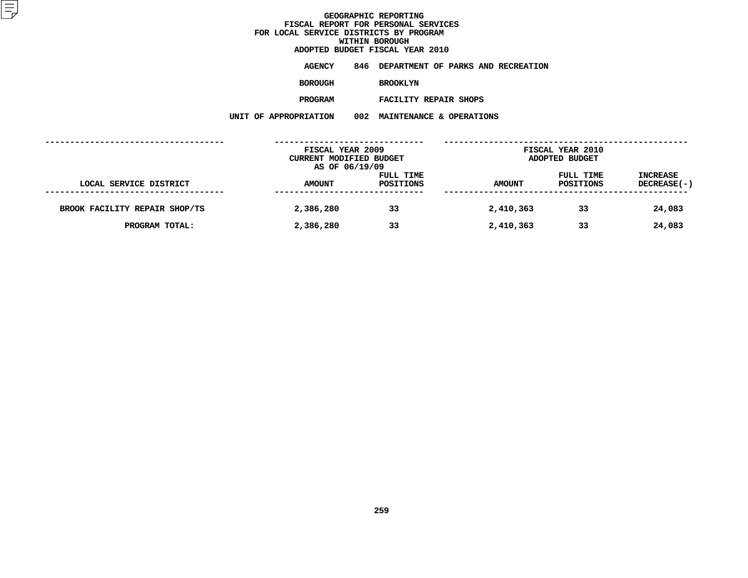# GEOGRAPHIC REPORTING
## FISCAL REPORT FOR PERSONAL SERVICES
## FOR LOCAL SERVICE DISTRICTS BY PROGRAM
## WITHIN BOROUGH
## ADOPTED BUDGET FISCAL YEAR 2010

**AGENCY** 846 DEPARTMENT OF PARKS AND RECREATION

**BOROUGH** BROOKLYN

**PROGRAM** FACILITY REPAIR SHOPS

**UNIT OF APPROPRIATION** 002 MAINTENANCE & OPERATIONS

| LOCAL SERVICE DISTRICT | FISCAL YEAR 2009 CURRENT MODIFIED BUDGET AS OF 06/19/09 AMOUNT | FULL TIME POSITIONS | FISCAL YEAR 2010 ADOPTED BUDGET AMOUNT | FULL TIME POSITIONS | INCREASE DECREASE(-) |
|---|---|---|---|---|---|
| BROOK FACILITY REPAIR SHOP/TS | 2,386,280 | 33 | 2,410,363 | 33 | 24,083 |
| PROGRAM TOTAL: | 2,386,280 | 33 | 2,410,363 | 33 | 24,083 |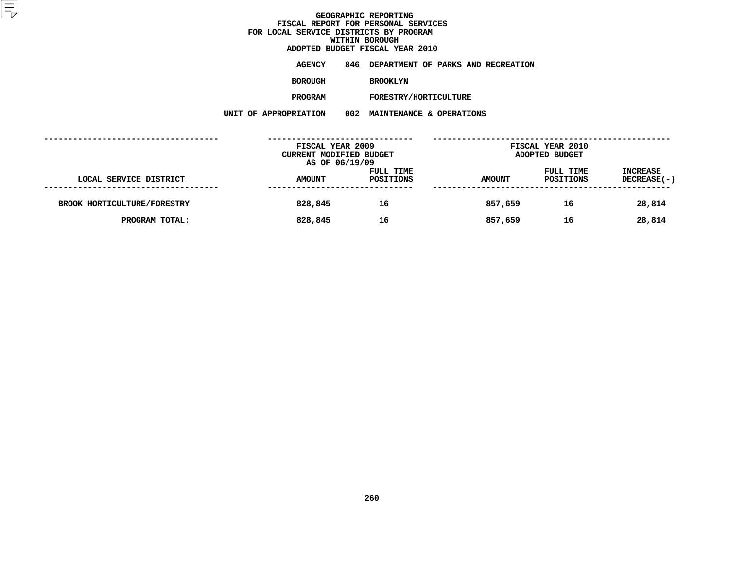# GEOGRAPHIC REPORTING
## FISCAL REPORT FOR PERSONAL SERVICES
## FOR LOCAL SERVICE DISTRICTS BY PROGRAM
## WITHIN BOROUGH
## ADOPTED BUDGET FISCAL YEAR 2010

**AGENCY** 846 DEPARTMENT OF PARKS AND RECREATION

**BOROUGH** BROOKLYN

**PROGRAM** FORESTRY/HORTICULTURE

**UNIT OF APPROPRIATION** 002 MAINTENANCE & OPERATIONS

| LOCAL SERVICE DISTRICT | FISCAL YEAR 2009 CURRENT MODIFIED BUDGET AS OF 06/19/09 AMOUNT | FULL TIME POSITIONS | FISCAL YEAR 2010 ADOPTED BUDGET AMOUNT | FULL TIME POSITIONS | INCREASE DECREASE(-) |
|---|---|---|---|---|---|
| BROOK HORTICULTURE/FORESTRY | 828,845 | 16 | 857,659 | 16 | 28,814 |
| PROGRAM TOTAL: | 828,845 | 16 | 857,659 | 16 | 28,814 |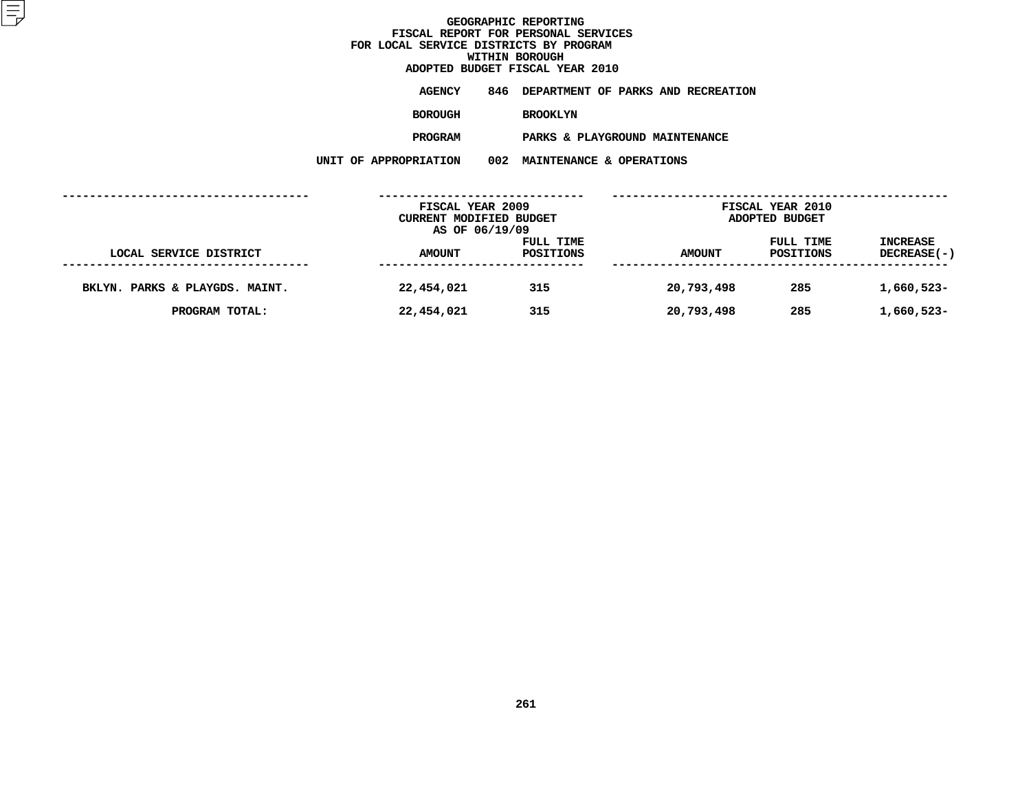# GEOGRAPHIC REPORTING
## FISCAL REPORT FOR PERSONAL SERVICES
## FOR LOCAL SERVICE DISTRICTS BY PROGRAM
## WITHIN BOROUGH
## ADOPTED BUDGET FISCAL YEAR 2010

**AGENCY** 846 DEPARTMENT OF PARKS AND RECREATION

**BOROUGH** BROOKLYN

**PROGRAM** PARKS & PLAYGROUND MAINTENANCE

**UNIT OF APPROPRIATION** 002 MAINTENANCE & OPERATIONS

| | FISCAL YEAR 2009 CURRENT MODIFIED BUDGET AS OF 06/19/09 | | FISCAL YEAR 2010 ADOPTED BUDGET | | |
|---|---|---|---|---|---|
| LOCAL SERVICE DISTRICT | AMOUNT | FULL TIME POSITIONS | AMOUNT | FULL TIME POSITIONS | INCREASE DECREASE(-) |
| BKLYN. PARKS & PLAYGDS. MAINT. | 22,454,021 | 315 | 20,793,498 | 285 | 1,660,523- |
| PROGRAM TOTAL: | 22,454,021 | 315 | 20,793,498 | 285 | 1,660,523- |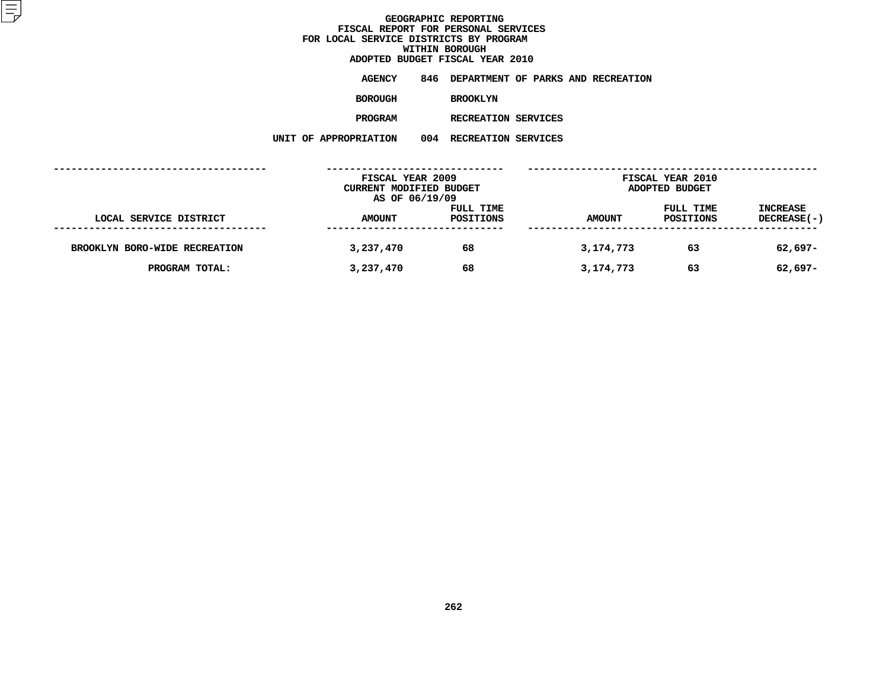# GEOGRAPHIC REPORTING
## FISCAL REPORT FOR PERSONAL SERVICES
## FOR LOCAL SERVICE DISTRICTS BY PROGRAM
## WITHIN BOROUGH
## ADOPTED BUDGET FISCAL YEAR 2010

**AGENCY** 846 DEPARTMENT OF PARKS AND RECREATION

**BOROUGH** BROOKLYN

**PROGRAM** RECREATION SERVICES

**UNIT OF APPROPRIATION** 004 RECREATION SERVICES

| LOCAL SERVICE DISTRICT | FISCAL YEAR 2009 CURRENT MODIFIED BUDGET AS OF 06/19/09 AMOUNT | FULL TIME POSITIONS | FISCAL YEAR 2010 ADOPTED BUDGET AMOUNT | FULL TIME POSITIONS | INCREASE DECREASE(-) |
|---|---|---|---|---|---|
| BROOKLYN BORO-WIDE RECREATION | 3,237,470 | 68 | 3,174,773 | 63 | 62,697- |
| PROGRAM TOTAL: | 3,237,470 | 68 | 3,174,773 | 63 | 62,697- |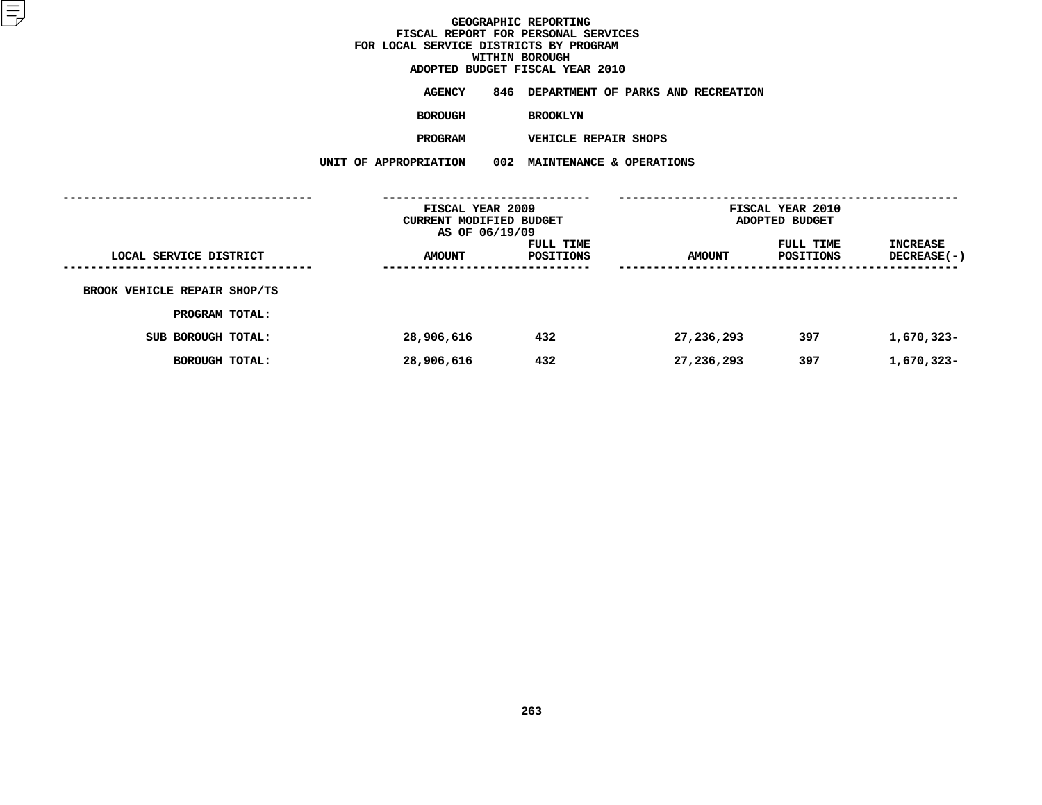# GEOGRAPHIC REPORTING
## FISCAL REPORT FOR PERSONAL SERVICES
## FOR LOCAL SERVICE DISTRICTS BY PROGRAM
## WITHIN BOROUGH
## ADOPTED BUDGET FISCAL YEAR 2010

**AGENCY** 846 DEPARTMENT OF PARKS AND RECREATION

**BOROUGH** BROOKLYN

**PROGRAM** VEHICLE REPAIR SHOPS

**UNIT OF APPROPRIATION** 002 MAINTENANCE & OPERATIONS

| LOCAL SERVICE DISTRICT | FISCAL YEAR 2009 CURRENT MODIFIED BUDGET AS OF 06/19/09 AMOUNT | FULL TIME POSITIONS | FISCAL YEAR 2010 ADOPTED BUDGET AMOUNT | FULL TIME POSITIONS | INCREASE DECREASE(-) |
|---|---|---|---|---|---|
| BROOK VEHICLE REPAIR SHOP/TS | | | | | |
| PROGRAM TOTAL: | | | | | |
| SUB BOROUGH TOTAL: | 28,906,616 | 432 | 27,236,293 | 397 | 1,670,323- |
| BOROUGH TOTAL: | 28,906,616 | 432 | 27,236,293 | 397 | 1,670,323- |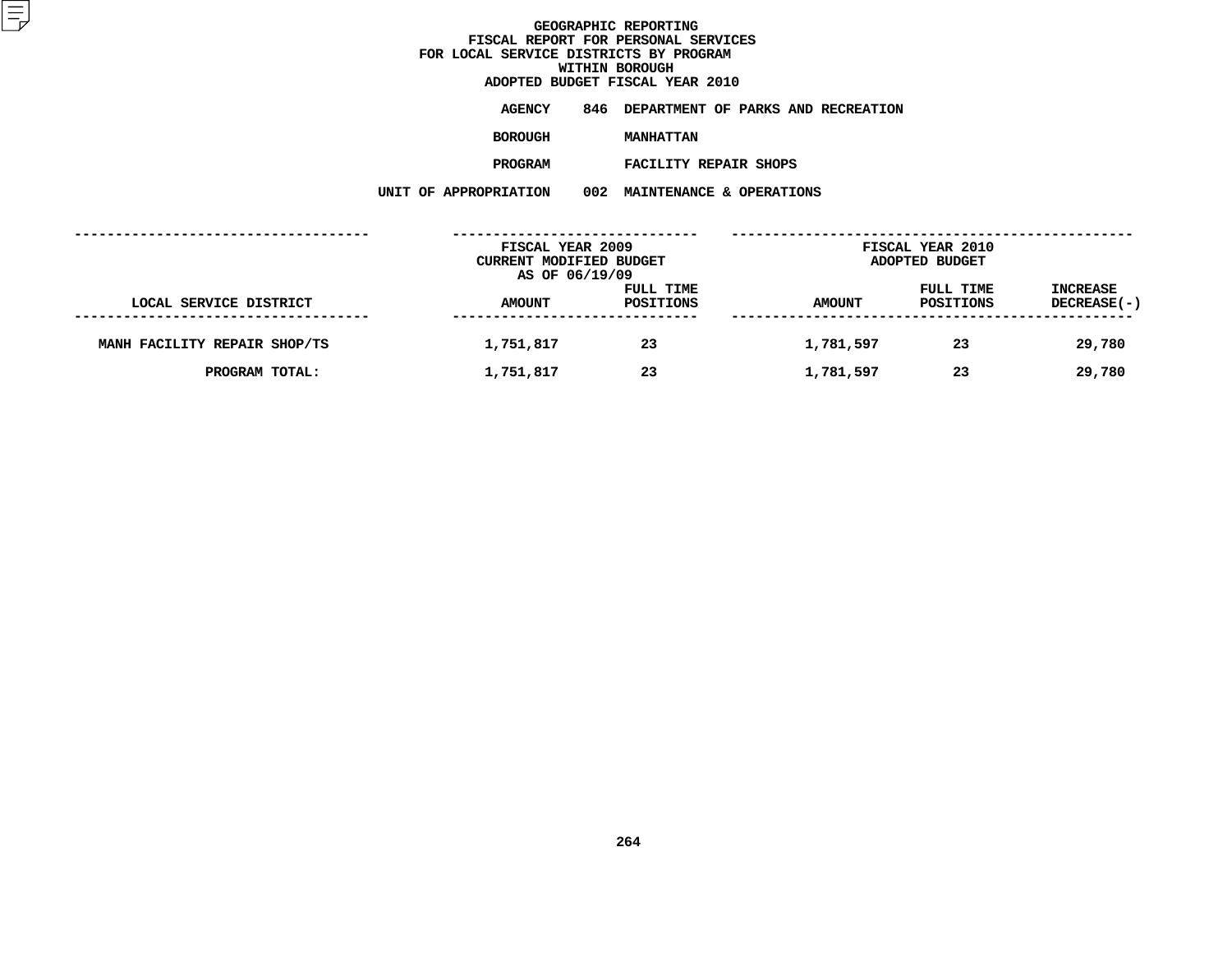# GEOGRAPHIC REPORTING
## FISCAL REPORT FOR PERSONAL SERVICES
## FOR LOCAL SERVICE DISTRICTS BY PROGRAM
## WITHIN BOROUGH
## ADOPTED BUDGET FISCAL YEAR 2010

**AGENCY** 846 DEPARTMENT OF PARKS AND RECREATION

**BOROUGH** MANHATTAN

**PROGRAM** FACILITY REPAIR SHOPS

**UNIT OF APPROPRIATION** 002 MAINTENANCE & OPERATIONS

| LOCAL SERVICE DISTRICT | FISCAL YEAR 2009 CURRENT MODIFIED BUDGET AS OF 06/19/09 AMOUNT | FULL TIME POSITIONS | FISCAL YEAR 2010 ADOPTED BUDGET AMOUNT | FULL TIME POSITIONS | INCREASE DECREASE(-) |
|---|---|---|---|---|---|
| MANH FACILITY REPAIR SHOP/TS | 1,751,817 | 23 | 1,781,597 | 23 | 29,780 |
| PROGRAM TOTAL: | 1,751,817 | 23 | 1,781,597 | 23 | 29,780 |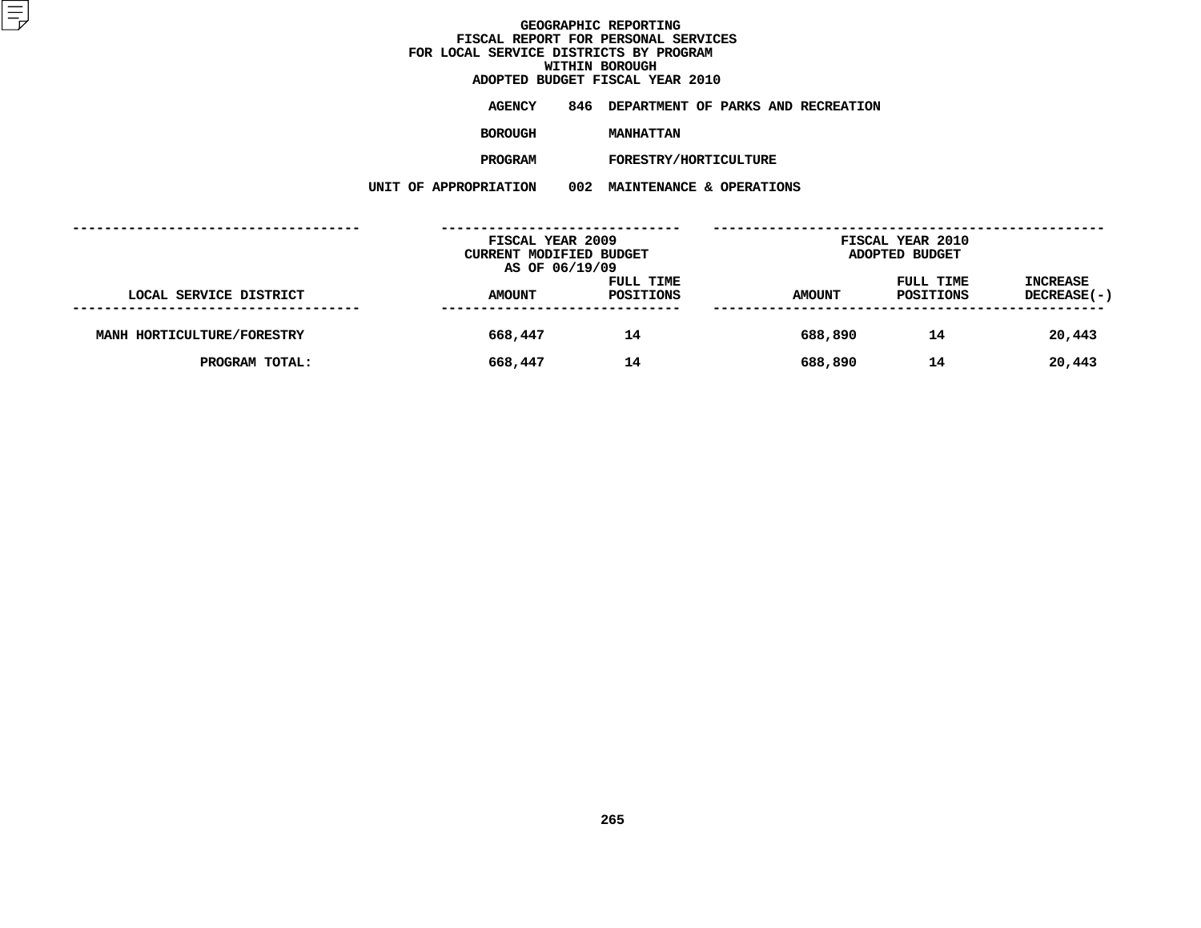# GEOGRAPHIC REPORTING
## FISCAL REPORT FOR PERSONAL SERVICES
## FOR LOCAL SERVICE DISTRICTS BY PROGRAM
## WITHIN BOROUGH
## ADOPTED BUDGET FISCAL YEAR 2010

**AGENCY** 846 DEPARTMENT OF PARKS AND RECREATION

**BOROUGH** MANHATTAN

**PROGRAM** FORESTRY/HORTICULTURE

**UNIT OF APPROPRIATION** 002 MAINTENANCE & OPERATIONS

| LOCAL SERVICE DISTRICT | FISCAL YEAR 2009 CURRENT MODIFIED BUDGET AS OF 06/19/09 AMOUNT | FULL TIME POSITIONS | FISCAL YEAR 2010 ADOPTED BUDGET AMOUNT | FULL TIME POSITIONS | INCREASE DECREASE(-) |
|---|---|---|---|---|---|
| MANH HORTICULTURE/FORESTRY | 668,447 | 14 | 688,890 | 14 | 20,443 |
| PROGRAM TOTAL: | 668,447 | 14 | 688,890 | 14 | 20,443 |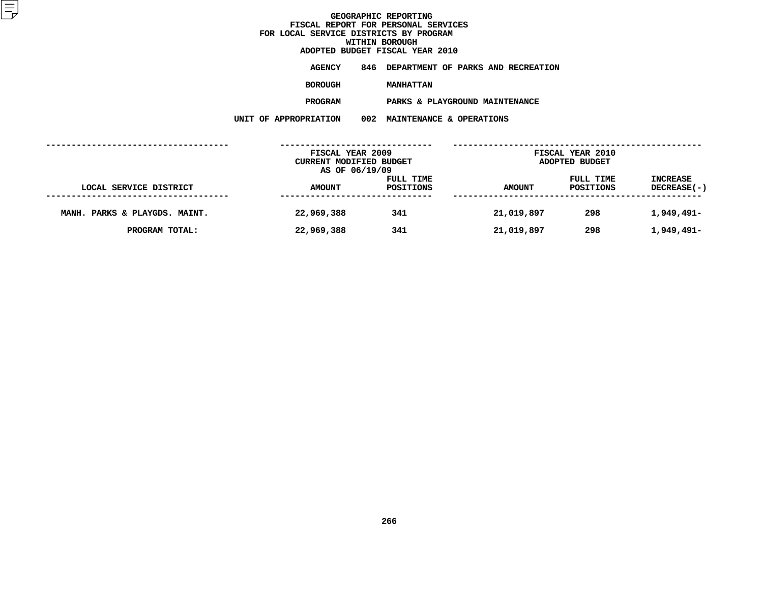# GEOGRAPHIC REPORTING
## FISCAL REPORT FOR PERSONAL SERVICES
## FOR LOCAL SERVICE DISTRICTS BY PROGRAM
## WITHIN BOROUGH
## ADOPTED BUDGET FISCAL YEAR 2010

**AGENCY** 846 DEPARTMENT OF PARKS AND RECREATION

**BOROUGH** MANHATTAN

**PROGRAM** PARKS & PLAYGROUND MAINTENANCE

**UNIT OF APPROPRIATION** 002 MAINTENANCE & OPERATIONS

| LOCAL SERVICE DISTRICT | FISCAL YEAR 2009 CURRENT MODIFIED BUDGET AS OF 06/19/09 AMOUNT | FULL TIME POSITIONS | FISCAL YEAR 2010 ADOPTED BUDGET AMOUNT | FULL TIME POSITIONS | INCREASE DECREASE(-) |
|---|---|---|---|---|---|
| MANH. PARKS & PLAYGDS. MAINT. | 22,969,388 | 341 | 21,019,897 | 298 | 1,949,491- |
| PROGRAM TOTAL: | 22,969,388 | 341 | 21,019,897 | 298 | 1,949,491- |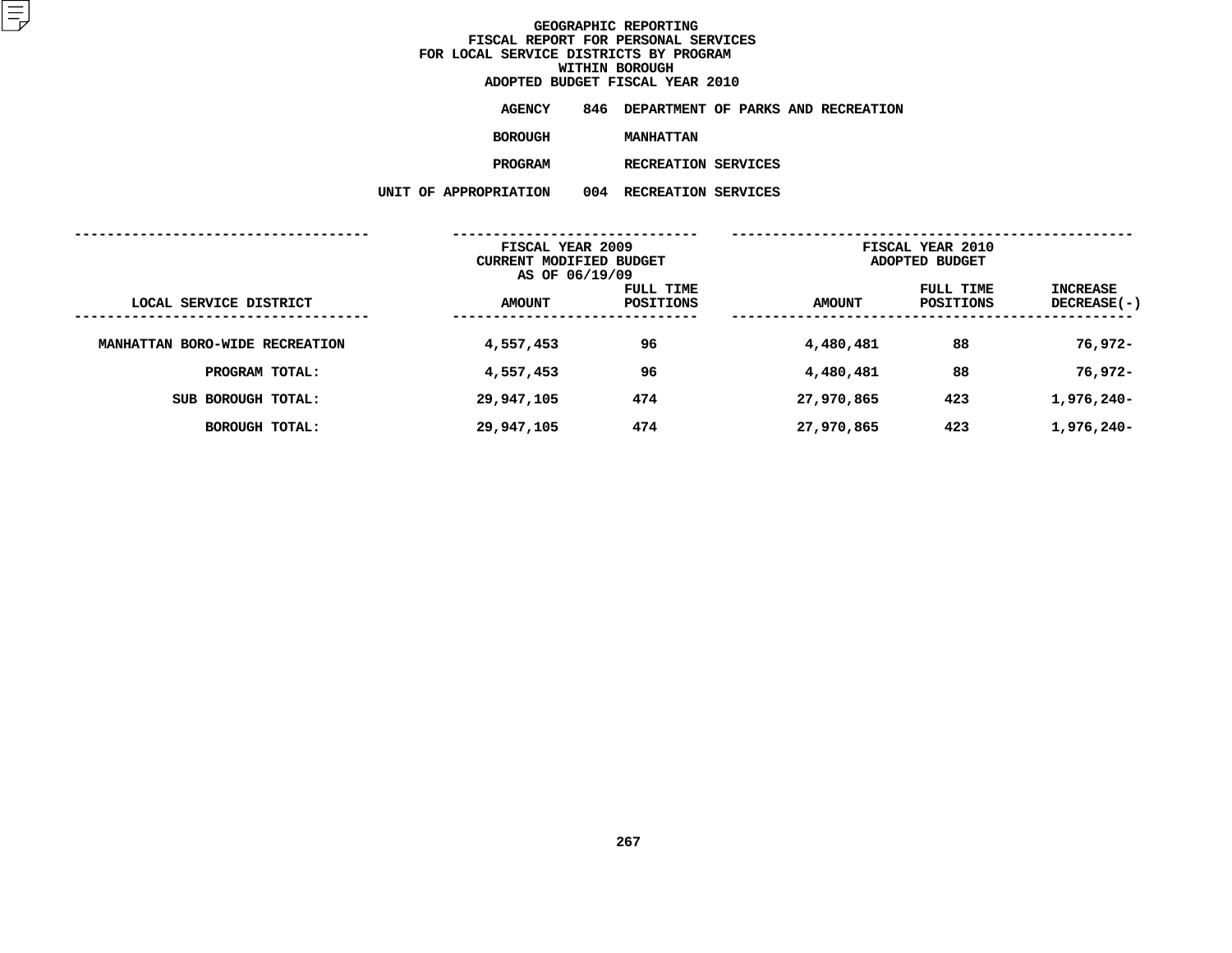# GEOGRAPHIC REPORTING
## FISCAL REPORT FOR PERSONAL SERVICES
## FOR LOCAL SERVICE DISTRICTS BY PROGRAM
## WITHIN BOROUGH
## ADOPTED BUDGET FISCAL YEAR 2010

**AGENCY** 846 DEPARTMENT OF PARKS AND RECREATION

**BOROUGH** MANHATTAN

**PROGRAM** RECREATION SERVICES

**UNIT OF APPROPRIATION** 004 RECREATION SERVICES

| LOCAL SERVICE DISTRICT | FISCAL YEAR 2009 CURRENT MODIFIED BUDGET AS OF 06/19/09 AMOUNT | FULL TIME POSITIONS | FISCAL YEAR 2010 ADOPTED BUDGET AMOUNT | FULL TIME POSITIONS | INCREASE DECREASE(-) |
|---|---|---|---|---|---|
| MANHATTAN BORO-WIDE RECREATION | 4,557,453 | 96 | 4,480,481 | 88 | 76,972- |
| PROGRAM TOTAL: | 4,557,453 | 96 | 4,480,481 | 88 | 76,972- |
| SUB BOROUGH TOTAL: | 29,947,105 | 474 | 27,970,865 | 423 | 1,976,240- |
| BOROUGH TOTAL: | 29,947,105 | 474 | 27,970,865 | 423 | 1,976,240- |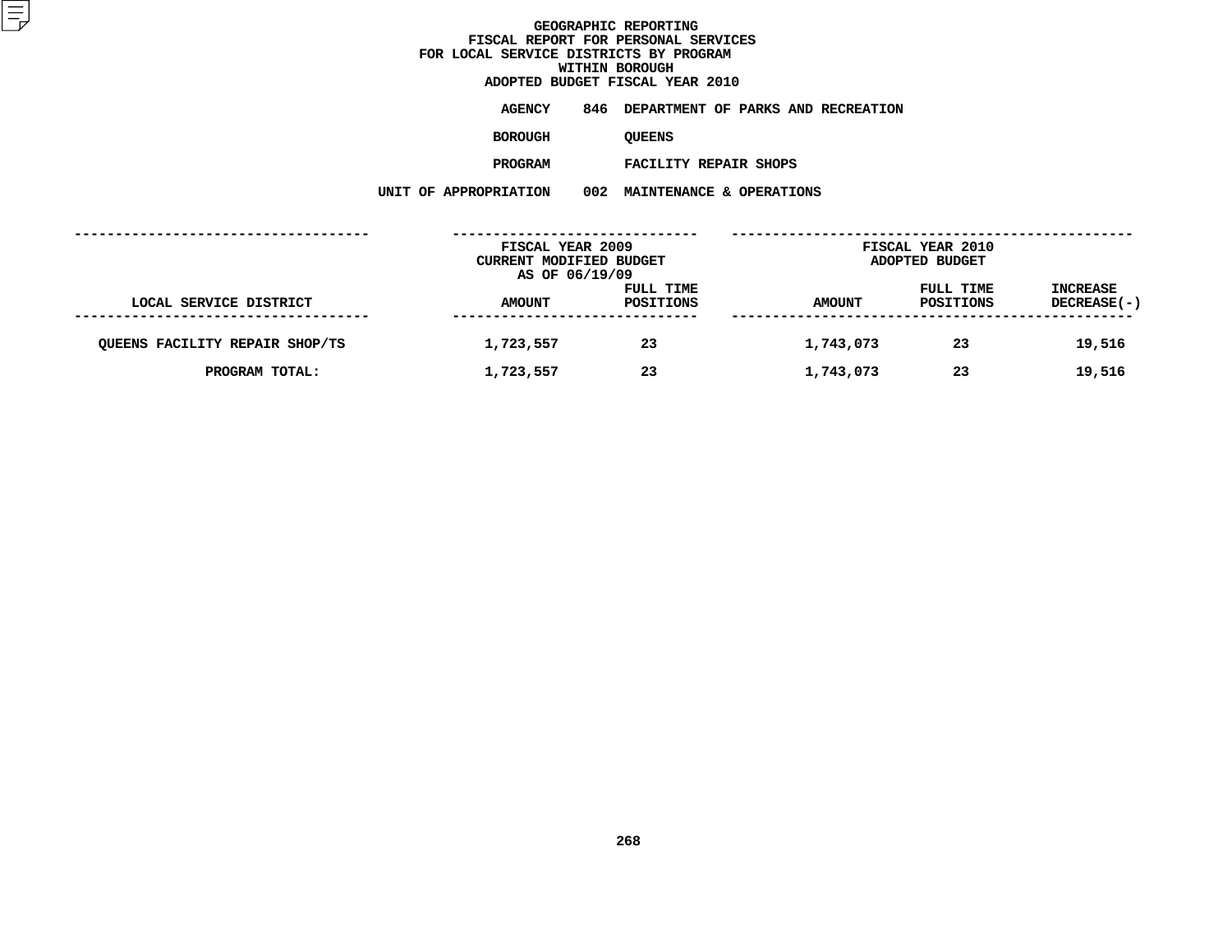# GEOGRAPHIC REPORTING
## FISCAL REPORT FOR PERSONAL SERVICES
## FOR LOCAL SERVICE DISTRICTS BY PROGRAM
## WITHIN BOROUGH
## ADOPTED BUDGET FISCAL YEAR 2010

AGENCY 846 DEPARTMENT OF PARKS AND RECREATION

BOROUGH QUEENS

PROGRAM FACILITY REPAIR SHOPS

UNIT OF APPROPRIATION 002 MAINTENANCE & OPERATIONS

| LOCAL SERVICE DISTRICT | FISCAL YEAR 2009 CURRENT MODIFIED BUDGET AS OF 06/19/09 AMOUNT | FULL TIME POSITIONS | FISCAL YEAR 2010 ADOPTED BUDGET AMOUNT | FULL TIME POSITIONS | INCREASE DECREASE(-) |
|---|---|---|---|---|---|
| QUEENS FACILITY REPAIR SHOP/TS | 1,723,557 | 23 | 1,743,073 | 23 | 19,516 |
| PROGRAM TOTAL: | 1,723,557 | 23 | 1,743,073 | 23 | 19,516 |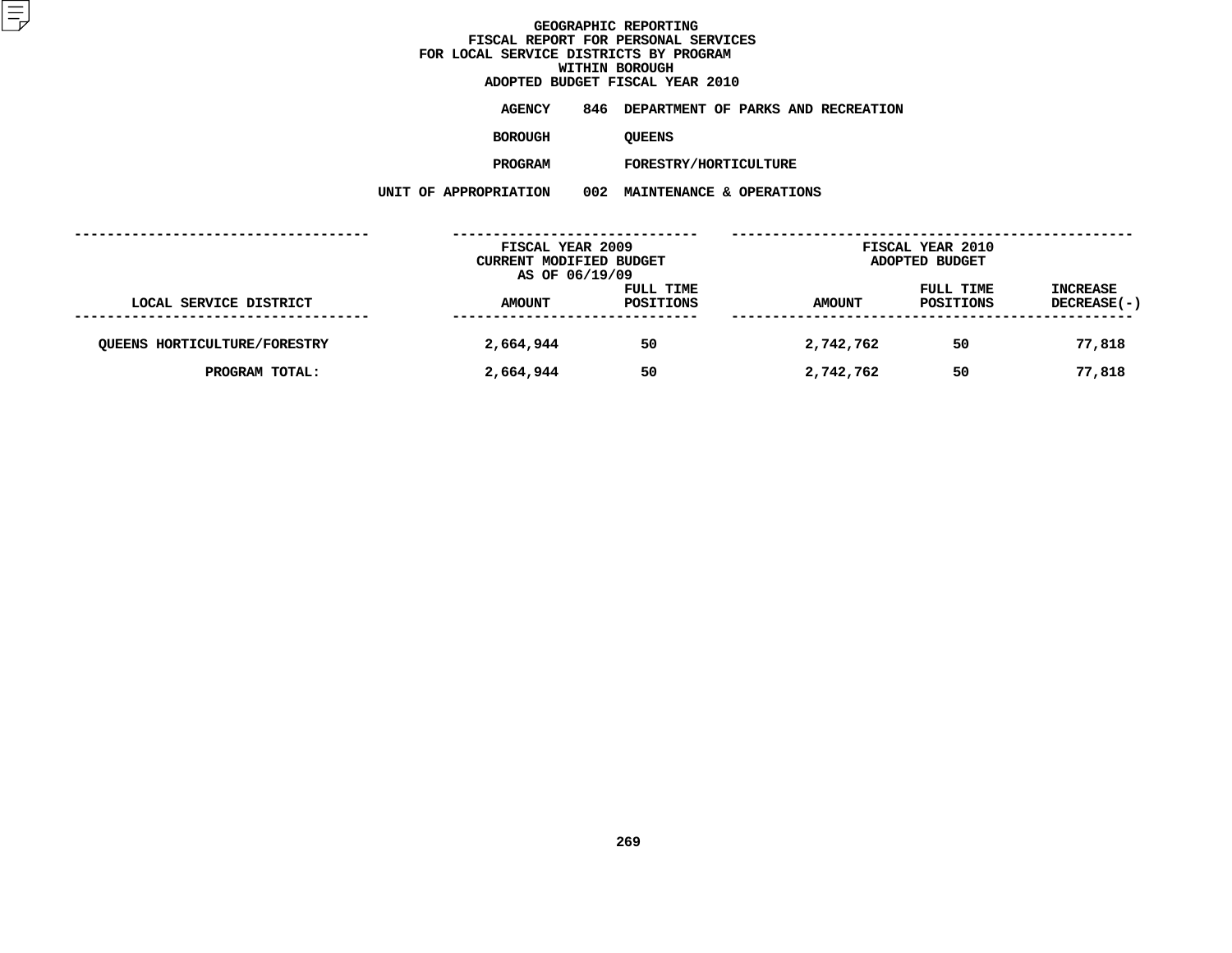# GEOGRAPHIC REPORTING
## FISCAL REPORT FOR PERSONAL SERVICES
## FOR LOCAL SERVICE DISTRICTS BY PROGRAM
## WITHIN BOROUGH
## ADOPTED BUDGET FISCAL YEAR 2010

**AGENCY** 846 DEPARTMENT OF PARKS AND RECREATION

**BOROUGH** QUEENS

**PROGRAM** FORESTRY/HORTICULTURE

**UNIT OF APPROPRIATION** 002 MAINTENANCE & OPERATIONS

| LOCAL SERVICE DISTRICT | FISCAL YEAR 2009 CURRENT MODIFIED BUDGET AS OF 06/19/09 | | FISCAL YEAR 2010 ADOPTED BUDGET | | |
|---|---|---|---|---|---|
| | AMOUNT | FULL TIME POSITIONS | AMOUNT | FULL TIME POSITIONS | INCREASE DECREASE(-) |
| QUEENS HORTICULTURE/FORESTRY | 2,664,944 | 50 | 2,742,762 | 50 | 77,818 |
| PROGRAM TOTAL: | 2,664,944 | 50 | 2,742,762 | 50 | 77,818 |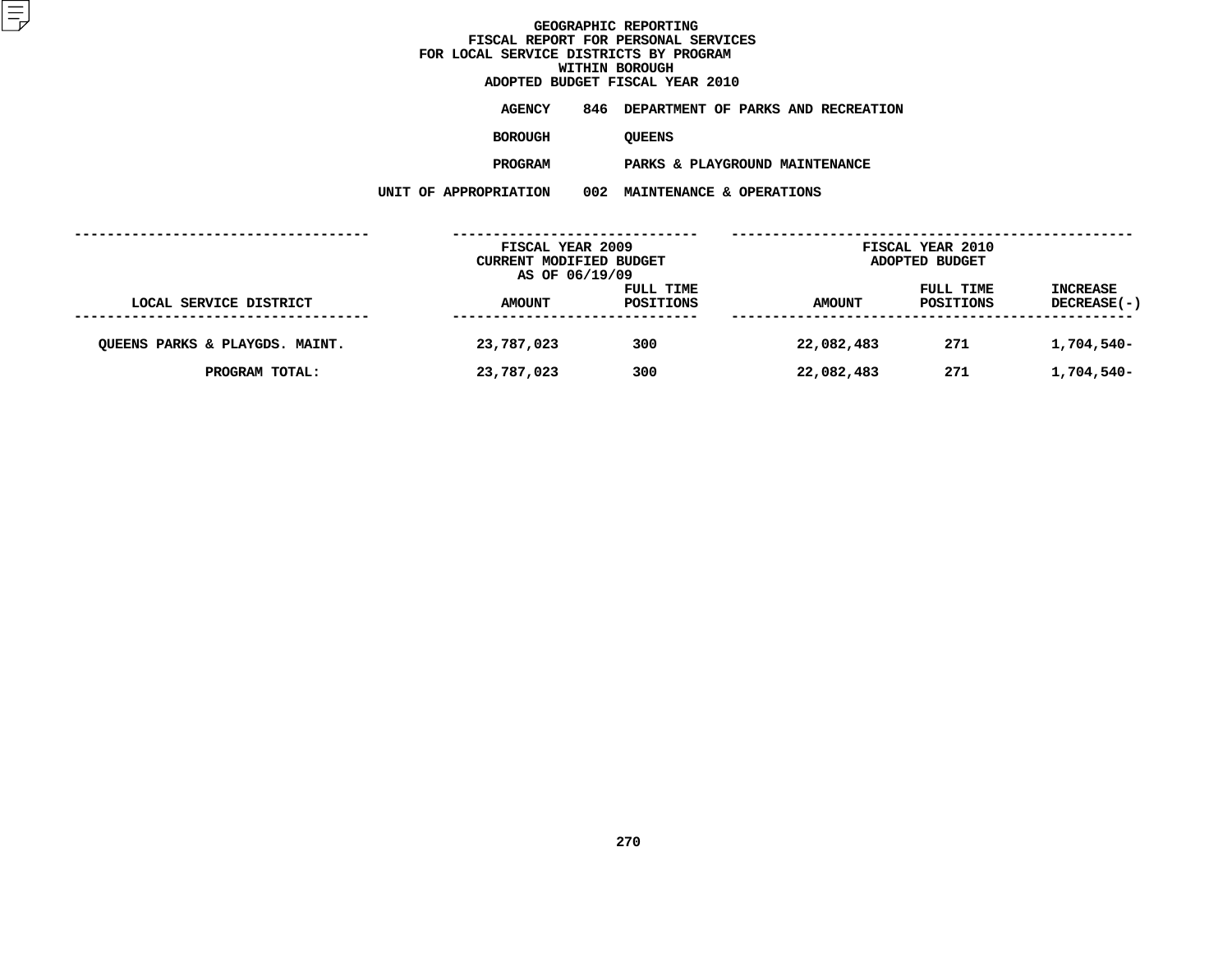# GEOGRAPHIC REPORTING
## FISCAL REPORT FOR PERSONAL SERVICES
## FOR LOCAL SERVICE DISTRICTS BY PROGRAM
## WITHIN BOROUGH
## ADOPTED BUDGET FISCAL YEAR 2010

**AGENCY** 846 DEPARTMENT OF PARKS AND RECREATION

**BOROUGH** QUEENS

**PROGRAM** PARKS & PLAYGROUND MAINTENANCE

**UNIT OF APPROPRIATION** 002 MAINTENANCE & OPERATIONS

| | FISCAL YEAR 2009 CURRENT MODIFIED BUDGET AS OF 06/19/09 | | FISCAL YEAR 2010 ADOPTED BUDGET | | |
|---|---|---|---|---|---|
| LOCAL SERVICE DISTRICT | AMOUNT | FULL TIME POSITIONS | AMOUNT | FULL TIME POSITIONS | INCREASE DECREASE(-) |
| QUEENS PARKS & PLAYGDS. MAINT. | 23,787,023 | 300 | 22,082,483 | 271 | 1,704,540- |
| PROGRAM TOTAL: | 23,787,023 | 300 | 22,082,483 | 271 | 1,704,540- |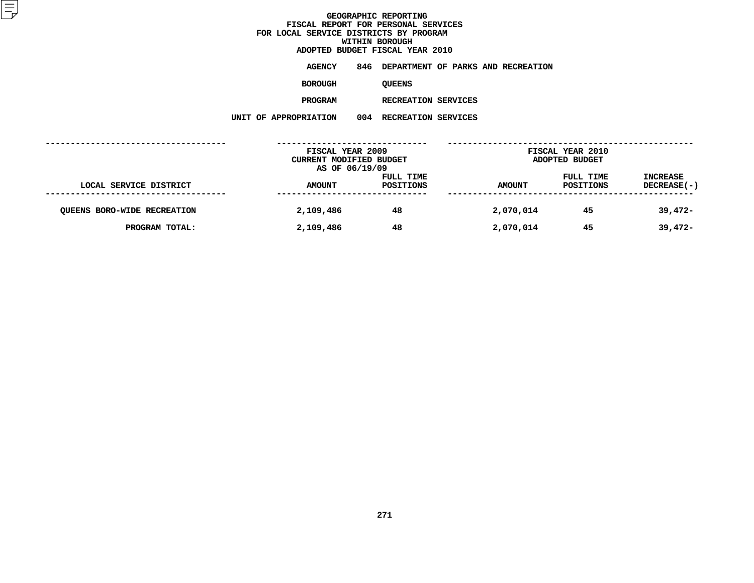# GEOGRAPHIC REPORTING
## FISCAL REPORT FOR PERSONAL SERVICES
## FOR LOCAL SERVICE DISTRICTS BY PROGRAM
## WITHIN BOROUGH
## ADOPTED BUDGET FISCAL YEAR 2010

**AGENCY** 846 DEPARTMENT OF PARKS AND RECREATION

**BOROUGH** QUEENS

**PROGRAM** RECREATION SERVICES

**UNIT OF APPROPRIATION** 004 RECREATION SERVICES

| LOCAL SERVICE DISTRICT | FISCAL YEAR 2009 CURRENT MODIFIED BUDGET AS OF 06/19/09 AMOUNT | FULL TIME POSITIONS | FISCAL YEAR 2010 ADOPTED BUDGET AMOUNT | FULL TIME POSITIONS | INCREASE DECREASE(-) |
|---|---|---|---|---|---|
| QUEENS BORO-WIDE RECREATION | 2,109,486 | 48 | 2,070,014 | 45 | 39,472- |
| PROGRAM TOTAL: | 2,109,486 | 48 | 2,070,014 | 45 | 39,472- |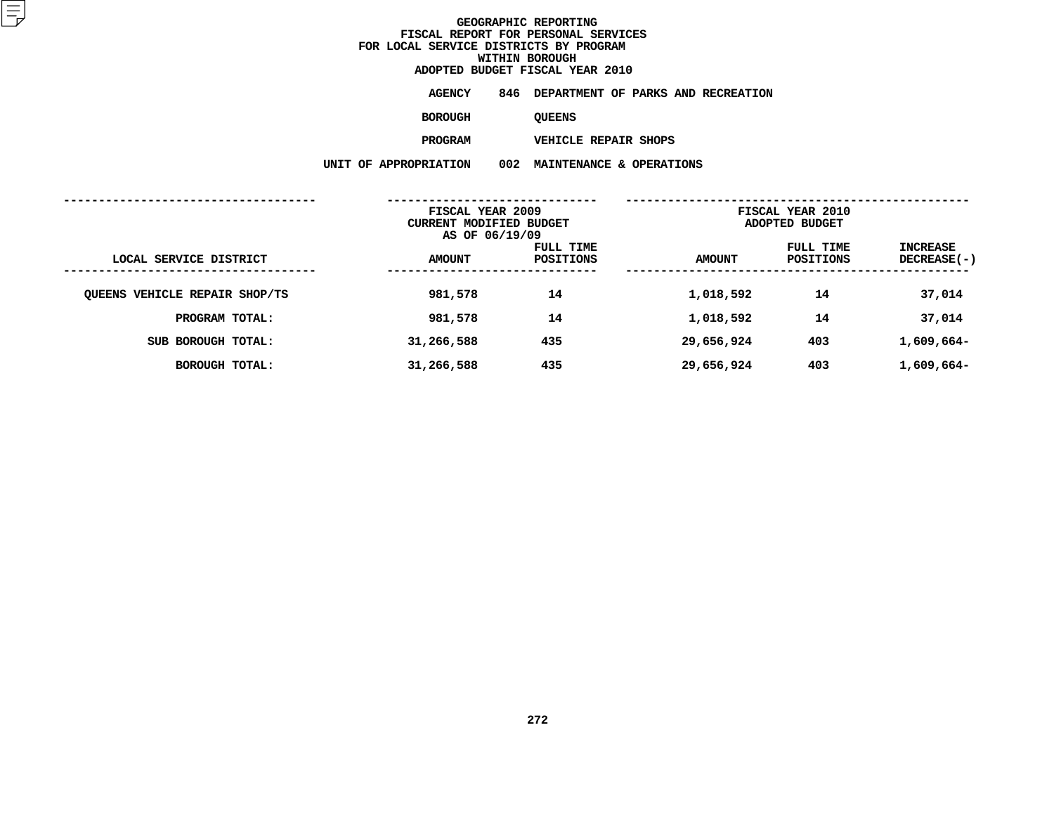# GEOGRAPHIC REPORTING
## FISCAL REPORT FOR PERSONAL SERVICES
## FOR LOCAL SERVICE DISTRICTS BY PROGRAM
## WITHIN BOROUGH
## ADOPTED BUDGET FISCAL YEAR 2010

**AGENCY** 846 DEPARTMENT OF PARKS AND RECREATION

**BOROUGH** QUEENS

**PROGRAM** VEHICLE REPAIR SHOPS

**UNIT OF APPROPRIATION** 002 MAINTENANCE & OPERATIONS

| LOCAL SERVICE DISTRICT | FISCAL YEAR 2009 CURRENT MODIFIED BUDGET AS OF 06/19/09 AMOUNT | FULL TIME POSITIONS | FISCAL YEAR 2010 ADOPTED BUDGET AMOUNT | FULL TIME POSITIONS | INCREASE DECREASE(-) |
|---|---|---|---|---|---|
| QUEENS VEHICLE REPAIR SHOP/TS | 981,578 | 14 | 1,018,592 | 14 | 37,014 |
| PROGRAM TOTAL: | 981,578 | 14 | 1,018,592 | 14 | 37,014 |
| SUB BOROUGH TOTAL: | 31,266,588 | 435 | 29,656,924 | 403 | 1,609,664- |
| BOROUGH TOTAL: | 31,266,588 | 435 | 29,656,924 | 403 | 1,609,664- |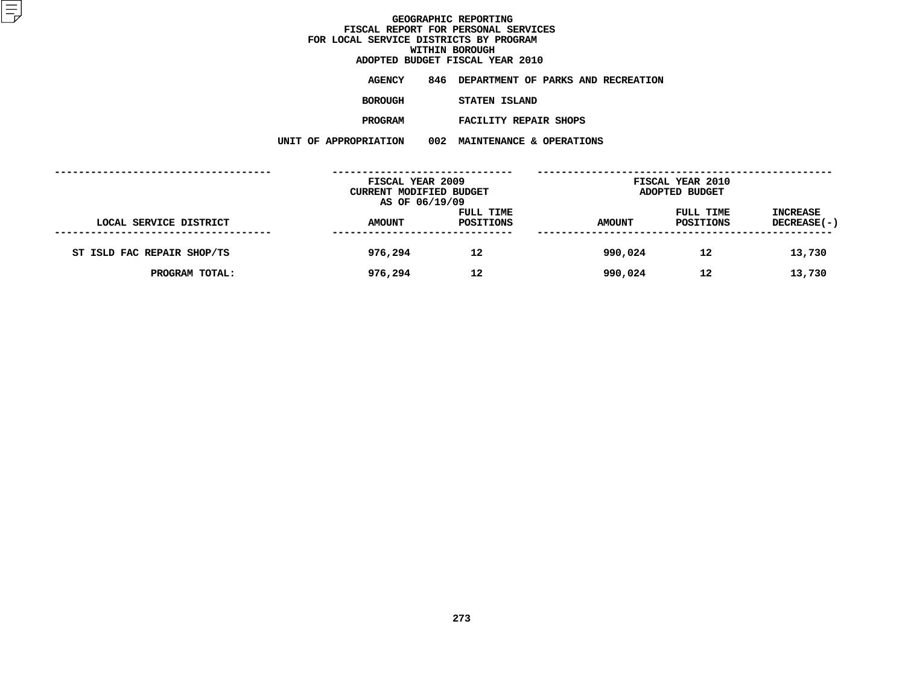# GEOGRAPHIC REPORTING
## FISCAL REPORT FOR PERSONAL SERVICES
## FOR LOCAL SERVICE DISTRICTS BY PROGRAM
## WITHIN BOROUGH
## ADOPTED BUDGET FISCAL YEAR 2010

**AGENCY** 846 DEPARTMENT OF PARKS AND RECREATION

**BOROUGH** STATEN ISLAND

**PROGRAM** FACILITY REPAIR SHOPS

**UNIT OF APPROPRIATION** 002 MAINTENANCE & OPERATIONS

| LOCAL SERVICE DISTRICT | FISCAL YEAR 2009 CURRENT MODIFIED BUDGET AS OF 06/19/09 AMOUNT | FULL TIME POSITIONS | FISCAL YEAR 2010 ADOPTED BUDGET AMOUNT | FULL TIME POSITIONS | INCREASE DECREASE(-) |
|---|---|---|---|---|---|
| ST ISLD FAC REPAIR SHOP/TS | 976,294 | 12 | 990,024 | 12 | 13,730 |
| PROGRAM TOTAL: | 976,294 | 12 | 990,024 | 12 | 13,730 |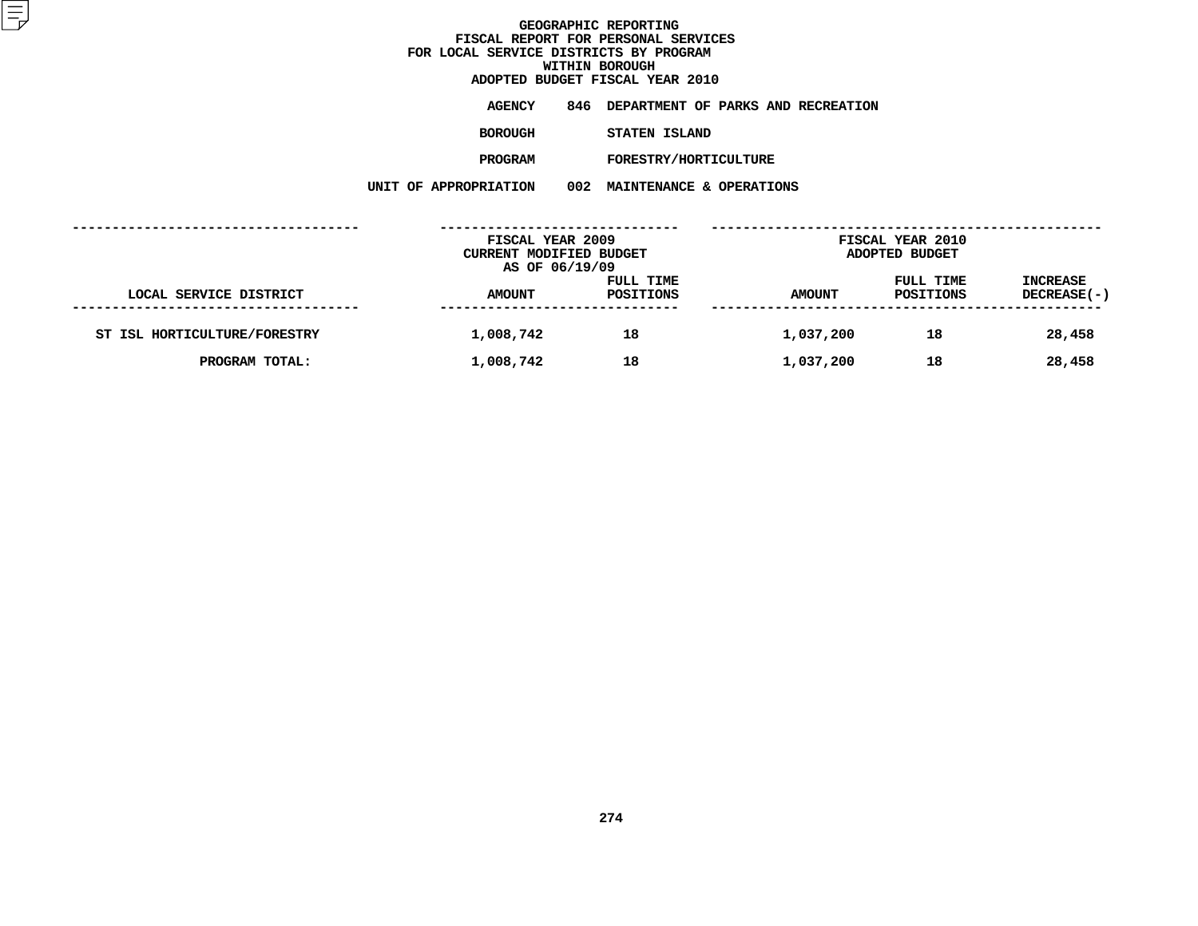# GEOGRAPHIC REPORTING
## FISCAL REPORT FOR PERSONAL SERVICES
## FOR LOCAL SERVICE DISTRICTS BY PROGRAM
## WITHIN BOROUGH
## ADOPTED BUDGET FISCAL YEAR 2010

**AGENCY** 846 DEPARTMENT OF PARKS AND RECREATION

**BOROUGH** STATEN ISLAND

**PROGRAM** FORESTRY/HORTICULTURE

**UNIT OF APPROPRIATION** 002 MAINTENANCE & OPERATIONS

| LOCAL SERVICE DISTRICT | FISCAL YEAR 2009 CURRENT MODIFIED BUDGET AS OF 06/19/09 AMOUNT | FULL TIME POSITIONS | FISCAL YEAR 2010 ADOPTED BUDGET AMOUNT | FULL TIME POSITIONS | INCREASE DECREASE(-) |
|---|---|---|---|---|---|
| ST ISL HORTICULTURE/FORESTRY | 1,008,742 | 18 | 1,037,200 | 18 | 28,458 |
| PROGRAM TOTAL: | 1,008,742 | 18 | 1,037,200 | 18 | 28,458 |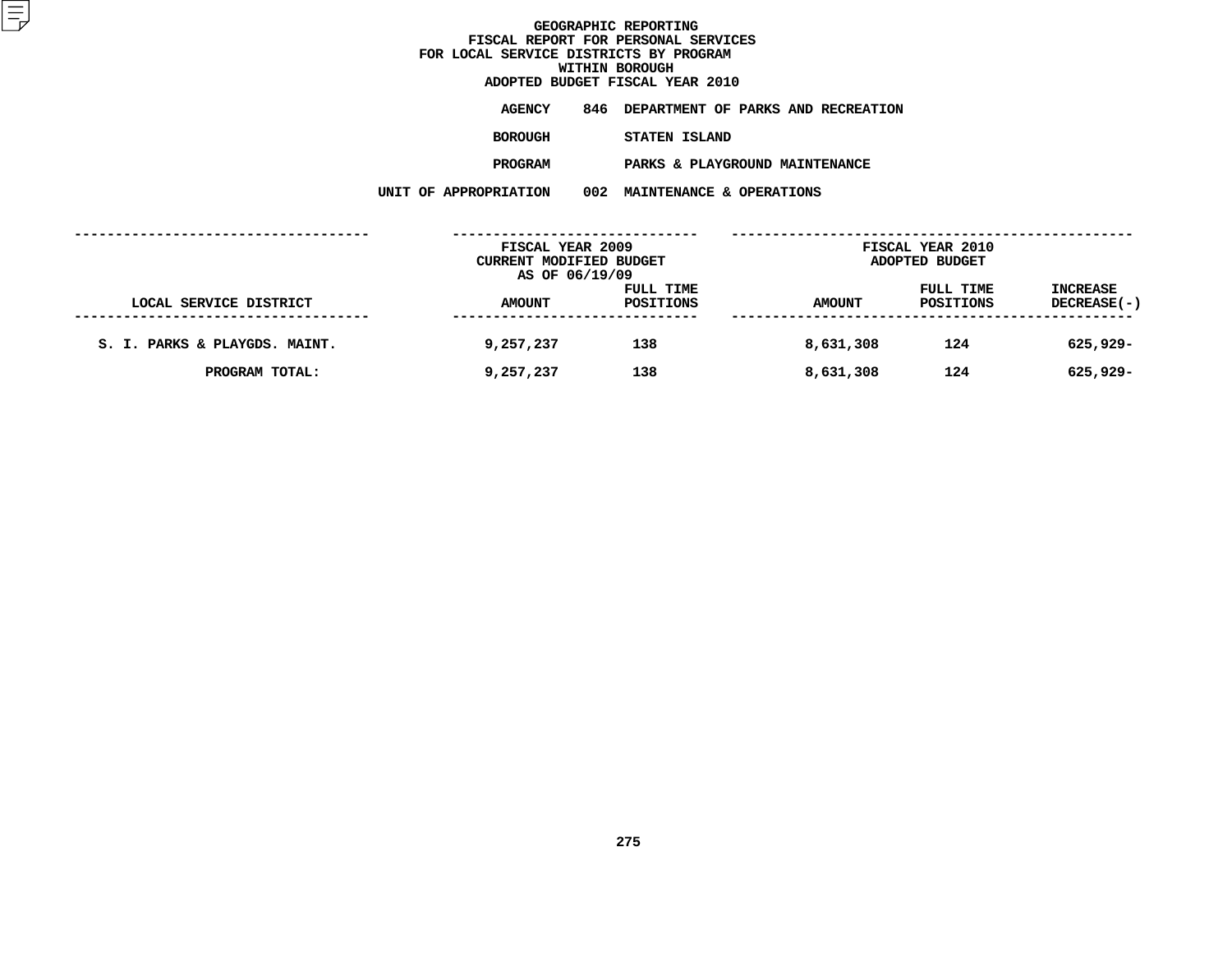# GEOGRAPHIC REPORTING
## FISCAL REPORT FOR PERSONAL SERVICES
## FOR LOCAL SERVICE DISTRICTS BY PROGRAM
## WITHIN BOROUGH
## ADOPTED BUDGET FISCAL YEAR 2010

**AGENCY** 846 DEPARTMENT OF PARKS AND RECREATION

**BOROUGH** STATEN ISLAND

**PROGRAM** PARKS & PLAYGROUND MAINTENANCE

**UNIT OF APPROPRIATION** 002 MAINTENANCE & OPERATIONS

| | FISCAL YEAR 2009 CURRENT MODIFIED BUDGET AS OF 06/19/09 | | FISCAL YEAR 2010 ADOPTED BUDGET | | |
|---|---|---|---|---|---|
| LOCAL SERVICE DISTRICT | AMOUNT | FULL TIME POSITIONS | AMOUNT | FULL TIME POSITIONS | INCREASE DECREASE(-) |
| S. I. PARKS & PLAYGDS. MAINT. | 9,257,237 | 138 | 8,631,308 | 124 | 625,929- |
| PROGRAM TOTAL: | 9,257,237 | 138 | 8,631,308 | 124 | 625,929- |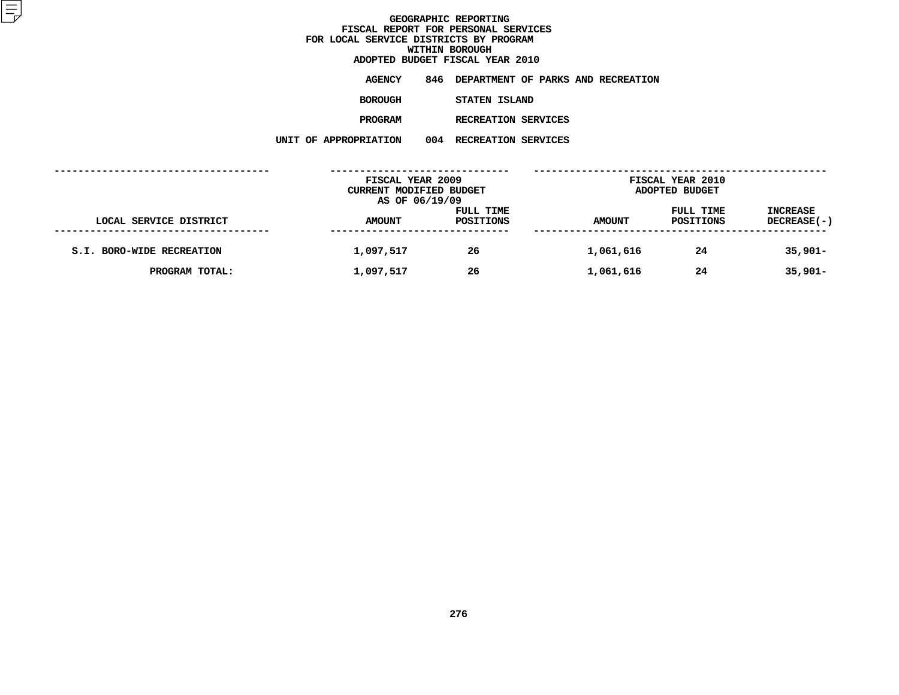# GEOGRAPHIC REPORTING
## FISCAL REPORT FOR PERSONAL SERVICES
## FOR LOCAL SERVICE DISTRICTS BY PROGRAM
## WITHIN BOROUGH
## ADOPTED BUDGET FISCAL YEAR 2010

**AGENCY** 846 DEPARTMENT OF PARKS AND RECREATION

**BOROUGH** STATEN ISLAND

**PROGRAM** RECREATION SERVICES

**UNIT OF APPROPRIATION** 004 RECREATION SERVICES

| LOCAL SERVICE DISTRICT | FISCAL YEAR 2009 CURRENT MODIFIED BUDGET AS OF 06/19/09 AMOUNT | FULL TIME POSITIONS | FISCAL YEAR 2010 ADOPTED BUDGET AMOUNT | FULL TIME POSITIONS | INCREASE DECREASE(-) |
|---|---|---|---|---|---|
| S.I. BORO-WIDE RECREATION | 1,097,517 | 26 | 1,061,616 | 24 | 35,901- |
| PROGRAM TOTAL: | 1,097,517 | 26 | 1,061,616 | 24 | 35,901- |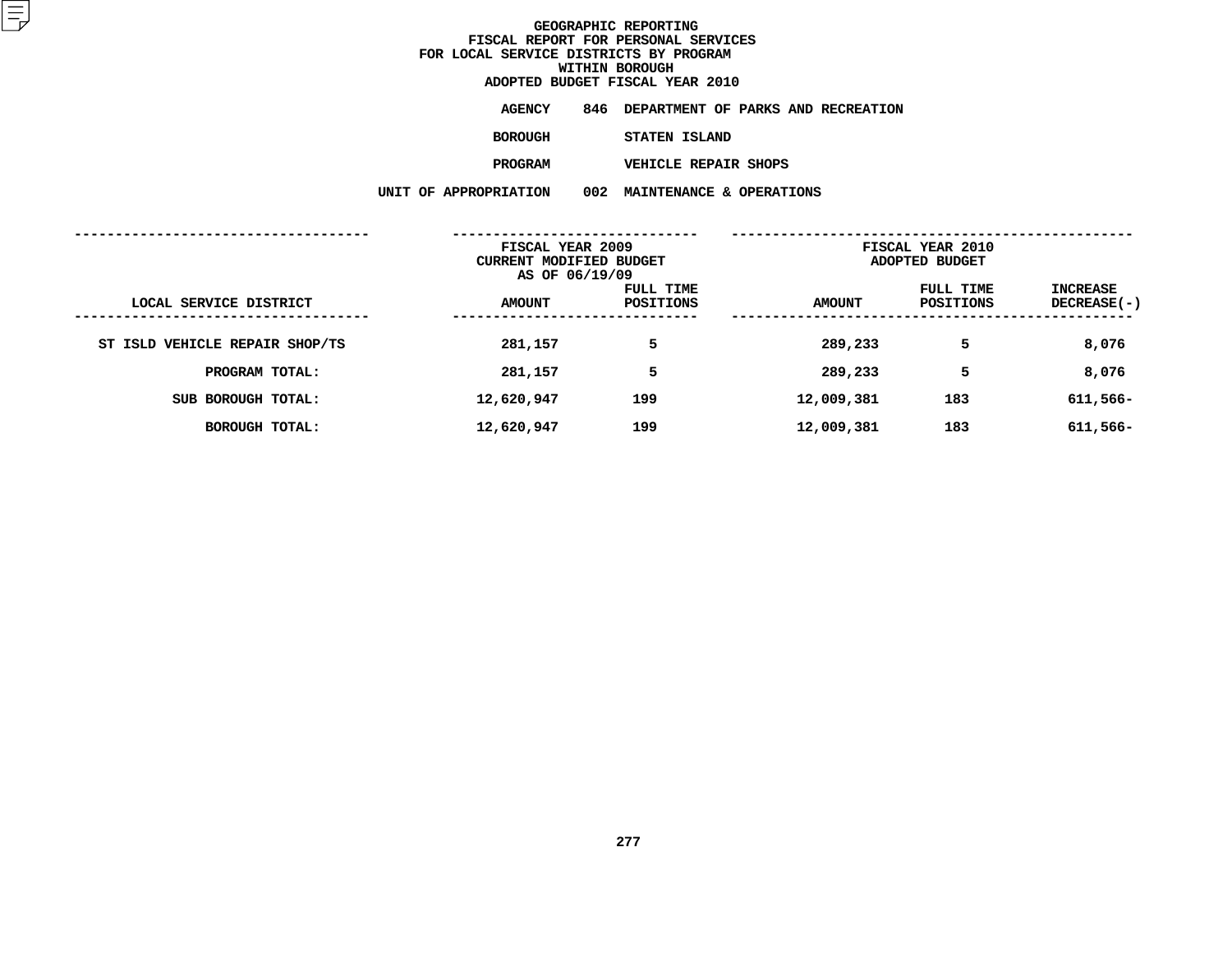# GEOGRAPHIC REPORTING
## FISCAL REPORT FOR PERSONAL SERVICES
## FOR LOCAL SERVICE DISTRICTS BY PROGRAM
## WITHIN BOROUGH
## ADOPTED BUDGET FISCAL YEAR 2010

**AGENCY** 846 DEPARTMENT OF PARKS AND RECREATION

**BOROUGH** STATEN ISLAND

**PROGRAM** VEHICLE REPAIR SHOPS

**UNIT OF APPROPRIATION** 002 MAINTENANCE & OPERATIONS

| LOCAL SERVICE DISTRICT | FISCAL YEAR 2009 CURRENT MODIFIED BUDGET AS OF 06/19/09 AMOUNT | FULL TIME POSITIONS | FISCAL YEAR 2010 ADOPTED BUDGET AMOUNT | FULL TIME POSITIONS | INCREASE DECREASE(-) |
|---|---|---|---|---|---|
| ST ISLD VEHICLE REPAIR SHOP/TS | 281,157 | 5 | 289,233 | 5 | 8,076 |
| PROGRAM TOTAL: | 281,157 | 5 | 289,233 | 5 | 8,076 |
| SUB BOROUGH TOTAL: | 12,620,947 | 199 | 12,009,381 | 183 | 611,566- |
| BOROUGH TOTAL: | 12,620,947 | 199 | 12,009,381 | 183 | 611,566- |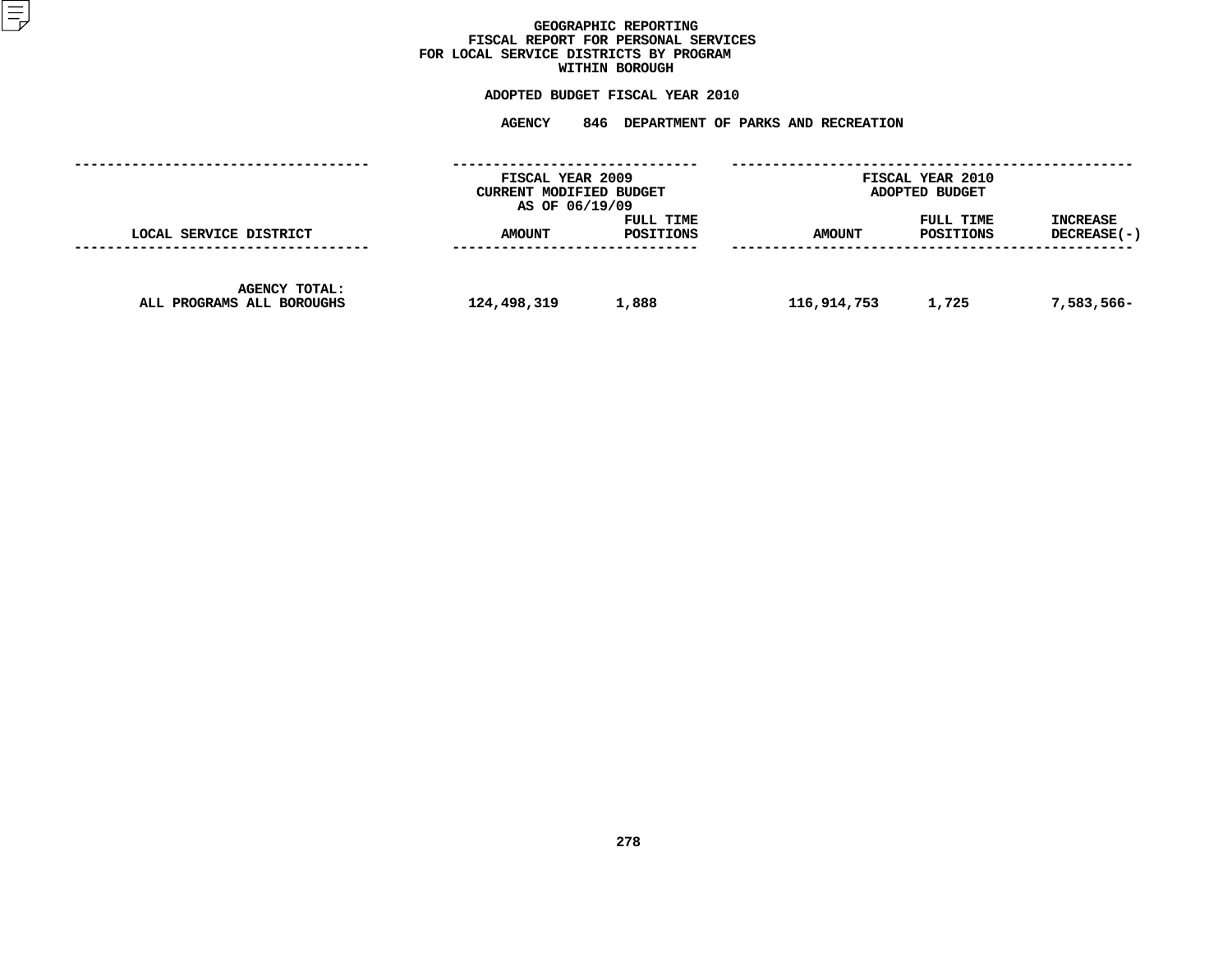# GEOGRAPHIC REPORTING
## FISCAL REPORT FOR PERSONAL SERVICES
## FOR LOCAL SERVICE DISTRICTS BY PROGRAM
## WITHIN BOROUGH

### ADOPTED BUDGET FISCAL YEAR 2010

### AGENCY 846 DEPARTMENT OF PARKS AND RECREATION

| LOCAL SERVICE DISTRICT | FISCAL YEAR 2009 CURRENT MODIFIED BUDGET AS OF 06/19/09 AMOUNT | FULL TIME POSITIONS | FISCAL YEAR 2010 ADOPTED BUDGET AMOUNT | FULL TIME POSITIONS | INCREASE DECREASE(-) |
|---|---|---|---|---|---|
| AGENCY TOTAL: ALL PROGRAMS ALL BOROUGHS | 124,498,319 | 1,888 | 116,914,753 | 1,725 | 7,583,566- |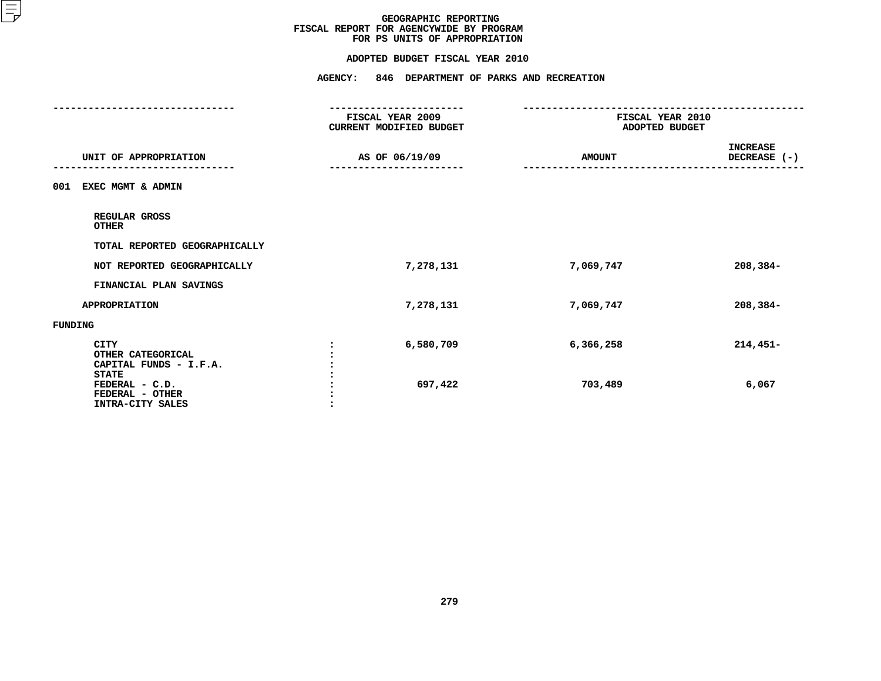# GEOGRAPHIC REPORTING
## FISCAL REPORT FOR AGENCYWIDE BY PROGRAM FOR PS UNITS OF APPROPRIATION

### ADOPTED BUDGET FISCAL YEAR 2010

### AGENCY: 846 DEPARTMENT OF PARKS AND RECREATION

| UNIT OF APPROPRIATION | | FISCAL YEAR 2009 CURRENT MODIFIED BUDGET AS OF 06/19/09 | FISCAL YEAR 2010 ADOPTED BUDGET AMOUNT | INCREASE DECREASE (-) |
|---|---|---|---|---|
| 001 EXEC MGMT & ADMIN | | | | |
| REGULAR GROSS | | | | |
| OTHER | | | | |
| TOTAL REPORTED GEOGRAPHICALLY | | | | |
| NOT REPORTED GEOGRAPHICALLY | | 7,278,131 | 7,069,747 | 208,384- |
| FINANCIAL PLAN SAVINGS | | | | |
| APPROPRIATION | | 7,278,131 | 7,069,747 | 208,384- |
| FUNDING | | | | |
| CITY | : | 6,580,709 | 6,366,258 | 214,451- |
| OTHER CATEGORICAL | : | | | |
| CAPITAL FUNDS - I.F.A. | : | | | |
| STATE | : | | | |
| FEDERAL - C.D. | : | 697,422 | 703,489 | 6,067 |
| FEDERAL - OTHER | : | | | |
| INTRA-CITY SALES | : | | | |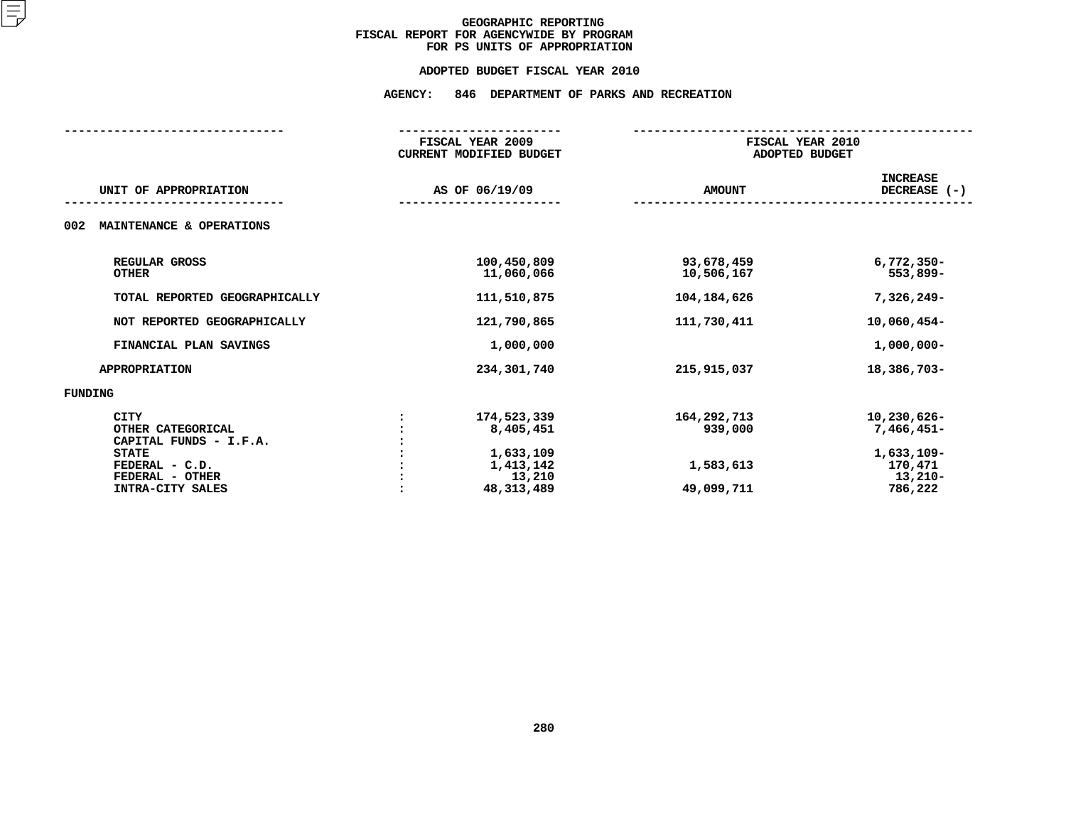# GEOGRAPHIC REPORTING
## FISCAL REPORT FOR AGENCYWIDE BY PROGRAM
## FOR PS UNITS OF APPROPRIATION

### ADOPTED BUDGET FISCAL YEAR 2010

### AGENCY: 846 DEPARTMENT OF PARKS AND RECREATION

| UNIT OF APPROPRIATION | | FISCAL YEAR 2009 CURRENT MODIFIED BUDGET AS OF 06/19/09 | FISCAL YEAR 2010 ADOPTED BUDGET AMOUNT | INCREASE DECREASE (-) |
|---|---|---|---|---|
| **002 MAINTENANCE & OPERATIONS** | | | | |
| REGULAR GROSS | | 100,450,809 | 93,678,459 | 6,772,350- |
| OTHER | | 11,060,066 | 10,506,167 | 553,899- |
| TOTAL REPORTED GEOGRAPHICALLY | | 111,510,875 | 104,184,626 | 7,326,249- |
| NOT REPORTED GEOGRAPHICALLY | | 121,790,865 | 111,730,411 | 10,060,454- |
| FINANCIAL PLAN SAVINGS | | 1,000,000 | | 1,000,000- |
| APPROPRIATION | | 234,301,740 | 215,915,037 | 18,386,703- |
| **FUNDING** | | | | |
| CITY | : | 174,523,339 | 164,292,713 | 10,230,626- |
| OTHER CATEGORICAL | : | 8,405,451 | 939,000 | 7,466,451- |
| CAPITAL FUNDS - I.F.A. | : | | | |
| STATE | : | 1,633,109 | | 1,633,109- |
| FEDERAL - C.D. | : | 1,413,142 | 1,583,613 | 170,471 |
| FEDERAL - OTHER | : | 13,210 | | 13,210- |
| INTRA-CITY SALES | : | 48,313,489 | 49,099,711 | 786,222 |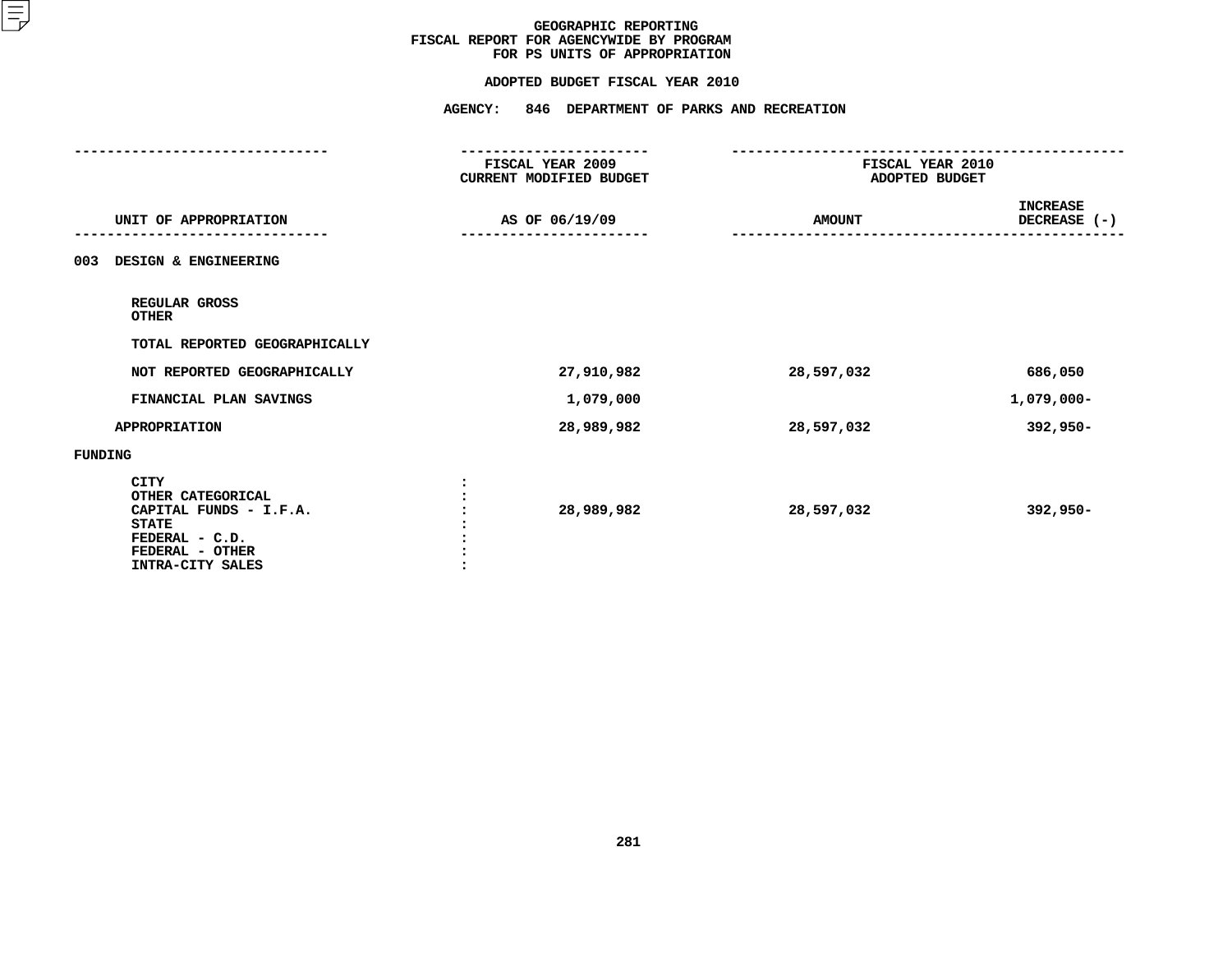# GEOGRAPHIC REPORTING
## FISCAL REPORT FOR AGENCYWIDE BY PROGRAM FOR PS UNITS OF APPROPRIATION

### ADOPTED BUDGET FISCAL YEAR 2010

### AGENCY: 846 DEPARTMENT OF PARKS AND RECREATION

| UNIT OF APPROPRIATION | FISCAL YEAR 2009 CURRENT MODIFIED BUDGET AS OF 06/19/09 | FISCAL YEAR 2010 ADOPTED BUDGET AMOUNT | INCREASE DECREASE (-) |
|---|---|---|---|
| **003 DESIGN & ENGINEERING** | | | |
| REGULAR GROSS | | | |
| OTHER | | | |
| TOTAL REPORTED GEOGRAPHICALLY | | | |
| NOT REPORTED GEOGRAPHICALLY | 27,910,982 | 28,597,032 | 686,050 |
| FINANCIAL PLAN SAVINGS | 1,079,000 | | 1,079,000- |
| APPROPRIATION | 28,989,982 | 28,597,032 | 392,950- |
| **FUNDING** | | | |
| CITY | | | |
| OTHER CATEGORICAL | | | |
| CAPITAL FUNDS - I.F.A. | 28,989,982 | 28,597,032 | 392,950- |
| STATE | | | |
| FEDERAL - C.D. | | | |
| FEDERAL - OTHER | | | |
| INTRA-CITY SALES | | | |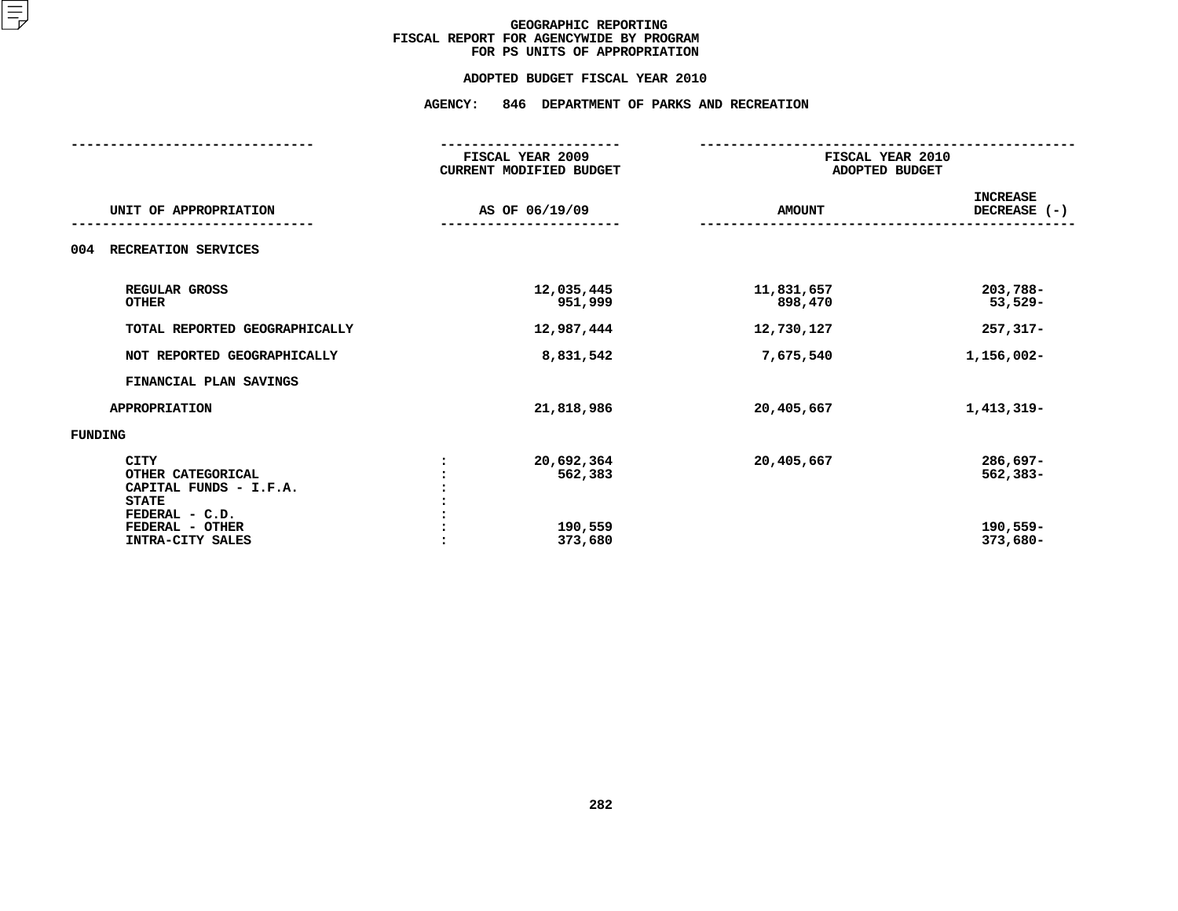# GEOGRAPHIC REPORTING
## FISCAL REPORT FOR AGENCYWIDE BY PROGRAM
## FOR PS UNITS OF APPROPRIATION

**ADOPTED BUDGET FISCAL YEAR 2010**

**AGENCY: 846 DEPARTMENT OF PARKS AND RECREATION**

| UNIT OF APPROPRIATION | | FISCAL YEAR 2009 CURRENT MODIFIED BUDGET AS OF 06/19/09 | FISCAL YEAR 2010 ADOPTED BUDGET AMOUNT | INCREASE DECREASE (-) |
|---|---|---|---|---|
| **004 RECREATION SERVICES** | | | | |
| REGULAR GROSS | | 12,035,445 | 11,831,657 | 203,788- |
| OTHER | | 951,999 | 898,470 | 53,529- |
| TOTAL REPORTED GEOGRAPHICALLY | | 12,987,444 | 12,730,127 | 257,317- |
| NOT REPORTED GEOGRAPHICALLY | | 8,831,542 | 7,675,540 | 1,156,002- |
| FINANCIAL PLAN SAVINGS | | | | |
| APPROPRIATION | | 21,818,986 | 20,405,667 | 1,413,319- |
| **FUNDING** | | | | |
| CITY | : | 20,692,364 | 20,405,667 | 286,697- |
| OTHER CATEGORICAL | : | 562,383 | | 562,383- |
| CAPITAL FUNDS - I.F.A. | : | | | |
| STATE | : | | | |
| FEDERAL - C.D. | : | | | |
| FEDERAL - OTHER | : | 190,559 | | 190,559- |
| INTRA-CITY SALES | : | 373,680 | | 373,680- |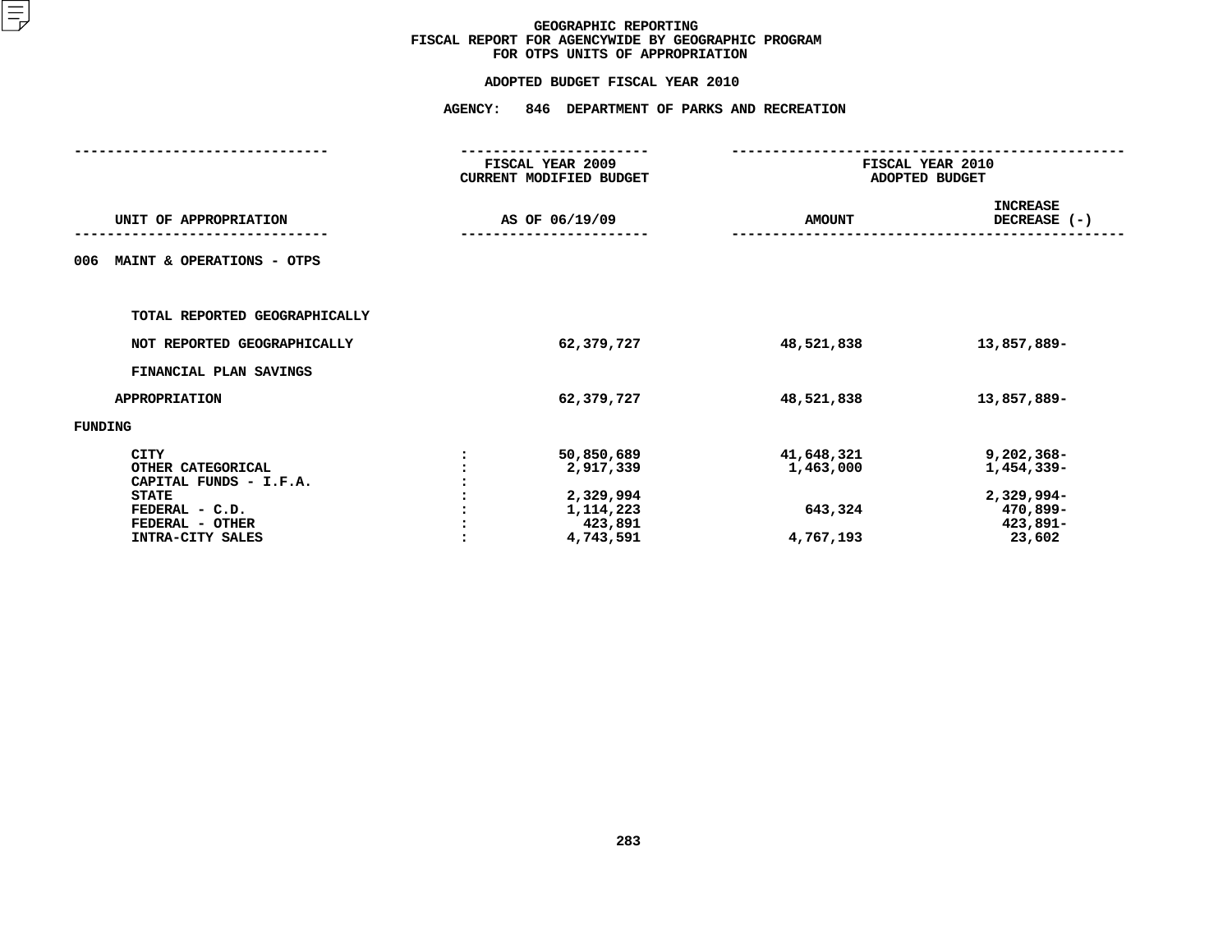# GEOGRAPHIC REPORTING
## FISCAL REPORT FOR AGENCYWIDE BY GEOGRAPHIC PROGRAM
## FOR OTPS UNITS OF APPROPRIATION

### ADOPTED BUDGET FISCAL YEAR 2010

### AGENCY: 846 DEPARTMENT OF PARKS AND RECREATION

| UNIT OF APPROPRIATION | | FISCAL YEAR 2009 CURRENT MODIFIED BUDGET AS OF 06/19/09 | FISCAL YEAR 2010 ADOPTED BUDGET AMOUNT | FISCAL YEAR 2010 ADOPTED BUDGET INCREASE DECREASE (-) |
|---|---|---|---|---|
| 006 MAINT & OPERATIONS - OTPS | | | | |
| TOTAL REPORTED GEOGRAPHICALLY | | | | |
| NOT REPORTED GEOGRAPHICALLY | | 62,379,727 | 48,521,838 | 13,857,889- |
| FINANCIAL PLAN SAVINGS | | | | |
| APPROPRIATION | | 62,379,727 | 48,521,838 | 13,857,889- |
| FUNDING | | | | |
| CITY | : | 50,850,689 | 41,648,321 | 9,202,368- |
| OTHER CATEGORICAL | : | 2,917,339 | 1,463,000 | 1,454,339- |
| CAPITAL FUNDS - I.F.A. | : | | | |
| STATE | : | 2,329,994 | | 2,329,994- |
| FEDERAL - C.D. | : | 1,114,223 | 643,324 | 470,899- |
| FEDERAL - OTHER | : | 423,891 | | 423,891- |
| INTRA-CITY SALES | : | 4,743,591 | 4,767,193 | 23,602 |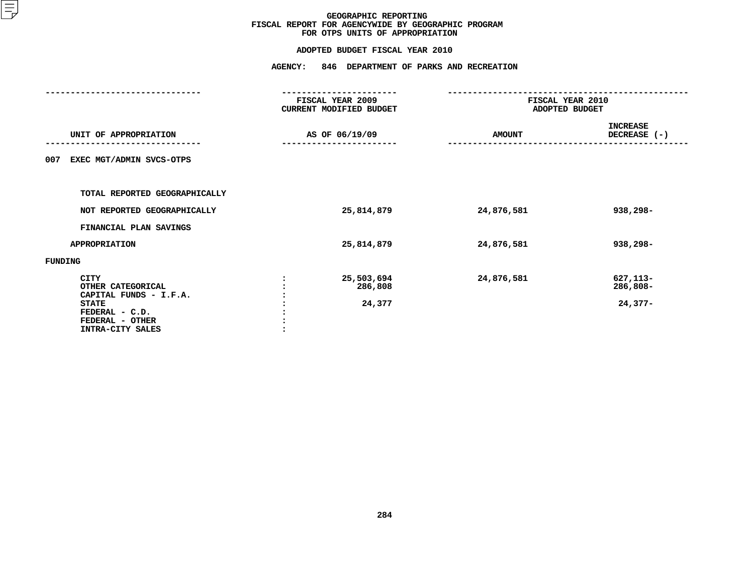# GEOGRAPHIC REPORTING
## FISCAL REPORT FOR AGENCYWIDE BY GEOGRAPHIC PROGRAM
## FOR OTPS UNITS OF APPROPRIATION

### ADOPTED BUDGET FISCAL YEAR 2010

### AGENCY: 846 DEPARTMENT OF PARKS AND RECREATION

| UNIT OF APPROPRIATION | | FISCAL YEAR 2009 CURRENT MODIFIED BUDGET AS OF 06/19/09 | FISCAL YEAR 2010 ADOPTED BUDGET AMOUNT | INCREASE DECREASE (-) |
|---|---|---|---|---|
| 007 EXEC MGT/ADMIN SVCS-OTPS | | | | |
| TOTAL REPORTED GEOGRAPHICALLY | | | | |
| NOT REPORTED GEOGRAPHICALLY | | 25,814,879 | 24,876,581 | 938,298- |
| FINANCIAL PLAN SAVINGS | | | | |
| APPROPRIATION | | 25,814,879 | 24,876,581 | 938,298- |
| FUNDING | | | | |
| CITY | : | 25,503,694 | 24,876,581 | 627,113- |
| OTHER CATEGORICAL | : | 286,808 | | 286,808- |
| CAPITAL FUNDS - I.F.A. | : | | | |
| STATE | : | 24,377 | | 24,377- |
| FEDERAL - C.D. | : | | | |
| FEDERAL - OTHER | : | | | |
| INTRA-CITY SALES | : | | | |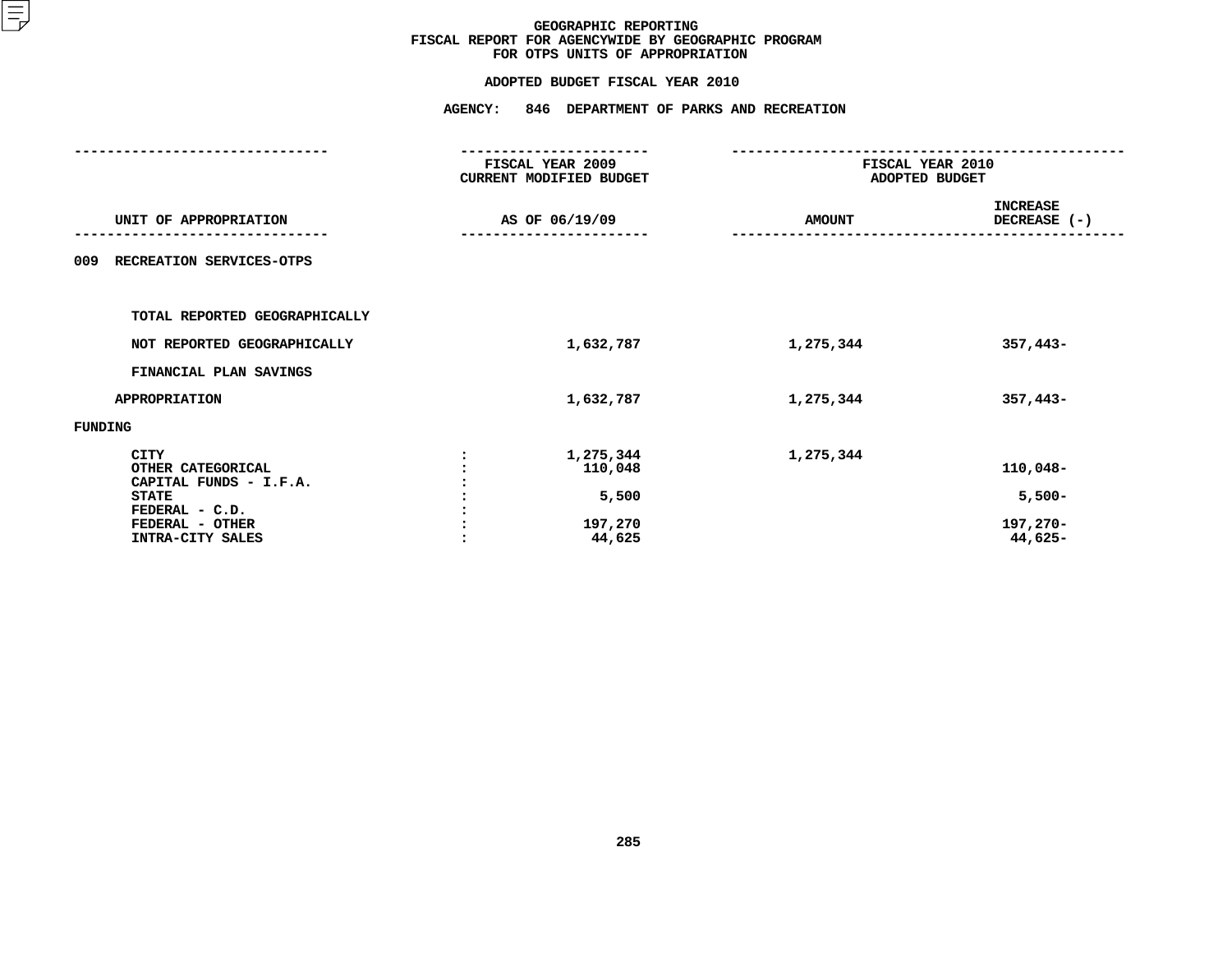# GEOGRAPHIC REPORTING
## FISCAL REPORT FOR AGENCYWIDE BY GEOGRAPHIC PROGRAM
## FOR OTPS UNITS OF APPROPRIATION

### ADOPTED BUDGET FISCAL YEAR 2010

### AGENCY: 846 DEPARTMENT OF PARKS AND RECREATION

| UNIT OF APPROPRIATION | | FISCAL YEAR 2009 CURRENT MODIFIED BUDGET AS OF 06/19/09 | FISCAL YEAR 2010 ADOPTED BUDGET AMOUNT | INCREASE DECREASE (-) |
|---|---|---|---|---|
| 009 RECREATION SERVICES-OTPS | | | | |
| TOTAL REPORTED GEOGRAPHICALLY | | | | |
| NOT REPORTED GEOGRAPHICALLY | | 1,632,787 | 1,275,344 | 357,443- |
| FINANCIAL PLAN SAVINGS | | | | |
| APPROPRIATION | | 1,632,787 | 1,275,344 | 357,443- |
| FUNDING | | | | |
| CITY | : | 1,275,344 | 1,275,344 | |
| OTHER CATEGORICAL | : | 110,048 | | 110,048- |
| CAPITAL FUNDS - I.F.A. | : | | | |
| STATE | : | 5,500 | | 5,500- |
| FEDERAL - C.D. | : | | | |
| FEDERAL - OTHER | : | 197,270 | | 197,270- |
| INTRA-CITY SALES | : | 44,625 | | 44,625- |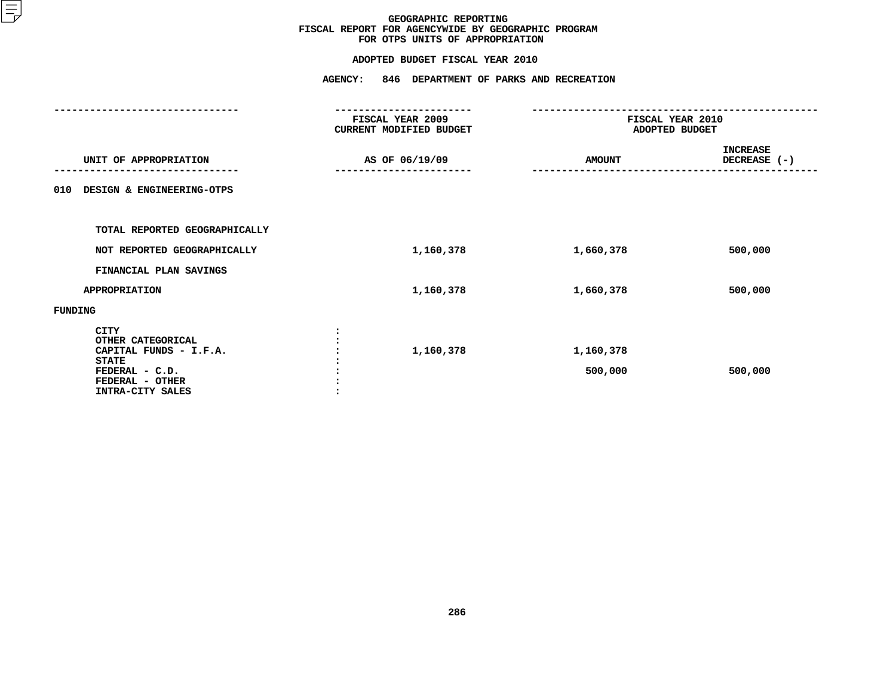# GEOGRAPHIC REPORTING
## FISCAL REPORT FOR AGENCYWIDE BY GEOGRAPHIC PROGRAM
## FOR OTPS UNITS OF APPROPRIATION

### ADOPTED BUDGET FISCAL YEAR 2010

### AGENCY: 846 DEPARTMENT OF PARKS AND RECREATION

| UNIT OF APPROPRIATION | FISCAL YEAR 2009 CURRENT MODIFIED BUDGET AS OF 06/19/09 | FISCAL YEAR 2010 ADOPTED BUDGET AMOUNT | INCREASE DECREASE (-) |
|---|---|---|---|
| 010 DESIGN & ENGINEERING-OTPS | | | |
| TOTAL REPORTED GEOGRAPHICALLY | | | |
| NOT REPORTED GEOGRAPHICALLY | 1,160,378 | 1,660,378 | 500,000 |
| FINANCIAL PLAN SAVINGS | | | |
| APPROPRIATION | 1,160,378 | 1,660,378 | 500,000 |
| FUNDING | | | |
| CITY | | | |
| OTHER CATEGORICAL | | | |
| CAPITAL FUNDS - I.F.A. | 1,160,378 | 1,160,378 | |
| STATE | | | |
| FEDERAL - C.D. | | 500,000 | 500,000 |
| FEDERAL - OTHER | | | |
| INTRA-CITY SALES | | | |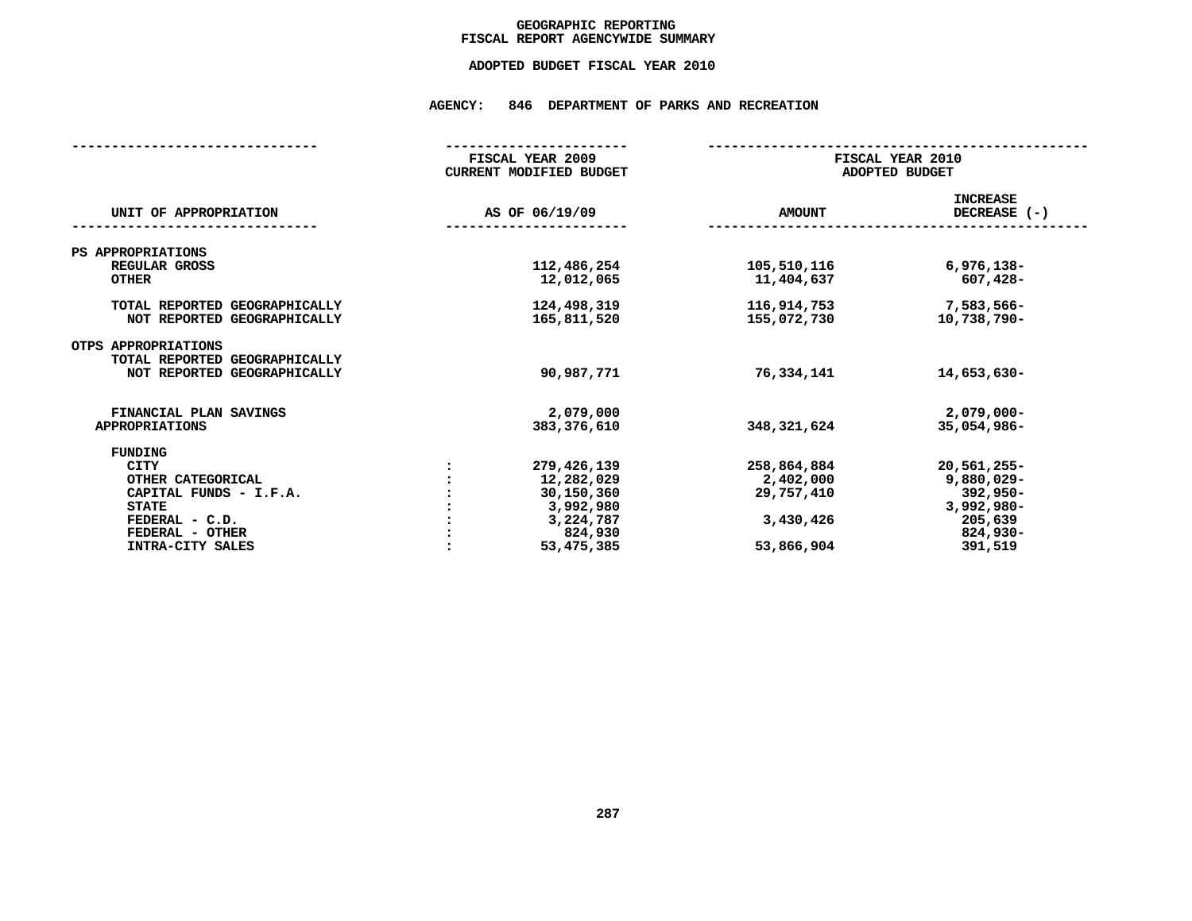# GEOGRAPHIC REPORTING
## FISCAL REPORT AGENCYWIDE SUMMARY

### ADOPTED BUDGET FISCAL YEAR 2010

### AGENCY: 846 DEPARTMENT OF PARKS AND RECREATION

| UNIT OF APPROPRIATION | | FISCAL YEAR 2009 CURRENT MODIFIED BUDGET AS OF 06/19/09 | FISCAL YEAR 2010 ADOPTED BUDGET AMOUNT | INCREASE DECREASE (-) |
|---|---|---|---|---|
| PS APPROPRIATIONS | | | | |
| REGULAR GROSS | | 112,486,254 | 105,510,116 | 6,976,138- |
| OTHER | | 12,012,065 | 11,404,637 | 607,428- |
| TOTAL REPORTED GEOGRAPHICALLY | | 124,498,319 | 116,914,753 | 7,583,566- |
| NOT REPORTED GEOGRAPHICALLY | | 165,811,520 | 155,072,730 | 10,738,790- |
| OTPS APPROPRIATIONS | | | | |
| TOTAL REPORTED GEOGRAPHICALLY | | | | |
| NOT REPORTED GEOGRAPHICALLY | | 90,987,771 | 76,334,141 | 14,653,630- |
| FINANCIAL PLAN SAVINGS | | 2,079,000 | | 2,079,000- |
| APPROPRIATIONS | | 383,376,610 | 348,321,624 | 35,054,986- |
| FUNDING | | | | |
| CITY | : | 279,426,139 | 258,864,884 | 20,561,255- |
| OTHER CATEGORICAL | : | 12,282,029 | 2,402,000 | 9,880,029- |
| CAPITAL FUNDS - I.F.A. | : | 30,150,360 | 29,757,410 | 392,950- |
| STATE | : | 3,992,980 | | 3,992,980- |
| FEDERAL - C.D. | : | 3,224,787 | 3,430,426 | 205,639 |
| FEDERAL - OTHER | : | 824,930 | | 824,930- |
| INTRA-CITY SALES | : | 53,475,385 | 53,866,904 | 391,519 |